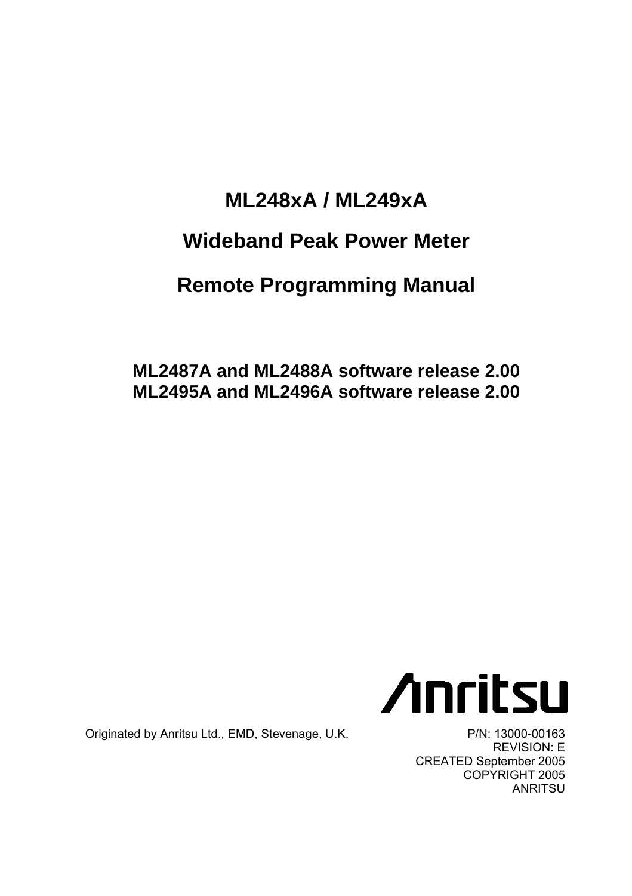# ML248xA / ML249xA

# Wideband Peak Power Meter

# Remote Programming Manual

**ML2487A and ML2488A software release 2.00**
**ML2495A and ML2496A software release 2.00**

Anritsu

Originated by Anritsu Ltd., EMD, Stevenage, U.K.

P/N: 13000-00163
REVISION: E
CREATED September 2005
COPYRIGHT 2005
ANRITSU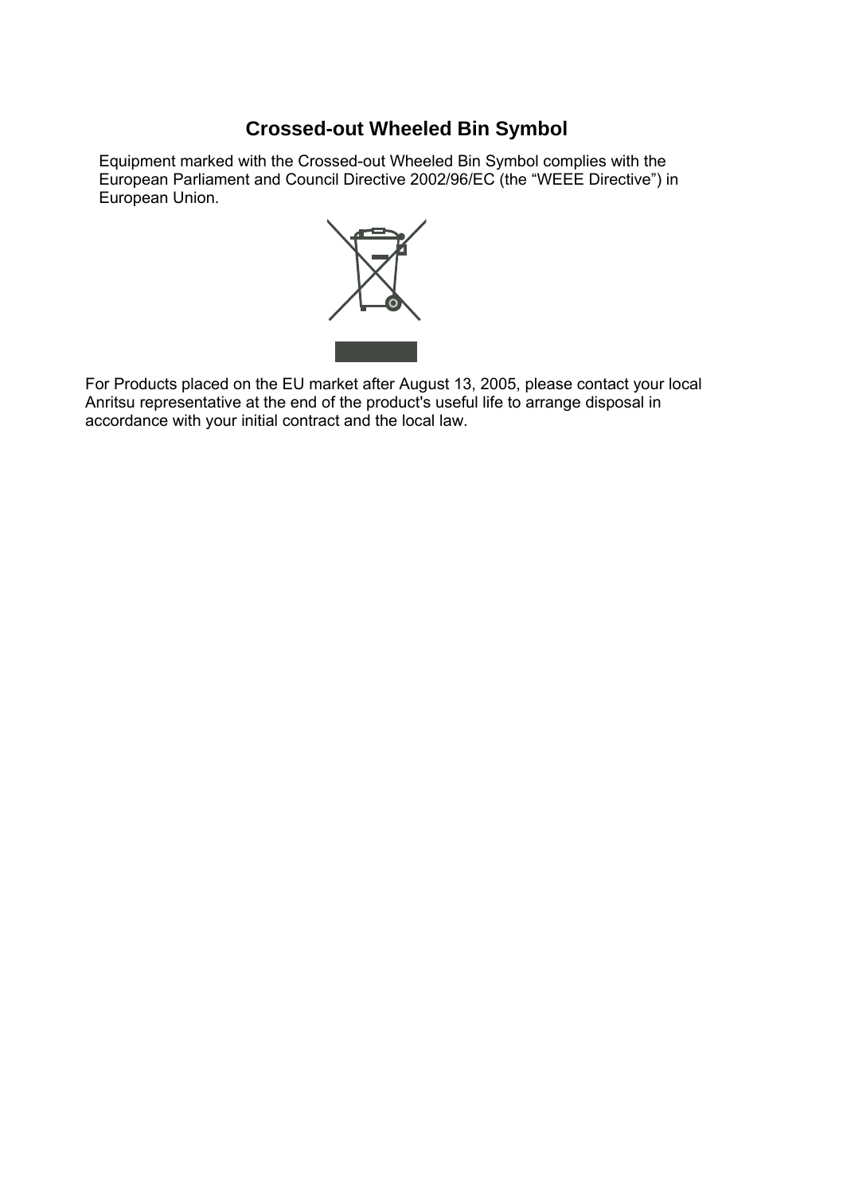## Crossed-out Wheeled Bin Symbol

Equipment marked with the Crossed-out Wheeled Bin Symbol complies with the European Parliament and Council Directive 2002/96/EC (the “WEEE Directive”) in European Union.

For Products placed on the EU market after August 13, 2005, please contact your local Anritsu representative at the end of the product's useful life to arrange disposal in accordance with your initial contract and the local law.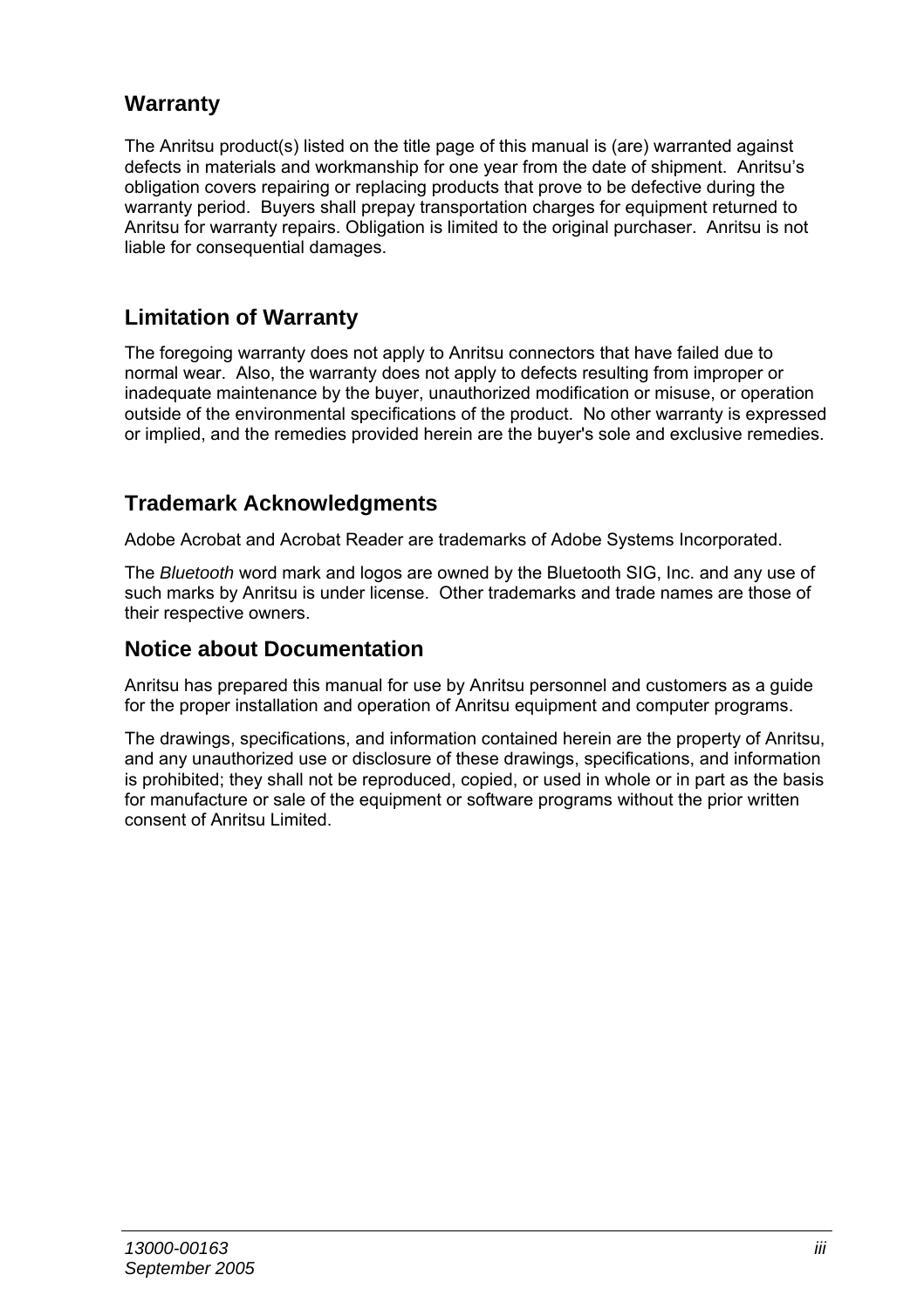## Warranty

The Anritsu product(s) listed on the title page of this manual is (are) warranted against defects in materials and workmanship for one year from the date of shipment. Anritsu's obligation covers repairing or replacing products that prove to be defective during the warranty period. Buyers shall prepay transportation charges for equipment returned to Anritsu for warranty repairs. Obligation is limited to the original purchaser. Anritsu is not liable for consequential damages.

## Limitation of Warranty

The foregoing warranty does not apply to Anritsu connectors that have failed due to normal wear. Also, the warranty does not apply to defects resulting from improper or inadequate maintenance by the buyer, unauthorized modification or misuse, or operation outside of the environmental specifications of the product. No other warranty is expressed or implied, and the remedies provided herein are the buyer's sole and exclusive remedies.

## Trademark Acknowledgments

Adobe Acrobat and Acrobat Reader are trademarks of Adobe Systems Incorporated.

The *Bluetooth* word mark and logos are owned by the Bluetooth SIG, Inc. and any use of such marks by Anritsu is under license. Other trademarks and trade names are those of their respective owners.

## Notice about Documentation

Anritsu has prepared this manual for use by Anritsu personnel and customers as a guide for the proper installation and operation of Anritsu equipment and computer programs.

The drawings, specifications, and information contained herein are the property of Anritsu, and any unauthorized use or disclosure of these drawings, specifications, and information is prohibited; they shall not be reproduced, copied, or used in whole or in part as the basis for manufacture or sale of the equipment or software programs without the prior written consent of Anritsu Limited.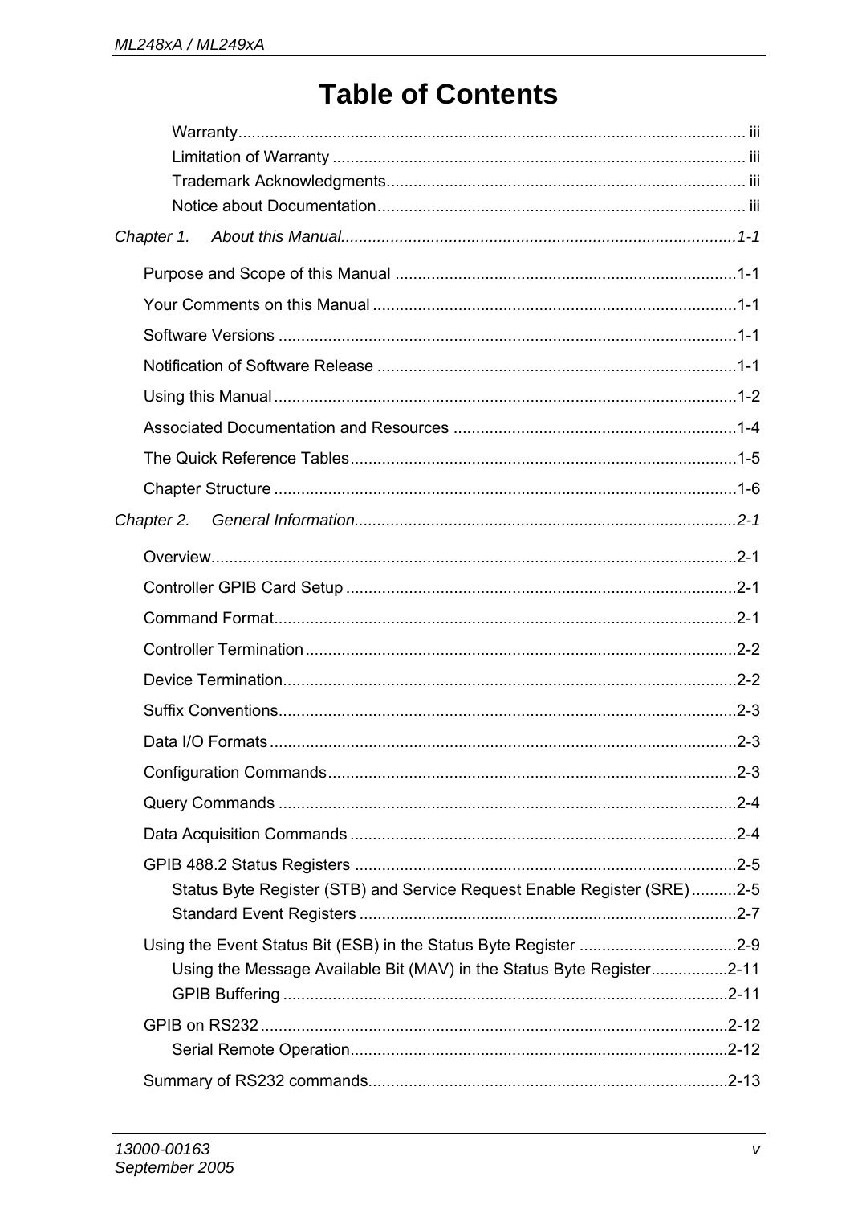# Table of Contents

- Warranty ........ iii
- Limitation of Warranty ........ iii
- Trademark Acknowledgments ........ iii
- Notice about Documentation ........ iii

*Chapter 1. About this Manual ........ 1-1*

- Purpose and Scope of this Manual ........ 1-1
- Your Comments on this Manual ........ 1-1
- Software Versions ........ 1-1
- Notification of Software Release ........ 1-1
- Using this Manual ........ 1-2
- Associated Documentation and Resources ........ 1-4
- The Quick Reference Tables ........ 1-5
- Chapter Structure ........ 1-6

*Chapter 2. General Information ........ 2-1*

- Overview ........ 2-1
- Controller GPIB Card Setup ........ 2-1
- Command Format ........ 2-1
- Controller Termination ........ 2-2
- Device Termination ........ 2-2
- Suffix Conventions ........ 2-3
- Data I/O Formats ........ 2-3
- Configuration Commands ........ 2-3
- Query Commands ........ 2-4
- Data Acquisition Commands ........ 2-4
- GPIB 488.2 Status Registers ........ 2-5
  - Status Byte Register (STB) and Service Request Enable Register (SRE) ........ 2-5
  - Standard Event Registers ........ 2-7
- Using the Event Status Bit (ESB) in the Status Byte Register ........ 2-9
  - Using the Message Available Bit (MAV) in the Status Byte Register ........ 2-11
  - GPIB Buffering ........ 2-11
- GPIB on RS232 ........ 2-12
  - Serial Remote Operation ........ 2-12
- Summary of RS232 commands ........ 2-13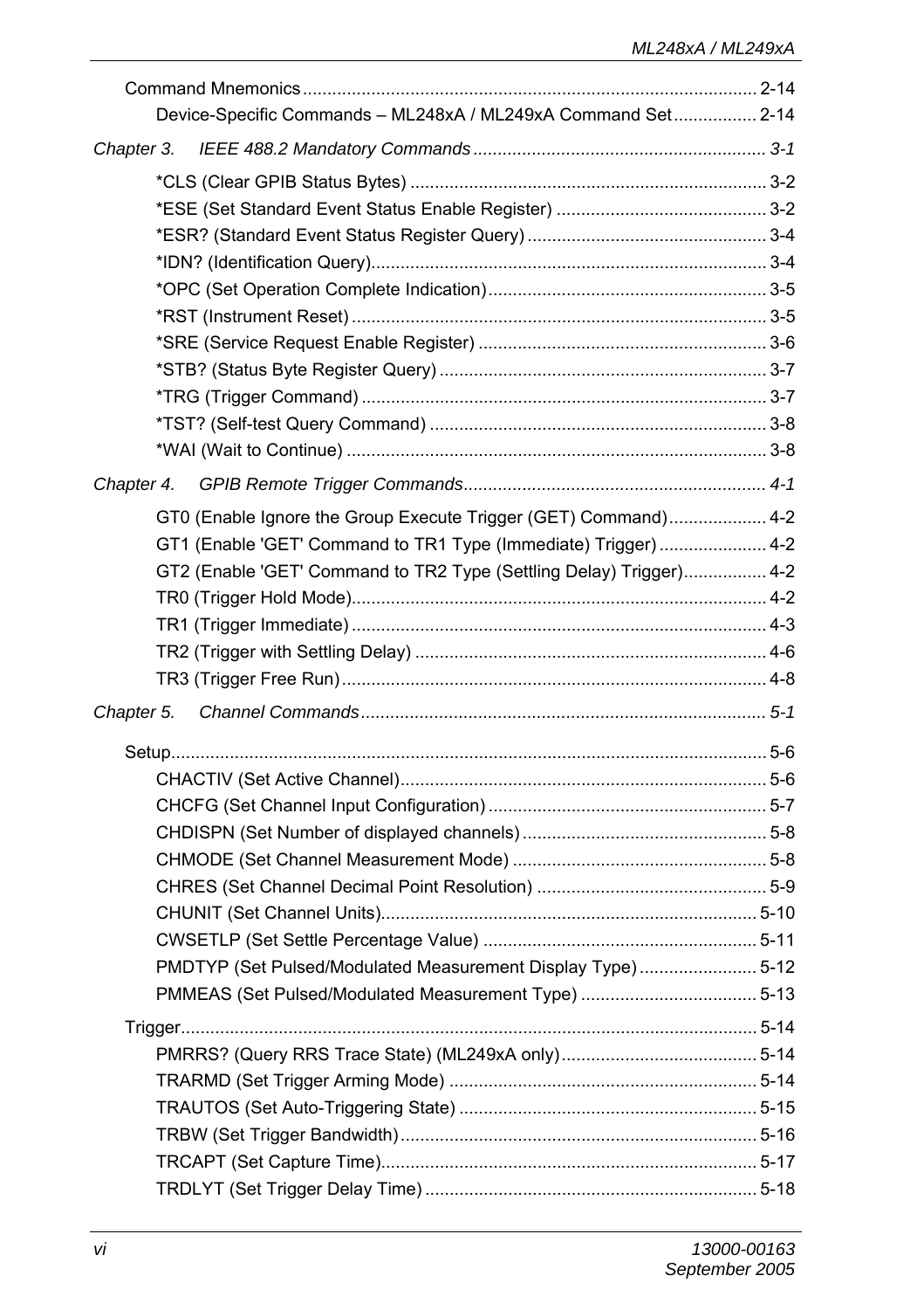Command Mnemonics ............................................................................................... 2-14

Device-Specific Commands – ML248xA / ML249xA Command Set................. 2-14

*Chapter 3. IEEE 488.2 Mandatory Commands ............................................................ 3-1*

*CLS (Clear GPIB Status Bytes) ......................................................................... 3-2

*ESE (Set Standard Event Status Enable Register) ........................................... 3-2

*ESR? (Standard Event Status Register Query) ................................................. 3-4

*IDN? (Identification Query)................................................................................. 3-4

*OPC (Set Operation Complete Indication)......................................................... 3-5

*RST (Instrument Reset) ..................................................................................... 3-5

*SRE (Service Request Enable Register) ........................................................... 3-6

*STB? (Status Byte Register Query) ................................................................... 3-7

*TRG (Trigger Command) ................................................................................... 3-7

*TST? (Self-test Query Command) ..................................................................... 3-8

*WAI (Wait to Continue) ...................................................................................... 3-8

*Chapter 4. GPIB Remote Trigger Commands.............................................................. 4-1*

GT0 (Enable Ignore the Group Execute Trigger (GET) Command).................... 4-2

GT1 (Enable 'GET' Command to TR1 Type (Immediate) Trigger)...................... 4-2

GT2 (Enable 'GET' Command to TR2 Type (Settling Delay) Trigger)................. 4-2

TR0 (Trigger Hold Mode)..................................................................................... 4-2

TR1 (Trigger Immediate)..................................................................................... 4-3

TR2 (Trigger with Settling Delay) ........................................................................ 4-6

TR3 (Trigger Free Run)....................................................................................... 4-8

*Chapter 5. Channel Commands................................................................................... 5-1*

Setup.......................................................................................................................... 5-6

CHACTIV (Set Active Channel)........................................................................... 5-6

CHCFG (Set Channel Input Configuration).......................................................... 5-7

CHDISPN (Set Number of displayed channels)................................................... 5-8

CHMODE (Set Channel Measurement Mode) ..................................................... 5-8

CHRES (Set Channel Decimal Point Resolution) ................................................ 5-9

CHUNIT (Set Channel Units)............................................................................. 5-10

CWSETLP (Set Settle Percentage Value) ......................................................... 5-11

PMDTYP (Set Pulsed/Modulated Measurement Display Type)......................... 5-12

PMMEAS (Set Pulsed/Modulated Measurement Type) .................................... 5-13

Trigger...................................................................................................................... 5-14

PMRRS? (Query RRS Trace State) (ML249xA only)......................................... 5-14

TRARMD (Set Trigger Arming Mode) ............................................................... 5-14

TRAUTOS (Set Auto-Triggering State) ............................................................. 5-15

TRBW (Set Trigger Bandwidth)......................................................................... 5-16

TRCAPT (Set Capture Time)............................................................................. 5-17

TRDLYT (Set Trigger Delay Time) .................................................................... 5-18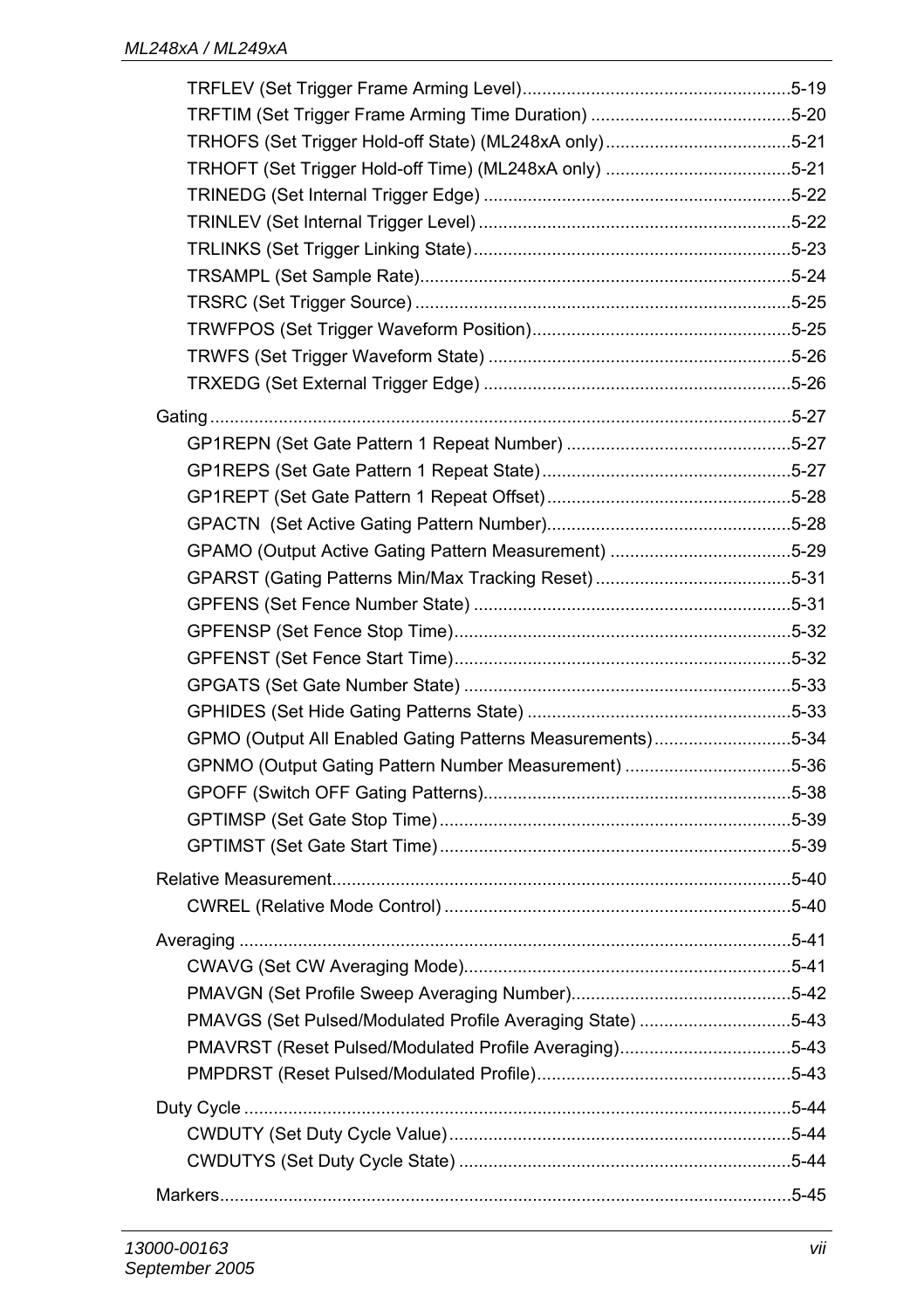TRFLEV (Set Trigger Frame Arming Level)......................................................5-19
TRFTIM (Set Trigger Frame Arming Time Duration) ........................................5-20
TRHOFS (Set Trigger Hold-off State) (ML248xA only)......................................5-21
TRHOFT (Set Trigger Hold-off Time) (ML248xA only) .....................................5-21
TRINEDG (Set Internal Trigger Edge) ..............................................................5-22
TRINLEV (Set Internal Trigger Level) ...............................................................5-22
TRLINKS (Set Trigger Linking State)................................................................5-23
TRSAMPL (Set Sample Rate)...........................................................................5-24
TRSRC (Set Trigger Source) ............................................................................5-25
TRWFPOS (Set Trigger Waveform Position)....................................................5-25
TRWFS (Set Trigger Waveform State) ..............................................................5-26
TRXEDG (Set External Trigger Edge) ..............................................................5-26

Gating ......................................................................................................................5-27
GP1REPN (Set Gate Pattern 1 Repeat Number) .............................................5-27
GP1REPS (Set Gate Pattern 1 Repeat State)..................................................5-27
GP1REPT (Set Gate Pattern 1 Repeat Offset).................................................5-28
GPACTN (Set Active Gating Pattern Number).................................................5-28
GPAMO (Output Active Gating Pattern Measurement) ....................................5-29
GPARST (Gating Patterns Min/Max Tracking Reset) .......................................5-31
GPFENS (Set Fence Number State) ................................................................5-31
GPFENSP (Set Fence Stop Time)....................................................................5-32
GPFENST (Set Fence Start Time)....................................................................5-32
GPGATS (Set Gate Number State) ..................................................................5-33
GPHIDES (Set Hide Gating Patterns State) ......................................................5-33
GPMO (Output All Enabled Gating Patterns Measurements)...........................5-34
GPNMO (Output Gating Pattern Number Measurement) .................................5-36
GPOFF (Switch OFF Gating Patterns)..............................................................5-38
GPTIMSP (Set Gate Stop Time).......................................................................5-39
GPTIMST (Set Gate Start Time)........................................................................5-39

Relative Measurement.............................................................................................5-40
CWREL (Relative Mode Control) .......................................................................5-40

Averaging ...............................................................................................................5-41
CWAVG (Set CW Averaging Mode)..................................................................5-41
PMAVGN (Set Profile Sweep Averaging Number)............................................5-42
PMAVGS (Set Pulsed/Modulated Profile Averaging State) ..............................5-43
PMAVRST (Reset Pulsed/Modulated Profile Averaging)..................................5-43
PMPDRST (Reset Pulsed/Modulated Profile)...................................................5-43

Duty Cycle ..............................................................................................................5-44
CWDUTY (Set Duty Cycle Value).....................................................................5-44
CWDUTYS (Set Duty Cycle State) ...................................................................5-44

Markers...................................................................................................................5-45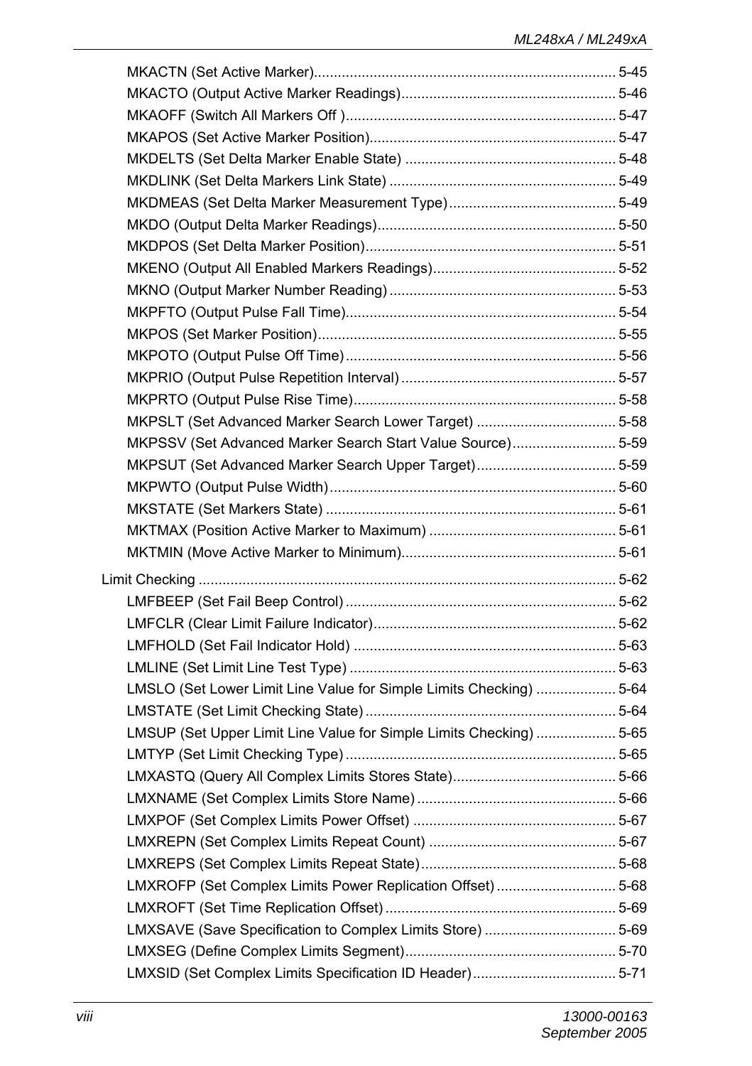MKACTN (Set Active Marker) ... 5-45
MKACTO (Output Active Marker Readings) ... 5-46
MKAOFF (Switch All Markers Off ) ... 5-47
MKAPOS (Set Active Marker Position) ... 5-47
MKDELTS (Set Delta Marker Enable State) ... 5-48
MKDLINK (Set Delta Markers Link State) ... 5-49
MKDMEAS (Set Delta Marker Measurement Type) ... 5-49
MKDO (Output Delta Marker Readings) ... 5-50
MKDPOS (Set Delta Marker Position) ... 5-51
MKENO (Output All Enabled Markers Readings) ... 5-52
MKNO (Output Marker Number Reading) ... 5-53
MKPFTO (Output Pulse Fall Time) ... 5-54
MKPOS (Set Marker Position) ... 5-55
MKPOTO (Output Pulse Off Time) ... 5-56
MKPRIO (Output Pulse Repetition Interval) ... 5-57
MKPRTO (Output Pulse Rise Time) ... 5-58
MKPSLT (Set Advanced Marker Search Lower Target) ... 5-58
MKPSSV (Set Advanced Marker Search Start Value Source) ... 5-59
MKPSUT (Set Advanced Marker Search Upper Target) ... 5-59
MKPWTO (Output Pulse Width) ... 5-60
MKSTATE (Set Markers State) ... 5-61
MKTMAX (Position Active Marker to Maximum) ... 5-61
MKTMIN (Move Active Marker to Minimum) ... 5-61

Limit Checking ... 5-62
LMFBEEP (Set Fail Beep Control) ... 5-62
LMFCLR (Clear Limit Failure Indicator) ... 5-62
LMFHOLD (Set Fail Indicator Hold) ... 5-63
LMLINE (Set Limit Line Test Type) ... 5-63
LMSLO (Set Lower Limit Line Value for Simple Limits Checking) ... 5-64
LMSTATE (Set Limit Checking State) ... 5-64
LMSUP (Set Upper Limit Line Value for Simple Limits Checking) ... 5-65
LMTYP (Set Limit Checking Type) ... 5-65
LMXASTQ (Query All Complex Limits Stores State) ... 5-66
LMXNAME (Set Complex Limits Store Name) ... 5-66
LMXPOF (Set Complex Limits Power Offset) ... 5-67
LMXREPN (Set Complex Limits Repeat Count) ... 5-67
LMXREPS (Set Complex Limits Repeat State) ... 5-68
LMXROFP (Set Complex Limits Power Replication Offset) ... 5-68
LMXROFT (Set Time Replication Offset) ... 5-69
LMXSAVE (Save Specification to Complex Limits Store) ... 5-69
LMXSEG (Define Complex Limits Segment) ... 5-70
LMXSID (Set Complex Limits Specification ID Header) ... 5-71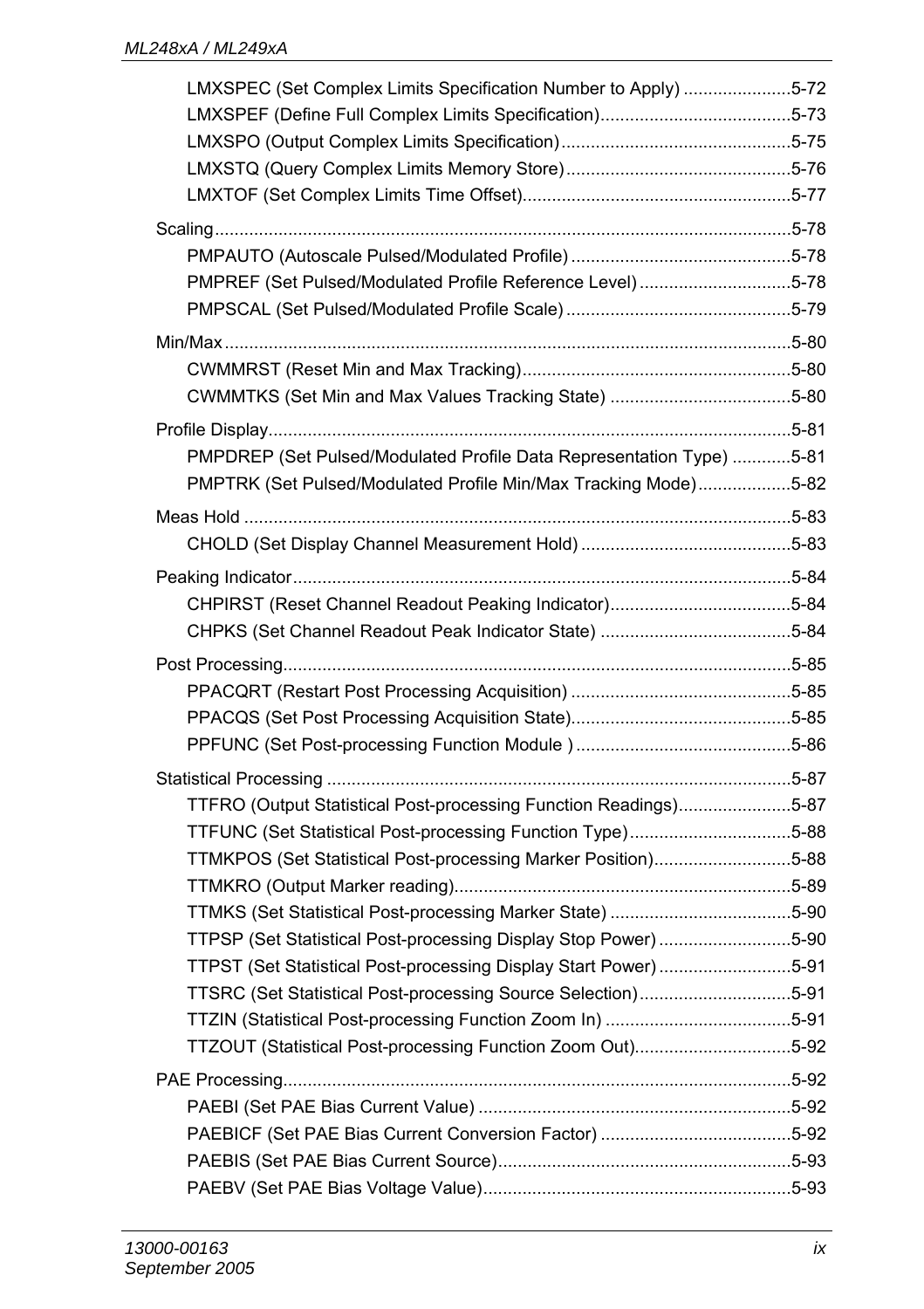LMXSPEC (Set Complex Limits Specification Number to Apply) ......................5-72
LMXSPEF (Define Full Complex Limits Specification).......................................5-73
LMXSPO (Output Complex Limits Specification)...............................................5-75
LMXSTQ (Query Complex Limits Memory Store)..............................................5-76
LMXTOF (Set Complex Limits Time Offset).......................................................5-77

Scaling.....................................................................................................................5-78
PMPAUTO (Autoscale Pulsed/Modulated Profile).............................................5-78
PMPREF (Set Pulsed/Modulated Profile Reference Level)...............................5-78
PMPSCAL (Set Pulsed/Modulated Profile Scale)..............................................5-79

Min/Max...................................................................................................................5-80
CWMMRST (Reset Min and Max Tracking).......................................................5-80
CWMMTKS (Set Min and Max Values Tracking State).....................................5-80

Profile Display..........................................................................................................5-81
PMPDREP (Set Pulsed/Modulated Profile Data Representation Type) ............5-81
PMPTRK (Set Pulsed/Modulated Profile Min/Max Tracking Mode)...................5-82

Meas Hold ...............................................................................................................5-83
CHOLD (Set Display Channel Measurement Hold)...........................................5-83

Peaking Indicator.....................................................................................................5-84
CHPIRST (Reset Channel Readout Peaking Indicator).....................................5-84
CHPKS (Set Channel Readout Peak Indicator State).......................................5-84

Post Processing.......................................................................................................5-85
PPACQRT (Restart Post Processing Acquisition).............................................5-85
PPACQS (Set Post Processing Acquisition State).............................................5-85
PPFUNC (Set Post-processing Function Module )............................................5-86

Statistical Processing .............................................................................................5-87
TTFRO (Output Statistical Post-processing Function Readings).......................5-87
TTFUNC (Set Statistical Post-processing Function Type).................................5-88
TTMKPOS (Set Statistical Post-processing Marker Position)............................5-88
TTMKRO (Output Marker reading).....................................................................5-89
TTMKS (Set Statistical Post-processing Marker State).....................................5-90
TTPSP (Set Statistical Post-processing Display Stop Power)...........................5-90
TTPST (Set Statistical Post-processing Display Start Power)...........................5-91
TTSRC (Set Statistical Post-processing Source Selection)...............................5-91
TTZIN (Statistical Post-processing Function Zoom In)......................................5-91
TTZOUT (Statistical Post-processing Function Zoom Out)................................5-92

PAE Processing.......................................................................................................5-92
PAEBI (Set PAE Bias Current Value) ................................................................5-92
PAEBICF (Set PAE Bias Current Conversion Factor).......................................5-92
PAEBIS (Set PAE Bias Current Source)............................................................5-93
PAEBV (Set PAE Bias Voltage Value)...............................................................5-93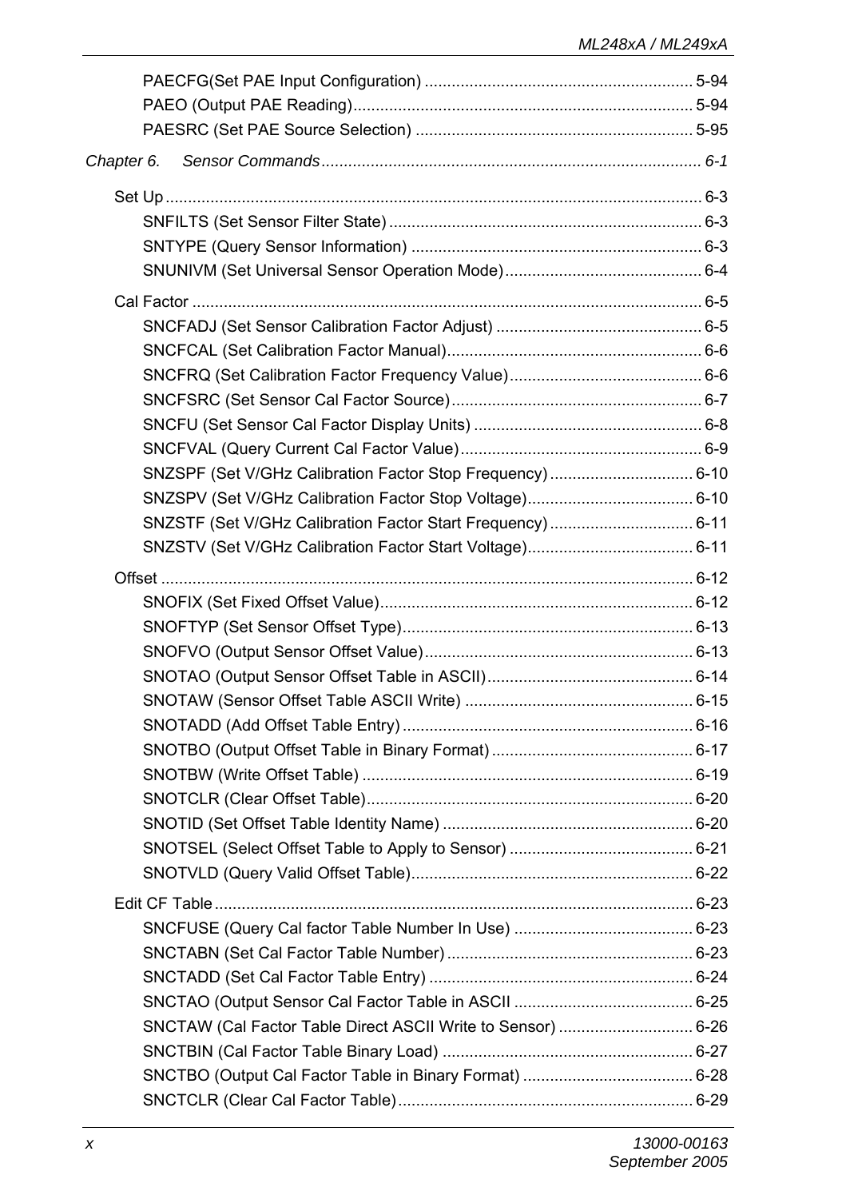PAECFG(Set PAE Input Configuration) ............................................................ 5-94
PAEO (Output PAE Reading)........................................................................... 5-94
PAESRC (Set PAE Source Selection) ............................................................. 5-95

*Chapter 6. Sensor Commands .................................................................................. 6-1*

Set Up ......................................................................................................................... 6-3
SNFILTS (Set Sensor Filter State) ..................................................................... 6-3
SNTYPE (Query Sensor Information) ................................................................. 6-3
SNUNIVM (Set Universal Sensor Operation Mode)............................................ 6-4

Cal Factor .................................................................................................................. 6-5
SNCFADJ (Set Sensor Calibration Factor Adjust) .............................................. 6-5
SNCFCAL (Set Calibration Factor Manual)......................................................... 6-6
SNCFRQ (Set Calibration Factor Frequency Value)........................................... 6-6
SNCFSRC (Set Sensor Cal Factor Source)........................................................ 6-7
SNCFU (Set Sensor Cal Factor Display Units) ................................................... 6-8
SNCFVAL (Query Current Cal Factor Value)...................................................... 6-9
SNZSPF (Set V/GHz Calibration Factor Stop Frequency) ................................ 6-10
SNZSPV (Set V/GHz Calibration Factor Stop Voltage)..................................... 6-10
SNZSTF (Set V/GHz Calibration Factor Start Frequency) ................................ 6-11
SNZSTV (Set V/GHz Calibration Factor Start Voltage)..................................... 6-11

Offset ....................................................................................................................... 6-12
SNOFIX (Set Fixed Offset Value)..................................................................... 6-12
SNOFTYP (Set Sensor Offset Type)................................................................. 6-13
SNOFVO (Output Sensor Offset Value)............................................................. 6-13
SNOTAO (Output Sensor Offset Table in ASCII).............................................. 6-14
SNOTAW (Sensor Offset Table ASCII Write) ................................................... 6-15
SNOTADD (Add Offset Table Entry) ................................................................. 6-16
SNOTBO (Output Offset Table in Binary Format) ............................................. 6-17
SNOTBW (Write Offset Table) ........................................................................... 6-19
SNOTCLR (Clear Offset Table)......................................................................... 6-20
SNOTID (Set Offset Table Identity Name) ........................................................ 6-20
SNOTSEL (Select Offset Table to Apply to Sensor) ......................................... 6-21
SNOTVLD (Query Valid Offset Table)............................................................... 6-22

Edit CF Table .......................................................................................................... 6-23
SNCFUSE (Query Cal factor Table Number In Use) ........................................ 6-23
SNCTABN (Set Cal Factor Table Number) ........................................................ 6-23
SNCTADD (Set Cal Factor Table Entry) ........................................................... 6-24
SNCTAO (Output Sensor Cal Factor Table in ASCII ........................................ 6-25
SNCTAW (Cal Factor Table Direct ASCII Write to Sensor) .............................. 6-26
SNCTBIN (Cal Factor Table Binary Load) ........................................................ 6-27
SNCTBO (Output Cal Factor Table in Binary Format) ...................................... 6-28
SNCTCLR (Clear Cal Factor Table).................................................................. 6-29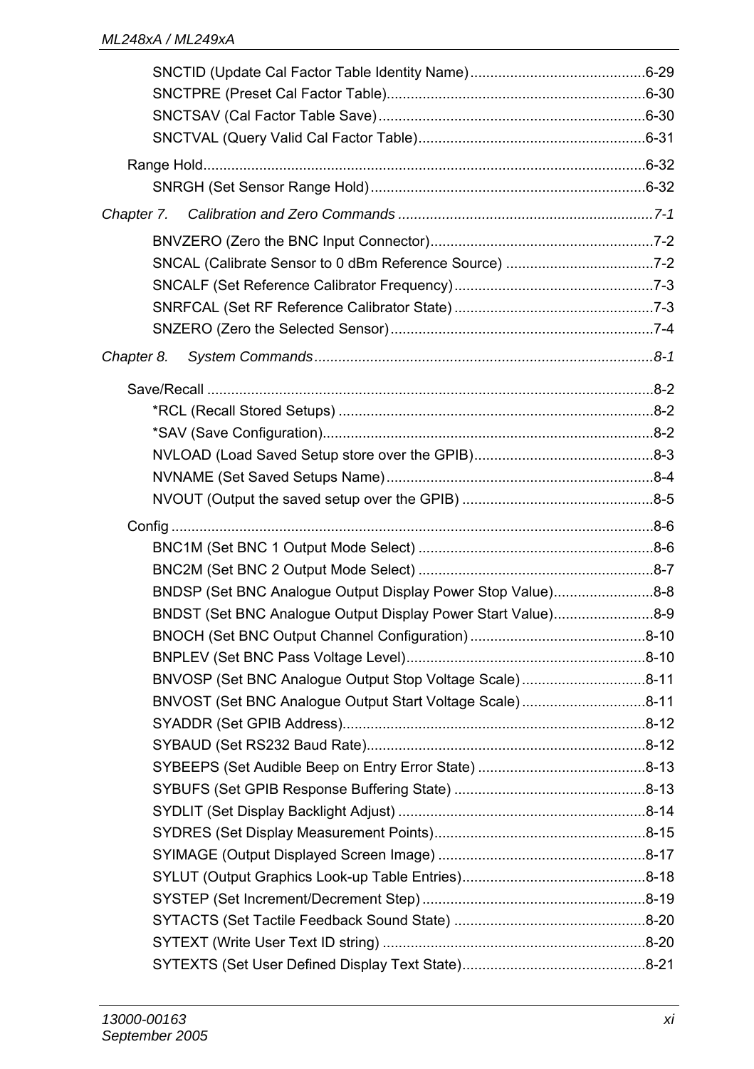SNCTID (Update Cal Factor Table Identity Name)............................................6-29
SNCTPRE (Preset Cal Factor Table)..................................................................6-30
SNCTSAV (Cal Factor Table Save)....................................................................6-30
SNCTVAL (Query Valid Cal Factor Table).........................................................6-31

Range Hold...............................................................................................................6-32
SNRGH (Set Sensor Range Hold).....................................................................6-32

*Chapter 7. Calibration and Zero Commands ................................................................7-1*

BNVZERO (Zero the BNC Input Connector)........................................................7-2
SNCAL (Calibrate Sensor to 0 dBm Reference Source) .....................................7-2
SNCALF (Set Reference Calibrator Frequency)..................................................7-3
SNRFCAL (Set RF Reference Calibrator State) ..................................................7-3
SNZERO (Zero the Selected Sensor)..................................................................7-4

*Chapter 8. System Commands.....................................................................................8-1*

Save/Recall ................................................................................................................8-2
*RCL (Recall Stored Setups) ...............................................................................8-2
*SAV (Save Configuration)..................................................................................8-2
NVLOAD (Load Saved Setup store over the GPIB).............................................8-3
NVNAME (Set Saved Setups Name)...................................................................8-4
NVOUT (Output the saved setup over the GPIB) ................................................8-5

Config .........................................................................................................................8-6
BNC1M (Set BNC 1 Output Mode Select) ...........................................................8-6
BNC2M (Set BNC 2 Output Mode Select) ...........................................................8-7
BNDSP (Set BNC Analogue Output Display Power Stop Value).........................8-8
BNDST (Set BNC Analogue Output Display Power Start Value).........................8-9
BNOCH (Set BNC Output Channel Configuration) ............................................8-10
BNPLEV (Set BNC Pass Voltage Level)............................................................8-10
BNVOSP (Set BNC Analogue Output Stop Voltage Scale) ...............................8-11
BNVOST (Set BNC Analogue Output Start Voltage Scale) ...............................8-11
SYADDR (Set GPIB Address)............................................................................8-12
SYBAUD (Set RS232 Baud Rate)......................................................................8-12
SYBEEPS (Set Audible Beep on Entry Error State) ..........................................8-13
SYBUFS (Set GPIB Response Buffering State) ................................................8-13
SYDLIT (Set Display Backlight Adjust) .............................................................8-14
SYDRES (Set Display Measurement Points).....................................................8-15
SYIMAGE (Output Displayed Screen Image) ....................................................8-17
SYLUT (Output Graphics Look-up Table Entries)..............................................8-18
SYSTEP (Set Increment/Decrement Step) ........................................................8-19
SYTACTS (Set Tactile Feedback Sound State) ................................................8-20
SYTEXT (Write User Text ID string) ..................................................................8-20
SYTEXTS (Set User Defined Display Text State)..............................................8-21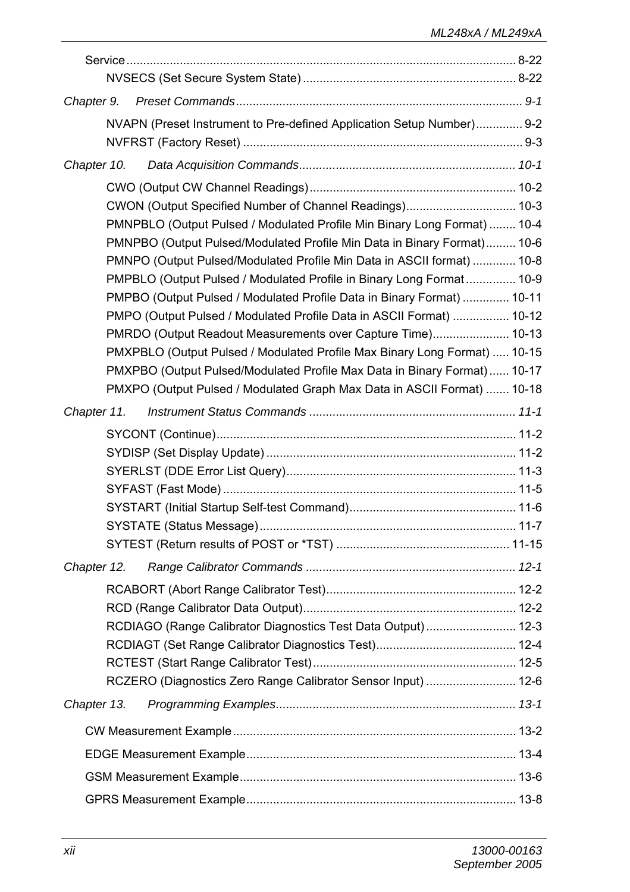Service ........................................................................................................................ 8-22

NVSECS (Set Secure System State) ................................................................ 8-22

*Chapter 9. Preset Commands ...................................................................................... 9-1*

NVAPN (Preset Instrument to Pre-defined Application Setup Number).............. 9-2

NVFRST (Factory Reset) .................................................................................... 9-3

*Chapter 10. Data Acquisition Commands................................................................ 10-1*

CWO (Output CW Channel Readings).............................................................. 10-2

CWON (Output Specified Number of Channel Readings)................................. 10-3

PMNPBLO (Output Pulsed / Modulated Profile Min Binary Long Format) ........ 10-4

PMNPBO (Output Pulsed/Modulated Profile Min Data in Binary Format)......... 10-6

PMNPO (Output Pulsed/Modulated Profile Min Data in ASCII format) ............. 10-8

PMPBLO (Output Pulsed / Modulated Profile in Binary Long Format ............... 10-9

PMPBO (Output Pulsed / Modulated Profile Data in Binary Format) .............. 10-11

PMPO (Output Pulsed / Modulated Profile Data in ASCII Format) ................. 10-12

PMRDO (Output Readout Measurements over Capture Time)....................... 10-13

PMXPBLO (Output Pulsed / Modulated Profile Max Binary Long Format) ..... 10-15

PMXPBO (Output Pulsed/Modulated Profile Max Data in Binary Format)...... 10-17

PMXPO (Output Pulsed / Modulated Graph Max Data in ASCII Format) ....... 10-18

*Chapter 11. Instrument Status Commands ............................................................. 11-1*

SYCONT (Continue)........................................................................................... 11-2

SYDISP (Set Display Update) ........................................................................... 11-2

SYERLST (DDE Error List Query)..................................................................... 11-3

SYFAST (Fast Mode) ........................................................................................ 11-5

SYSTART (Initial Startup Self-test Command).................................................. 11-6

SYSTATE (Status Message).............................................................................. 11-7

SYTEST (Return results of POST or *TST) .................................................... 11-15

*Chapter 12. Range Calibrator Commands ............................................................... 12-1*

RCABORT (Abort Range Calibrator Test)......................................................... 12-2

RCD (Range Calibrator Data Output)................................................................ 12-2

RCDIAGO (Range Calibrator Diagnostics Test Data Output) ........................... 12-3

RCDIAGT (Set Range Calibrator Diagnostics Test).......................................... 12-4

RCTEST (Start Range Calibrator Test)............................................................. 12-5

RCZERO (Diagnostics Zero Range Calibrator Sensor Input) ........................... 12-6

*Chapter 13. Programming Examples........................................................................ 13-1*

CW Measurement Example ..................................................................................... 13-2

EDGE Measurement Example................................................................................. 13-4

GSM Measurement Example................................................................................... 13-6

GPRS Measurement Example................................................................................. 13-8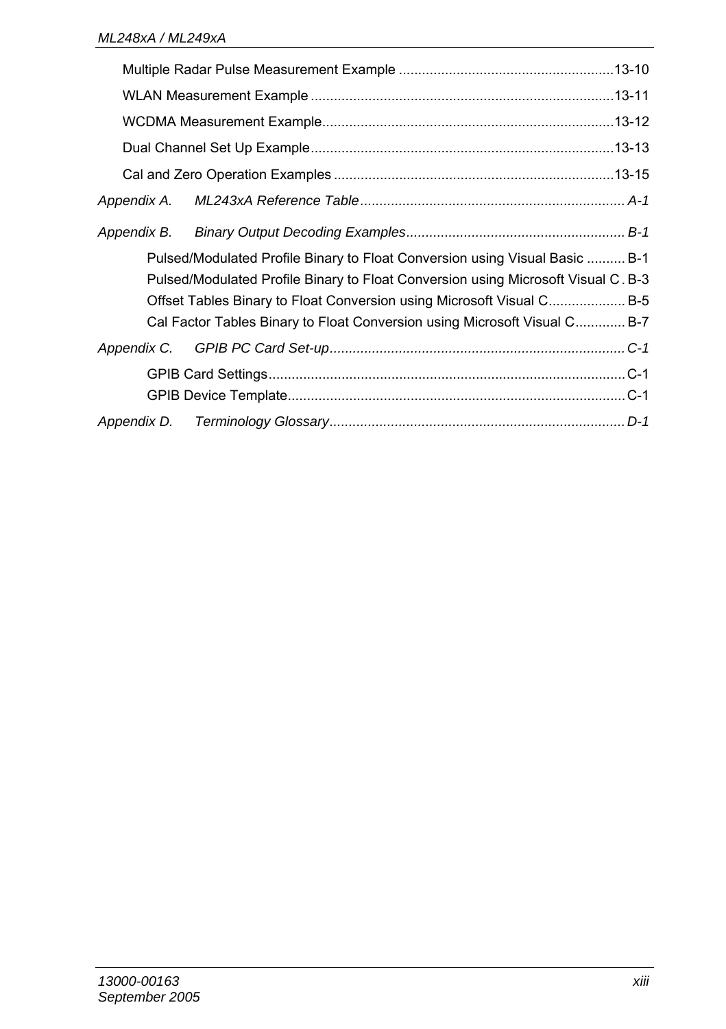Multiple Radar Pulse Measurement Example ........................................................13-10

WLAN Measurement Example ...............................................................................13-11

WCDMA Measurement Example...........................................................................13-12

Dual Channel Set Up Example...............................................................................13-13

Cal and Zero Operation Examples ..........................................................................13-15

*Appendix A. ML243xA Reference Table* ..................................................................... *A-1*

*Appendix B. Binary Output Decoding Examples*......................................................... *B-1*

Pulsed/Modulated Profile Binary to Float Conversion using Visual Basic .......... B-1

Pulsed/Modulated Profile Binary to Float Conversion using Microsoft Visual C . B-3

Offset Tables Binary to Float Conversion using Microsoft Visual C.................... B-5

Cal Factor Tables Binary to Float Conversion using Microsoft Visual C............. B-7

*Appendix C. GPIB PC Card Set-up*............................................................................. *C-1*

GPIB Card Settings............................................................................................. C-1

GPIB Device Template......................................................................................... C-1

*Appendix D. Terminology Glossary*............................................................................. *D-1*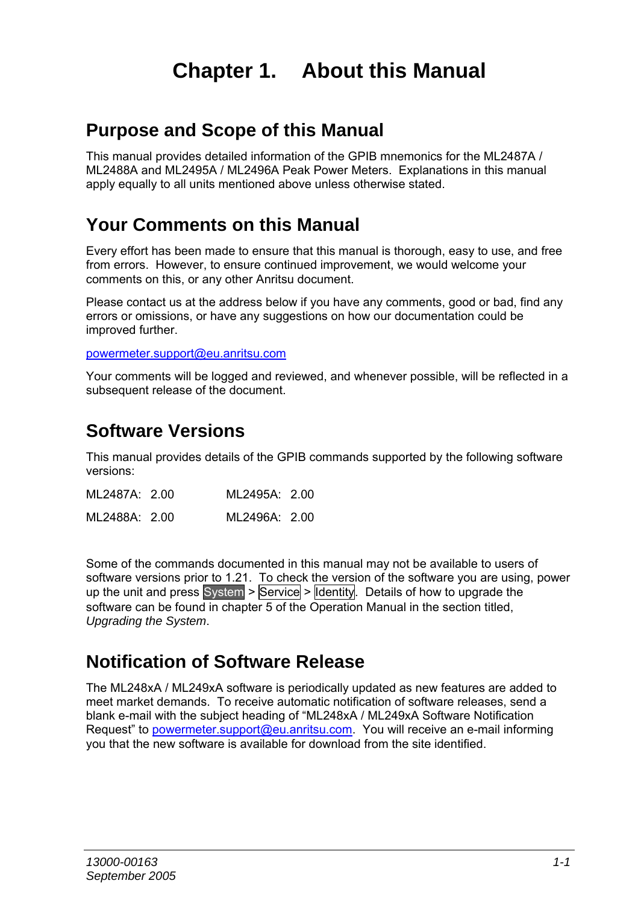# Chapter 1. About this Manual

## Purpose and Scope of this Manual

This manual provides detailed information of the GPIB mnemonics for the ML2487A / ML2488A and ML2495A / ML2496A Peak Power Meters. Explanations in this manual apply equally to all units mentioned above unless otherwise stated.

## Your Comments on this Manual

Every effort has been made to ensure that this manual is thorough, easy to use, and free from errors. However, to ensure continued improvement, we would welcome your comments on this, or any other Anritsu document.

Please contact us at the address below if you have any comments, good or bad, find any errors or omissions, or have any suggestions on how our documentation could be improved further.

powermeter.support@eu.anritsu.com

Your comments will be logged and reviewed, and whenever possible, will be reflected in a subsequent release of the document.

## Software Versions

This manual provides details of the GPIB commands supported by the following software versions:

| | |
|---|---|
| ML2487A: 2.00 | ML2495A: 2.00 |
| ML2488A: 2.00 | ML2496A: 2.00 |

Some of the commands documented in this manual may not be available to users of software versions prior to 1.21. To check the version of the software you are using, power up the unit and press System > Service > Identity. Details of how to upgrade the software can be found in chapter 5 of the Operation Manual in the section titled, *Upgrading the System*.

## Notification of Software Release

The ML248xA / ML249xA software is periodically updated as new features are added to meet market demands. To receive automatic notification of software releases, send a blank e-mail with the subject heading of "ML248xA / ML249xA Software Notification Request" to powermeter.support@eu.anritsu.com. You will receive an e-mail informing you that the new software is available for download from the site identified.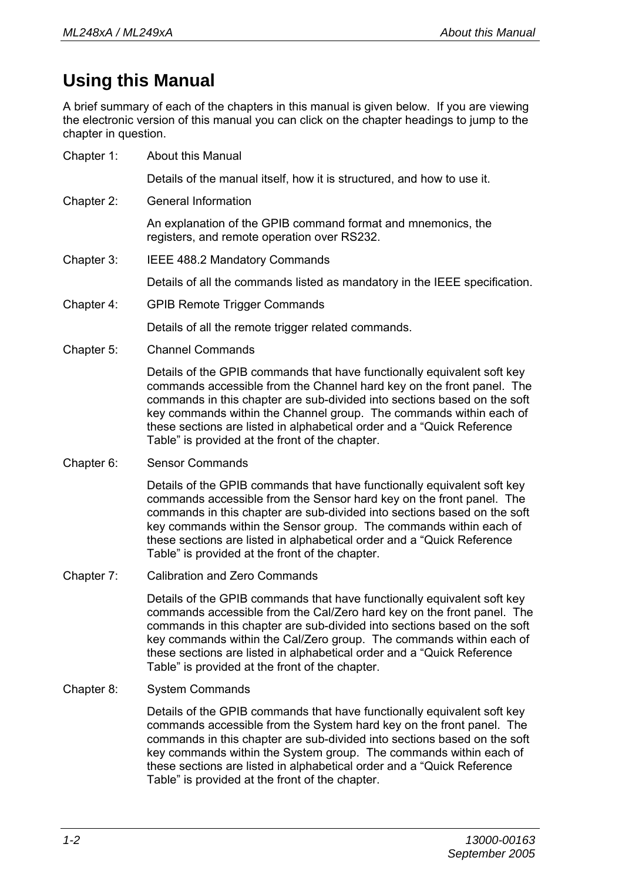# Using this Manual

A brief summary of each of the chapters in this manual is given below. If you are viewing the electronic version of this manual you can click on the chapter headings to jump to the chapter in question.

Chapter 1: About this Manual

Details of the manual itself, how it is structured, and how to use it.

Chapter 2: General Information

An explanation of the GPIB command format and mnemonics, the registers, and remote operation over RS232.

Chapter 3: IEEE 488.2 Mandatory Commands

Details of all the commands listed as mandatory in the IEEE specification.

Chapter 4: GPIB Remote Trigger Commands

Details of all the remote trigger related commands.

Chapter 5: Channel Commands

Details of the GPIB commands that have functionally equivalent soft key commands accessible from the Channel hard key on the front panel. The commands in this chapter are sub-divided into sections based on the soft key commands within the Channel group. The commands within each of these sections are listed in alphabetical order and a “Quick Reference Table” is provided at the front of the chapter.

Chapter 6: Sensor Commands

Details of the GPIB commands that have functionally equivalent soft key commands accessible from the Sensor hard key on the front panel. The commands in this chapter are sub-divided into sections based on the soft key commands within the Sensor group. The commands within each of these sections are listed in alphabetical order and a “Quick Reference Table” is provided at the front of the chapter.

Chapter 7: Calibration and Zero Commands

Details of the GPIB commands that have functionally equivalent soft key commands accessible from the Cal/Zero hard key on the front panel. The commands in this chapter are sub-divided into sections based on the soft key commands within the Cal/Zero group. The commands within each of these sections are listed in alphabetical order and a “Quick Reference Table” is provided at the front of the chapter.

Chapter 8: System Commands

Details of the GPIB commands that have functionally equivalent soft key commands accessible from the System hard key on the front panel. The commands in this chapter are sub-divided into sections based on the soft key commands within the System group. The commands within each of these sections are listed in alphabetical order and a “Quick Reference Table” is provided at the front of the chapter.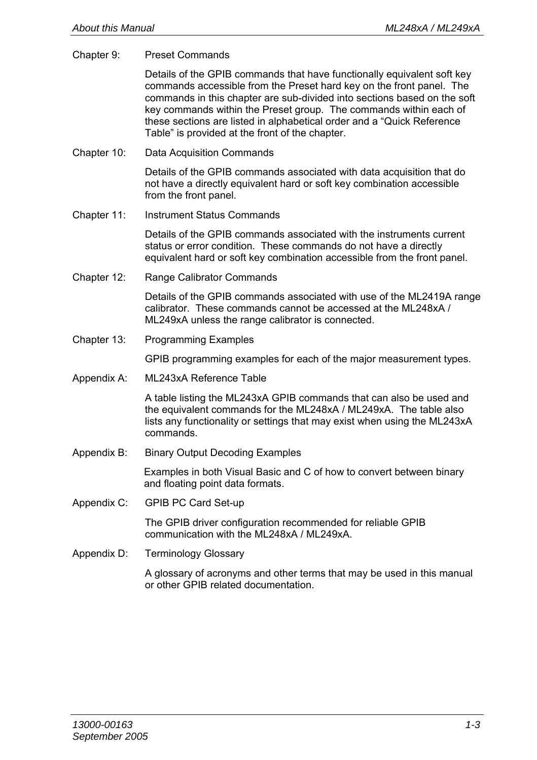Chapter 9: Preset Commands

Details of the GPIB commands that have functionally equivalent soft key commands accessible from the Preset hard key on the front panel. The commands in this chapter are sub-divided into sections based on the soft key commands within the Preset group. The commands within each of these sections are listed in alphabetical order and a "Quick Reference Table" is provided at the front of the chapter.

Chapter 10: Data Acquisition Commands

Details of the GPIB commands associated with data acquisition that do not have a directly equivalent hard or soft key combination accessible from the front panel.

Chapter 11: Instrument Status Commands

Details of the GPIB commands associated with the instruments current status or error condition. These commands do not have a directly equivalent hard or soft key combination accessible from the front panel.

Chapter 12: Range Calibrator Commands

Details of the GPIB commands associated with use of the ML2419A range calibrator. These commands cannot be accessed at the ML248xA / ML249xA unless the range calibrator is connected.

Chapter 13: Programming Examples

GPIB programming examples for each of the major measurement types.

Appendix A: ML243xA Reference Table

A table listing the ML243xA GPIB commands that can also be used and the equivalent commands for the ML248xA / ML249xA. The table also lists any functionality or settings that may exist when using the ML243xA commands.

Appendix B: Binary Output Decoding Examples

Examples in both Visual Basic and C of how to convert between binary and floating point data formats.

Appendix C: GPIB PC Card Set-up

The GPIB driver configuration recommended for reliable GPIB communication with the ML248xA / ML249xA.

Appendix D: Terminology Glossary

A glossary of acronyms and other terms that may be used in this manual or other GPIB related documentation.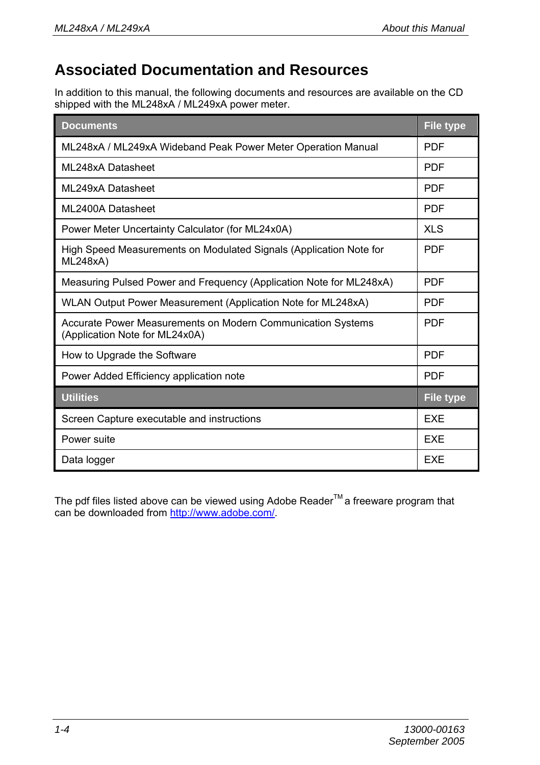# Associated Documentation and Resources

In addition to this manual, the following documents and resources are available on the CD shipped with the ML248xA / ML249xA power meter.

| Documents | File type |
|---|---|
| ML248xA / ML249xA Wideband Peak Power Meter Operation Manual | PDF |
| ML248xA Datasheet | PDF |
| ML249xA Datasheet | PDF |
| ML2400A Datasheet | PDF |
| Power Meter Uncertainty Calculator (for ML24x0A) | XLS |
| High Speed Measurements on Modulated Signals (Application Note for ML248xA) | PDF |
| Measuring Pulsed Power and Frequency (Application Note for ML248xA) | PDF |
| WLAN Output Power Measurement (Application Note for ML248xA) | PDF |
| Accurate Power Measurements on Modern Communication Systems (Application Note for ML24x0A) | PDF |
| How to Upgrade the Software | PDF |
| Power Added Efficiency application note | PDF |
| **Utilities** | **File type** |
| Screen Capture executable and instructions | EXE |
| Power suite | EXE |
| Data logger | EXE |

The pdf files listed above can be viewed using Adobe Reader™ a freeware program that can be downloaded from http://www.adobe.com/.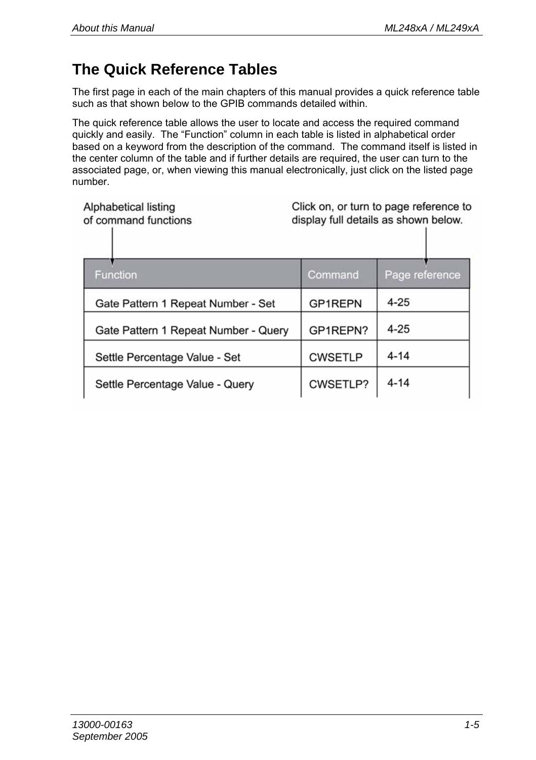# The Quick Reference Tables

The first page in each of the main chapters of this manual provides a quick reference table such as that shown below to the GPIB commands detailed within.

The quick reference table allows the user to locate and access the required command quickly and easily. The “Function” column in each table is listed in alphabetical order based on a keyword from the description of the command. The command itself is listed in the center column of the table and if further details are required, the user can turn to the associated page, or, when viewing this manual electronically, just click on the listed page number.

Alphabetical listing of command functions

Click on, or turn to page reference to display full details as shown below.

| Function | Command | Page reference |
|---|---|---|
| Gate Pattern 1 Repeat Number - Set | GP1REPN | 4-25 |
| Gate Pattern 1 Repeat Number - Query | GP1REPN? | 4-25 |
| Settle Percentage Value - Set | CWSETLP | 4-14 |
| Settle Percentage Value - Query | CWSETLP? | 4-14 |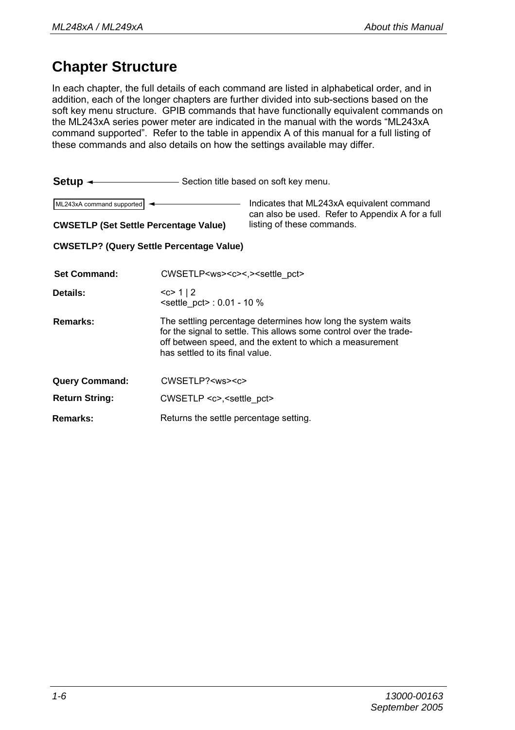# Chapter Structure

In each chapter, the full details of each command are listed in alphabetical order, and in addition, each of the longer chapters are further divided into sub-sections based on the soft key menu structure. GPIB commands that have functionally equivalent commands on the ML243xA series power meter are indicated in the manual with the words “ML243xA command supported”. Refer to the table in appendix A of this manual for a full listing of these commands and also details on how the settings available may differ.

**Setup** ◄—— Section title based on soft key menu.

ML243xA command supported ◄—— Indicates that ML243xA equivalent command can also be used. Refer to Appendix A for a full listing of these commands.

**CWSETLP (Set Settle Percentage Value)**

**CWSETLP? (Query Settle Percentage Value)**

**Set Command:** CWSETLP<ws><c><,><settle_pct>

**Details:** <c> 1 | 2
<settle_pct> : 0.01 - 10 %

**Remarks:** The settling percentage determines how long the system waits for the signal to settle. This allows some control over the trade-off between speed, and the extent to which a measurement has settled to its final value.

**Query Command:** CWSETLP?<ws><c>

**Return String:** CWSETLP <c>,<settle_pct>

**Remarks:** Returns the settle percentage setting.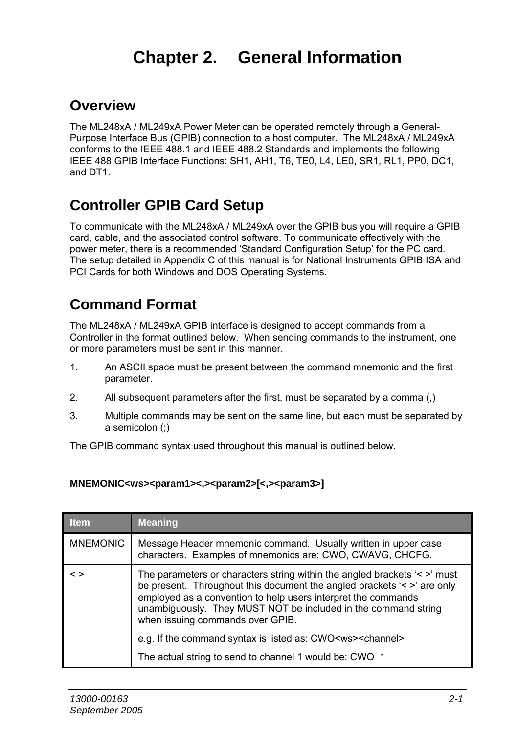# Chapter 2. General Information

## Overview

The ML248xA / ML249xA Power Meter can be operated remotely through a General-Purpose Interface Bus (GPIB) connection to a host computer. The ML248xA / ML249xA conforms to the IEEE 488.1 and IEEE 488.2 Standards and implements the following IEEE 488 GPIB Interface Functions: SH1, AH1, T6, TE0, L4, LE0, SR1, RL1, PP0, DC1, and DT1.

## Controller GPIB Card Setup

To communicate with the ML248xA / ML249xA over the GPIB bus you will require a GPIB card, cable, and the associated control software. To communicate effectively with the power meter, there is a recommended 'Standard Configuration Setup' for the PC card. The setup detailed in Appendix C of this manual is for National Instruments GPIB ISA and PCI Cards for both Windows and DOS Operating Systems.

## Command Format

The ML248xA / ML249xA GPIB interface is designed to accept commands from a Controller in the format outlined below. When sending commands to the instrument, one or more parameters must be sent in this manner.

1. An ASCII space must be present between the command mnemonic and the first parameter.
2. All subsequent parameters after the first, must be separated by a comma (,)
3. Multiple commands may be sent on the same line, but each must be separated by a semicolon (;)

The GPIB command syntax used throughout this manual is outlined below.

**MNEMONIC<ws><param1><,><param2>[<,><param3>]**

| Item | Meaning |
|---|---|
| MNEMONIC | Message Header mnemonic command. Usually written in upper case characters. Examples of mnemonics are: CWO, CWAVG, CHCFG. |
| < > | The parameters or characters string within the angled brackets '< >' must be present. Throughout this document the angled brackets '< >' are only employed as a convention to help users interpret the commands unambiguously. They MUST NOT be included in the command string when issuing commands over GPIB.<br><br>e.g. If the command syntax is listed as: CWO<ws><channel><br><br>The actual string to send to channel 1 would be: CWO 1 |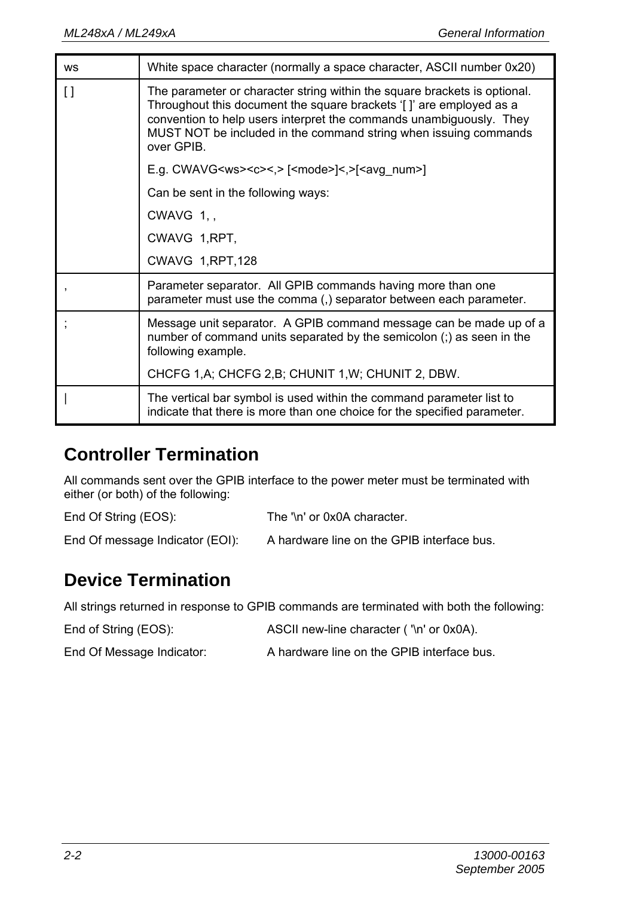| | |
|---|---|
| ws | White space character (normally a space character, ASCII number 0x20) |
| [ ] | The parameter or character string within the square brackets is optional. Throughout this document the square brackets '[ ]' are employed as a convention to help users interpret the commands unambiguously. They MUST NOT be included in the command string when issuing commands over GPIB.<br><br>E.g. CWAVG<ws><c><,> [<mode>]<,>[<avg_num>]<br><br>Can be sent in the following ways:<br><br>CWAVG 1, ,<br><br>CWAVG 1,RPT,<br><br>CWAVG 1,RPT,128 |
| , | Parameter separator. All GPIB commands having more than one parameter must use the comma (,) separator between each parameter. |
| ; | Message unit separator. A GPIB command message can be made up of a number of command units separated by the semicolon (;) as seen in the following example.<br><br>CHCFG 1,A; CHCFG 2,B; CHUNIT 1,W; CHUNIT 2, DBW. |
| \| | The vertical bar symbol is used within the command parameter list to indicate that there is more than one choice for the specified parameter. |

## Controller Termination

All commands sent over the GPIB interface to the power meter must be terminated with either (or both) of the following:

| | |
|---|---|
| End Of String (EOS): | The '\n' or 0x0A character. |
| End Of message Indicator (EOI): | A hardware line on the GPIB interface bus. |

## Device Termination

All strings returned in response to GPIB commands are terminated with both the following:

| | |
|---|---|
| End of String (EOS): | ASCII new-line character ( '\n' or 0x0A). |
| End Of Message Indicator: | A hardware line on the GPIB interface bus. |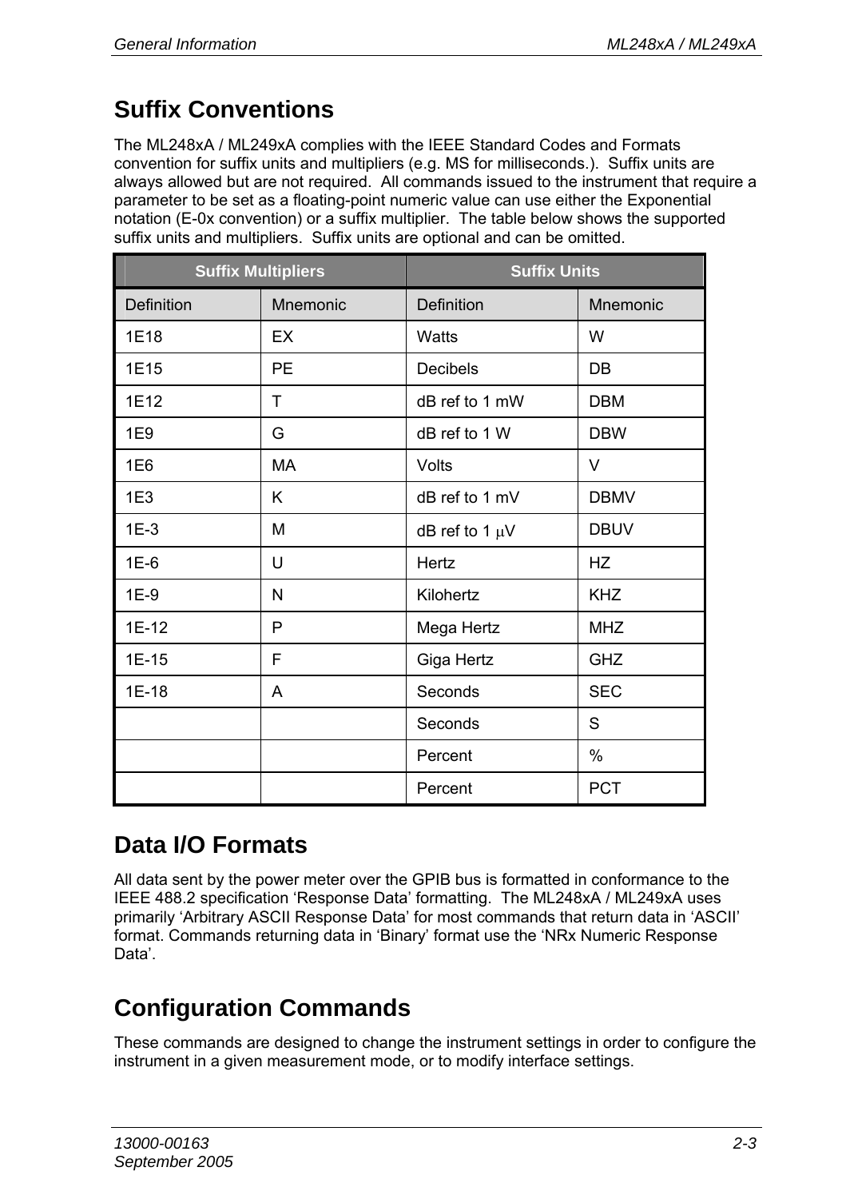## Suffix Conventions

The ML248xA / ML249xA complies with the IEEE Standard Codes and Formats convention for suffix units and multipliers (e.g. MS for milliseconds.). Suffix units are always allowed but are not required. All commands issued to the instrument that require a parameter to be set as a floating-point numeric value can use either the Exponential notation (E-0x convention) or a suffix multiplier. The table below shows the supported suffix units and multipliers. Suffix units are optional and can be omitted.

| Suffix Multipliers | | Suffix Units | |
|---|---|---|---|
| Definition | Mnemonic | Definition | Mnemonic |
| 1E18 | EX | Watts | W |
| 1E15 | PE | Decibels | DB |
| 1E12 | T | dB ref to 1 mW | DBM |
| 1E9 | G | dB ref to 1 W | DBW |
| 1E6 | MA | Volts | V |
| 1E3 | K | dB ref to 1 mV | DBMV |
| 1E-3 | M | dB ref to 1 μV | DBUV |
| 1E-6 | U | Hertz | HZ |
| 1E-9 | N | Kilohertz | KHZ |
| 1E-12 | P | Mega Hertz | MHZ |
| 1E-15 | F | Giga Hertz | GHZ |
| 1E-18 | A | Seconds | SEC |
| | | Seconds | S |
| | | Percent | % |
| | | Percent | PCT |

## Data I/O Formats

All data sent by the power meter over the GPIB bus is formatted in conformance to the IEEE 488.2 specification 'Response Data' formatting. The ML248xA / ML249xA uses primarily 'Arbitrary ASCII Response Data' for most commands that return data in 'ASCII' format. Commands returning data in 'Binary' format use the 'NRx Numeric Response Data'.

## Configuration Commands

These commands are designed to change the instrument settings in order to configure the instrument in a given measurement mode, or to modify interface settings.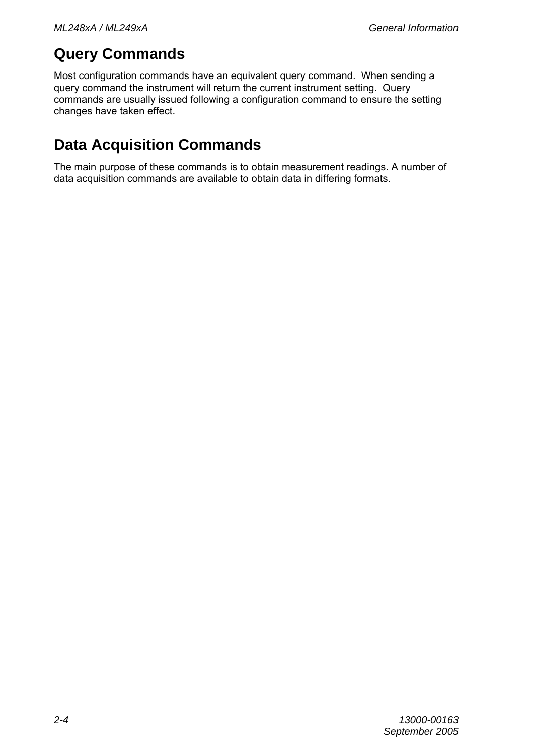## Query Commands

Most configuration commands have an equivalent query command. When sending a query command the instrument will return the current instrument setting. Query commands are usually issued following a configuration command to ensure the setting changes have taken effect.

## Data Acquisition Commands

The main purpose of these commands is to obtain measurement readings. A number of data acquisition commands are available to obtain data in differing formats.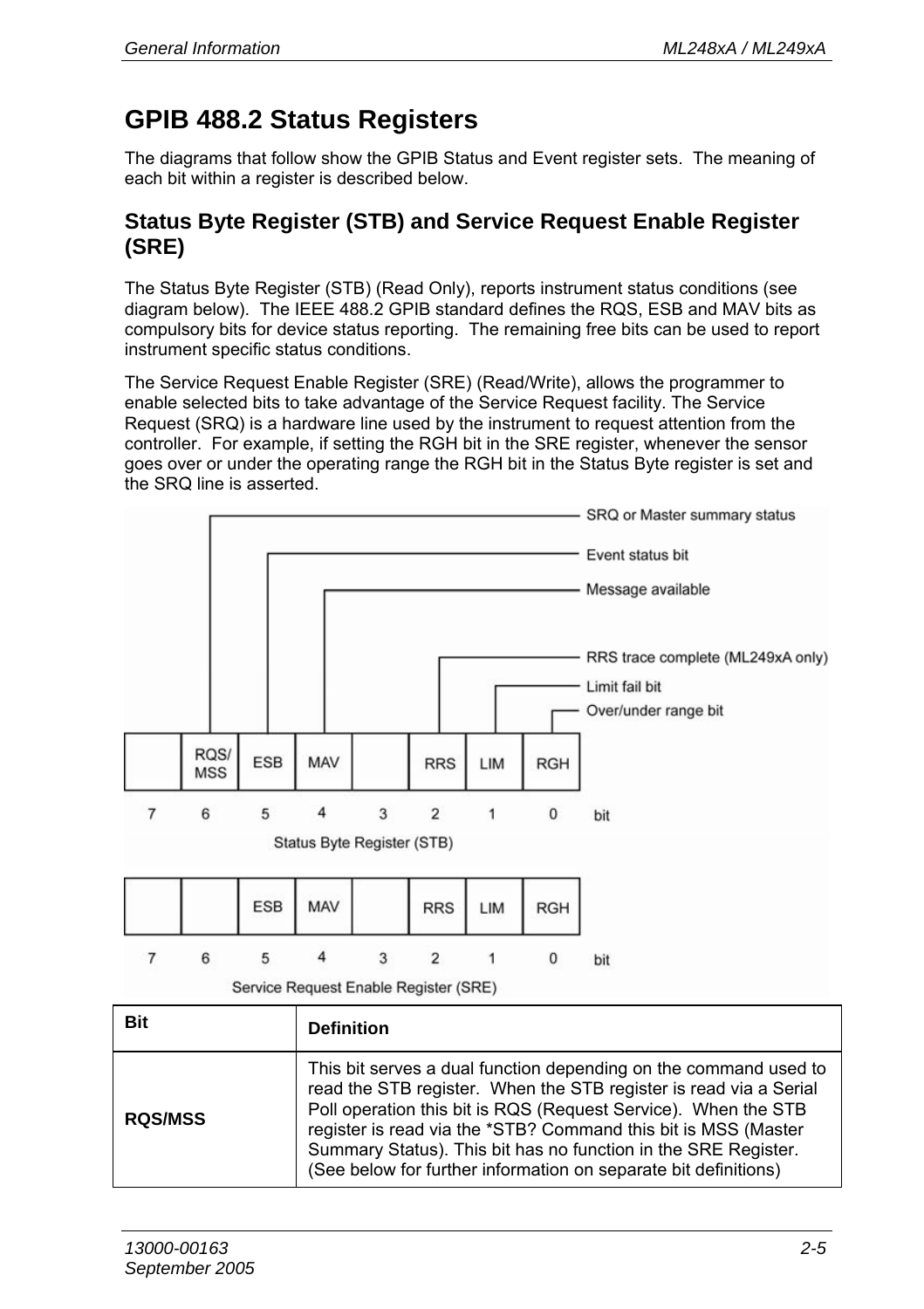# GPIB 488.2 Status Registers

The diagrams that follow show the GPIB Status and Event register sets. The meaning of each bit within a register is described below.

## Status Byte Register (STB) and Service Request Enable Register (SRE)

The Status Byte Register (STB) (Read Only), reports instrument status conditions (see diagram below). The IEEE 488.2 GPIB standard defines the RQS, ESB and MAV bits as compulsory bits for device status reporting. The remaining free bits can be used to report instrument specific status conditions.

The Service Request Enable Register (SRE) (Read/Write), allows the programmer to enable selected bits to take advantage of the Service Request facility. The Service Request (SRQ) is a hardware line used by the instrument to request attention from the controller. For example, if setting the RGH bit in the SRE register, whenever the sensor goes over or under the operating range the RGH bit in the Status Byte register is set and the SRQ line is asserted.

Status Byte Register (STB):

| bit | 7 | 6 | 5 | 4 | 3 | 2 | 1 | 0 |
|---|---|---|---|---|---|---|---|---|
| | | RQS/MSS | ESB | MAV | | RRS | LIM | RGH |

- RQS/MSS: SRQ or Master summary status
- ESB: Event status bit
- MAV: Message available
- RRS: RRS trace complete (ML249xA only)
- LIM: Limit fail bit
- RGH: Over/under range bit

Service Request Enable Register (SRE):

| bit | 7 | 6 | 5 | 4 | 3 | 2 | 1 | 0 |
|---|---|---|---|---|---|---|---|---|
| | | | ESB | MAV | | RRS | LIM | RGH |

| Bit | Definition |
|---|---|
| RQS/MSS | This bit serves a dual function depending on the command used to read the STB register. When the STB register is read via a Serial Poll operation this bit is RQS (Request Service). When the STB register is read via the *STB? Command this bit is MSS (Master Summary Status). This bit has no function in the SRE Register. (See below for further information on separate bit definitions) |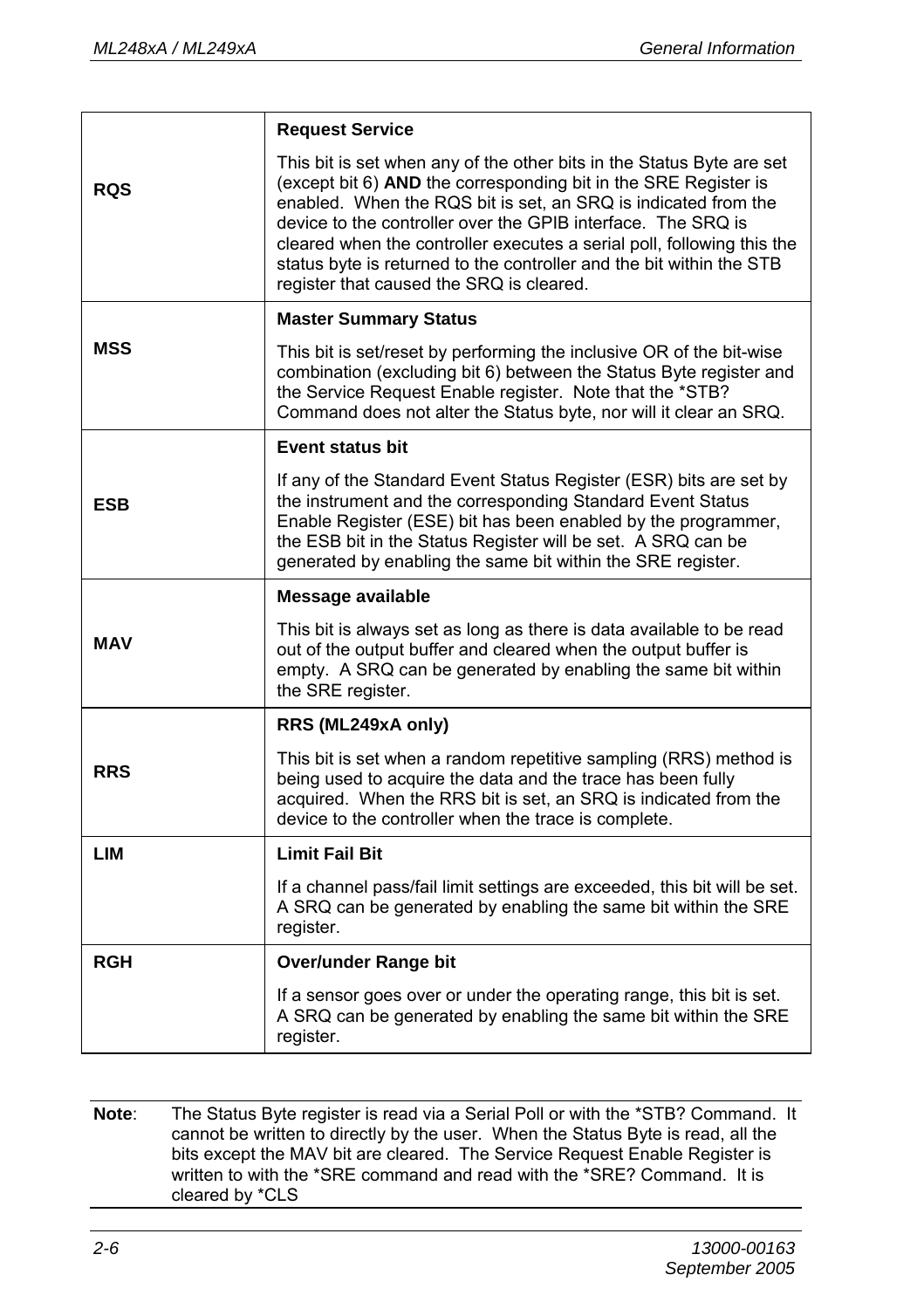| | |
|---|---|
| **RQS** | **Request Service**<br><br>This bit is set when any of the other bits in the Status Byte are set (except bit 6) **AND** the corresponding bit in the SRE Register is enabled. When the RQS bit is set, an SRQ is indicated from the device to the controller over the GPIB interface. The SRQ is cleared when the controller executes a serial poll, following this the status byte is returned to the controller and the bit within the STB register that caused the SRQ is cleared. |
| **MSS** | **Master Summary Status**<br><br>This bit is set/reset by performing the inclusive OR of the bit-wise combination (excluding bit 6) between the Status Byte register and the Service Request Enable register. Note that the *STB? Command does not alter the Status byte, nor will it clear an SRQ. |
| **ESB** | **Event status bit**<br><br>If any of the Standard Event Status Register (ESR) bits are set by the instrument and the corresponding Standard Event Status Enable Register (ESE) bit has been enabled by the programmer, the ESB bit in the Status Register will be set. A SRQ can be generated by enabling the same bit within the SRE register. |
| **MAV** | **Message available**<br><br>This bit is always set as long as there is data available to be read out of the output buffer and cleared when the output buffer is empty. A SRQ can be generated by enabling the same bit within the SRE register. |
| **RRS** | **RRS (ML249xA only)**<br><br>This bit is set when a random repetitive sampling (RRS) method is being used to acquire the data and the trace has been fully acquired. When the RRS bit is set, an SRQ is indicated from the device to the controller when the trace is complete. |
| **LIM** | **Limit Fail Bit**<br><br>If a channel pass/fail limit settings are exceeded, this bit will be set. A SRQ can be generated by enabling the same bit within the SRE register. |
| **RGH** | **Over/under Range bit**<br><br>If a sensor goes over or under the operating range, this bit is set. A SRQ can be generated by enabling the same bit within the SRE register. |

**Note**: The Status Byte register is read via a Serial Poll or with the *STB? Command. It cannot be written to directly by the user. When the Status Byte is read, all the bits except the MAV bit are cleared. The Service Request Enable Register is written to with the *SRE command and read with the *SRE? Command. It is cleared by *CLS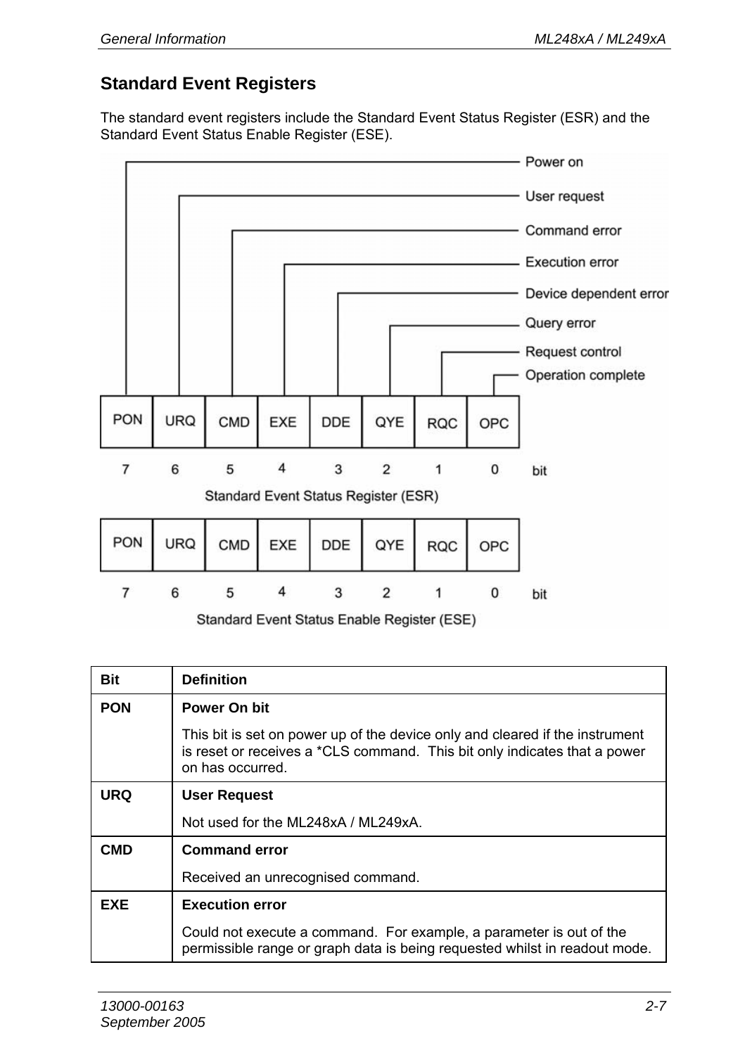## Standard Event Registers

The standard event registers include the Standard Event Status Register (ESR) and the Standard Event Status Enable Register (ESE).

| Bit | Definition |
|---|---|
| PON | **Power On bit**<br><br>This bit is set on power up of the device only and cleared if the instrument is reset or receives a *CLS command. This bit only indicates that a power on has occurred. |
| URQ | **User Request**<br><br>Not used for the ML248xA / ML249xA. |
| CMD | **Command error**<br><br>Received an unrecognised command. |
| EXE | **Execution error**<br><br>Could not execute a command. For example, a parameter is out of the permissible range or graph data is being requested whilst in readout mode. |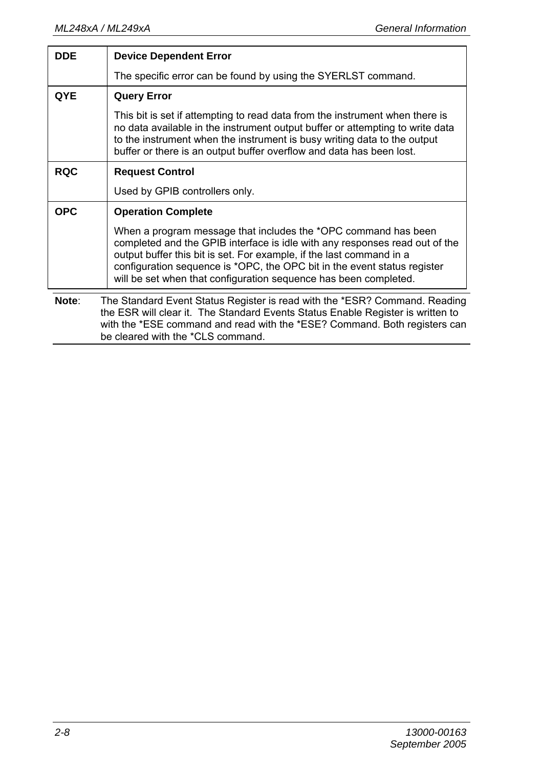| | |
|---|---|
| **DDE** | **Device Dependent Error**<br><br>The specific error can be found by using the SYERLST command. |
| **QYE** | **Query Error**<br><br>This bit is set if attempting to read data from the instrument when there is no data available in the instrument output buffer or attempting to write data to the instrument when the instrument is busy writing data to the output buffer or there is an output buffer overflow and data has been lost. |
| **RQC** | **Request Control**<br><br>Used by GPIB controllers only. |
| **OPC** | **Operation Complete**<br><br>When a program message that includes the *OPC command has been completed and the GPIB interface is idle with any responses read out of the output buffer this bit is set. For example, if the last command in a configuration sequence is *OPC, the OPC bit in the event status register will be set when that configuration sequence has been completed. |

**Note**: The Standard Event Status Register is read with the *ESR? Command. Reading the ESR will clear it. The Standard Events Status Enable Register is written to with the *ESE command and read with the *ESE? Command. Both registers can be cleared with the *CLS command.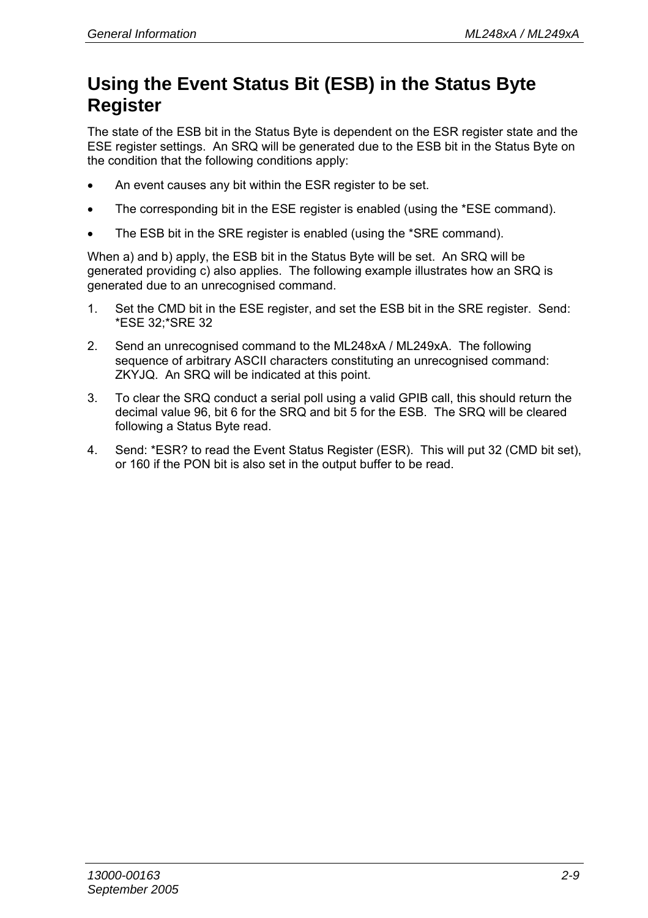# Using the Event Status Bit (ESB) in the Status Byte Register

The state of the ESB bit in the Status Byte is dependent on the ESR register state and the ESE register settings. An SRQ will be generated due to the ESB bit in the Status Byte on the condition that the following conditions apply:

- An event causes any bit within the ESR register to be set.
- The corresponding bit in the ESE register is enabled (using the *ESE command).
- The ESB bit in the SRE register is enabled (using the *SRE command).

When a) and b) apply, the ESB bit in the Status Byte will be set. An SRQ will be generated providing c) also applies. The following example illustrates how an SRQ is generated due to an unrecognised command.

1. Set the CMD bit in the ESE register, and set the ESB bit in the SRE register. Send: *ESE 32;*SRE 32
2. Send an unrecognised command to the ML248xA / ML249xA. The following sequence of arbitrary ASCII characters constituting an unrecognised command: ZKYJQ. An SRQ will be indicated at this point.
3. To clear the SRQ conduct a serial poll using a valid GPIB call, this should return the decimal value 96, bit 6 for the SRQ and bit 5 for the ESB. The SRQ will be cleared following a Status Byte read.
4. Send: *ESR? to read the Event Status Register (ESR). This will put 32 (CMD bit set), or 160 if the PON bit is also set in the output buffer to be read.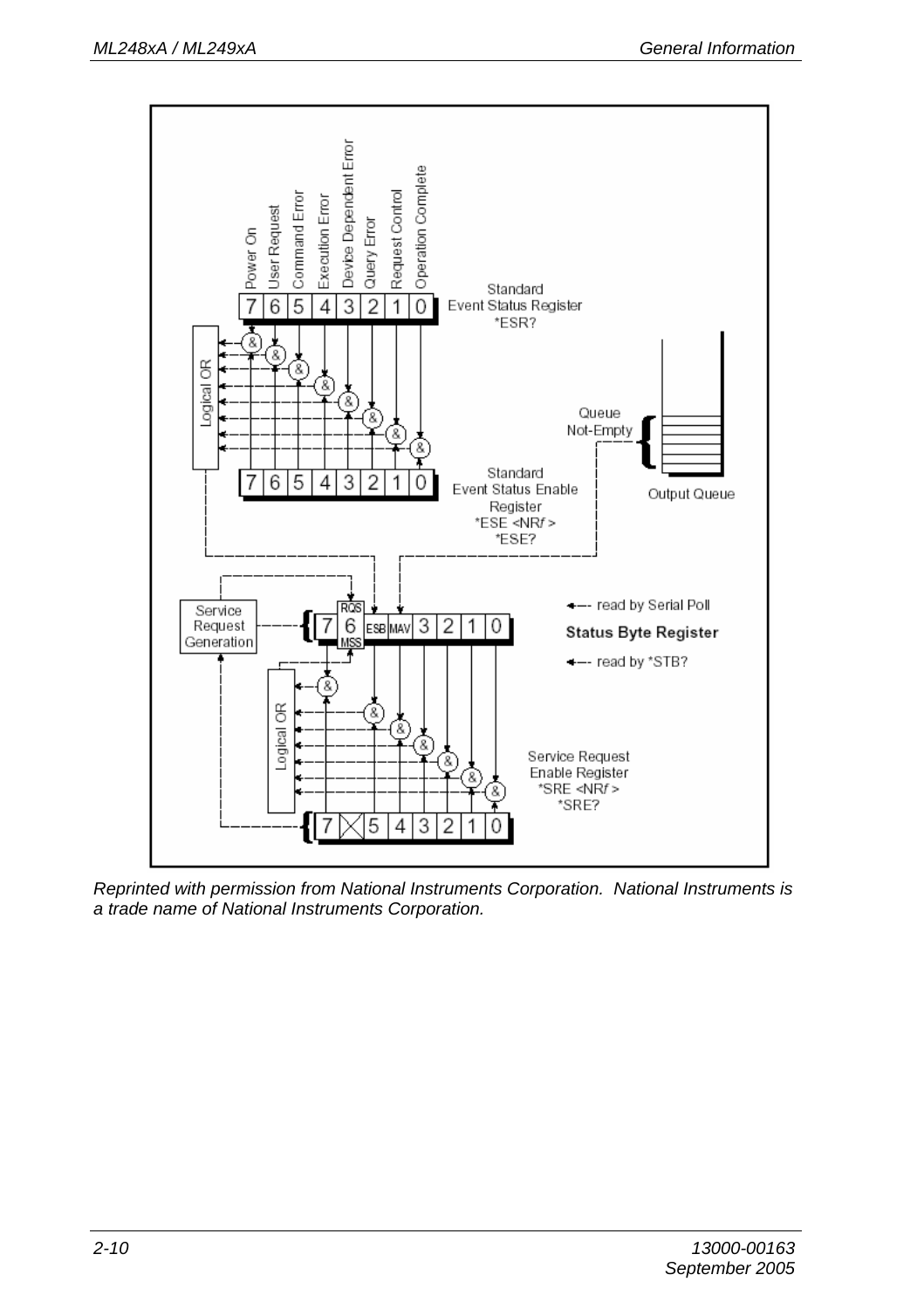Power On | User Request | Command Error | Execution Error | Device Dependent Error | Query Error | Request Control | Operation Complete

| 7 | 6 | 5 | 4 | 3 | 2 | 1 | 0 |
|---|---|---|---|---|---|---|---|

Standard Event Status Register
*ESR?

Logical OR

Queue Not-Empty

Output Queue

| 7 | 6 | 5 | 4 | 3 | 2 | 1 | 0 |
|---|---|---|---|---|---|---|---|

Standard Event Status Enable Register
*ESE <NR*f*>
*ESE?

Service Request Generation

| 7 | 6 RQS/MSS | ESB | MAV | 3 | 2 | 1 | 0 |
|---|---|---|---|---|---|---|---|

← read by Serial Poll

**Status Byte Register**

← read by *STB?

Logical OR

Service Request Enable Register
*SRE <NR*f*>
*SRE?

| 7 | ☒ | 5 | 4 | 3 | 2 | 1 | 0 |
|---|---|---|---|---|---|---|---|

*Reprinted with permission from National Instruments Corporation. National Instruments is a trade name of National Instruments Corporation.*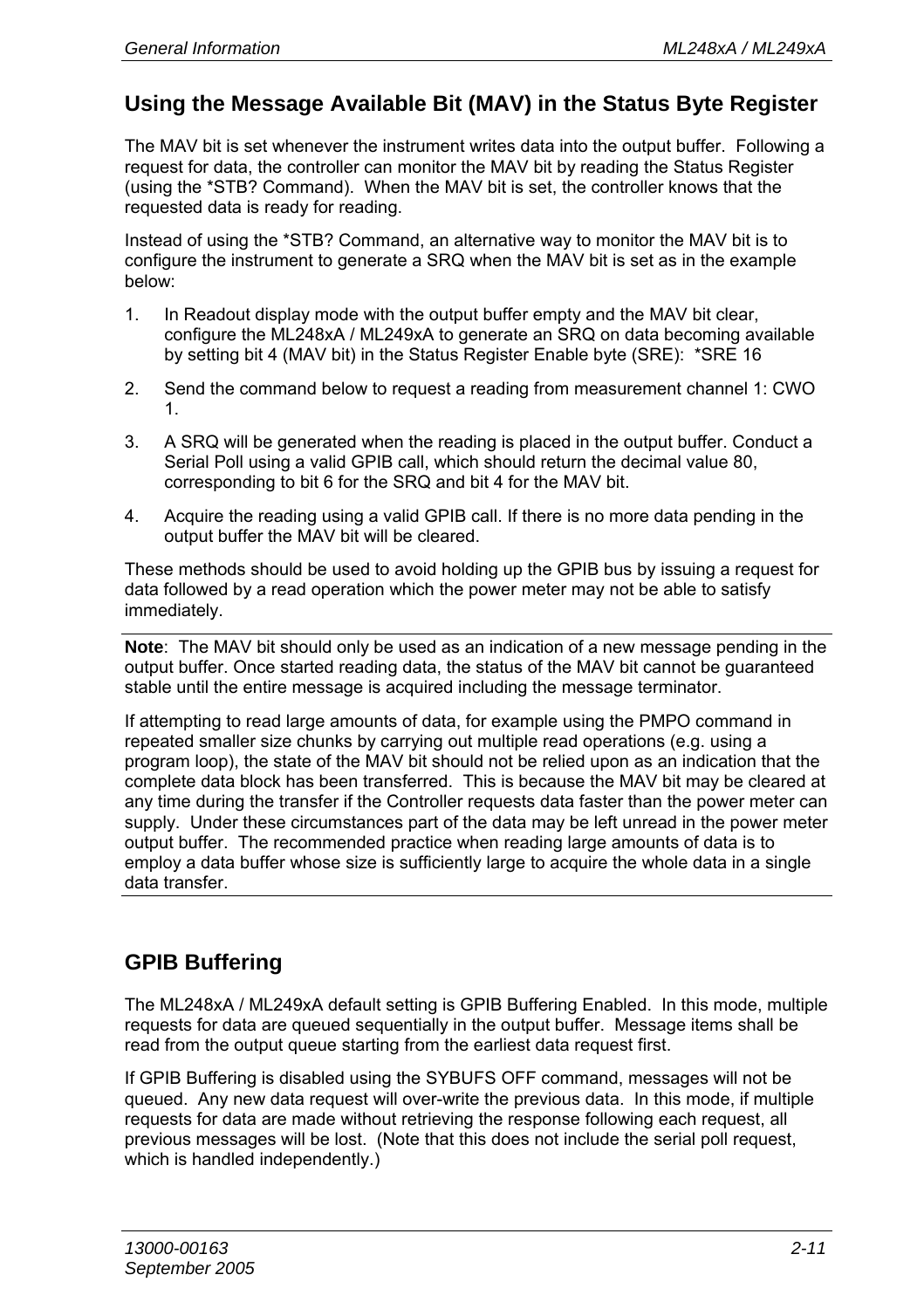## Using the Message Available Bit (MAV) in the Status Byte Register

The MAV bit is set whenever the instrument writes data into the output buffer. Following a request for data, the controller can monitor the MAV bit by reading the Status Register (using the *STB? Command). When the MAV bit is set, the controller knows that the requested data is ready for reading.

Instead of using the *STB? Command, an alternative way to monitor the MAV bit is to configure the instrument to generate a SRQ when the MAV bit is set as in the example below:

1. In Readout display mode with the output buffer empty and the MAV bit clear, configure the ML248xA / ML249xA to generate an SRQ on data becoming available by setting bit 4 (MAV bit) in the Status Register Enable byte (SRE): *SRE 16
2. Send the command below to request a reading from measurement channel 1: CWO 1.
3. A SRQ will be generated when the reading is placed in the output buffer. Conduct a Serial Poll using a valid GPIB call, which should return the decimal value 80, corresponding to bit 6 for the SRQ and bit 4 for the MAV bit.
4. Acquire the reading using a valid GPIB call. If there is no more data pending in the output buffer the MAV bit will be cleared.

These methods should be used to avoid holding up the GPIB bus by issuing a request for data followed by a read operation which the power meter may not be able to satisfy immediately.

---

**Note**: The MAV bit should only be used as an indication of a new message pending in the output buffer. Once started reading data, the status of the MAV bit cannot be guaranteed stable until the entire message is acquired including the message terminator.

If attempting to read large amounts of data, for example using the PMPO command in repeated smaller size chunks by carrying out multiple read operations (e.g. using a program loop), the state of the MAV bit should not be relied upon as an indication that the complete data block has been transferred. This is because the MAV bit may be cleared at any time during the transfer if the Controller requests data faster than the power meter can supply. Under these circumstances part of the data may be left unread in the power meter output buffer. The recommended practice when reading large amounts of data is to employ a data buffer whose size is sufficiently large to acquire the whole data in a single data transfer.

---

## GPIB Buffering

The ML248xA / ML249xA default setting is GPIB Buffering Enabled. In this mode, multiple requests for data are queued sequentially in the output buffer. Message items shall be read from the output queue starting from the earliest data request first.

If GPIB Buffering is disabled using the SYBUFS OFF command, messages will not be queued. Any new data request will over-write the previous data. In this mode, if multiple requests for data are made without retrieving the response following each request, all previous messages will be lost. (Note that this does not include the serial poll request, which is handled independently.)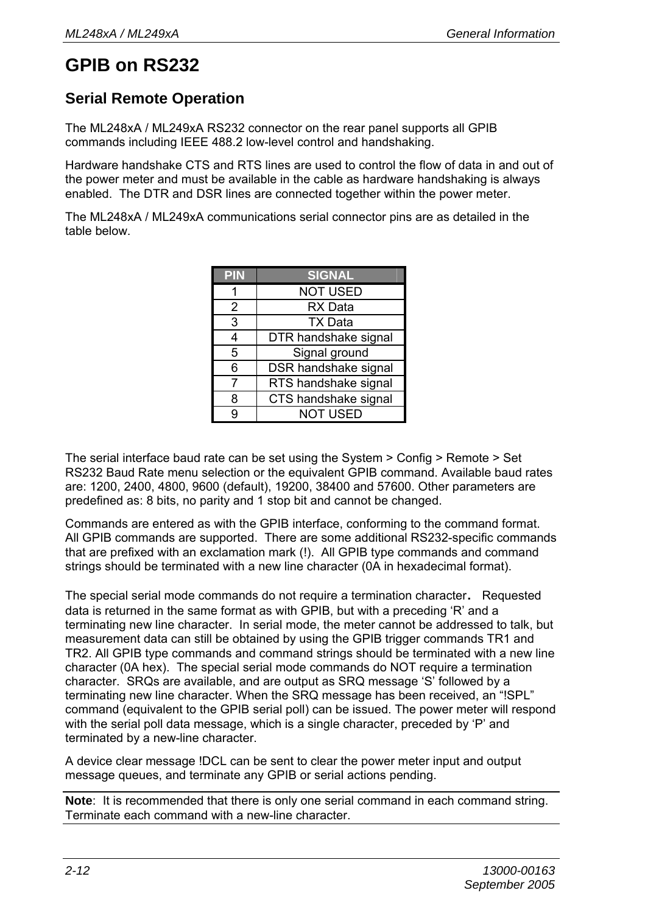# GPIB on RS232

## Serial Remote Operation

The ML248xA / ML249xA RS232 connector on the rear panel supports all GPIB commands including IEEE 488.2 low-level control and handshaking.

Hardware handshake CTS and RTS lines are used to control the flow of data in and out of the power meter and must be available in the cable as hardware handshaking is always enabled. The DTR and DSR lines are connected together within the power meter.

The ML248xA / ML249xA communications serial connector pins are as detailed in the table below.

| PIN | SIGNAL |
|---|---|
| 1 | NOT USED |
| 2 | RX Data |
| 3 | TX Data |
| 4 | DTR handshake signal |
| 5 | Signal ground |
| 6 | DSR handshake signal |
| 7 | RTS handshake signal |
| 8 | CTS handshake signal |
| 9 | NOT USED |

The serial interface baud rate can be set using the System > Config > Remote > Set RS232 Baud Rate menu selection or the equivalent GPIB command. Available baud rates are: 1200, 2400, 4800, 9600 (default), 19200, 38400 and 57600. Other parameters are predefined as: 8 bits, no parity and 1 stop bit and cannot be changed.

Commands are entered as with the GPIB interface, conforming to the command format. All GPIB commands are supported. There are some additional RS232-specific commands that are prefixed with an exclamation mark (!). All GPIB type commands and command strings should be terminated with a new line character (0A in hexadecimal format).

The special serial mode commands do not require a termination character. Requested data is returned in the same format as with GPIB, but with a preceding 'R' and a terminating new line character. In serial mode, the meter cannot be addressed to talk, but measurement data can still be obtained by using the GPIB trigger commands TR1 and TR2. All GPIB type commands and command strings should be terminated with a new line character (0A hex). The special serial mode commands do NOT require a termination character. SRQs are available, and are output as SRQ message 'S' followed by a terminating new line character. When the SRQ message has been received, an "!SPL" command (equivalent to the GPIB serial poll) can be issued. The power meter will respond with the serial poll data message, which is a single character, preceded by 'P' and terminated by a new-line character.

A device clear message !DCL can be sent to clear the power meter input and output message queues, and terminate any GPIB or serial actions pending.

**Note**: It is recommended that there is only one serial command in each command string. Terminate each command with a new-line character.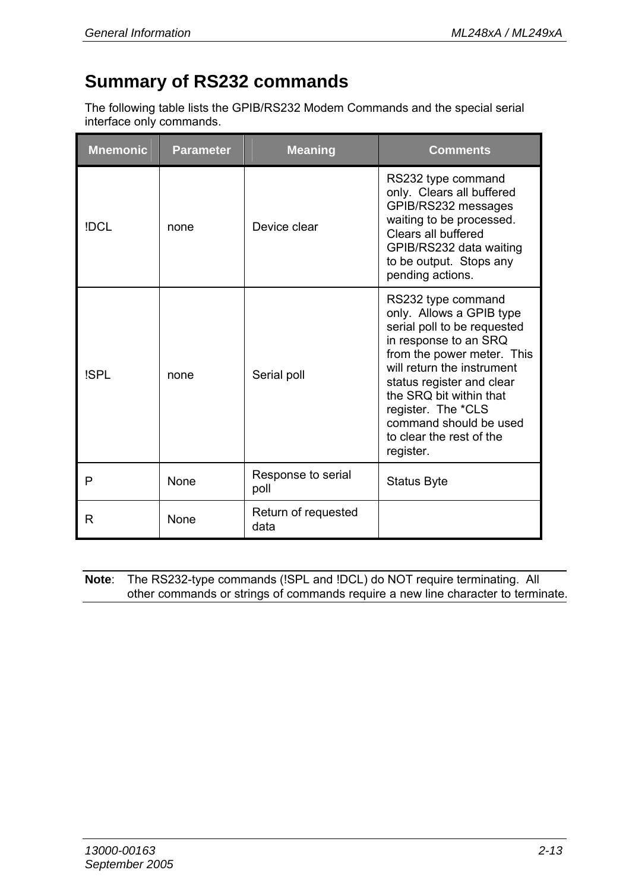## Summary of RS232 commands

The following table lists the GPIB/RS232 Modem Commands and the special serial interface only commands.

| Mnemonic | Parameter | Meaning | Comments |
|---|---|---|---|
| !DCL | none | Device clear | RS232 type command only. Clears all buffered GPIB/RS232 messages waiting to be processed. Clears all buffered GPIB/RS232 data waiting to be output. Stops any pending actions. |
| !SPL | none | Serial poll | RS232 type command only. Allows a GPIB type serial poll to be requested in response to an SRQ from the power meter. This will return the instrument status register and clear the SRQ bit within that register. The *CLS command should be used to clear the rest of the register. |
| P | None | Response to serial poll | Status Byte |
| R | None | Return of requested data | |

**Note**: The RS232-type commands (!SPL and !DCL) do NOT require terminating. All other commands or strings of commands require a new line character to terminate.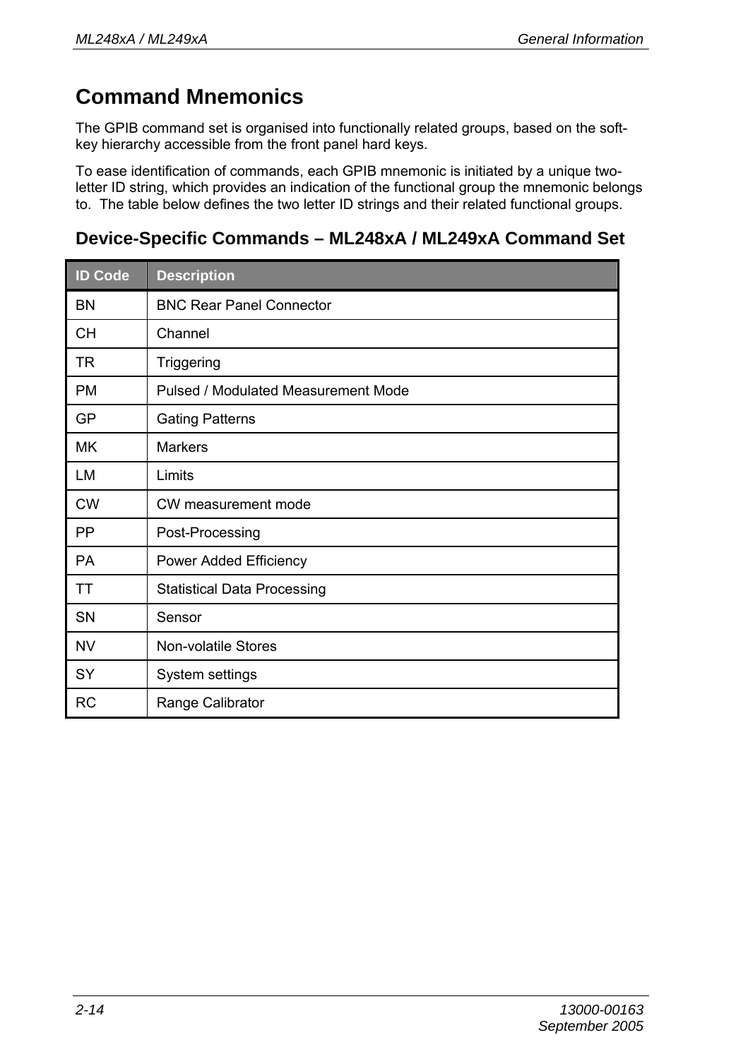# Command Mnemonics

The GPIB command set is organised into functionally related groups, based on the soft-key hierarchy accessible from the front panel hard keys.

To ease identification of commands, each GPIB mnemonic is initiated by a unique two-letter ID string, which provides an indication of the functional group the mnemonic belongs to. The table below defines the two letter ID strings and their related functional groups.

## Device-Specific Commands – ML248xA / ML249xA Command Set

| ID Code | Description |
| --- | --- |
| BN | BNC Rear Panel Connector |
| CH | Channel |
| TR | Triggering |
| PM | Pulsed / Modulated Measurement Mode |
| GP | Gating Patterns |
| MK | Markers |
| LM | Limits |
| CW | CW measurement mode |
| PP | Post-Processing |
| PA | Power Added Efficiency |
| TT | Statistical Data Processing |
| SN | Sensor |
| NV | Non-volatile Stores |
| SY | System settings |
| RC | Range Calibrator |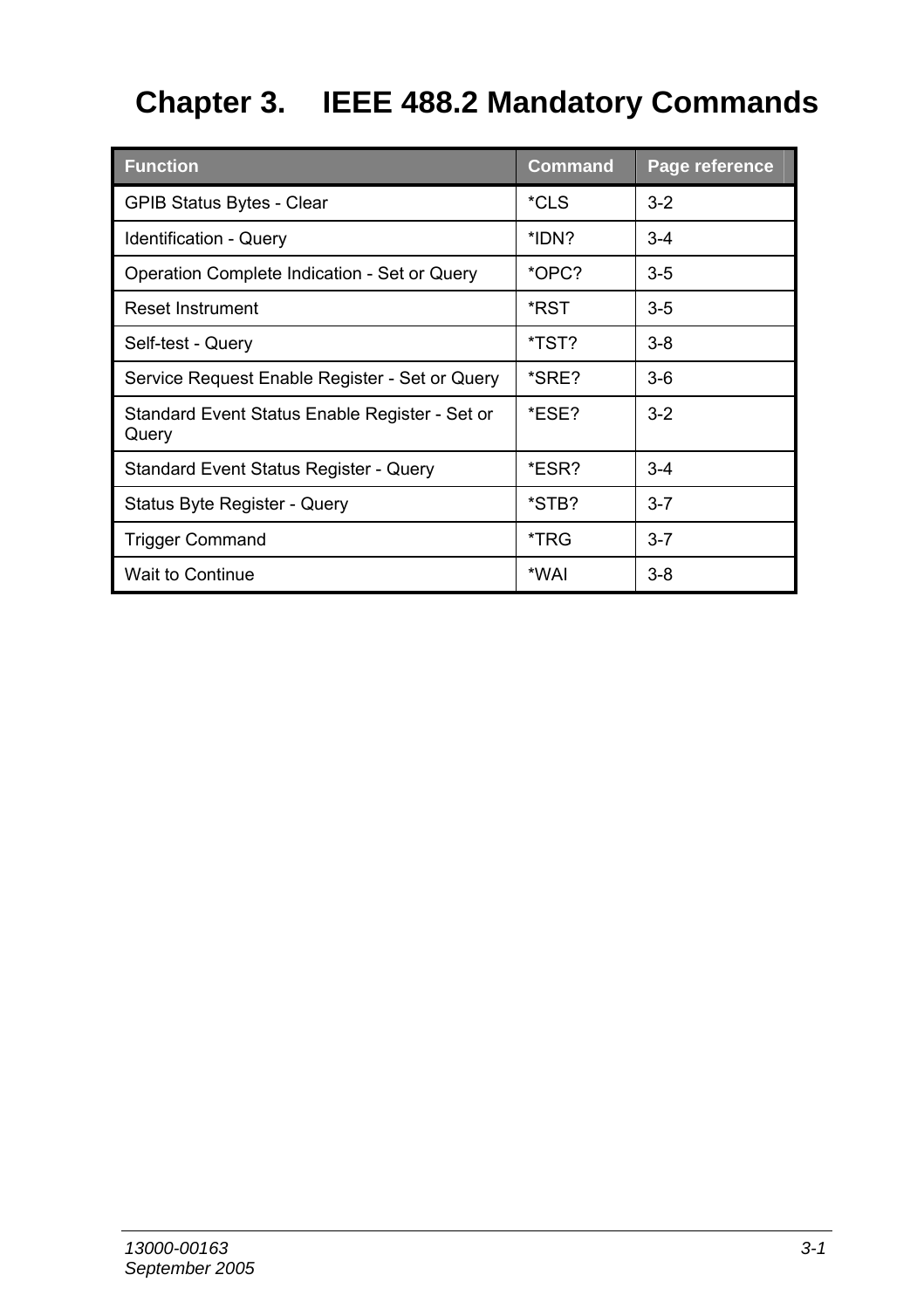# Chapter 3. IEEE 488.2 Mandatory Commands

| Function | Command | Page reference |
|---|---|---|
| GPIB Status Bytes - Clear | *CLS | 3-2 |
| Identification - Query | *IDN? | 3-4 |
| Operation Complete Indication - Set or Query | *OPC? | 3-5 |
| Reset Instrument | *RST | 3-5 |
| Self-test - Query | *TST? | 3-8 |
| Service Request Enable Register - Set or Query | *SRE? | 3-6 |
| Standard Event Status Enable Register - Set or Query | *ESE? | 3-2 |
| Standard Event Status Register - Query | *ESR? | 3-4 |
| Status Byte Register - Query | *STB? | 3-7 |
| Trigger Command | *TRG | 3-7 |
| Wait to Continue | *WAI | 3-8 |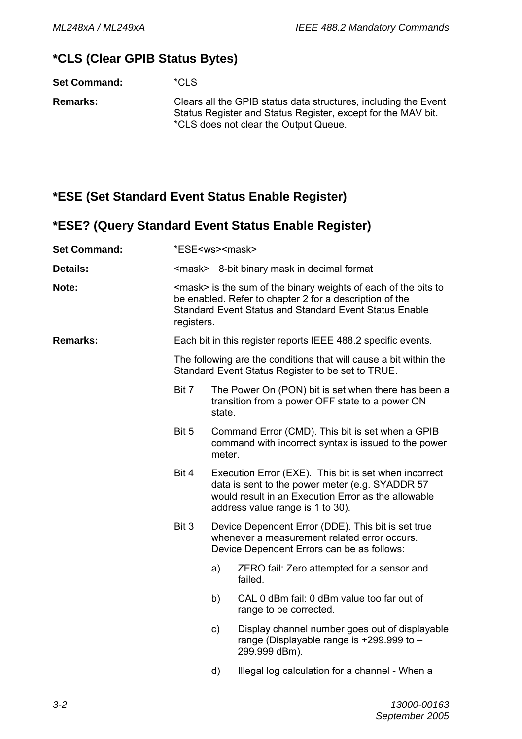## *CLS (Clear GPIB Status Bytes)

**Set Command:** *CLS

**Remarks:** Clears all the GPIB status data structures, including the Event Status Register and Status Register, except for the MAV bit. *CLS does not clear the Output Queue.

## *ESE (Set Standard Event Status Enable Register)

## *ESE? (Query Standard Event Status Enable Register)

**Set Command:** *ESE<ws><mask>

**Details:** <mask> 8-bit binary mask in decimal format

**Note:** <mask> is the sum of the binary weights of each of the bits to be enabled. Refer to chapter 2 for a description of the Standard Event Status and Standard Event Status Enable registers.

**Remarks:** Each bit in this register reports IEEE 488.2 specific events.

The following are the conditions that will cause a bit within the Standard Event Status Register to be set to TRUE.

Bit 7 The Power On (PON) bit is set when there has been a transition from a power OFF state to a power ON state.

Bit 5 Command Error (CMD). This bit is set when a GPIB command with incorrect syntax is issued to the power meter.

Bit 4 Execution Error (EXE). This bit is set when incorrect data is sent to the power meter (e.g. SYADDR 57 would result in an Execution Error as the allowable address value range is 1 to 30).

Bit 3 Device Dependent Error (DDE). This bit is set true whenever a measurement related error occurs. Device Dependent Errors can be as follows:

a) ZERO fail: Zero attempted for a sensor and failed.

b) CAL 0 dBm fail: 0 dBm value too far out of range to be corrected.

c) Display channel number goes out of displayable range (Displayable range is +299.999 to –299.999 dBm).

d) Illegal log calculation for a channel - When a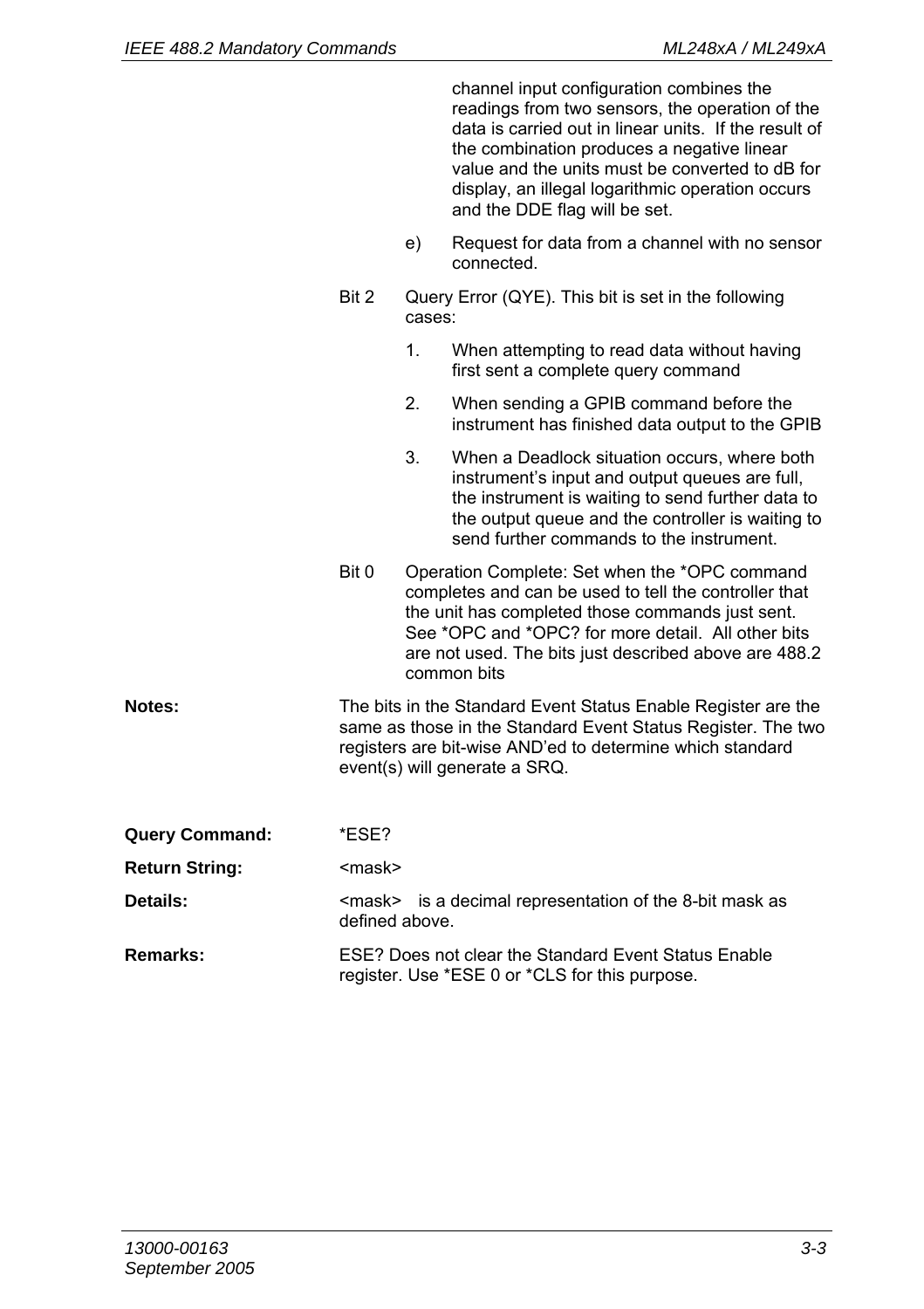channel input configuration combines the readings from two sensors, the operation of the data is carried out in linear units. If the result of the combination produces a negative linear value and the units must be converted to dB for display, an illegal logarithmic operation occurs and the DDE flag will be set.

e) Request for data from a channel with no sensor connected.

Bit 2 Query Error (QYE). This bit is set in the following cases:

1. When attempting to read data without having first sent a complete query command
2. When sending a GPIB command before the instrument has finished data output to the GPIB
3. When a Deadlock situation occurs, where both instrument's input and output queues are full, the instrument is waiting to send further data to the output queue and the controller is waiting to send further commands to the instrument.

Bit 0 Operation Complete: Set when the *OPC command completes and can be used to tell the controller that the unit has completed those commands just sent. See *OPC and *OPC? for more detail. All other bits are not used. The bits just described above are 488.2 common bits

**Notes:** The bits in the Standard Event Status Enable Register are the same as those in the Standard Event Status Register. The two registers are bit-wise AND'ed to determine which standard event(s) will generate a SRQ.

**Query Command:** *ESE?

**Return String:** <mask>

**Details:** <mask> is a decimal representation of the 8-bit mask as defined above.

**Remarks:** ESE? Does not clear the Standard Event Status Enable register. Use *ESE 0 or *CLS for this purpose.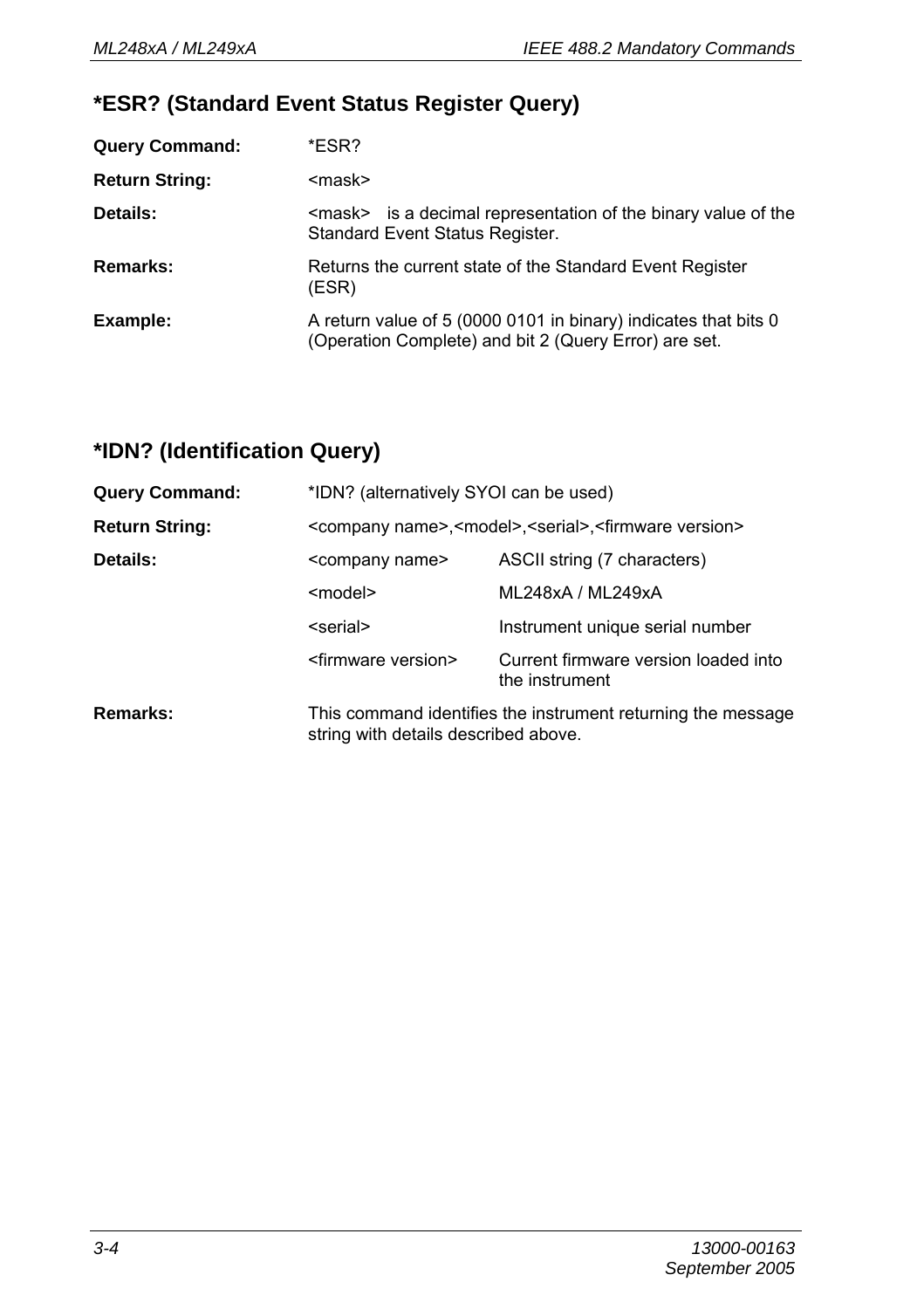## *ESR? (Standard Event Status Register Query)

**Query Command:** *ESR?

**Return String:** <mask>

**Details:** <mask> is a decimal representation of the binary value of the Standard Event Status Register.

**Remarks:** Returns the current state of the Standard Event Register (ESR)

**Example:** A return value of 5 (0000 0101 in binary) indicates that bits 0 (Operation Complete) and bit 2 (Query Error) are set.

## *IDN? (Identification Query)

**Query Command:** *IDN? (alternatively SYOI can be used)

**Return String:** <company name>,<model>,<serial>,<firmware version>

**Details:**

| | |
|---|---|
| <company name> | ASCII string (7 characters) |
| <model> | ML248xA / ML249xA |
| <serial> | Instrument unique serial number |
| <firmware version> | Current firmware version loaded into the instrument |

**Remarks:** This command identifies the instrument returning the message string with details described above.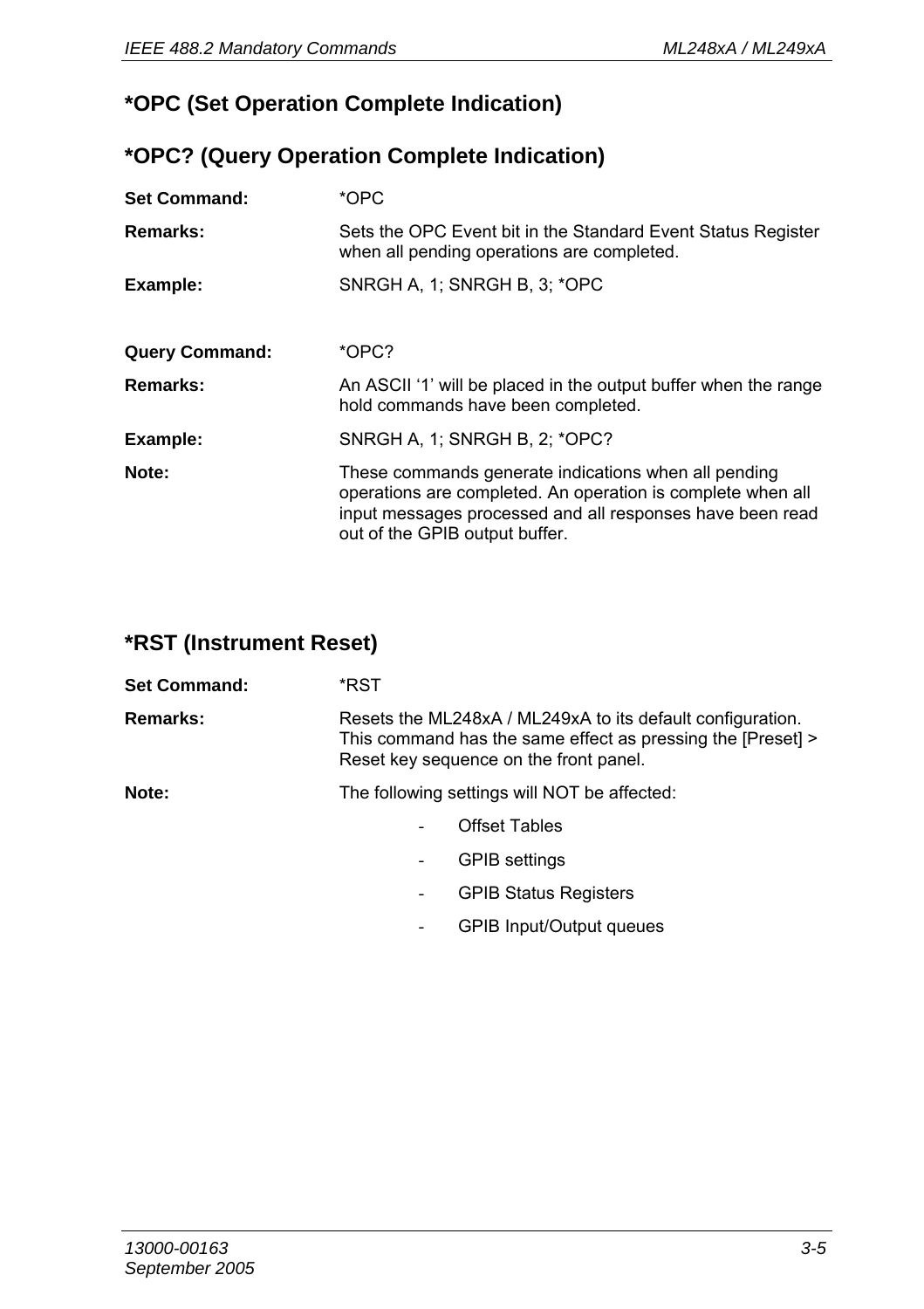## *OPC (Set Operation Complete Indication)

## *OPC? (Query Operation Complete Indication)

**Set Command:** *OPC

**Remarks:** Sets the OPC Event bit in the Standard Event Status Register when all pending operations are completed.

**Example:** SNRGH A, 1; SNRGH B, 3; *OPC

**Query Command:** *OPC?

**Remarks:** An ASCII ‘1’ will be placed in the output buffer when the range hold commands have been completed.

**Example:** SNRGH A, 1; SNRGH B, 2; *OPC?

**Note:** These commands generate indications when all pending operations are completed. An operation is complete when all input messages processed and all responses have been read out of the GPIB output buffer.

## *RST (Instrument Reset)

**Set Command:** *RST

**Remarks:** Resets the ML248xA / ML249xA to its default configuration. This command has the same effect as pressing the [Preset] > Reset key sequence on the front panel.

**Note:** The following settings will NOT be affected:

- Offset Tables
- GPIB settings
- GPIB Status Registers
- GPIB Input/Output queues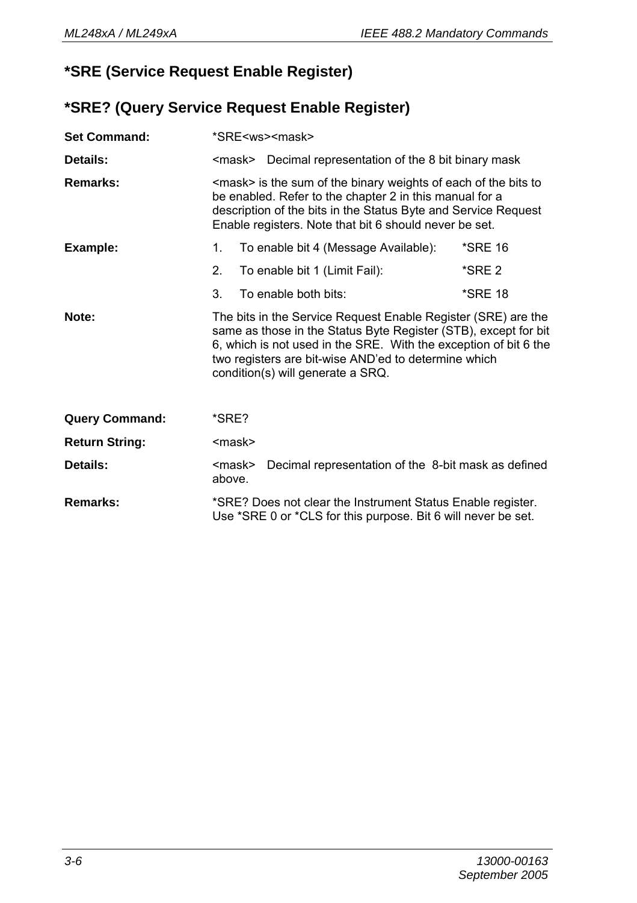## *SRE (Service Request Enable Register)

## *SRE? (Query Service Request Enable Register)

**Set Command:** *SRE<ws><mask>

**Details:** <mask> Decimal representation of the 8 bit binary mask

**Remarks:** <mask> is the sum of the binary weights of each of the bits to be enabled. Refer to the chapter 2 in this manual for a description of the bits in the Status Byte and Service Request Enable registers. Note that bit 6 should never be set.

**Example:**

1. To enable bit 4 (Message Available): *SRE 16
2. To enable bit 1 (Limit Fail): *SRE 2
3. To enable both bits: *SRE 18

**Note:** The bits in the Service Request Enable Register (SRE) are the same as those in the Status Byte Register (STB), except for bit 6, which is not used in the SRE. With the exception of bit 6 the two registers are bit-wise AND'ed to determine which condition(s) will generate a SRQ.

**Query Command:** *SRE?

**Return String:** <mask>

**Details:** <mask> Decimal representation of the 8-bit mask as defined above.

**Remarks:** *SRE? Does not clear the Instrument Status Enable register. Use *SRE 0 or *CLS for this purpose. Bit 6 will never be set.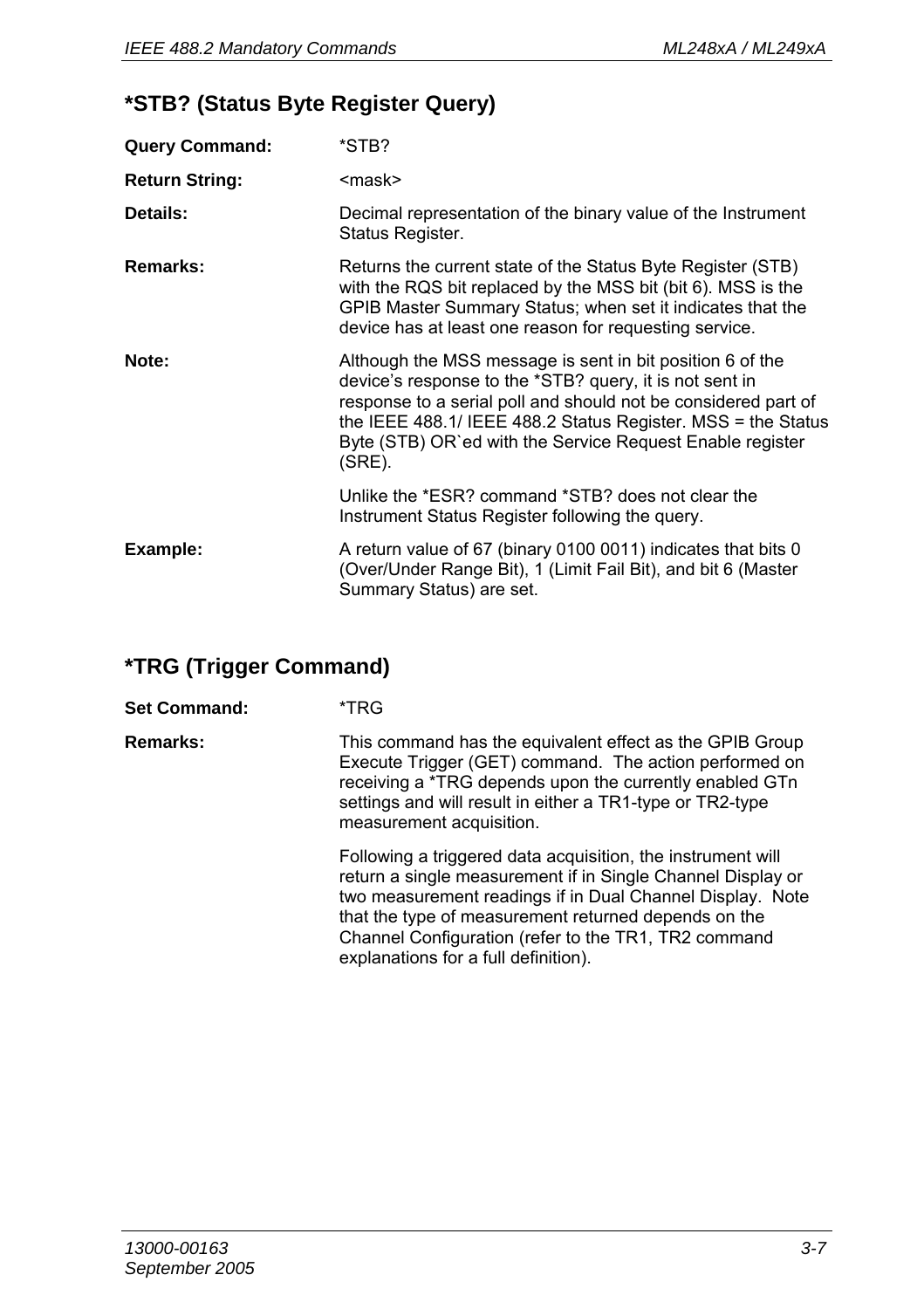## *STB? (Status Byte Register Query)

**Query Command:** *STB?

**Return String:** <mask>

**Details:** Decimal representation of the binary value of the Instrument Status Register.

**Remarks:** Returns the current state of the Status Byte Register (STB) with the RQS bit replaced by the MSS bit (bit 6). MSS is the GPIB Master Summary Status; when set it indicates that the device has at least one reason for requesting service.

**Note:** Although the MSS message is sent in bit position 6 of the device's response to the *STB? query, it is not sent in response to a serial poll and should not be considered part of the IEEE 488.1/ IEEE 488.2 Status Register. MSS = the Status Byte (STB) OR`ed with the Service Request Enable register (SRE).

Unlike the *ESR? command *STB? does not clear the Instrument Status Register following the query.

**Example:** A return value of 67 (binary 0100 0011) indicates that bits 0 (Over/Under Range Bit), 1 (Limit Fail Bit), and bit 6 (Master Summary Status) are set.

## *TRG (Trigger Command)

**Set Command:** *TRG

**Remarks:** This command has the equivalent effect as the GPIB Group Execute Trigger (GET) command. The action performed on receiving a *TRG depends upon the currently enabled GTn settings and will result in either a TR1-type or TR2-type measurement acquisition.

Following a triggered data acquisition, the instrument will return a single measurement if in Single Channel Display or two measurement readings if in Dual Channel Display. Note that the type of measurement returned depends on the Channel Configuration (refer to the TR1, TR2 command explanations for a full definition).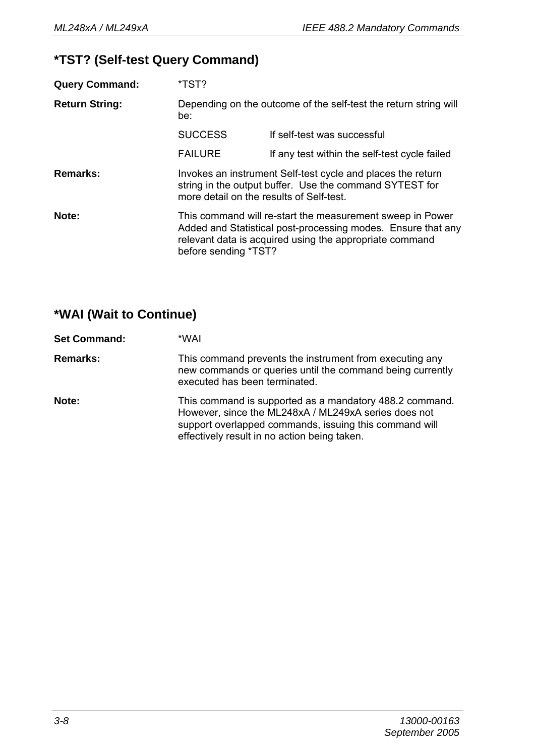## *TST? (Self-test Query Command)

**Query Command:** *TST?

**Return String:** Depending on the outcome of the self-test the return string will be:

| | |
|---|---|
| SUCCESS | If self-test was successful |
| FAILURE | If any test within the self-test cycle failed |

**Remarks:** Invokes an instrument Self-test cycle and places the return string in the output buffer. Use the command SYTEST for more detail on the results of Self-test.

**Note:** This command will re-start the measurement sweep in Power Added and Statistical post-processing modes. Ensure that any relevant data is acquired using the appropriate command before sending *TST?

## *WAI (Wait to Continue)

**Set Command:** *WAI

**Remarks:** This command prevents the instrument from executing any new commands or queries until the command being currently executed has been terminated.

**Note:** This command is supported as a mandatory 488.2 command. However, since the ML248xA / ML249xA series does not support overlapped commands, issuing this command will effectively result in no action being taken.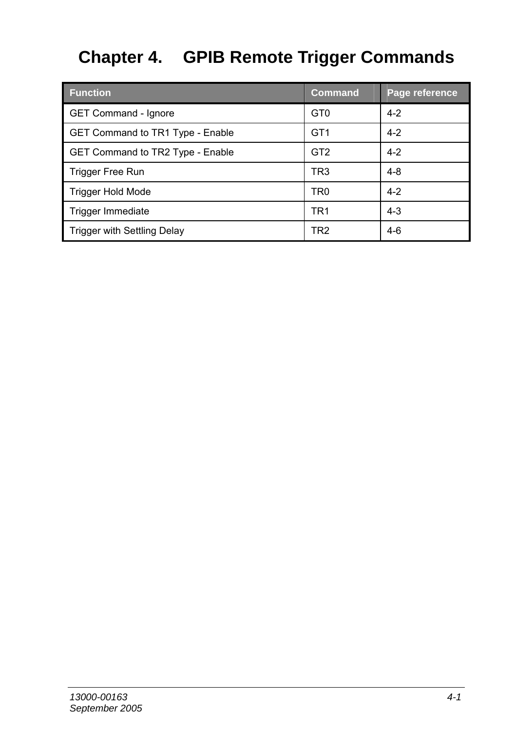# Chapter 4. GPIB Remote Trigger Commands

| Function | Command | Page reference |
|---|---|---|
| GET Command - Ignore | GT0 | 4-2 |
| GET Command to TR1 Type - Enable | GT1 | 4-2 |
| GET Command to TR2 Type - Enable | GT2 | 4-2 |
| Trigger Free Run | TR3 | 4-8 |
| Trigger Hold Mode | TR0 | 4-2 |
| Trigger Immediate | TR1 | 4-3 |
| Trigger with Settling Delay | TR2 | 4-6 |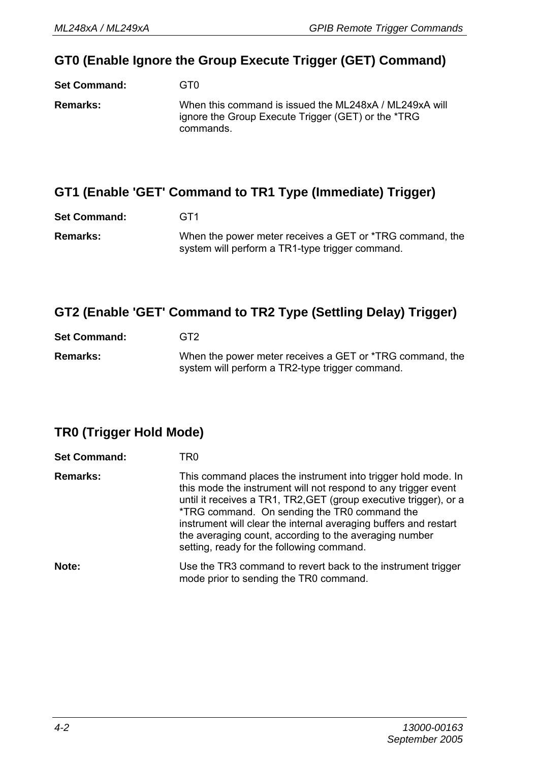## GT0 (Enable Ignore the Group Execute Trigger (GET) Command)

**Set Command:** GT0

**Remarks:** When this command is issued the ML248xA / ML249xA will ignore the Group Execute Trigger (GET) or the *TRG commands.

## GT1 (Enable 'GET' Command to TR1 Type (Immediate) Trigger)

**Set Command:** GT1

**Remarks:** When the power meter receives a GET or *TRG command, the system will perform a TR1-type trigger command.

## GT2 (Enable 'GET' Command to TR2 Type (Settling Delay) Trigger)

**Set Command:** GT2

**Remarks:** When the power meter receives a GET or *TRG command, the system will perform a TR2-type trigger command.

## TR0 (Trigger Hold Mode)

**Set Command:** TR0

**Remarks:** This command places the instrument into trigger hold mode. In this mode the instrument will not respond to any trigger event until it receives a TR1, TR2,GET (group executive trigger), or a *TRG command. On sending the TR0 command the instrument will clear the internal averaging buffers and restart the averaging count, according to the averaging number setting, ready for the following command.

**Note:** Use the TR3 command to revert back to the instrument trigger mode prior to sending the TR0 command.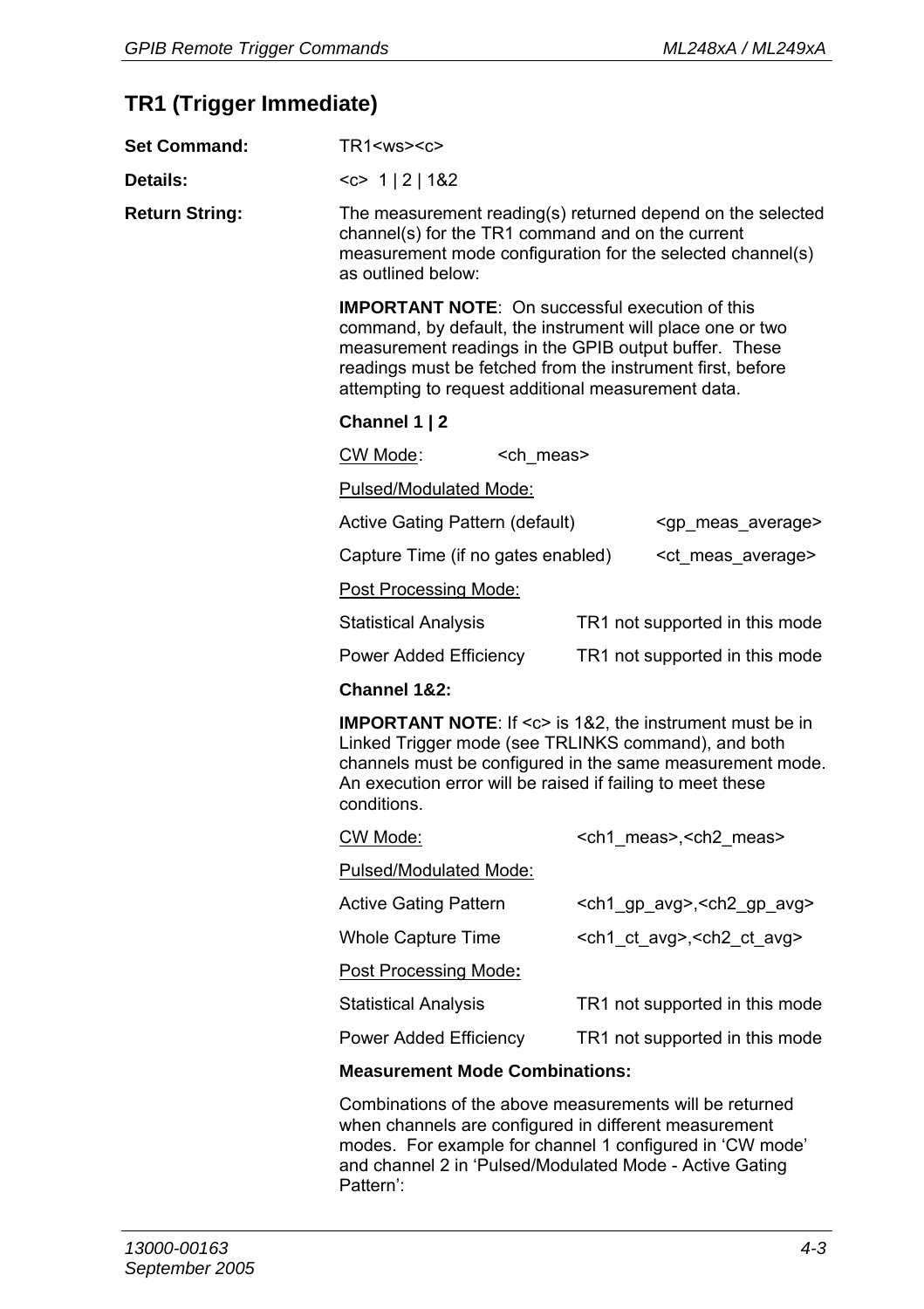## TR1 (Trigger Immediate)

**Set Command:** TR1<ws><c>

**Details:** <c> 1 | 2 | 1&2

**Return String:** The measurement reading(s) returned depend on the selected channel(s) for the TR1 command and on the current measurement mode configuration for the selected channel(s) as outlined below:

**IMPORTANT NOTE**: On successful execution of this command, by default, the instrument will place one or two measurement readings in the GPIB output buffer. These readings must be fetched from the instrument first, before attempting to request additional measurement data.

**Channel 1 | 2**

<u>CW Mode</u>: <ch_meas>

<u>Pulsed/Modulated Mode:</u>

| | |
|---|---|
| Active Gating Pattern (default) | <gp_meas_average> |
| Capture Time (if no gates enabled) | <ct_meas_average> |

<u>Post Processing Mode:</u>

| | |
|---|---|
| Statistical Analysis | TR1 not supported in this mode |
| Power Added Efficiency | TR1 not supported in this mode |

**Channel 1&2:**

**IMPORTANT NOTE**: If <c> is 1&2, the instrument must be in Linked Trigger mode (see TRLINKS command), and both channels must be configured in the same measurement mode. An execution error will be raised if failing to meet these conditions.

<u>CW Mode:</u> <ch1_meas>,<ch2_meas>

<u>Pulsed/Modulated Mode:</u>

| | |
|---|---|
| Active Gating Pattern | <ch1_gp_avg>,<ch2_gp_avg> |
| Whole Capture Time | <ch1_ct_avg>,<ch2_ct_avg> |

<u>Post Processing Mode:</u>

| | |
|---|---|
| Statistical Analysis | TR1 not supported in this mode |
| Power Added Efficiency | TR1 not supported in this mode |

**Measurement Mode Combinations:**

Combinations of the above measurements will be returned when channels are configured in different measurement modes. For example for channel 1 configured in 'CW mode' and channel 2 in 'Pulsed/Modulated Mode - Active Gating Pattern':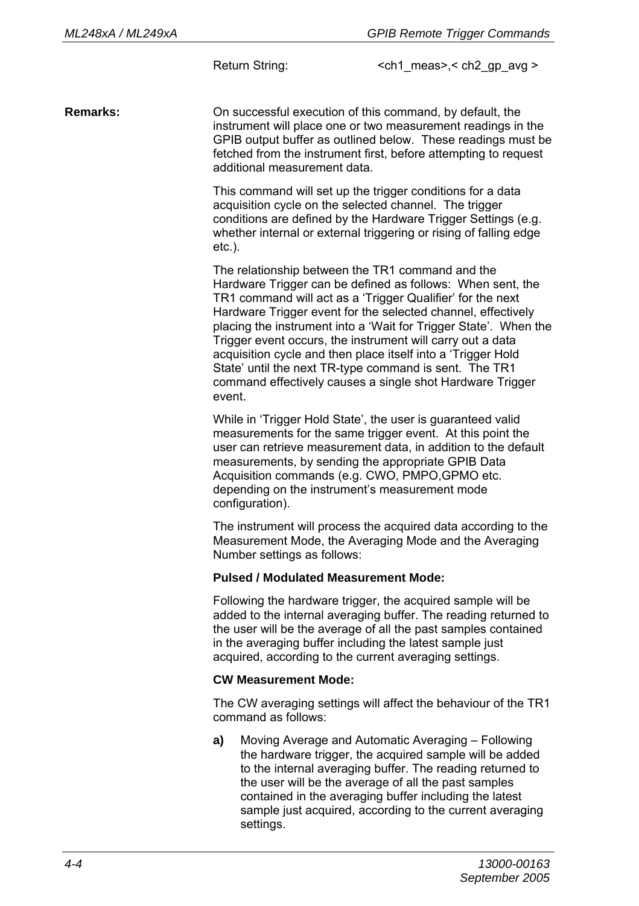Return String: <ch1_meas>,< ch2_gp_avg >

**Remarks:**

On successful execution of this command, by default, the instrument will place one or two measurement readings in the GPIB output buffer as outlined below. These readings must be fetched from the instrument first, before attempting to request additional measurement data.

This command will set up the trigger conditions for a data acquisition cycle on the selected channel. The trigger conditions are defined by the Hardware Trigger Settings (e.g. whether internal or external triggering or rising of falling edge etc.).

The relationship between the TR1 command and the Hardware Trigger can be defined as follows: When sent, the TR1 command will act as a 'Trigger Qualifier' for the next Hardware Trigger event for the selected channel, effectively placing the instrument into a 'Wait for Trigger State'. When the Trigger event occurs, the instrument will carry out a data acquisition cycle and then place itself into a 'Trigger Hold State' until the next TR-type command is sent. The TR1 command effectively causes a single shot Hardware Trigger event.

While in 'Trigger Hold State', the user is guaranteed valid measurements for the same trigger event. At this point the user can retrieve measurement data, in addition to the default measurements, by sending the appropriate GPIB Data Acquisition commands (e.g. CWO, PMPO,GPMO etc. depending on the instrument's measurement mode configuration).

The instrument will process the acquired data according to the Measurement Mode, the Averaging Mode and the Averaging Number settings as follows:

**Pulsed / Modulated Measurement Mode:**

Following the hardware trigger, the acquired sample will be added to the internal averaging buffer. The reading returned to the user will be the average of all the past samples contained in the averaging buffer including the latest sample just acquired, according to the current averaging settings.

**CW Measurement Mode:**

The CW averaging settings will affect the behaviour of the TR1 command as follows:

**a)** Moving Average and Automatic Averaging – Following the hardware trigger, the acquired sample will be added to the internal averaging buffer. The reading returned to the user will be the average of all the past samples contained in the averaging buffer including the latest sample just acquired, according to the current averaging settings.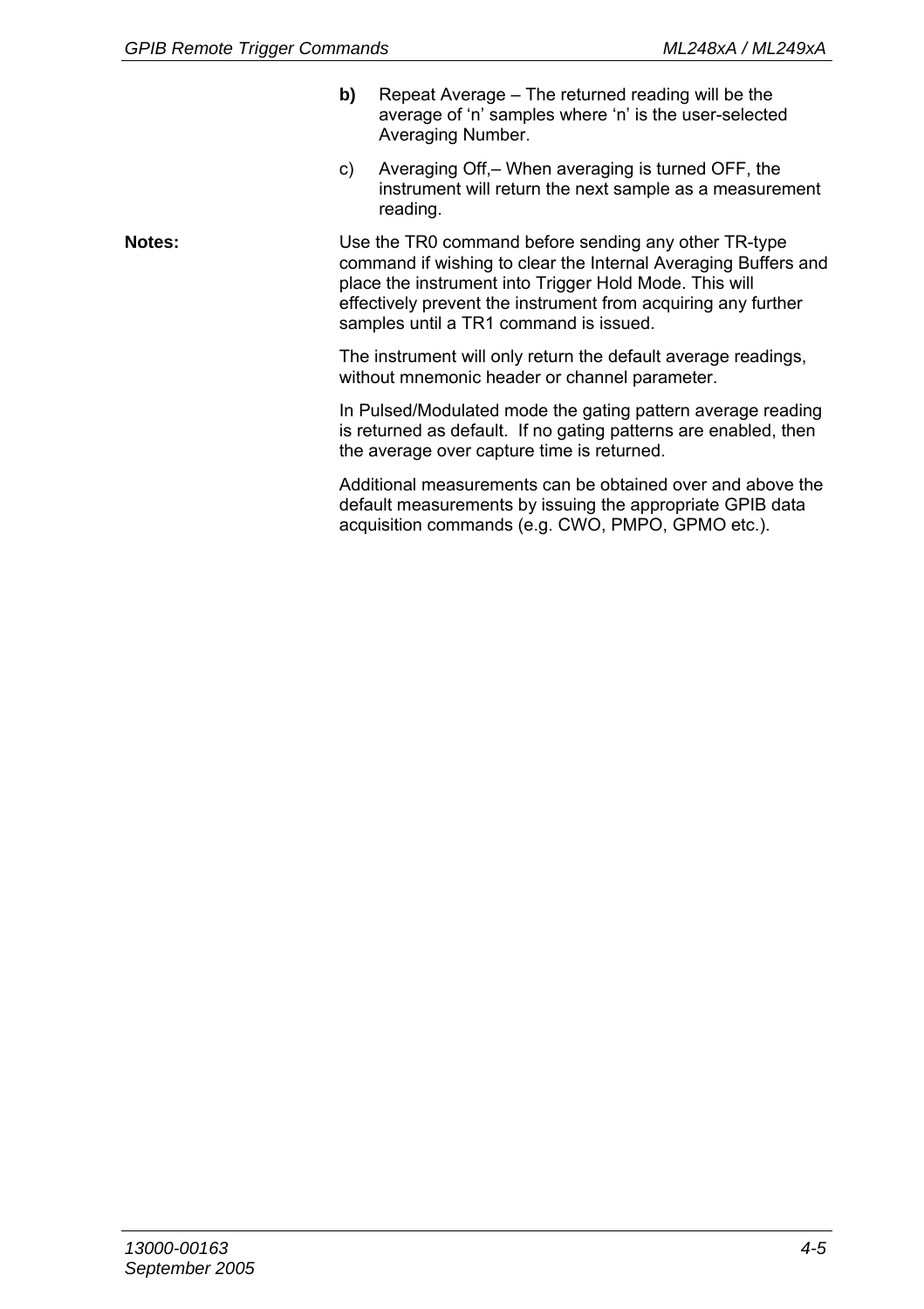**b)** Repeat Average – The returned reading will be the average of 'n' samples where 'n' is the user-selected Averaging Number.

c) Averaging Off,– When averaging is turned OFF, the instrument will return the next sample as a measurement reading.

**Notes:**

Use the TR0 command before sending any other TR-type command if wishing to clear the Internal Averaging Buffers and place the instrument into Trigger Hold Mode. This will effectively prevent the instrument from acquiring any further samples until a TR1 command is issued.

The instrument will only return the default average readings, without mnemonic header or channel parameter.

In Pulsed/Modulated mode the gating pattern average reading is returned as default. If no gating patterns are enabled, then the average over capture time is returned.

Additional measurements can be obtained over and above the default measurements by issuing the appropriate GPIB data acquisition commands (e.g. CWO, PMPO, GPMO etc.).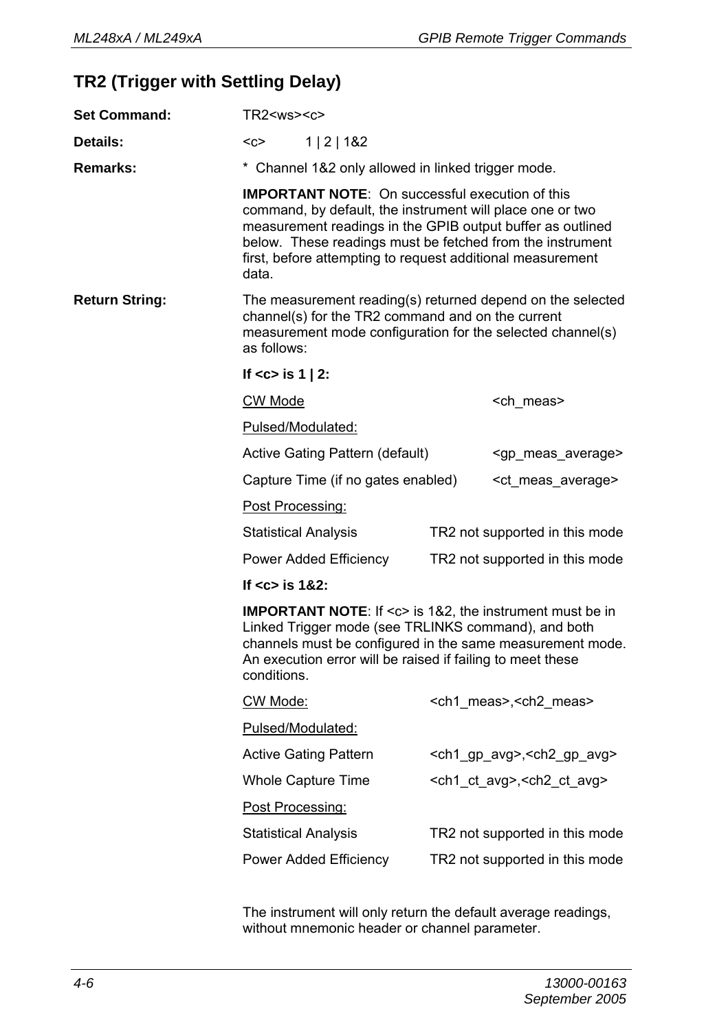## TR2 (Trigger with Settling Delay)

**Set Command:** TR2<ws><c>

**Details:** <c> 1 | 2 | 1&2

**Remarks:** * Channel 1&2 only allowed in linked trigger mode.

**IMPORTANT NOTE**: On successful execution of this command, by default, the instrument will place one or two measurement readings in the GPIB output buffer as outlined below. These readings must be fetched from the instrument first, before attempting to request additional measurement data.

**Return String:** The measurement reading(s) returned depend on the selected channel(s) for the TR2 command and on the current measurement mode configuration for the selected channel(s) as follows:

**If <c> is 1 | 2:**

| | |
|---|---|
| <u>CW Mode</u> | <ch_meas> |
| <u>Pulsed/Modulated:</u> | |
| Active Gating Pattern (default) | <gp_meas_average> |
| Capture Time (if no gates enabled) | <ct_meas_average> |
| <u>Post Processing:</u> | |
| Statistical Analysis | TR2 not supported in this mode |
| Power Added Efficiency | TR2 not supported in this mode |

**If <c> is 1&2:**

**IMPORTANT NOTE**: If <c> is 1&2, the instrument must be in Linked Trigger mode (see TRLINKS command), and both channels must be configured in the same measurement mode. An execution error will be raised if failing to meet these conditions.

| | |
|---|---|
| <u>CW Mode:</u> | <ch1_meas>,<ch2_meas> |
| <u>Pulsed/Modulated:</u> | |
| Active Gating Pattern | <ch1_gp_avg>,<ch2_gp_avg> |
| Whole Capture Time | <ch1_ct_avg>,<ch2_ct_avg> |
| <u>Post Processing:</u> | |
| Statistical Analysis | TR2 not supported in this mode |
| Power Added Efficiency | TR2 not supported in this mode |

The instrument will only return the default average readings, without mnemonic header or channel parameter.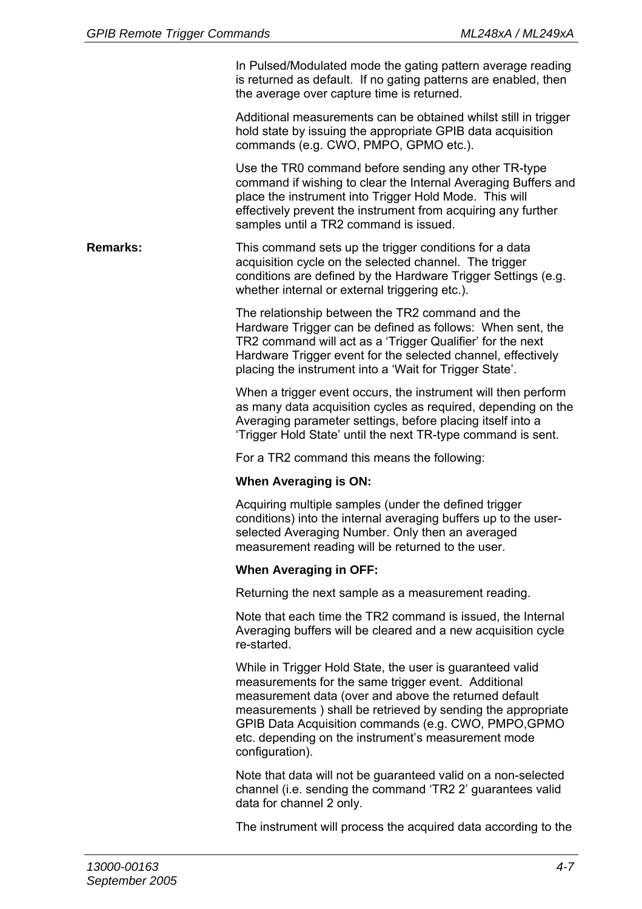In Pulsed/Modulated mode the gating pattern average reading is returned as default. If no gating patterns are enabled, then the average over capture time is returned.

Additional measurements can be obtained whilst still in trigger hold state by issuing the appropriate GPIB data acquisition commands (e.g. CWO, PMPO, GPMO etc.).

Use the TR0 command before sending any other TR-type command if wishing to clear the Internal Averaging Buffers and place the instrument into Trigger Hold Mode. This will effectively prevent the instrument from acquiring any further samples until a TR2 command is issued.

**Remarks:** This command sets up the trigger conditions for a data acquisition cycle on the selected channel. The trigger conditions are defined by the Hardware Trigger Settings (e.g. whether internal or external triggering etc.).

The relationship between the TR2 command and the Hardware Trigger can be defined as follows: When sent, the TR2 command will act as a 'Trigger Qualifier' for the next Hardware Trigger event for the selected channel, effectively placing the instrument into a 'Wait for Trigger State'.

When a trigger event occurs, the instrument will then perform as many data acquisition cycles as required, depending on the Averaging parameter settings, before placing itself into a 'Trigger Hold State' until the next TR-type command is sent.

For a TR2 command this means the following:

**When Averaging is ON:**

Acquiring multiple samples (under the defined trigger conditions) into the internal averaging buffers up to the user-selected Averaging Number. Only then an averaged measurement reading will be returned to the user.

**When Averaging in OFF:**

Returning the next sample as a measurement reading.

Note that each time the TR2 command is issued, the Internal Averaging buffers will be cleared and a new acquisition cycle re-started.

While in Trigger Hold State, the user is guaranteed valid measurements for the same trigger event. Additional measurement data (over and above the returned default measurements ) shall be retrieved by sending the appropriate GPIB Data Acquisition commands (e.g. CWO, PMPO,GPMO etc. depending on the instrument's measurement mode configuration).

Note that data will not be guaranteed valid on a non-selected channel (i.e. sending the command 'TR2 2' guarantees valid data for channel 2 only.

The instrument will process the acquired data according to the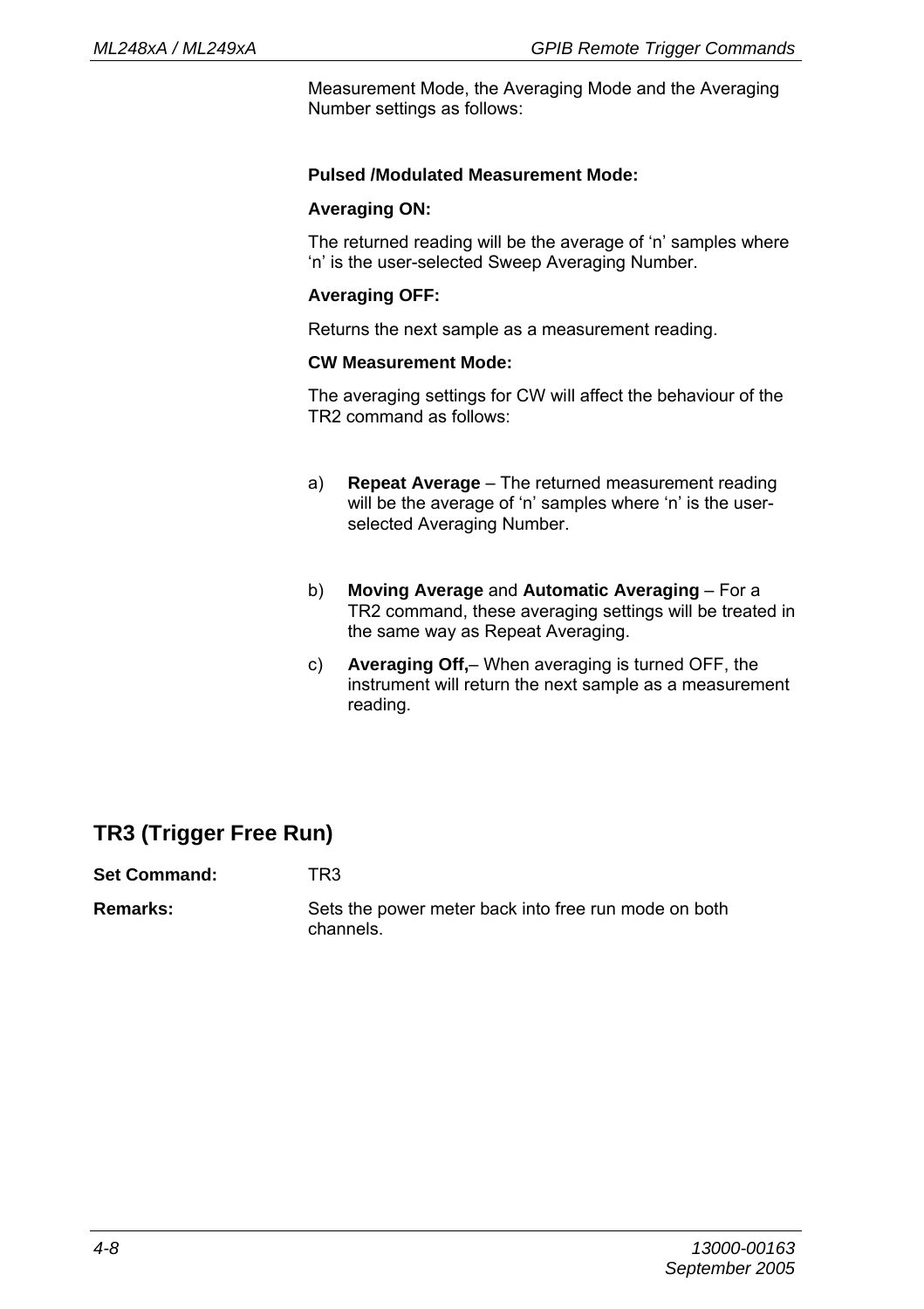Measurement Mode, the Averaging Mode and the Averaging Number settings as follows:

**Pulsed /Modulated Measurement Mode:**

**Averaging ON:**

The returned reading will be the average of 'n' samples where 'n' is the user-selected Sweep Averaging Number.

**Averaging OFF:**

Returns the next sample as a measurement reading.

**CW Measurement Mode:**

The averaging settings for CW will affect the behaviour of the TR2 command as follows:

a) **Repeat Average** – The returned measurement reading will be the average of 'n' samples where 'n' is the user-selected Averaging Number.

b) **Moving Average** and **Automatic Averaging** – For a TR2 command, these averaging settings will be treated in the same way as Repeat Averaging.

c) **Averaging Off,**– When averaging is turned OFF, the instrument will return the next sample as a measurement reading.

## TR3 (Trigger Free Run)

**Set Command:** TR3

**Remarks:** Sets the power meter back into free run mode on both channels.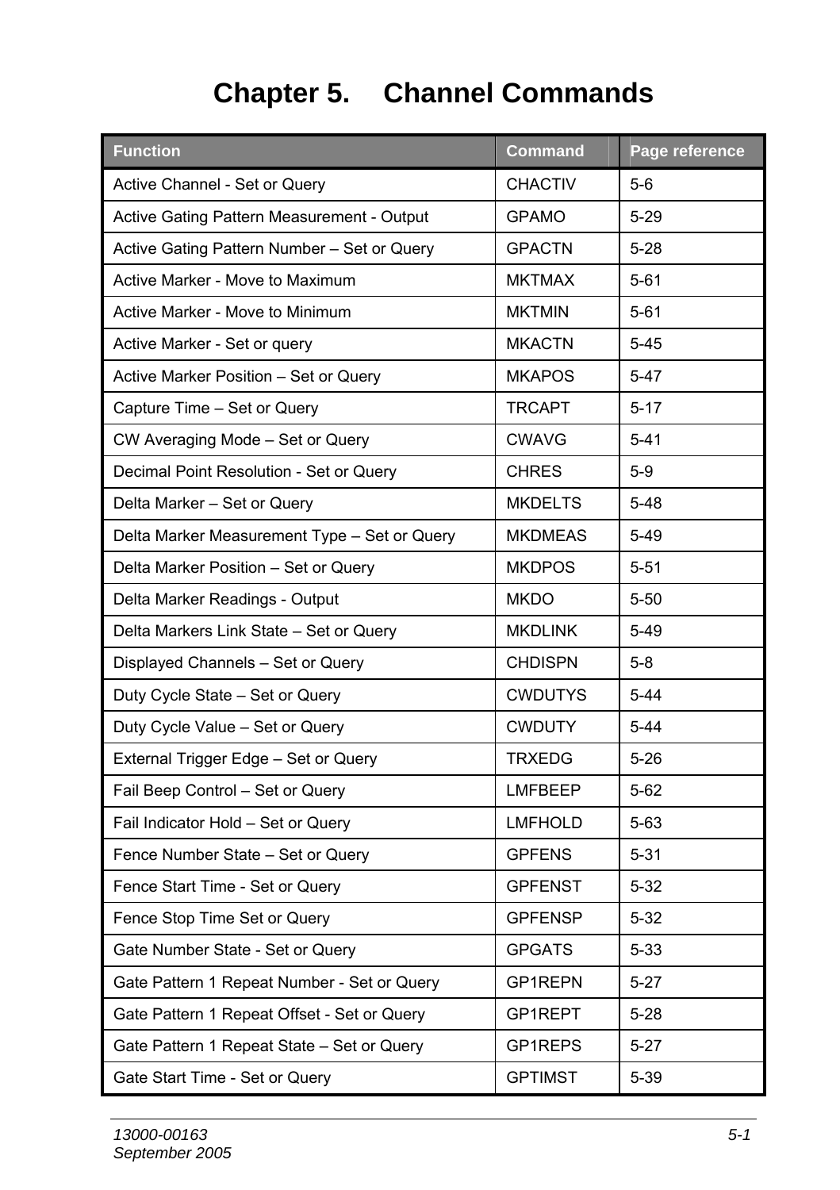# Chapter 5. Channel Commands

| Function | Command | Page reference |
|---|---|---|
| Active Channel - Set or Query | CHACTIV | 5-6 |
| Active Gating Pattern Measurement - Output | GPAMO | 5-29 |
| Active Gating Pattern Number – Set or Query | GPACTN | 5-28 |
| Active Marker - Move to Maximum | MKTMAX | 5-61 |
| Active Marker - Move to Minimum | MKTMIN | 5-61 |
| Active Marker - Set or query | MKACTN | 5-45 |
| Active Marker Position – Set or Query | MKAPOS | 5-47 |
| Capture Time – Set or Query | TRCAPT | 5-17 |
| CW Averaging Mode – Set or Query | CWAVG | 5-41 |
| Decimal Point Resolution - Set or Query | CHRES | 5-9 |
| Delta Marker – Set or Query | MKDELTS | 5-48 |
| Delta Marker Measurement Type – Set or Query | MKDMEAS | 5-49 |
| Delta Marker Position – Set or Query | MKDPOS | 5-51 |
| Delta Marker Readings - Output | MKDO | 5-50 |
| Delta Markers Link State – Set or Query | MKDLINK | 5-49 |
| Displayed Channels – Set or Query | CHDISPN | 5-8 |
| Duty Cycle State – Set or Query | CWDUTYS | 5-44 |
| Duty Cycle Value – Set or Query | CWDUTY | 5-44 |
| External Trigger Edge – Set or Query | TRXEDG | 5-26 |
| Fail Beep Control – Set or Query | LMFBEEP | 5-62 |
| Fail Indicator Hold – Set or Query | LMFHOLD | 5-63 |
| Fence Number State – Set or Query | GPFENS | 5-31 |
| Fence Start Time - Set or Query | GPFENST | 5-32 |
| Fence Stop Time Set or Query | GPFENSP | 5-32 |
| Gate Number State - Set or Query | GPGATS | 5-33 |
| Gate Pattern 1 Repeat Number - Set or Query | GP1REPN | 5-27 |
| Gate Pattern 1 Repeat Offset - Set or Query | GP1REPT | 5-28 |
| Gate Pattern 1 Repeat State – Set or Query | GP1REPS | 5-27 |
| Gate Start Time - Set or Query | GPTIMST | 5-39 |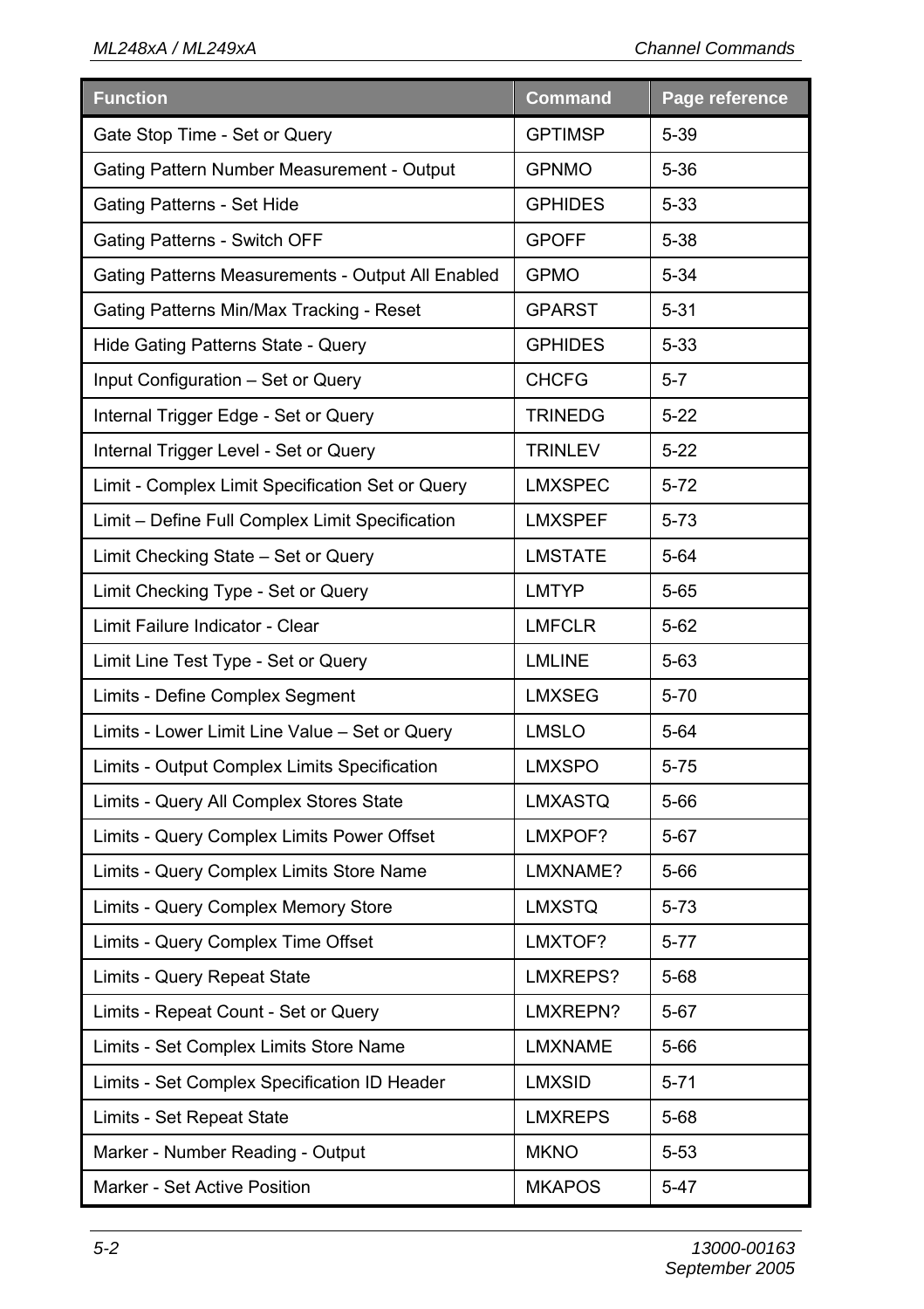| Function | Command | Page reference |
|---|---|---|
| Gate Stop Time - Set or Query | GPTIMSP | 5-39 |
| Gating Pattern Number Measurement - Output | GPNMO | 5-36 |
| Gating Patterns - Set Hide | GPHIDES | 5-33 |
| Gating Patterns - Switch OFF | GPOFF | 5-38 |
| Gating Patterns Measurements - Output All Enabled | GPMO | 5-34 |
| Gating Patterns Min/Max Tracking - Reset | GPARST | 5-31 |
| Hide Gating Patterns State - Query | GPHIDES | 5-33 |
| Input Configuration – Set or Query | CHCFG | 5-7 |
| Internal Trigger Edge - Set or Query | TRINEDG | 5-22 |
| Internal Trigger Level - Set or Query | TRINLEV | 5-22 |
| Limit - Complex Limit Specification Set or Query | LMXSPEC | 5-72 |
| Limit – Define Full Complex Limit Specification | LMXSPEF | 5-73 |
| Limit Checking State – Set or Query | LMSTATE | 5-64 |
| Limit Checking Type - Set or Query | LMTYP | 5-65 |
| Limit Failure Indicator - Clear | LMFCLR | 5-62 |
| Limit Line Test Type - Set or Query | LMLINE | 5-63 |
| Limits - Define Complex Segment | LMXSEG | 5-70 |
| Limits - Lower Limit Line Value – Set or Query | LMSLO | 5-64 |
| Limits - Output Complex Limits Specification | LMXSPO | 5-75 |
| Limits - Query All Complex Stores State | LMXASTQ | 5-66 |
| Limits - Query Complex Limits Power Offset | LMXPOF? | 5-67 |
| Limits - Query Complex Limits Store Name | LMXNAME? | 5-66 |
| Limits - Query Complex Memory Store | LMXSTQ | 5-73 |
| Limits - Query Complex Time Offset | LMXTOF? | 5-77 |
| Limits - Query Repeat State | LMXREPS? | 5-68 |
| Limits - Repeat Count - Set or Query | LMXREPN? | 5-67 |
| Limits - Set Complex Limits Store Name | LMXNAME | 5-66 |
| Limits - Set Complex Specification ID Header | LMXSID | 5-71 |
| Limits - Set Repeat State | LMXREPS | 5-68 |
| Marker - Number Reading - Output | MKNO | 5-53 |
| Marker - Set Active Position | MKAPOS | 5-47 |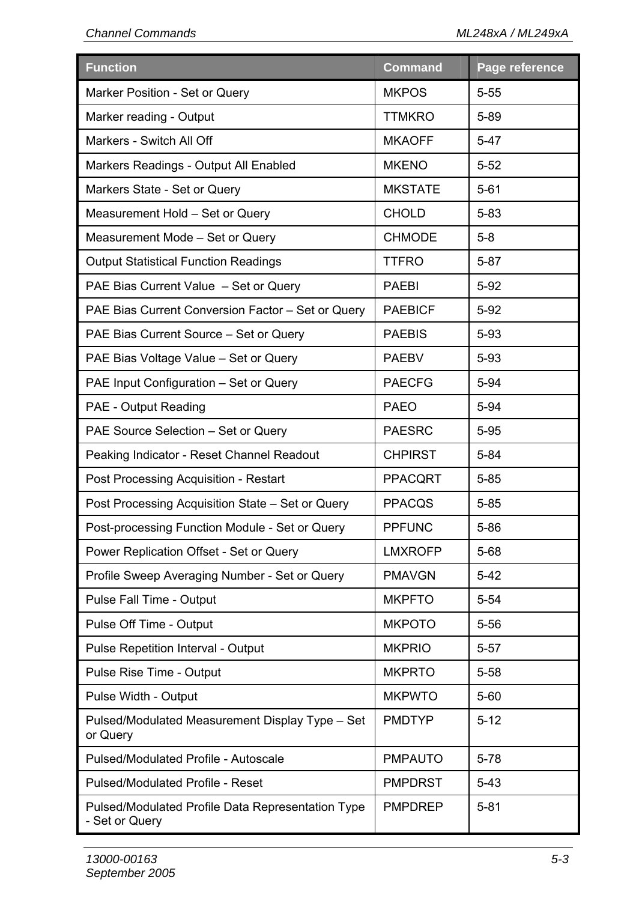| Function | Command | Page reference |
|---|---|---|
| Marker Position - Set or Query | MKPOS | 5-55 |
| Marker reading - Output | TTMKRO | 5-89 |
| Markers - Switch All Off | MKAOFF | 5-47 |
| Markers Readings - Output All Enabled | MKENO | 5-52 |
| Markers State - Set or Query | MKSTATE | 5-61 |
| Measurement Hold – Set or Query | CHOLD | 5-83 |
| Measurement Mode – Set or Query | CHMODE | 5-8 |
| Output Statistical Function Readings | TTFRO | 5-87 |
| PAE Bias Current Value – Set or Query | PAEBI | 5-92 |
| PAE Bias Current Conversion Factor – Set or Query | PAEBICF | 5-92 |
| PAE Bias Current Source – Set or Query | PAEBIS | 5-93 |
| PAE Bias Voltage Value – Set or Query | PAEBV | 5-93 |
| PAE Input Configuration – Set or Query | PAECFG | 5-94 |
| PAE - Output Reading | PAEO | 5-94 |
| PAE Source Selection – Set or Query | PAESRC | 5-95 |
| Peaking Indicator - Reset Channel Readout | CHPIRST | 5-84 |
| Post Processing Acquisition - Restart | PPACQRT | 5-85 |
| Post Processing Acquisition State – Set or Query | PPACQS | 5-85 |
| Post-processing Function Module - Set or Query | PPFUNC | 5-86 |
| Power Replication Offset - Set or Query | LMXROFP | 5-68 |
| Profile Sweep Averaging Number - Set or Query | PMAVGN | 5-42 |
| Pulse Fall Time - Output | MKPFTO | 5-54 |
| Pulse Off Time - Output | MKPOTO | 5-56 |
| Pulse Repetition Interval - Output | MKPRIO | 5-57 |
| Pulse Rise Time - Output | MKPRTO | 5-58 |
| Pulse Width - Output | MKPWTO | 5-60 |
| Pulsed/Modulated Measurement Display Type – Set or Query | PMDTYP | 5-12 |
| Pulsed/Modulated Profile - Autoscale | PMPAUTO | 5-78 |
| Pulsed/Modulated Profile - Reset | PMPDRST | 5-43 |
| Pulsed/Modulated Profile Data Representation Type - Set or Query | PMPDREP | 5-81 |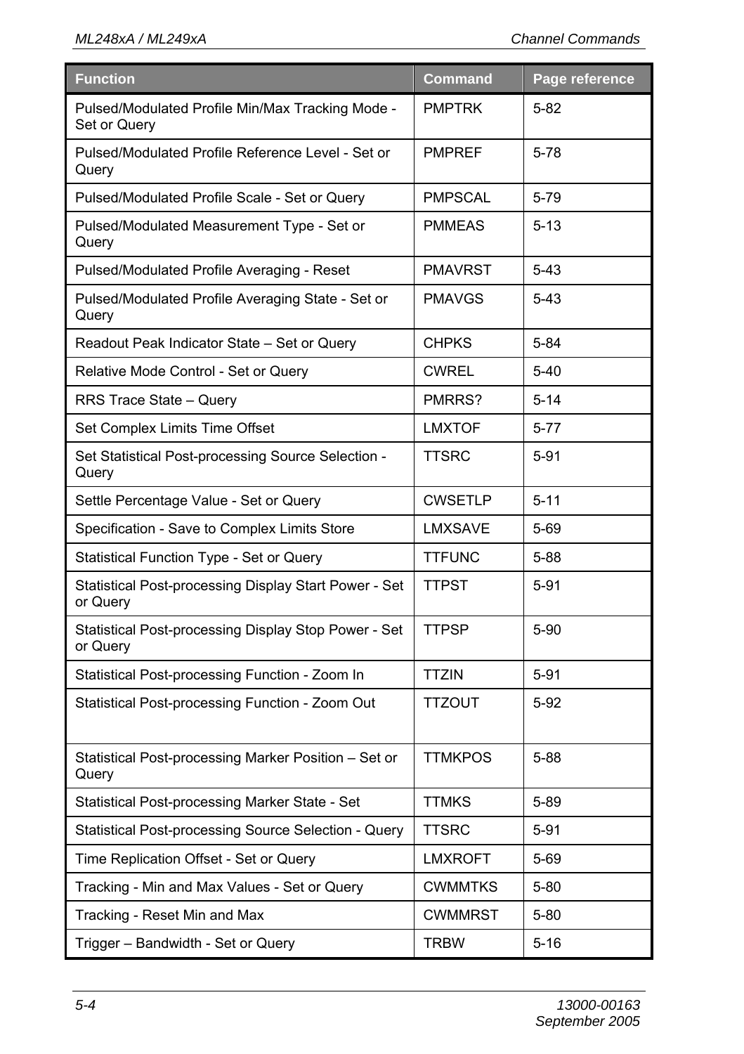| Function | Command | Page reference |
| --- | --- | --- |
| Pulsed/Modulated Profile Min/Max Tracking Mode - Set or Query | PMPTRK | 5-82 |
| Pulsed/Modulated Profile Reference Level - Set or Query | PMPREF | 5-78 |
| Pulsed/Modulated Profile Scale - Set or Query | PMPSCAL | 5-79 |
| Pulsed/Modulated Measurement Type - Set or Query | PMMEAS | 5-13 |
| Pulsed/Modulated Profile Averaging - Reset | PMAVRST | 5-43 |
| Pulsed/Modulated Profile Averaging State - Set or Query | PMAVGS | 5-43 |
| Readout Peak Indicator State – Set or Query | CHPKS | 5-84 |
| Relative Mode Control - Set or Query | CWREL | 5-40 |
| RRS Trace State – Query | PMRRS? | 5-14 |
| Set Complex Limits Time Offset | LMXTOF | 5-77 |
| Set Statistical Post-processing Source Selection - Query | TTSRC | 5-91 |
| Settle Percentage Value - Set or Query | CWSETLP | 5-11 |
| Specification - Save to Complex Limits Store | LMXSAVE | 5-69 |
| Statistical Function Type - Set or Query | TTFUNC | 5-88 |
| Statistical Post-processing Display Start Power - Set or Query | TTPST | 5-91 |
| Statistical Post-processing Display Stop Power - Set or Query | TTPSP | 5-90 |
| Statistical Post-processing Function - Zoom In | TTZIN | 5-91 |
| Statistical Post-processing Function - Zoom Out | TTZOUT | 5-92 |
| Statistical Post-processing Marker Position – Set or Query | TTMKPOS | 5-88 |
| Statistical Post-processing Marker State - Set | TTMKS | 5-89 |
| Statistical Post-processing Source Selection - Query | TTSRC | 5-91 |
| Time Replication Offset - Set or Query | LMXROFT | 5-69 |
| Tracking - Min and Max Values - Set or Query | CWMMTKS | 5-80 |
| Tracking - Reset Min and Max | CWMMRST | 5-80 |
| Trigger – Bandwidth - Set or Query | TRBW | 5-16 |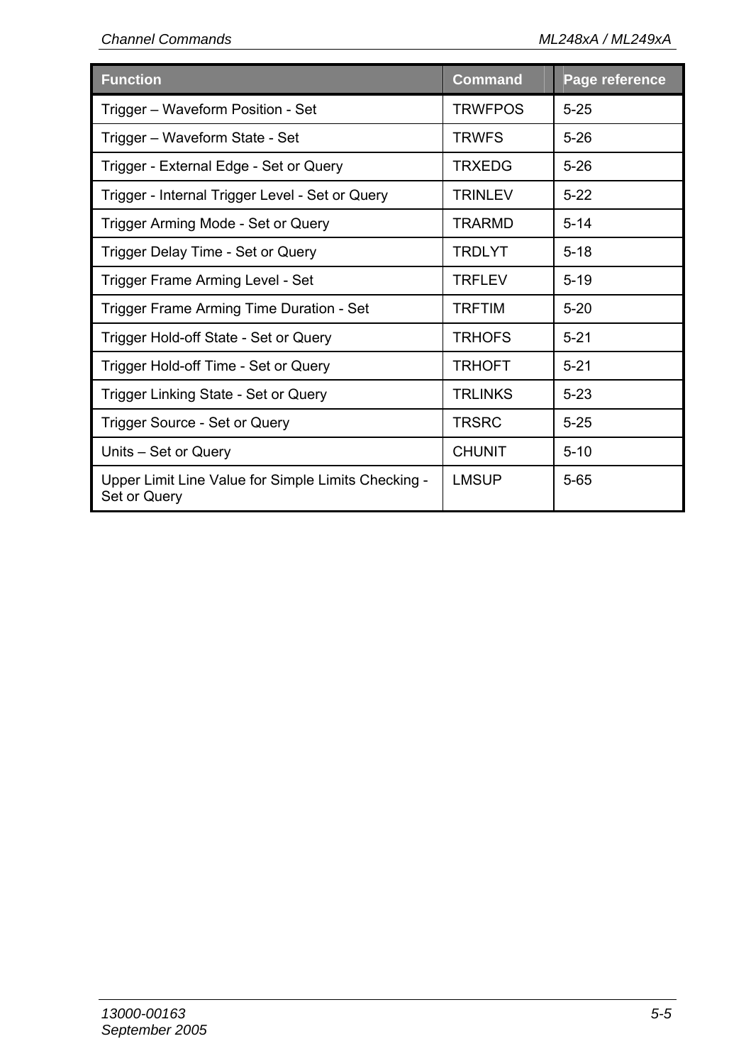| Function | Command | Page reference |
|---|---|---|
| Trigger – Waveform Position - Set | TRWFPOS | 5-25 |
| Trigger – Waveform State - Set | TRWFS | 5-26 |
| Trigger - External Edge - Set or Query | TRXEDG | 5-26 |
| Trigger - Internal Trigger Level - Set or Query | TRINLEV | 5-22 |
| Trigger Arming Mode - Set or Query | TRARMD | 5-14 |
| Trigger Delay Time - Set or Query | TRDLYT | 5-18 |
| Trigger Frame Arming Level - Set | TRFLEV | 5-19 |
| Trigger Frame Arming Time Duration - Set | TRFTIM | 5-20 |
| Trigger Hold-off State - Set or Query | TRHOFS | 5-21 |
| Trigger Hold-off Time - Set or Query | TRHOFT | 5-21 |
| Trigger Linking State - Set or Query | TRLINKS | 5-23 |
| Trigger Source - Set or Query | TRSRC | 5-25 |
| Units – Set or Query | CHUNIT | 5-10 |
| Upper Limit Line Value for Simple Limits Checking - Set or Query | LMSUP | 5-65 |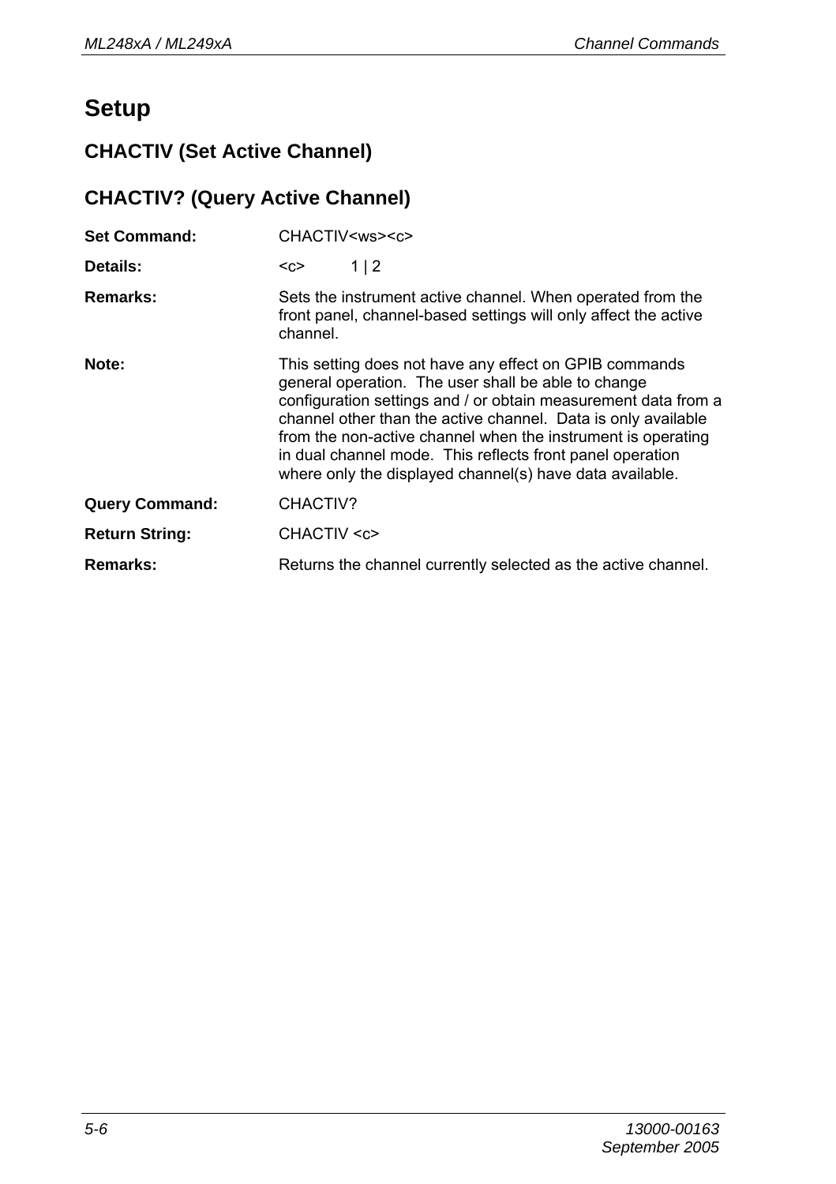# Setup

## CHACTIV (Set Active Channel)

## CHACTIV? (Query Active Channel)

**Set Command:** CHACTIV<ws><c>

**Details:** <c> 1 | 2

**Remarks:** Sets the instrument active channel. When operated from the front panel, channel-based settings will only affect the active channel.

**Note:** This setting does not have any effect on GPIB commands general operation. The user shall be able to change configuration settings and / or obtain measurement data from a channel other than the active channel. Data is only available from the non-active channel when the instrument is operating in dual channel mode. This reflects front panel operation where only the displayed channel(s) have data available.

**Query Command:** CHACTIV?

**Return String:** CHACTIV <c>

**Remarks:** Returns the channel currently selected as the active channel.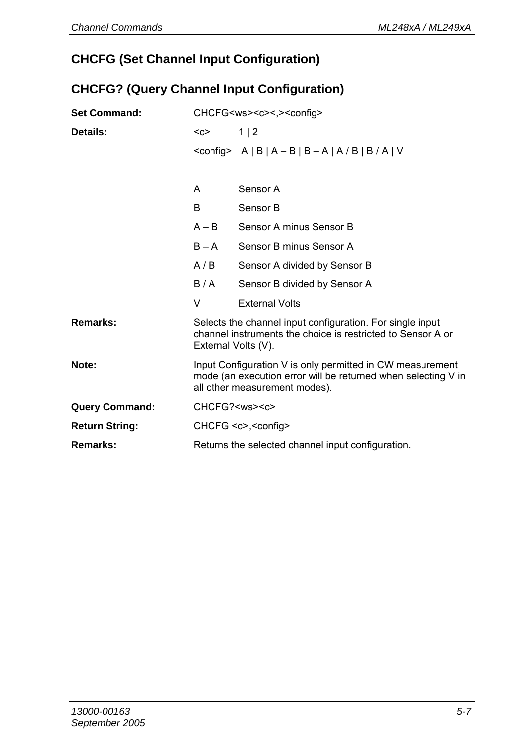## CHCFG (Set Channel Input Configuration)

## CHCFG? (Query Channel Input Configuration)

**Set Command:** CHCFG<ws><c><,><config>

**Details:**

<c> 1 | 2

<config> A | B | A – B | B – A | A / B | B / A | V

| | |
|---|---|
| A | Sensor A |
| B | Sensor B |
| A – B | Sensor A minus Sensor B |
| B – A | Sensor B minus Sensor A |
| A / B | Sensor A divided by Sensor B |
| B / A | Sensor B divided by Sensor A |
| V | External Volts |

**Remarks:** Selects the channel input configuration. For single input channel instruments the choice is restricted to Sensor A or External Volts (V).

**Note:** Input Configuration V is only permitted in CW measurement mode (an execution error will be returned when selecting V in all other measurement modes).

**Query Command:** CHCFG?<ws><c>

**Return String:** CHCFG <c>,<config>

**Remarks:** Returns the selected channel input configuration.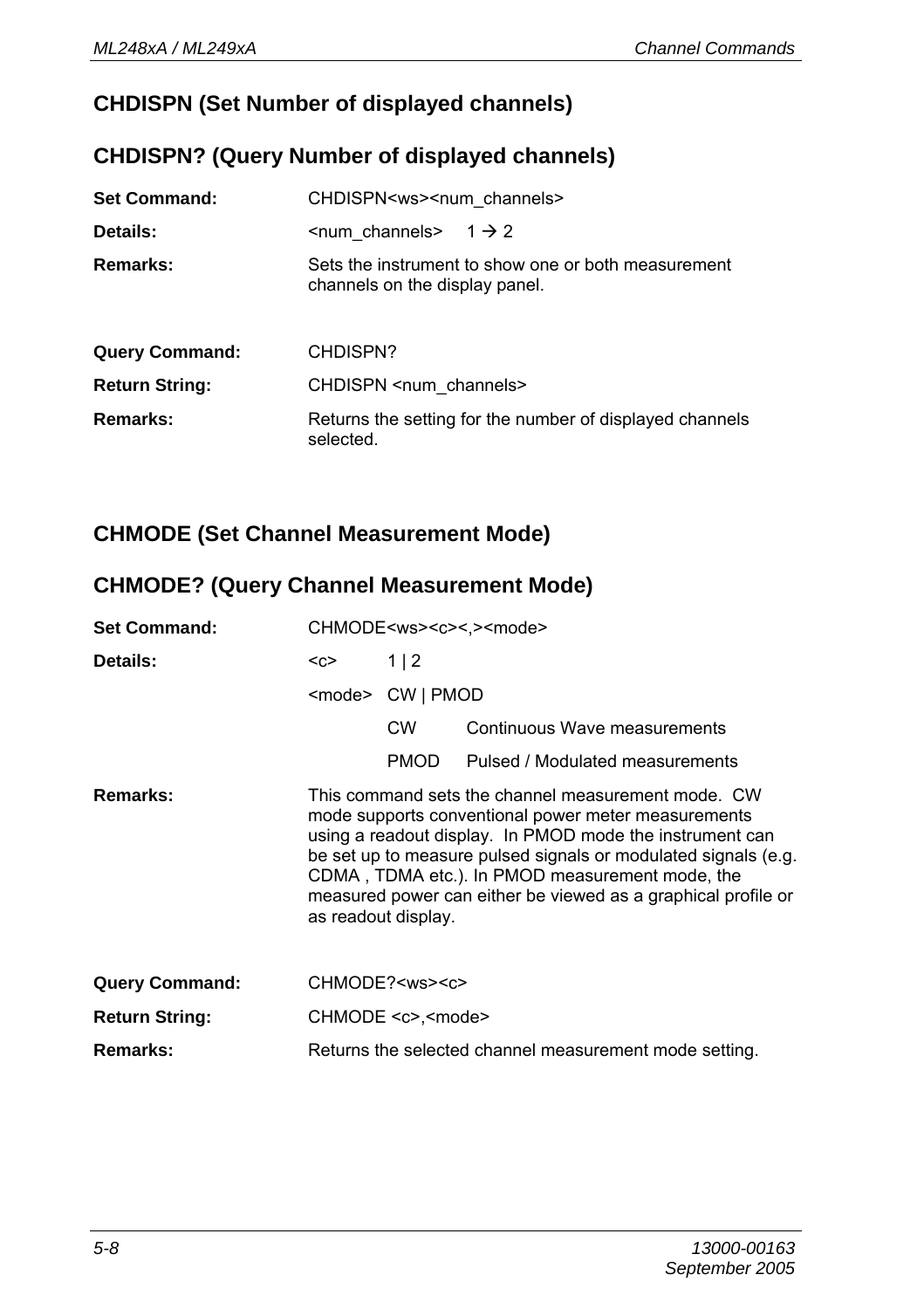## CHDISPN (Set Number of displayed channels)

## CHDISPN? (Query Number of displayed channels)

**Set Command:** CHDISPN<ws><num_channels>

**Details:** <num_channels> 1 → 2

**Remarks:** Sets the instrument to show one or both measurement channels on the display panel.

**Query Command:** CHDISPN?

**Return String:** CHDISPN <num_channels>

**Remarks:** Returns the setting for the number of displayed channels selected.

## CHMODE (Set Channel Measurement Mode)

## CHMODE? (Query Channel Measurement Mode)

**Set Command:** CHMODE<ws><c><,><mode>

**Details:**

| | | |
|---|---|---|
| <c> | 1 \| 2 | |
| <mode> | CW \| PMOD | |
| | CW | Continuous Wave measurements |
| | PMOD | Pulsed / Modulated measurements |

**Remarks:** This command sets the channel measurement mode. CW mode supports conventional power meter measurements using a readout display. In PMOD mode the instrument can be set up to measure pulsed signals or modulated signals (e.g. CDMA , TDMA etc.). In PMOD measurement mode, the measured power can either be viewed as a graphical profile or as readout display.

**Query Command:** CHMODE?<ws><c>

**Return String:** CHMODE <c>,<mode>

**Remarks:** Returns the selected channel measurement mode setting.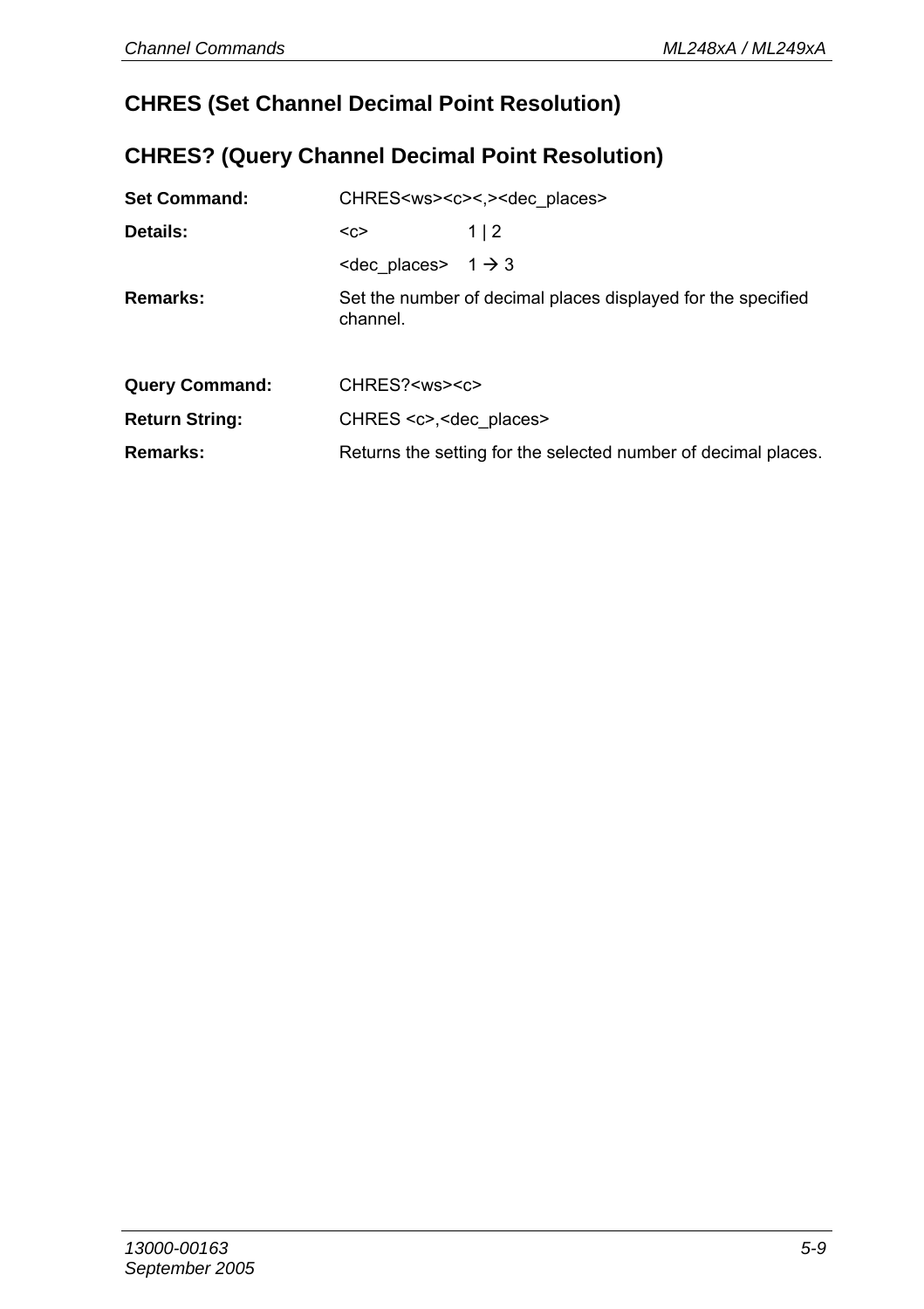## CHRES (Set Channel Decimal Point Resolution)

## CHRES? (Query Channel Decimal Point Resolution)

**Set Command:** CHRES<ws><c><,><dec_places>

**Details:** <c> 1 | 2

<dec_places> 1 → 3

**Remarks:** Set the number of decimal places displayed for the specified channel.

**Query Command:** CHRES?<ws><c>

**Return String:** CHRES <c>,<dec_places>

**Remarks:** Returns the setting for the selected number of decimal places.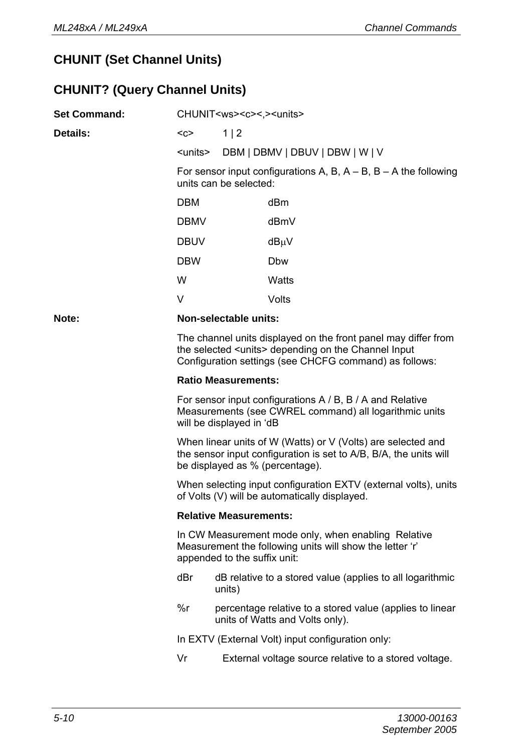## CHUNIT (Set Channel Units)

## CHUNIT? (Query Channel Units)

**Set Command:** CHUNIT<ws><c><,><units>

**Details:**

<c> 1 | 2

<units> DBM | DBMV | DBUV | DBW | W | V

For sensor input configurations A, B, A – B, B – A the following units can be selected:

| | |
|---|---|
| DBM | dBm |
| DBMV | dBmV |
| DBUV | dBμV |
| DBW | Dbw |
| W | Watts |
| V | Volts |

**Note:** **Non-selectable units:**

The channel units displayed on the front panel may differ from the selected <units> depending on the Channel Input Configuration settings (see CHCFG command) as follows:

**Ratio Measurements:**

For sensor input configurations A / B, B / A and Relative Measurements (see CWREL command) all logarithmic units will be displayed in ‘dB

When linear units of W (Watts) or V (Volts) are selected and the sensor input configuration is set to A/B, B/A, the units will be displayed as % (percentage).

When selecting input configuration EXTV (external volts), units of Volts (V) will be automatically displayed.

**Relative Measurements:**

In CW Measurement mode only, when enabling Relative Measurement the following units will show the letter ‘r’ appended to the suffix unit:

dBr dB relative to a stored value (applies to all logarithmic units)

%r percentage relative to a stored value (applies to linear units of Watts and Volts only).

In EXTV (External Volt) input configuration only:

Vr External voltage source relative to a stored voltage.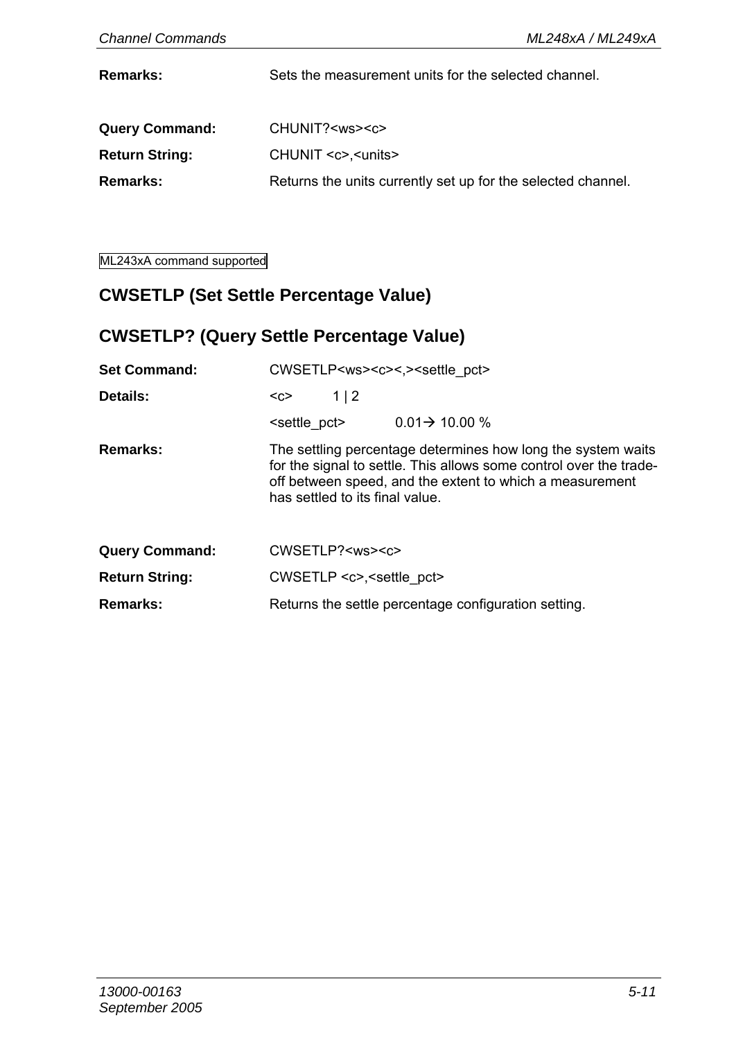**Remarks:** Sets the measurement units for the selected channel.

**Query Command:** CHUNIT?<ws><c>

**Return String:** CHUNIT <c>,<units>

**Remarks:** Returns the units currently set up for the selected channel.

ML243xA command supported

## CWSETLP (Set Settle Percentage Value)

## CWSETLP? (Query Settle Percentage Value)

**Set Command:** CWSETLP<ws><c><,><settle_pct>

**Details:** <c> 1 | 2

<settle_pct> 0.01→ 10.00 %

**Remarks:** The settling percentage determines how long the system waits for the signal to settle. This allows some control over the trade-off between speed, and the extent to which a measurement has settled to its final value.

**Query Command:** CWSETLP?<ws><c>

**Return String:** CWSETLP <c>,<settle_pct>

**Remarks:** Returns the settle percentage configuration setting.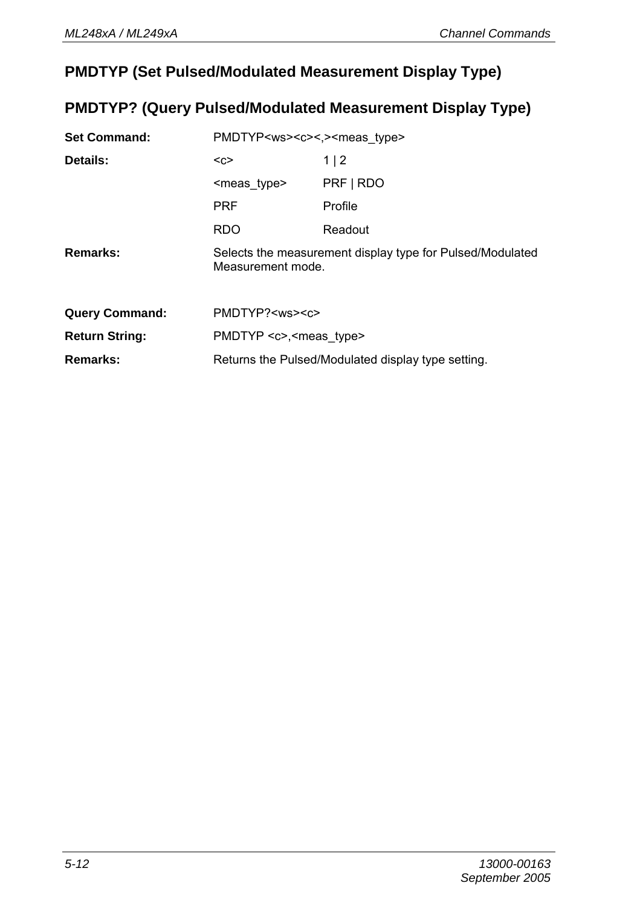## PMDTYP (Set Pulsed/Modulated Measurement Display Type)

## PMDTYP? (Query Pulsed/Modulated Measurement Display Type)

| | | |
|---|---|---|
| **Set Command:** | PMDTYP<ws><c><,><meas_type> | |
| **Details:** | <c> | 1 \| 2 |
| | <meas_type> | PRF \| RDO |
| | PRF | Profile |
| | RDO | Readout |
| **Remarks:** | Selects the measurement display type for Pulsed/Modulated Measurement mode. | |
| | | |
| **Query Command:** | PMDTYP?<ws><c> | |
| **Return String:** | PMDTYP <c>,<meas_type> | |
| **Remarks:** | Returns the Pulsed/Modulated display type setting. | |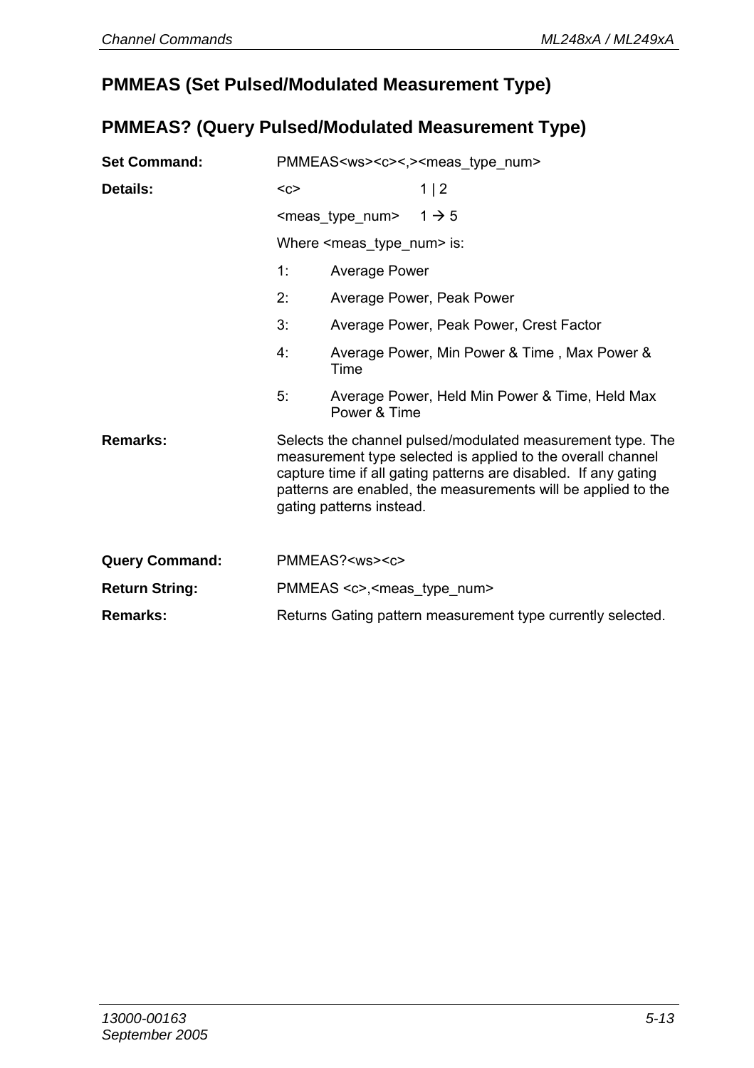## PMMEAS (Set Pulsed/Modulated Measurement Type)

## PMMEAS? (Query Pulsed/Modulated Measurement Type)

**Set Command:** PMMEAS<ws><c><,><meas_type_num>

**Details:**

<c> 1 | 2

<meas_type_num> 1 → 5

Where <meas_type_num> is:

1: Average Power

2: Average Power, Peak Power

3: Average Power, Peak Power, Crest Factor

4: Average Power, Min Power & Time , Max Power & Time

5: Average Power, Held Min Power & Time, Held Max Power & Time

**Remarks:** Selects the channel pulsed/modulated measurement type. The measurement type selected is applied to the overall channel capture time if all gating patterns are disabled. If any gating patterns are enabled, the measurements will be applied to the gating patterns instead.

**Query Command:** PMMEAS?<ws><c>

**Return String:** PMMEAS <c>,<meas_type_num>

**Remarks:** Returns Gating pattern measurement type currently selected.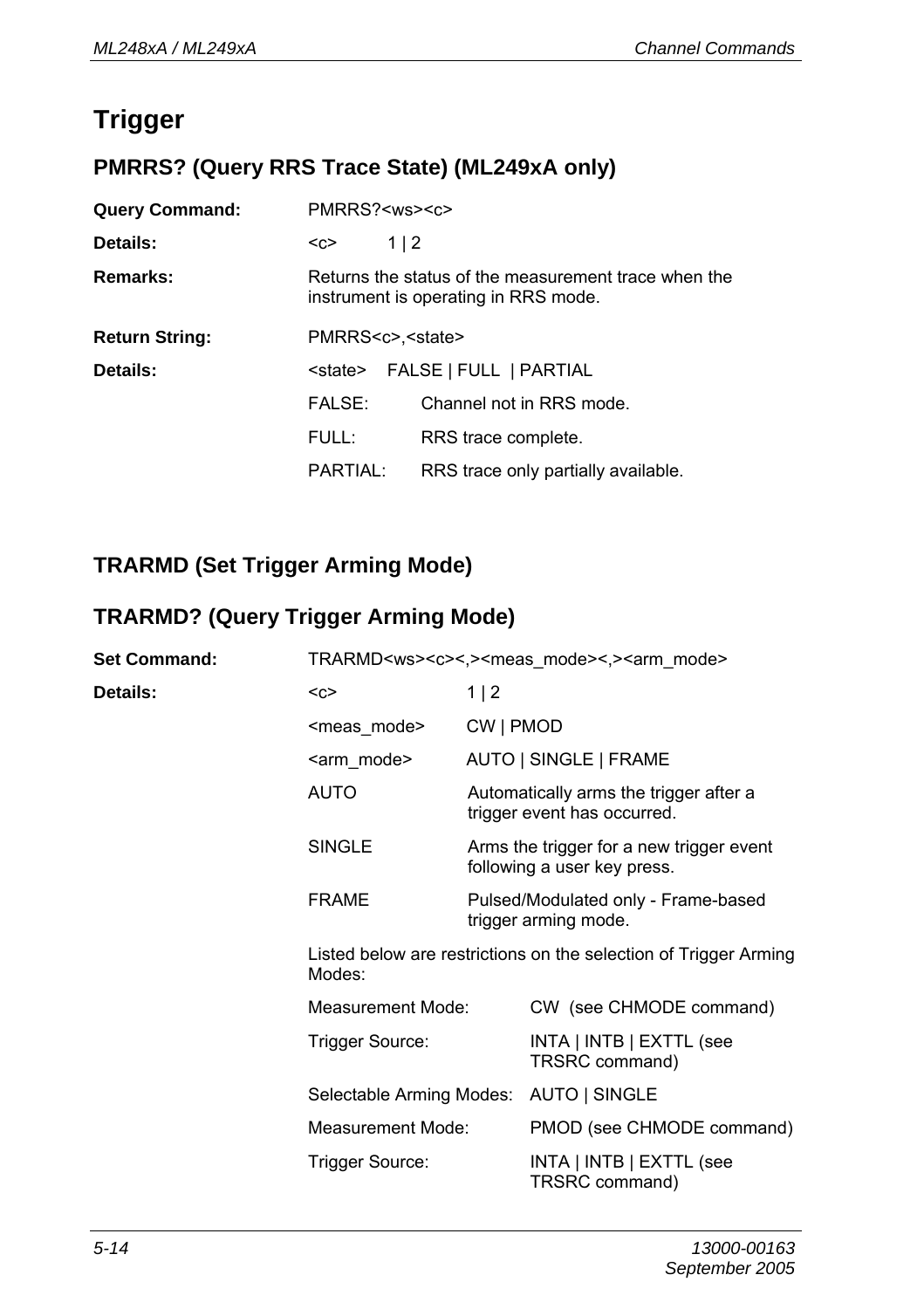# Trigger

## PMRRS? (Query RRS Trace State) (ML249xA only)

**Query Command:** PMRRS?<ws><c>

**Details:** <c> 1 | 2

**Remarks:** Returns the status of the measurement trace when the instrument is operating in RRS mode.

**Return String:** PMRRS<c>,<state>

**Details:** <state> FALSE | FULL | PARTIAL

| | |
|---|---|
| FALSE: | Channel not in RRS mode. |
| FULL: | RRS trace complete. |
| PARTIAL: | RRS trace only partially available. |

## TRARMD (Set Trigger Arming Mode)

## TRARMD? (Query Trigger Arming Mode)

**Set Command:** TRARMD<ws><c><,><meas_mode><,><arm_mode>

**Details:**

| | |
|---|---|
| <c> | 1 \| 2 |
| <meas_mode> | CW \| PMOD |
| <arm_mode> | AUTO \| SINGLE \| FRAME |
| AUTO | Automatically arms the trigger after a trigger event has occurred. |
| SINGLE | Arms the trigger for a new trigger event following a user key press. |
| FRAME | Pulsed/Modulated only - Frame-based trigger arming mode. |

Listed below are restrictions on the selection of Trigger Arming Modes:

| | |
|---|---|
| Measurement Mode: | CW (see CHMODE command) |
| Trigger Source: | INTA \| INTB \| EXTTL (see TRSRC command) |
| Selectable Arming Modes: | AUTO \| SINGLE |
| Measurement Mode: | PMOD (see CHMODE command) |
| Trigger Source: | INTA \| INTB \| EXTTL (see TRSRC command) |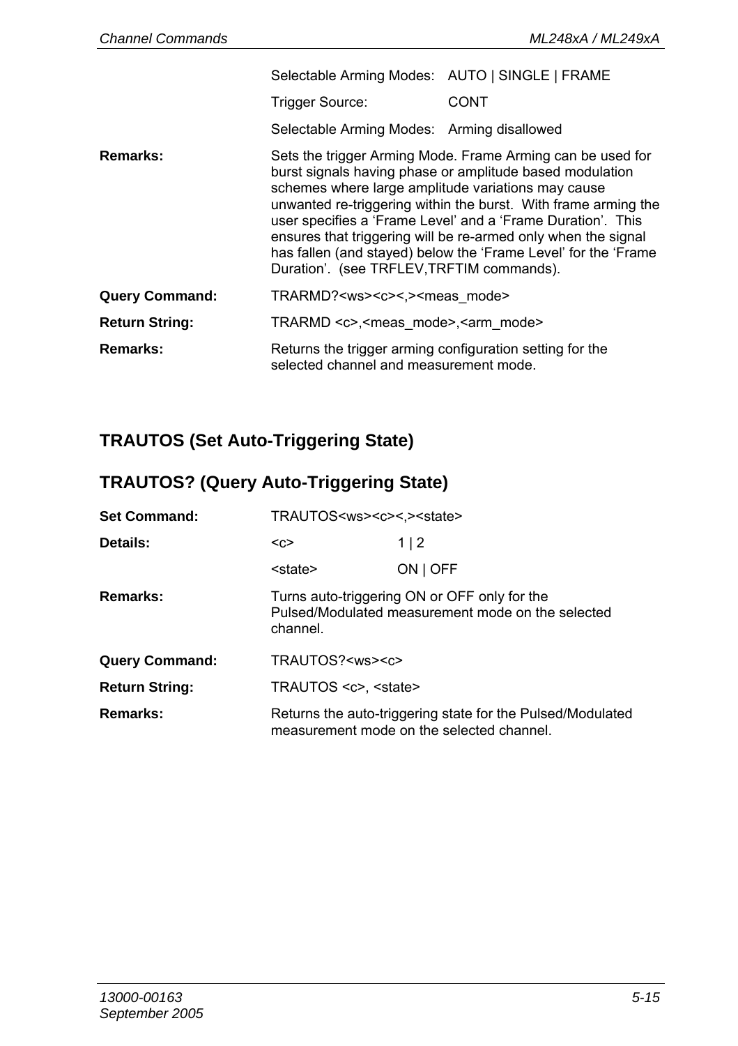| | | |
|---|---|---|
| | Selectable Arming Modes: | AUTO \| SINGLE \| FRAME |
| | Trigger Source: | CONT |
| | Selectable Arming Modes: | Arming disallowed |

**Remarks:** Sets the trigger Arming Mode. Frame Arming can be used for burst signals having phase or amplitude based modulation schemes where large amplitude variations may cause unwanted re-triggering within the burst. With frame arming the user specifies a 'Frame Level' and a 'Frame Duration'. This ensures that triggering will be re-armed only when the signal has fallen (and stayed) below the 'Frame Level' for the 'Frame Duration'. (see TRFLEV,TRFTIM commands).

**Query Command:** TRARMD?<ws><c><,><meas_mode>

**Return String:** TRARMD <c>,<meas_mode>,<arm_mode>

**Remarks:** Returns the trigger arming configuration setting for the selected channel and measurement mode.

## TRAUTOS (Set Auto-Triggering State)

## TRAUTOS? (Query Auto-Triggering State)

**Set Command:** TRAUTOS<ws><c><,><state>

**Details:**

| | |
|---|---|
| <c> | 1 \| 2 |
| <state> | ON \| OFF |

**Remarks:** Turns auto-triggering ON or OFF only for the Pulsed/Modulated measurement mode on the selected channel.

**Query Command:** TRAUTOS?<ws><c>

**Return String:** TRAUTOS <c>, <state>

**Remarks:** Returns the auto-triggering state for the Pulsed/Modulated measurement mode on the selected channel.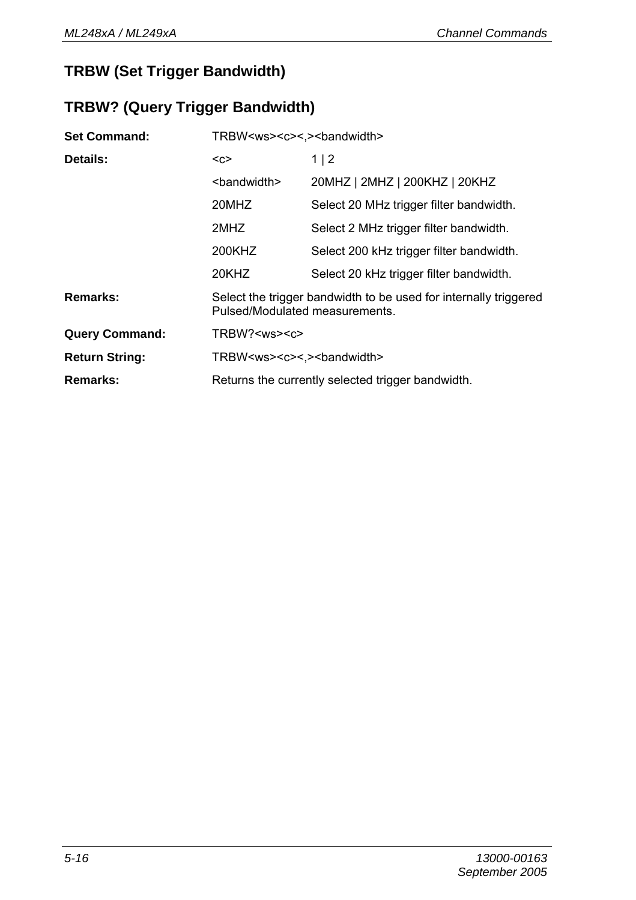## TRBW (Set Trigger Bandwidth)

## TRBW? (Query Trigger Bandwidth)

**Set Command:** TRBW<ws><c><,><bandwidth>

**Details:**

| | |
|---|---|
| <c> | 1 \| 2 |
| <bandwidth> | 20MHZ \| 2MHZ \| 200KHZ \| 20KHZ |
| 20MHZ | Select 20 MHz trigger filter bandwidth. |
| 2MHZ | Select 2 MHz trigger filter bandwidth. |
| 200KHZ | Select 200 kHz trigger filter bandwidth. |
| 20KHZ | Select 20 kHz trigger filter bandwidth. |

**Remarks:** Select the trigger bandwidth to be used for internally triggered Pulsed/Modulated measurements.

**Query Command:** TRBW?<ws><c>

**Return String:** TRBW<ws><c><,><bandwidth>

**Remarks:** Returns the currently selected trigger bandwidth.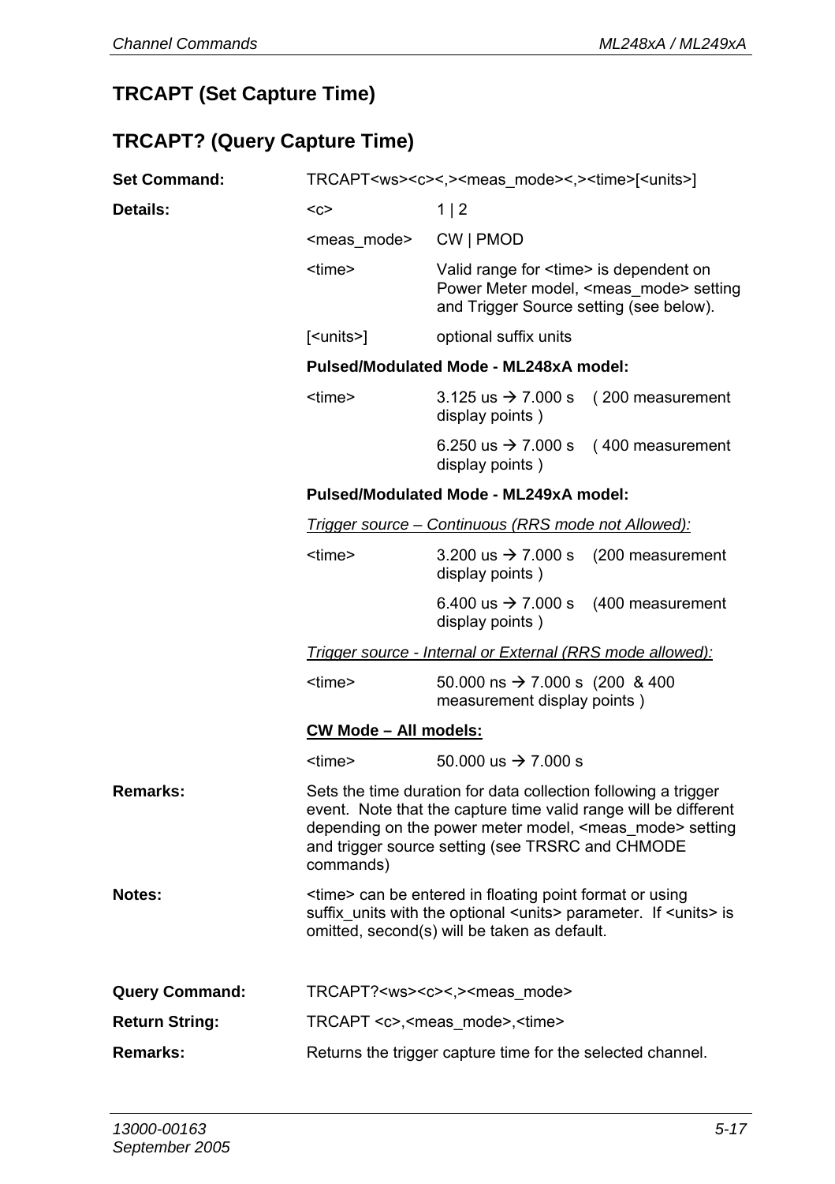## TRCAPT (Set Capture Time)

## TRCAPT? (Query Capture Time)

**Set Command:** TRCAPT<ws><c><,><meas_mode><,><time>[<units>]

**Details:**

| | |
|---|---|
| <c> | 1 \| 2 |
| <meas_mode> | CW \| PMOD |
| <time> | Valid range for <time> is dependent on Power Meter model, <meas_mode> setting and Trigger Source setting (see below). |
| [<units>] | optional suffix units |

**Pulsed/Modulated Mode - ML248xA model:**

| | |
|---|---|
| <time> | 3.125 us → 7.000 s ( 200 measurement display points ) |
| | 6.250 us → 7.000 s ( 400 measurement display points ) |

**Pulsed/Modulated Mode - ML249xA model:**

*Trigger source – Continuous (RRS mode not Allowed):*

| | |
|---|---|
| <time> | 3.200 us → 7.000 s (200 measurement display points ) |
| | 6.400 us → 7.000 s (400 measurement display points ) |

*Trigger source - Internal or External (RRS mode allowed):*

| | |
|---|---|
| <time> | 50.000 ns → 7.000 s (200 & 400 measurement display points ) |

**CW Mode – All models:**

| | |
|---|---|
| <time> | 50.000 us → 7.000 s |

**Remarks:** Sets the time duration for data collection following a trigger event. Note that the capture time valid range will be different depending on the power meter model, <meas_mode> setting and trigger source setting (see TRSRC and CHMODE commands)

**Notes:** <time> can be entered in floating point format or using suffix_units with the optional <units> parameter. If <units> is omitted, second(s) will be taken as default.

**Query Command:** TRCAPT?<ws><c><,><meas_mode>

**Return String:** TRCAPT <c>,<meas_mode>,<time>

**Remarks:** Returns the trigger capture time for the selected channel.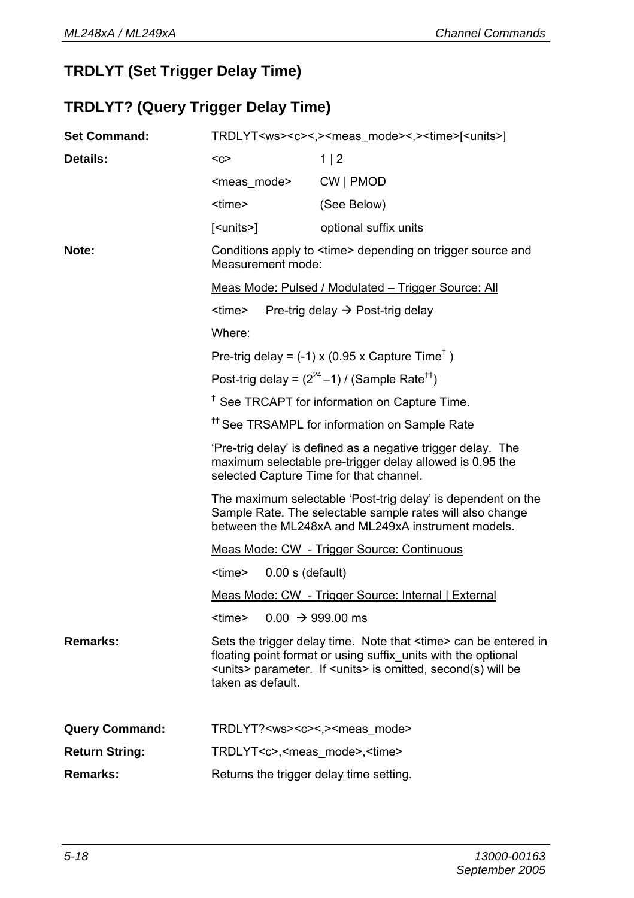## TRDLYT (Set Trigger Delay Time)

## TRDLYT? (Query Trigger Delay Time)

**Set Command:** TRDLYT<ws><c><,><meas_mode><,><time>[<units>]

**Details:**

| | |
|---|---|
| <c> | 1 \| 2 |
| <meas_mode> | CW \| PMOD |
| <time> | (See Below) |
| [<units>] | optional suffix units |

**Note:** Conditions apply to <time> depending on trigger source and Measurement mode:

Meas Mode: Pulsed / Modulated – Trigger Source: All

<time> Pre-trig delay → Post-trig delay

Where:

Pre-trig delay = (-1) x (0.95 x Capture Time[†] )

Post-trig delay = $(2^{24} – 1)$ / (Sample Rate[††])

[†] See TRCAPT for information on Capture Time.

[††] See TRSAMPL for information on Sample Rate

'Pre-trig delay' is defined as a negative trigger delay. The maximum selectable pre-trigger delay allowed is 0.95 the selected Capture Time for that channel.

The maximum selectable 'Post-trig delay' is dependent on the Sample Rate. The selectable sample rates will also change between the ML248xA and ML249xA instrument models.

Meas Mode: CW - Trigger Source: Continuous

<time> 0.00 s (default)

Meas Mode: CW - Trigger Source: Internal | External

<time> 0.00 → 999.00 ms

**Remarks:** Sets the trigger delay time. Note that <time> can be entered in floating point format or using suffix_units with the optional <units> parameter. If <units> is omitted, second(s) will be taken as default.

**Query Command:** TRDLYT?<ws><c><,><meas_mode>

**Return String:** TRDLYT<c>,<meas_mode>,<time>

**Remarks:** Returns the trigger delay time setting.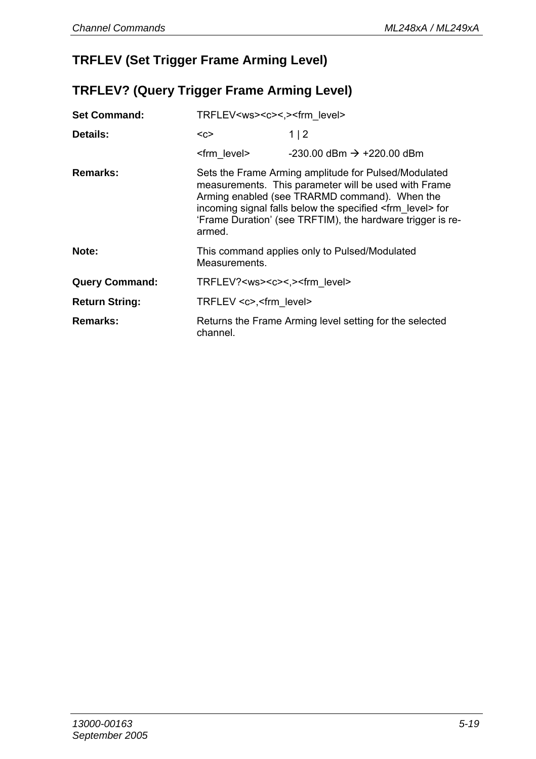## TRFLEV (Set Trigger Frame Arming Level)

## TRFLEV? (Query Trigger Frame Arming Level)

**Set Command:** TRFLEV<ws><c><,><frm_level>

**Details:**

| | |
|---|---|
| <c> | 1 \| 2 |
| <frm_level> | -230.00 dBm → +220.00 dBm |

**Remarks:** Sets the Frame Arming amplitude for Pulsed/Modulated measurements. This parameter will be used with Frame Arming enabled (see TRARMD command). When the incoming signal falls below the specified <frm_level> for 'Frame Duration' (see TRFTIM), the hardware trigger is re-armed.

**Note:** This command applies only to Pulsed/Modulated Measurements.

**Query Command:** TRFLEV?<ws><c><,><frm_level>

**Return String:** TRFLEV <c>,<frm_level>

**Remarks:** Returns the Frame Arming level setting for the selected channel.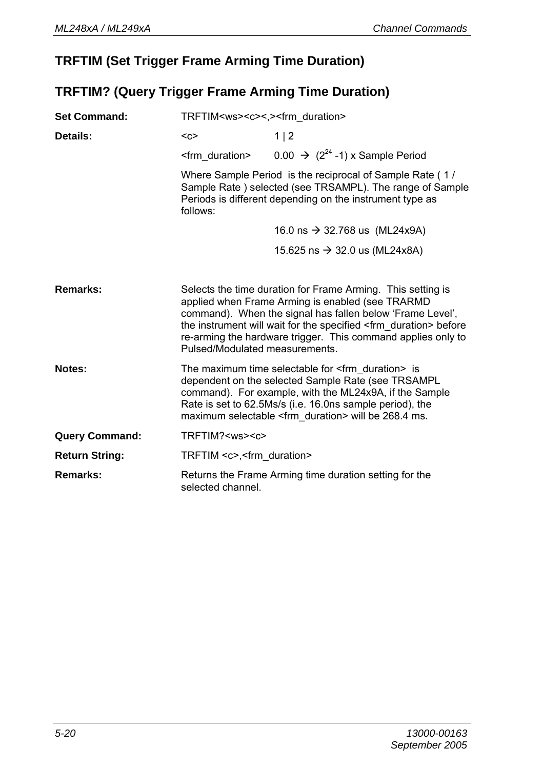## TRFTIM (Set Trigger Frame Arming Time Duration)

## TRFTIM? (Query Trigger Frame Arming Time Duration)

**Set Command:** TRFTIM<ws><c><,><frm_duration>

**Details:**

| | |
|---|---|
| <c> | 1 \| 2 |
| <frm_duration> | 0.00 → $(2^{24} - 1)$ x Sample Period |

Where Sample Period is the reciprocal of Sample Rate ( 1 / Sample Rate ) selected (see TRSAMPL). The range of Sample Periods is different depending on the instrument type as follows:

16.0 ns → 32.768 us (ML24x9A)

15.625 ns → 32.0 us (ML24x8A)

**Remarks:** Selects the time duration for Frame Arming. This setting is applied when Frame Arming is enabled (see TRARMD command). When the signal has fallen below 'Frame Level', the instrument will wait for the specified <frm_duration> before re-arming the hardware trigger. This command applies only to Pulsed/Modulated measurements.

**Notes:** The maximum time selectable for <frm_duration> is dependent on the selected Sample Rate (see TRSAMPL command). For example, with the ML24x9A, if the Sample Rate is set to 62.5Ms/s (i.e. 16.0ns sample period), the maximum selectable <frm_duration> will be 268.4 ms.

**Query Command:** TRFTIM?<ws><c>

**Return String:** TRFTIM <c>,<frm_duration>

**Remarks:** Returns the Frame Arming time duration setting for the selected channel.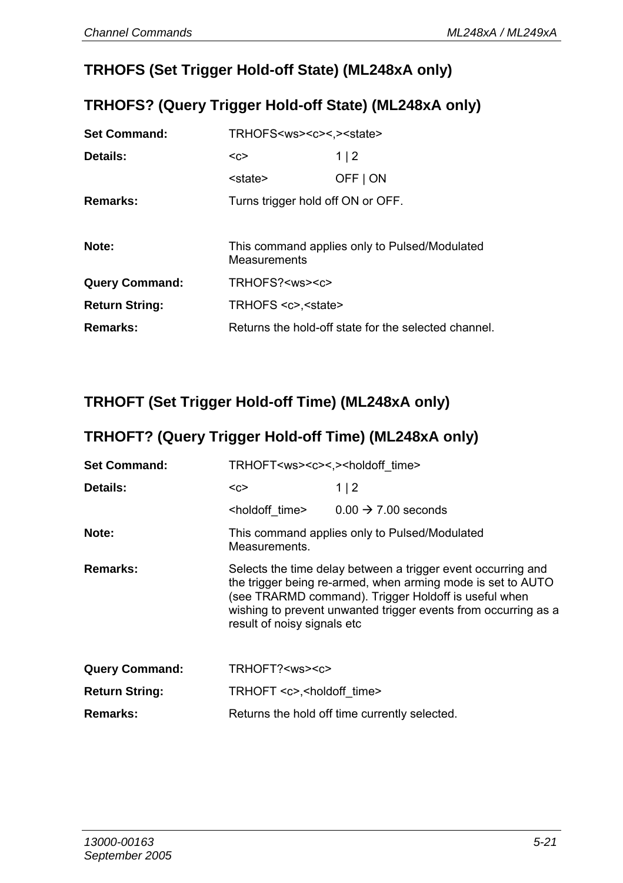## TRHOFS (Set Trigger Hold-off State) (ML248xA only)

## TRHOFS? (Query Trigger Hold-off State) (ML248xA only)

**Set Command:** TRHOFS<ws><c><,><state>

**Details:**

| | |
|---|---|
| <c> | 1 \| 2 |
| <state> | OFF \| ON |

**Remarks:** Turns trigger hold off ON or OFF.

**Note:** This command applies only to Pulsed/Modulated Measurements

**Query Command:** TRHOFS?<ws><c>

**Return String:** TRHOFS <c>,<state>

**Remarks:** Returns the hold-off state for the selected channel.

## TRHOFT (Set Trigger Hold-off Time) (ML248xA only)

## TRHOFT? (Query Trigger Hold-off Time) (ML248xA only)

**Set Command:** TRHOFT<ws><c><,><holdoff_time>

**Details:**

| | |
|---|---|
| <c> | 1 \| 2 |
| <holdoff_time> | 0.00 → 7.00 seconds |

**Note:** This command applies only to Pulsed/Modulated Measurements.

**Remarks:** Selects the time delay between a trigger event occurring and the trigger being re-armed, when arming mode is set to AUTO (see TRARMD command). Trigger Holdoff is useful when wishing to prevent unwanted trigger events from occurring as a result of noisy signals etc

**Query Command:** TRHOFT?<ws><c>

**Return String:** TRHOFT <c>,<holdoff_time>

**Remarks:** Returns the hold off time currently selected.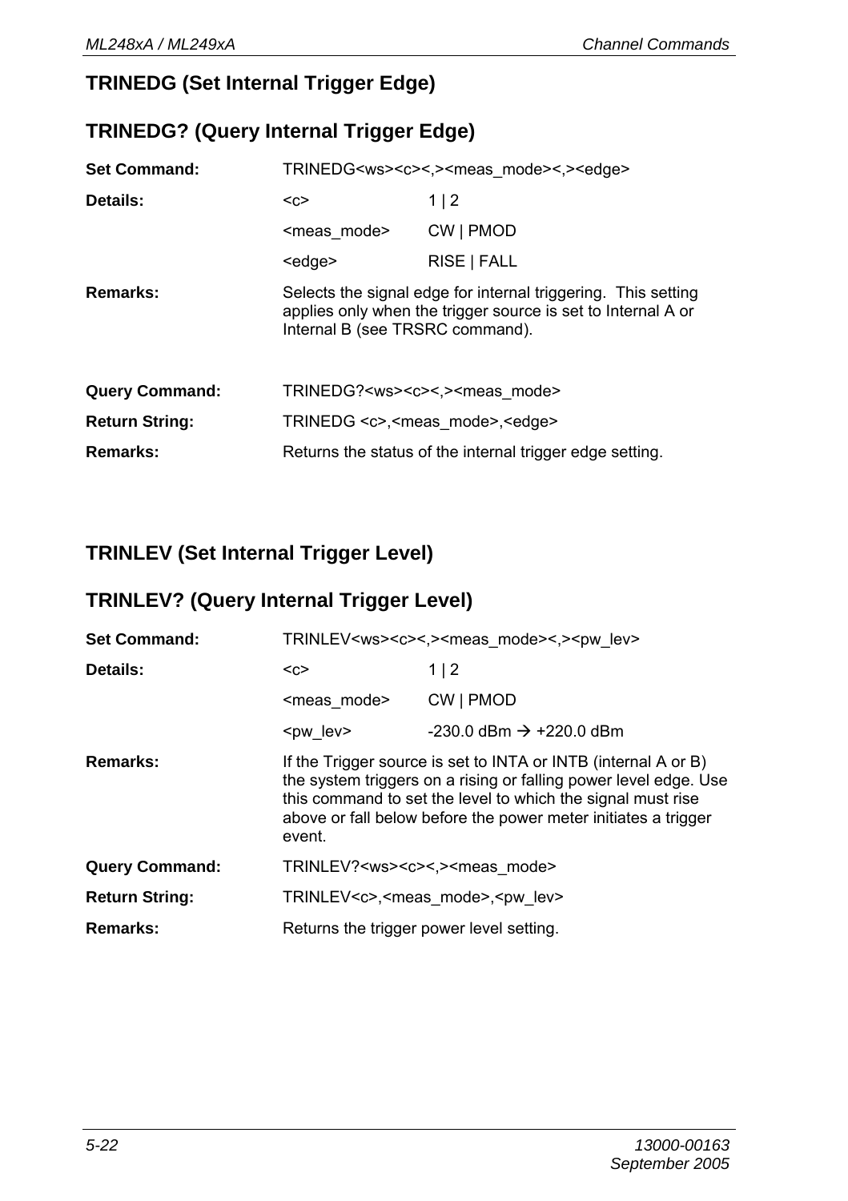## TRINEDG (Set Internal Trigger Edge)

## TRINEDG? (Query Internal Trigger Edge)

**Set Command:** TRINEDG<ws><c><,><meas_mode><,><edge>

**Details:**

| | |
|---|---|
| <c> | 1 \| 2 |
| <meas_mode> | CW \| PMOD |
| <edge> | RISE \| FALL |

**Remarks:** Selects the signal edge for internal triggering. This setting applies only when the trigger source is set to Internal A or Internal B (see TRSRC command).

**Query Command:** TRINEDG?<ws><c><,><meas_mode>

**Return String:** TRINEDG <c>,<meas_mode>,<edge>

**Remarks:** Returns the status of the internal trigger edge setting.

## TRINLEV (Set Internal Trigger Level)

## TRINLEV? (Query Internal Trigger Level)

**Set Command:** TRINLEV<ws><c><,><meas_mode><,><pw_lev>

**Details:**

| | |
|---|---|
| <c> | 1 \| 2 |
| <meas_mode> | CW \| PMOD |
| <pw_lev> | -230.0 dBm → +220.0 dBm |

**Remarks:** If the Trigger source is set to INTA or INTB (internal A or B) the system triggers on a rising or falling power level edge. Use this command to set the level to which the signal must rise above or fall below before the power meter initiates a trigger event.

**Query Command:** TRINLEV?<ws><c><,><meas_mode>

**Return String:** TRINLEV<c>,<meas_mode>,<pw_lev>

**Remarks:** Returns the trigger power level setting.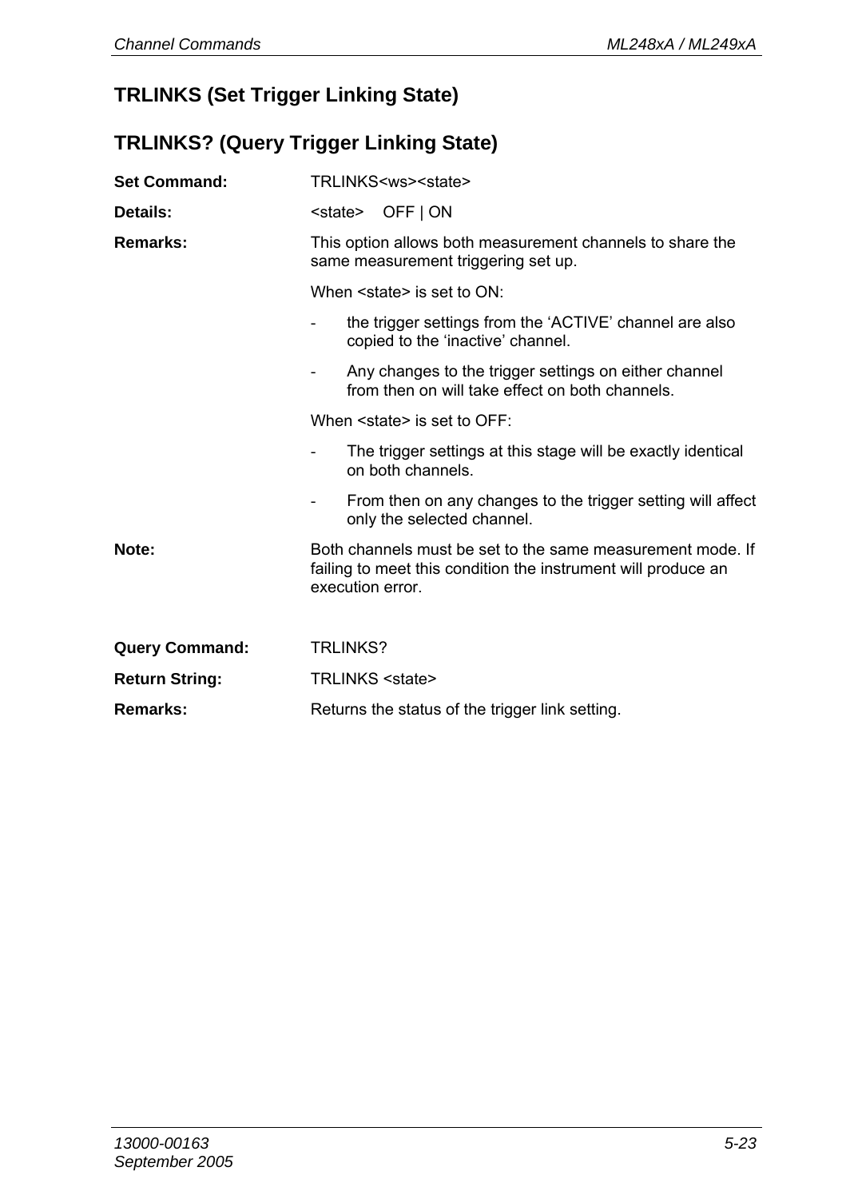## TRLINKS (Set Trigger Linking State)

## TRLINKS? (Query Trigger Linking State)

**Set Command:** TRLINKS<ws><state>

**Details:** <state> OFF | ON

**Remarks:** This option allows both measurement channels to share the same measurement triggering set up.

When <state> is set to ON:

- the trigger settings from the 'ACTIVE' channel are also copied to the 'inactive' channel.
- Any changes to the trigger settings on either channel from then on will take effect on both channels.

When <state> is set to OFF:

- The trigger settings at this stage will be exactly identical on both channels.
- From then on any changes to the trigger setting will affect only the selected channel.

**Note:** Both channels must be set to the same measurement mode. If failing to meet this condition the instrument will produce an execution error.

**Query Command:** TRLINKS?

**Return String:** TRLINKS <state>

**Remarks:** Returns the status of the trigger link setting.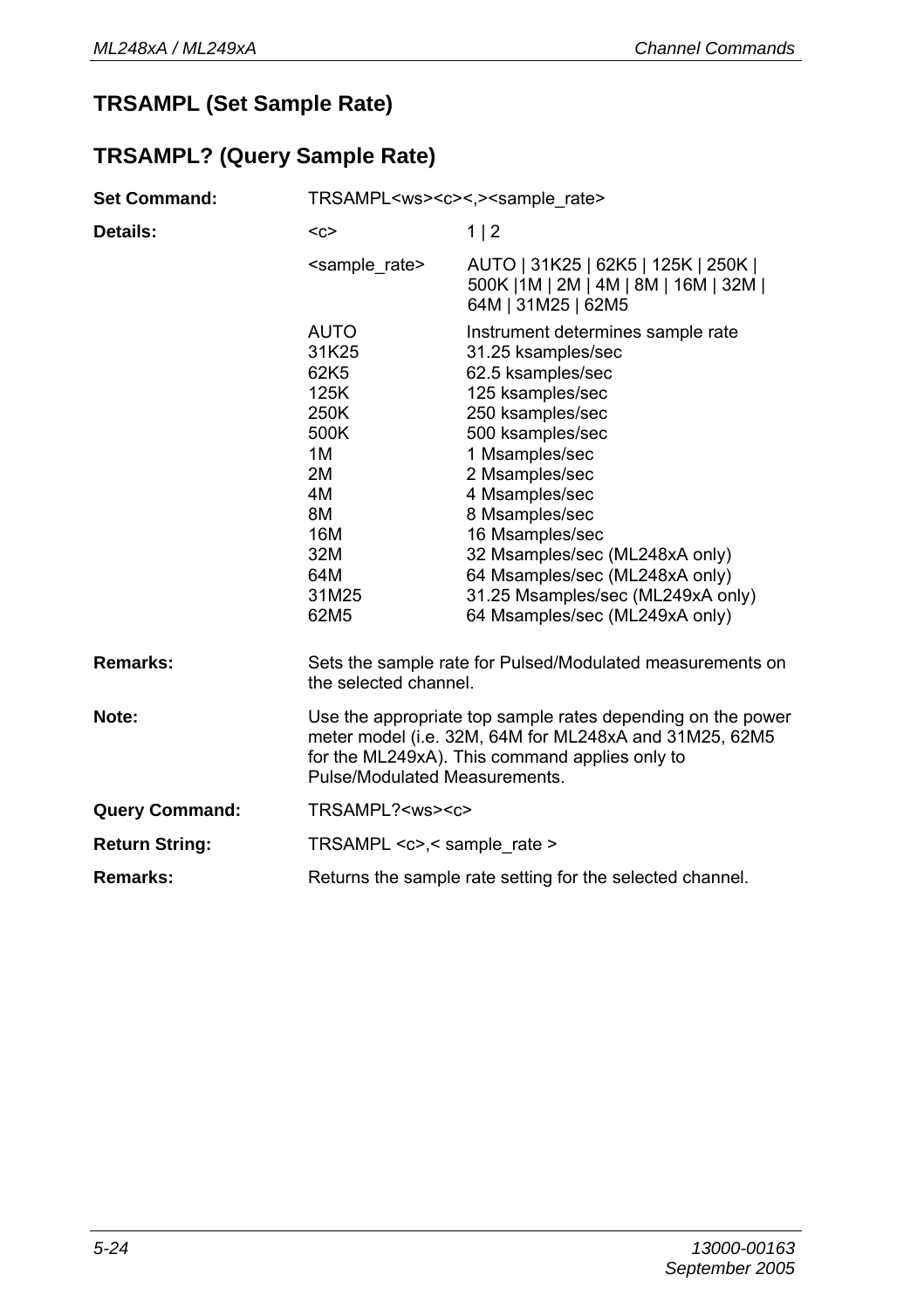## TRSAMPL (Set Sample Rate)

## TRSAMPL? (Query Sample Rate)

**Set Command:** TRSAMPL<ws><c><,><sample_rate>

**Details:**

| | |
|---|---|
| <c> | 1 \| 2 |
| <sample_rate> | AUTO \| 31K25 \| 62K5 \| 125K \| 250K \| 500K \|1M \| 2M \| 4M \| 8M \| 16M \| 32M \| 64M \| 31M25 \| 62M5 |
| AUTO | Instrument determines sample rate |
| 31K25 | 31.25 ksamples/sec |
| 62K5 | 62.5 ksamples/sec |
| 125K | 125 ksamples/sec |
| 250K | 250 ksamples/sec |
| 500K | 500 ksamples/sec |
| 1M | 1 Msamples/sec |
| 2M | 2 Msamples/sec |
| 4M | 4 Msamples/sec |
| 8M | 8 Msamples/sec |
| 16M | 16 Msamples/sec |
| 32M | 32 Msamples/sec (ML248xA only) |
| 64M | 64 Msamples/sec (ML248xA only) |
| 31M25 | 31.25 Msamples/sec (ML249xA only) |
| 62M5 | 64 Msamples/sec (ML249xA only) |

**Remarks:** Sets the sample rate for Pulsed/Modulated measurements on the selected channel.

**Note:** Use the appropriate top sample rates depending on the power meter model (i.e. 32M, 64M for ML248xA and 31M25, 62M5 for the ML249xA). This command applies only to Pulse/Modulated Measurements.

**Query Command:** TRSAMPL?<ws><c>

**Return String:** TRSAMPL <c>,< sample_rate >

**Remarks:** Returns the sample rate setting for the selected channel.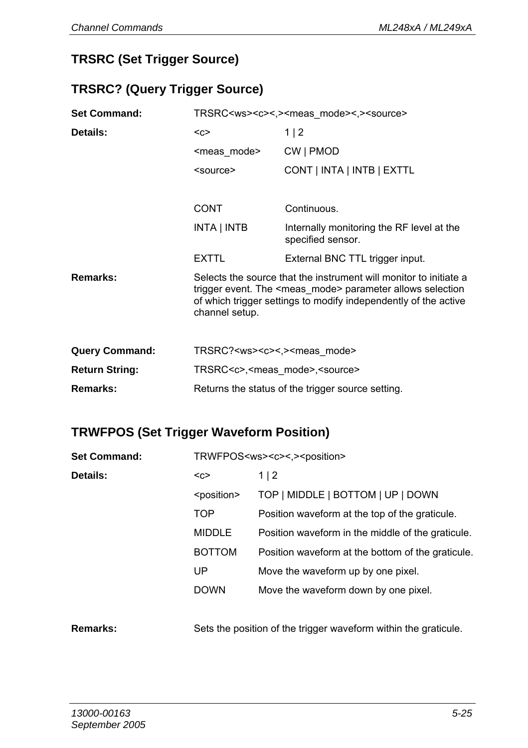## TRSRC (Set Trigger Source)

## TRSRC? (Query Trigger Source)

**Set Command:** TRSRC<ws><c><,><meas_mode><,><source>

**Details:**

| | |
|---|---|
| <c> | 1 \| 2 |
| <meas_mode> | CW \| PMOD |
| <source> | CONT \| INTA \| INTB \| EXTTL |

| | |
|---|---|
| CONT | Continuous. |
| INTA \| INTB | Internally monitoring the RF level at the specified sensor. |
| EXTTL | External BNC TTL trigger input. |

**Remarks:** Selects the source that the instrument will monitor to initiate a trigger event. The <meas_mode> parameter allows selection of which trigger settings to modify independently of the active channel setup.

**Query Command:** TRSRC?<ws><c><,><meas_mode>

**Return String:** TRSRC<c>,<meas_mode>,<source>

**Remarks:** Returns the status of the trigger source setting.

## TRWFPOS (Set Trigger Waveform Position)

**Set Command:** TRWFPOS<ws><c><,><position>

**Details:**

| | |
|---|---|
| <c> | 1 \| 2 |
| <position> | TOP \| MIDDLE \| BOTTOM \| UP \| DOWN |
| TOP | Position waveform at the top of the graticule. |
| MIDDLE | Position waveform in the middle of the graticule. |
| BOTTOM | Position waveform at the bottom of the graticule. |
| UP | Move the waveform up by one pixel. |
| DOWN | Move the waveform down by one pixel. |

**Remarks:** Sets the position of the trigger waveform within the graticule.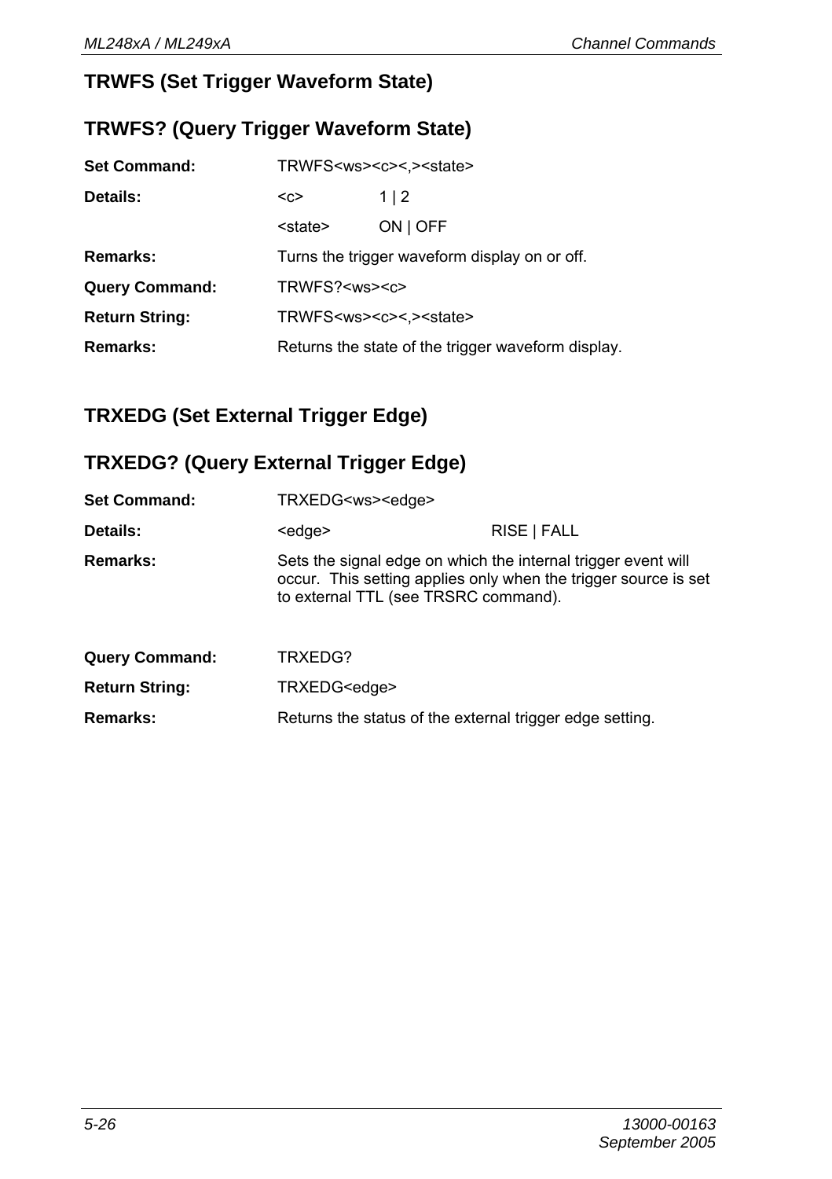## TRWFS (Set Trigger Waveform State)

## TRWFS? (Query Trigger Waveform State)

**Set Command:** TRWFS<ws><c><,><state>

**Details:**

| | |
|---|---|
| <c> | 1 \| 2 |
| <state> | ON \| OFF |

**Remarks:** Turns the trigger waveform display on or off.

**Query Command:** TRWFS?<ws><c>

**Return String:** TRWFS<ws><c><,><state>

**Remarks:** Returns the state of the trigger waveform display.

## TRXEDG (Set External Trigger Edge)

## TRXEDG? (Query External Trigger Edge)

**Set Command:** TRXEDG<ws><edge>

**Details:** <edge> RISE | FALL

**Remarks:** Sets the signal edge on which the internal trigger event will occur. This setting applies only when the trigger source is set to external TTL (see TRSRC command).

**Query Command:** TRXEDG?

**Return String:** TRXEDG<edge>

**Remarks:** Returns the status of the external trigger edge setting.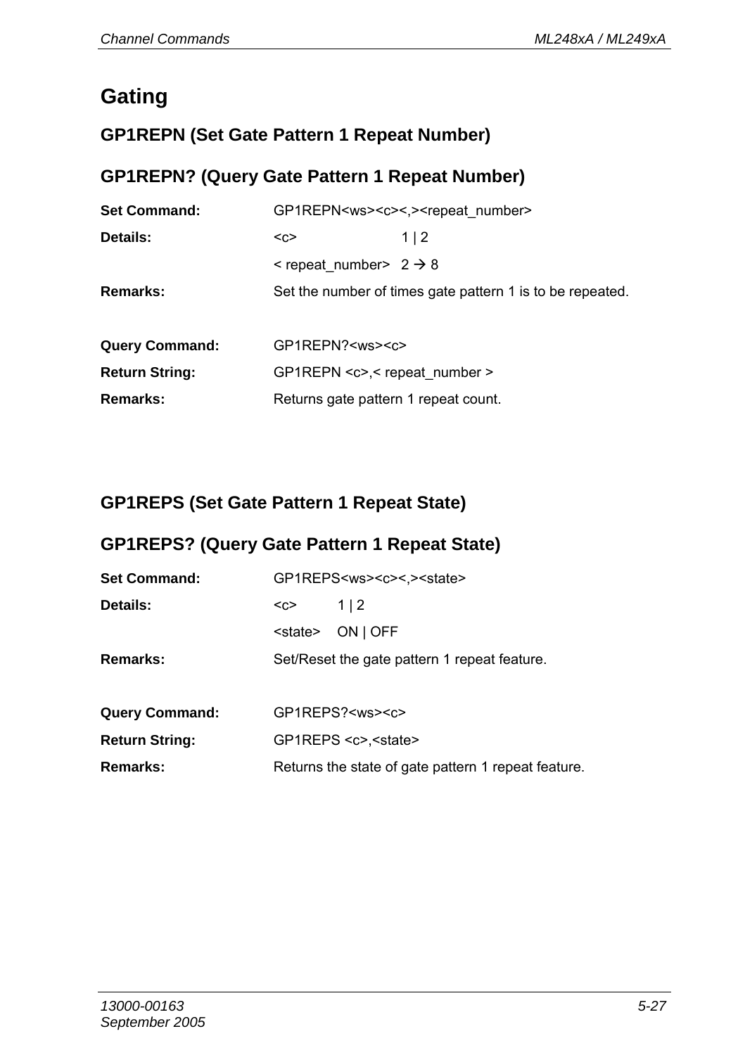# Gating

## GP1REPN (Set Gate Pattern 1 Repeat Number)

## GP1REPN? (Query Gate Pattern 1 Repeat Number)

**Set Command:** GP1REPN<ws><c><,><repeat_number>

**Details:** <c> 1 | 2

< repeat_number> 2 → 8

**Remarks:** Set the number of times gate pattern 1 is to be repeated.

**Query Command:** GP1REPN?<ws><c>

**Return String:** GP1REPN <c>,< repeat_number >

**Remarks:** Returns gate pattern 1 repeat count.

## GP1REPS (Set Gate Pattern 1 Repeat State)

## GP1REPS? (Query Gate Pattern 1 Repeat State)

**Set Command:** GP1REPS<ws><c><,><state>

**Details:** <c> 1 | 2

<state> ON | OFF

**Remarks:** Set/Reset the gate pattern 1 repeat feature.

**Query Command:** GP1REPS?<ws><c>

**Return String:** GP1REPS <c>,<state>

**Remarks:** Returns the state of gate pattern 1 repeat feature.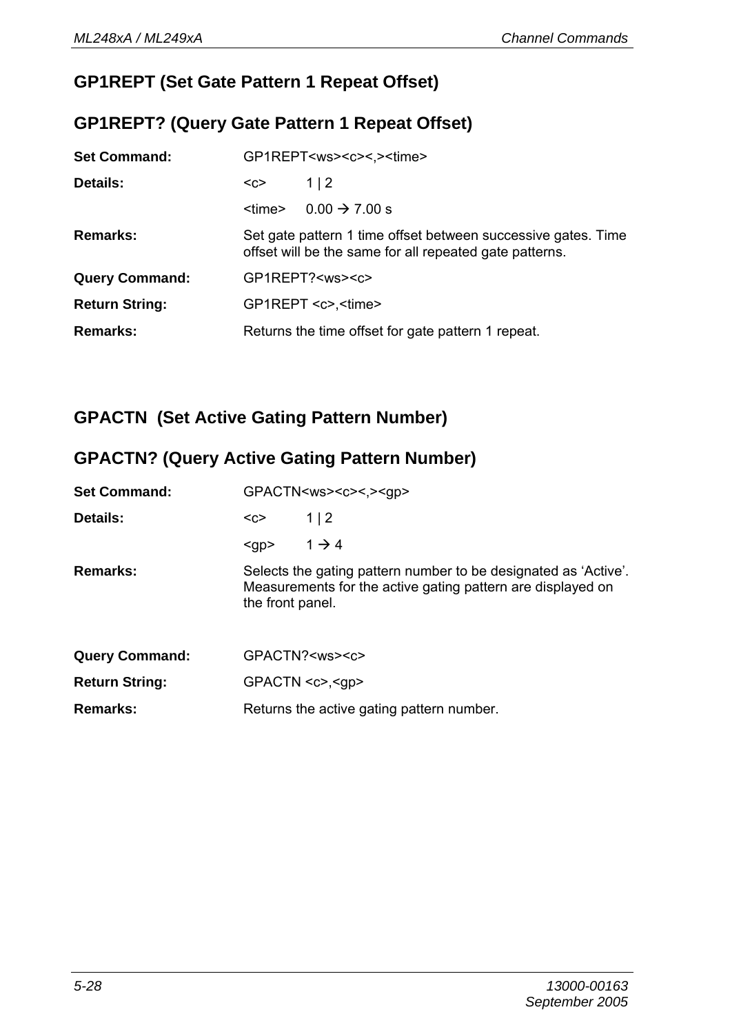## GP1REPT (Set Gate Pattern 1 Repeat Offset)

## GP1REPT? (Query Gate Pattern 1 Repeat Offset)

| | |
|---|---|
| **Set Command:** | GP1REPT<ws><c><,><time> |
| **Details:** | <c> 1 \| 2 |
| | <time> 0.00 → 7.00 s |
| **Remarks:** | Set gate pattern 1 time offset between successive gates. Time offset will be the same for all repeated gate patterns. |
| **Query Command:** | GP1REPT?<ws><c> |
| **Return String:** | GP1REPT <c>,<time> |
| **Remarks:** | Returns the time offset for gate pattern 1 repeat. |

## GPACTN (Set Active Gating Pattern Number)

## GPACTN? (Query Active Gating Pattern Number)

| | |
|---|---|
| **Set Command:** | GPACTN<ws><c><,><gp> |
| **Details:** | <c> 1 \| 2 |
| | <gp> 1 → 4 |
| **Remarks:** | Selects the gating pattern number to be designated as 'Active'. Measurements for the active gating pattern are displayed on the front panel. |
| **Query Command:** | GPACTN?<ws><c> |
| **Return String:** | GPACTN <c>,<gp> |
| **Remarks:** | Returns the active gating pattern number. |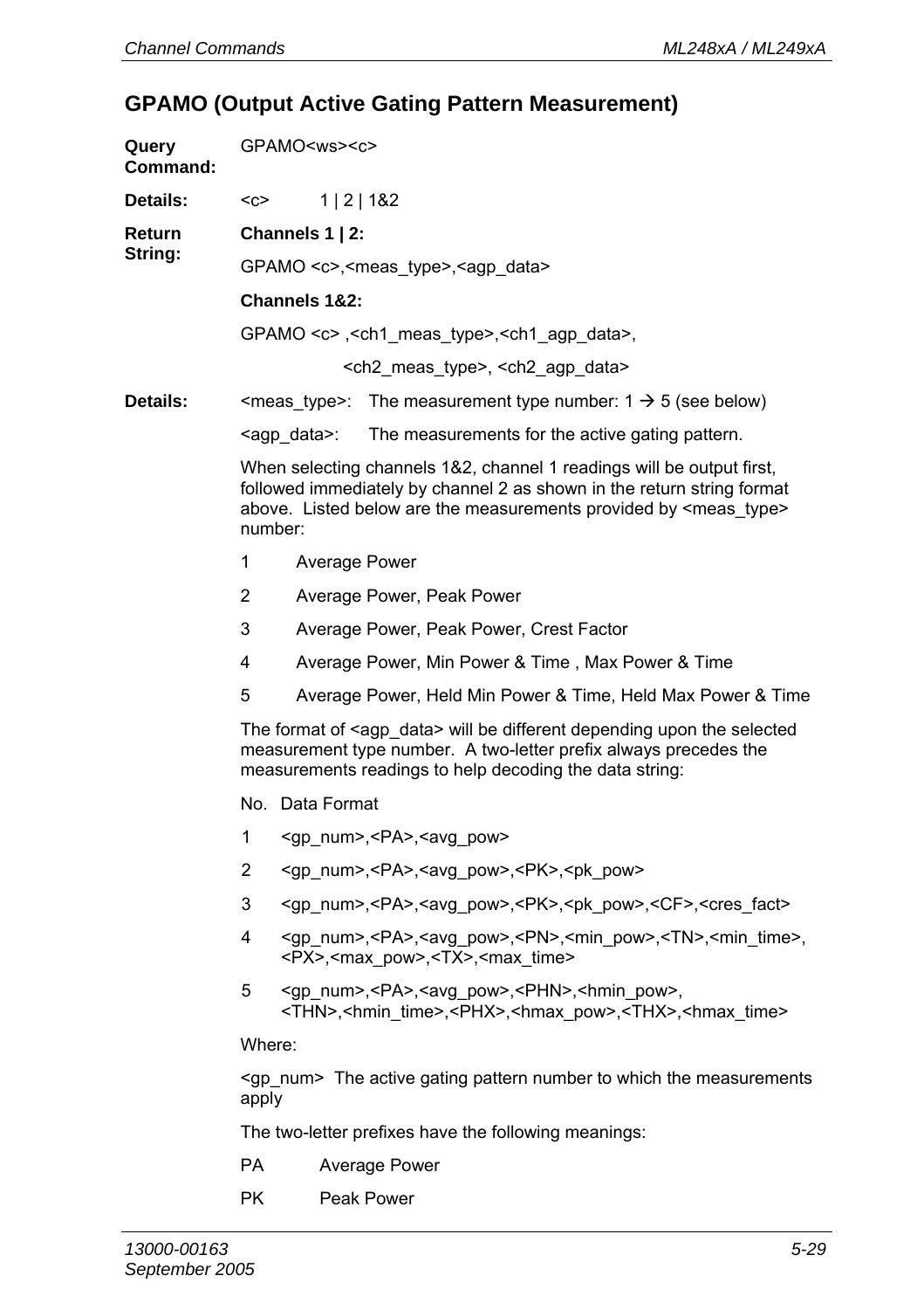## GPAMO (Output Active Gating Pattern Measurement)

**Query Command:** GPAMO<ws><c>

**Details:** <c> 1 | 2 | 1&2

**Return String:**

**Channels 1 | 2:**

GPAMO <c>,<meas_type>,<agp_data>

**Channels 1&2:**

GPAMO <c> ,<ch1_meas_type>,<ch1_agp_data>,

<ch2_meas_type>, <ch2_agp_data>

**Details:**

<meas_type>: The measurement type number: 1 → 5 (see below)

<agp_data>: The measurements for the active gating pattern.

When selecting channels 1&2, channel 1 readings will be output first, followed immediately by channel 2 as shown in the return string format above. Listed below are the measurements provided by <meas_type> number:

1 Average Power

2 Average Power, Peak Power

3 Average Power, Peak Power, Crest Factor

4 Average Power, Min Power & Time , Max Power & Time

5 Average Power, Held Min Power & Time, Held Max Power & Time

The format of <agp_data> will be different depending upon the selected measurement type number. A two-letter prefix always precedes the measurements readings to help decoding the data string:

| No. | Data Format |
|---|---|
| 1 | <gp_num>,<PA>,<avg_pow> |
| 2 | <gp_num>,<PA>,<avg_pow>,<PK>,<pk_pow> |
| 3 | <gp_num>,<PA>,<avg_pow>,<PK>,<pk_pow>,<CF>,<cres_fact> |
| 4 | <gp_num>,<PA>,<avg_pow>,<PN>,<min_pow>,<TN>,<min_time>, <PX>,<max_pow>,<TX>,<max_time> |
| 5 | <gp_num>,<PA>,<avg_pow>,<PHN>,<hmin_pow>, <THN>,<hmin_time>,<PHX>,<hmax_pow>,<THX>,<hmax_time> |

Where:

<gp_num> The active gating pattern number to which the measurements apply

The two-letter prefixes have the following meanings:

PA Average Power

PK Peak Power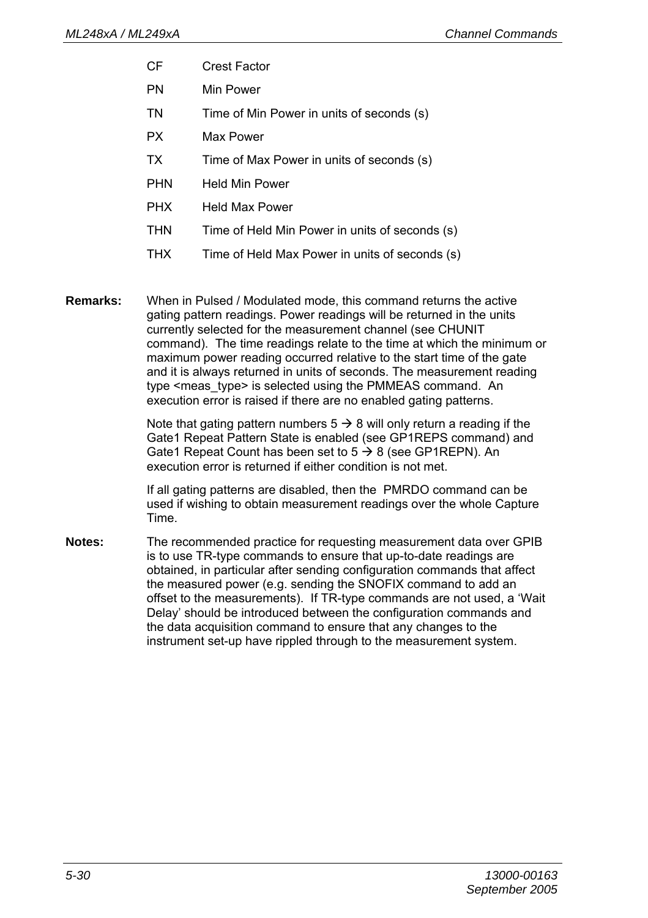| | |
|---|---|
| CF | Crest Factor |
| PN | Min Power |
| TN | Time of Min Power in units of seconds (s) |
| PX | Max Power |
| TX | Time of Max Power in units of seconds (s) |
| PHN | Held Min Power |
| PHX | Held Max Power |
| THN | Time of Held Min Power in units of seconds (s) |
| THX | Time of Held Max Power in units of seconds (s) |

**Remarks:** When in Pulsed / Modulated mode, this command returns the active gating pattern readings. Power readings will be returned in the units currently selected for the measurement channel (see CHUNIT command). The time readings relate to the time at which the minimum or maximum power reading occurred relative to the start time of the gate and it is always returned in units of seconds. The measurement reading type <meas_type> is selected using the PMMEAS command. An execution error is raised if there are no enabled gating patterns.

Note that gating pattern numbers 5 → 8 will only return a reading if the Gate1 Repeat Pattern State is enabled (see GP1REPS command) and Gate1 Repeat Count has been set to 5 → 8 (see GP1REPN). An execution error is returned if either condition is not met.

If all gating patterns are disabled, then the PMRDO command can be used if wishing to obtain measurement readings over the whole Capture Time.

**Notes:** The recommended practice for requesting measurement data over GPIB is to use TR-type commands to ensure that up-to-date readings are obtained, in particular after sending configuration commands that affect the measured power (e.g. sending the SNOFIX command to add an offset to the measurements). If TR-type commands are not used, a 'Wait Delay' should be introduced between the configuration commands and the data acquisition command to ensure that any changes to the instrument set-up have rippled through to the measurement system.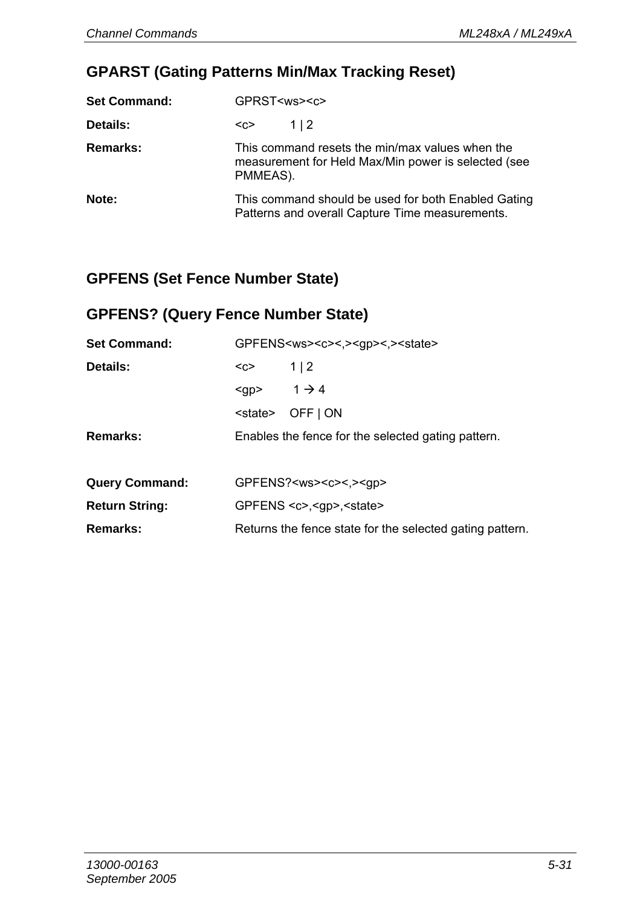## GPARST (Gating Patterns Min/Max Tracking Reset)

**Set Command:** GPRST<ws><c>

**Details:** <c> 1 | 2

**Remarks:** This command resets the min/max values when the measurement for Held Max/Min power is selected (see PMMEAS).

**Note:** This command should be used for both Enabled Gating Patterns and overall Capture Time measurements.

## GPFENS (Set Fence Number State)

## GPFENS? (Query Fence Number State)

**Set Command:** GPFENS<ws><c><,><gp><,><state>

**Details:** <c> 1 | 2

<gp> 1 → 4

<state> OFF | ON

**Remarks:** Enables the fence for the selected gating pattern.

**Query Command:** GPFENS?<ws><c><,><gp>

**Return String:** GPFENS <c>,<gp>,<state>

**Remarks:** Returns the fence state for the selected gating pattern.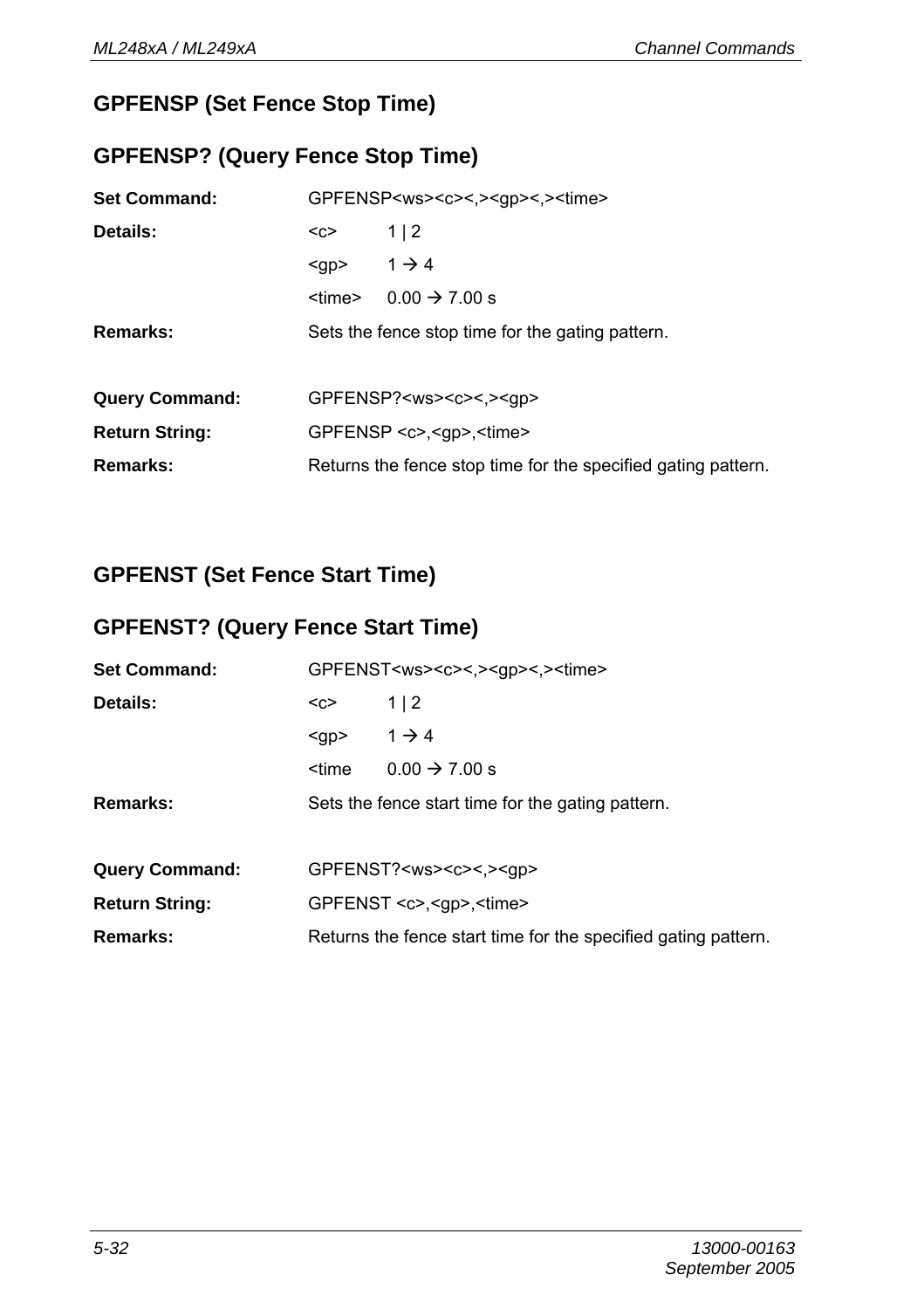## GPFENSP (Set Fence Stop Time)

## GPFENSP? (Query Fence Stop Time)

**Set Command:** GPFENSP<ws><c><,><gp><,><time>

**Details:**

| | |
|---|---|
| <c> | 1 \| 2 |
| <gp> | 1 → 4 |
| <time> | 0.00 → 7.00 s |

**Remarks:** Sets the fence stop time for the gating pattern.

**Query Command:** GPFENSP?<ws><c><,><gp>

**Return String:** GPFENSP <c>,<gp>,<time>

**Remarks:** Returns the fence stop time for the specified gating pattern.

## GPFENST (Set Fence Start Time)

## GPFENST? (Query Fence Start Time)

**Set Command:** GPFENST<ws><c><,><gp><,><time>

**Details:**

| | |
|---|---|
| <c> | 1 \| 2 |
| <gp> | 1 → 4 |
| <time | 0.00 → 7.00 s |

**Remarks:** Sets the fence start time for the gating pattern.

**Query Command:** GPFENST?<ws><c><,><gp>

**Return String:** GPFENST <c>,<gp>,<time>

**Remarks:** Returns the fence start time for the specified gating pattern.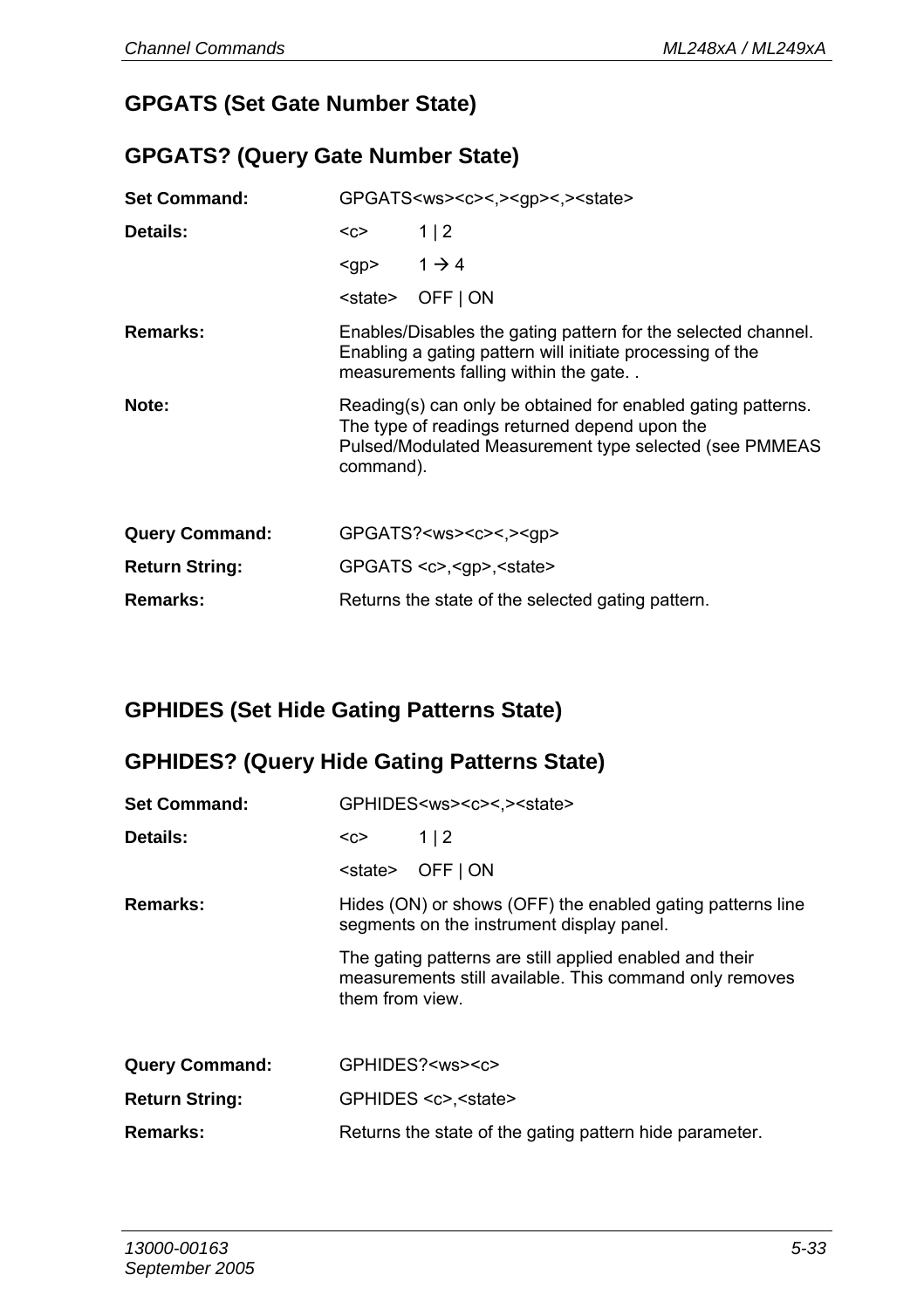## GPGATS (Set Gate Number State)

## GPGATS? (Query Gate Number State)

**Set Command:** GPGATS<ws><c><,><gp><,><state>

**Details:**

| | |
|---|---|
| <c> | 1 \| 2 |
| <gp> | 1 → 4 |
| <state> | OFF \| ON |

**Remarks:** Enables/Disables the gating pattern for the selected channel. Enabling a gating pattern will initiate processing of the measurements falling within the gate. .

**Note:** Reading(s) can only be obtained for enabled gating patterns. The type of readings returned depend upon the Pulsed/Modulated Measurement type selected (see PMMEAS command).

**Query Command:** GPGATS?<ws><c><,><gp>

**Return String:** GPGATS <c>,<gp>,<state>

**Remarks:** Returns the state of the selected gating pattern.

## GPHIDES (Set Hide Gating Patterns State)

## GPHIDES? (Query Hide Gating Patterns State)

**Set Command:** GPHIDES<ws><c><,><state>

**Details:**

| | |
|---|---|
| <c> | 1 \| 2 |
| <state> | OFF \| ON |

**Remarks:** Hides (ON) or shows (OFF) the enabled gating patterns line segments on the instrument display panel.

The gating patterns are still applied enabled and their measurements still available. This command only removes them from view.

**Query Command:** GPHIDES?<ws><c>

**Return String:** GPHIDES <c>,<state>

**Remarks:** Returns the state of the gating pattern hide parameter.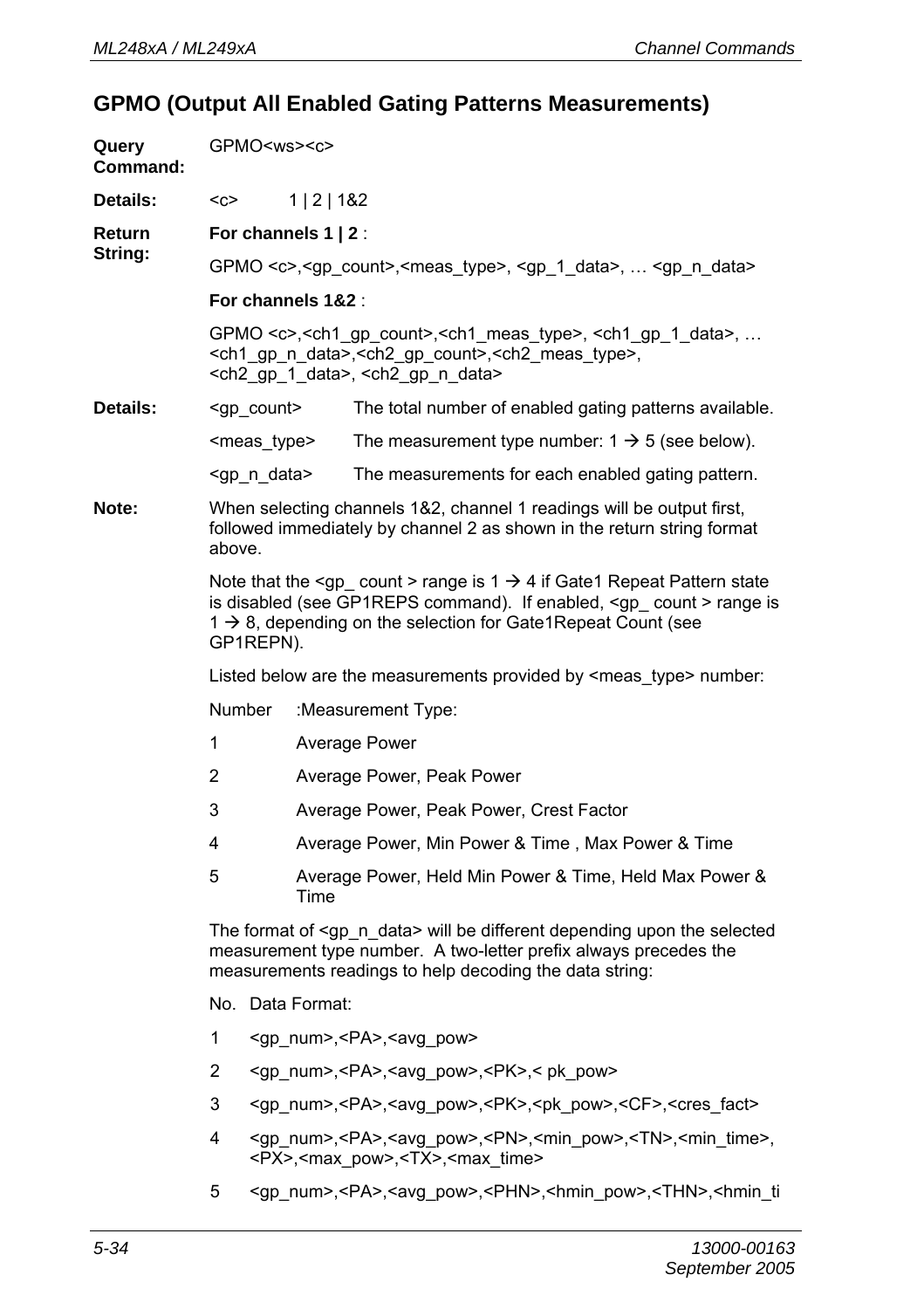## GPMO (Output All Enabled Gating Patterns Measurements)

**Query Command:** GPMO<ws><c>

**Details:** <c> 1 | 2 | 1&2

**Return String:**

**For channels 1 | 2** :

GPMO <c>,<gp_count>,<meas_type>, <gp_1_data>, … <gp_n_data>

**For channels 1&2** :

GPMO <c>,<ch1_gp_count>,<ch1_meas_type>, <ch1_gp_1_data>, … <ch1_gp_n_data>,<ch2_gp_count>,<ch2_meas_type>, <ch2_gp_1_data>, <ch2_gp_n_data>

**Details:**

| | |
|---|---|
| <gp_count> | The total number of enabled gating patterns available. |
| <meas_type> | The measurement type number: 1 → 5 (see below). |
| <gp_n_data> | The measurements for each enabled gating pattern. |

**Note:** When selecting channels 1&2, channel 1 readings will be output first, followed immediately by channel 2 as shown in the return string format above.

Note that the <gp_ count > range is 1 → 4 if Gate1 Repeat Pattern state is disabled (see GP1REPS command). If enabled, <gp_ count > range is 1 → 8, depending on the selection for Gate1Repeat Count (see GP1REPN).

Listed below are the measurements provided by <meas_type> number:

| Number | :Measurement Type: |
|---|---|
| 1 | Average Power |
| 2 | Average Power, Peak Power |
| 3 | Average Power, Peak Power, Crest Factor |
| 4 | Average Power, Min Power & Time , Max Power & Time |
| 5 | Average Power, Held Min Power & Time, Held Max Power & Time |

The format of <gp_n_data> will be different depending upon the selected measurement type number. A two-letter prefix always precedes the measurements readings to help decoding the data string:

| No. | Data Format: |
|---|---|
| 1 | <gp_num>,<PA>,<avg_pow> |
| 2 | <gp_num>,<PA>,<avg_pow>,<PK>,< pk_pow> |
| 3 | <gp_num>,<PA>,<avg_pow>,<PK>,<pk_pow>,<CF>,<cres_fact> |
| 4 | <gp_num>,<PA>,<avg_pow>,<PN>,<min_pow>,<TN>,<min_time>, <PX>,<max_pow>,<TX>,<max_time> |
| 5 | <gp_num>,<PA>,<avg_pow>,<PHN>,<hmin_pow>,<THN>,<hmin_ti |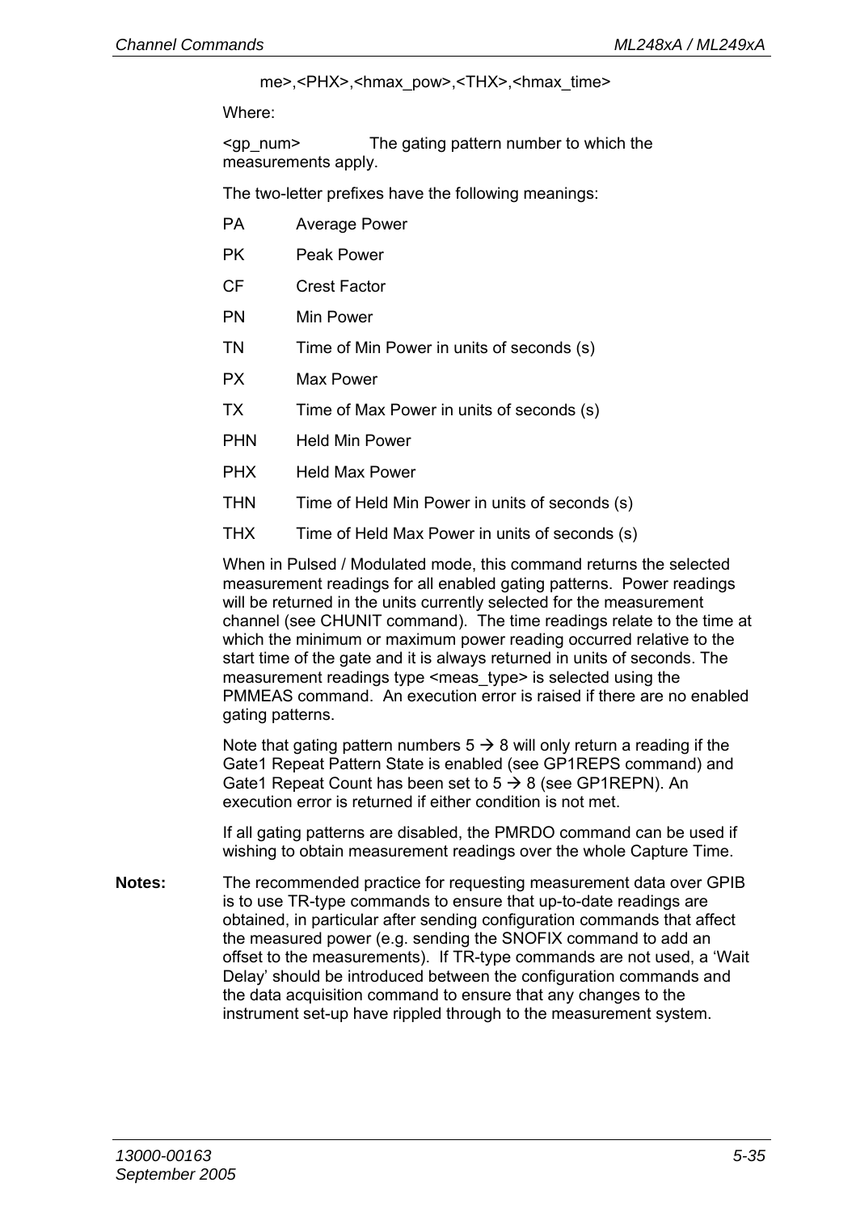me>,<PHX>,<hmax_pow>,<THX>,<hmax_time>

Where:

<gp_num> The gating pattern number to which the measurements apply.

The two-letter prefixes have the following meanings:

| | |
|---|---|
| PA | Average Power |
| PK | Peak Power |
| CF | Crest Factor |
| PN | Min Power |
| TN | Time of Min Power in units of seconds (s) |
| PX | Max Power |
| TX | Time of Max Power in units of seconds (s) |
| PHN | Held Min Power |
| PHX | Held Max Power |
| THN | Time of Held Min Power in units of seconds (s) |
| THX | Time of Held Max Power in units of seconds (s) |

When in Pulsed / Modulated mode, this command returns the selected measurement readings for all enabled gating patterns. Power readings will be returned in the units currently selected for the measurement channel (see CHUNIT command). The time readings relate to the time at which the minimum or maximum power reading occurred relative to the start time of the gate and it is always returned in units of seconds. The measurement readings type <meas_type> is selected using the PMMEAS command. An execution error is raised if there are no enabled gating patterns.

Note that gating pattern numbers 5 → 8 will only return a reading if the Gate1 Repeat Pattern State is enabled (see GP1REPS command) and Gate1 Repeat Count has been set to 5 → 8 (see GP1REPN). An execution error is returned if either condition is not met.

If all gating patterns are disabled, the PMRDO command can be used if wishing to obtain measurement readings over the whole Capture Time.

**Notes:** The recommended practice for requesting measurement data over GPIB is to use TR-type commands to ensure that up-to-date readings are obtained, in particular after sending configuration commands that affect the measured power (e.g. sending the SNOFIX command to add an offset to the measurements). If TR-type commands are not used, a 'Wait Delay' should be introduced between the configuration commands and the data acquisition command to ensure that any changes to the instrument set-up have rippled through to the measurement system.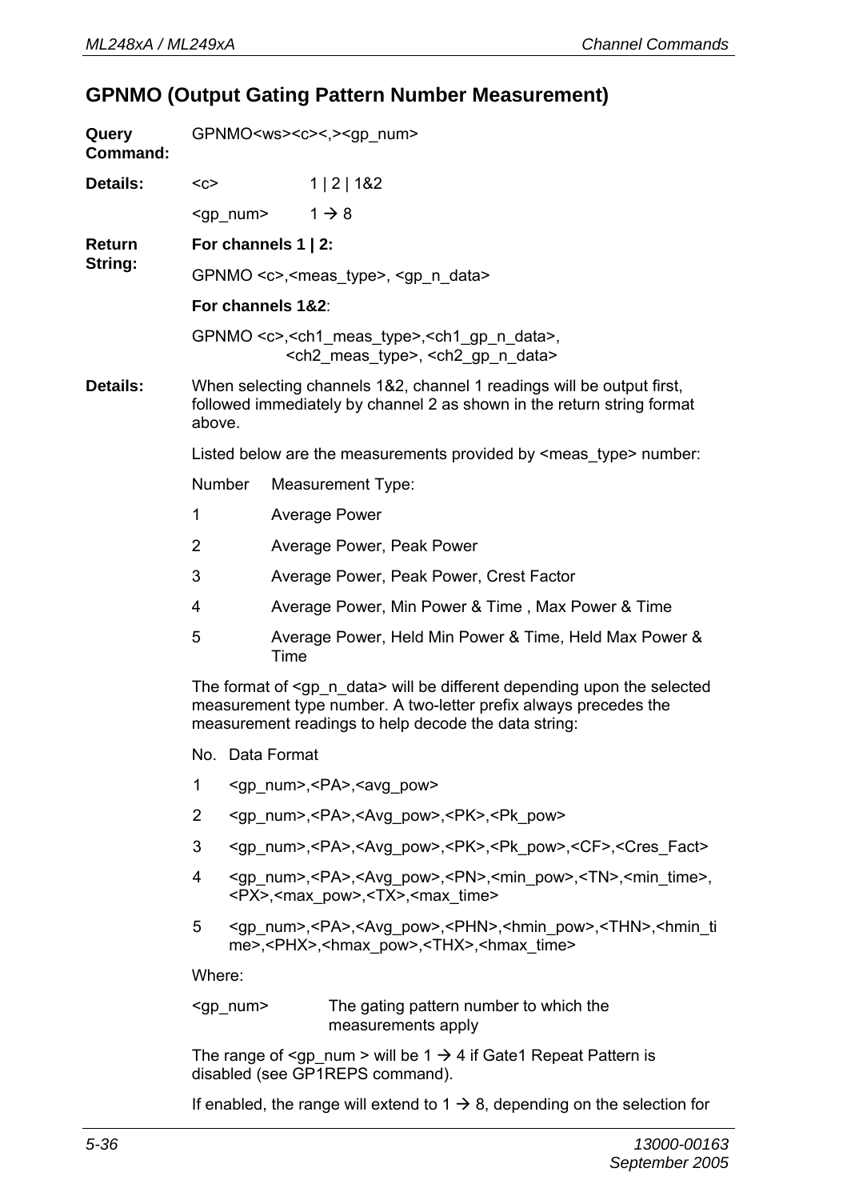## GPNMO (Output Gating Pattern Number Measurement)

**Query Command:** GPNMO<ws><c><,><gp_num>

**Details:**

| | |
|---|---|
| <c> | 1 \| 2 \| 1&2 |
| <gp_num> | 1 → 8 |

**Return String:**

**For channels 1 | 2:**

GPNMO <c>,<meas_type>, <gp_n_data>

**For channels 1&2**:

GPNMO <c>,<ch1_meas_type>,<ch1_gp_n_data>, <ch2_meas_type>, <ch2_gp_n_data>

**Details:** When selecting channels 1&2, channel 1 readings will be output first, followed immediately by channel 2 as shown in the return string format above.

Listed below are the measurements provided by <meas_type> number:

| Number | Measurement Type: |
|---|---|
| 1 | Average Power |
| 2 | Average Power, Peak Power |
| 3 | Average Power, Peak Power, Crest Factor |
| 4 | Average Power, Min Power & Time , Max Power & Time |
| 5 | Average Power, Held Min Power & Time, Held Max Power & Time |

The format of <gp_n_data> will be different depending upon the selected measurement type number. A two-letter prefix always precedes the measurement readings to help decode the data string:

| No. | Data Format |
|---|---|
| 1 | <gp_num>,<PA>,<avg_pow> |
| 2 | <gp_num>,<PA>,<Avg_pow>,<PK>,<Pk_pow> |
| 3 | <gp_num>,<PA>,<Avg_pow>,<PK>,<Pk_pow>,<CF>,<Cres_Fact> |
| 4 | <gp_num>,<PA>,<Avg_pow>,<PN>,<min_pow>,<TN>,<min_time>, <PX>,<max_pow>,<TX>,<max_time> |
| 5 | <gp_num>,<PA>,<Avg_pow>,<PHN>,<hmin_pow>,<THN>,<hmin_time>,<PHX>,<hmax_pow>,<THX>,<hmax_time> |

Where:

<gp_num> The gating pattern number to which the measurements apply

The range of <gp_num > will be 1 → 4 if Gate1 Repeat Pattern is disabled (see GP1REPS command).

If enabled, the range will extend to 1 → 8, depending on the selection for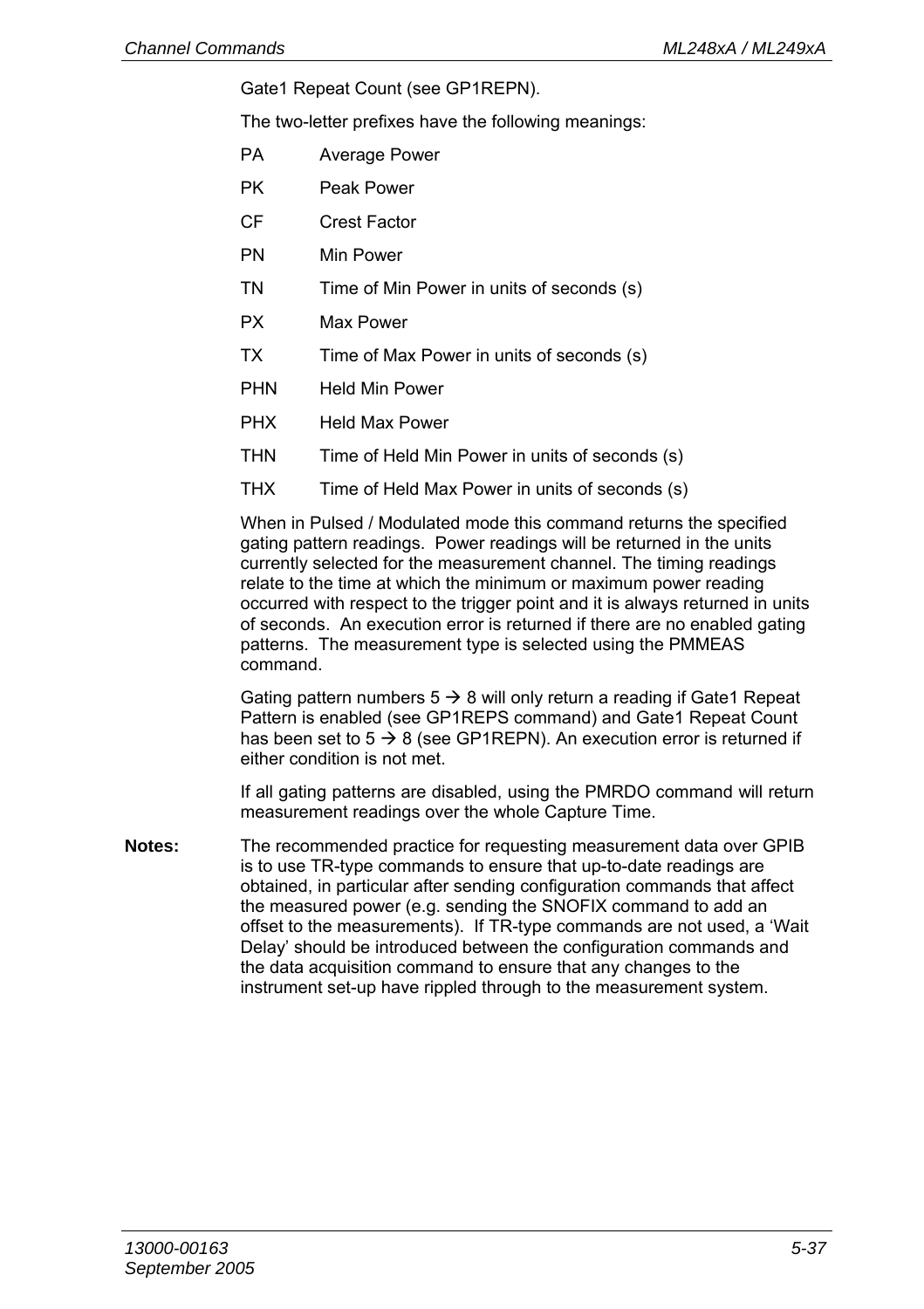Gate1 Repeat Count (see GP1REPN).

The two-letter prefixes have the following meanings:

| | |
|---|---|
| PA | Average Power |
| PK | Peak Power |
| CF | Crest Factor |
| PN | Min Power |
| TN | Time of Min Power in units of seconds (s) |
| PX | Max Power |
| TX | Time of Max Power in units of seconds (s) |
| PHN | Held Min Power |
| PHX | Held Max Power |
| THN | Time of Held Min Power in units of seconds (s) |
| THX | Time of Held Max Power in units of seconds (s) |

When in Pulsed / Modulated mode this command returns the specified gating pattern readings. Power readings will be returned in the units currently selected for the measurement channel. The timing readings relate to the time at which the minimum or maximum power reading occurred with respect to the trigger point and it is always returned in units of seconds. An execution error is returned if there are no enabled gating patterns. The measurement type is selected using the PMMEAS command.

Gating pattern numbers 5 → 8 will only return a reading if Gate1 Repeat Pattern is enabled (see GP1REPS command) and Gate1 Repeat Count has been set to 5 → 8 (see GP1REPN). An execution error is returned if either condition is not met.

If all gating patterns are disabled, using the PMRDO command will return measurement readings over the whole Capture Time.

**Notes:** The recommended practice for requesting measurement data over GPIB is to use TR-type commands to ensure that up-to-date readings are obtained, in particular after sending configuration commands that affect the measured power (e.g. sending the SNOFIX command to add an offset to the measurements). If TR-type commands are not used, a 'Wait Delay' should be introduced between the configuration commands and the data acquisition command to ensure that any changes to the instrument set-up have rippled through to the measurement system.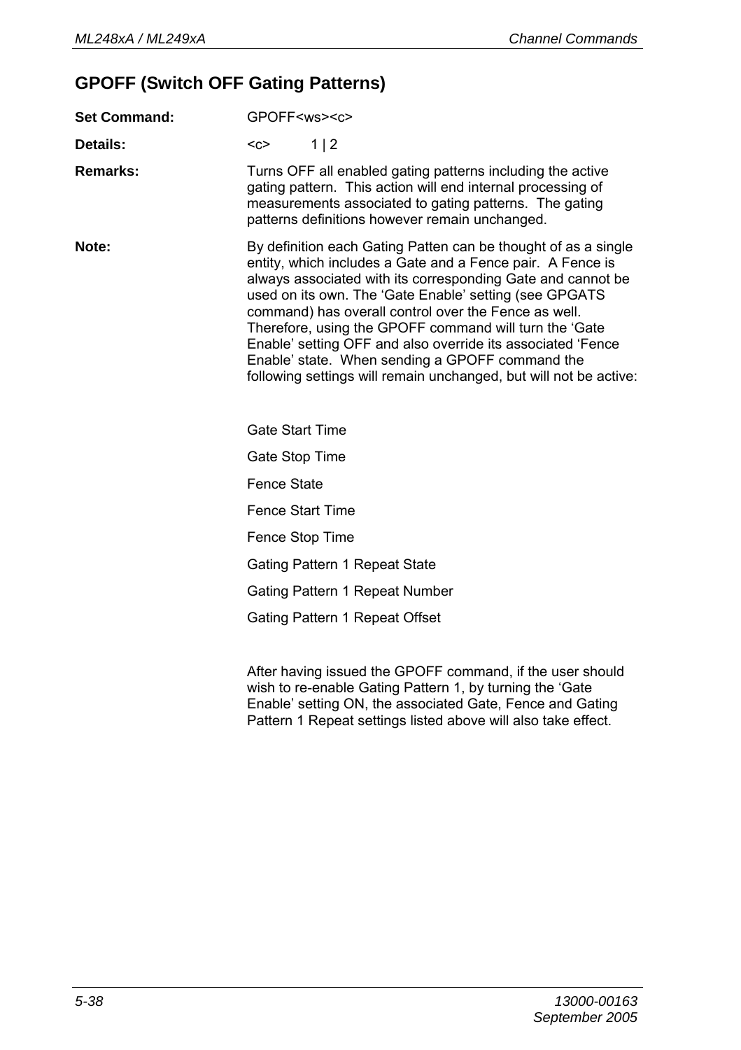## GPOFF (Switch OFF Gating Patterns)

**Set Command:** GPOFF<ws><c>

**Details:** <c> 1 | 2

**Remarks:** Turns OFF all enabled gating patterns including the active gating pattern. This action will end internal processing of measurements associated to gating patterns. The gating patterns definitions however remain unchanged.

**Note:** By definition each Gating Patten can be thought of as a single entity, which includes a Gate and a Fence pair. A Fence is always associated with its corresponding Gate and cannot be used on its own. The 'Gate Enable' setting (see GPGATS command) has overall control over the Fence as well. Therefore, using the GPOFF command will turn the 'Gate Enable' setting OFF and also override its associated 'Fence Enable' state. When sending a GPOFF command the following settings will remain unchanged, but will not be active:

Gate Start Time

Gate Stop Time

Fence State

Fence Start Time

Fence Stop Time

Gating Pattern 1 Repeat State

Gating Pattern 1 Repeat Number

Gating Pattern 1 Repeat Offset

After having issued the GPOFF command, if the user should wish to re-enable Gating Pattern 1, by turning the 'Gate Enable' setting ON, the associated Gate, Fence and Gating Pattern 1 Repeat settings listed above will also take effect.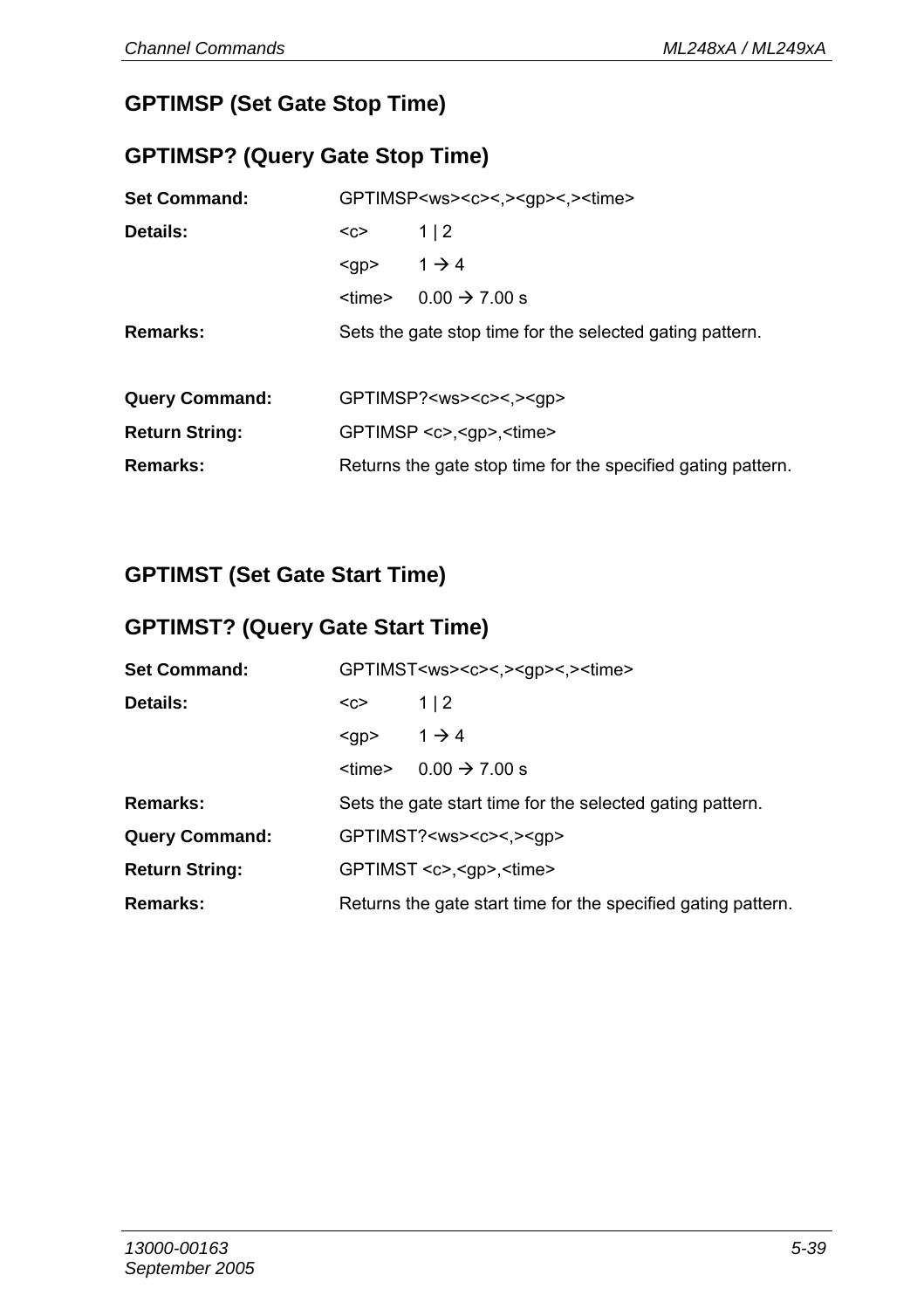## GPTIMSP (Set Gate Stop Time)

## GPTIMSP? (Query Gate Stop Time)

**Set Command:** GPTIMSP<ws><c><,><gp><,><time>

**Details:**

| | |
|---|---|
| <c> | 1 \| 2 |
| <gp> | 1 → 4 |
| <time> | 0.00 → 7.00 s |

**Remarks:** Sets the gate stop time for the selected gating pattern.

**Query Command:** GPTIMSP?<ws><c><,><gp>

**Return String:** GPTIMSP <c>,<gp>,<time>

**Remarks:** Returns the gate stop time for the specified gating pattern.

## GPTIMST (Set Gate Start Time)

## GPTIMST? (Query Gate Start Time)

**Set Command:** GPTIMST<ws><c><,><gp><,><time>

**Details:**

| | |
|---|---|
| <c> | 1 \| 2 |
| <gp> | 1 → 4 |
| <time> | 0.00 → 7.00 s |

**Remarks:** Sets the gate start time for the selected gating pattern.

**Query Command:** GPTIMST?<ws><c><,><gp>

**Return String:** GPTIMST <c>,<gp>,<time>

**Remarks:** Returns the gate start time for the specified gating pattern.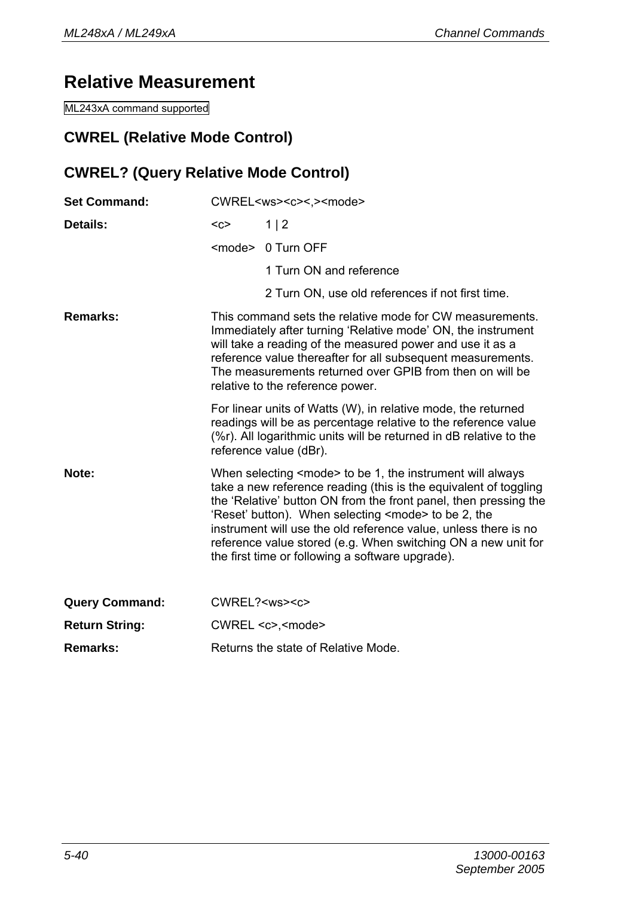# Relative Measurement

ML243xA command supported

## CWREL (Relative Mode Control)

## CWREL? (Query Relative Mode Control)

**Set Command:** CWREL<ws><c><,><mode>

**Details:**

<c> 1 | 2

<mode> 0 Turn OFF

1 Turn ON and reference

2 Turn ON, use old references if not first time.

**Remarks:** This command sets the relative mode for CW measurements. Immediately after turning 'Relative mode' ON, the instrument will take a reading of the measured power and use it as a reference value thereafter for all subsequent measurements. The measurements returned over GPIB from then on will be relative to the reference power.

For linear units of Watts (W), in relative mode, the returned readings will be as percentage relative to the reference value (%r). All logarithmic units will be returned in dB relative to the reference value (dBr).

**Note:** When selecting <mode> to be 1, the instrument will always take a new reference reading (this is the equivalent of toggling the 'Relative' button ON from the front panel, then pressing the 'Reset' button). When selecting <mode> to be 2, the instrument will use the old reference value, unless there is no reference value stored (e.g. When switching ON a new unit for the first time or following a software upgrade).

**Query Command:** CWREL?<ws><c>

**Return String:** CWREL <c>,<mode>

**Remarks:** Returns the state of Relative Mode.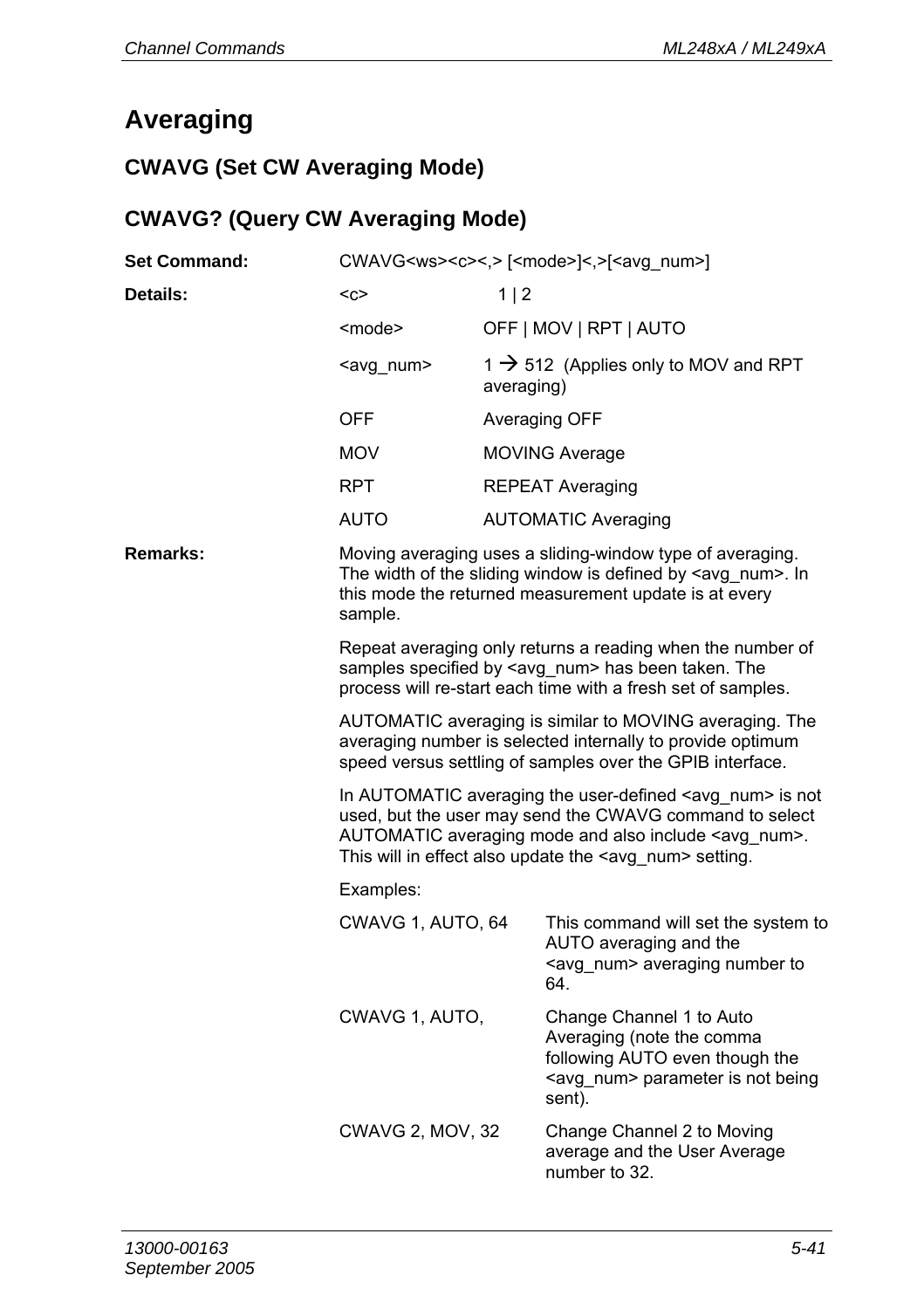# Averaging

## CWAVG (Set CW Averaging Mode)

## CWAVG? (Query CW Averaging Mode)

**Set Command:** CWAVG<ws><c><,> [<mode>]<,>[<avg_num>]

**Details:**

| | |
|---|---|
| <c> | 1 \| 2 |
| <mode> | OFF \| MOV \| RPT \| AUTO |
| <avg_num> | 1 → 512 (Applies only to MOV and RPT averaging) |
| OFF | Averaging OFF |
| MOV | MOVING Average |
| RPT | REPEAT Averaging |
| AUTO | AUTOMATIC Averaging |

**Remarks:**

Moving averaging uses a sliding-window type of averaging. The width of the sliding window is defined by <avg_num>. In this mode the returned measurement update is at every sample.

Repeat averaging only returns a reading when the number of samples specified by <avg_num> has been taken. The process will re-start each time with a fresh set of samples.

AUTOMATIC averaging is similar to MOVING averaging. The averaging number is selected internally to provide optimum speed versus settling of samples over the GPIB interface.

In AUTOMATIC averaging the user-defined <avg_num> is not used, but the user may send the CWAVG command to select AUTOMATIC averaging mode and also include <avg_num>. This will in effect also update the <avg_num> setting.

Examples:

| | |
|---|---|
| CWAVG 1, AUTO, 64 | This command will set the system to AUTO averaging and the <avg_num> averaging number to 64. |
| CWAVG 1, AUTO, | Change Channel 1 to Auto Averaging (note the comma following AUTO even though the <avg_num> parameter is not being sent). |
| CWAVG 2, MOV, 32 | Change Channel 2 to Moving average and the User Average number to 32. |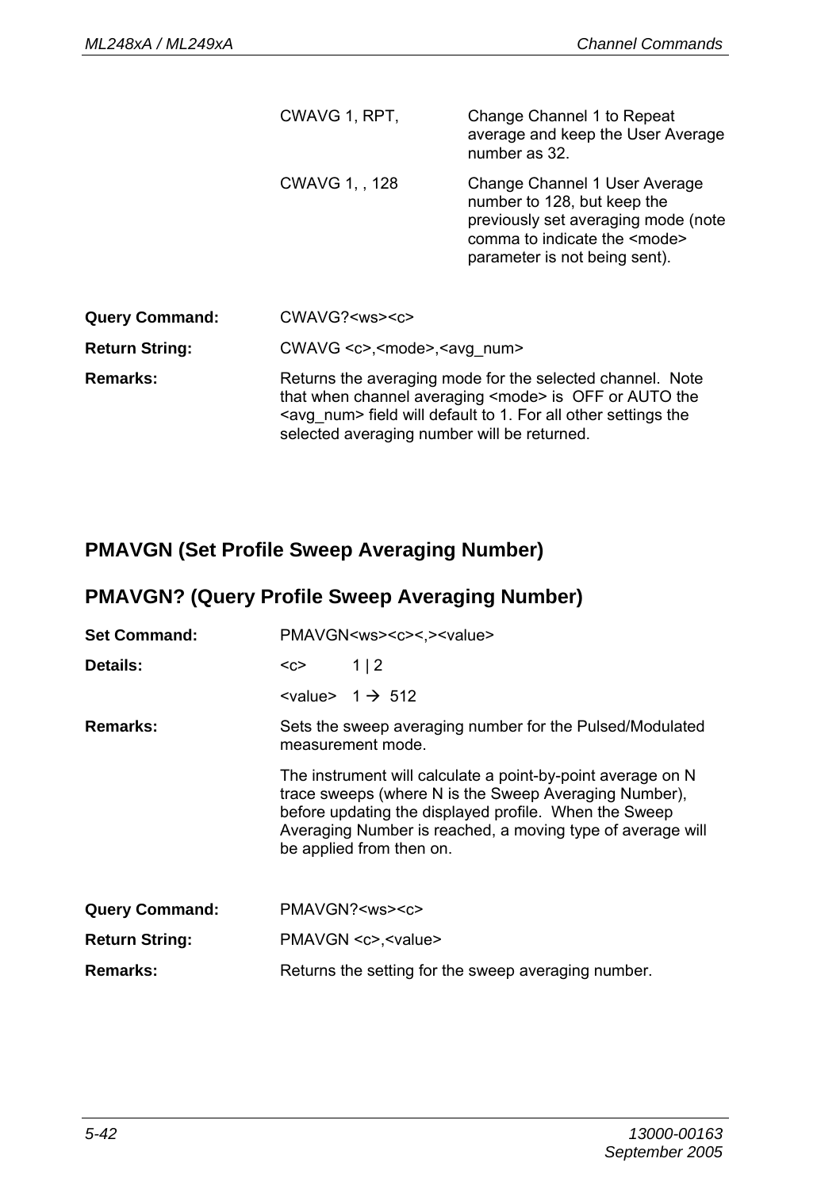| | |
|---|---|
| CWAVG 1, RPT, | Change Channel 1 to Repeat average and keep the User Average number as 32. |
| CWAVG 1, , 128 | Change Channel 1 User Average number to 128, but keep the previously set averaging mode (note comma to indicate the <mode> parameter is not being sent). |

**Query Command:** CWAVG?<ws><c>

**Return String:** CWAVG <c>,<mode>,<avg_num>

**Remarks:** Returns the averaging mode for the selected channel. Note that when channel averaging <mode> is OFF or AUTO the <avg_num> field will default to 1. For all other settings the selected averaging number will be returned.

## PMAVGN (Set Profile Sweep Averaging Number)

## PMAVGN? (Query Profile Sweep Averaging Number)

**Set Command:** PMAVGN<ws><c><,><value>

**Details:**

<c> 1 | 2

<value> 1 → 512

**Remarks:** Sets the sweep averaging number for the Pulsed/Modulated measurement mode.

The instrument will calculate a point-by-point average on N trace sweeps (where N is the Sweep Averaging Number), before updating the displayed profile. When the Sweep Averaging Number is reached, a moving type of average will be applied from then on.

**Query Command:** PMAVGN?<ws><c>

**Return String:** PMAVGN <c>,<value>

**Remarks:** Returns the setting for the sweep averaging number.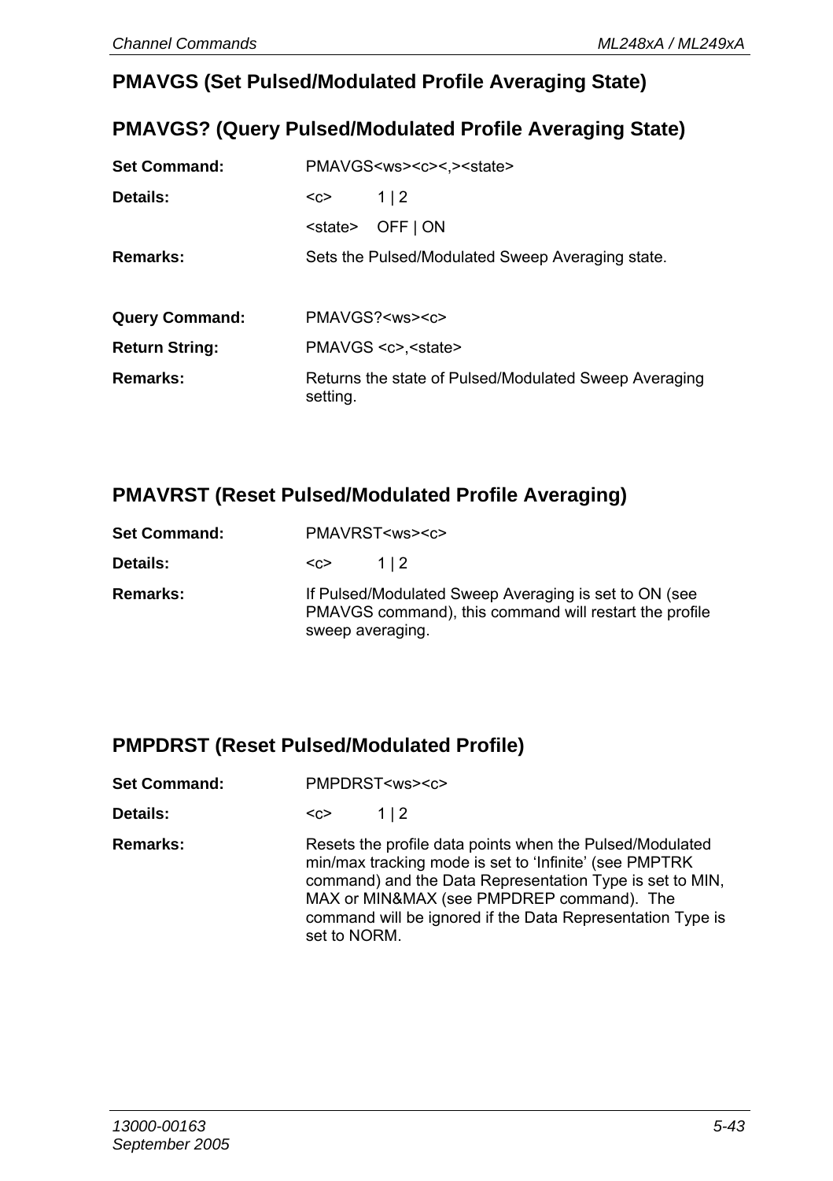## PMAVGS (Set Pulsed/Modulated Profile Averaging State)

## PMAVGS? (Query Pulsed/Modulated Profile Averaging State)

**Set Command:** PMAVGS<ws><c><,><state>

**Details:**

<c> 1 | 2

<state> OFF | ON

**Remarks:** Sets the Pulsed/Modulated Sweep Averaging state.

**Query Command:** PMAVGS?<ws><c>

**Return String:** PMAVGS <c>,<state>

**Remarks:** Returns the state of Pulsed/Modulated Sweep Averaging setting.

## PMAVRST (Reset Pulsed/Modulated Profile Averaging)

**Set Command:** PMAVRST<ws><c>

**Details:** <c> 1 | 2

**Remarks:** If Pulsed/Modulated Sweep Averaging is set to ON (see PMAVGS command), this command will restart the profile sweep averaging.

## PMPDRST (Reset Pulsed/Modulated Profile)

**Set Command:** PMPDRST<ws><c>

**Details:** <c> 1 | 2

**Remarks:** Resets the profile data points when the Pulsed/Modulated min/max tracking mode is set to 'Infinite' (see PMPTRK command) and the Data Representation Type is set to MIN, MAX or MIN&MAX (see PMPDREP command). The command will be ignored if the Data Representation Type is set to NORM.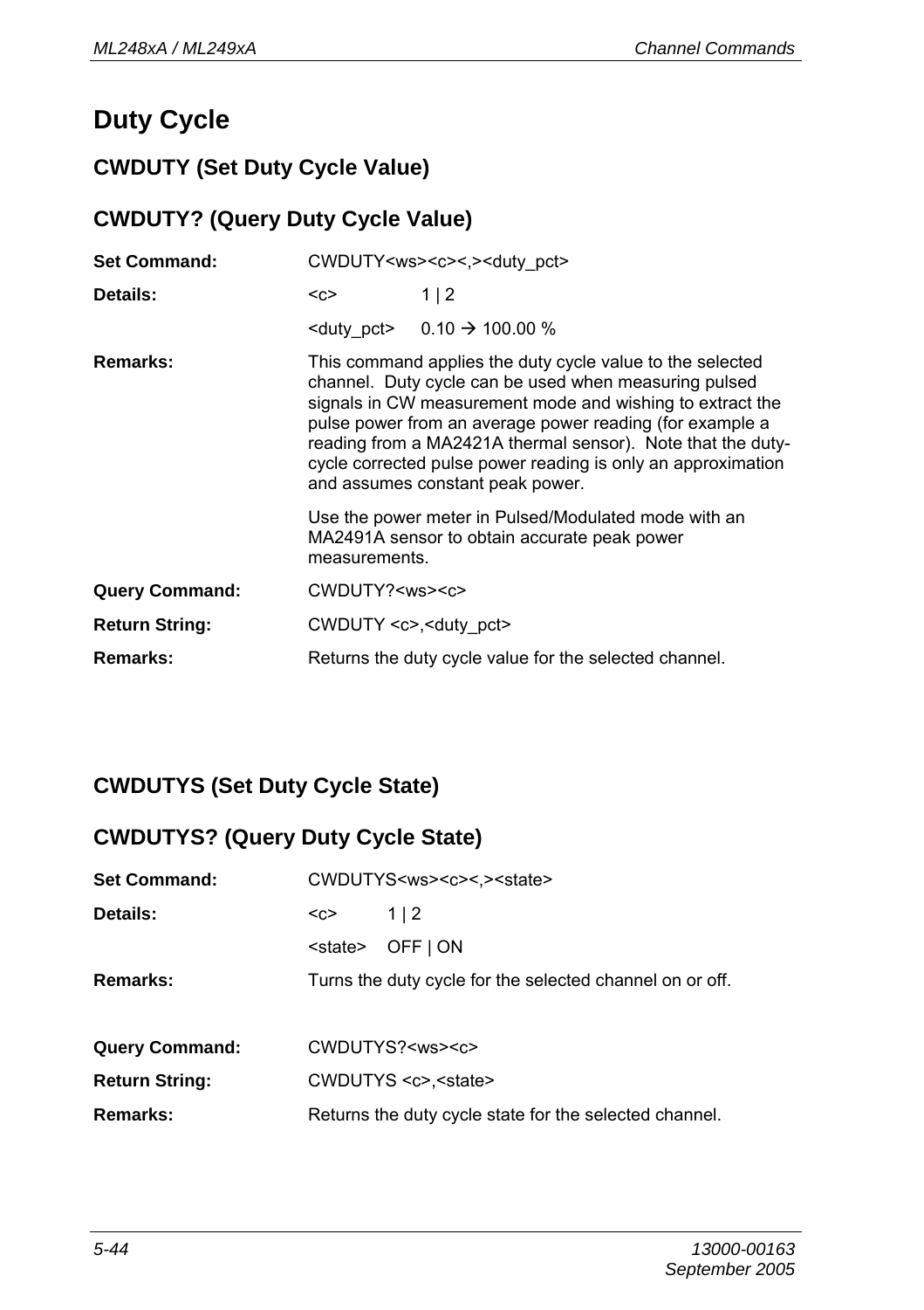# Duty Cycle

## CWDUTY (Set Duty Cycle Value)

## CWDUTY? (Query Duty Cycle Value)

**Set Command:** CWDUTY<ws><c><,><duty_pct>

**Details:**

| | |
|---|---|
| <c> | 1 \| 2 |
| <duty_pct> | 0.10 → 100.00 % |

**Remarks:** This command applies the duty cycle value to the selected channel. Duty cycle can be used when measuring pulsed signals in CW measurement mode and wishing to extract the pulse power from an average power reading (for example a reading from a MA2421A thermal sensor). Note that the duty-cycle corrected pulse power reading is only an approximation and assumes constant peak power.

Use the power meter in Pulsed/Modulated mode with an MA2491A sensor to obtain accurate peak power measurements.

**Query Command:** CWDUTY?<ws><c>

**Return String:** CWDUTY <c>,<duty_pct>

**Remarks:** Returns the duty cycle value for the selected channel.

## CWDUTYS (Set Duty Cycle State)

## CWDUTYS? (Query Duty Cycle State)

**Set Command:** CWDUTYS<ws><c><,><state>

**Details:**

| | |
|---|---|
| <c> | 1 \| 2 |
| <state> | OFF \| ON |

**Remarks:** Turns the duty cycle for the selected channel on or off.

**Query Command:** CWDUTYS?<ws><c>

**Return String:** CWDUTYS <c>,<state>

**Remarks:** Returns the duty cycle state for the selected channel.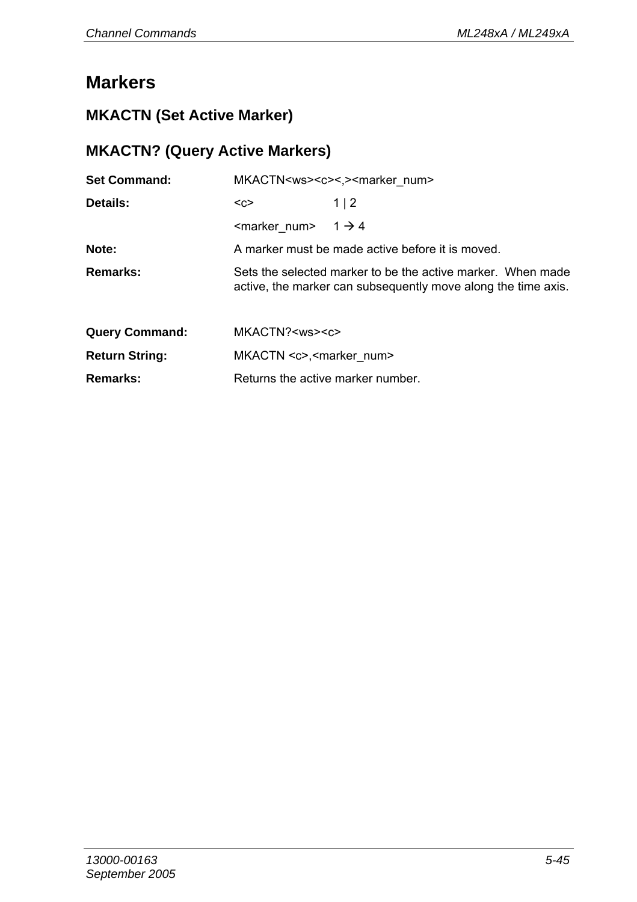# Markers

## MKACTN (Set Active Marker)

## MKACTN? (Query Active Markers)

| | | |
|---|---|---|
| **Set Command:** | MKACTN<ws><c><,><marker_num> | |
| **Details:** | <c> | 1 \| 2 |
| | <marker_num> | 1 → 4 |
| **Note:** | A marker must be made active before it is moved. | |
| **Remarks:** | Sets the selected marker to be the active marker. When made active, the marker can subsequently move along the time axis. | |
| **Query Command:** | MKACTN?<ws><c> | |
| **Return String:** | MKACTN <c>,<marker_num> | |
| **Remarks:** | Returns the active marker number. | |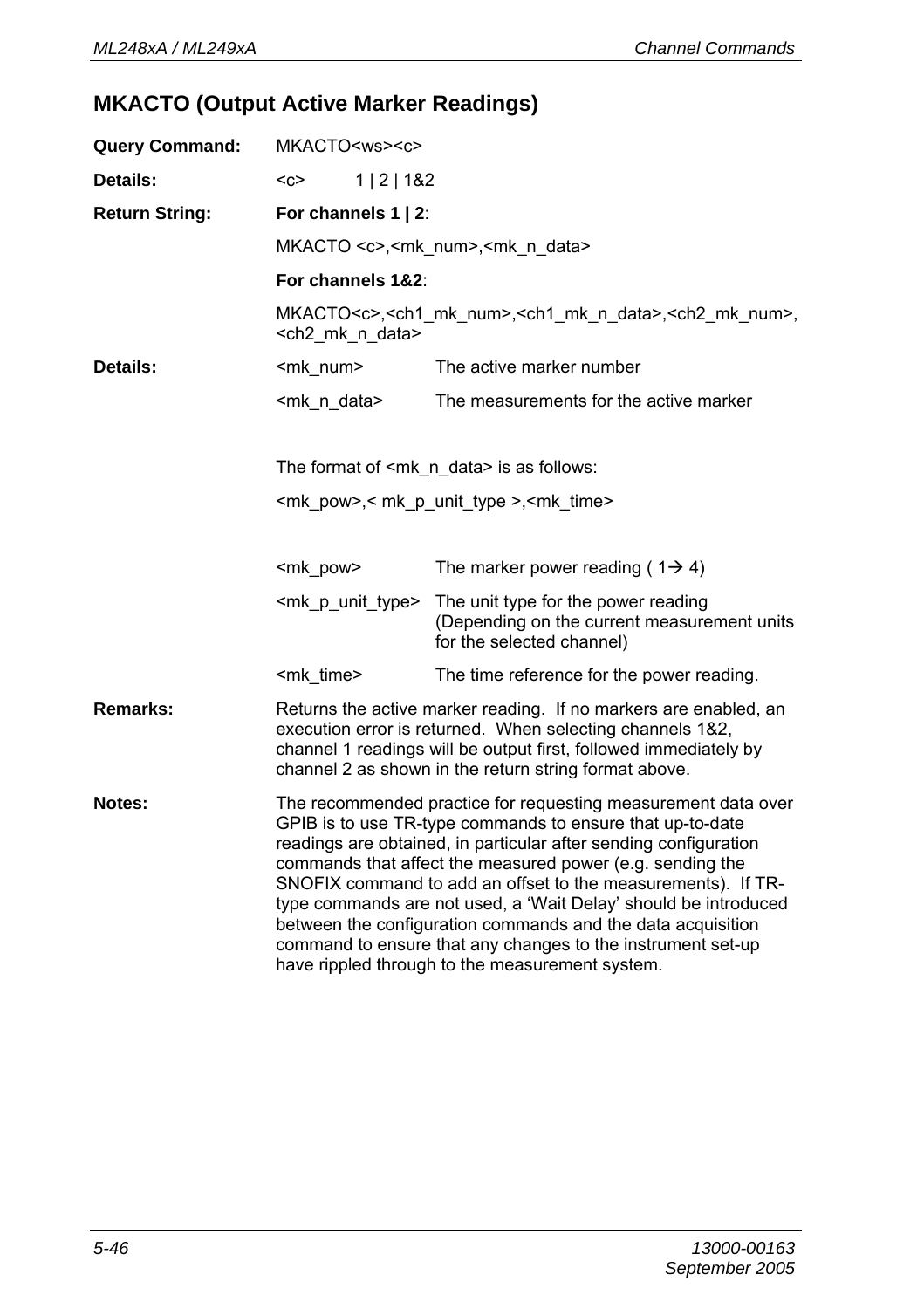## MKACTO (Output Active Marker Readings)

**Query Command:** MKACTO<ws><c>

**Details:** <c> 1 | 2 | 1&2

**Return String:**

**For channels 1 | 2**:

MKACTO <c>,<mk_num>,<mk_n_data>

**For channels 1&2**:

MKACTO<c>,<ch1_mk_num>,<ch1_mk_n_data>,<ch2_mk_num>,<ch2_mk_n_data>

**Details:**

| | |
|---|---|
| <mk_num> | The active marker number |
| <mk_n_data> | The measurements for the active marker |

The format of <mk_n_data> is as follows:

<mk_pow>,< mk_p_unit_type >,<mk_time>

| | |
|---|---|
| <mk_pow> | The marker power reading ( 1→ 4) |
| <mk_p_unit_type> | The unit type for the power reading (Depending on the current measurement units for the selected channel) |
| <mk_time> | The time reference for the power reading. |

**Remarks:** Returns the active marker reading. If no markers are enabled, an execution error is returned. When selecting channels 1&2, channel 1 readings will be output first, followed immediately by channel 2 as shown in the return string format above.

**Notes:** The recommended practice for requesting measurement data over GPIB is to use TR-type commands to ensure that up-to-date readings are obtained, in particular after sending configuration commands that affect the measured power (e.g. sending the SNOFIX command to add an offset to the measurements). If TR-type commands are not used, a 'Wait Delay' should be introduced between the configuration commands and the data acquisition command to ensure that any changes to the instrument set-up have rippled through to the measurement system.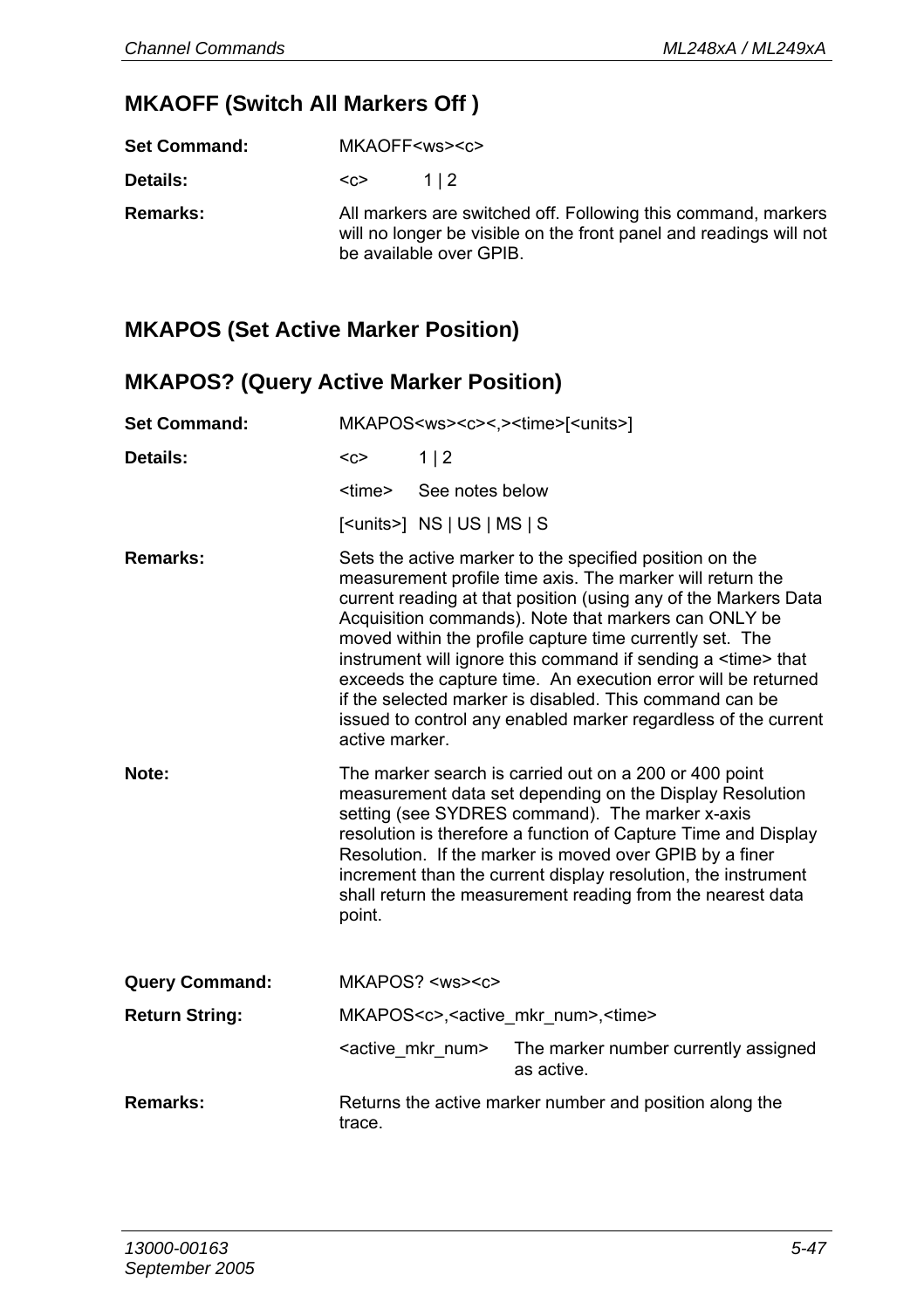## MKAOFF (Switch All Markers Off )

**Set Command:** MKAOFF<ws><c>

**Details:** <c> 1 | 2

**Remarks:** All markers are switched off. Following this command, markers will no longer be visible on the front panel and readings will not be available over GPIB.

## MKAPOS (Set Active Marker Position)

## MKAPOS? (Query Active Marker Position)

**Set Command:** MKAPOS<ws><c><,><time>[<units>]

**Details:** <c> 1 | 2

<time> See notes below

[<units>] NS | US | MS | S

**Remarks:** Sets the active marker to the specified position on the measurement profile time axis. The marker will return the current reading at that position (using any of the Markers Data Acquisition commands). Note that markers can ONLY be moved within the profile capture time currently set. The instrument will ignore this command if sending a <time> that exceeds the capture time. An execution error will be returned if the selected marker is disabled. This command can be issued to control any enabled marker regardless of the current active marker.

**Note:** The marker search is carried out on a 200 or 400 point measurement data set depending on the Display Resolution setting (see SYDRES command). The marker x-axis resolution is therefore a function of Capture Time and Display Resolution. If the marker is moved over GPIB by a finer increment than the current display resolution, the instrument shall return the measurement reading from the nearest data point.

**Query Command:** MKAPOS? <ws><c>

**Return String:** MKAPOS<c>,<active_mkr_num>,<time>

<active_mkr_num> The marker number currently assigned as active.

**Remarks:** Returns the active marker number and position along the trace.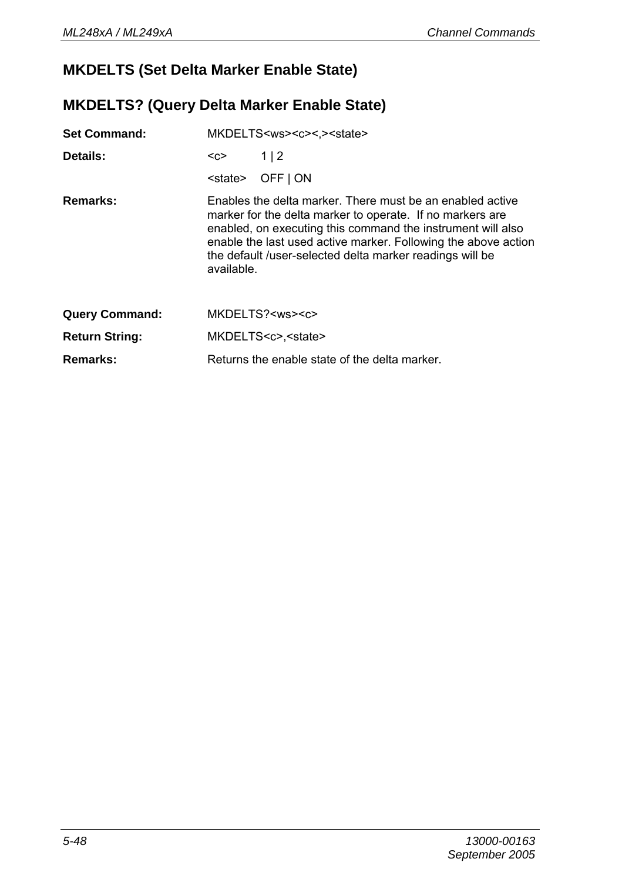## MKDELTS (Set Delta Marker Enable State)

## MKDELTS? (Query Delta Marker Enable State)

**Set Command:** MKDELTS<ws><c><,><state>

**Details:**

<c> 1 | 2

<state> OFF | ON

**Remarks:** Enables the delta marker. There must be an enabled active marker for the delta marker to operate. If no markers are enabled, on executing this command the instrument will also enable the last used active marker. Following the above action the default /user-selected delta marker readings will be available.

**Query Command:** MKDELTS?<ws><c>

**Return String:** MKDELTS<c>,<state>

**Remarks:** Returns the enable state of the delta marker.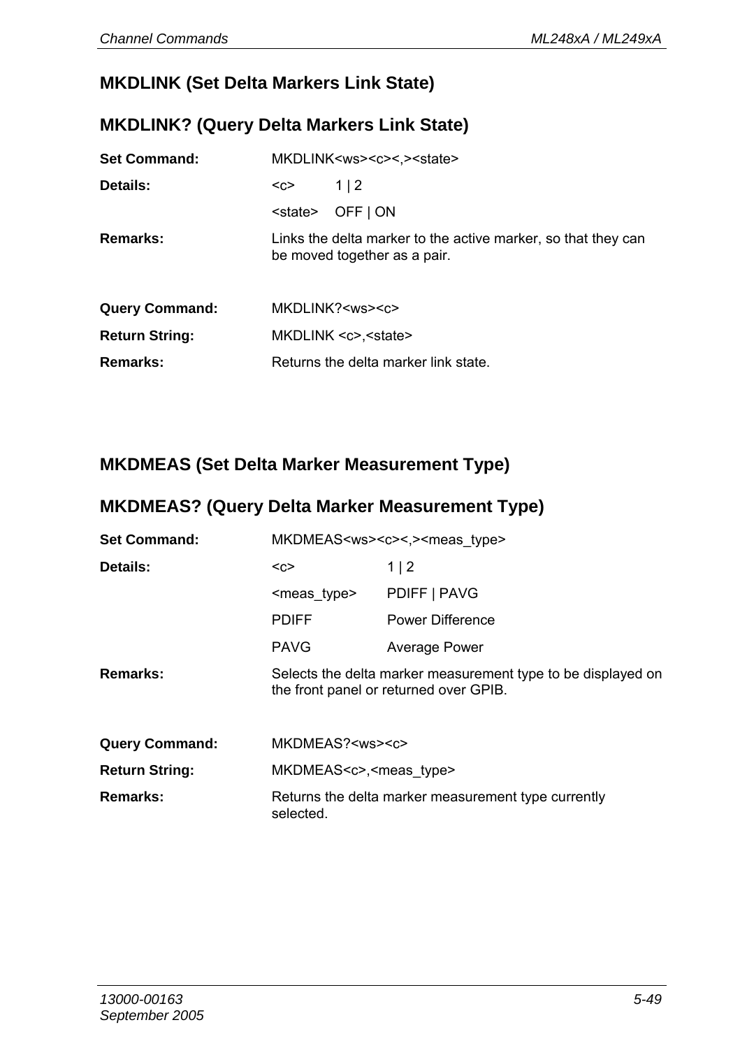## MKDLINK (Set Delta Markers Link State)

## MKDLINK? (Query Delta Markers Link State)

**Set Command:** MKDLINK<ws><c><,><state>

**Details:**

| | |
|---|---|
| <c> | 1 &#124; 2 |
| <state> | OFF &#124; ON |

**Remarks:** Links the delta marker to the active marker, so that they can be moved together as a pair.

**Query Command:** MKDLINK?<ws><c>

**Return String:** MKDLINK <c>,<state>

**Remarks:** Returns the delta marker link state.

## MKDMEAS (Set Delta Marker Measurement Type)

## MKDMEAS? (Query Delta Marker Measurement Type)

**Set Command:** MKDMEAS<ws><c><,><meas_type>

**Details:**

| | |
|---|---|
| <c> | 1 &#124; 2 |
| <meas_type> | PDIFF &#124; PAVG |
| PDIFF | Power Difference |
| PAVG | Average Power |

**Remarks:** Selects the delta marker measurement type to be displayed on the front panel or returned over GPIB.

**Query Command:** MKDMEAS?<ws><c>

**Return String:** MKDMEAS<c>,<meas_type>

**Remarks:** Returns the delta marker measurement type currently selected.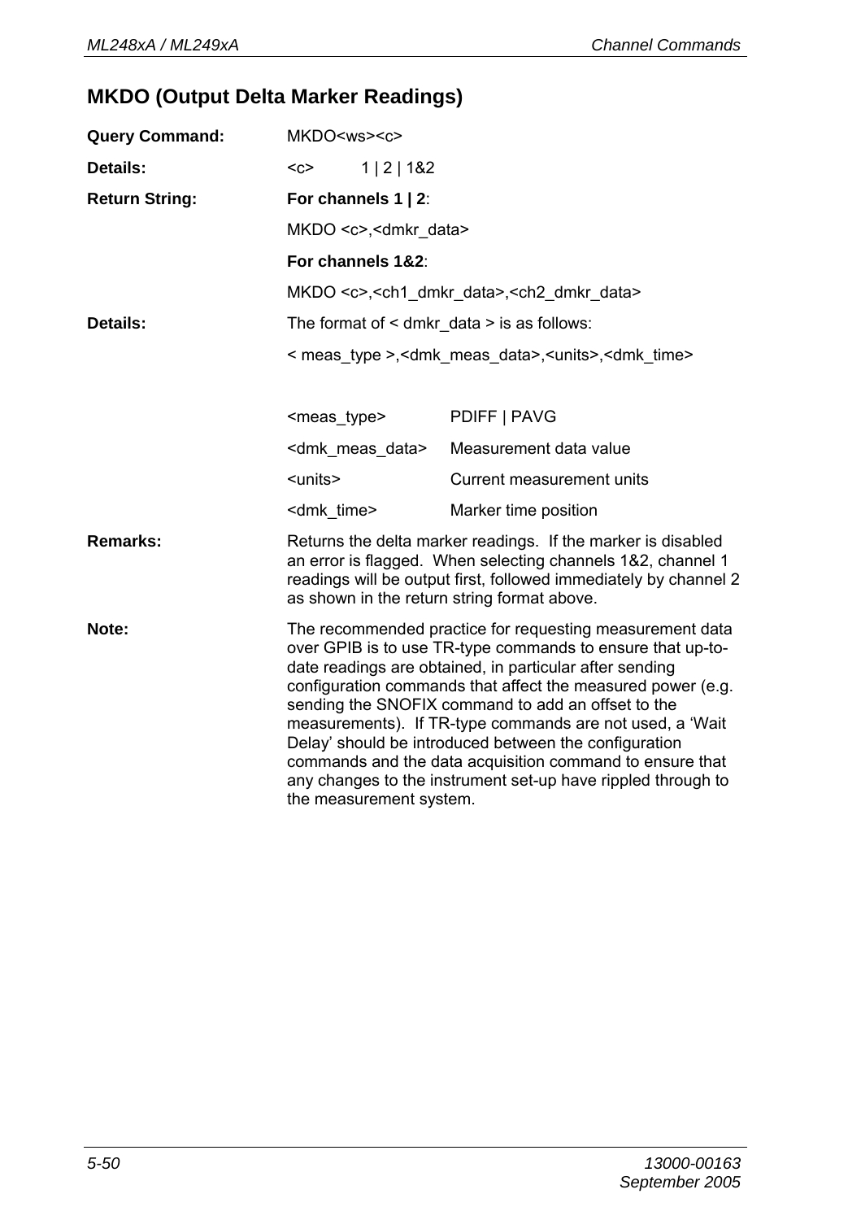## MKDO (Output Delta Marker Readings)

| | |
|---|---|
| **Query Command:** | MKDO<ws><c> |
| **Details:** | <c> 1 \| 2 \| 1&2 |
| **Return String:** | **For channels 1 \| 2**: |
| | MKDO <c>,<dmkr_data> |
| | **For channels 1&2**: |
| | MKDO <c>,<ch1_dmkr_data>,<ch2_dmkr_data> |
| **Details:** | The format of < dmkr_data > is as follows: |
| | < meas_type >,<dmk_meas_data>,<units>,<dmk_time> |

| | |
|---|---|
| <meas_type> | PDIFF \| PAVG |
| <dmk_meas_data> | Measurement data value |
| <units> | Current measurement units |
| <dmk_time> | Marker time position |

**Remarks:** Returns the delta marker readings. If the marker is disabled an error is flagged. When selecting channels 1&2, channel 1 readings will be output first, followed immediately by channel 2 as shown in the return string format above.

**Note:** The recommended practice for requesting measurement data over GPIB is to use TR-type commands to ensure that up-to-date readings are obtained, in particular after sending configuration commands that affect the measured power (e.g. sending the SNOFIX command to add an offset to the measurements). If TR-type commands are not used, a 'Wait Delay' should be introduced between the configuration commands and the data acquisition command to ensure that any changes to the instrument set-up have rippled through to the measurement system.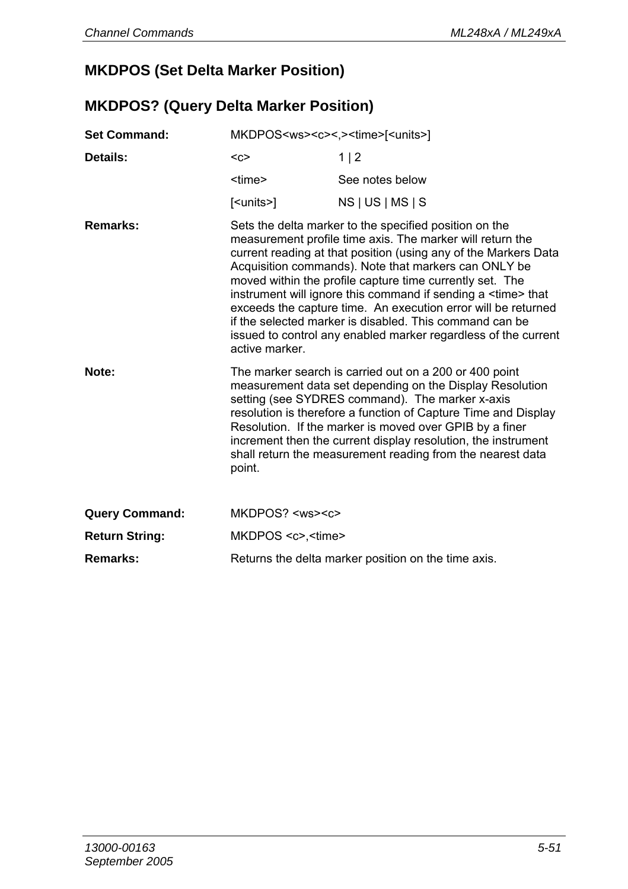## MKDPOS (Set Delta Marker Position)

## MKDPOS? (Query Delta Marker Position)

**Set Command:** MKDPOS<ws><c><,><time>[<units>]

**Details:**

| | |
|---|---|
| <c> | 1 \| 2 |
| <time> | See notes below |
| [<units>] | NS \| US \| MS \| S |

**Remarks:** Sets the delta marker to the specified position on the measurement profile time axis. The marker will return the current reading at that position (using any of the Markers Data Acquisition commands). Note that markers can ONLY be moved within the profile capture time currently set. The instrument will ignore this command if sending a <time> that exceeds the capture time. An execution error will be returned if the selected marker is disabled. This command can be issued to control any enabled marker regardless of the current active marker.

**Note:** The marker search is carried out on a 200 or 400 point measurement data set depending on the Display Resolution setting (see SYDRES command). The marker x-axis resolution is therefore a function of Capture Time and Display Resolution. If the marker is moved over GPIB by a finer increment then the current display resolution, the instrument shall return the measurement reading from the nearest data point.

**Query Command:** MKDPOS? <ws><c>

**Return String:** MKDPOS <c>,<time>

**Remarks:** Returns the delta marker position on the time axis.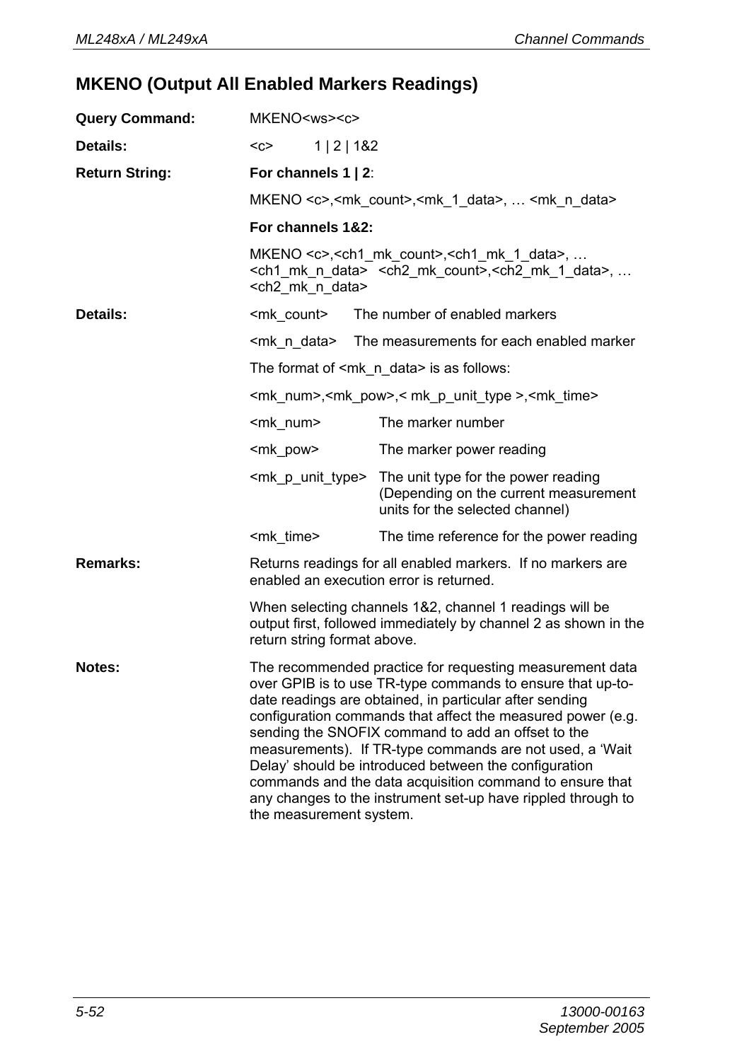## MKENO (Output All Enabled Markers Readings)

**Query Command:** MKENO<ws><c>

**Details:** <c> 1 | 2 | 1&2

**Return String:**

**For channels 1 | 2**:

MKENO <c>,<mk_count>,<mk_1_data>, … <mk_n_data>

**For channels 1&2:**

MKENO <c>,<ch1_mk_count>,<ch1_mk_1_data>, … <ch1_mk_n_data> <ch2_mk_count>,<ch2_mk_1_data>, … <ch2_mk_n_data>

**Details:**

| | |
|---|---|
| <mk_count> | The number of enabled markers |
| <mk_n_data> | The measurements for each enabled marker |

The format of <mk_n_data> is as follows:

<mk_num>,<mk_pow>,< mk_p_unit_type >,<mk_time>

| | |
|---|---|
| <mk_num> | The marker number |
| <mk_pow> | The marker power reading |
| <mk_p_unit_type> | The unit type for the power reading (Depending on the current measurement units for the selected channel) |
| <mk_time> | The time reference for the power reading |

**Remarks:** Returns readings for all enabled markers. If no markers are enabled an execution error is returned.

When selecting channels 1&2, channel 1 readings will be output first, followed immediately by channel 2 as shown in the return string format above.

**Notes:** The recommended practice for requesting measurement data over GPIB is to use TR-type commands to ensure that up-to-date readings are obtained, in particular after sending configuration commands that affect the measured power (e.g. sending the SNOFIX command to add an offset to the measurements). If TR-type commands are not used, a 'Wait Delay' should be introduced between the configuration commands and the data acquisition command to ensure that any changes to the instrument set-up have rippled through to the measurement system.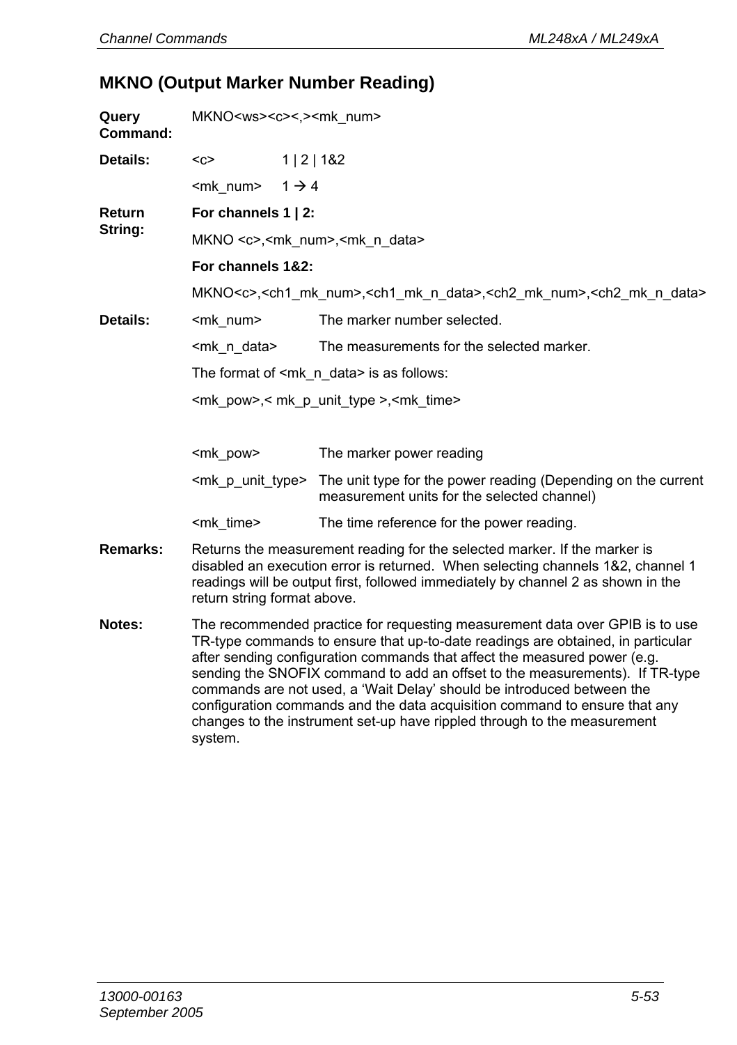## MKNO (Output Marker Number Reading)

**Query Command:** MKNO<ws><c><,><mk_num>

**Details:**

| | |
|---|---|
| <c> | 1 \| 2 \| 1&2 |
| <mk_num> | 1 → 4 |

**Return String:**

**For channels 1 | 2:**

MKNO <c>,<mk_num>,<mk_n_data>

**For channels 1&2:**

MKNO<c>,<ch1_mk_num>,<ch1_mk_n_data>,<ch2_mk_num>,<ch2_mk_n_data>

**Details:**

| | |
|---|---|
| <mk_num> | The marker number selected. |
| <mk_n_data> | The measurements for the selected marker. |

The format of <mk_n_data> is as follows:

<mk_pow>,< mk_p_unit_type >,<mk_time>

| | |
|---|---|
| <mk_pow> | The marker power reading |
| <mk_p_unit_type> | The unit type for the power reading (Depending on the current measurement units for the selected channel) |
| <mk_time> | The time reference for the power reading. |

**Remarks:** Returns the measurement reading for the selected marker. If the marker is disabled an execution error is returned. When selecting channels 1&2, channel 1 readings will be output first, followed immediately by channel 2 as shown in the return string format above.

**Notes:** The recommended practice for requesting measurement data over GPIB is to use TR-type commands to ensure that up-to-date readings are obtained, in particular after sending configuration commands that affect the measured power (e.g. sending the SNOFIX command to add an offset to the measurements). If TR-type commands are not used, a 'Wait Delay' should be introduced between the configuration commands and the data acquisition command to ensure that any changes to the instrument set-up have rippled through to the measurement system.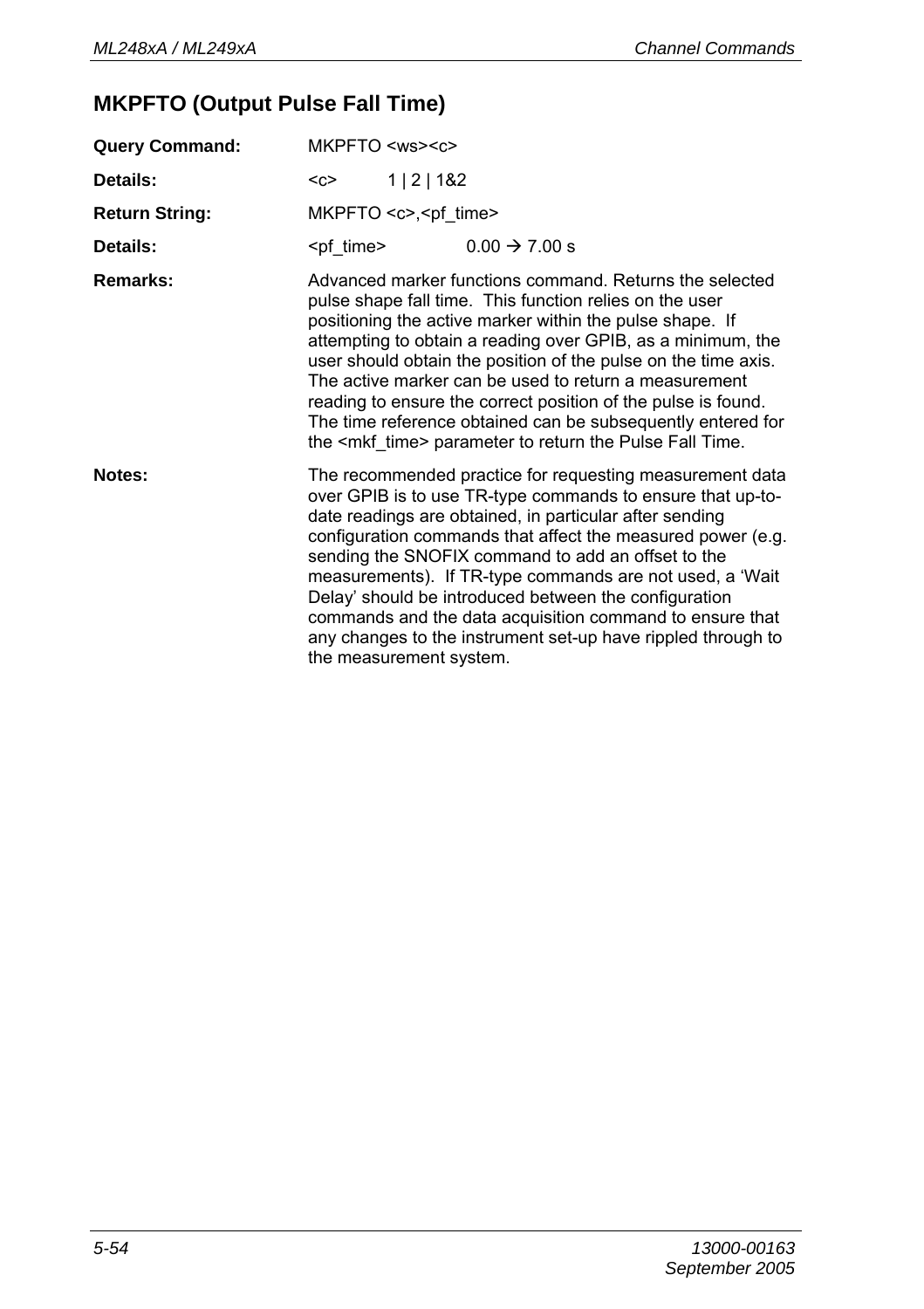## MKPFTO (Output Pulse Fall Time)

**Query Command:** MKPFTO <ws><c>

**Details:** <c> 1 | 2 | 1&2

**Return String:** MKPFTO <c>,<pf_time>

**Details:** <pf_time> 0.00 → 7.00 s

**Remarks:** Advanced marker functions command. Returns the selected pulse shape fall time. This function relies on the user positioning the active marker within the pulse shape. If attempting to obtain a reading over GPIB, as a minimum, the user should obtain the position of the pulse on the time axis. The active marker can be used to return a measurement reading to ensure the correct position of the pulse is found. The time reference obtained can be subsequently entered for the <mkf_time> parameter to return the Pulse Fall Time.

**Notes:** The recommended practice for requesting measurement data over GPIB is to use TR-type commands to ensure that up-to-date readings are obtained, in particular after sending configuration commands that affect the measured power (e.g. sending the SNOFIX command to add an offset to the measurements). If TR-type commands are not used, a 'Wait Delay' should be introduced between the configuration commands and the data acquisition command to ensure that any changes to the instrument set-up have rippled through to the measurement system.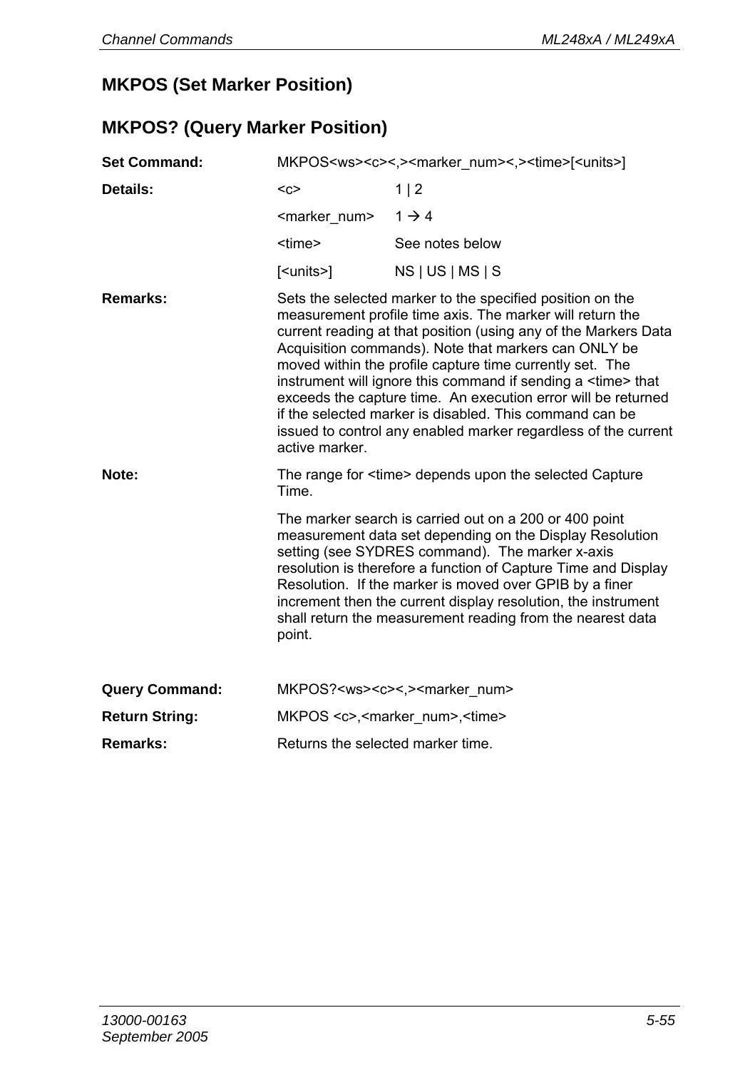## MKPOS (Set Marker Position)

## MKPOS? (Query Marker Position)

**Set Command:** MKPOS<ws><c><,><marker_num><,><time>[<units>]

**Details:**

| | |
|---|---|
| <c> | 1 \| 2 |
| <marker_num> | 1 → 4 |
| <time> | See notes below |
| [<units>] | NS \| US \| MS \| S |

**Remarks:** Sets the selected marker to the specified position on the measurement profile time axis. The marker will return the current reading at that position (using any of the Markers Data Acquisition commands). Note that markers can ONLY be moved within the profile capture time currently set. The instrument will ignore this command if sending a <time> that exceeds the capture time. An execution error will be returned if the selected marker is disabled. This command can be issued to control any enabled marker regardless of the current active marker.

**Note:** The range for <time> depends upon the selected Capture Time.

The marker search is carried out on a 200 or 400 point measurement data set depending on the Display Resolution setting (see SYDRES command). The marker x-axis resolution is therefore a function of Capture Time and Display Resolution. If the marker is moved over GPIB by a finer increment then the current display resolution, the instrument shall return the measurement reading from the nearest data point.

**Query Command:** MKPOS?<ws><c><,><marker_num>

**Return String:** MKPOS <c>,<marker_num>,<time>

**Remarks:** Returns the selected marker time.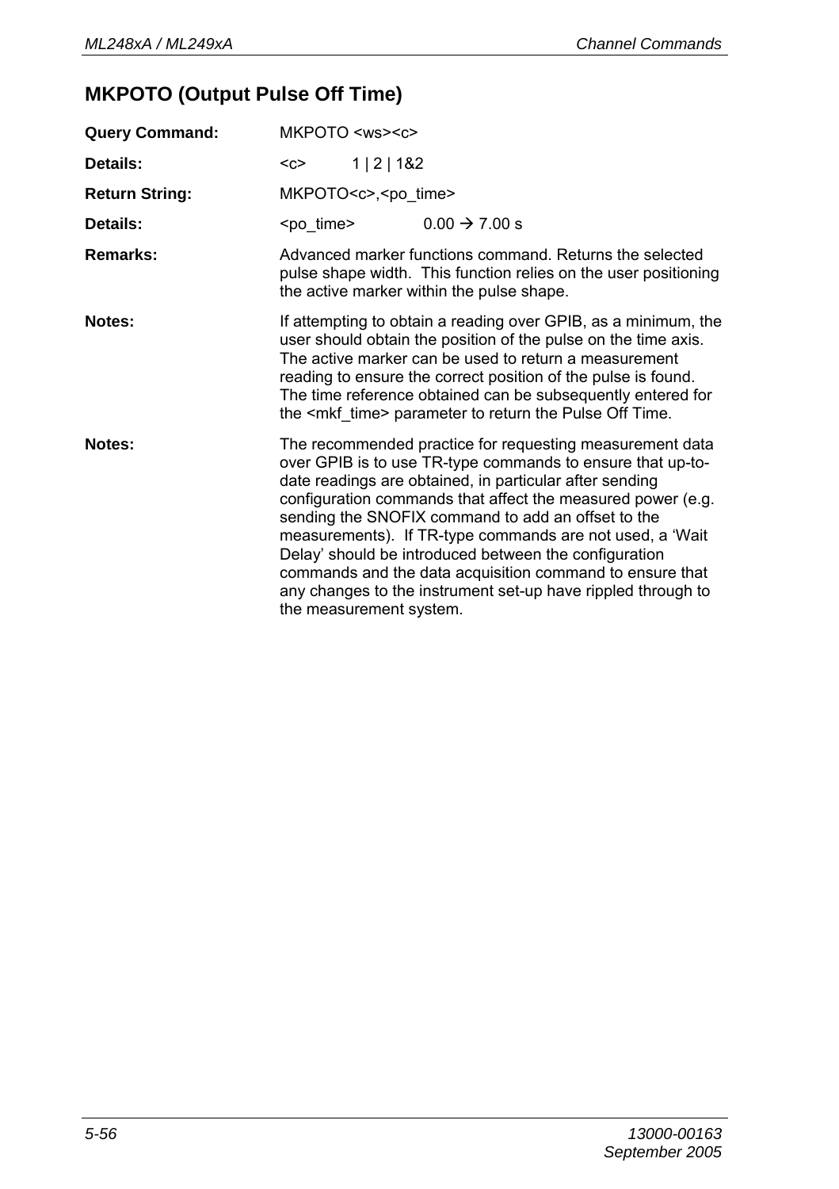## MKPOTO (Output Pulse Off Time)

**Query Command:** MKPOTO <ws><c>

**Details:** <c> 1 | 2 | 1&2

**Return String:** MKPOTO<c>,<po_time>

**Details:** <po_time> 0.00 → 7.00 s

**Remarks:** Advanced marker functions command. Returns the selected pulse shape width. This function relies on the user positioning the active marker within the pulse shape.

**Notes:** If attempting to obtain a reading over GPIB, as a minimum, the user should obtain the position of the pulse on the time axis. The active marker can be used to return a measurement reading to ensure the correct position of the pulse is found. The time reference obtained can be subsequently entered for the <mkf_time> parameter to return the Pulse Off Time.

**Notes:** The recommended practice for requesting measurement data over GPIB is to use TR-type commands to ensure that up-to-date readings are obtained, in particular after sending configuration commands that affect the measured power (e.g. sending the SNOFIX command to add an offset to the measurements). If TR-type commands are not used, a 'Wait Delay' should be introduced between the configuration commands and the data acquisition command to ensure that any changes to the instrument set-up have rippled through to the measurement system.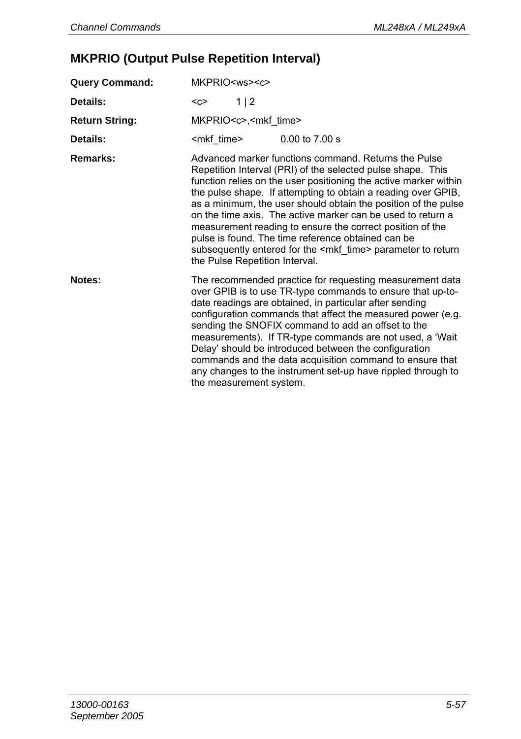## MKPRIO (Output Pulse Repetition Interval)

**Query Command:** MKPRIO<ws><c>

**Details:** <c> 1 | 2

**Return String:** MKPRIO<c>,<mkf_time>

**Details:** <mkf_time> 0.00 to 7.00 s

**Remarks:** Advanced marker functions command. Returns the Pulse Repetition Interval (PRI) of the selected pulse shape. This function relies on the user positioning the active marker within the pulse shape. If attempting to obtain a reading over GPIB, as a minimum, the user should obtain the position of the pulse on the time axis. The active marker can be used to return a measurement reading to ensure the correct position of the pulse is found. The time reference obtained can be subsequently entered for the <mkf_time> parameter to return the Pulse Repetition Interval.

**Notes:** The recommended practice for requesting measurement data over GPIB is to use TR-type commands to ensure that up-to-date readings are obtained, in particular after sending configuration commands that affect the measured power (e.g. sending the SNOFIX command to add an offset to the measurements). If TR-type commands are not used, a 'Wait Delay' should be introduced between the configuration commands and the data acquisition command to ensure that any changes to the instrument set-up have rippled through to the measurement system.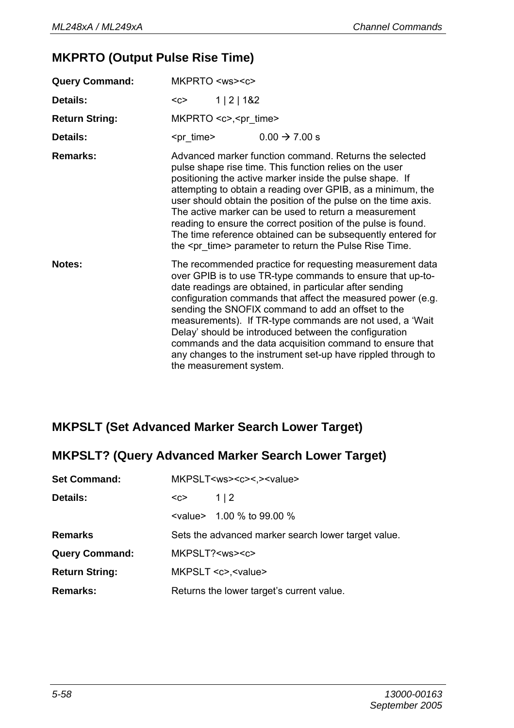## MKPRTO (Output Pulse Rise Time)

**Query Command:** MKPRTO <ws><c>

**Details:** <c> 1 | 2 | 1&2

**Return String:** MKPRTO <c>,<pr_time>

**Details:** <pr_time> 0.00 → 7.00 s

**Remarks:** Advanced marker function command. Returns the selected pulse shape rise time. This function relies on the user positioning the active marker inside the pulse shape. If attempting to obtain a reading over GPIB, as a minimum, the user should obtain the position of the pulse on the time axis. The active marker can be used to return a measurement reading to ensure the correct position of the pulse is found. The time reference obtained can be subsequently entered for the <pr_time> parameter to return the Pulse Rise Time.

**Notes:** The recommended practice for requesting measurement data over GPIB is to use TR-type commands to ensure that up-to-date readings are obtained, in particular after sending configuration commands that affect the measured power (e.g. sending the SNOFIX command to add an offset to the measurements). If TR-type commands are not used, a 'Wait Delay' should be introduced between the configuration commands and the data acquisition command to ensure that any changes to the instrument set-up have rippled through to the measurement system.

## MKPSLT (Set Advanced Marker Search Lower Target)

## MKPSLT? (Query Advanced Marker Search Lower Target)

**Set Command:** MKPSLT<ws><c><,><value>

**Details:** <c> 1 | 2

<value> 1.00 % to 99.00 %

**Remarks** Sets the advanced marker search lower target value.

**Query Command:** MKPSLT?<ws><c>

**Return String:** MKPSLT <c>,<value>

**Remarks:** Returns the lower target's current value.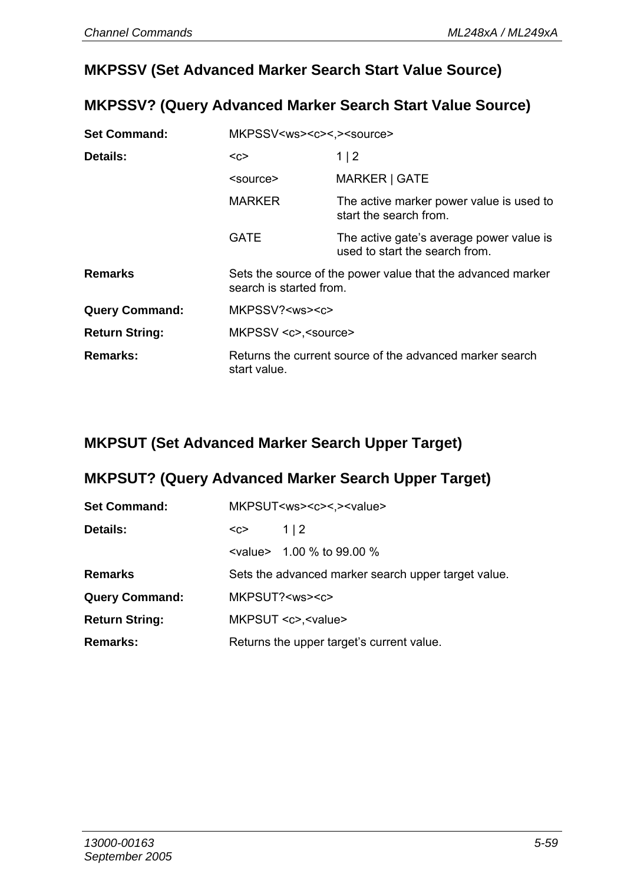## MKPSSV (Set Advanced Marker Search Start Value Source)

## MKPSSV? (Query Advanced Marker Search Start Value Source)

**Set Command:** MKPSSV<ws><c><,><source>

**Details:**

| | |
|---|---|
| <c> | 1 \| 2 |
| <source> | MARKER \| GATE |
| MARKER | The active marker power value is used to start the search from. |
| GATE | The active gate's average power value is used to start the search from. |

**Remarks** Sets the source of the power value that the advanced marker search is started from.

**Query Command:** MKPSSV?<ws><c>

**Return String:** MKPSSV <c>,<source>

**Remarks:** Returns the current source of the advanced marker search start value.

## MKPSUT (Set Advanced Marker Search Upper Target)

## MKPSUT? (Query Advanced Marker Search Upper Target)

**Set Command:** MKPSUT<ws><c><,><value>

**Details:**

| | |
|---|---|
| <c> | 1 \| 2 |
| <value> | 1.00 % to 99.00 % |

**Remarks** Sets the advanced marker search upper target value.

**Query Command:** MKPSUT?<ws><c>

**Return String:** MKPSUT <c>,<value>

**Remarks:** Returns the upper target's current value.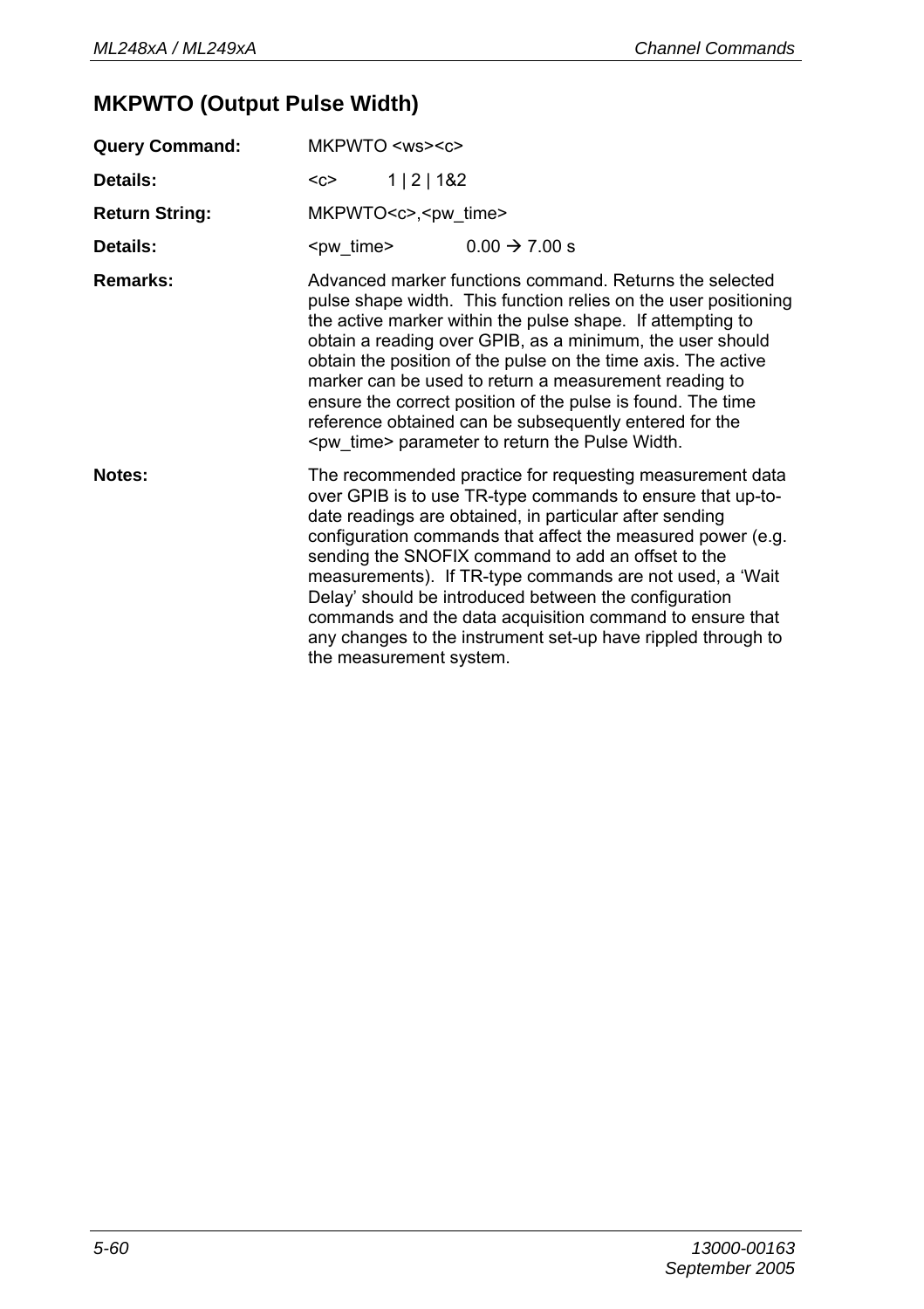## MKPWTO (Output Pulse Width)

| | |
|---|---|
| **Query Command:** | MKPWTO <ws><c> |
| **Details:** | <c> 1 \| 2 \| 1&2 |
| **Return String:** | MKPWTO<c>,<pw_time> |
| **Details:** | <pw_time> 0.00 → 7.00 s |
| **Remarks:** | Advanced marker functions command. Returns the selected pulse shape width. This function relies on the user positioning the active marker within the pulse shape. If attempting to obtain a reading over GPIB, as a minimum, the user should obtain the position of the pulse on the time axis. The active marker can be used to return a measurement reading to ensure the correct position of the pulse is found. The time reference obtained can be subsequently entered for the <pw_time> parameter to return the Pulse Width. |
| **Notes:** | The recommended practice for requesting measurement data over GPIB is to use TR-type commands to ensure that up-to-date readings are obtained, in particular after sending configuration commands that affect the measured power (e.g. sending the SNOFIX command to add an offset to the measurements). If TR-type commands are not used, a 'Wait Delay' should be introduced between the configuration commands and the data acquisition command to ensure that any changes to the instrument set-up have rippled through to the measurement system. |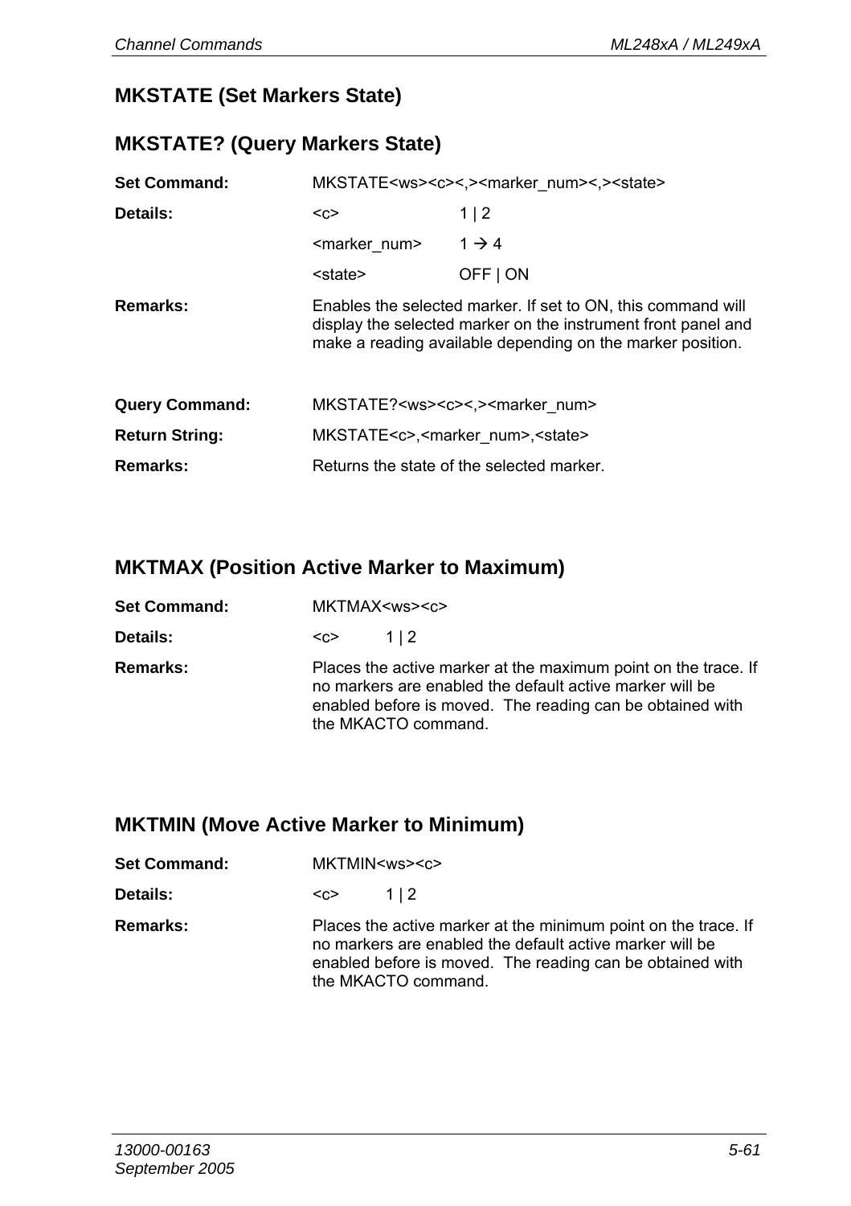## MKSTATE (Set Markers State)

## MKSTATE? (Query Markers State)

**Set Command:** MKSTATE<ws><c><,><marker_num><,><state>

**Details:**

| | |
|---|---|
| <c> | 1 \| 2 |
| <marker_num> | 1 → 4 |
| <state> | OFF \| ON |

**Remarks:** Enables the selected marker. If set to ON, this command will display the selected marker on the instrument front panel and make a reading available depending on the marker position.

**Query Command:** MKSTATE?<ws><c><,><marker_num>

**Return String:** MKSTATE<c>,<marker_num>,<state>

**Remarks:** Returns the state of the selected marker.

## MKTMAX (Position Active Marker to Maximum)

**Set Command:** MKTMAX<ws><c>

**Details:** <c> 1 | 2

**Remarks:** Places the active marker at the maximum point on the trace. If no markers are enabled the default active marker will be enabled before is moved. The reading can be obtained with the MKACTO command.

## MKTMIN (Move Active Marker to Minimum)

**Set Command:** MKTMIN<ws><c>

**Details:** <c> 1 | 2

**Remarks:** Places the active marker at the minimum point on the trace. If no markers are enabled the default active marker will be enabled before is moved. The reading can be obtained with the MKACTO command.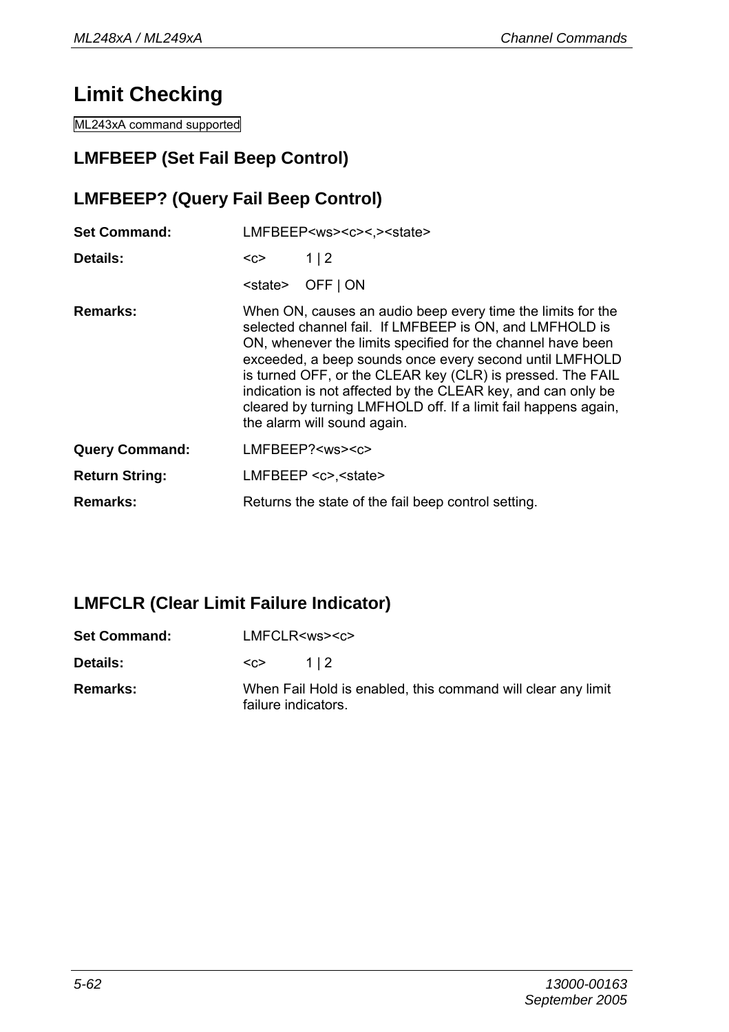# Limit Checking

ML243xA command supported

## LMFBEEP (Set Fail Beep Control)

## LMFBEEP? (Query Fail Beep Control)

**Set Command:** LMFBEEP<ws><c><,><state>

**Details:** <c> 1 | 2

<state> OFF | ON

**Remarks:** When ON, causes an audio beep every time the limits for the selected channel fail. If LMFBEEP is ON, and LMFHOLD is ON, whenever the limits specified for the channel have been exceeded, a beep sounds once every second until LMFHOLD is turned OFF, or the CLEAR key (CLR) is pressed. The FAIL indication is not affected by the CLEAR key, and can only be cleared by turning LMFHOLD off. If a limit fail happens again, the alarm will sound again.

**Query Command:** LMFBEEP?<ws><c>

**Return String:** LMFBEEP <c>,<state>

**Remarks:** Returns the state of the fail beep control setting.

## LMFCLR (Clear Limit Failure Indicator)

**Set Command:** LMFCLR<ws><c>

**Details:** <c> 1 | 2

**Remarks:** When Fail Hold is enabled, this command will clear any limit failure indicators.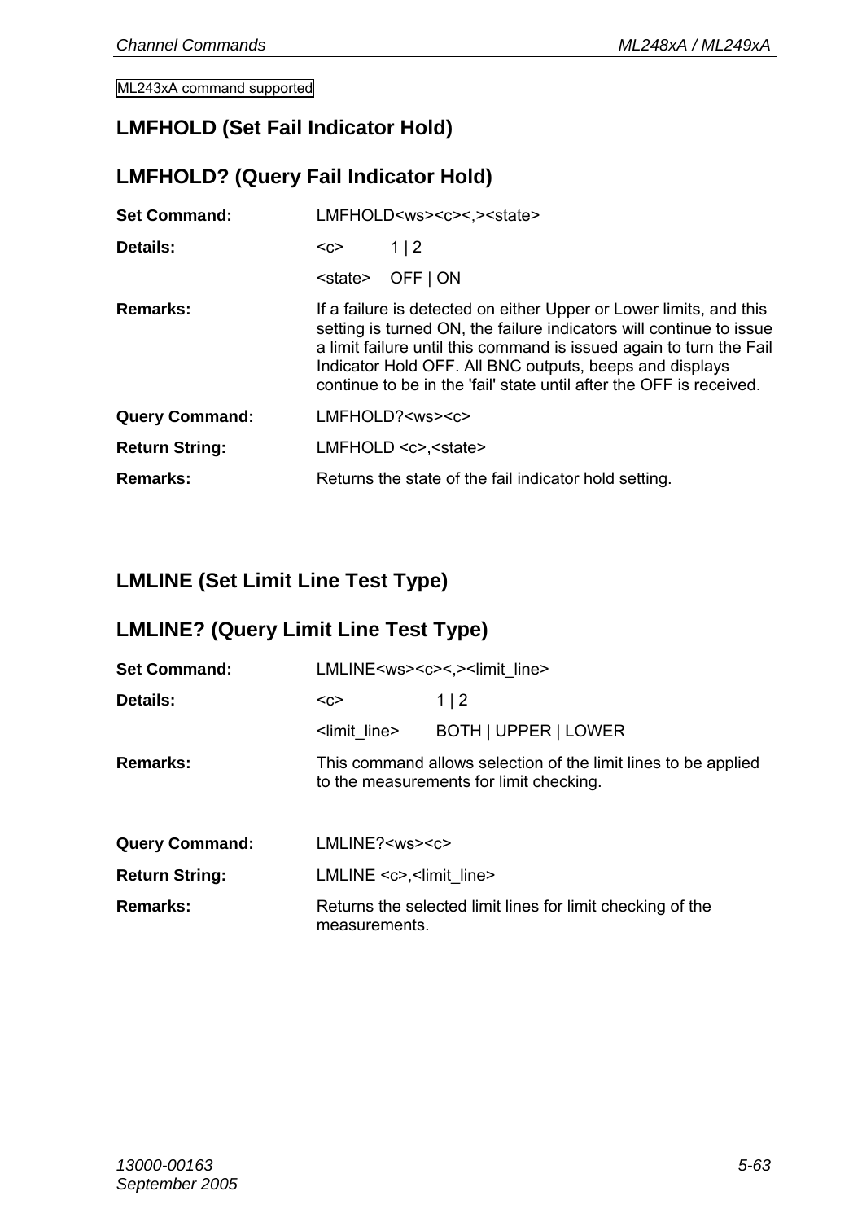ML243xA command supported

## LMFHOLD (Set Fail Indicator Hold)

## LMFHOLD? (Query Fail Indicator Hold)

**Set Command:** LMFHOLD<ws><c><,><state>

**Details:**

| | |
|---|---|
| <c> | 1 &#124; 2 |
| <state> | OFF &#124; ON |

**Remarks:** If a failure is detected on either Upper or Lower limits, and this setting is turned ON, the failure indicators will continue to issue a limit failure until this command is issued again to turn the Fail Indicator Hold OFF. All BNC outputs, beeps and displays continue to be in the 'fail' state until after the OFF is received.

**Query Command:** LMFHOLD?<ws><c>

**Return String:** LMFHOLD <c>,<state>

**Remarks:** Returns the state of the fail indicator hold setting.

## LMLINE (Set Limit Line Test Type)

## LMLINE? (Query Limit Line Test Type)

**Set Command:** LMLINE<ws><c><,><limit_line>

**Details:**

| | |
|---|---|
| <c> | 1 &#124; 2 |
| <limit_line> | BOTH &#124; UPPER &#124; LOWER |

**Remarks:** This command allows selection of the limit lines to be applied to the measurements for limit checking.

**Query Command:** LMLINE?<ws><c>

**Return String:** LMLINE <c>,<limit_line>

**Remarks:** Returns the selected limit lines for limit checking of the measurements.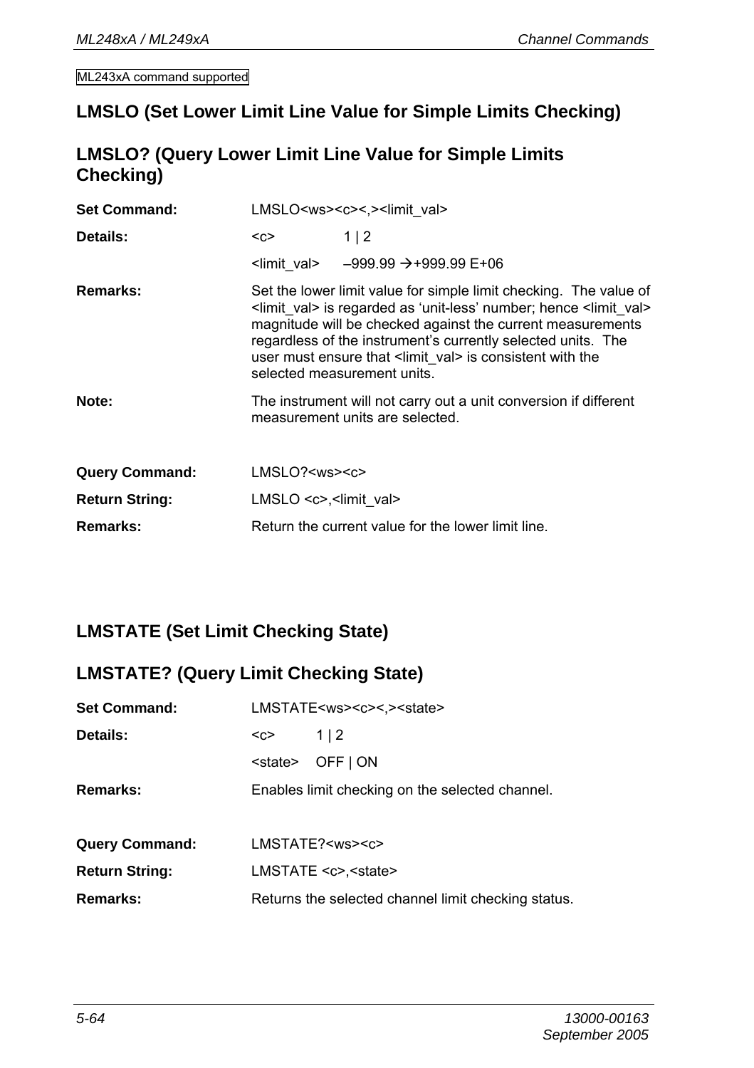ML243xA command supported

## LMSLO (Set Lower Limit Line Value for Simple Limits Checking)

## LMSLO? (Query Lower Limit Line Value for Simple Limits Checking)

| | | |
|---|---|---|
| **Set Command:** | LMSLO<ws><c><,><limit_val> | |
| **Details:** | <c> | 1 \| 2 |
| | <limit_val> | –999.99 → +999.99 E+06 |
| **Remarks:** | Set the lower limit value for simple limit checking. The value of <limit_val> is regarded as 'unit-less' number; hence <limit_val> magnitude will be checked against the current measurements regardless of the instrument's currently selected units. The user must ensure that <limit_val> is consistent with the selected measurement units. | |
| **Note:** | The instrument will not carry out a unit conversion if different measurement units are selected. | |
| **Query Command:** | LMSLO?<ws><c> | |
| **Return String:** | LMSLO <c>,<limit_val> | |
| **Remarks:** | Return the current value for the lower limit line. | |

## LMSTATE (Set Limit Checking State)

## LMSTATE? (Query Limit Checking State)

| | | |
|---|---|---|
| **Set Command:** | LMSTATE<ws><c><,><state> | |
| **Details:** | <c> | 1 \| 2 |
| | <state> | OFF \| ON |
| **Remarks:** | Enables limit checking on the selected channel. | |
| **Query Command:** | LMSTATE?<ws><c> | |
| **Return String:** | LMSTATE <c>,<state> | |
| **Remarks:** | Returns the selected channel limit checking status. | |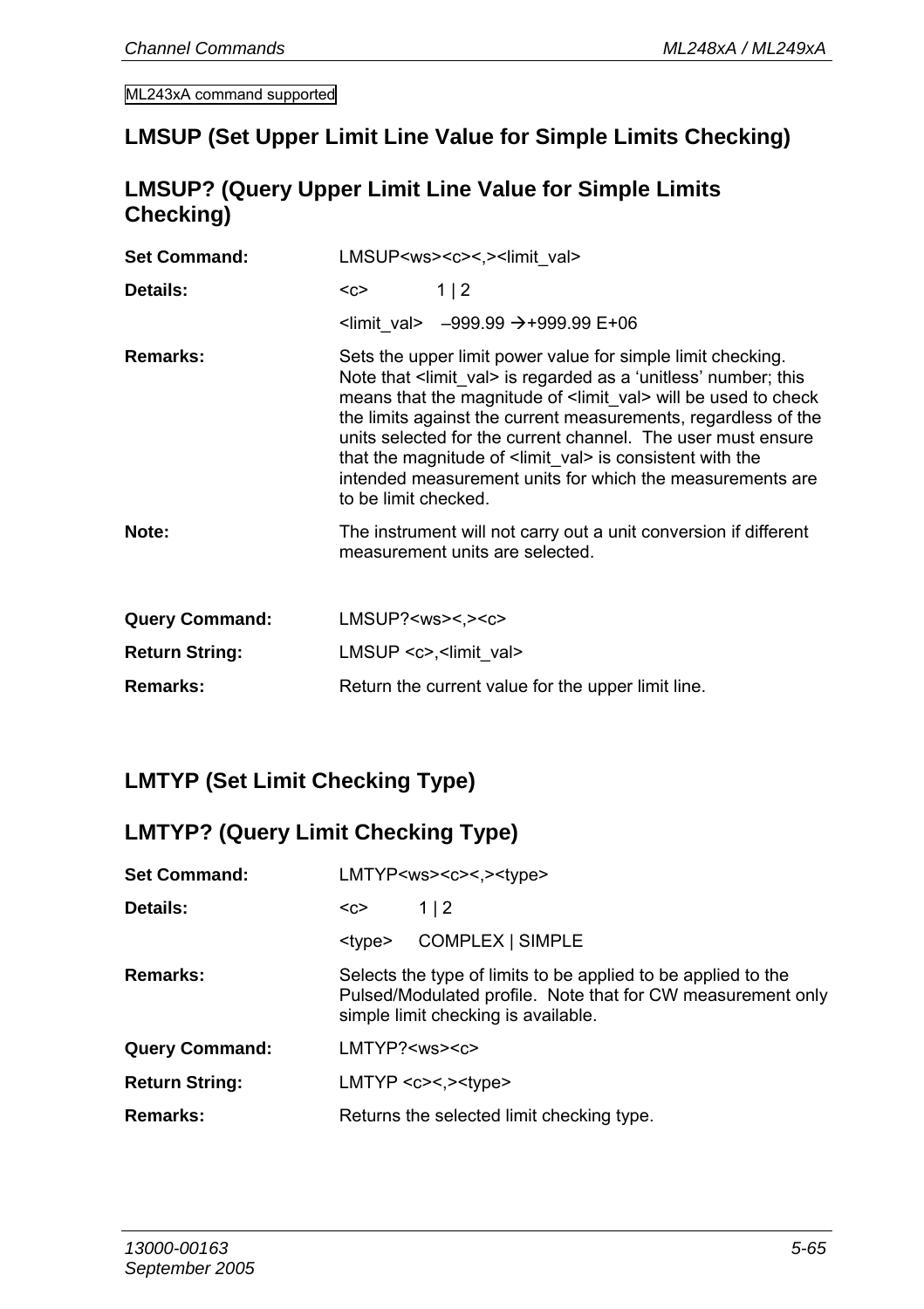ML243xA command supported

## LMSUP (Set Upper Limit Line Value for Simple Limits Checking)

## LMSUP? (Query Upper Limit Line Value for Simple Limits Checking)

**Set Command:** LMSUP<ws><c><,><limit_val>

**Details:** <c> 1 | 2

<limit_val> –999.99 →+999.99 E+06

**Remarks:** Sets the upper limit power value for simple limit checking. Note that <limit_val> is regarded as a 'unitless' number; this means that the magnitude of <limit_val> will be used to check the limits against the current measurements, regardless of the units selected for the current channel. The user must ensure that the magnitude of <limit_val> is consistent with the intended measurement units for which the measurements are to be limit checked.

**Note:** The instrument will not carry out a unit conversion if different measurement units are selected.

**Query Command:** LMSUP?<ws><,><c>

**Return String:** LMSUP <c>,<limit_val>

**Remarks:** Return the current value for the upper limit line.

## LMTYP (Set Limit Checking Type)

## LMTYP? (Query Limit Checking Type)

**Set Command:** LMTYP<ws><c><,><type>

**Details:** <c> 1 | 2

<type> COMPLEX | SIMPLE

**Remarks:** Selects the type of limits to be applied to be applied to the Pulsed/Modulated profile. Note that for CW measurement only simple limit checking is available.

**Query Command:** LMTYP?<ws><c>

**Return String:** LMTYP <c><,><type>

**Remarks:** Returns the selected limit checking type.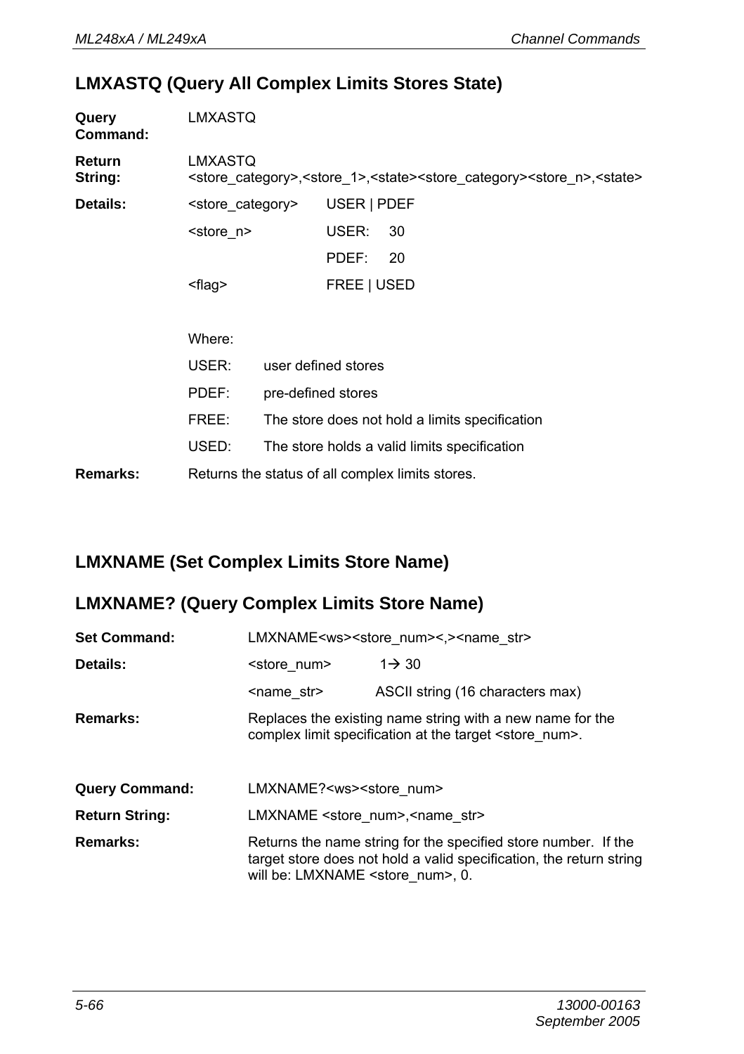## LMXASTQ (Query All Complex Limits Stores State)

**Query Command:** LMXASTQ

**Return String:** LMXASTQ <store_category>,<store_1>,<state><store_category><store_n>,<state>

**Details:**

| | | |
|---|---|---|
| <store_category> | USER \| PDEF | |
| <store_n> | USER: | 30 |
| | PDEF: | 20 |
| <flag> | FREE \| USED | |

Where:

| | |
|---|---|
| USER: | user defined stores |
| PDEF: | pre-defined stores |
| FREE: | The store does not hold a limits specification |
| USED: | The store holds a valid limits specification |

**Remarks:** Returns the status of all complex limits stores.

## LMXNAME (Set Complex Limits Store Name)

## LMXNAME? (Query Complex Limits Store Name)

**Set Command:** LMXNAME<ws><store_num><,><name_str>

**Details:**

| | |
|---|---|
| <store_num> | 1→ 30 |
| <name_str> | ASCII string (16 characters max) |

**Remarks:** Replaces the existing name string with a new name for the complex limit specification at the target <store_num>.

**Query Command:** LMXNAME?<ws><store_num>

**Return String:** LMXNAME <store_num>,<name_str>

**Remarks:** Returns the name string for the specified store number. If the target store does not hold a valid specification, the return string will be: LMXNAME <store_num>, 0.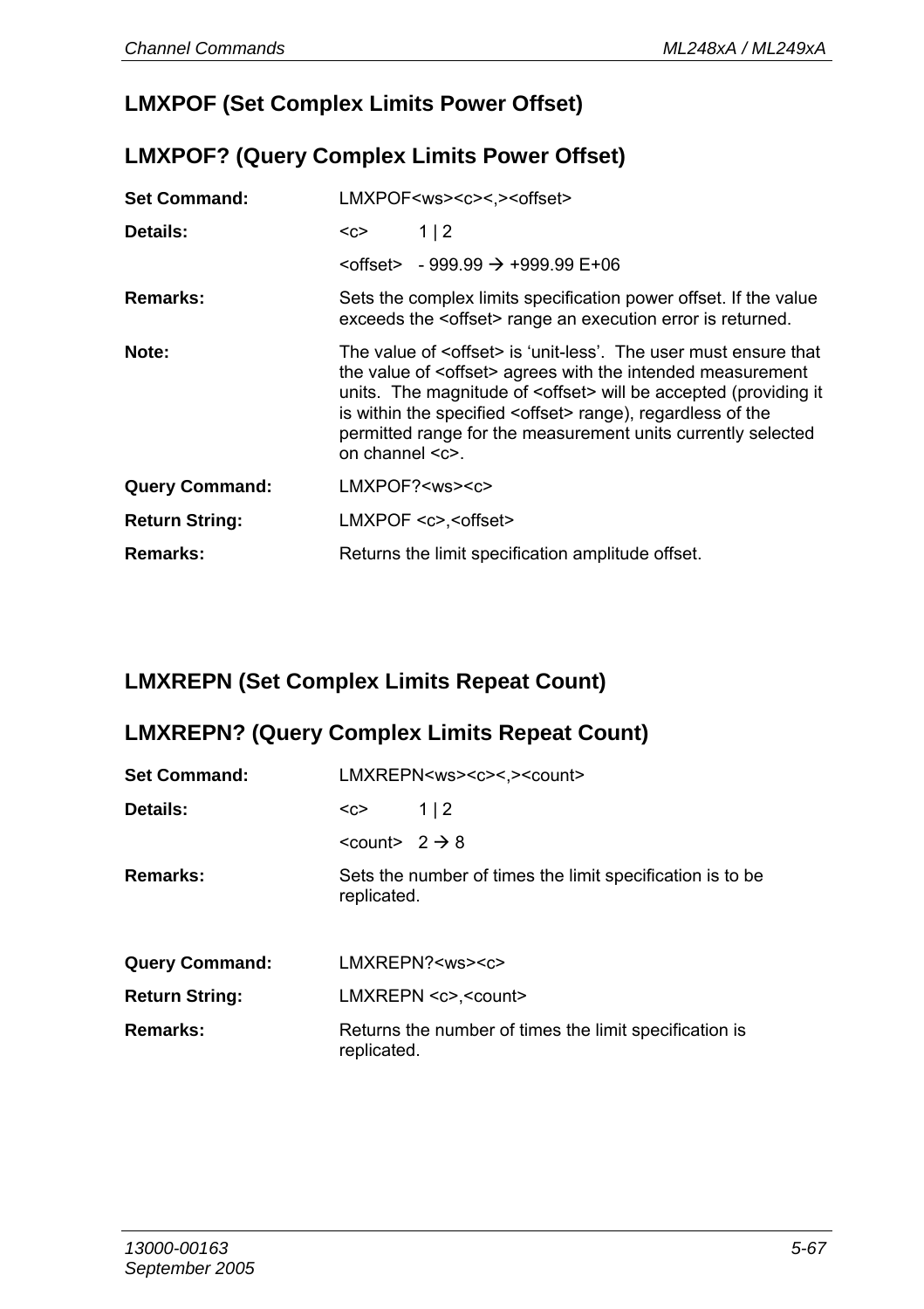## LMXPOF (Set Complex Limits Power Offset)

## LMXPOF? (Query Complex Limits Power Offset)

**Set Command:** LMXPOF<ws><c><,><offset>

**Details:** <c> 1 | 2

<offset> - 999.99 → +999.99 E+06

**Remarks:** Sets the complex limits specification power offset. If the value exceeds the <offset> range an execution error is returned.

**Note:** The value of <offset> is 'unit-less'. The user must ensure that the value of <offset> agrees with the intended measurement units. The magnitude of <offset> will be accepted (providing it is within the specified <offset> range), regardless of the permitted range for the measurement units currently selected on channel <c>.

**Query Command:** LMXPOF?<ws><c>

**Return String:** LMXPOF <c>,<offset>

**Remarks:** Returns the limit specification amplitude offset.

## LMXREPN (Set Complex Limits Repeat Count)

## LMXREPN? (Query Complex Limits Repeat Count)

**Set Command:** LMXREPN<ws><c><,><count>

**Details:** <c> 1 | 2

<count> 2 → 8

**Remarks:** Sets the number of times the limit specification is to be replicated.

**Query Command:** LMXREPN?<ws><c>

**Return String:** LMXREPN <c>,<count>

**Remarks:** Returns the number of times the limit specification is replicated.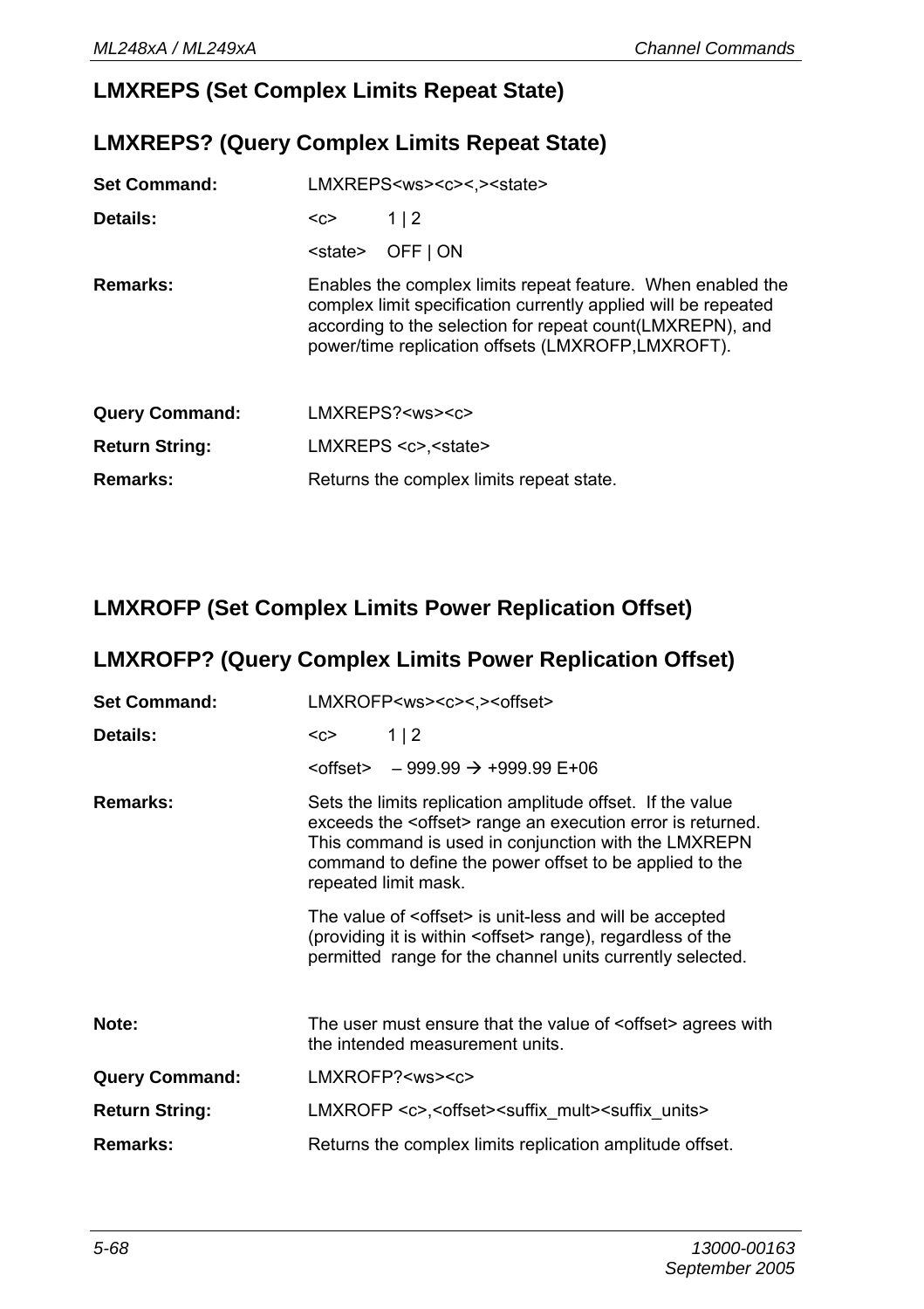## LMXREPS (Set Complex Limits Repeat State)

## LMXREPS? (Query Complex Limits Repeat State)

**Set Command:** LMXREPS<ws><c><,><state>

**Details:** <c> 1 | 2

<state> OFF | ON

**Remarks:** Enables the complex limits repeat feature. When enabled the complex limit specification currently applied will be repeated according to the selection for repeat count(LMXREPN), and power/time replication offsets (LMXROFP,LMXROFT).

**Query Command:** LMXREPS?<ws><c>

**Return String:** LMXREPS <c>,<state>

**Remarks:** Returns the complex limits repeat state.

## LMXROFP (Set Complex Limits Power Replication Offset)

## LMXROFP? (Query Complex Limits Power Replication Offset)

**Set Command:** LMXROFP<ws><c><,><offset>

**Details:** <c> 1 | 2

<offset> – 999.99 → +999.99 E+06

**Remarks:** Sets the limits replication amplitude offset. If the value exceeds the <offset> range an execution error is returned. This command is used in conjunction with the LMXREPN command to define the power offset to be applied to the repeated limit mask.

The value of <offset> is unit-less and will be accepted (providing it is within <offset> range), regardless of the permitted range for the channel units currently selected.

**Note:** The user must ensure that the value of <offset> agrees with the intended measurement units.

**Query Command:** LMXROFP?<ws><c>

**Return String:** LMXROFP <c>,<offset><suffix_mult><suffix_units>

**Remarks:** Returns the complex limits replication amplitude offset.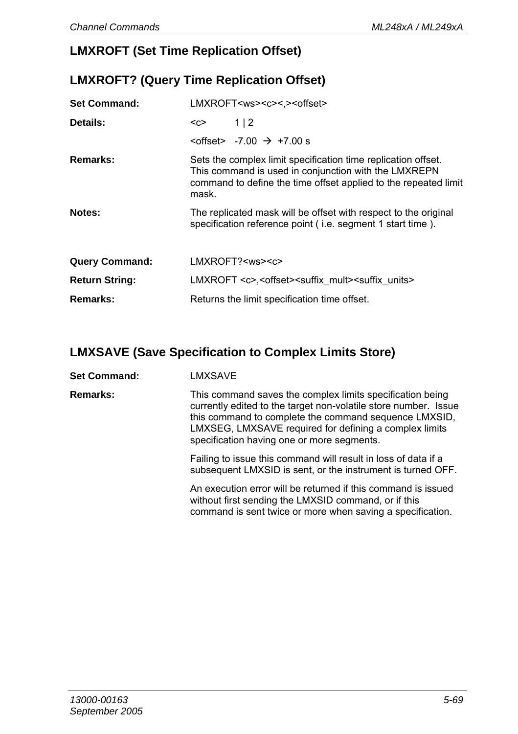## LMXROFT (Set Time Replication Offset)

## LMXROFT? (Query Time Replication Offset)

**Set Command:** LMXROFT<ws><c><,><offset>

**Details:** <c> 1 | 2

<offset> -7.00 → +7.00 s

**Remarks:** Sets the complex limit specification time replication offset. This command is used in conjunction with the LMXREPN command to define the time offset applied to the repeated limit mask.

**Notes:** The replicated mask will be offset with respect to the original specification reference point ( i.e. segment 1 start time ).

**Query Command:** LMXROFT?<ws><c>

**Return String:** LMXROFT <c>,<offset><suffix_mult><suffix_units>

**Remarks:** Returns the limit specification time offset.

## LMXSAVE (Save Specification to Complex Limits Store)

**Set Command:** LMXSAVE

**Remarks:** This command saves the complex limits specification being currently edited to the target non-volatile store number. Issue this command to complete the command sequence LMXSID, LMXSEG, LMXSAVE required for defining a complex limits specification having one or more segments.

Failing to issue this command will result in loss of data if a subsequent LMXSID is sent, or the instrument is turned OFF.

An execution error will be returned if this command is issued without first sending the LMXSID command, or if this command is sent twice or more when saving a specification.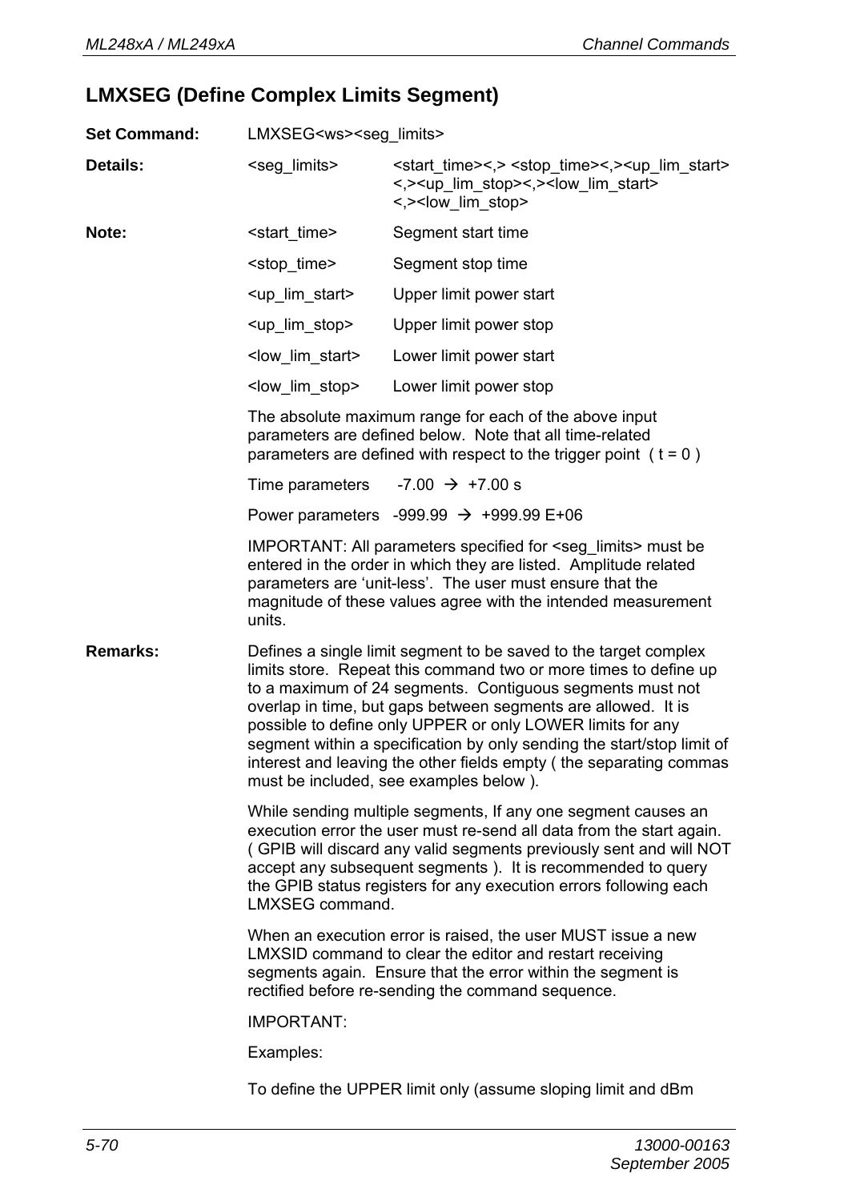## LMXSEG (Define Complex Limits Segment)

**Set Command:** LMXSEG<ws><seg_limits>

**Details:**

| | |
|---|---|
| <seg_limits> | <start_time><,> <stop_time><,><up_lim_start><,><up_lim_stop><,><low_lim_start><,><low_lim_stop> |

**Note:**

| | |
|---|---|
| <start_time> | Segment start time |
| <stop_time> | Segment stop time |
| <up_lim_start> | Upper limit power start |
| <up_lim_stop> | Upper limit power stop |
| <low_lim_start> | Lower limit power start |
| <low_lim_stop> | Lower limit power stop |

The absolute maximum range for each of the above input parameters are defined below. Note that all time-related parameters are defined with respect to the trigger point ( t = 0 )

Time parameters -7.00 → +7.00 s

Power parameters -999.99 → +999.99 E+06

IMPORTANT: All parameters specified for <seg_limits> must be entered in the order in which they are listed. Amplitude related parameters are 'unit-less'. The user must ensure that the magnitude of these values agree with the intended measurement units.

**Remarks:** Defines a single limit segment to be saved to the target complex limits store. Repeat this command two or more times to define up to a maximum of 24 segments. Contiguous segments must not overlap in time, but gaps between segments are allowed. It is possible to define only UPPER or only LOWER limits for any segment within a specification by only sending the start/stop limit of interest and leaving the other fields empty ( the separating commas must be included, see examples below ).

While sending multiple segments, If any one segment causes an execution error the user must re-send all data from the start again. ( GPIB will discard any valid segments previously sent and will NOT accept any subsequent segments ). It is recommended to query the GPIB status registers for any execution errors following each LMXSEG command.

When an execution error is raised, the user MUST issue a new LMXSID command to clear the editor and restart receiving segments again. Ensure that the error within the segment is rectified before re-sending the command sequence.

IMPORTANT:

Examples:

To define the UPPER limit only (assume sloping limit and dBm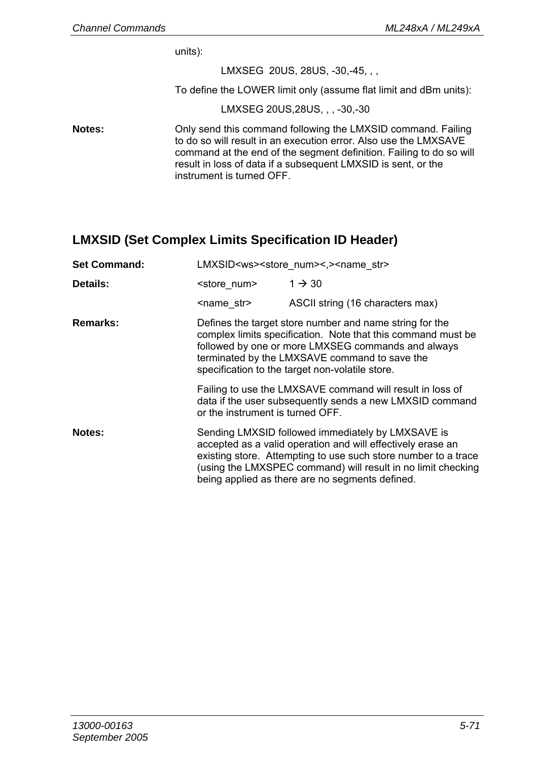units):

LMXSEG 20US, 28US, -30,-45, , ,

To define the LOWER limit only (assume flat limit and dBm units):

LMXSEG 20US,28US, , , -30,-30

**Notes:** Only send this command following the LMXSID command. Failing to do so will result in an execution error. Also use the LMXSAVE command at the end of the segment definition. Failing to do so will result in loss of data if a subsequent LMXSID is sent, or the instrument is turned OFF.

## LMXSID (Set Complex Limits Specification ID Header)

**Set Command:** LMXSID<ws><store_num><,><name_str>

**Details:**

| | |
|---|---|
| <store_num> | 1 → 30 |
| <name_str> | ASCII string (16 characters max) |

**Remarks:** Defines the target store number and name string for the complex limits specification. Note that this command must be followed by one or more LMXSEG commands and always terminated by the LMXSAVE command to save the specification to the target non-volatile store.

Failing to use the LMXSAVE command will result in loss of data if the user subsequently sends a new LMXSID command or the instrument is turned OFF.

**Notes:** Sending LMXSID followed immediately by LMXSAVE is accepted as a valid operation and will effectively erase an existing store. Attempting to use such store number to a trace (using the LMXSPEC command) will result in no limit checking being applied as there are no segments defined.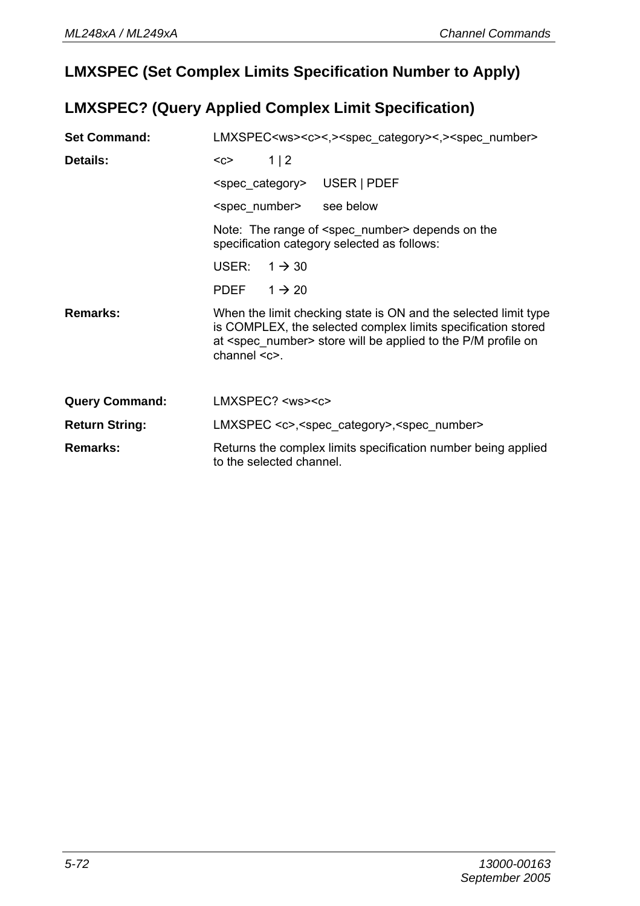## LMXSPEC (Set Complex Limits Specification Number to Apply)

## LMXSPEC? (Query Applied Complex Limit Specification)

**Set Command:** LMXSPEC<ws><c><,><spec_category><,><spec_number>

**Details:**

<c> 1 | 2

<spec_category> USER | PDEF

<spec_number> see below

Note: The range of <spec_number> depends on the specification category selected as follows:

USER: 1 → 30

PDEF 1 → 20

**Remarks:** When the limit checking state is ON and the selected limit type is COMPLEX, the selected complex limits specification stored at <spec_number> store will be applied to the P/M profile on channel <c>.

**Query Command:** LMXSPEC? <ws><c>

**Return String:** LMXSPEC <c>,<spec_category>,<spec_number>

**Remarks:** Returns the complex limits specification number being applied to the selected channel.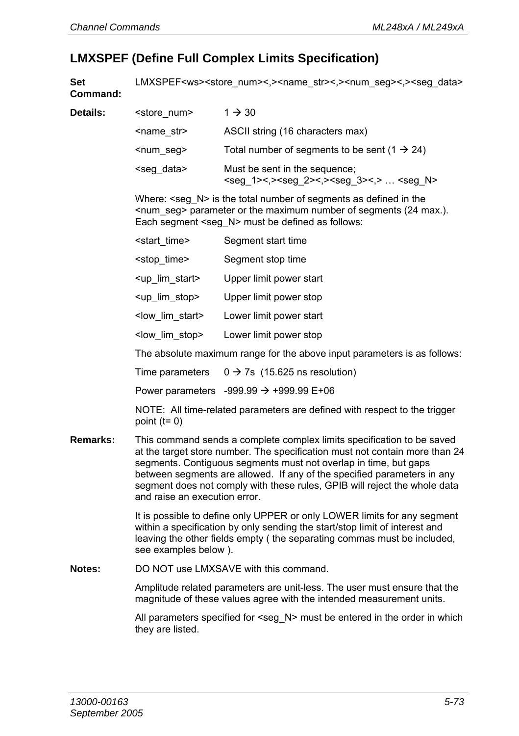## LMXSPEF (Define Full Complex Limits Specification)

**Set Command:** LMXSPEF<ws><store_num><,><name_str><,><num_seg><,><seg_data>

**Details:**

| | |
|---|---|
| <store_num> | 1 → 30 |
| <name_str> | ASCII string (16 characters max) |
| <num_seg> | Total number of segments to be sent (1 → 24) |
| <seg_data> | Must be sent in the sequence; <seg_1><,><seg_2><,><seg_3><,> … <seg_N> |

Where: <seg_N> is the total number of segments as defined in the <num_seg> parameter or the maximum number of segments (24 max.). Each segment <seg_N> must be defined as follows:

| | |
|---|---|
| <start_time> | Segment start time |
| <stop_time> | Segment stop time |
| <up_lim_start> | Upper limit power start |
| <up_lim_stop> | Upper limit power stop |
| <low_lim_start> | Lower limit power start |
| <low_lim_stop> | Lower limit power stop |

The absolute maximum range for the above input parameters is as follows:

| | |
|---|---|
| Time parameters | 0 → 7s (15.625 ns resolution) |
| Power parameters | -999.99 → +999.99 E+06 |

NOTE: All time-related parameters are defined with respect to the trigger point (t= 0)

**Remarks:** This command sends a complete complex limits specification to be saved at the target store number. The specification must not contain more than 24 segments. Contiguous segments must not overlap in time, but gaps between segments are allowed. If any of the specified parameters in any segment does not comply with these rules, GPIB will reject the whole data and raise an execution error.

It is possible to define only UPPER or only LOWER limits for any segment within a specification by only sending the start/stop limit of interest and leaving the other fields empty ( the separating commas must be included, see examples below ).

**Notes:** DO NOT use LMXSAVE with this command.

Amplitude related parameters are unit-less. The user must ensure that the magnitude of these values agree with the intended measurement units.

All parameters specified for <seg_N> must be entered in the order in which they are listed.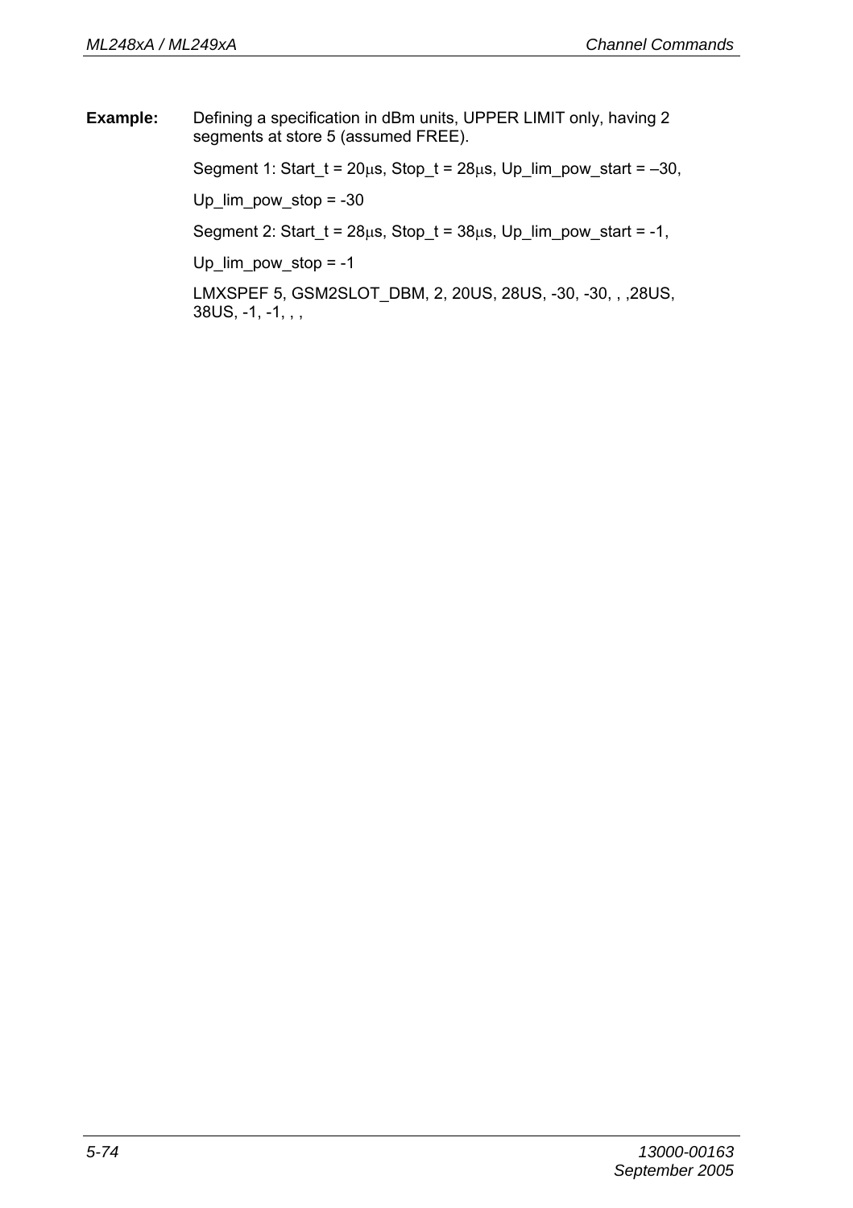**Example:** Defining a specification in dBm units, UPPER LIMIT only, having 2 segments at store 5 (assumed FREE).

Segment 1: Start_t = 20μs, Stop_t = 28μs, Up_lim_pow_start = –30,

Up_lim_pow_stop = -30

Segment 2: Start_t = 28μs, Stop_t = 38μs, Up_lim_pow_start = -1,

Up_lim_pow_stop = -1

LMXSPEF 5, GSM2SLOT_DBM, 2, 20US, 28US, -30, -30, , ,28US, 38US, -1, -1, , ,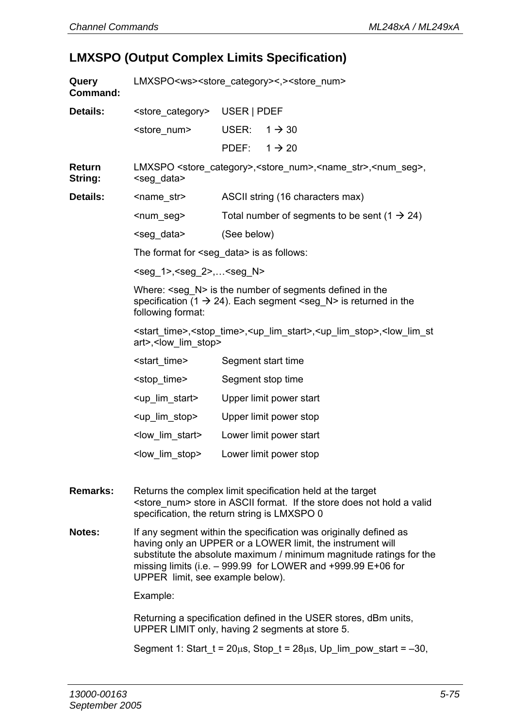## LMXSPO (Output Complex Limits Specification)

**Query Command:** LMXSPO<ws><store_category><,><store_num>

**Details:**

| | | |
|---|---|---|
| <store_category> | USER \| PDEF | |
| <store_num> | USER: | 1 → 30 |
| | PDEF: | 1 → 20 |

**Return String:** LMXSPO <store_category>,<store_num>,<name_str>,<num_seg>,<seg_data>

**Details:**

| | |
|---|---|
| <name_str> | ASCII string (16 characters max) |
| <num_seg> | Total number of segments to be sent (1 → 24) |
| <seg_data> | (See below) |

The format for <seg_data> is as follows:

<seg_1>,<seg_2>,…<seg_N>

Where: <seg_N> is the number of segments defined in the specification (1 → 24). Each segment <seg_N> is returned in the following format:

<start_time>,<stop_time>,<up_lim_start>,<up_lim_stop>,<low_lim_start>,<low_lim_stop>

| | |
|---|---|
| <start_time> | Segment start time |
| <stop_time> | Segment stop time |
| <up_lim_start> | Upper limit power start |
| <up_lim_stop> | Upper limit power stop |
| <low_lim_start> | Lower limit power start |
| <low_lim_stop> | Lower limit power stop |

**Remarks:** Returns the complex limit specification held at the target <store_num> store in ASCII format. If the store does not hold a valid specification, the return string is LMXSPO 0

**Notes:** If any segment within the specification was originally defined as having only an UPPER or a LOWER limit, the instrument will substitute the absolute maximum / minimum magnitude ratings for the missing limits (i.e. – 999.99 for LOWER and +999.99 E+06 for UPPER limit, see example below).

Example:

Returning a specification defined in the USER stores, dBm units, UPPER LIMIT only, having 2 segments at store 5.

Segment 1: Start_t = 20µs, Stop_t = 28µs, Up_lim_pow_start = –30,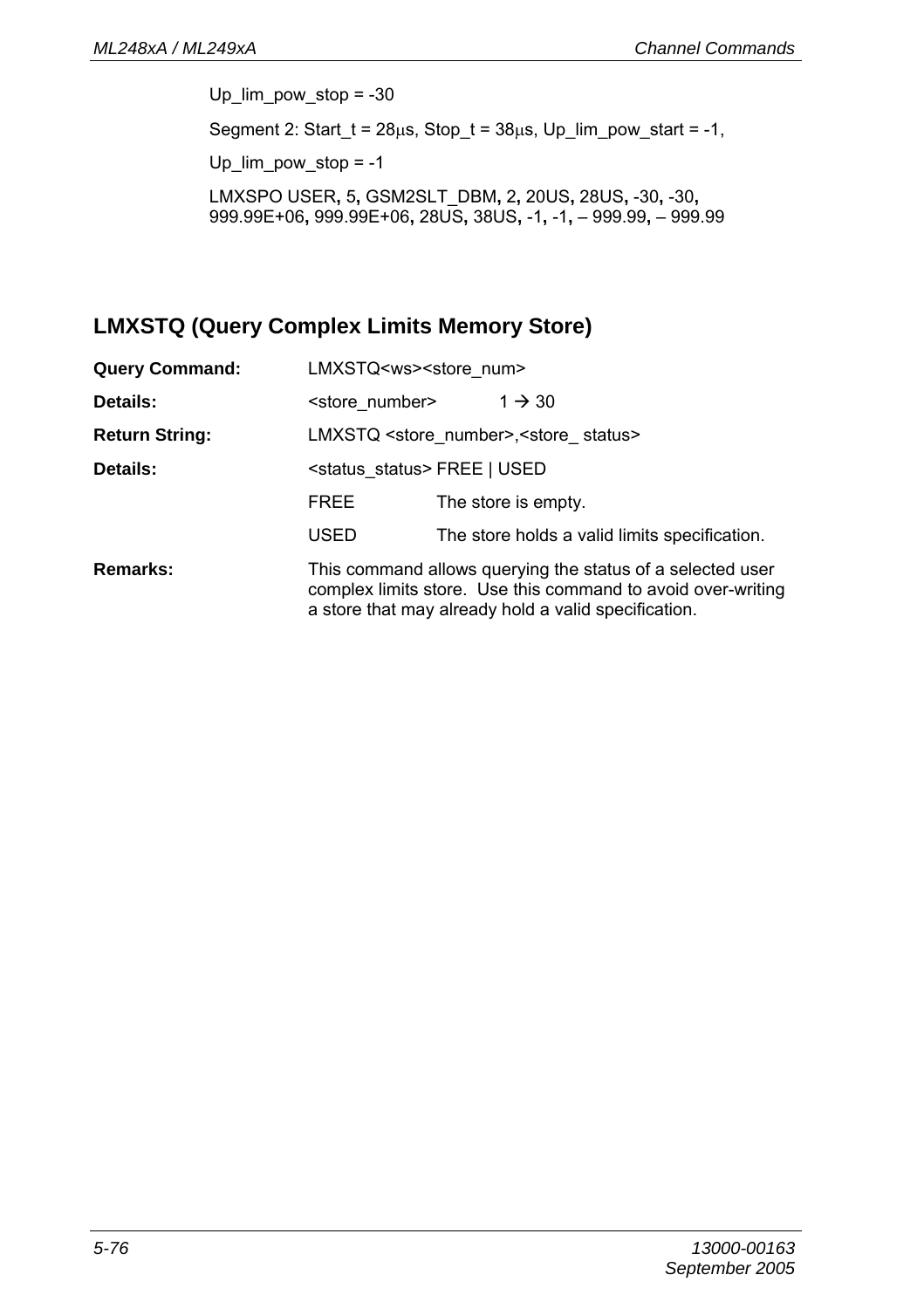Up_lim_pow_stop = -30

Segment 2: Start_t = 28μs, Stop_t = 38μs, Up_lim_pow_start = -1,

Up_lim_pow_stop = -1

LMXSPO USER**,** 5**,** GSM2SLT_DBM**,** 2**,** 20US**,** 28US**,** -30**,** -30**,** 999.99E+06**,** 999.99E+06**,** 28US**,** 38US**,** -1**,** -1**,** – 999.99**,** – 999.99

## LMXSTQ (Query Complex Limits Memory Store)

**Query Command:** LMXSTQ<ws><store_num>

**Details:** <store_number> 1 → 30

**Return String:** LMXSTQ <store_number>,<store_ status>

**Details:** <status_status> FREE | USED

| | |
|---|---|
| FREE | The store is empty. |
| USED | The store holds a valid limits specification. |

**Remarks:** This command allows querying the status of a selected user complex limits store. Use this command to avoid over-writing a store that may already hold a valid specification.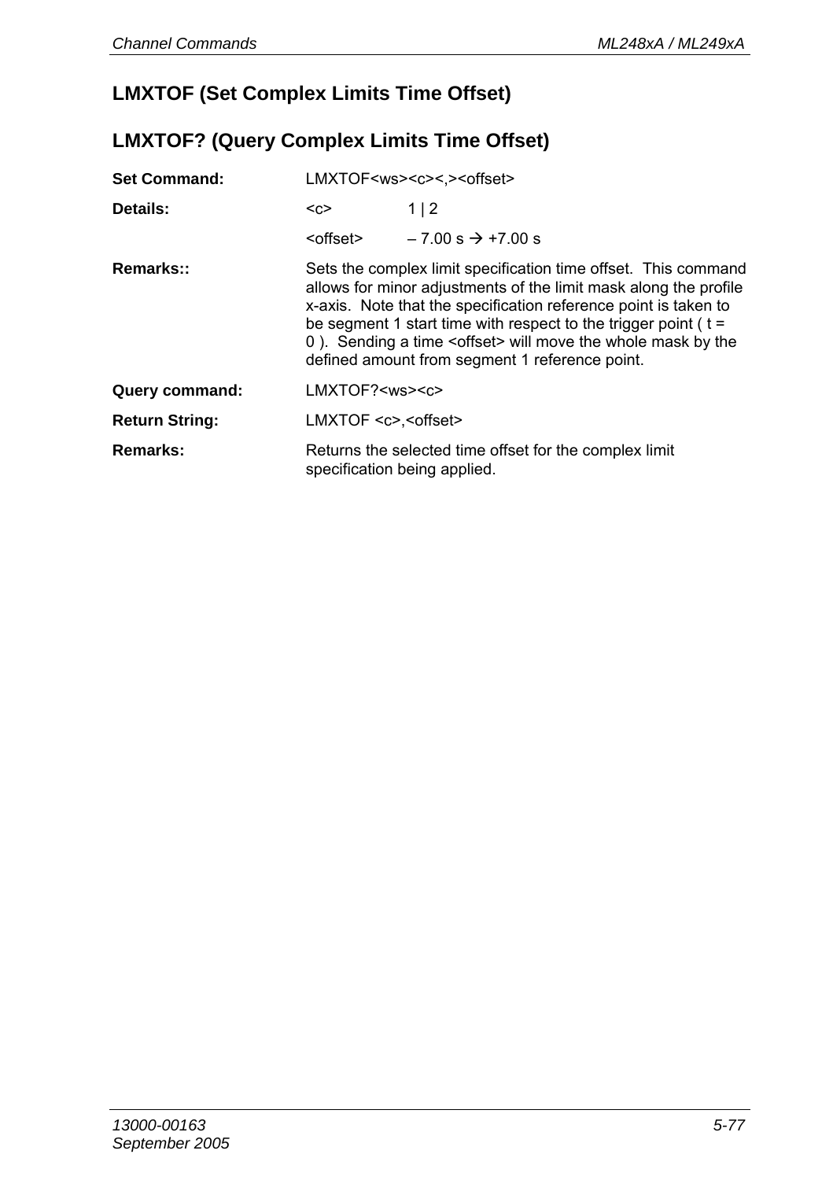## LMXTOF (Set Complex Limits Time Offset)

## LMXTOF? (Query Complex Limits Time Offset)

**Set Command:** LMXTOF<ws><c><,><offset>

**Details:**

| | |
|---|---|
| <c> | 1 \| 2 |
| <offset> | – 7.00 s → +7.00 s |

**Remarks::** Sets the complex limit specification time offset. This command allows for minor adjustments of the limit mask along the profile x-axis. Note that the specification reference point is taken to be segment 1 start time with respect to the trigger point ( t = 0 ). Sending a time <offset> will move the whole mask by the defined amount from segment 1 reference point.

**Query command:** LMXTOF?<ws><c>

**Return String:** LMXTOF <c>,<offset>

**Remarks:** Returns the selected time offset for the complex limit specification being applied.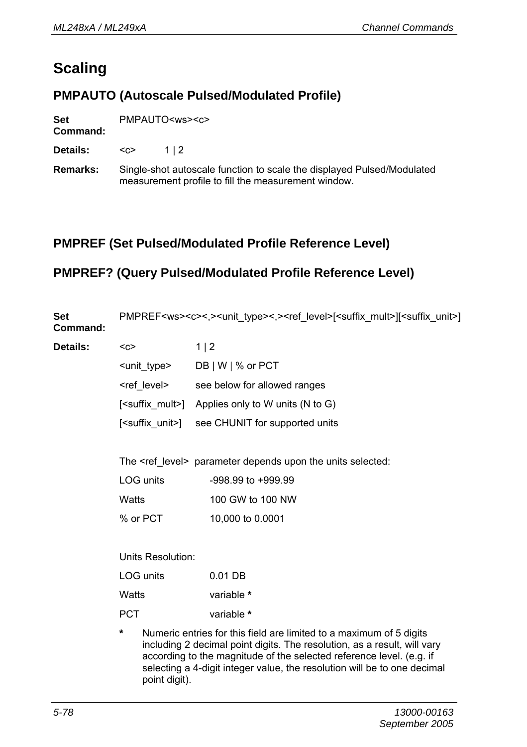# Scaling

## PMPAUTO (Autoscale Pulsed/Modulated Profile)

**Set Command:** PMPAUTO<ws><c>

**Details:** <c> 1 | 2

**Remarks:** Single-shot autoscale function to scale the displayed Pulsed/Modulated measurement profile to fill the measurement window.

## PMPREF (Set Pulsed/Modulated Profile Reference Level)

## PMPREF? (Query Pulsed/Modulated Profile Reference Level)

**Set Command:** PMPREF<ws><c><,><unit_type><,><ref_level>[<suffix_mult>][<suffix_unit>]

**Details:**

| | |
|---|---|
| <c> | 1 \| 2 |
| <unit_type> | DB \| W \| % or PCT |
| <ref_level> | see below for allowed ranges |
| [<suffix_mult>] | Applies only to W units (N to G) |
| [<suffix_unit>] | see CHUNIT for supported units |

The <ref_level> parameter depends upon the units selected:

| | |
|---|---|
| LOG units | -998.99 to +999.99 |
| Watts | 100 GW to 100 NW |
| % or PCT | 10,000 to 0.0001 |

Units Resolution:

| | |
|---|---|
| LOG units | 0.01 DB |
| Watts | variable **\*** |
| PCT | variable **\*** |

**\*** Numeric entries for this field are limited to a maximum of 5 digits including 2 decimal point digits. The resolution, as a result, will vary according to the magnitude of the selected reference level. (e.g. if selecting a 4-digit integer value, the resolution will be to one decimal point digit).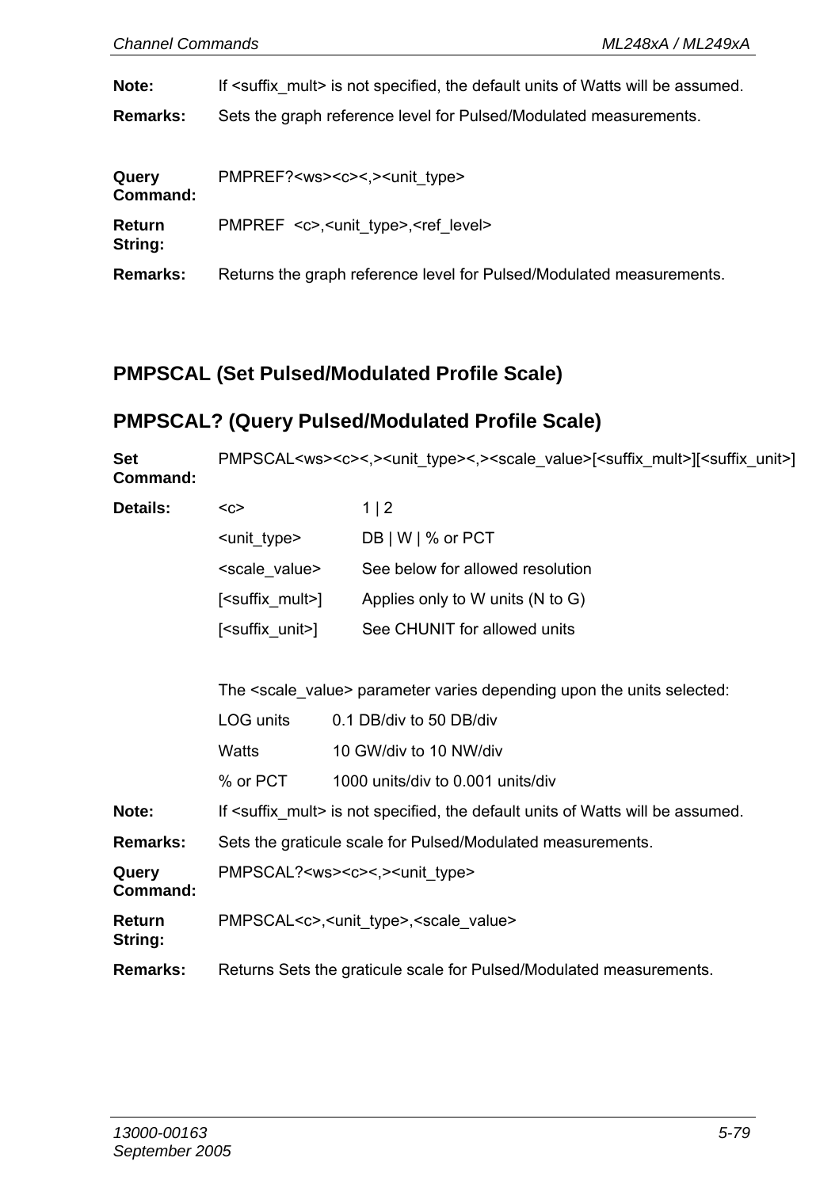**Note:** If <suffix_mult> is not specified, the default units of Watts will be assumed.

**Remarks:** Sets the graph reference level for Pulsed/Modulated measurements.

**Query Command:** PMPREF?<ws><c><,><unit_type>

**Return String:** PMPREF <c>,<unit_type>,<ref_level>

**Remarks:** Returns the graph reference level for Pulsed/Modulated measurements.

## PMPSCAL (Set Pulsed/Modulated Profile Scale)

## PMPSCAL? (Query Pulsed/Modulated Profile Scale)

**Set Command:** PMPSCAL<ws><c><,><unit_type><,><scale_value>[<suffix_mult>][<suffix_unit>]

**Details:**

| | |
|---|---|
| <c> | 1 \| 2 |
| <unit_type> | DB \| W \| % or PCT |
| <scale_value> | See below for allowed resolution |
| [<suffix_mult>] | Applies only to W units (N to G) |
| [<suffix_unit>] | See CHUNIT for allowed units |

The <scale_value> parameter varies depending upon the units selected:

| | |
|---|---|
| LOG units | 0.1 DB/div to 50 DB/div |
| Watts | 10 GW/div to 10 NW/div |
| % or PCT | 1000 units/div to 0.001 units/div |

**Note:** If <suffix_mult> is not specified, the default units of Watts will be assumed.

**Remarks:** Sets the graticule scale for Pulsed/Modulated measurements.

**Query Command:** PMPSCAL?<ws><c><,><unit_type>

**Return String:** PMPSCAL<c>,<unit_type>,<scale_value>

**Remarks:** Returns Sets the graticule scale for Pulsed/Modulated measurements.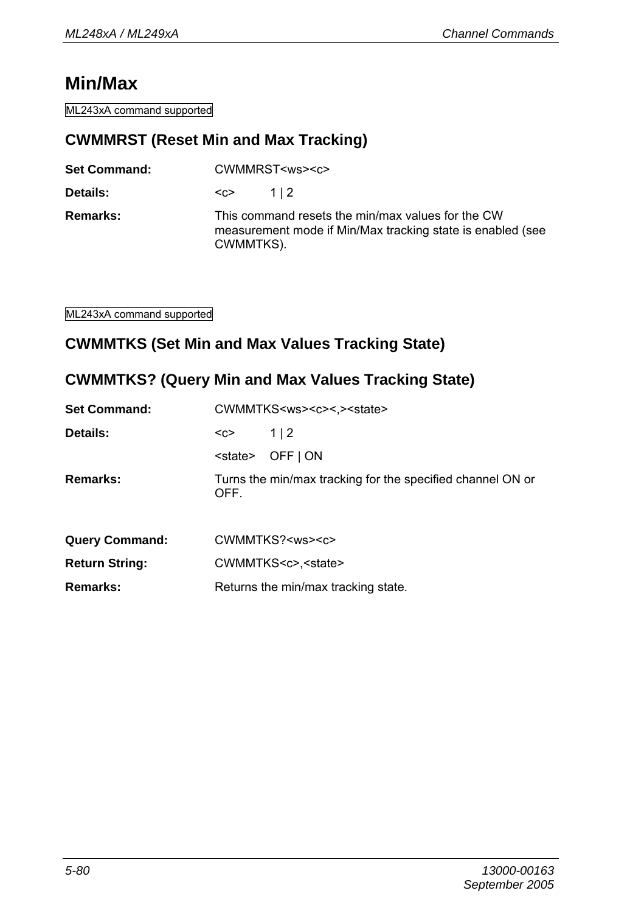# Min/Max

ML243xA command supported

## CWMMRST (Reset Min and Max Tracking)

**Set Command:** CWMMRST<ws><c>

**Details:** <c> 1 | 2

**Remarks:** This command resets the min/max values for the CW measurement mode if Min/Max tracking state is enabled (see CWMMTKS).

ML243xA command supported

## CWMMTKS (Set Min and Max Values Tracking State)

## CWMMTKS? (Query Min and Max Values Tracking State)

**Set Command:** CWMMTKS<ws><c><,><state>

**Details:** <c> 1 | 2

<state> OFF | ON

**Remarks:** Turns the min/max tracking for the specified channel ON or OFF.

**Query Command:** CWMMTKS?<ws><c>

**Return String:** CWMMTKS<c>,<state>

**Remarks:** Returns the min/max tracking state.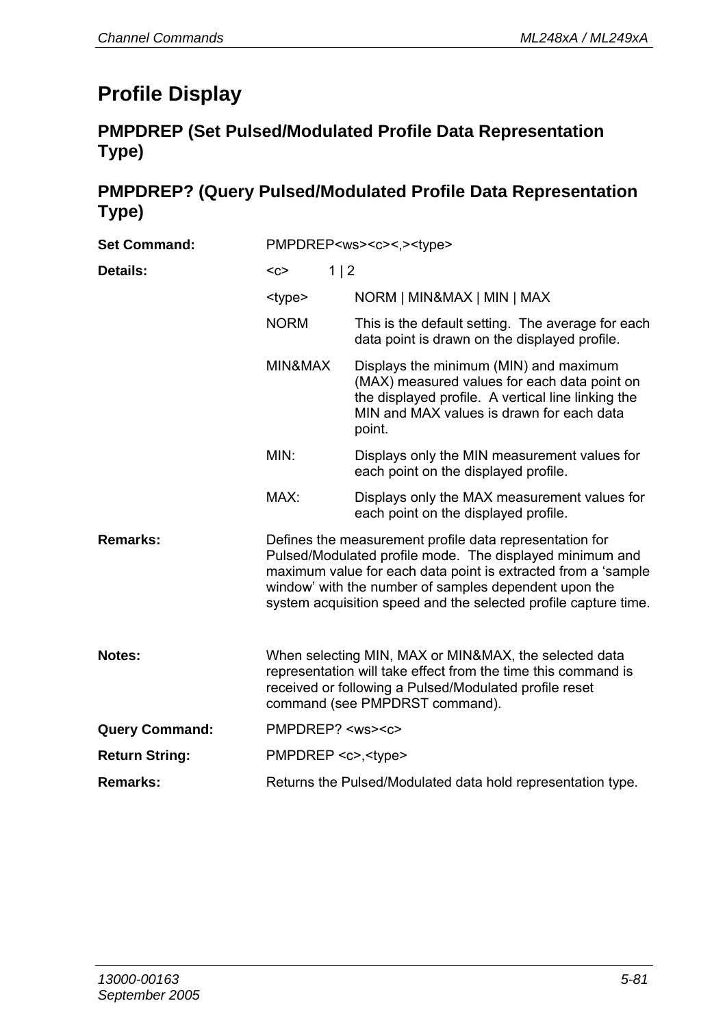# Profile Display

## PMPDREP (Set Pulsed/Modulated Profile Data Representation Type)

## PMPDREP? (Query Pulsed/Modulated Profile Data Representation Type)

**Set Command:** PMPDREP<ws><c><,><type>

**Details:**

| | |
|---|---|
| <c> | 1 \| 2 |
| <type> | NORM \| MIN&MAX \| MIN \| MAX |
| NORM | This is the default setting. The average for each data point is drawn on the displayed profile. |
| MIN&MAX | Displays the minimum (MIN) and maximum (MAX) measured values for each data point on the displayed profile. A vertical line linking the MIN and MAX values is drawn for each data point. |
| MIN: | Displays only the MIN measurement values for each point on the displayed profile. |
| MAX: | Displays only the MAX measurement values for each point on the displayed profile. |

**Remarks:** Defines the measurement profile data representation for Pulsed/Modulated profile mode. The displayed minimum and maximum value for each data point is extracted from a 'sample window' with the number of samples dependent upon the system acquisition speed and the selected profile capture time.

**Notes:** When selecting MIN, MAX or MIN&MAX, the selected data representation will take effect from the time this command is received or following a Pulsed/Modulated profile reset command (see PMPDRST command).

**Query Command:** PMPDREP? <ws><c>

**Return String:** PMPDREP <c>,<type>

**Remarks:** Returns the Pulsed/Modulated data hold representation type.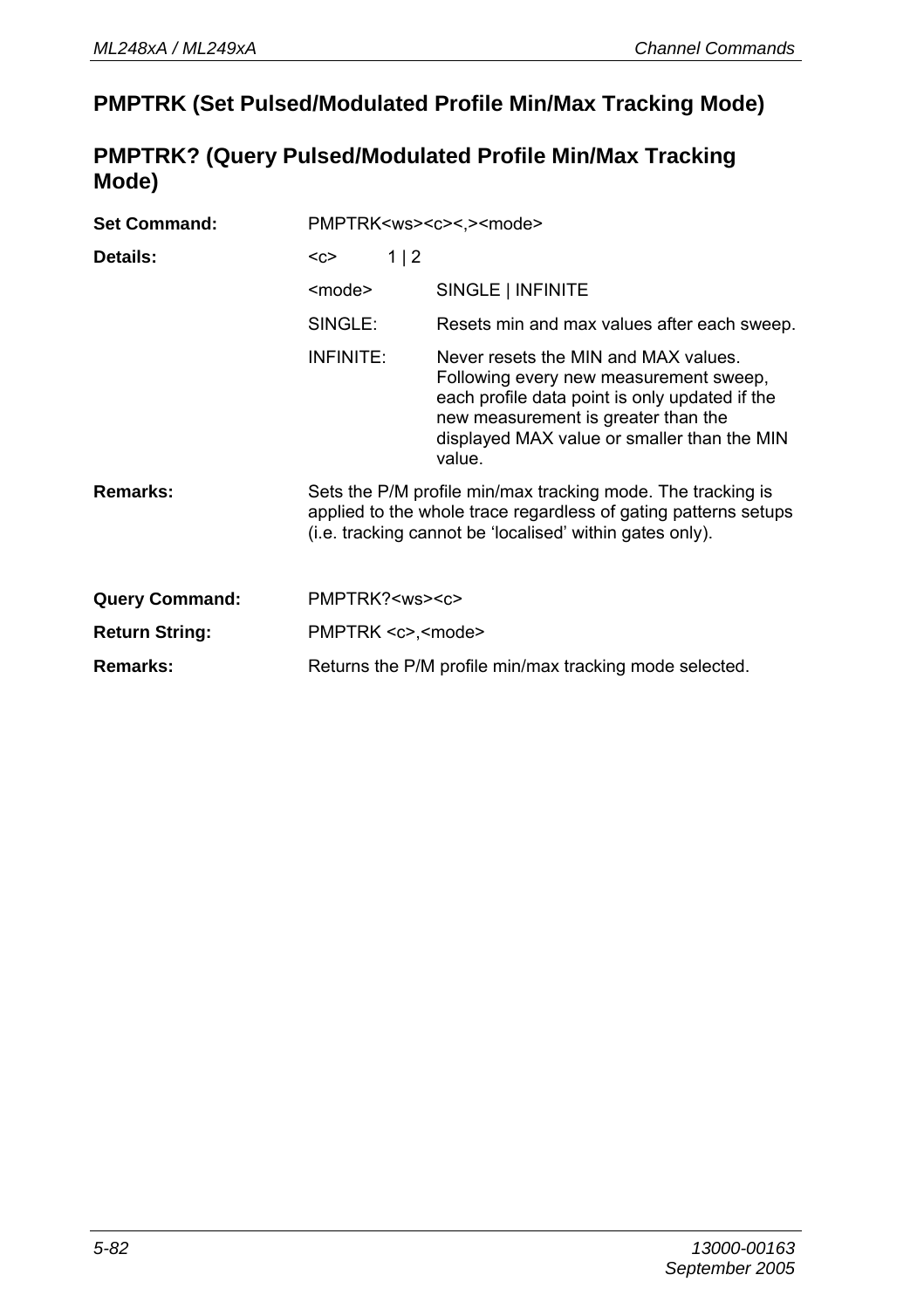## PMPTRK (Set Pulsed/Modulated Profile Min/Max Tracking Mode)

## PMPTRK? (Query Pulsed/Modulated Profile Min/Max Tracking Mode)

**Set Command:** PMPTRK<ws><c><,><mode>

**Details:**

| | |
|---|---|
| <c> | 1 \| 2 |
| <mode> | SINGLE \| INFINITE |
| SINGLE: | Resets min and max values after each sweep. |
| INFINITE: | Never resets the MIN and MAX values. Following every new measurement sweep, each profile data point is only updated if the new measurement is greater than the displayed MAX value or smaller than the MIN value. |

**Remarks:** Sets the P/M profile min/max tracking mode. The tracking is applied to the whole trace regardless of gating patterns setups (i.e. tracking cannot be 'localised' within gates only).

**Query Command:** PMPTRK?<ws><c>

**Return String:** PMPTRK <c>,<mode>

**Remarks:** Returns the P/M profile min/max tracking mode selected.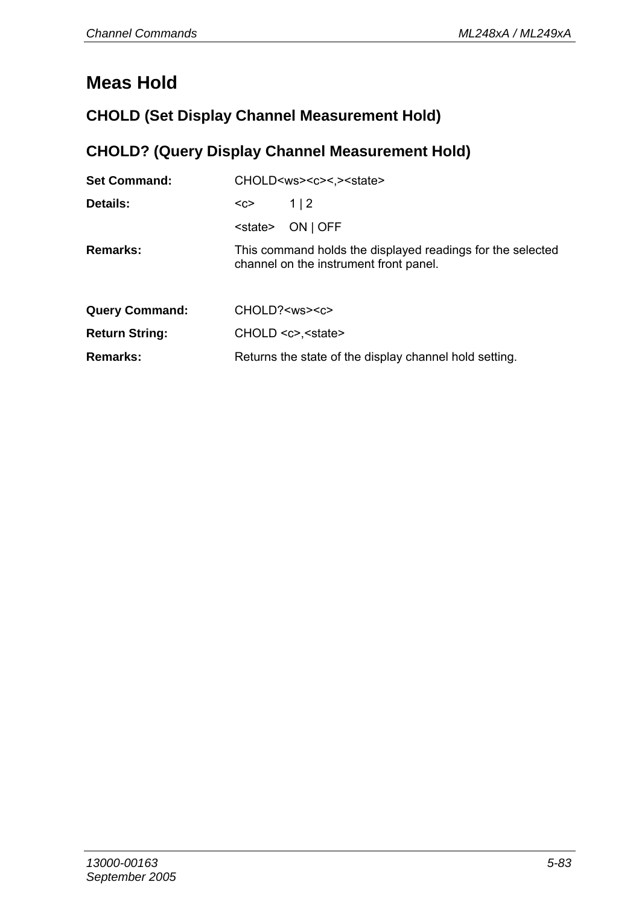# Meas Hold

## CHOLD (Set Display Channel Measurement Hold)

## CHOLD? (Query Display Channel Measurement Hold)

**Set Command:** CHOLD<ws><c><,><state>

**Details:** <c> 1 | 2

<state> ON | OFF

**Remarks:** This command holds the displayed readings for the selected channel on the instrument front panel.

**Query Command:** CHOLD?<ws><c>

**Return String:** CHOLD <c>,<state>

**Remarks:** Returns the state of the display channel hold setting.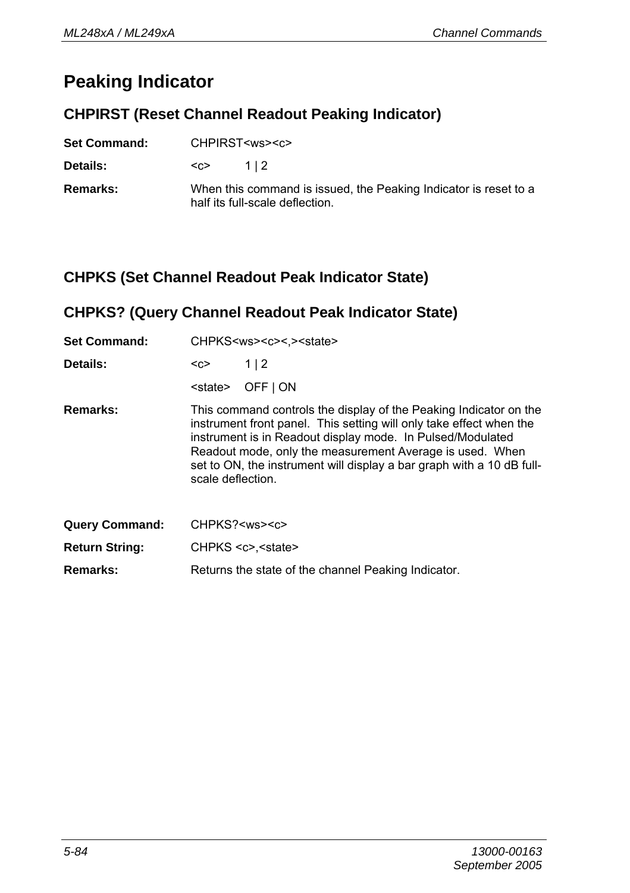# Peaking Indicator

## CHPIRST (Reset Channel Readout Peaking Indicator)

**Set Command:** CHPIRST<ws><c>

**Details:** <c> 1 | 2

**Remarks:** When this command is issued, the Peaking Indicator is reset to a half its full-scale deflection.

## CHPKS (Set Channel Readout Peak Indicator State)

## CHPKS? (Query Channel Readout Peak Indicator State)

**Set Command:** CHPKS<ws><c><,><state>

**Details:** <c> 1 | 2

<state> OFF | ON

**Remarks:** This command controls the display of the Peaking Indicator on the instrument front panel. This setting will only take effect when the instrument is in Readout display mode. In Pulsed/Modulated Readout mode, only the measurement Average is used. When set to ON, the instrument will display a bar graph with a 10 dB full-scale deflection.

**Query Command:** CHPKS?<ws><c>

**Return String:** CHPKS <c>,<state>

**Remarks:** Returns the state of the channel Peaking Indicator.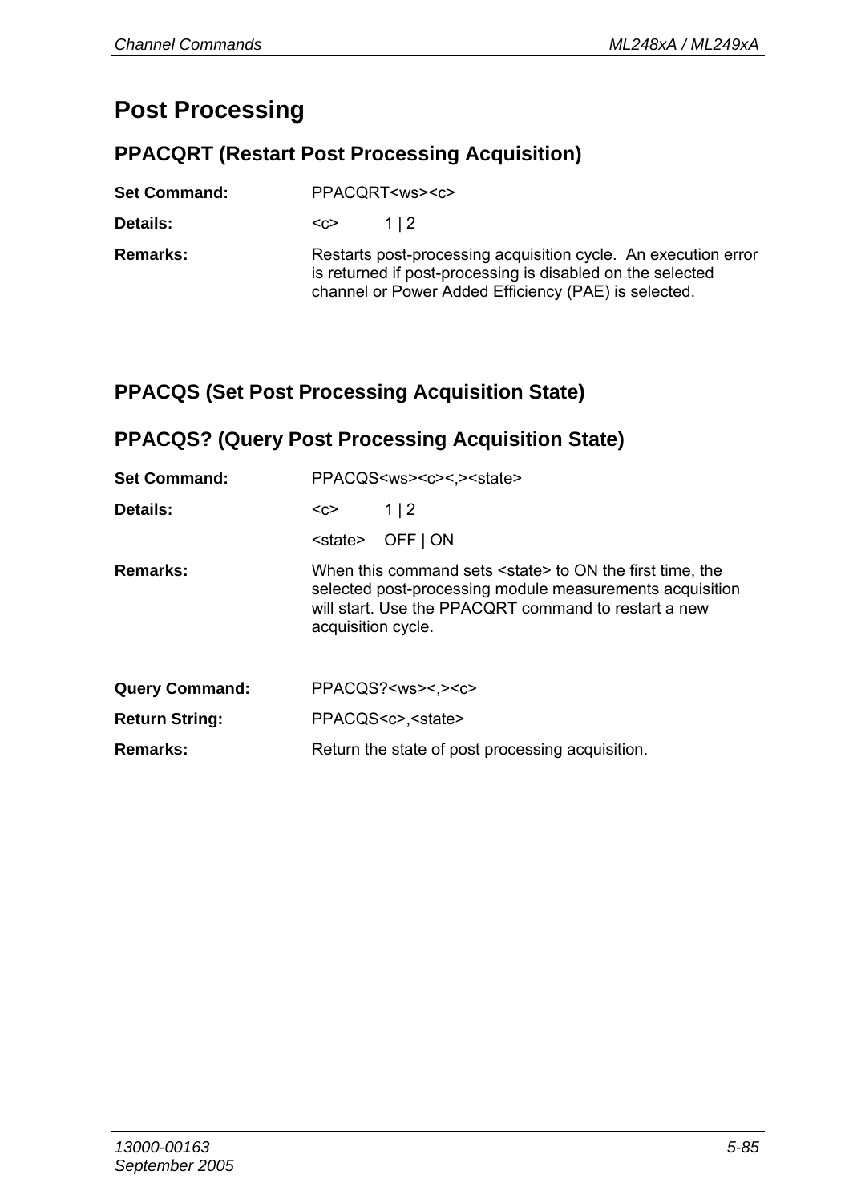# Post Processing

## PPACQRT (Restart Post Processing Acquisition)

**Set Command:** PPACQRT<ws><c>

**Details:** <c> 1 | 2

**Remarks:** Restarts post-processing acquisition cycle. An execution error is returned if post-processing is disabled on the selected channel or Power Added Efficiency (PAE) is selected.

## PPACQS (Set Post Processing Acquisition State)

## PPACQS? (Query Post Processing Acquisition State)

**Set Command:** PPACQS<ws><c><,><state>

**Details:** <c> 1 | 2

<state> OFF | ON

**Remarks:** When this command sets <state> to ON the first time, the selected post-processing module measurements acquisition will start. Use the PPACQRT command to restart a new acquisition cycle.

**Query Command:** PPACQS?<ws><,><c>

**Return String:** PPACQS<c>,<state>

**Remarks:** Return the state of post processing acquisition.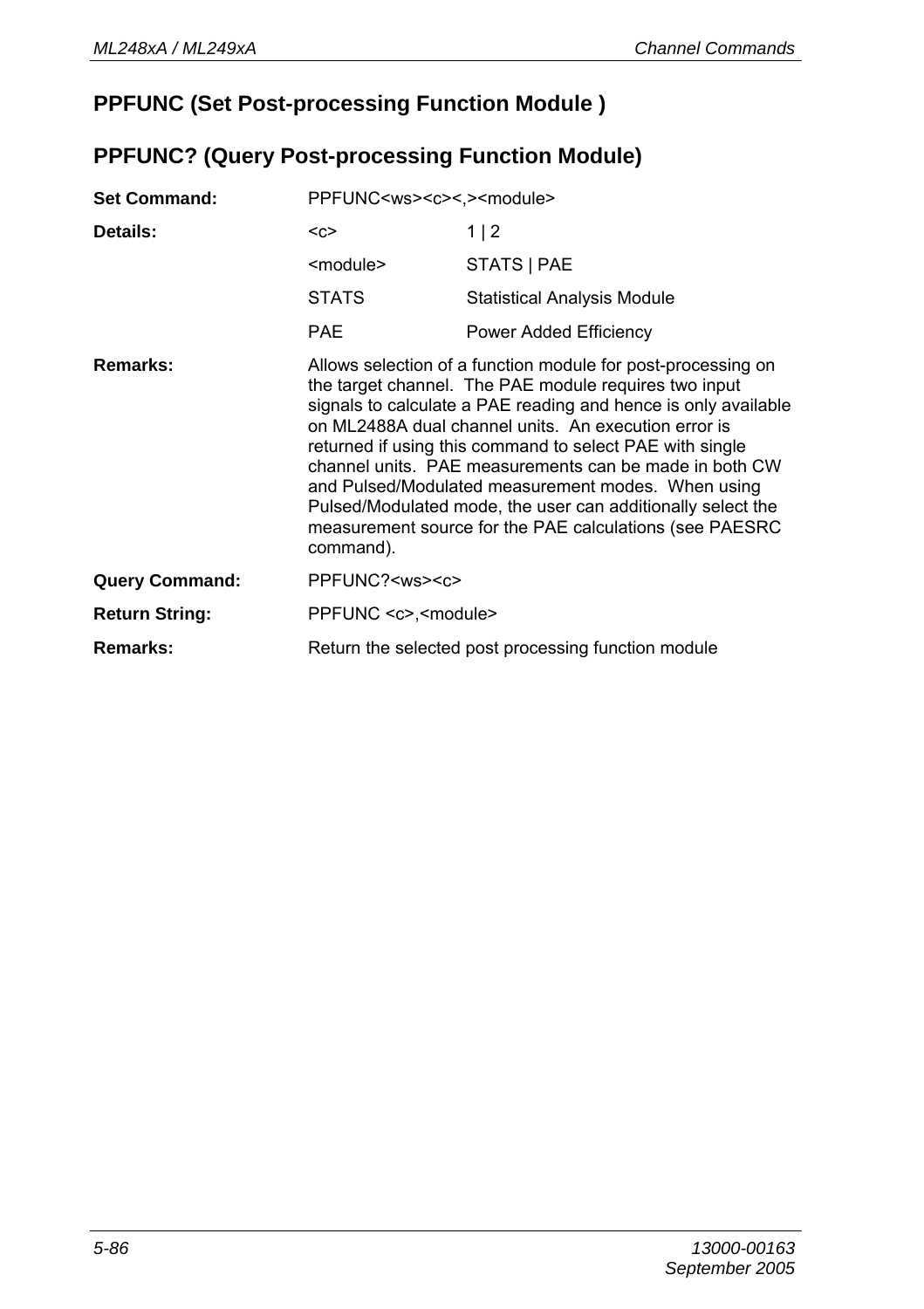## PPFUNC (Set Post-processing Function Module )

## PPFUNC? (Query Post-processing Function Module)

| | | |
|---|---|---|
| **Set Command:** | PPFUNC<ws><c><,><module> | |
| **Details:** | <c> | 1 \| 2 |
| | <module> | STATS \| PAE |
| | STATS | Statistical Analysis Module |
| | PAE | Power Added Efficiency |
| **Remarks:** | Allows selection of a function module for post-processing on the target channel. The PAE module requires two input signals to calculate a PAE reading and hence is only available on ML2488A dual channel units. An execution error is returned if using this command to select PAE with single channel units. PAE measurements can be made in both CW and Pulsed/Modulated measurement modes. When using Pulsed/Modulated mode, the user can additionally select the measurement source for the PAE calculations (see PAESRC command). | |
| **Query Command:** | PPFUNC?<ws><c> | |
| **Return String:** | PPFUNC <c>,<module> | |
| **Remarks:** | Return the selected post processing function module | |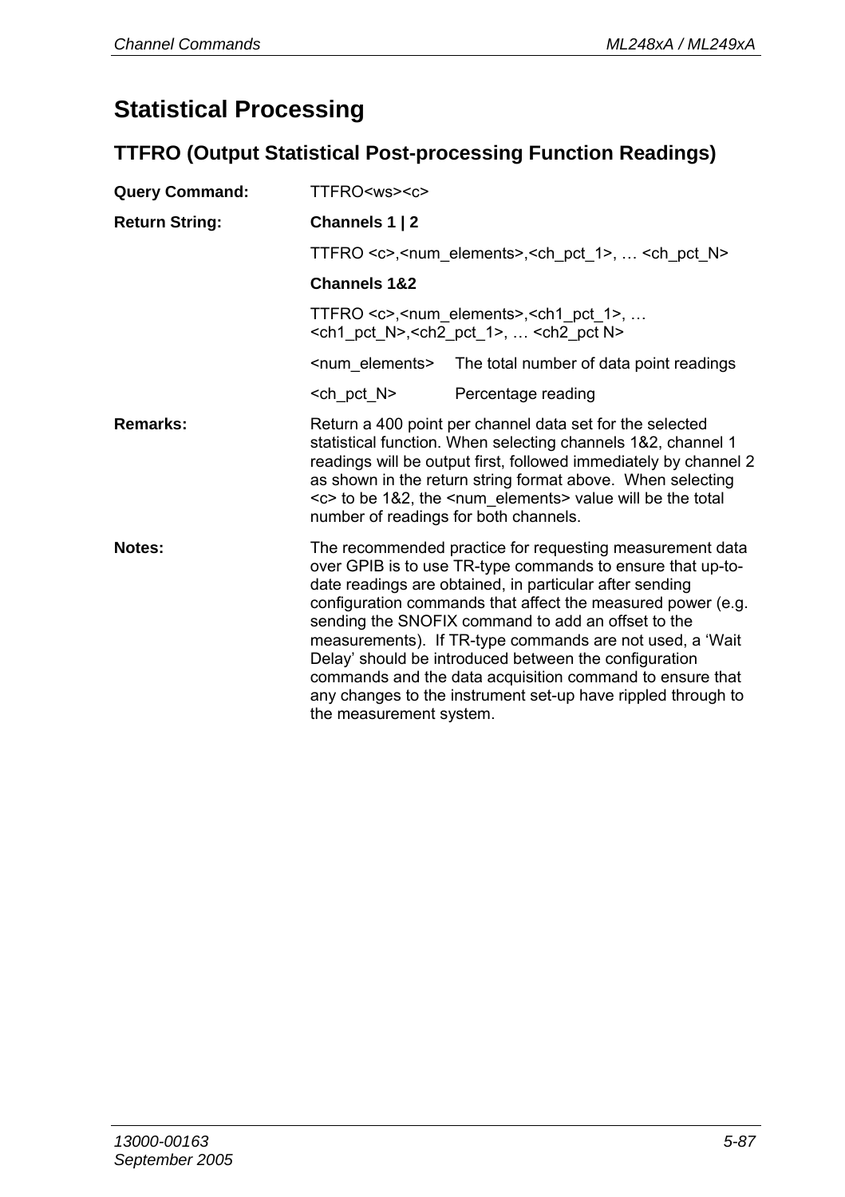# Statistical Processing

## TTFRO (Output Statistical Post-processing Function Readings)

**Query Command:** TTFRO<ws><c>

**Return String:**

**Channels 1 | 2**

TTFRO <c>,<num_elements>,<ch_pct_1>, … <ch_pct_N>

**Channels 1&2**

TTFRO <c>,<num_elements>,<ch1_pct_1>, … <ch1_pct_N>,<ch2_pct_1>, … <ch2_pct N>

| | |
|---|---|
| <num_elements> | The total number of data point readings |
| <ch_pct_N> | Percentage reading |

**Remarks:** Return a 400 point per channel data set for the selected statistical function. When selecting channels 1&2, channel 1 readings will be output first, followed immediately by channel 2 as shown in the return string format above. When selecting <c> to be 1&2, the <num_elements> value will be the total number of readings for both channels.

**Notes:** The recommended practice for requesting measurement data over GPIB is to use TR-type commands to ensure that up-to-date readings are obtained, in particular after sending configuration commands that affect the measured power (e.g. sending the SNOFIX command to add an offset to the measurements). If TR-type commands are not used, a 'Wait Delay' should be introduced between the configuration commands and the data acquisition command to ensure that any changes to the instrument set-up have rippled through to the measurement system.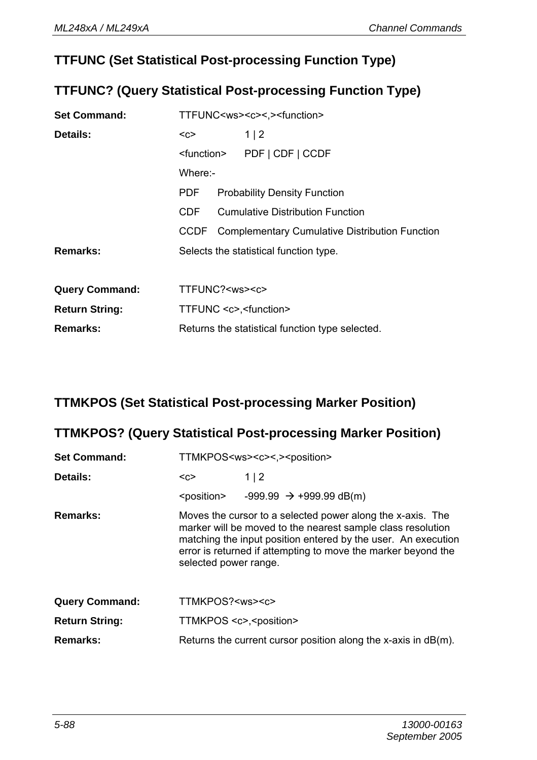## TTFUNC (Set Statistical Post-processing Function Type)

## TTFUNC? (Query Statistical Post-processing Function Type)

**Set Command:** TTFUNC<ws><c><,><function>

**Details:**

| | |
|---|---|
| <c> | 1 \| 2 |
| <function> | PDF \| CDF \| CCDF |

Where:-

| | |
|---|---|
| PDF | Probability Density Function |
| CDF | Cumulative Distribution Function |
| CCDF | Complementary Cumulative Distribution Function |

**Remarks:** Selects the statistical function type.

**Query Command:** TTFUNC?<ws><c>

**Return String:** TTFUNC <c>,<function>

**Remarks:** Returns the statistical function type selected.

## TTMKPOS (Set Statistical Post-processing Marker Position)

## TTMKPOS? (Query Statistical Post-processing Marker Position)

**Set Command:** TTMKPOS<ws><c><,><position>

**Details:**

| | |
|---|---|
| <c> | 1 \| 2 |
| <position> | -999.99 → +999.99 dB(m) |

**Remarks:** Moves the cursor to a selected power along the x-axis. The marker will be moved to the nearest sample class resolution matching the input position entered by the user. An execution error is returned if attempting to move the marker beyond the selected power range.

**Query Command:** TTMKPOS?<ws><c>

**Return String:** TTMKPOS <c>,<position>

**Remarks:** Returns the current cursor position along the x-axis in dB(m).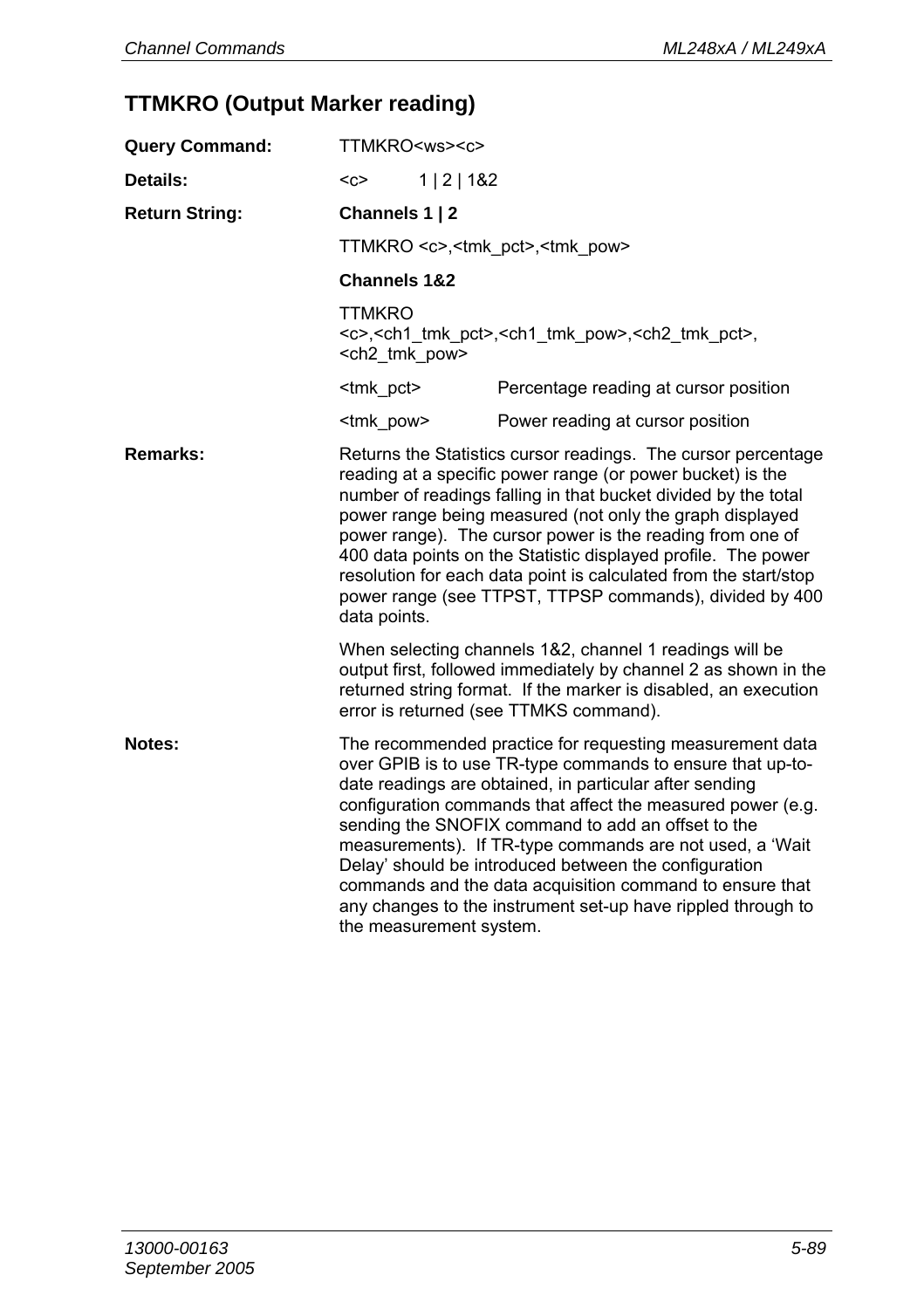## TTMKRO (Output Marker reading)

**Query Command:** TTMKRO<ws><c>

**Details:** <c> 1 | 2 | 1&2

**Return String:**

**Channels 1 | 2**

TTMKRO <c>,<tmk_pct>,<tmk_pow>

**Channels 1&2**

TTMKRO <c>,<ch1_tmk_pct>,<ch1_tmk_pow>,<ch2_tmk_pct>,<ch2_tmk_pow>

| | |
|---|---|
| <tmk_pct> | Percentage reading at cursor position |
| <tmk_pow> | Power reading at cursor position |

**Remarks:** Returns the Statistics cursor readings. The cursor percentage reading at a specific power range (or power bucket) is the number of readings falling in that bucket divided by the total power range being measured (not only the graph displayed power range). The cursor power is the reading from one of 400 data points on the Statistic displayed profile. The power resolution for each data point is calculated from the start/stop power range (see TTPST, TTPSP commands), divided by 400 data points.

When selecting channels 1&2, channel 1 readings will be output first, followed immediately by channel 2 as shown in the returned string format. If the marker is disabled, an execution error is returned (see TTMKS command).

**Notes:** The recommended practice for requesting measurement data over GPIB is to use TR-type commands to ensure that up-to-date readings are obtained, in particular after sending configuration commands that affect the measured power (e.g. sending the SNOFIX command to add an offset to the measurements). If TR-type commands are not used, a 'Wait Delay' should be introduced between the configuration commands and the data acquisition command to ensure that any changes to the instrument set-up have rippled through to the measurement system.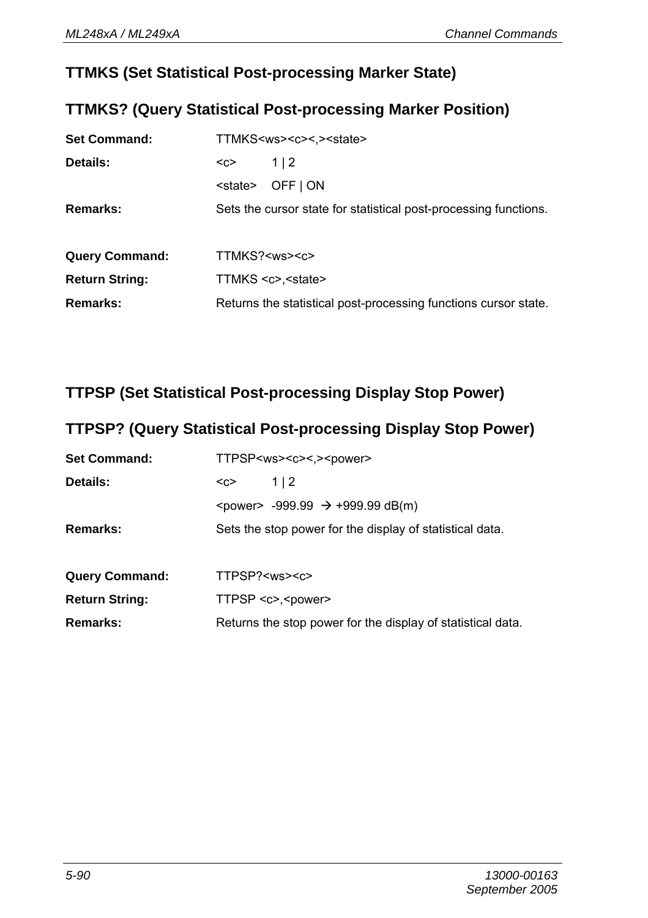## TTMKS (Set Statistical Post-processing Marker State)

## TTMKS? (Query Statistical Post-processing Marker Position)

**Set Command:** TTMKS<ws><c><,><state>

**Details:** <c> 1 | 2

<state> OFF | ON

**Remarks:** Sets the cursor state for statistical post-processing functions.

**Query Command:** TTMKS?<ws><c>

**Return String:** TTMKS <c>,<state>

**Remarks:** Returns the statistical post-processing functions cursor state.

## TTPSP (Set Statistical Post-processing Display Stop Power)

## TTPSP? (Query Statistical Post-processing Display Stop Power)

**Set Command:** TTPSP<ws><c><,><power>

**Details:** <c> 1 | 2

<power> -999.99 → +999.99 dB(m)

**Remarks:** Sets the stop power for the display of statistical data.

**Query Command:** TTPSP?<ws><c>

**Return String:** TTPSP <c>,<power>

**Remarks:** Returns the stop power for the display of statistical data.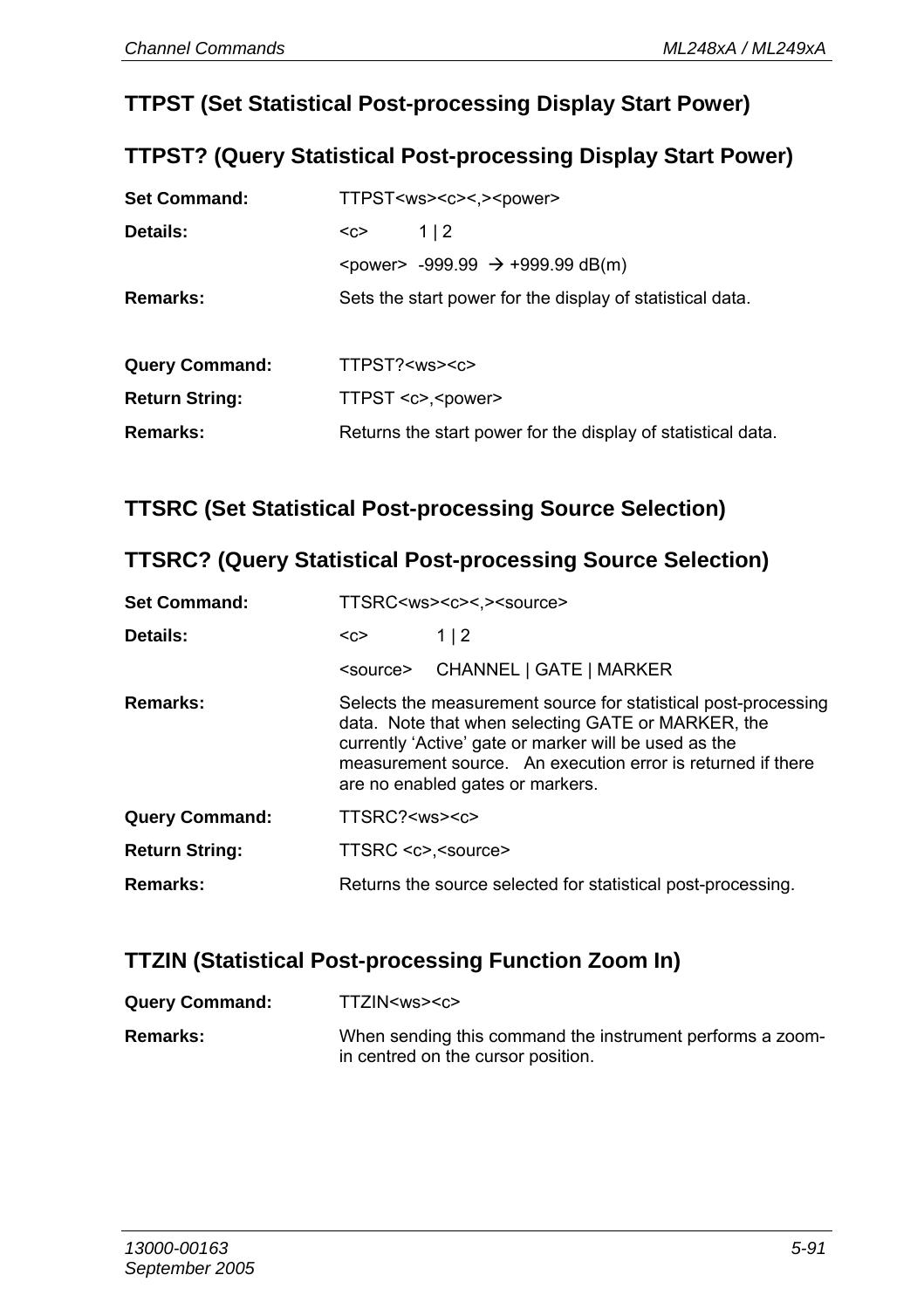## TTPST (Set Statistical Post-processing Display Start Power)

## TTPST? (Query Statistical Post-processing Display Start Power)

**Set Command:** TTPST<ws><c><,><power>

**Details:** <c> 1 | 2

<power> -999.99 → +999.99 dB(m)

**Remarks:** Sets the start power for the display of statistical data.

**Query Command:** TTPST?<ws><c>

**Return String:** TTPST <c>,<power>

**Remarks:** Returns the start power for the display of statistical data.

## TTSRC (Set Statistical Post-processing Source Selection)

## TTSRC? (Query Statistical Post-processing Source Selection)

**Set Command:** TTSRC<ws><c><,><source>

**Details:** <c> 1 | 2

<source> CHANNEL | GATE | MARKER

**Remarks:** Selects the measurement source for statistical post-processing data. Note that when selecting GATE or MARKER, the currently 'Active' gate or marker will be used as the measurement source. An execution error is returned if there are no enabled gates or markers.

**Query Command:** TTSRC?<ws><c>

**Return String:** TTSRC <c>,<source>

**Remarks:** Returns the source selected for statistical post-processing.

## TTZIN (Statistical Post-processing Function Zoom In)

**Query Command:** TTZIN<ws><c>

**Remarks:** When sending this command the instrument performs a zoom-in centred on the cursor position.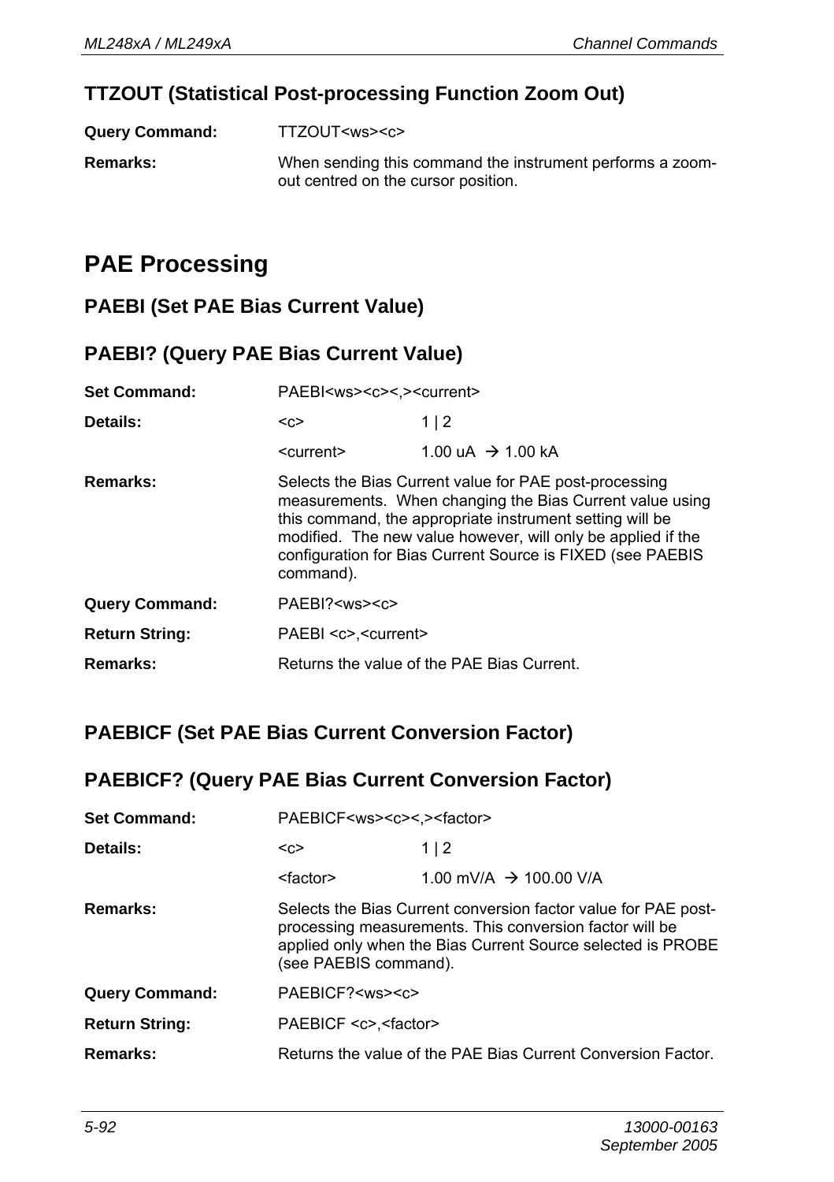### TTZOUT (Statistical Post-processing Function Zoom Out)

**Query Command:** TTZOUT<ws><c>

**Remarks:** When sending this command the instrument performs a zoom-out centred on the cursor position.

## PAE Processing

### PAEBI (Set PAE Bias Current Value)

### PAEBI? (Query PAE Bias Current Value)

**Set Command:** PAEBI<ws><c><,><current>

**Details:**

| | |
|---|---|
| <c> | 1 \| 2 |
| <current> | 1.00 uA → 1.00 kA |

**Remarks:** Selects the Bias Current value for PAE post-processing measurements. When changing the Bias Current value using this command, the appropriate instrument setting will be modified. The new value however, will only be applied if the configuration for Bias Current Source is FIXED (see PAEBIS command).

**Query Command:** PAEBI?<ws><c>

**Return String:** PAEBI <c>,<current>

**Remarks:** Returns the value of the PAE Bias Current.

### PAEBICF (Set PAE Bias Current Conversion Factor)

### PAEBICF? (Query PAE Bias Current Conversion Factor)

**Set Command:** PAEBICF<ws><c><,><factor>

**Details:**

| | |
|---|---|
| <c> | 1 \| 2 |
| <factor> | 1.00 mV/A → 100.00 V/A |

**Remarks:** Selects the Bias Current conversion factor value for PAE post-processing measurements. This conversion factor will be applied only when the Bias Current Source selected is PROBE (see PAEBIS command).

**Query Command:** PAEBICF?<ws><c>

**Return String:** PAEBICF <c>,<factor>

**Remarks:** Returns the value of the PAE Bias Current Conversion Factor.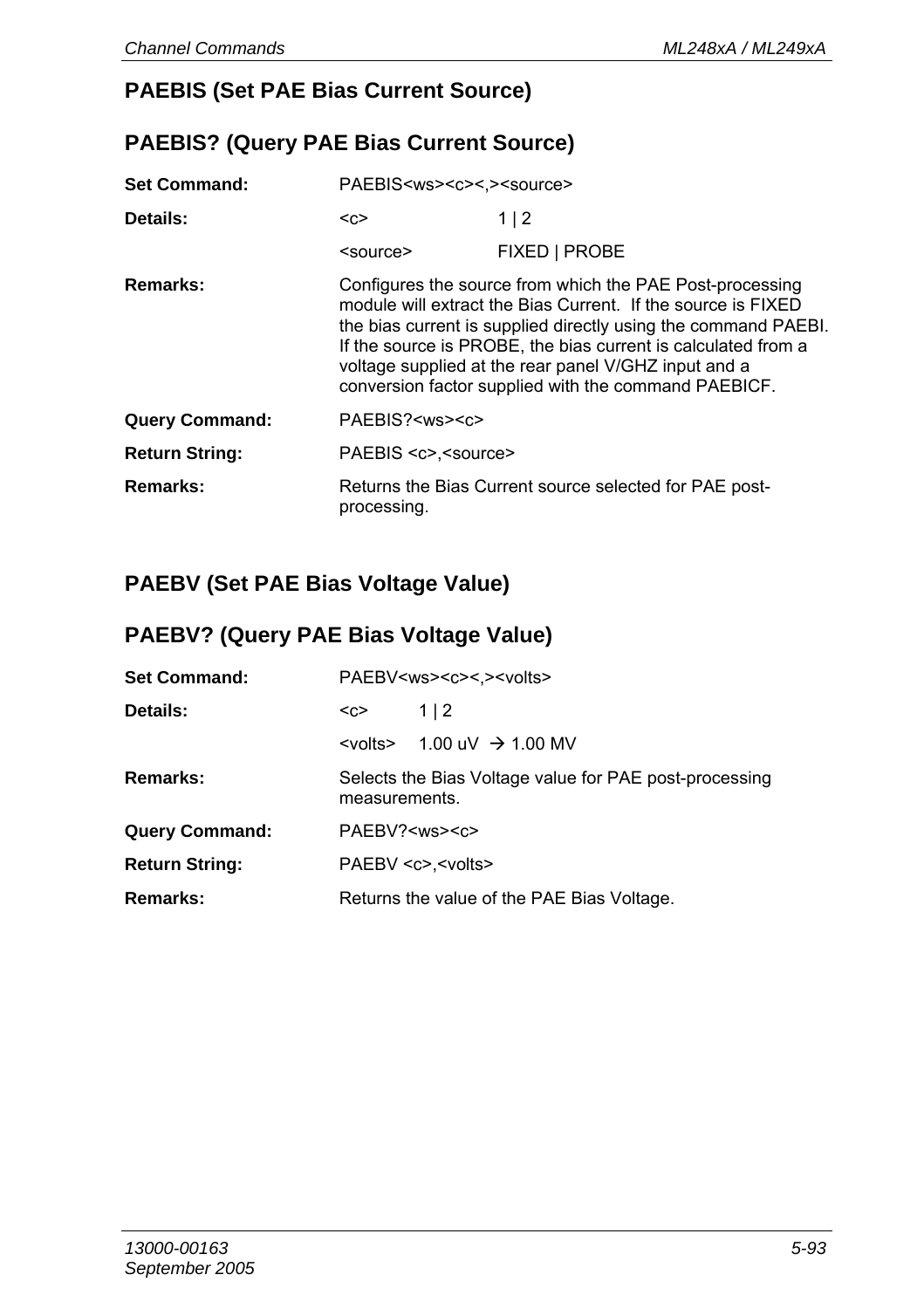## PAEBIS (Set PAE Bias Current Source)

## PAEBIS? (Query PAE Bias Current Source)

**Set Command:** PAEBIS<ws><c><,><source>

**Details:**

| | |
|---|---|
| <c> | 1 \| 2 |
| <source> | FIXED \| PROBE |

**Remarks:** Configures the source from which the PAE Post-processing module will extract the Bias Current. If the source is FIXED the bias current is supplied directly using the command PAEBI. If the source is PROBE, the bias current is calculated from a voltage supplied at the rear panel V/GHZ input and a conversion factor supplied with the command PAEBICF.

**Query Command:** PAEBIS?<ws><c>

**Return String:** PAEBIS <c>,<source>

**Remarks:** Returns the Bias Current source selected for PAE post-processing.

## PAEBV (Set PAE Bias Voltage Value)

## PAEBV? (Query PAE Bias Voltage Value)

**Set Command:** PAEBV<ws><c><,><volts>

**Details:**

| | |
|---|---|
| <c> | 1 \| 2 |
| <volts> | 1.00 uV → 1.00 MV |

**Remarks:** Selects the Bias Voltage value for PAE post-processing measurements.

**Query Command:** PAEBV?<ws><c>

**Return String:** PAEBV <c>,<volts>

**Remarks:** Returns the value of the PAE Bias Voltage.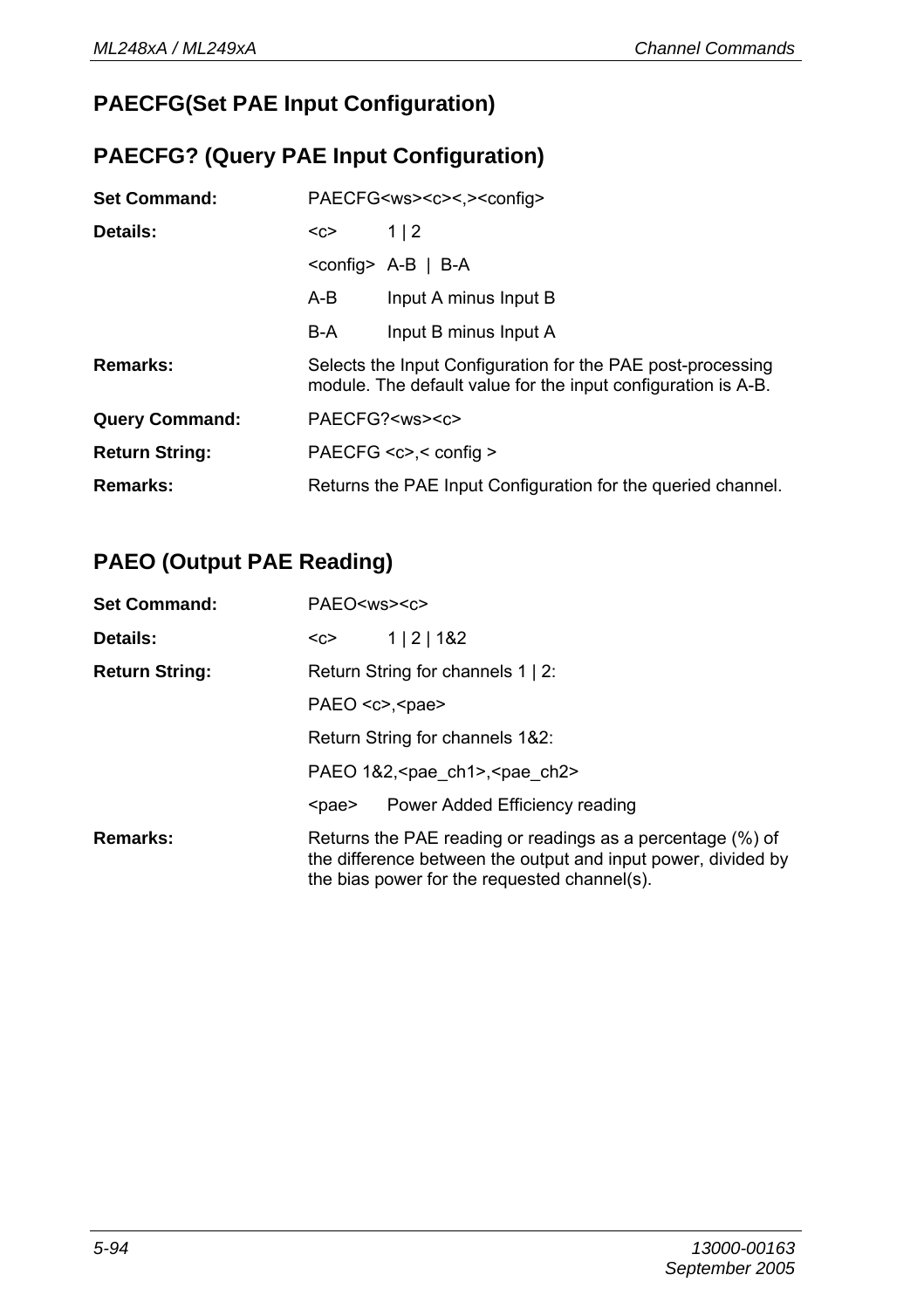## PAECFG(Set PAE Input Configuration)

## PAECFG? (Query PAE Input Configuration)

**Set Command:** PAECFG<ws><c><,><config>

**Details:**

| | |
|---|---|
| <c> | 1 \| 2 |
| <config> | A-B \| B-A |
| A-B | Input A minus Input B |
| B-A | Input B minus Input A |

**Remarks:** Selects the Input Configuration for the PAE post-processing module. The default value for the input configuration is A-B.

**Query Command:** PAECFG?<ws><c>

**Return String:** PAECFG <c>,< config >

**Remarks:** Returns the PAE Input Configuration for the queried channel.

## PAEO (Output PAE Reading)

**Set Command:** PAEO<ws><c>

**Details:** <c> 1 | 2 | 1&2

**Return String:** Return String for channels 1 | 2:

PAEO <c>,<pae>

Return String for channels 1&2:

PAEO 1&2,<pae_ch1>,<pae_ch2>

<pae> Power Added Efficiency reading

**Remarks:** Returns the PAE reading or readings as a percentage (%) of the difference between the output and input power, divided by the bias power for the requested channel(s).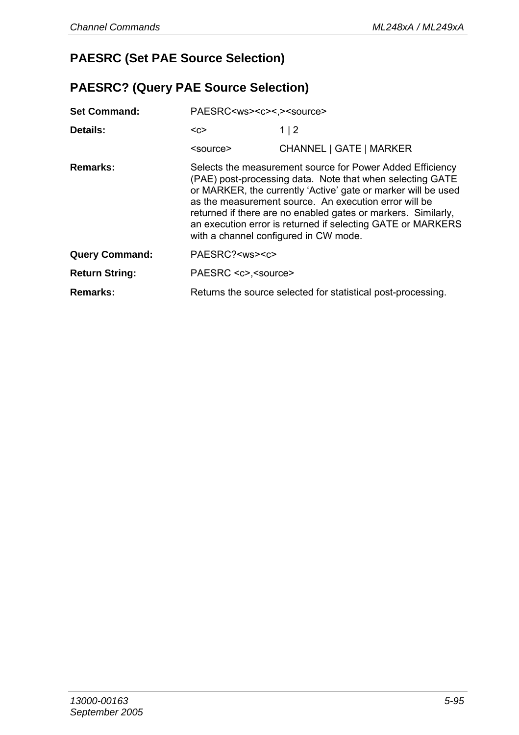## PAESRC (Set PAE Source Selection)

## PAESRC? (Query PAE Source Selection)

**Set Command:** PAESRC<ws><c><,><source>

**Details:**

| | |
|---|---|
| <c> | 1 \| 2 |
| <source> | CHANNEL \| GATE \| MARKER |

**Remarks:** Selects the measurement source for Power Added Efficiency (PAE) post-processing data. Note that when selecting GATE or MARKER, the currently 'Active' gate or marker will be used as the measurement source. An execution error will be returned if there are no enabled gates or markers. Similarly, an execution error is returned if selecting GATE or MARKERS with a channel configured in CW mode.

**Query Command:** PAESRC?<ws><c>

**Return String:** PAESRC <c>,<source>

**Remarks:** Returns the source selected for statistical post-processing.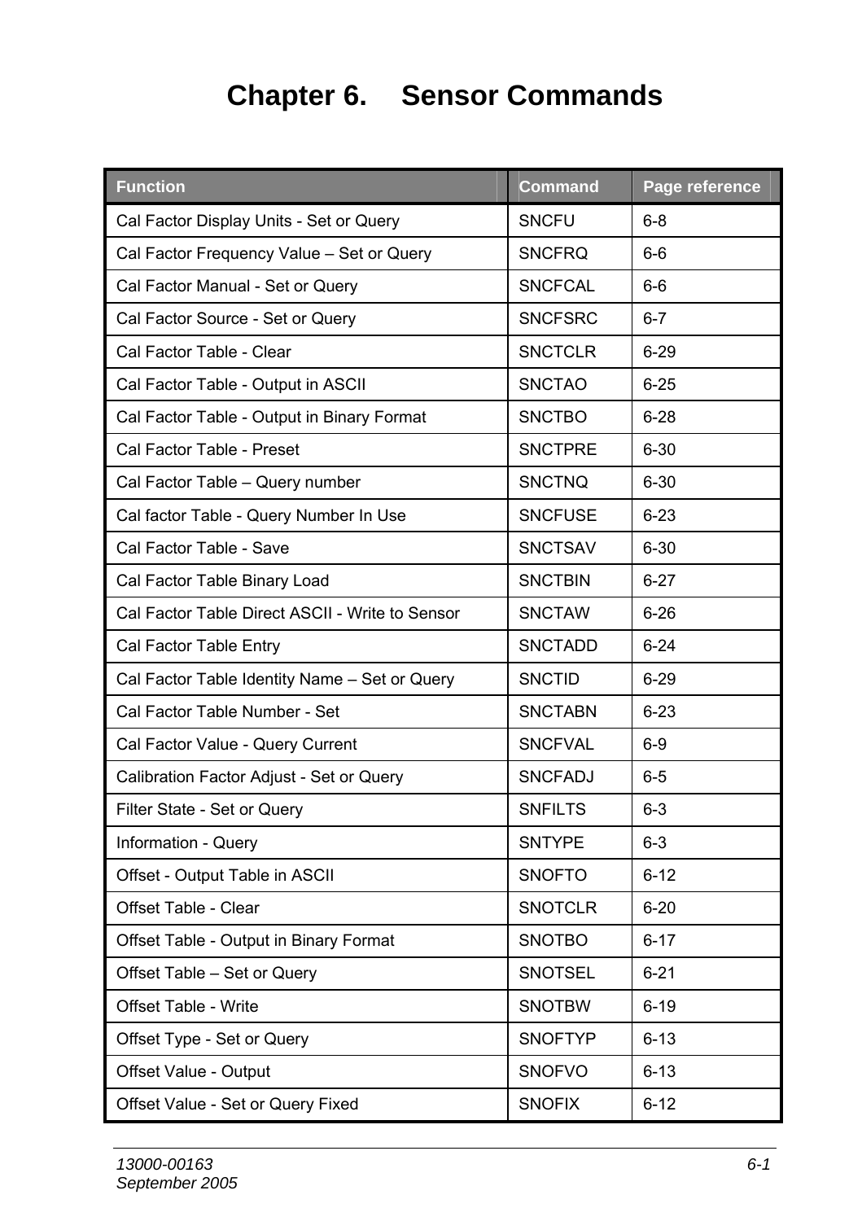# Chapter 6. Sensor Commands

| Function | Command | Page reference |
|---|---|---|
| Cal Factor Display Units - Set or Query | SNCFU | 6-8 |
| Cal Factor Frequency Value – Set or Query | SNCFRQ | 6-6 |
| Cal Factor Manual - Set or Query | SNCFCAL | 6-6 |
| Cal Factor Source - Set or Query | SNCFSRC | 6-7 |
| Cal Factor Table - Clear | SNCTCLR | 6-29 |
| Cal Factor Table - Output in ASCII | SNCTAO | 6-25 |
| Cal Factor Table - Output in Binary Format | SNCTBO | 6-28 |
| Cal Factor Table - Preset | SNCTPRE | 6-30 |
| Cal Factor Table – Query number | SNCTNQ | 6-30 |
| Cal factor Table - Query Number In Use | SNCFUSE | 6-23 |
| Cal Factor Table - Save | SNCTSAV | 6-30 |
| Cal Factor Table Binary Load | SNCTBIN | 6-27 |
| Cal Factor Table Direct ASCII - Write to Sensor | SNCTAW | 6-26 |
| Cal Factor Table Entry | SNCTADD | 6-24 |
| Cal Factor Table Identity Name – Set or Query | SNCTID | 6-29 |
| Cal Factor Table Number - Set | SNCTABN | 6-23 |
| Cal Factor Value - Query Current | SNCFVAL | 6-9 |
| Calibration Factor Adjust - Set or Query | SNCFADJ | 6-5 |
| Filter State - Set or Query | SNFILTS | 6-3 |
| Information - Query | SNTYPE | 6-3 |
| Offset - Output Table in ASCII | SNOFTO | 6-12 |
| Offset Table - Clear | SNOTCLR | 6-20 |
| Offset Table - Output in Binary Format | SNOTBO | 6-17 |
| Offset Table – Set or Query | SNOTSEL | 6-21 |
| Offset Table - Write | SNOTBW | 6-19 |
| Offset Type - Set or Query | SNOFTYP | 6-13 |
| Offset Value - Output | SNOFVO | 6-13 |
| Offset Value - Set or Query Fixed | SNOFIX | 6-12 |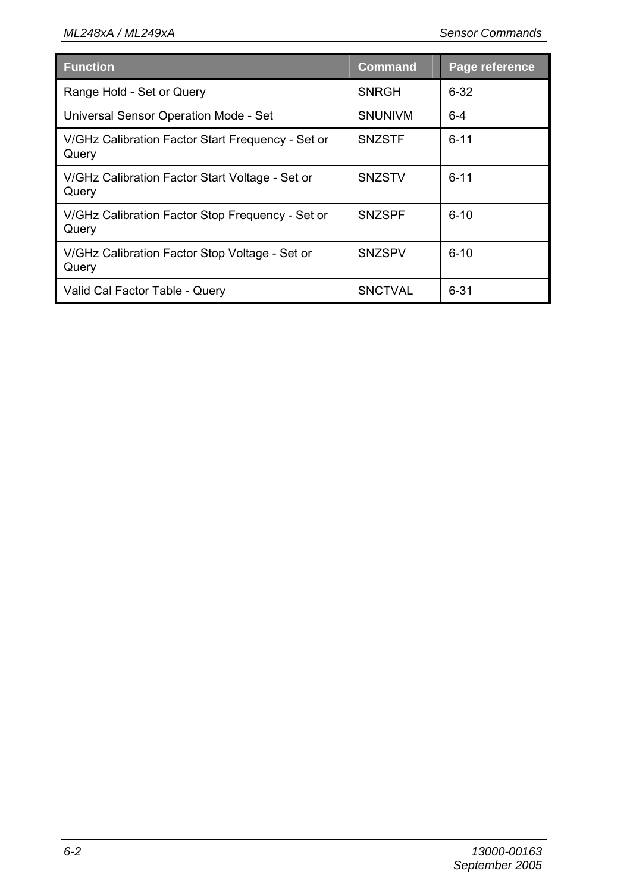| Function | Command | Page reference |
| --- | --- | --- |
| Range Hold - Set or Query | SNRGH | 6-32 |
| Universal Sensor Operation Mode - Set | SNUNIVM | 6-4 |
| V/GHz Calibration Factor Start Frequency - Set or Query | SNZSTF | 6-11 |
| V/GHz Calibration Factor Start Voltage - Set or Query | SNZSTV | 6-11 |
| V/GHz Calibration Factor Stop Frequency - Set or Query | SNZSPF | 6-10 |
| V/GHz Calibration Factor Stop Voltage - Set or Query | SNZSPV | 6-10 |
| Valid Cal Factor Table - Query | SNCTVAL | 6-31 |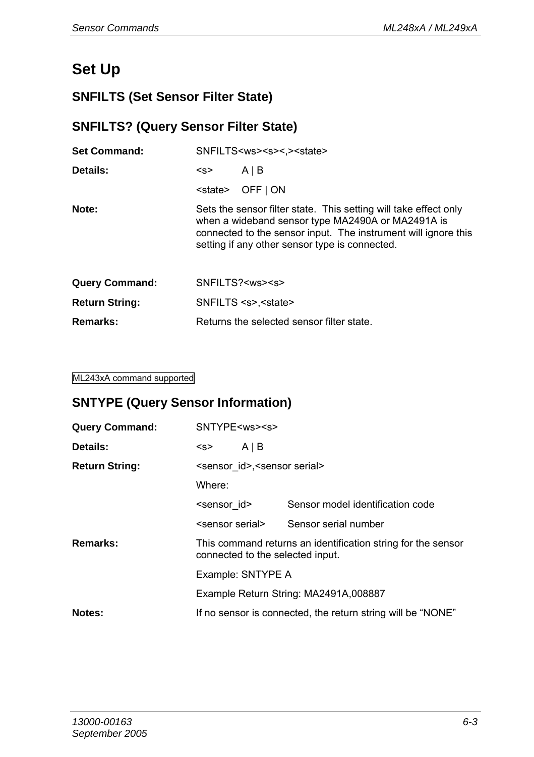# Set Up

## SNFILTS (Set Sensor Filter State)

## SNFILTS? (Query Sensor Filter State)

**Set Command:** SNFILTS<ws><s><,><state>

**Details:** <s> A | B

<state> OFF | ON

**Note:** Sets the sensor filter state. This setting will take effect only when a wideband sensor type MA2490A or MA2491A is connected to the sensor input. The instrument will ignore this setting if any other sensor type is connected.

**Query Command:** SNFILTS?<ws><s>

**Return String:** SNFILTS <s>,<state>

**Remarks:** Returns the selected sensor filter state.

ML243xA command supported

## SNTYPE (Query Sensor Information)

**Query Command:** SNTYPE<ws><s>

**Details:** <s> A | B

**Return String:** <sensor_id>,<sensor serial>

Where:

<sensor_id> Sensor model identification code

<sensor serial> Sensor serial number

**Remarks:** This command returns an identification string for the sensor connected to the selected input.

Example: SNTYPE A

Example Return String: MA2491A,008887

**Notes:** If no sensor is connected, the return string will be “NONE”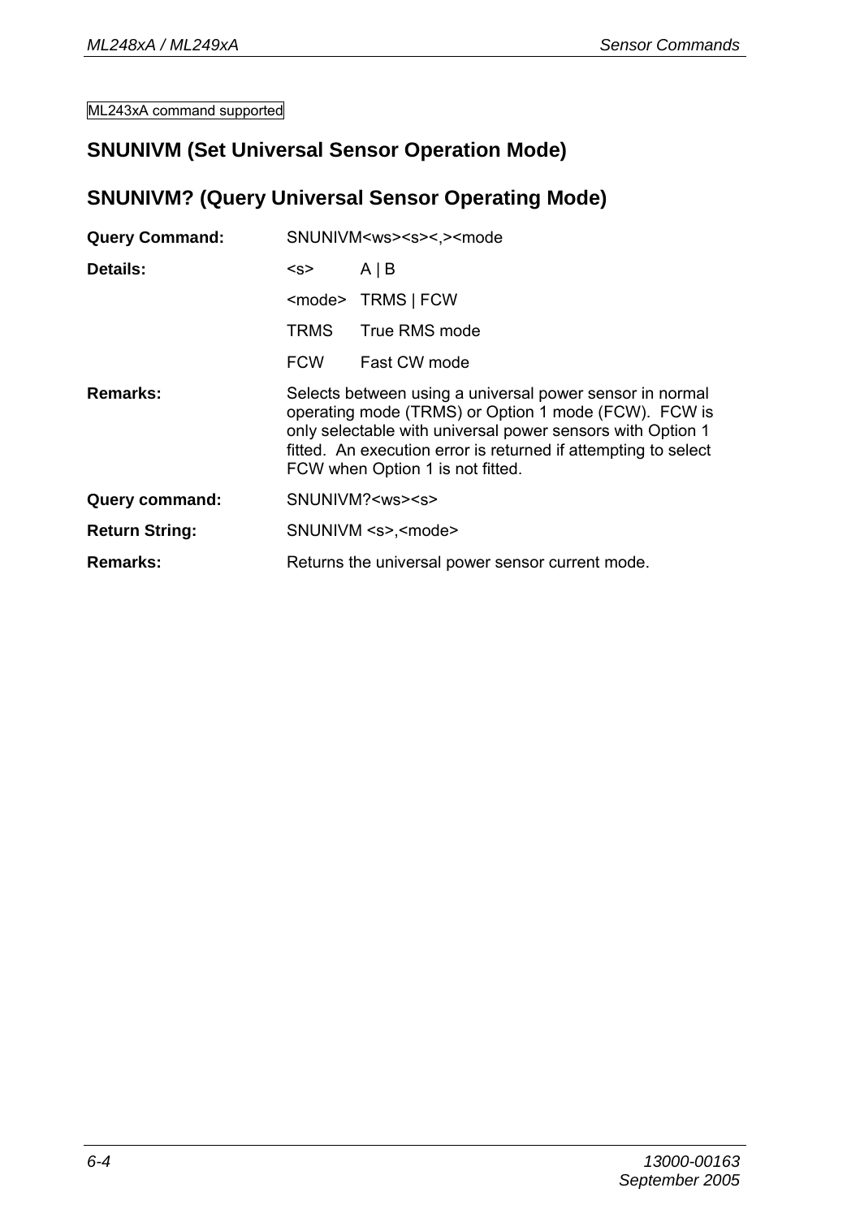ML243xA command supported

## SNUNIVM (Set Universal Sensor Operation Mode)

## SNUNIVM? (Query Universal Sensor Operating Mode)

**Query Command:** SNUNIVM<ws><s><,><mode

**Details:**

| | |
|---|---|
| <s> | A \| B |
| <mode> | TRMS \| FCW |
| TRMS | True RMS mode |
| FCW | Fast CW mode |

**Remarks:** Selects between using a universal power sensor in normal operating mode (TRMS) or Option 1 mode (FCW). FCW is only selectable with universal power sensors with Option 1 fitted. An execution error is returned if attempting to select FCW when Option 1 is not fitted.

**Query command:** SNUNIVM?<ws><s>

**Return String:** SNUNIVM <s>,<mode>

**Remarks:** Returns the universal power sensor current mode.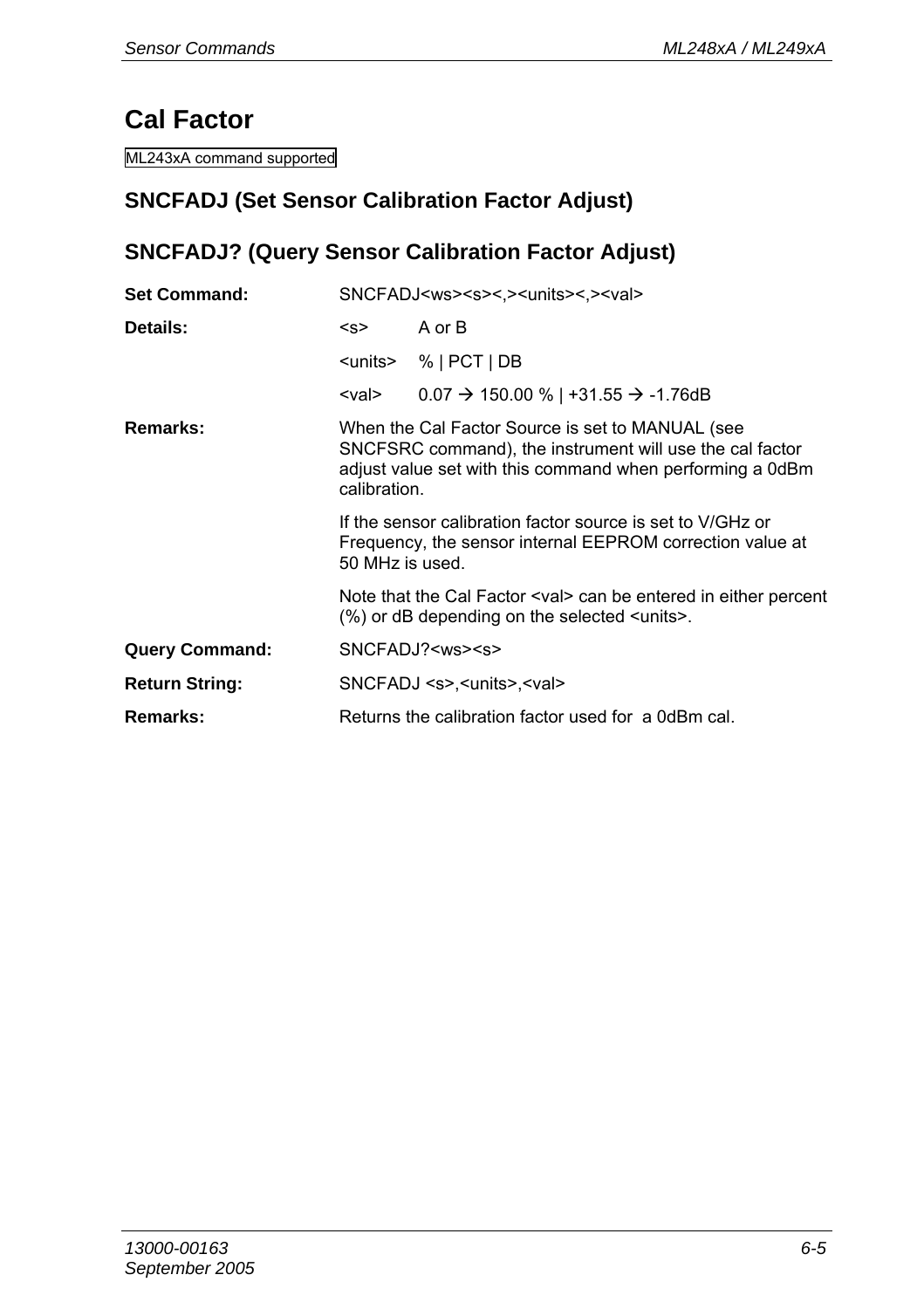# Cal Factor

ML243xA command supported

## SNCFADJ (Set Sensor Calibration Factor Adjust)

## SNCFADJ? (Query Sensor Calibration Factor Adjust)

| | |
|---|---|
| **Set Command:** | SNCFADJ<ws><s><,><units><,><val> |
| **Details:** | <s> A or B |
| | <units> % \| PCT \| DB |
| | <val> 0.07 → 150.00 % \| +31.55 → -1.76dB |
| **Remarks:** | When the Cal Factor Source is set to MANUAL (see SNCFSRC command), the instrument will use the cal factor adjust value set with this command when performing a 0dBm calibration. |
| | If the sensor calibration factor source is set to V/GHz or Frequency, the sensor internal EEPROM correction value at 50 MHz is used. |
| | Note that the Cal Factor <val> can be entered in either percent (%) or dB depending on the selected <units>. |
| **Query Command:** | SNCFADJ?<ws><s> |
| **Return String:** | SNCFADJ <s>,<units>,<val> |
| **Remarks:** | Returns the calibration factor used for a 0dBm cal. |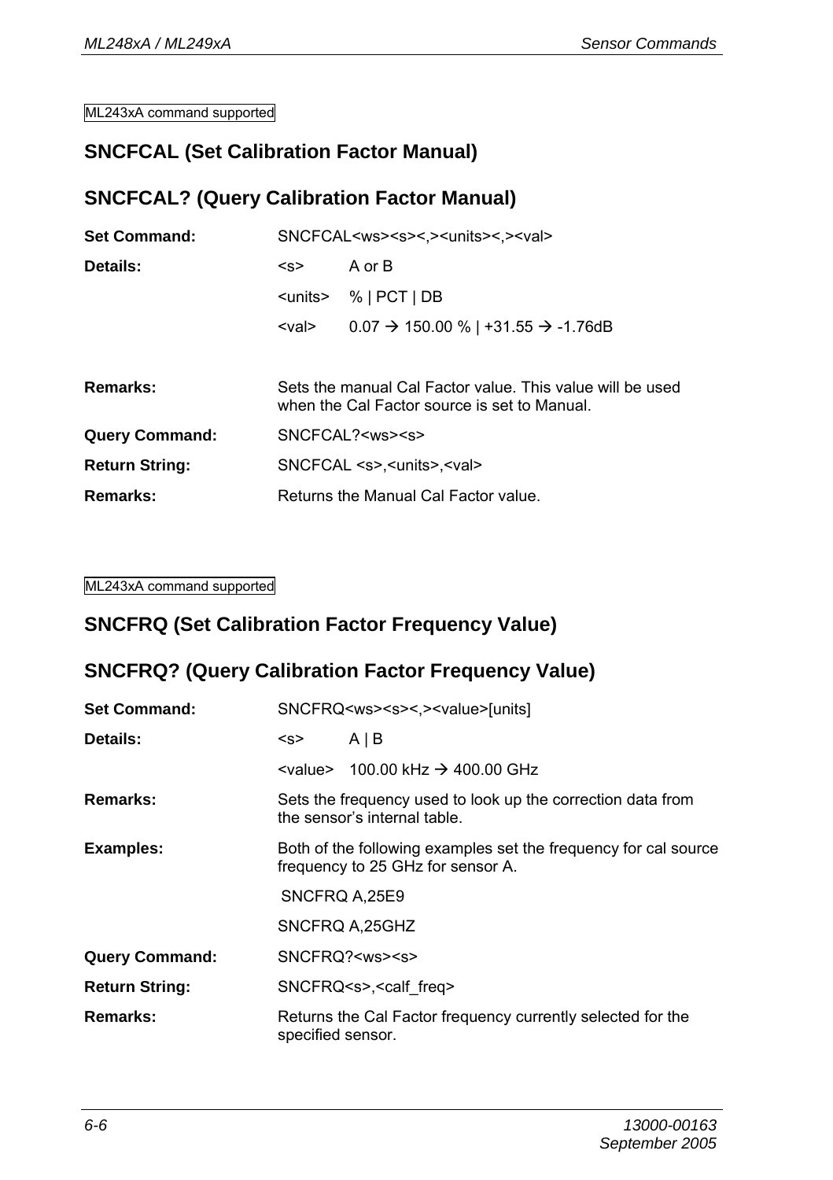ML243xA command supported

## SNCFCAL (Set Calibration Factor Manual)

## SNCFCAL? (Query Calibration Factor Manual)

**Set Command:** SNCFCAL<ws><s><,><units><,><val>

**Details:**

| | |
|---|---|
| <s> | A or B |
| <units> | % \| PCT \| DB |
| <val> | 0.07 → 150.00 % \| +31.55 → -1.76dB |

**Remarks:** Sets the manual Cal Factor value. This value will be used when the Cal Factor source is set to Manual.

**Query Command:** SNCFCAL?<ws><s>

**Return String:** SNCFCAL <s>,<units>,<val>

**Remarks:** Returns the Manual Cal Factor value.

ML243xA command supported

## SNCFRQ (Set Calibration Factor Frequency Value)

## SNCFRQ? (Query Calibration Factor Frequency Value)

**Set Command:** SNCFRQ<ws><s><,><value>[units]

**Details:**

| | |
|---|---|
| <s> | A \| B |
| <value> | 100.00 kHz → 400.00 GHz |

**Remarks:** Sets the frequency used to look up the correction data from the sensor's internal table.

**Examples:** Both of the following examples set the frequency for cal source frequency to 25 GHz for sensor A.

SNCFRQ A,25E9

SNCFRQ A,25GHZ

**Query Command:** SNCFRQ?<ws><s>

**Return String:** SNCFRQ<s>,<calf_freq>

**Remarks:** Returns the Cal Factor frequency currently selected for the specified sensor.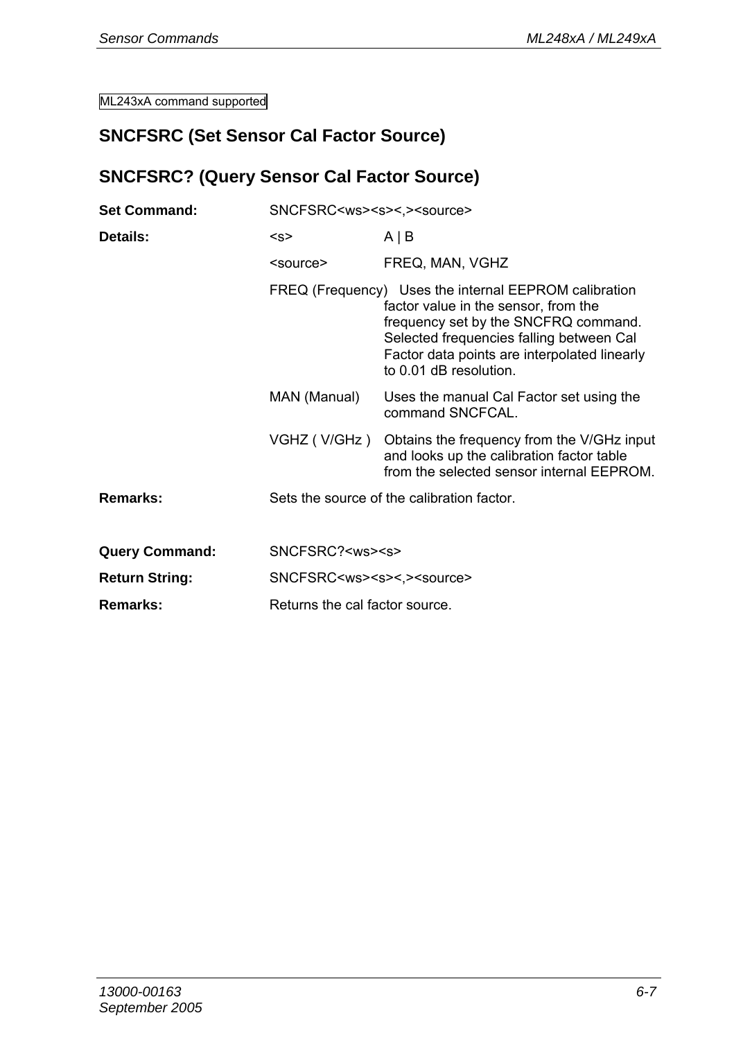ML243xA command supported

## SNCFSRC (Set Sensor Cal Factor Source)

## SNCFSRC? (Query Sensor Cal Factor Source)

**Set Command:** SNCFSRC<ws><s><,><source>

**Details:**

| | |
|---|---|
| <s> | A \| B |
| <source> | FREQ, MAN, VGHZ |
| FREQ (Frequency) | Uses the internal EEPROM calibration factor value in the sensor, from the frequency set by the SNCFRQ command. Selected frequencies falling between Cal Factor data points are interpolated linearly to 0.01 dB resolution. |
| MAN (Manual) | Uses the manual Cal Factor set using the command SNCFCAL. |
| VGHZ ( V/GHz ) | Obtains the frequency from the V/GHz input and looks up the calibration factor table from the selected sensor internal EEPROM. |

**Remarks:** Sets the source of the calibration factor.

**Query Command:** SNCFSRC?<ws><s>

**Return String:** SNCFSRC<ws><s><,><source>

**Remarks:** Returns the cal factor source.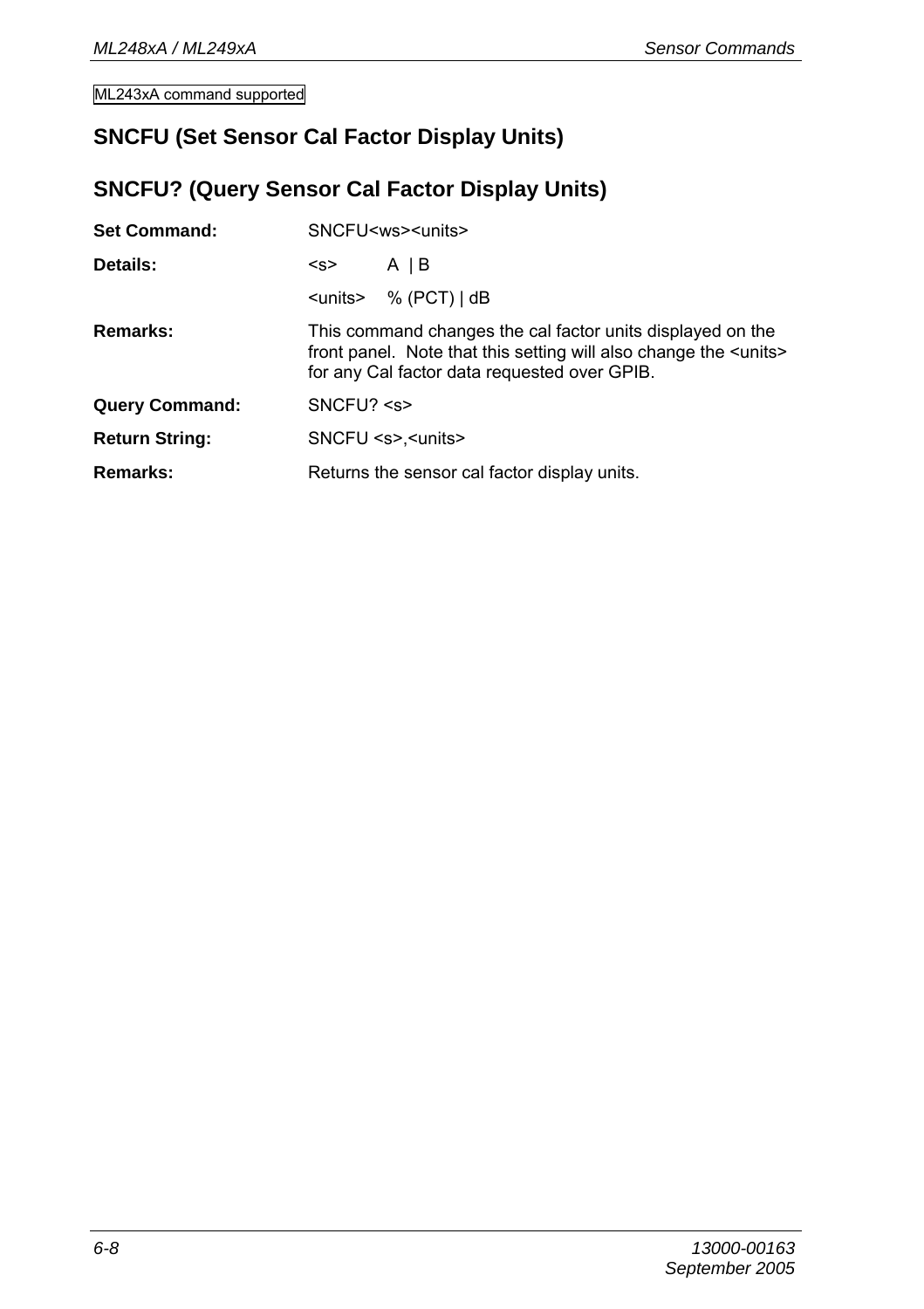ML243xA command supported

## SNCFU (Set Sensor Cal Factor Display Units)

## SNCFU? (Query Sensor Cal Factor Display Units)

**Set Command:** SNCFU<ws><units>

**Details:** <s> A | B

<units> % (PCT) | dB

**Remarks:** This command changes the cal factor units displayed on the front panel. Note that this setting will also change the <units> for any Cal factor data requested over GPIB.

**Query Command:** SNCFU? <s>

**Return String:** SNCFU <s>,<units>

**Remarks:** Returns the sensor cal factor display units.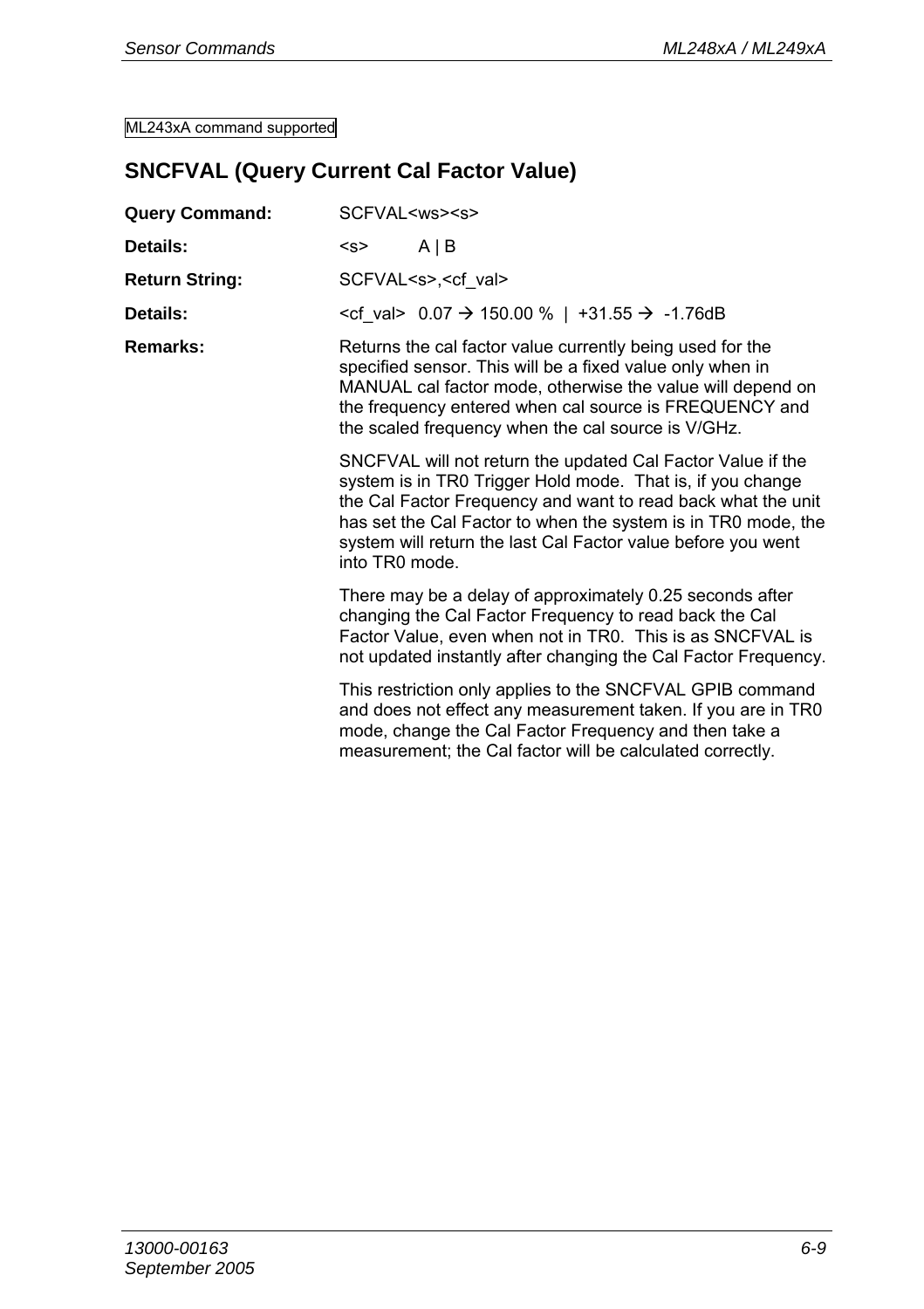ML243xA command supported

## SNCFVAL (Query Current Cal Factor Value)

**Query Command:** SCFVAL<ws><s>

**Details:** <s> A | B

**Return String:** SCFVAL<s>,<cf_val>

**Details:** <cf_val> 0.07 → 150.00 % | +31.55 → -1.76dB

**Remarks:** Returns the cal factor value currently being used for the specified sensor. This will be a fixed value only when in MANUAL cal factor mode, otherwise the value will depend on the frequency entered when cal source is FREQUENCY and the scaled frequency when the cal source is V/GHz.

SNCFVAL will not return the updated Cal Factor Value if the system is in TR0 Trigger Hold mode. That is, if you change the Cal Factor Frequency and want to read back what the unit has set the Cal Factor to when the system is in TR0 mode, the system will return the last Cal Factor value before you went into TR0 mode.

There may be a delay of approximately 0.25 seconds after changing the Cal Factor Frequency to read back the Cal Factor Value, even when not in TR0. This is as SNCFVAL is not updated instantly after changing the Cal Factor Frequency.

This restriction only applies to the SNCFVAL GPIB command and does not effect any measurement taken. If you are in TR0 mode, change the Cal Factor Frequency and then take a measurement; the Cal factor will be calculated correctly.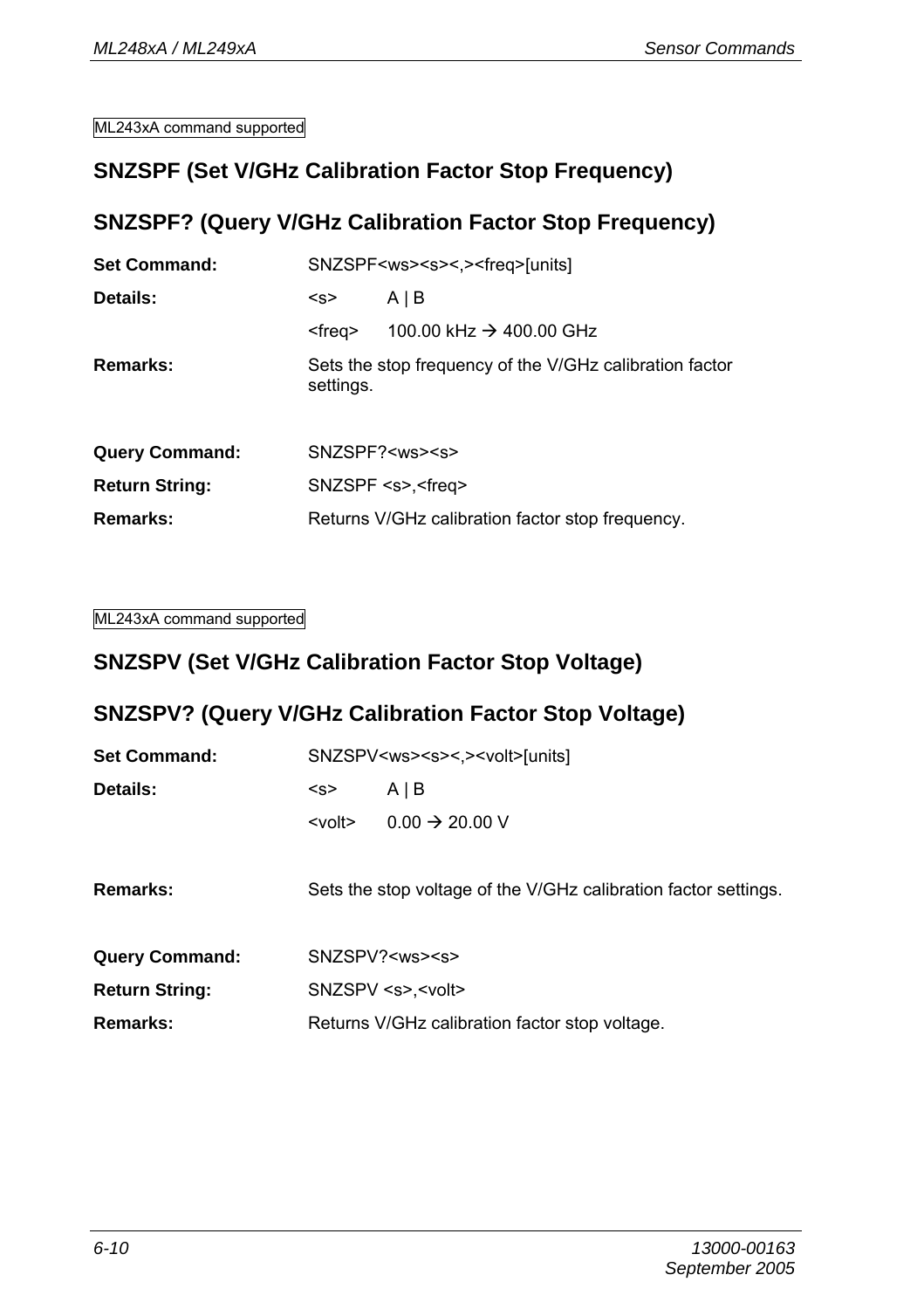ML243xA command supported

## SNZSPF (Set V/GHz Calibration Factor Stop Frequency)

## SNZSPF? (Query V/GHz Calibration Factor Stop Frequency)

**Set Command:** SNZSPF<ws><s><,><freq>[units]

**Details:**

| | |
|---|---|
| <s> | A \| B |
| <freq> | 100.00 kHz → 400.00 GHz |

**Remarks:** Sets the stop frequency of the V/GHz calibration factor settings.

**Query Command:** SNZSPF?<ws><s>

**Return String:** SNZSPF <s>,<freq>

**Remarks:** Returns V/GHz calibration factor stop frequency.

ML243xA command supported

## SNZSPV (Set V/GHz Calibration Factor Stop Voltage)

## SNZSPV? (Query V/GHz Calibration Factor Stop Voltage)

**Set Command:** SNZSPV<ws><s><,><volt>[units]

**Details:**

| | |
|---|---|
| <s> | A \| B |
| <volt> | 0.00 → 20.00 V |

**Remarks:** Sets the stop voltage of the V/GHz calibration factor settings.

**Query Command:** SNZSPV?<ws><s>

**Return String:** SNZSPV <s>,<volt>

**Remarks:** Returns V/GHz calibration factor stop voltage.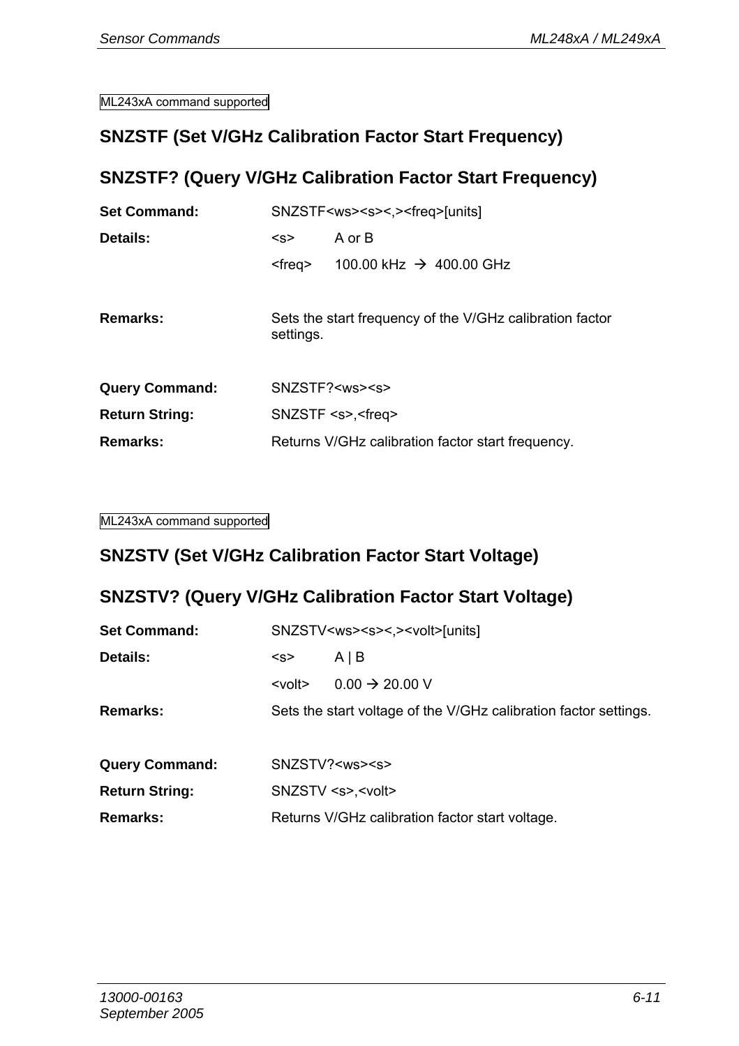ML243xA command supported

## SNZSTF (Set V/GHz Calibration Factor Start Frequency)

## SNZSTF? (Query V/GHz Calibration Factor Start Frequency)

**Set Command:** SNZSTF<ws><s><,><freq>[units]

**Details:**

| | |
|---|---|
| <s> | A or B |
| <freq> | 100.00 kHz → 400.00 GHz |

**Remarks:** Sets the start frequency of the V/GHz calibration factor settings.

**Query Command:** SNZSTF?<ws><s>

**Return String:** SNZSTF <s>,<freq>

**Remarks:** Returns V/GHz calibration factor start frequency.

ML243xA command supported

## SNZSTV (Set V/GHz Calibration Factor Start Voltage)

## SNZSTV? (Query V/GHz Calibration Factor Start Voltage)

**Set Command:** SNZSTV<ws><s><,><volt>[units]

**Details:**

| | |
|---|---|
| <s> | A \| B |
| <volt> | 0.00 → 20.00 V |

**Remarks:** Sets the start voltage of the V/GHz calibration factor settings.

**Query Command:** SNZSTV?<ws><s>

**Return String:** SNZSTV <s>,<volt>

**Remarks:** Returns V/GHz calibration factor start voltage.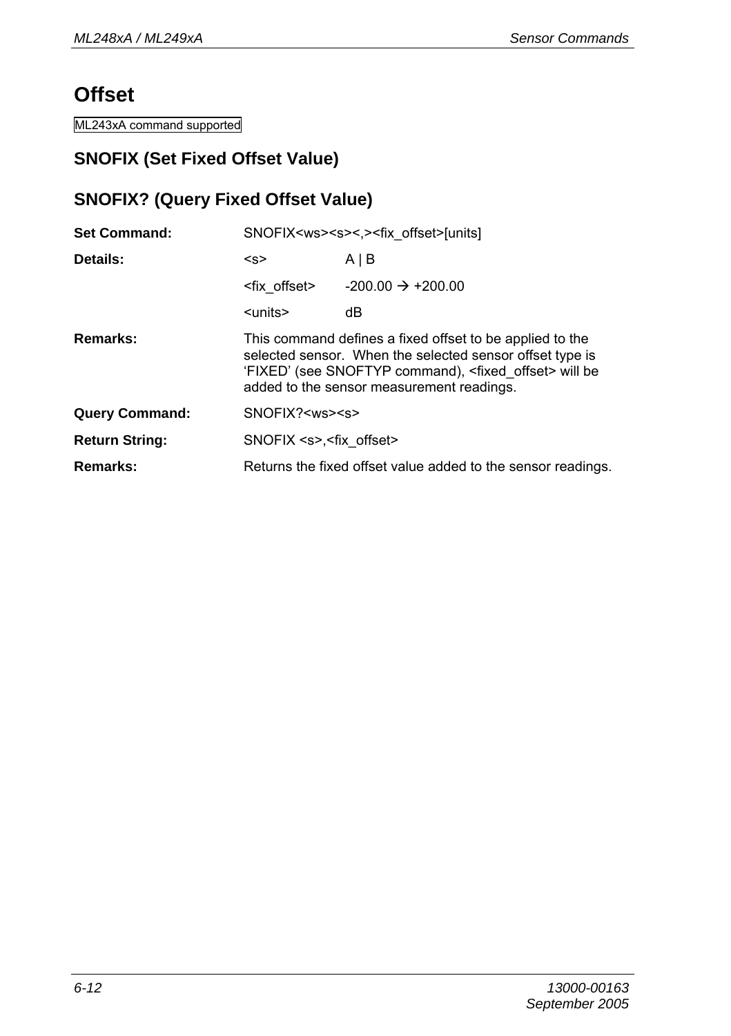# Offset

ML243xA command supported

## SNOFIX (Set Fixed Offset Value)

## SNOFIX? (Query Fixed Offset Value)

| | | |
|---|---|---|
| **Set Command:** | SNOFIX<ws><s><,><fix_offset>[units] | |
| **Details:** | <s> | A \| B |
| | <fix_offset> | -200.00 → +200.00 |
| | <units> | dB |
| **Remarks:** | This command defines a fixed offset to be applied to the selected sensor. When the selected sensor offset type is 'FIXED' (see SNOFTYP command), <fixed_offset> will be added to the sensor measurement readings. | |
| **Query Command:** | SNOFIX?<ws><s> | |
| **Return String:** | SNOFIX <s>,<fix_offset> | |
| **Remarks:** | Returns the fixed offset value added to the sensor readings. | |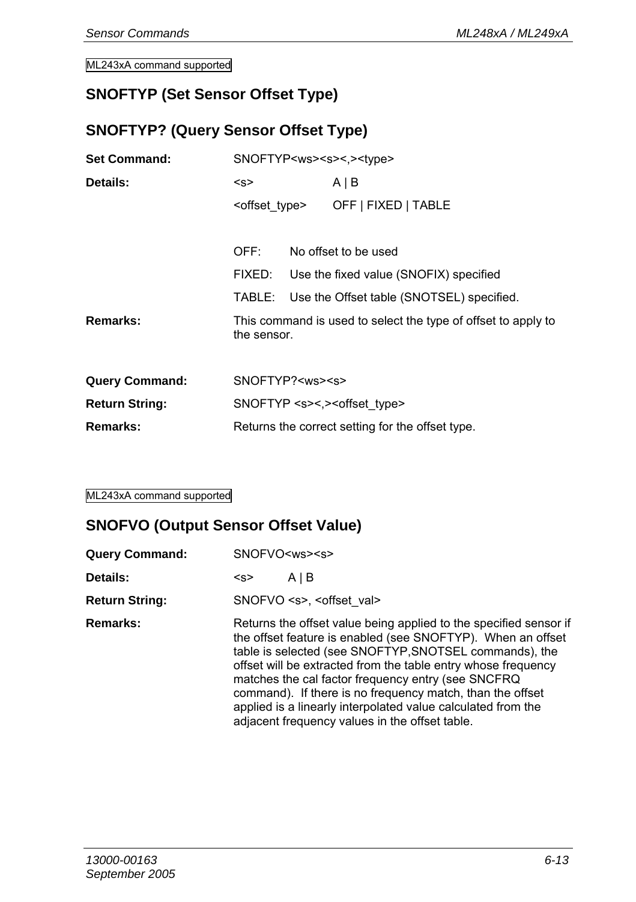ML243xA command supported

## SNOFTYP (Set Sensor Offset Type)

## SNOFTYP? (Query Sensor Offset Type)

**Set Command:** SNOFTYP<ws><s><,><type>

**Details:**

| | |
|---|---|
| <s> | A \| B |
| <offset_type> | OFF \| FIXED \| TABLE |

| | |
|---|---|
| OFF: | No offset to be used |
| FIXED: | Use the fixed value (SNOFIX) specified |
| TABLE: | Use the Offset table (SNOTSEL) specified. |

**Remarks:** This command is used to select the type of offset to apply to the sensor.

**Query Command:** SNOFTYP?<ws><s>

**Return String:** SNOFTYP <s><,><offset_type>

**Remarks:** Returns the correct setting for the offset type.

ML243xA command supported

## SNOFVO (Output Sensor Offset Value)

**Query Command:** SNOFVO<ws><s>

**Details:** <s> A | B

**Return String:** SNOFVO <s>, <offset_val>

**Remarks:** Returns the offset value being applied to the specified sensor if the offset feature is enabled (see SNOFTYP). When an offset table is selected (see SNOFTYP,SNOTSEL commands), the offset will be extracted from the table entry whose frequency matches the cal factor frequency entry (see SNCFRQ command). If there is no frequency match, than the offset applied is a linearly interpolated value calculated from the adjacent frequency values in the offset table.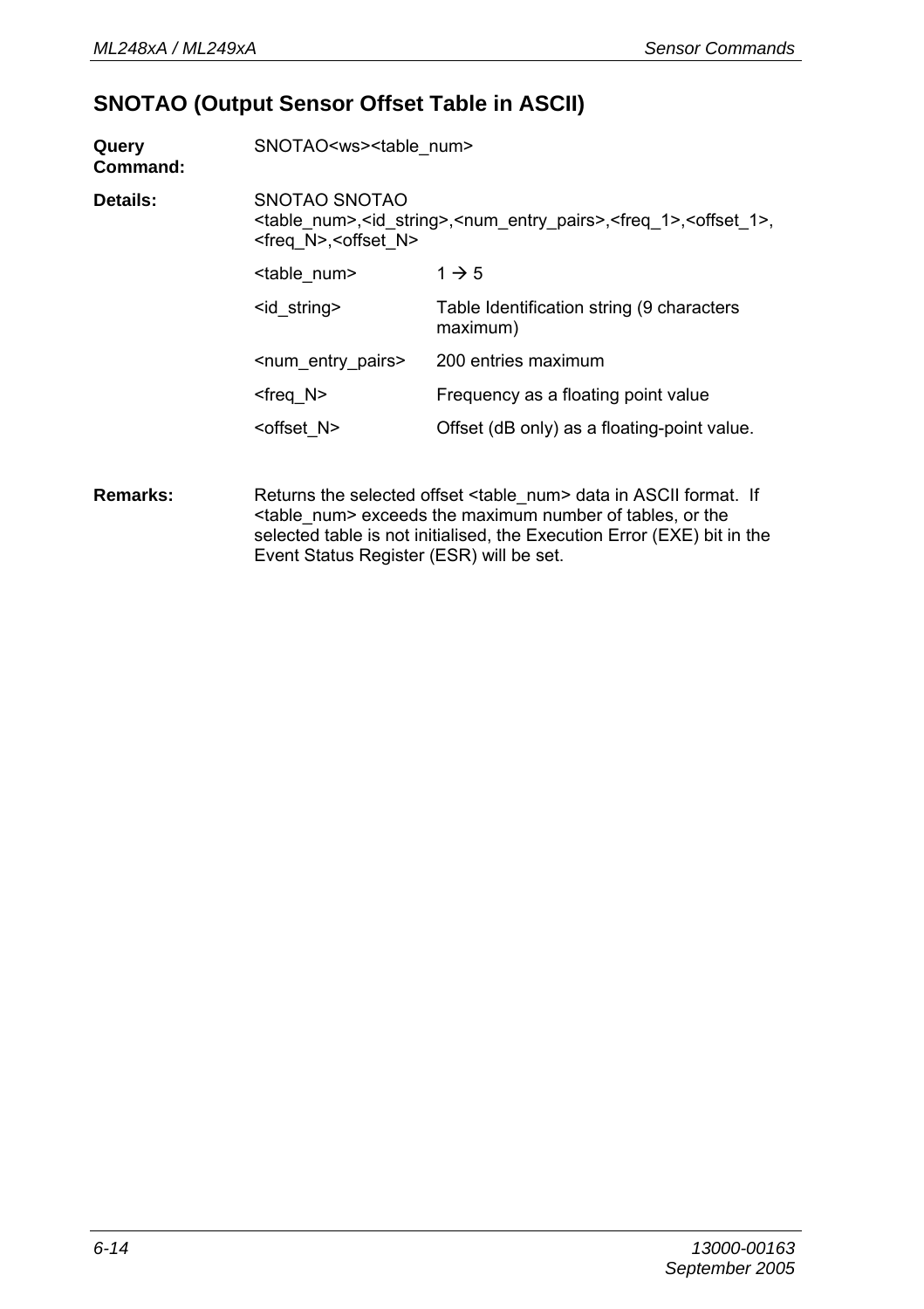## SNOTAO (Output Sensor Offset Table in ASCII)

**Query Command:** SNOTAO<ws><table_num>

**Details:** SNOTAO SNOTAO <table_num>,<id_string>,<num_entry_pairs>,<freq_1>,<offset_1>, <freq_N>,<offset_N>

| | |
|---|---|
| <table_num> | 1 → 5 |
| <id_string> | Table Identification string (9 characters maximum) |
| <num_entry_pairs> | 200 entries maximum |
| <freq_N> | Frequency as a floating point value |
| <offset_N> | Offset (dB only) as a floating-point value. |

**Remarks:** Returns the selected offset <table_num> data in ASCII format. If <table_num> exceeds the maximum number of tables, or the selected table is not initialised, the Execution Error (EXE) bit in the Event Status Register (ESR) will be set.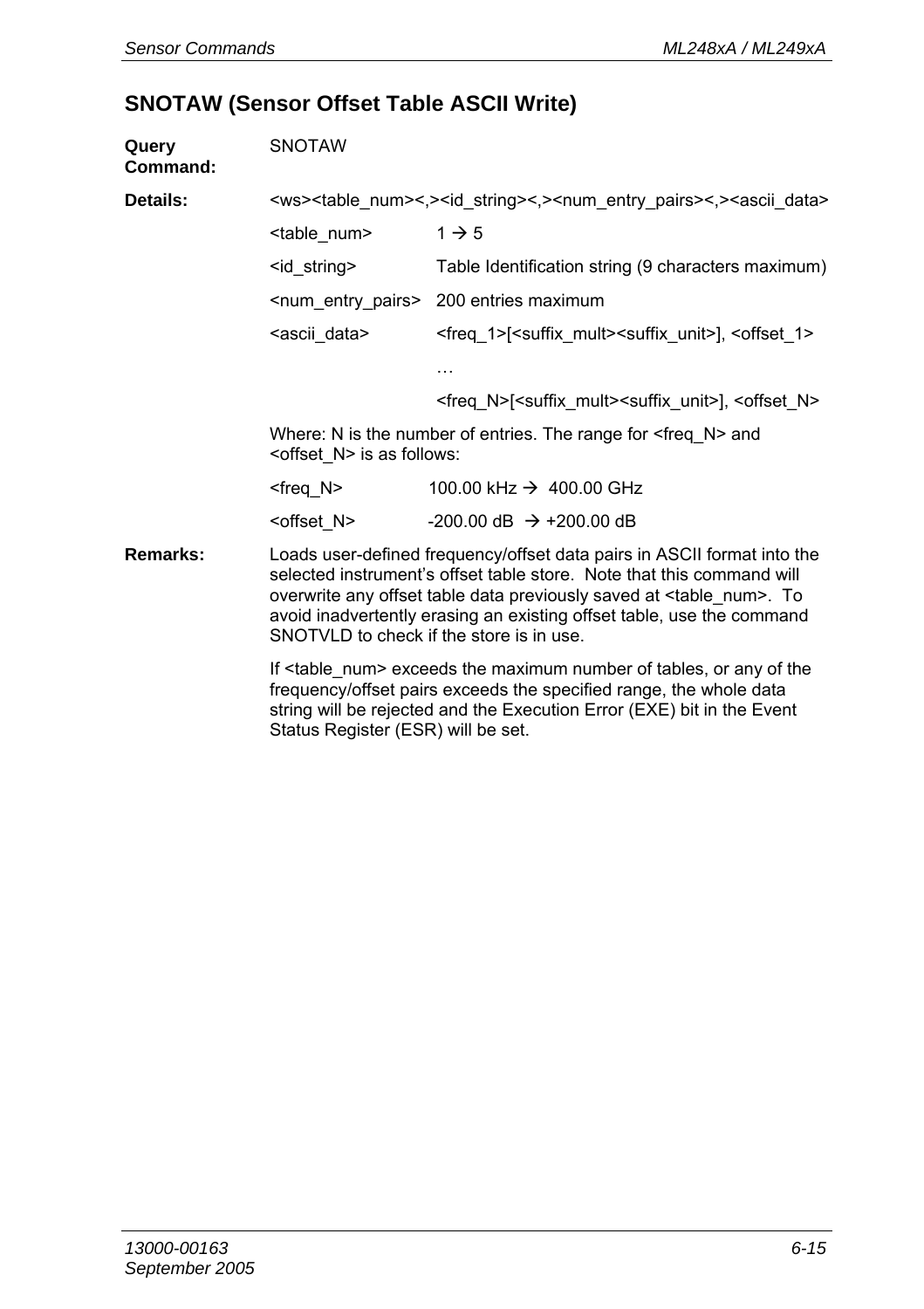## SNOTAW (Sensor Offset Table ASCII Write)

**Query Command:** SNOTAW

**Details:** <ws><table_num><,><id_string><,><num_entry_pairs><,><ascii_data>

| | |
|---|---|
| <table_num> | 1 → 5 |
| <id_string> | Table Identification string (9 characters maximum) |
| <num_entry_pairs> | 200 entries maximum |
| <ascii_data> | <freq_1>[<suffix_mult><suffix_unit>], <offset_1> |
| | … |
| | <freq_N>[<suffix_mult><suffix_unit>], <offset_N> |

Where: N is the number of entries. The range for <freq_N> and <offset_N> is as follows:

| | |
|---|---|
| <freq_N> | 100.00 kHz → 400.00 GHz |
| <offset_N> | -200.00 dB → +200.00 dB |

**Remarks:** Loads user-defined frequency/offset data pairs in ASCII format into the selected instrument's offset table store. Note that this command will overwrite any offset table data previously saved at <table_num>. To avoid inadvertently erasing an existing offset table, use the command SNOTVLD to check if the store is in use.

If <table_num> exceeds the maximum number of tables, or any of the frequency/offset pairs exceeds the specified range, the whole data string will be rejected and the Execution Error (EXE) bit in the Event Status Register (ESR) will be set.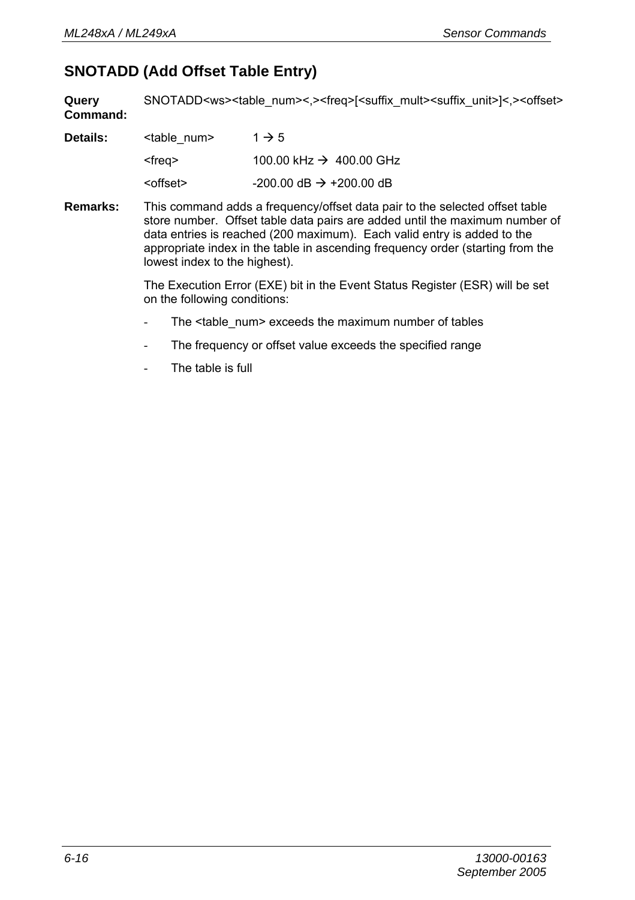## SNOTADD (Add Offset Table Entry)

**Query Command:** SNOTADD<ws><table_num><,><freq>[<suffix_mult><suffix_unit>]<,><offset>

**Details:**

| | |
|---|---|
| <table_num> | 1 → 5 |
| <freq> | 100.00 kHz → 400.00 GHz |
| <offset> | -200.00 dB → +200.00 dB |

**Remarks:** This command adds a frequency/offset data pair to the selected offset table store number. Offset table data pairs are added until the maximum number of data entries is reached (200 maximum). Each valid entry is added to the appropriate index in the table in ascending frequency order (starting from the lowest index to the highest).

The Execution Error (EXE) bit in the Event Status Register (ESR) will be set on the following conditions:

- The <table_num> exceeds the maximum number of tables
- The frequency or offset value exceeds the specified range
- The table is full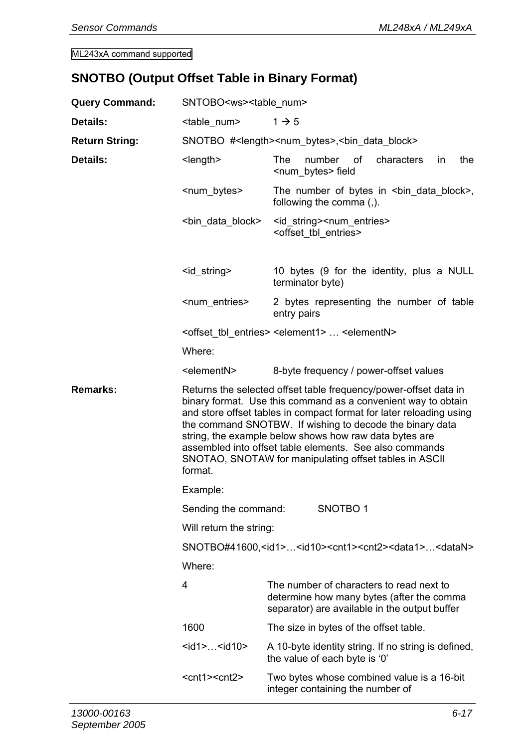ML243xA command supported

## SNOTBO (Output Offset Table in Binary Format)

**Query Command:** SNTOBO<ws><table_num>

**Details:** <table_num> 1 → 5

**Return String:** SNOTBO #<length><num_bytes>,<bin_data_block>

**Details:**

| | |
|---|---|
| <length> | The number of characters in the <num_bytes> field |
| <num_bytes> | The number of bytes in <bin_data_block>, following the comma (,). |
| <bin_data_block> | <id_string><num_entries> <offset_tbl_entries> |
| <id_string> | 10 bytes (9 for the identity, plus a NULL terminator byte) |
| <num_entries> | 2 bytes representing the number of table entry pairs |

<offset_tbl_entries> <element1> … <elementN>

Where:

| | |
|---|---|
| <elementN> | 8-byte frequency / power-offset values |

**Remarks:** Returns the selected offset table frequency/power-offset data in binary format. Use this command as a convenient way to obtain and store offset tables in compact format for later reloading using the command SNOTBW. If wishing to decode the binary data string, the example below shows how raw data bytes are assembled into offset table elements. See also commands SNOTAO, SNOTAW for manipulating offset tables in ASCII format.

Example:

Sending the command: SNOTBO 1

Will return the string:

SNOTBO#41600,<id1>…<id10><cnt1><cnt2><data1>…<dataN>

Where:

| | |
|---|---|
| 4 | The number of characters to read next to determine how many bytes (after the comma separator) are available in the output buffer |
| 1600 | The size in bytes of the offset table. |
| <id1>…<id10> | A 10-byte identity string. If no string is defined, the value of each byte is '0' |
| <cnt1><cnt2> | Two bytes whose combined value is a 16-bit integer containing the number of |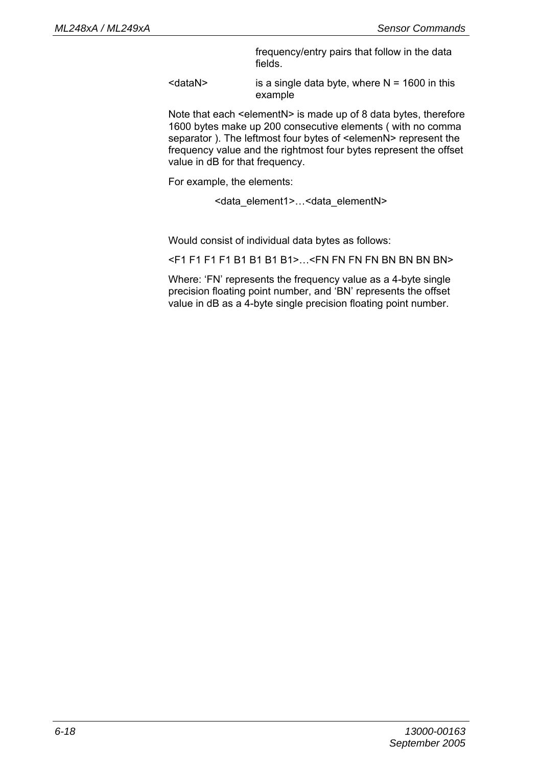| | |
|---|---|
| | frequency/entry pairs that follow in the data fields. |
| <dataN> | is a single data byte, where N = 1600 in this example |

Note that each <elementN> is made up of 8 data bytes, therefore 1600 bytes make up 200 consecutive elements ( with no comma separator ). The leftmost four bytes of <elemenN> represent the frequency value and the rightmost four bytes represent the offset value in dB for that frequency.

For example, the elements:

<data_element1>…<data_elementN>

Would consist of individual data bytes as follows:

<F1 F1 F1 F1 B1 B1 B1 B1>…<FN FN FN FN BN BN BN BN>

Where: 'FN' represents the frequency value as a 4-byte single precision floating point number, and 'BN' represents the offset value in dB as a 4-byte single precision floating point number.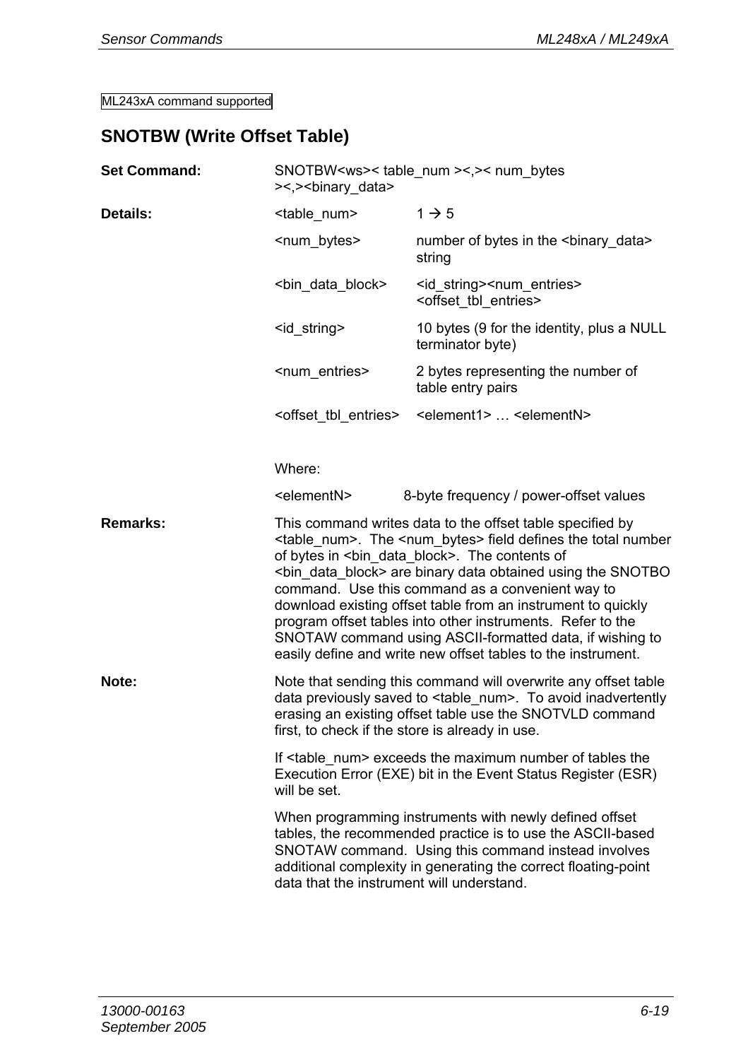ML243xA command supported

## SNOTBW (Write Offset Table)

**Set Command:** SNOTBW<ws>< table_num ><,>< num_bytes ><,><binary_data>

**Details:**

| | |
|---|---|
| <table_num> | 1 → 5 |
| <num_bytes> | number of bytes in the <binary_data> string |
| <bin_data_block> | <id_string><num_entries> <offset_tbl_entries> |
| <id_string> | 10 bytes (9 for the identity, plus a NULL terminator byte) |
| <num_entries> | 2 bytes representing the number of table entry pairs |
| <offset_tbl_entries> | <element1> … <elementN> |

Where:

| | |
|---|---|
| <elementN> | 8-byte frequency / power-offset values |

**Remarks:** This command writes data to the offset table specified by <table_num>. The <num_bytes> field defines the total number of bytes in <bin_data_block>. The contents of <bin_data_block> are binary data obtained using the SNOTBO command. Use this command as a convenient way to download existing offset table from an instrument to quickly program offset tables into other instruments. Refer to the SNOTAW command using ASCII-formatted data, if wishing to easily define and write new offset tables to the instrument.

**Note:** Note that sending this command will overwrite any offset table data previously saved to <table_num>. To avoid inadvertently erasing an existing offset table use the SNOTVLD command first, to check if the store is already in use.

If <table_num> exceeds the maximum number of tables the Execution Error (EXE) bit in the Event Status Register (ESR) will be set.

When programming instruments with newly defined offset tables, the recommended practice is to use the ASCII-based SNOTAW command. Using this command instead involves additional complexity in generating the correct floating-point data that the instrument will understand.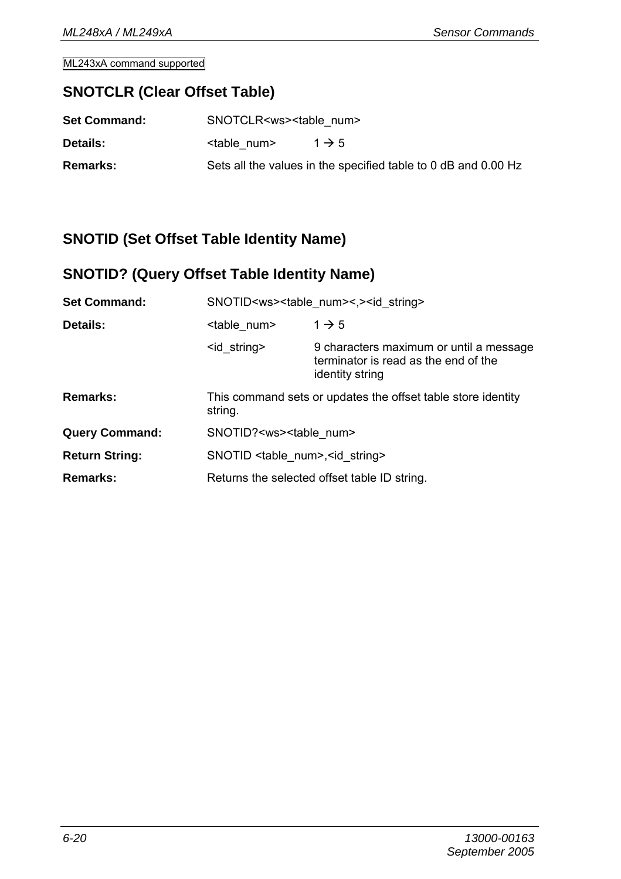ML243xA command supported

## SNOTCLR (Clear Offset Table)

| | | |
|---|---|---|
| **Set Command:** | SNOTCLR<ws><table_num> | |
| **Details:** | <table_num> | 1 → 5 |
| **Remarks:** | Sets all the values in the specified table to 0 dB and 0.00 Hz | |

## SNOTID (Set Offset Table Identity Name)

## SNOTID? (Query Offset Table Identity Name)

| | | |
|---|---|---|
| **Set Command:** | SNOTID<ws><table_num><,><id_string> | |
| **Details:** | <table_num> | 1 → 5 |
| | <id_string> | 9 characters maximum or until a message terminator is read as the end of the identity string |
| **Remarks:** | This command sets or updates the offset table store identity string. | |
| **Query Command:** | SNOTID?<ws><table_num> | |
| **Return String:** | SNOTID <table_num>,<id_string> | |
| **Remarks:** | Returns the selected offset table ID string. | |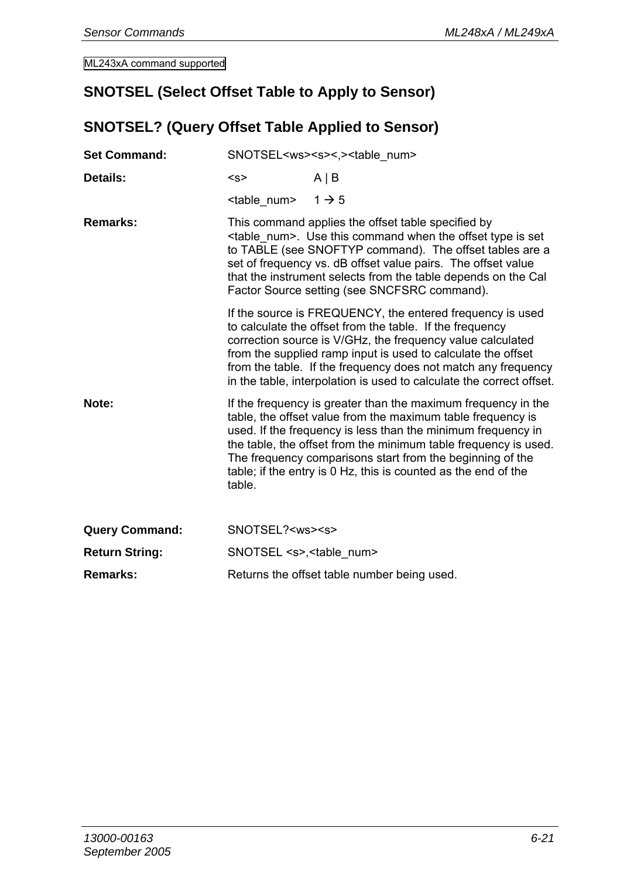ML243xA command supported

## SNOTSEL (Select Offset Table to Apply to Sensor)

## SNOTSEL? (Query Offset Table Applied to Sensor)

**Set Command:** SNOTSEL<ws><s><,><table_num>

**Details:**

| | |
|---|---|
| <s> | A \| B |
| <table_num> | 1 → 5 |

**Remarks:** This command applies the offset table specified by <table_num>. Use this command when the offset type is set to TABLE (see SNOFTYP command). The offset tables are a set of frequency vs. dB offset value pairs. The offset value that the instrument selects from the table depends on the Cal Factor Source setting (see SNCFSRC command).

If the source is FREQUENCY, the entered frequency is used to calculate the offset from the table. If the frequency correction source is V/GHz, the frequency value calculated from the supplied ramp input is used to calculate the offset from the table. If the frequency does not match any frequency in the table, interpolation is used to calculate the correct offset.

**Note:** If the frequency is greater than the maximum frequency in the table, the offset value from the maximum table frequency is used. If the frequency is less than the minimum frequency in the table, the offset from the minimum table frequency is used. The frequency comparisons start from the beginning of the table; if the entry is 0 Hz, this is counted as the end of the table.

**Query Command:** SNOTSEL?<ws><s>

**Return String:** SNOTSEL <s>,<table_num>

**Remarks:** Returns the offset table number being used.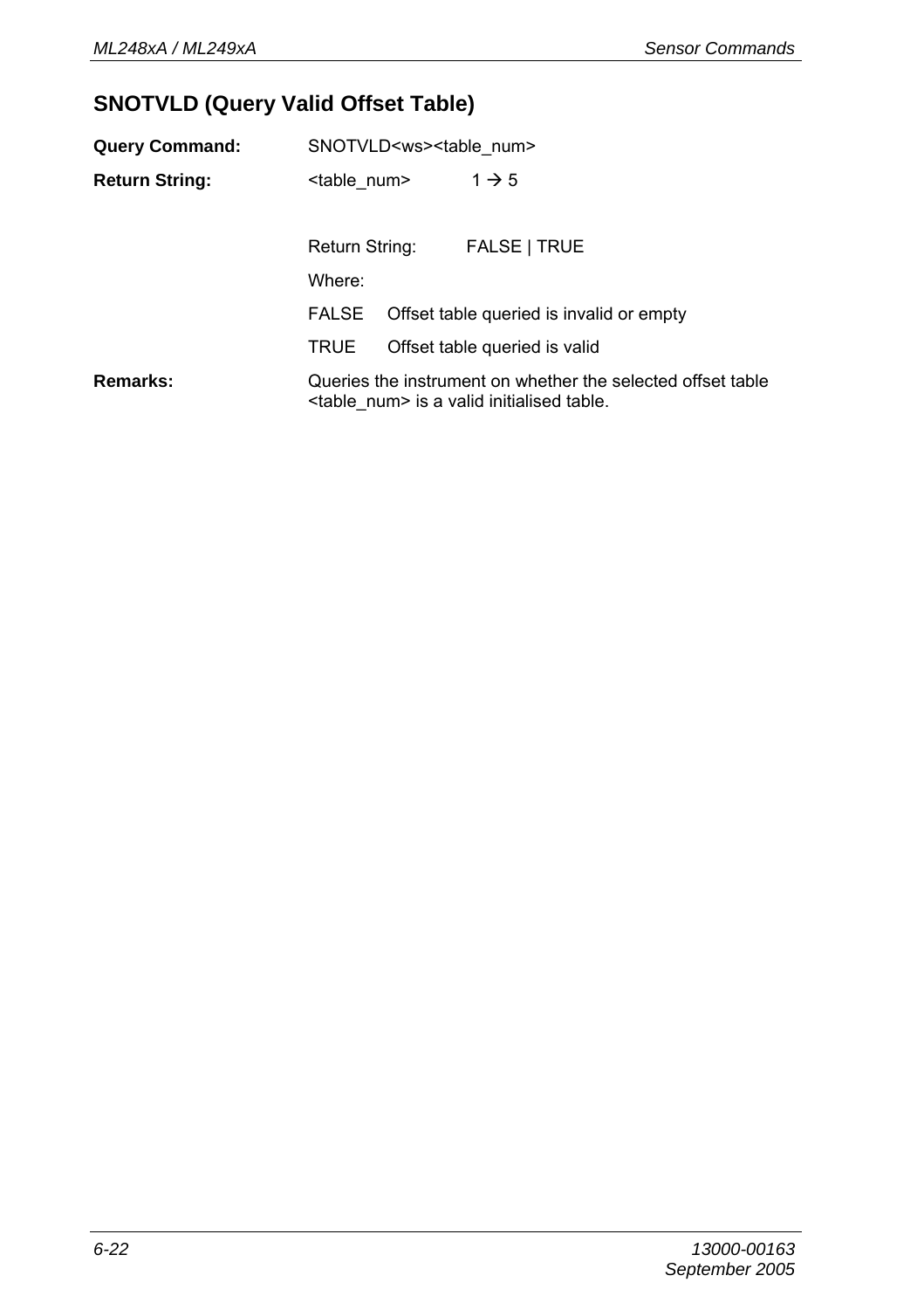## SNOTVLD (Query Valid Offset Table)

**Query Command:** SNOTVLD<ws><table_num>

**Return String:** <table_num> 1 → 5

Return String: FALSE | TRUE

Where:

| | |
|---|---|
| FALSE | Offset table queried is invalid or empty |
| TRUE | Offset table queried is valid |

**Remarks:** Queries the instrument on whether the selected offset table <table_num> is a valid initialised table.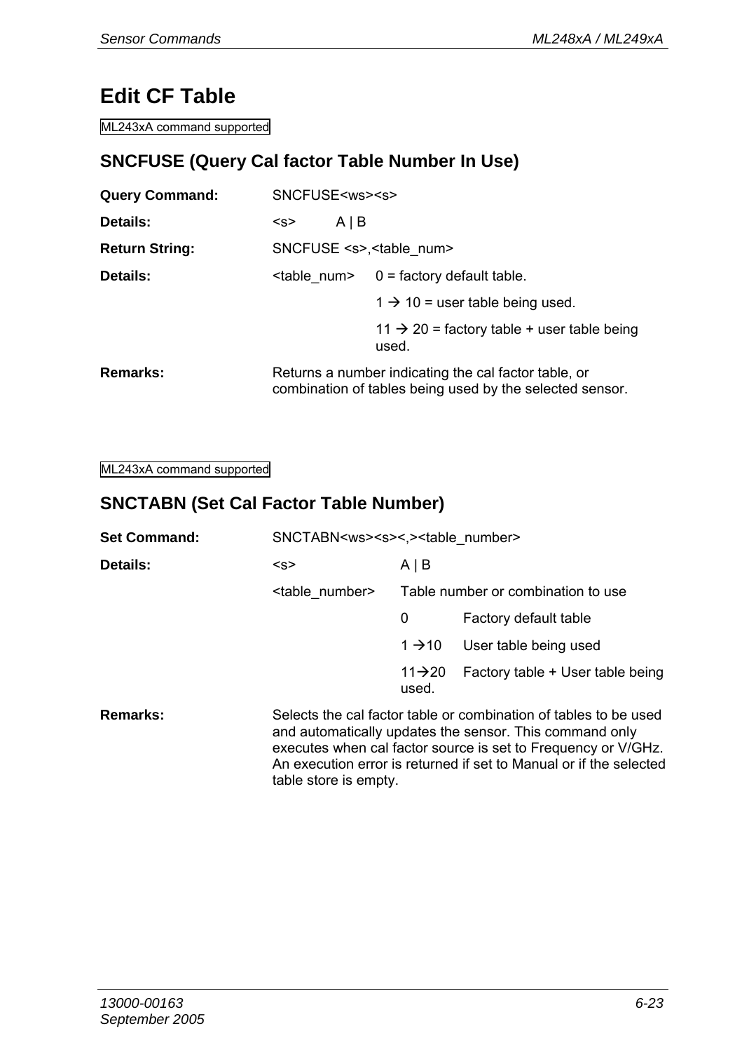# Edit CF Table

ML243xA command supported

## SNCFUSE (Query Cal factor Table Number In Use)

**Query Command:** SNCFUSE<ws><s>

**Details:** <s> A | B

**Return String:** SNCFUSE <s>,<table_num>

**Details:** <table_num>
- 0 = factory default table.
- 1 → 10 = user table being used.
- 11 → 20 = factory table + user table being used.

**Remarks:** Returns a number indicating the cal factor table, or combination of tables being used by the selected sensor.

ML243xA command supported

## SNCTABN (Set Cal Factor Table Number)

**Set Command:** SNCTABN<ws><s><,><table_number>

**Details:**

| | | |
|---|---|---|
| <s> | A \| B | |
| <table_number> | Table number or combination to use | |
| | 0 | Factory default table |
| | 1 →10 | User table being used |
| | 11→20 used. | Factory table + User table being |

**Remarks:** Selects the cal factor table or combination of tables to be used and automatically updates the sensor. This command only executes when cal factor source is set to Frequency or V/GHz. An execution error is returned if set to Manual or if the selected table store is empty.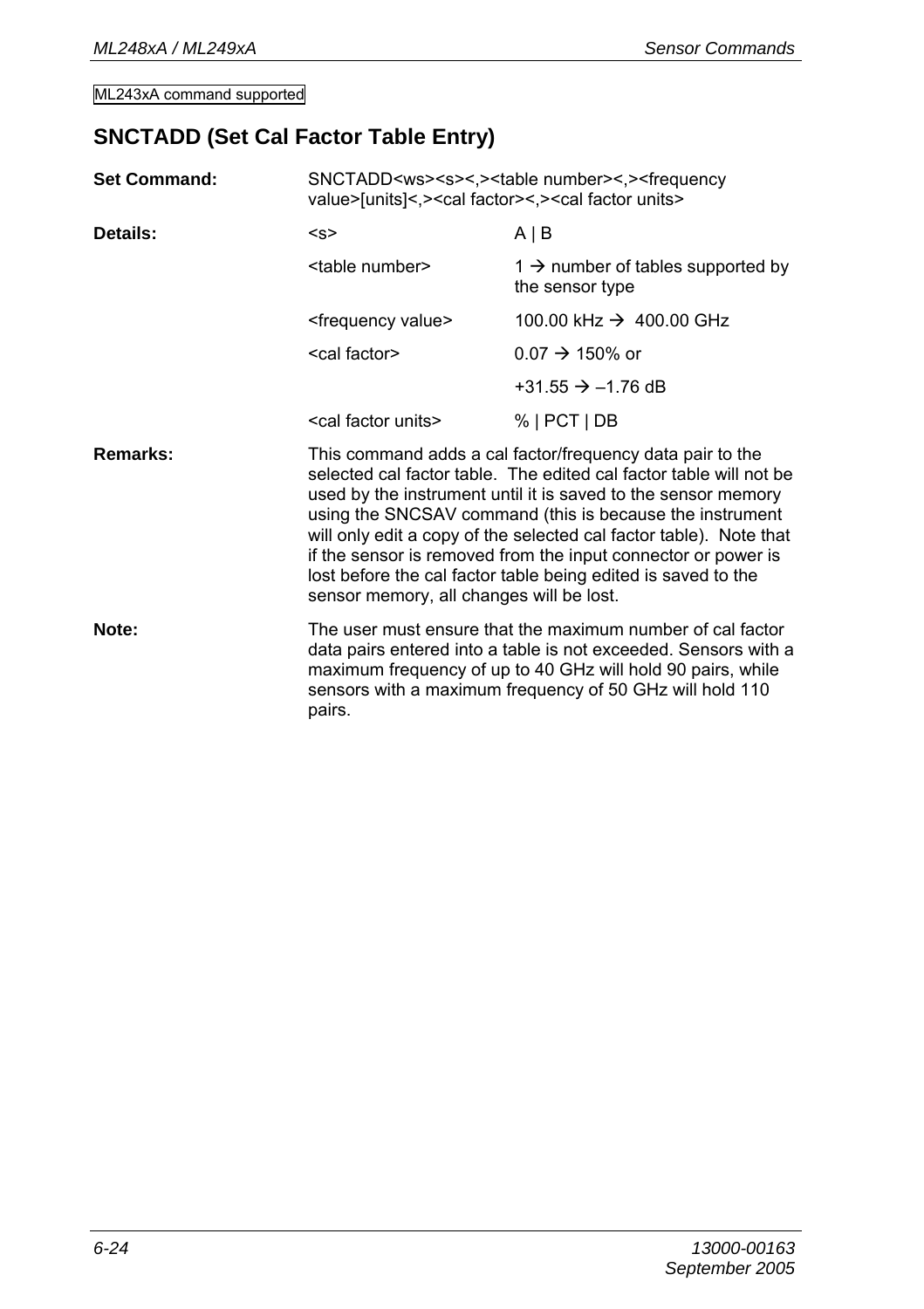ML243xA command supported

## SNCTADD (Set Cal Factor Table Entry)

| | | |
|---|---|---|
| **Set Command:** | SNCTADD<ws><s><,><table number><,><frequency value>[units]<,><cal factor><,><cal factor units> | |
| **Details:** | <s> | A \| B |
| | <table number> | 1 → number of tables supported by the sensor type |
| | <frequency value> | 100.00 kHz → 400.00 GHz |
| | <cal factor> | 0.07 → 150% or |
| | | +31.55 → –1.76 dB |
| | <cal factor units> | % \| PCT \| DB |

**Remarks:** This command adds a cal factor/frequency data pair to the selected cal factor table. The edited cal factor table will not be used by the instrument until it is saved to the sensor memory using the SNCSAV command (this is because the instrument will only edit a copy of the selected cal factor table). Note that if the sensor is removed from the input connector or power is lost before the cal factor table being edited is saved to the sensor memory, all changes will be lost.

**Note:** The user must ensure that the maximum number of cal factor data pairs entered into a table is not exceeded. Sensors with a maximum frequency of up to 40 GHz will hold 90 pairs, while sensors with a maximum frequency of 50 GHz will hold 110 pairs.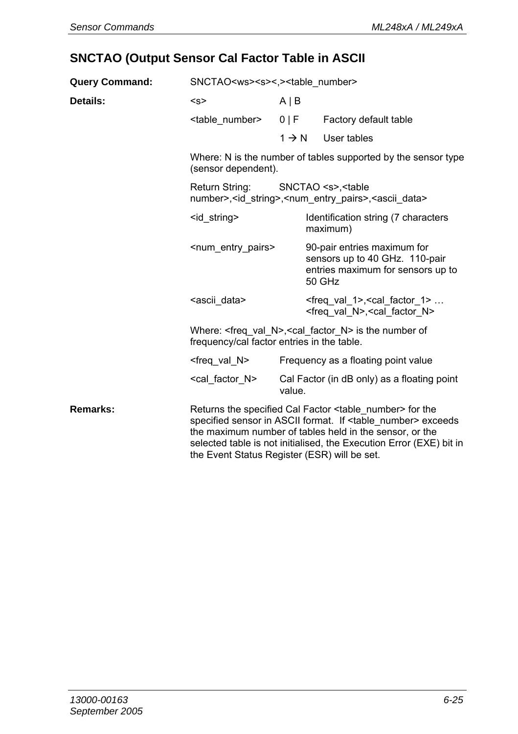## SNCTAO (Output Sensor Cal Factor Table in ASCII

**Query Command:** SNCTAO<ws><s><,><table_number>

**Details:**

| | | |
|---|---|---|
| <s> | A \| B | |
| <table_number> | 0 \| F | Factory default table |
| | 1 → N | User tables |

Where: N is the number of tables supported by the sensor type (sensor dependent).

Return String: SNCTAO <s>,<table number>,<id_string>,<num_entry_pairs>,<ascii_data>

| | |
|---|---|
| <id_string> | Identification string (7 characters maximum) |
| <num_entry_pairs> | 90-pair entries maximum for sensors up to 40 GHz. 110-pair entries maximum for sensors up to 50 GHz |
| <ascii_data> | <freq_val_1>,<cal_factor_1> … <freq_val_N>,<cal_factor_N> |

Where: <freq_val_N>,<cal_factor_N> is the number of frequency/cal factor entries in the table.

| | |
|---|---|
| <freq_val_N> | Frequency as a floating point value |
| <cal_factor_N> | Cal Factor (in dB only) as a floating point value. |

**Remarks:** Returns the specified Cal Factor <table_number> for the specified sensor in ASCII format. If <table_number> exceeds the maximum number of tables held in the sensor, or the selected table is not initialised, the Execution Error (EXE) bit in the Event Status Register (ESR) will be set.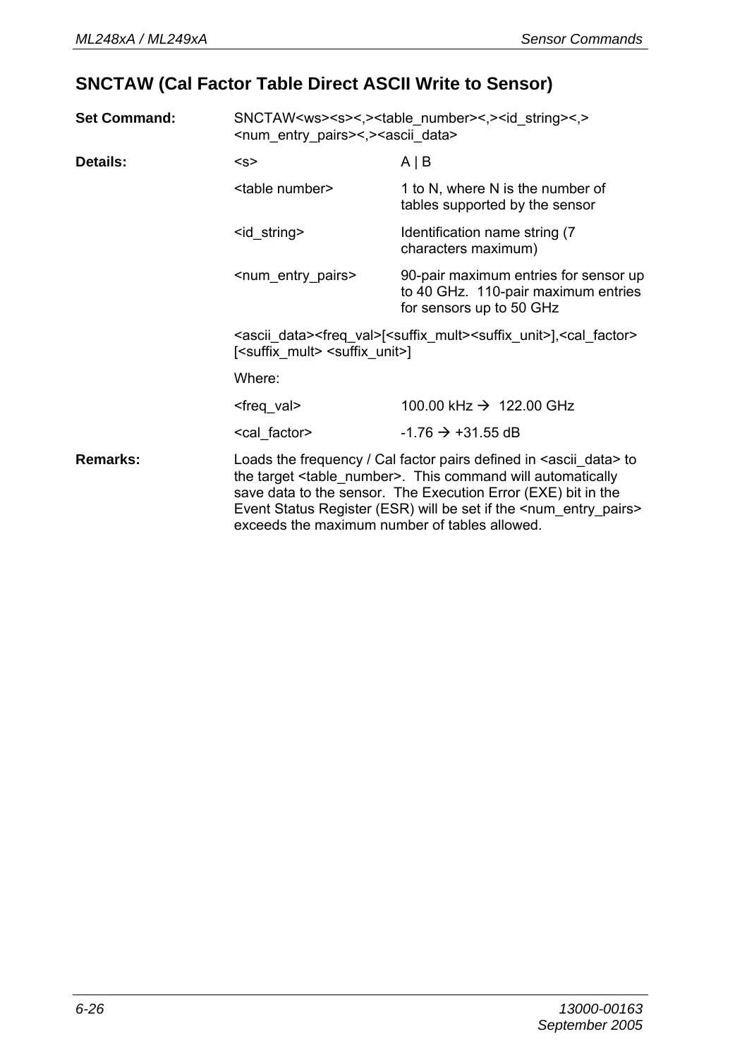## SNCTAW (Cal Factor Table Direct ASCII Write to Sensor)

**Set Command:** SNCTAW<ws><s><,><table_number><,><id_string><,><num_entry_pairs><,><ascii_data>

**Details:**

| | |
|---|---|
| <s> | A \| B |
| <table number> | 1 to N, where N is the number of tables supported by the sensor |
| <id_string> | Identification name string (7 characters maximum) |
| <num_entry_pairs> | 90-pair maximum entries for sensor up to 40 GHz. 110-pair maximum entries for sensors up to 50 GHz |

<ascii_data><freq_val>[<suffix_mult><suffix_unit>],<cal_factor>[<suffix_mult> <suffix_unit>]

Where:

| | |
|---|---|
| <freq_val> | 100.00 kHz → 122.00 GHz |
| <cal_factor> | -1.76 → +31.55 dB |

**Remarks:** Loads the frequency / Cal factor pairs defined in <ascii_data> to the target <table_number>. This command will automatically save data to the sensor. The Execution Error (EXE) bit in the Event Status Register (ESR) will be set if the <num_entry_pairs> exceeds the maximum number of tables allowed.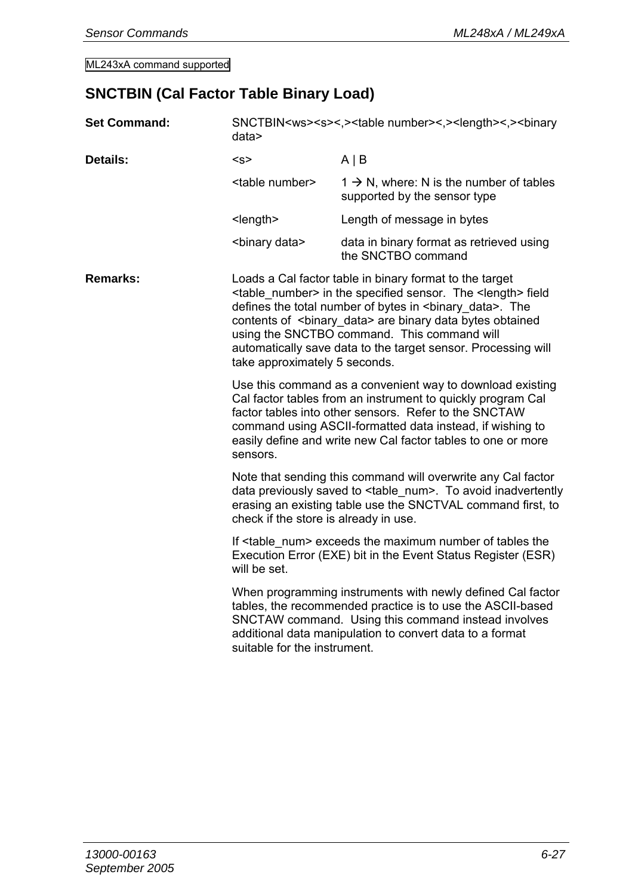ML243xA command supported

## SNCTBIN (Cal Factor Table Binary Load)

**Set Command:** SNCTBIN<ws><s><,><table number><,><length><,><binary data>

**Details:**

| | |
|---|---|
| <s> | A \| B |
| <table number> | 1 → N, where: N is the number of tables supported by the sensor type |
| <length> | Length of message in bytes |
| <binary data> | data in binary format as retrieved using the SNCTBO command |

**Remarks:** Loads a Cal factor table in binary format to the target <table_number> in the specified sensor. The <length> field defines the total number of bytes in <binary_data>. The contents of <binary_data> are binary data bytes obtained using the SNCTBO command. This command will automatically save data to the target sensor. Processing will take approximately 5 seconds.

Use this command as a convenient way to download existing Cal factor tables from an instrument to quickly program Cal factor tables into other sensors. Refer to the SNCTAW command using ASCII-formatted data instead, if wishing to easily define and write new Cal factor tables to one or more sensors.

Note that sending this command will overwrite any Cal factor data previously saved to <table_num>. To avoid inadvertently erasing an existing table use the SNCTVAL command first, to check if the store is already in use.

If <table_num> exceeds the maximum number of tables the Execution Error (EXE) bit in the Event Status Register (ESR) will be set.

When programming instruments with newly defined Cal factor tables, the recommended practice is to use the ASCII-based SNCTAW command. Using this command instead involves additional data manipulation to convert data to a format suitable for the instrument.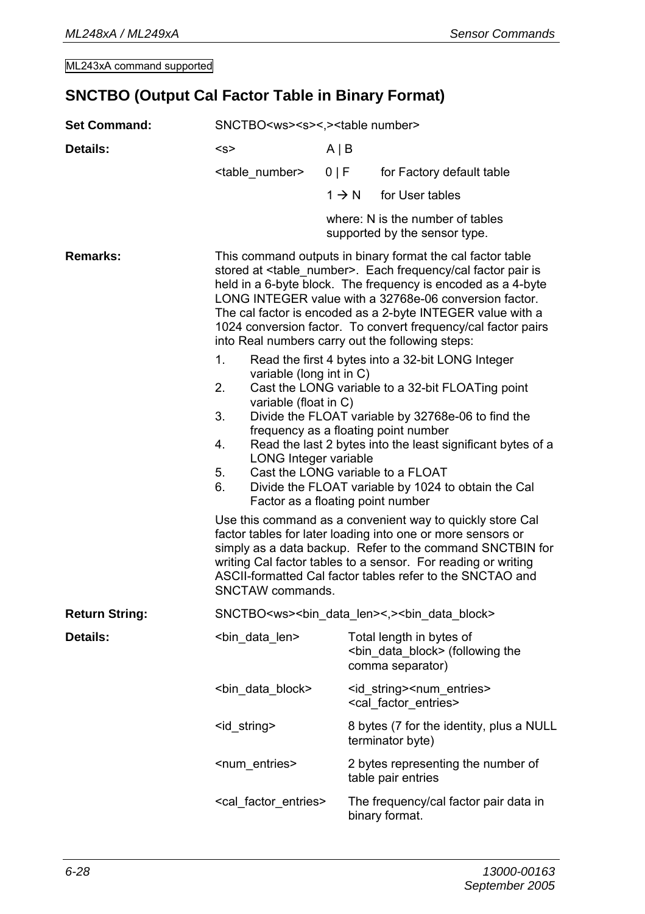ML243xA command supported

## SNCTBO (Output Cal Factor Table in Binary Format)

**Set Command:** SNCTBO<ws><s><,><table number>

**Details:**

| | | |
|---|---|---|
| <s> | A \| B | |
| <table_number> | 0 \| F | for Factory default table |
| | 1 → N | for User tables |
| | | where: N is the number of tables supported by the sensor type. |

**Remarks:** This command outputs in binary format the cal factor table stored at <table_number>. Each frequency/cal factor pair is held in a 6-byte block. The frequency is encoded as a 4-byte LONG INTEGER value with a 32768e-06 conversion factor. The cal factor is encoded as a 2-byte INTEGER value with a 1024 conversion factor. To convert frequency/cal factor pairs into Real numbers carry out the following steps:

1. Read the first 4 bytes into a 32-bit LONG Integer variable (long int in C)
2. Cast the LONG variable to a 32-bit FLOATing point variable (float in C)
3. Divide the FLOAT variable by 32768e-06 to find the frequency as a floating point number
4. Read the last 2 bytes into the least significant bytes of a LONG Integer variable
5. Cast the LONG variable to a FLOAT
6. Divide the FLOAT variable by 1024 to obtain the Cal Factor as a floating point number

Use this command as a convenient way to quickly store Cal factor tables for later loading into one or more sensors or simply as a data backup. Refer to the command SNCTBIN for writing Cal factor tables to a sensor. For reading or writing ASCII-formatted Cal factor tables refer to the SNCTAO and SNCTAW commands.

**Return String:** SNCTBO<ws><bin_data_len><,><bin_data_block>

**Details:**

| | |
|---|---|
| <bin_data_len> | Total length in bytes of <bin_data_block> (following the comma separator) |
| <bin_data_block> | <id_string><num_entries><cal_factor_entries> |
| <id_string> | 8 bytes (7 for the identity, plus a NULL terminator byte) |
| <num_entries> | 2 bytes representing the number of table pair entries |
| <cal_factor_entries> | The frequency/cal factor pair data in binary format. |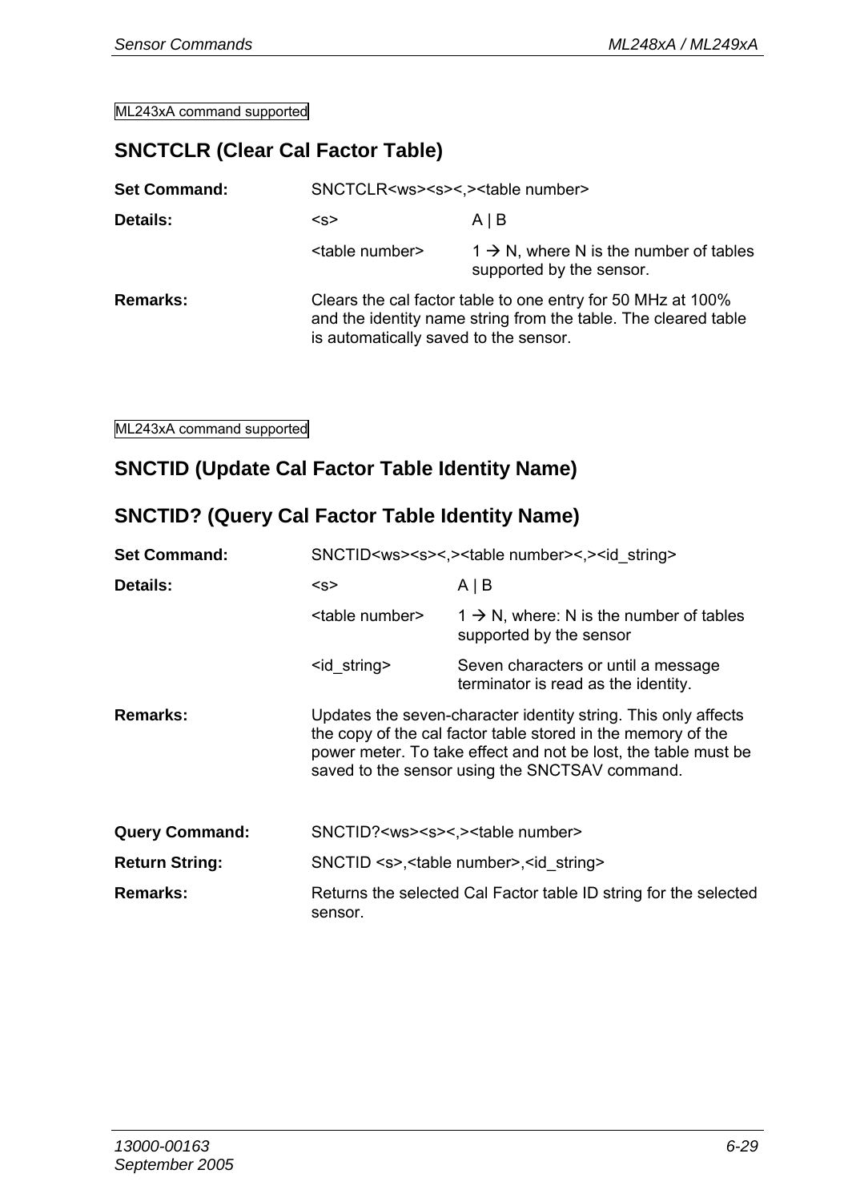ML243xA command supported

## SNCTCLR (Clear Cal Factor Table)

**Set Command:** SNCTCLR<ws><s><,><table number>

**Details:**

| | |
|---|---|
| <s> | A \| B |
| <table number> | 1 → N, where N is the number of tables supported by the sensor. |

**Remarks:** Clears the cal factor table to one entry for 50 MHz at 100% and the identity name string from the table. The cleared table is automatically saved to the sensor.

ML243xA command supported

## SNCTID (Update Cal Factor Table Identity Name)

## SNCTID? (Query Cal Factor Table Identity Name)

**Set Command:** SNCTID<ws><s><,><table number><,><id_string>

**Details:**

| | |
|---|---|
| <s> | A \| B |
| <table number> | 1 → N, where: N is the number of tables supported by the sensor |
| <id_string> | Seven characters or until a message terminator is read as the identity. |

**Remarks:** Updates the seven-character identity string. This only affects the copy of the cal factor table stored in the memory of the power meter. To take effect and not be lost, the table must be saved to the sensor using the SNCTSAV command.

**Query Command:** SNCTID?<ws><s><,><table number>

**Return String:** SNCTID <s>,<table number>,<id_string>

**Remarks:** Returns the selected Cal Factor table ID string for the selected sensor.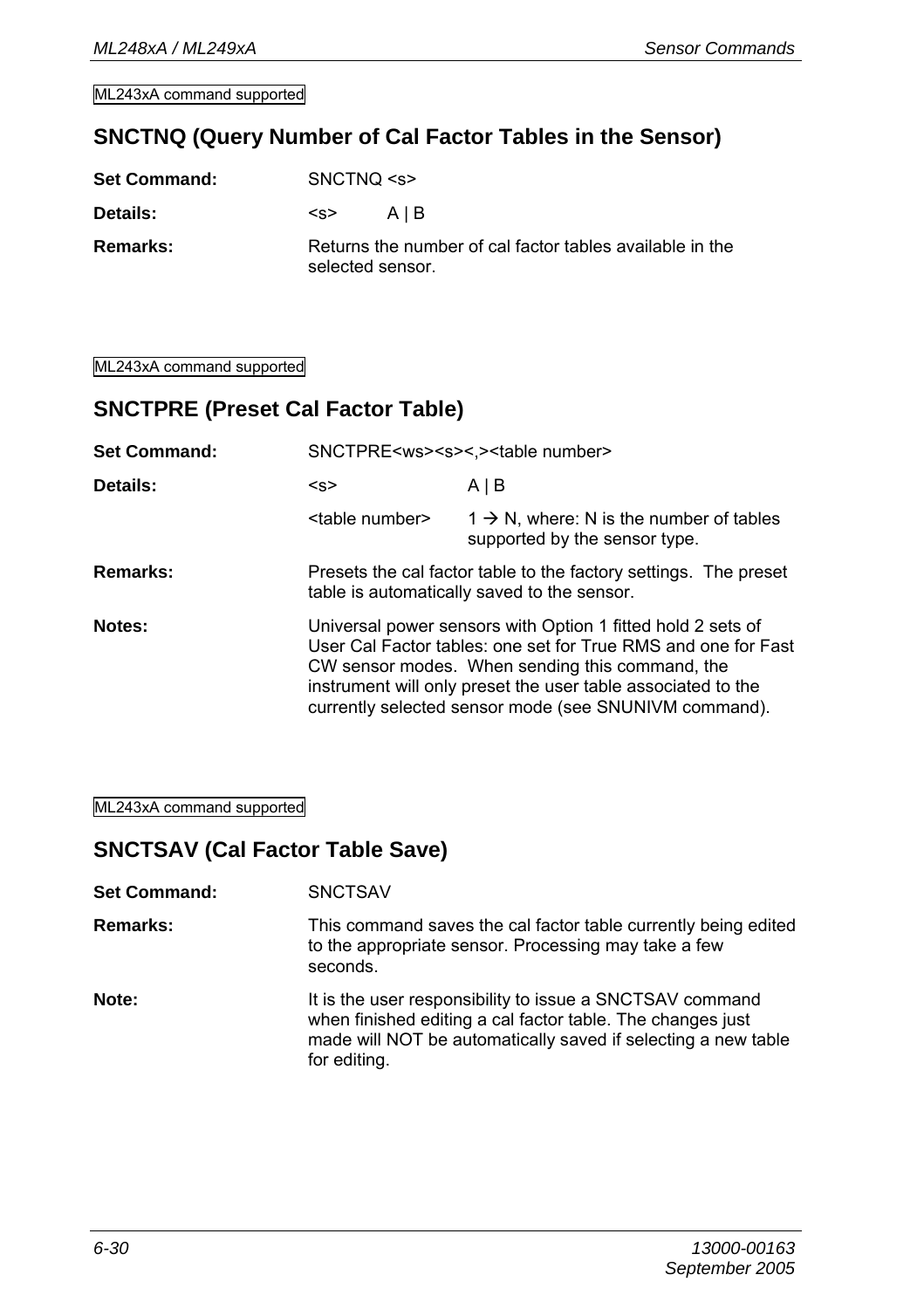ML243xA command supported

## SNCTNQ (Query Number of Cal Factor Tables in the Sensor)

**Set Command:** SNCTNQ <s>

**Details:** <s> A | B

**Remarks:** Returns the number of cal factor tables available in the selected sensor.

ML243xA command supported

## SNCTPRE (Preset Cal Factor Table)

**Set Command:** SNCTPRE<ws><s><,><table number>

**Details:**

| | |
|---|---|
| <s> | A \| B |
| <table number> | 1 → N, where: N is the number of tables supported by the sensor type. |

**Remarks:** Presets the cal factor table to the factory settings. The preset table is automatically saved to the sensor.

**Notes:** Universal power sensors with Option 1 fitted hold 2 sets of User Cal Factor tables: one set for True RMS and one for Fast CW sensor modes. When sending this command, the instrument will only preset the user table associated to the currently selected sensor mode (see SNUNIVM command).

ML243xA command supported

## SNCTSAV (Cal Factor Table Save)

**Set Command:** SNCTSAV

**Remarks:** This command saves the cal factor table currently being edited to the appropriate sensor. Processing may take a few seconds.

**Note:** It is the user responsibility to issue a SNCTSAV command when finished editing a cal factor table. The changes just made will NOT be automatically saved if selecting a new table for editing.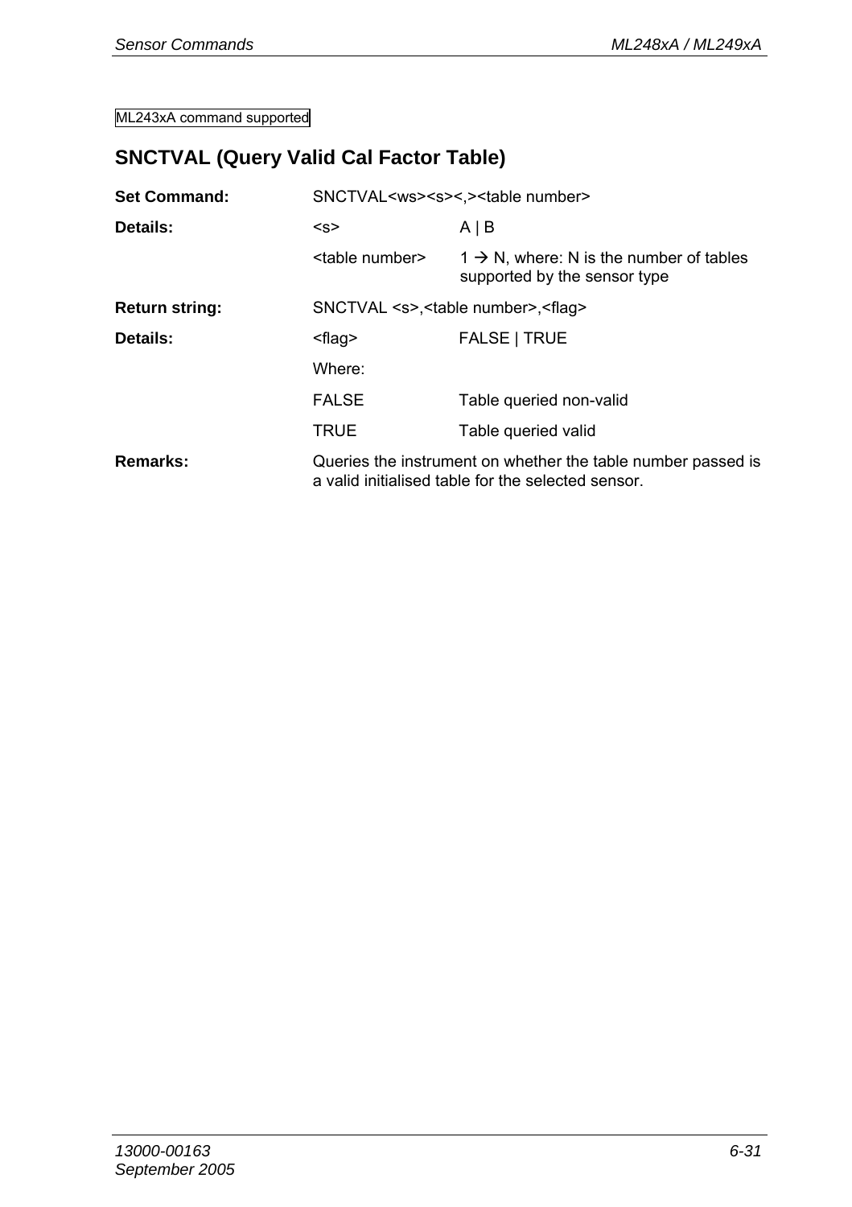ML243xA command supported

## SNCTVAL (Query Valid Cal Factor Table)

| | | |
|---|---|---|
| **Set Command:** | SNCTVAL<ws><s><,><table number> | |
| **Details:** | <s> | A \| B |
| | <table number> | 1 → N, where: N is the number of tables supported by the sensor type |
| **Return string:** | SNCTVAL <s>,<table number>,<flag> | |
| **Details:** | <flag> | FALSE \| TRUE |
| | Where: | |
| | FALSE | Table queried non-valid |
| | TRUE | Table queried valid |
| **Remarks:** | Queries the instrument on whether the table number passed is a valid initialised table for the selected sensor. | |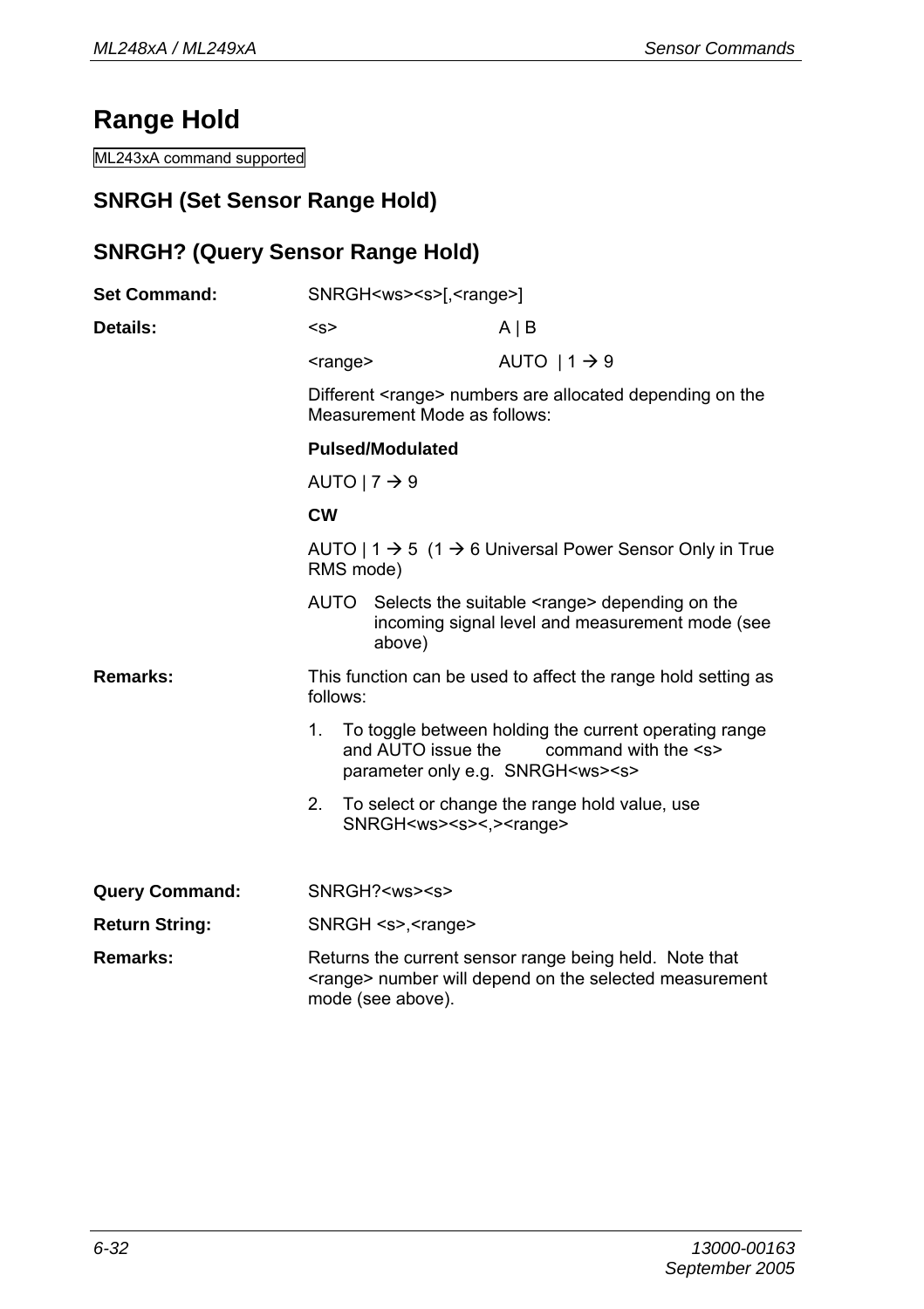# Range Hold

ML243xA command supported

## SNRGH (Set Sensor Range Hold)

## SNRGH? (Query Sensor Range Hold)

**Set Command:** SNRGH<ws><s>[,<range>]

**Details:**

<s> A | B

<range> AUTO | 1 → 9

Different <range> numbers are allocated depending on the Measurement Mode as follows:

**Pulsed/Modulated**

AUTO | 7 → 9

**CW**

AUTO | 1 → 5 (1 → 6 Universal Power Sensor Only in True RMS mode)

AUTO Selects the suitable <range> depending on the incoming signal level and measurement mode (see above)

**Remarks:** This function can be used to affect the range hold setting as follows:

1. To toggle between holding the current operating range and AUTO issue the command with the <s> parameter only e.g. SNRGH<ws><s>
2. To select or change the range hold value, use SNRGH<ws><s><,><range>

**Query Command:** SNRGH?<ws><s>

**Return String:** SNRGH <s>,<range>

**Remarks:** Returns the current sensor range being held. Note that <range> number will depend on the selected measurement mode (see above).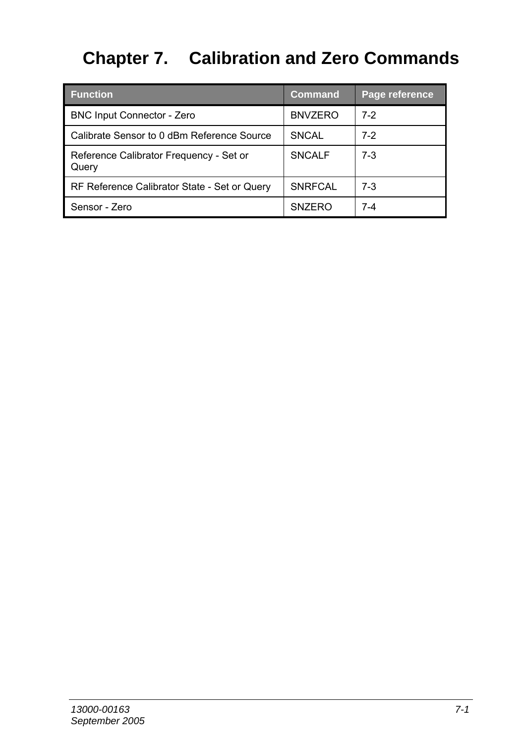# Chapter 7. Calibration and Zero Commands

| Function | Command | Page reference |
|---|---|---|
| BNC Input Connector - Zero | BNVZERO | 7-2 |
| Calibrate Sensor to 0 dBm Reference Source | SNCAL | 7-2 |
| Reference Calibrator Frequency - Set or Query | SNCALF | 7-3 |
| RF Reference Calibrator State - Set or Query | SNRFCAL | 7-3 |
| Sensor - Zero | SNZERO | 7-4 |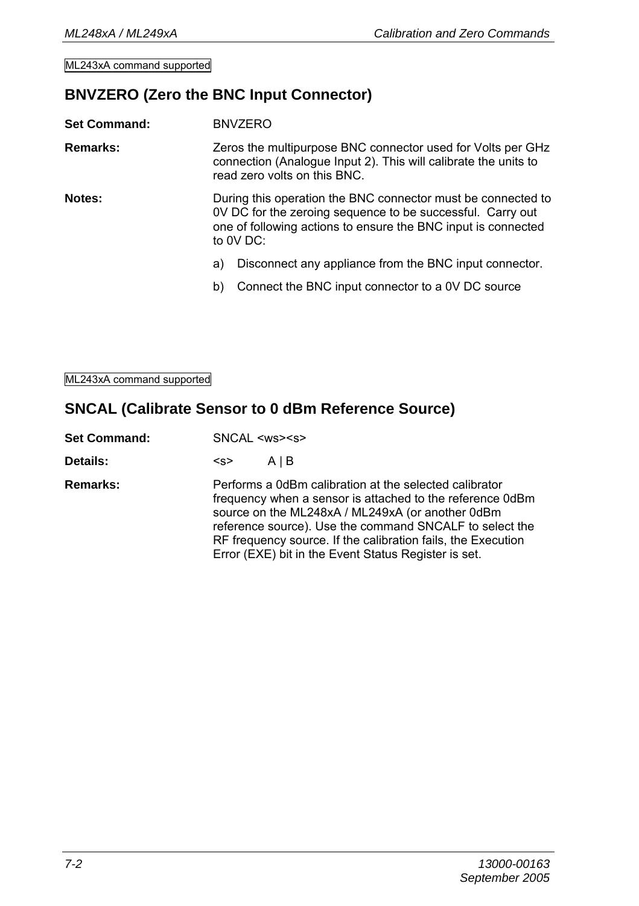ML243xA command supported

## BNVZERO (Zero the BNC Input Connector)

**Set Command:** BNVZERO

**Remarks:** Zeros the multipurpose BNC connector used for Volts per GHz connection (Analogue Input 2). This will calibrate the units to read zero volts on this BNC.

**Notes:** During this operation the BNC connector must be connected to 0V DC for the zeroing sequence to be successful. Carry out one of following actions to ensure the BNC input is connected to 0V DC:

a) Disconnect any appliance from the BNC input connector.

b) Connect the BNC input connector to a 0V DC source

ML243xA command supported

## SNCAL (Calibrate Sensor to 0 dBm Reference Source)

**Set Command:** SNCAL <ws><s>

**Details:** <s> A | B

**Remarks:** Performs a 0dBm calibration at the selected calibrator frequency when a sensor is attached to the reference 0dBm source on the ML248xA / ML249xA (or another 0dBm reference source). Use the command SNCALF to select the RF frequency source. If the calibration fails, the Execution Error (EXE) bit in the Event Status Register is set.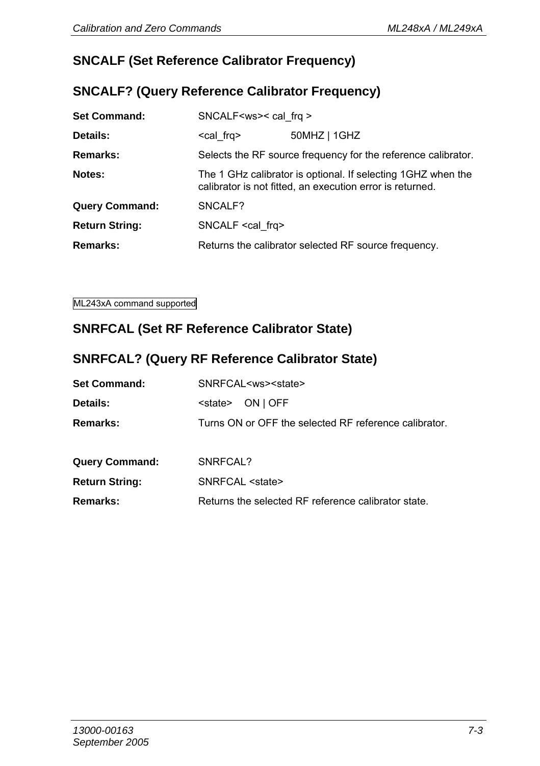## SNCALF (Set Reference Calibrator Frequency)

## SNCALF? (Query Reference Calibrator Frequency)

**Set Command:** SNCALF<ws>< cal_frq >

**Details:** <cal_frq> 50MHZ | 1GHZ

**Remarks:** Selects the RF source frequency for the reference calibrator.

**Notes:** The 1 GHz calibrator is optional. If selecting 1GHZ when the calibrator is not fitted, an execution error is returned.

**Query Command:** SNCALF?

**Return String:** SNCALF <cal_frq>

**Remarks:** Returns the calibrator selected RF source frequency.

ML243xA command supported

## SNRFCAL (Set RF Reference Calibrator State)

## SNRFCAL? (Query RF Reference Calibrator State)

**Set Command:** SNRFCAL<ws><state>

**Details:** <state> ON | OFF

**Remarks:** Turns ON or OFF the selected RF reference calibrator.

**Query Command:** SNRFCAL?

**Return String:** SNRFCAL <state>

**Remarks:** Returns the selected RF reference calibrator state.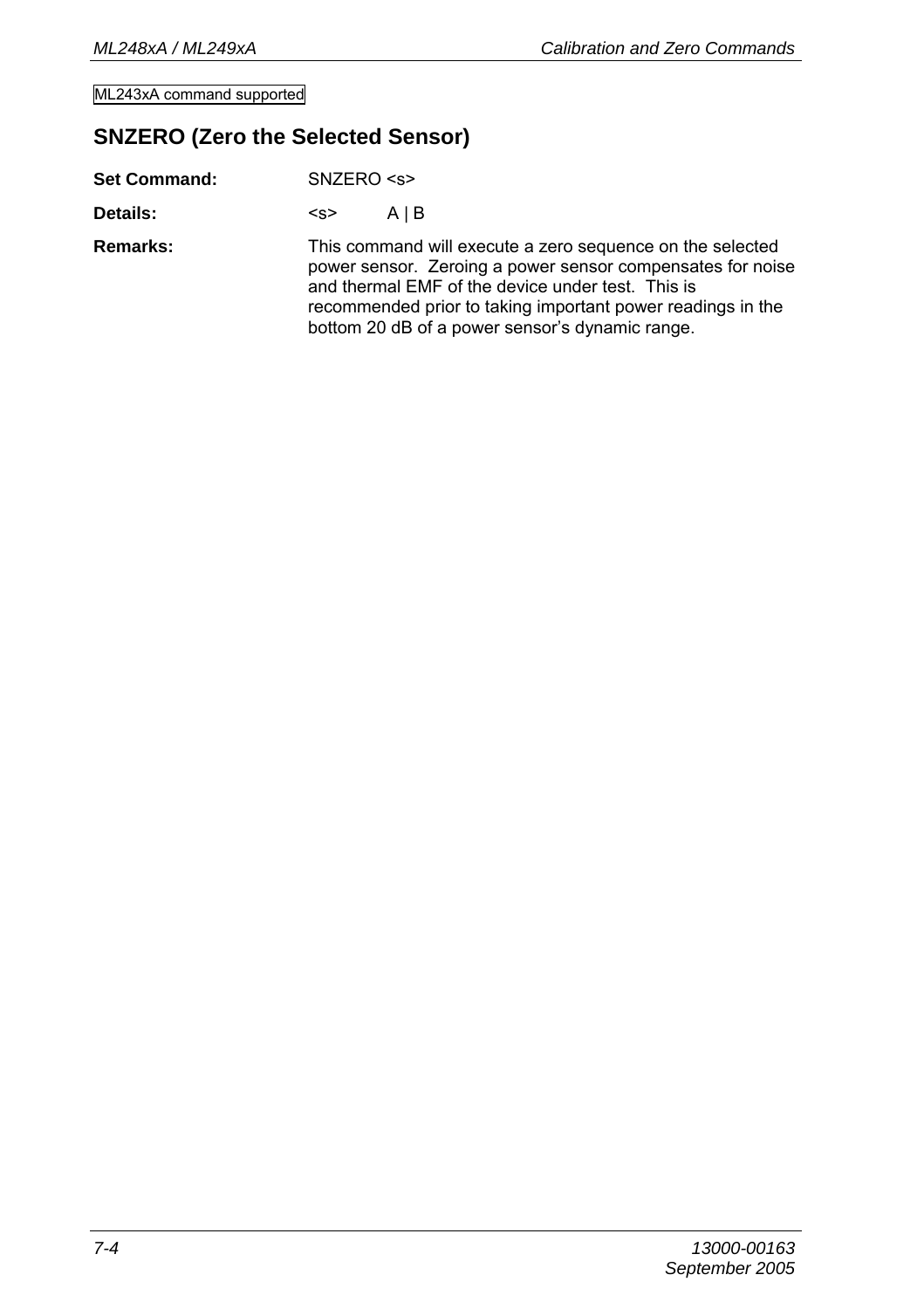ML243xA command supported

## SNZERO (Zero the Selected Sensor)

**Set Command:** SNZERO <s>

**Details:** <s> A | B

**Remarks:** This command will execute a zero sequence on the selected power sensor. Zeroing a power sensor compensates for noise and thermal EMF of the device under test. This is recommended prior to taking important power readings in the bottom 20 dB of a power sensor's dynamic range.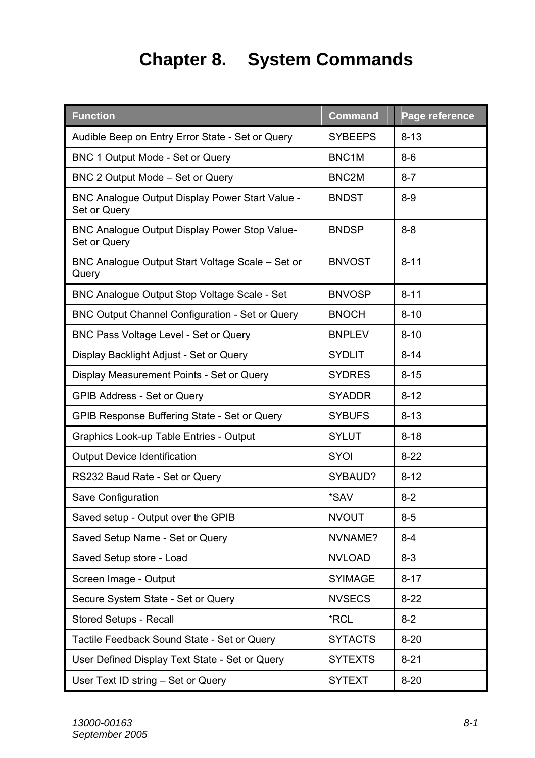# Chapter 8. System Commands

| Function | Command | Page reference |
|---|---|---|
| Audible Beep on Entry Error State - Set or Query | SYBEEPS | 8-13 |
| BNC 1 Output Mode - Set or Query | BNC1M | 8-6 |
| BNC 2 Output Mode – Set or Query | BNC2M | 8-7 |
| BNC Analogue Output Display Power Start Value - Set or Query | BNDST | 8-9 |
| BNC Analogue Output Display Power Stop Value- Set or Query | BNDSP | 8-8 |
| BNC Analogue Output Start Voltage Scale – Set or Query | BNVOST | 8-11 |
| BNC Analogue Output Stop Voltage Scale - Set | BNVOSP | 8-11 |
| BNC Output Channel Configuration - Set or Query | BNOCH | 8-10 |
| BNC Pass Voltage Level - Set or Query | BNPLEV | 8-10 |
| Display Backlight Adjust - Set or Query | SYDLIT | 8-14 |
| Display Measurement Points - Set or Query | SYDRES | 8-15 |
| GPIB Address - Set or Query | SYADDR | 8-12 |
| GPIB Response Buffering State - Set or Query | SYBUFS | 8-13 |
| Graphics Look-up Table Entries - Output | SYLUT | 8-18 |
| Output Device Identification | SYOI | 8-22 |
| RS232 Baud Rate - Set or Query | SYBAUD? | 8-12 |
| Save Configuration | *SAV | 8-2 |
| Saved setup - Output over the GPIB | NVOUT | 8-5 |
| Saved Setup Name - Set or Query | NVNAME? | 8-4 |
| Saved Setup store - Load | NVLOAD | 8-3 |
| Screen Image - Output | SYIMAGE | 8-17 |
| Secure System State - Set or Query | NVSECS | 8-22 |
| Stored Setups - Recall | *RCL | 8-2 |
| Tactile Feedback Sound State - Set or Query | SYTACTS | 8-20 |
| User Defined Display Text State - Set or Query | SYTEXTS | 8-21 |
| User Text ID string – Set or Query | SYTEXT | 8-20 |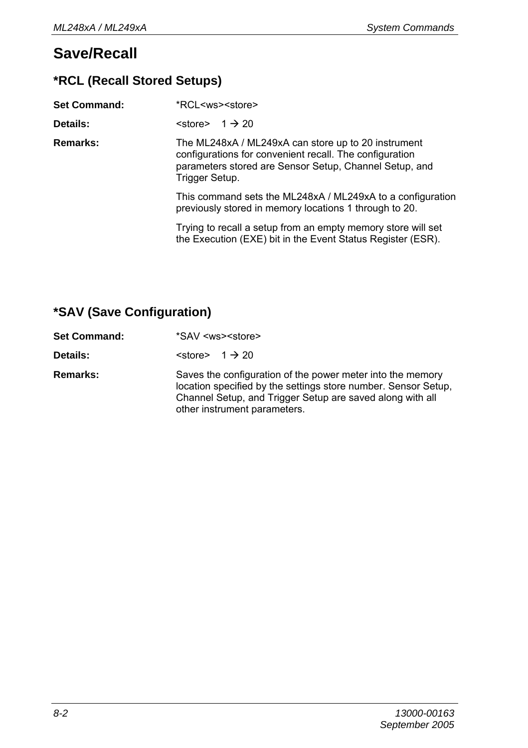# Save/Recall

## *RCL (Recall Stored Setups)

**Set Command:** *RCL<ws><store>

**Details:** <store> 1 → 20

**Remarks:** The ML248xA / ML249xA can store up to 20 instrument configurations for convenient recall. The configuration parameters stored are Sensor Setup, Channel Setup, and Trigger Setup.

This command sets the ML248xA / ML249xA to a configuration previously stored in memory locations 1 through to 20.

Trying to recall a setup from an empty memory store will set the Execution (EXE) bit in the Event Status Register (ESR).

## *SAV (Save Configuration)

**Set Command:** *SAV <ws><store>

**Details:** <store> 1 → 20

**Remarks:** Saves the configuration of the power meter into the memory location specified by the settings store number. Sensor Setup, Channel Setup, and Trigger Setup are saved along with all other instrument parameters.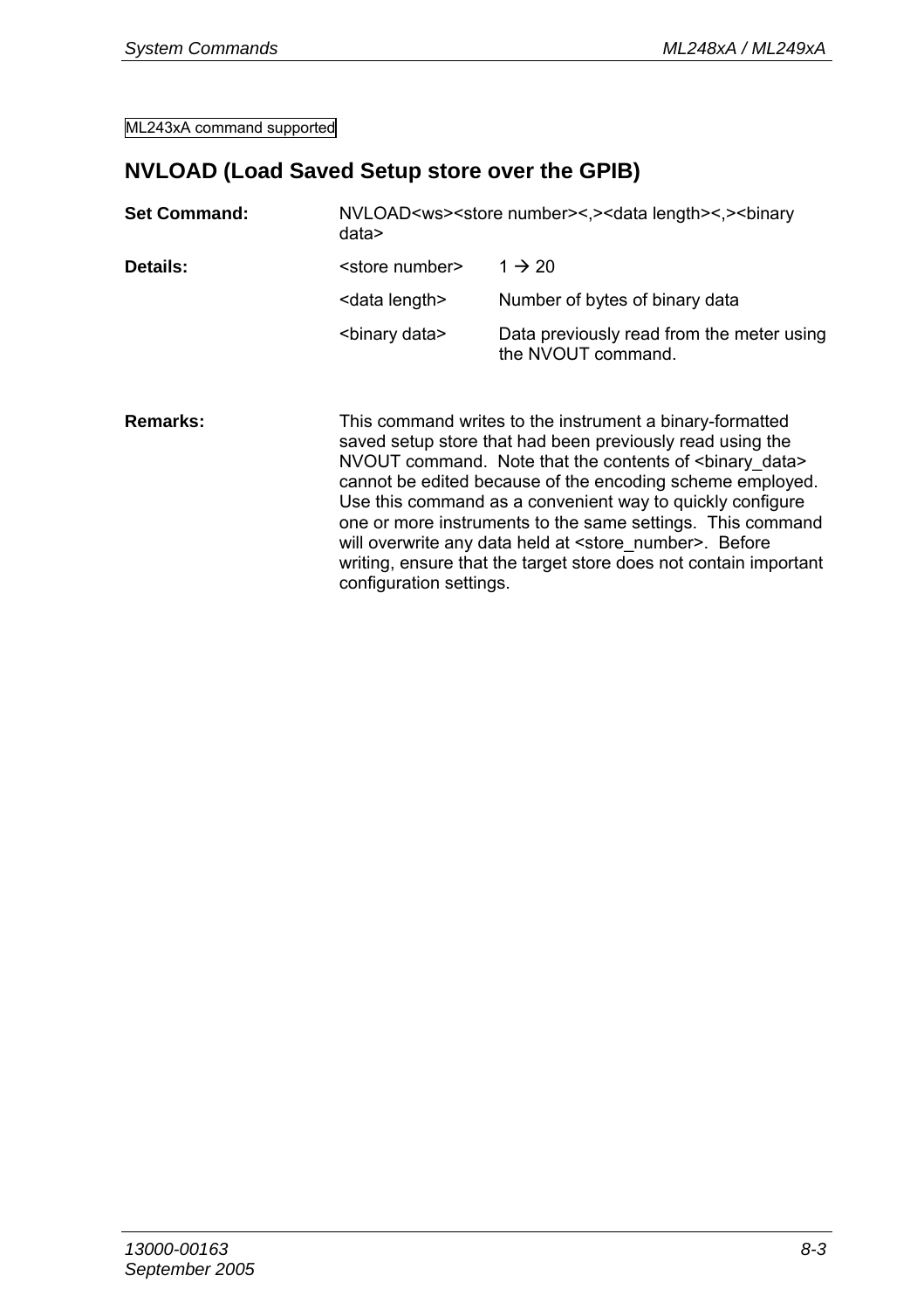ML243xA command supported

## NVLOAD (Load Saved Setup store over the GPIB)

**Set Command:** NVLOAD<ws><store number><,><data length><,><binary data>

**Details:**

| | |
|---|---|
| <store number> | 1 → 20 |
| <data length> | Number of bytes of binary data |
| <binary data> | Data previously read from the meter using the NVOUT command. |

**Remarks:** This command writes to the instrument a binary-formatted saved setup store that had been previously read using the NVOUT command. Note that the contents of <binary_data> cannot be edited because of the encoding scheme employed. Use this command as a convenient way to quickly configure one or more instruments to the same settings. This command will overwrite any data held at <store_number>. Before writing, ensure that the target store does not contain important configuration settings.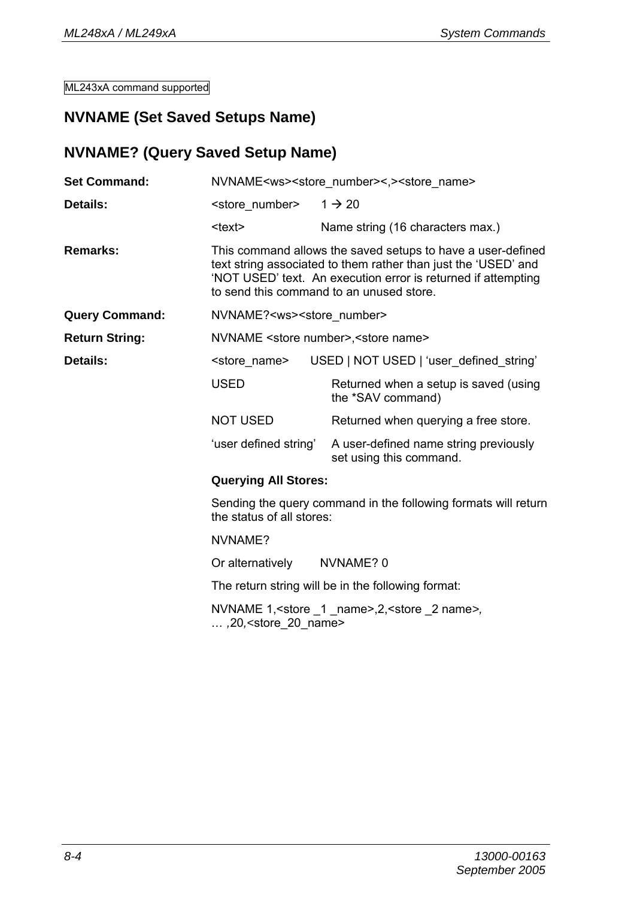ML243xA command supported

## NVNAME (Set Saved Setups Name)

## NVNAME? (Query Saved Setup Name)

| | | |
|---|---|---|
| **Set Command:** | NVNAME<ws><store_number><,><store_name> | |
| **Details:** | <store_number> | 1 → 20 |
| | <text> | Name string (16 characters max.) |
| **Remarks:** | This command allows the saved setups to have a user-defined text string associated to them rather than just the 'USED' and 'NOT USED' text. An execution error is returned if attempting to send this command to an unused store. | |
| **Query Command:** | NVNAME?<ws><store_number> | |
| **Return String:** | NVNAME <store number>,<store name> | |
| **Details:** | <store_name> | USED \| NOT USED \| 'user_defined_string' |
| | USED | Returned when a setup is saved (using the *SAV command) |
| | NOT USED | Returned when querying a free store. |
| | 'user defined string' | A user-defined name string previously set using this command. |

**Querying All Stores:**

Sending the query command in the following formats will return the status of all stores:

NVNAME?

Or alternatively NVNAME? 0

The return string will be in the following format:

NVNAME 1,<store _1 _name>,2,<store _2 name>, … ,20,<store_20_name>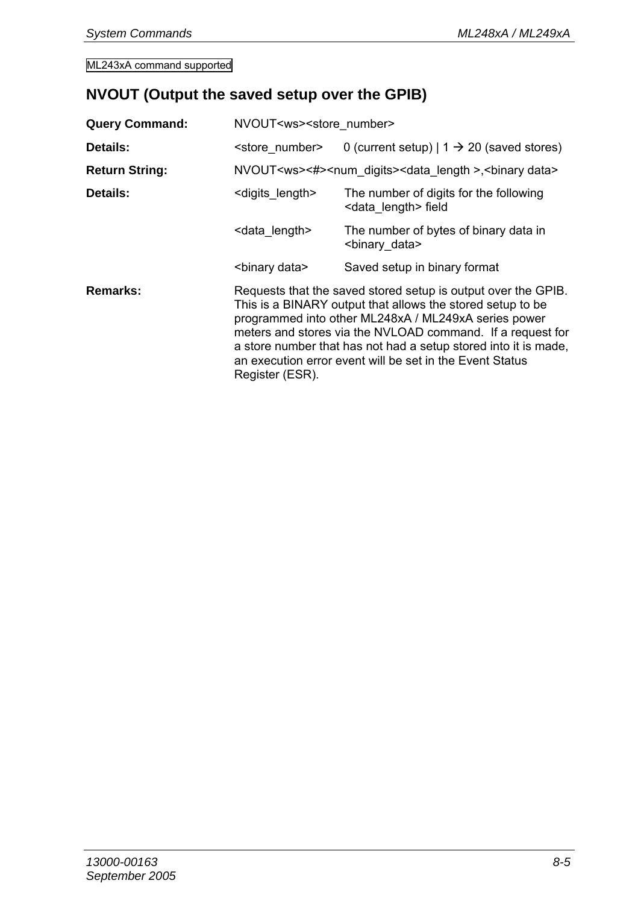ML243xA command supported

## NVOUT (Output the saved setup over the GPIB)

**Query Command:** NVOUT<ws><store_number>

**Details:** <store_number> 0 (current setup) | 1 → 20 (saved stores)

**Return String:** NVOUT<ws><#><num_digits><data_length >,<binary data>

**Details:**

| | |
|---|---|
| <digits_length> | The number of digits for the following <data_length> field |
| <data_length> | The number of bytes of binary data in <binary_data> |
| <binary data> | Saved setup in binary format |

**Remarks:** Requests that the saved stored setup is output over the GPIB. This is a BINARY output that allows the stored setup to be programmed into other ML248xA / ML249xA series power meters and stores via the NVLOAD command. If a request for a store number that has not had a setup stored into it is made, an execution error event will be set in the Event Status Register (ESR).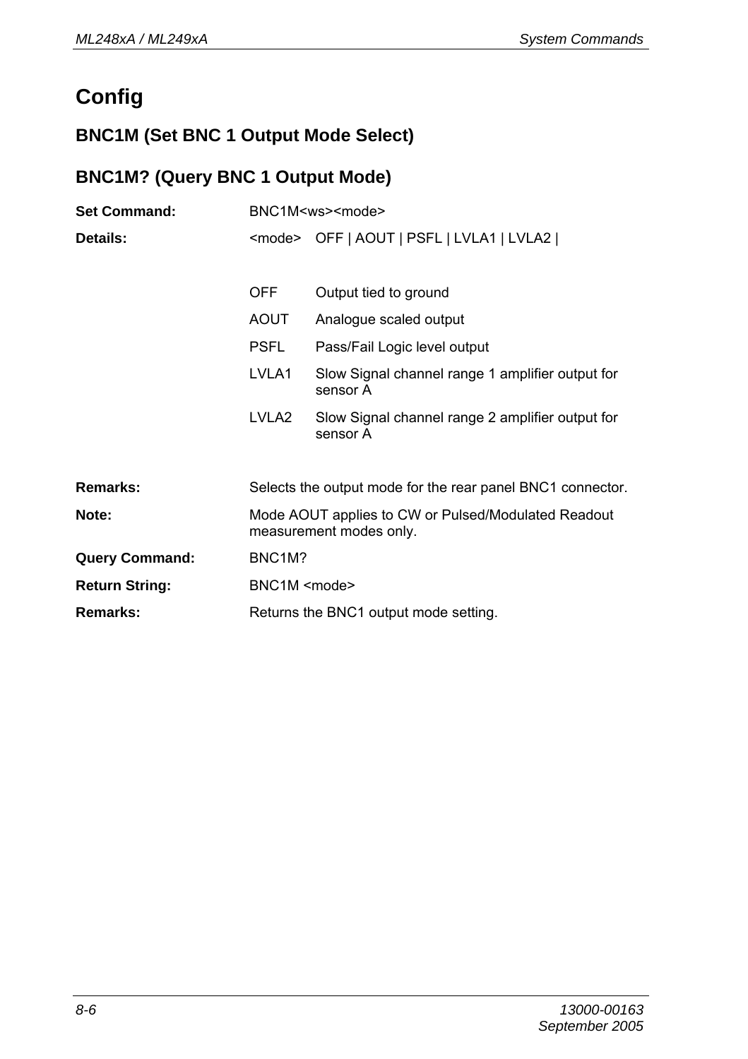# Config

## BNC1M (Set BNC 1 Output Mode Select)

## BNC1M? (Query BNC 1 Output Mode)

**Set Command:** BNC1M<ws><mode>

**Details:** <mode> OFF | AOUT | PSFL | LVLA1 | LVLA2 |

| | |
|---|---|
| OFF | Output tied to ground |
| AOUT | Analogue scaled output |
| PSFL | Pass/Fail Logic level output |
| LVLA1 | Slow Signal channel range 1 amplifier output for sensor A |
| LVLA2 | Slow Signal channel range 2 amplifier output for sensor A |

**Remarks:** Selects the output mode for the rear panel BNC1 connector.

**Note:** Mode AOUT applies to CW or Pulsed/Modulated Readout measurement modes only.

**Query Command:** BNC1M?

**Return String:** BNC1M <mode>

**Remarks:** Returns the BNC1 output mode setting.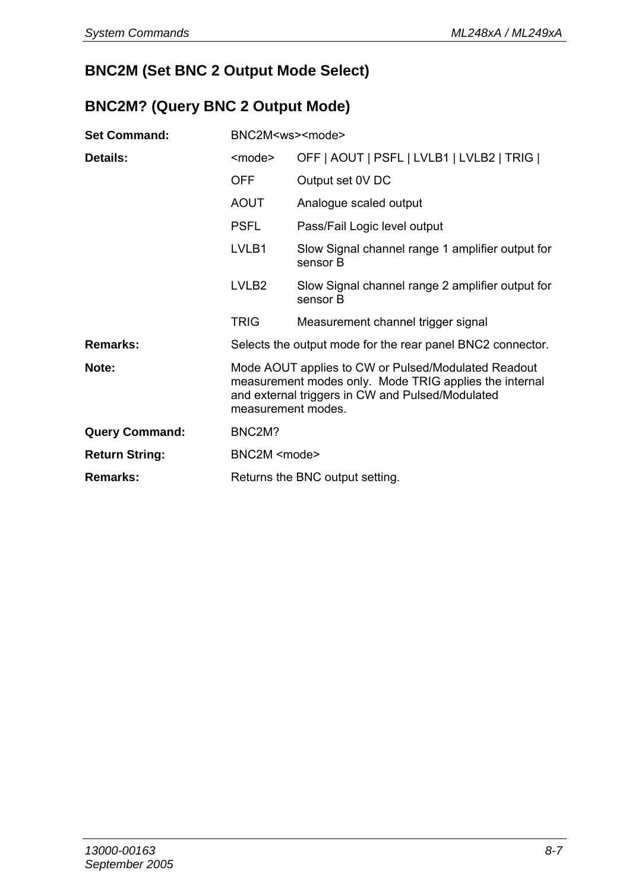## BNC2M (Set BNC 2 Output Mode Select)

## BNC2M? (Query BNC 2 Output Mode)

**Set Command:** BNC2M<ws><mode>

**Details:**

| | |
|---|---|
| <mode> | OFF \| AOUT \| PSFL \| LVLB1 \| LVLB2 \| TRIG \| |
| OFF | Output set 0V DC |
| AOUT | Analogue scaled output |
| PSFL | Pass/Fail Logic level output |
| LVLB1 | Slow Signal channel range 1 amplifier output for sensor B |
| LVLB2 | Slow Signal channel range 2 amplifier output for sensor B |
| TRIG | Measurement channel trigger signal |

**Remarks:** Selects the output mode for the rear panel BNC2 connector.

**Note:** Mode AOUT applies to CW or Pulsed/Modulated Readout measurement modes only. Mode TRIG applies the internal and external triggers in CW and Pulsed/Modulated measurement modes.

**Query Command:** BNC2M?

**Return String:** BNC2M <mode>

**Remarks:** Returns the BNC output setting.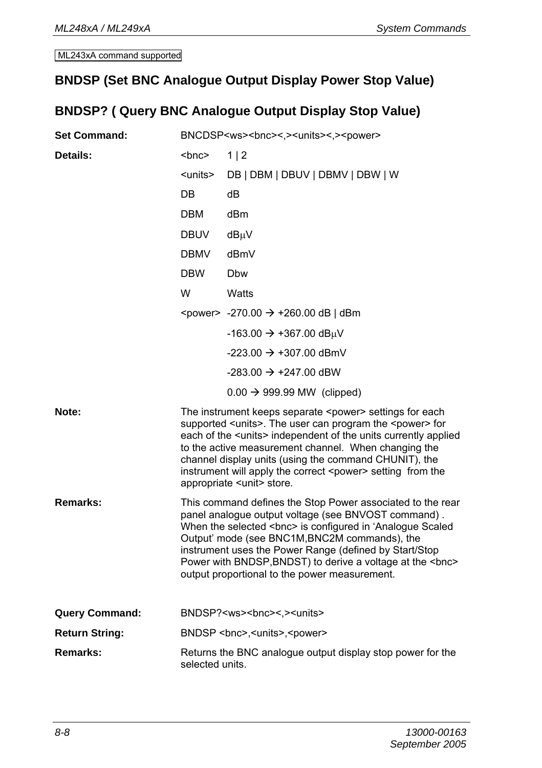ML243xA command supported

## BNDSP (Set BNC Analogue Output Display Power Stop Value)

## BNDSP? ( Query BNC Analogue Output Display Stop Value)

**Set Command:** BNCDSP<ws><bnc><,><units><,><power>

**Details:**

| | |
|---|---|
| <bnc> | 1 \| 2 |
| <units> | DB \| DBM \| DBUV \| DBMV \| DBW \| W |
| DB | dB |
| DBM | dBm |
| DBUV | dBμV |
| DBMV | dBmV |
| DBW | Dbw |
| W | Watts |
| <power> | -270.00 → +260.00 dB \| dBm |
| | -163.00 → +367.00 dBμV |
| | -223.00 → +307.00 dBmV |
| | -283.00 → +247.00 dBW |
| | 0.00 → 999.99 MW (clipped) |

**Note:** The instrument keeps separate <power> settings for each supported <units>. The user can program the <power> for each of the <units> independent of the units currently applied to the active measurement channel. When changing the channel display units (using the command CHUNIT), the instrument will apply the correct <power> setting from the appropriate <unit> store.

**Remarks:** This command defines the Stop Power associated to the rear panel analogue output voltage (see BNVOST command) . When the selected <bnc> is configured in 'Analogue Scaled Output' mode (see BNC1M,BNC2M commands), the instrument uses the Power Range (defined by Start/Stop Power with BNDSP,BNDST) to derive a voltage at the <bnc> output proportional to the power measurement.

**Query Command:** BNDSP?<ws><bnc><,><units>

**Return String:** BNDSP <bnc>,<units>,<power>

**Remarks:** Returns the BNC analogue output display stop power for the selected units.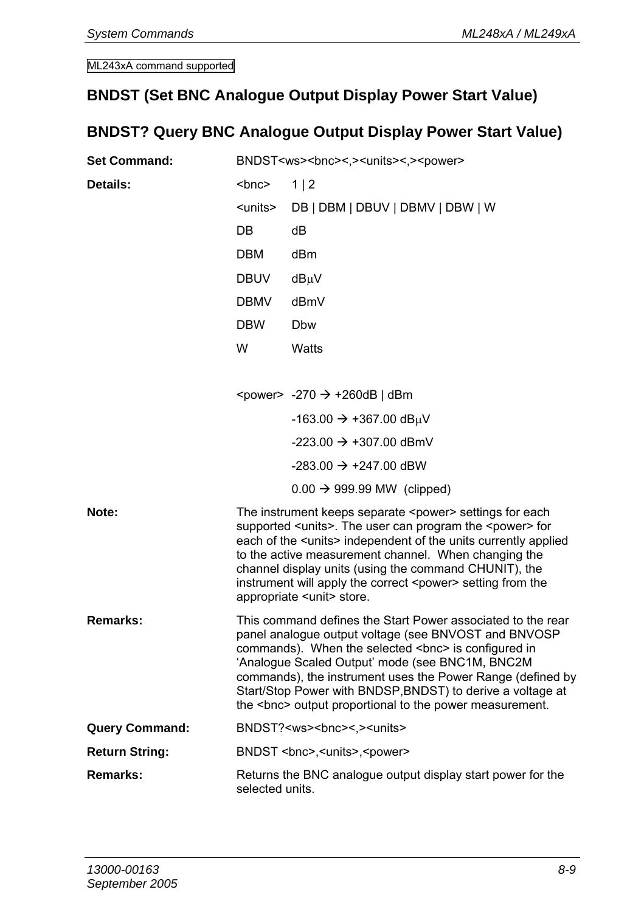ML243xA command supported

## BNDST (Set BNC Analogue Output Display Power Start Value)

## BNDST? Query BNC Analogue Output Display Power Start Value)

**Set Command:** BNDST<ws><bnc><,><units><,><power>

**Details:**

| | |
|---|---|
| <bnc> | 1 \| 2 |
| <units> | DB \| DBM \| DBUV \| DBMV \| DBW \| W |
| DB | dB |
| DBM | dBm |
| DBUV | dBμV |
| DBMV | dBmV |
| DBW | Dbw |
| W | Watts |

| | |
|---|---|
| <power> | -270 → +260dB \| dBm |
| | -163.00 → +367.00 dBμV |
| | -223.00 → +307.00 dBmV |
| | -283.00 → +247.00 dBW |
| | 0.00 → 999.99 MW (clipped) |

**Note:** The instrument keeps separate <power> settings for each supported <units>. The user can program the <power> for each of the <units> independent of the units currently applied to the active measurement channel. When changing the channel display units (using the command CHUNIT), the instrument will apply the correct <power> setting from the appropriate <unit> store.

**Remarks:** This command defines the Start Power associated to the rear panel analogue output voltage (see BNVOST and BNVOSP commands). When the selected <bnc> is configured in 'Analogue Scaled Output' mode (see BNC1M, BNC2M commands), the instrument uses the Power Range (defined by Start/Stop Power with BNDSP,BNDST) to derive a voltage at the <bnc> output proportional to the power measurement.

**Query Command:** BNDST?<ws><bnc><,><units>

**Return String:** BNDST <bnc>,<units>,<power>

**Remarks:** Returns the BNC analogue output display start power for the selected units.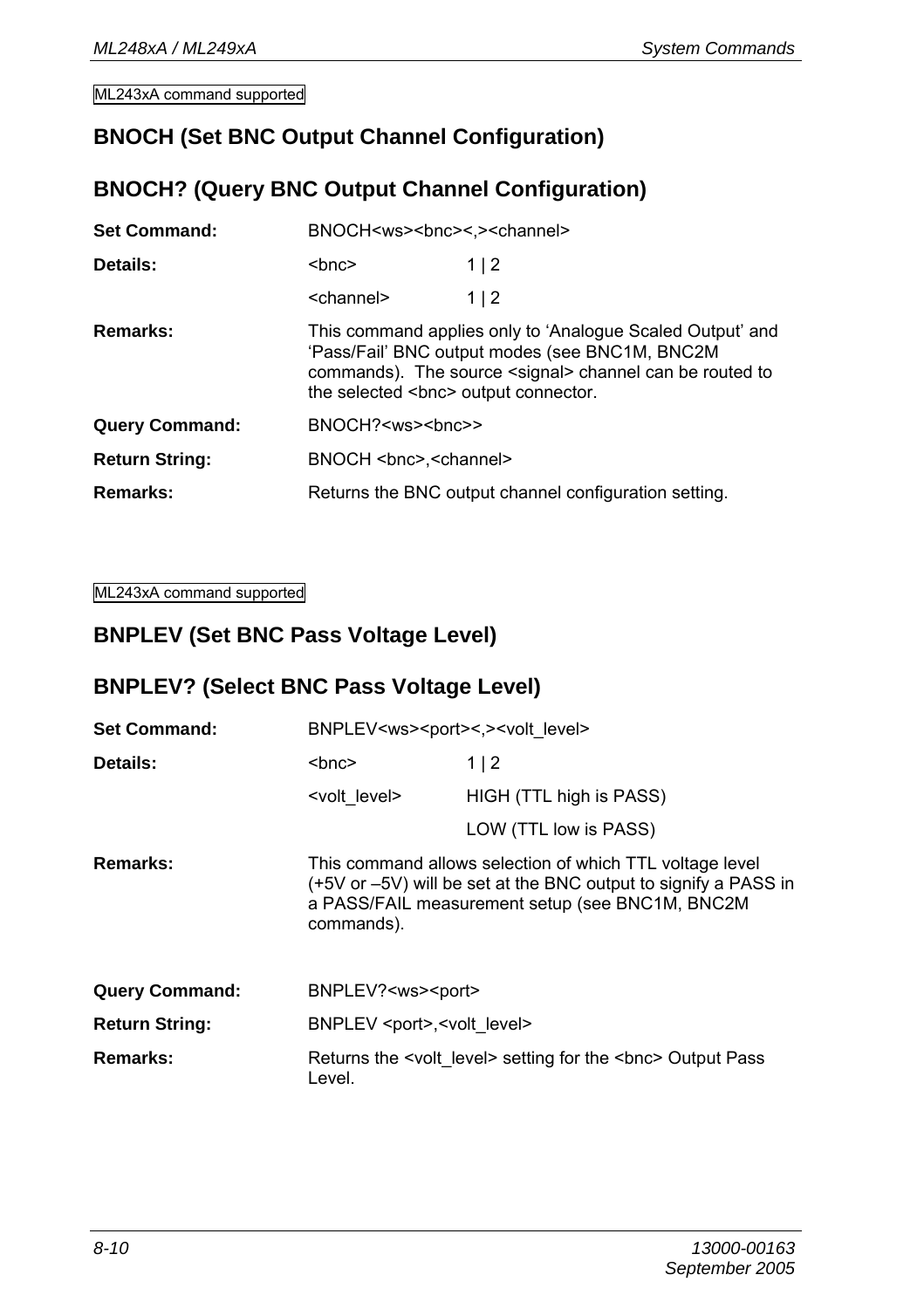ML243xA command supported

## BNOCH (Set BNC Output Channel Configuration)

## BNOCH? (Query BNC Output Channel Configuration)

**Set Command:** BNOCH<ws><bnc><,><channel>

**Details:**

| | |
|---|---|
| <bnc> | 1 \| 2 |
| <channel> | 1 \| 2 |

**Remarks:** This command applies only to 'Analogue Scaled Output' and 'Pass/Fail' BNC output modes (see BNC1M, BNC2M commands). The source <signal> channel can be routed to the selected <bnc> output connector.

**Query Command:** BNOCH?<ws><bnc>>

**Return String:** BNOCH <bnc>,<channel>

**Remarks:** Returns the BNC output channel configuration setting.

ML243xA command supported

## BNPLEV (Set BNC Pass Voltage Level)

## BNPLEV? (Select BNC Pass Voltage Level)

**Set Command:** BNPLEV<ws><port><,><volt_level>

**Details:**

| | |
|---|---|
| <bnc> | 1 \| 2 |
| <volt_level> | HIGH (TTL high is PASS) |
| | LOW (TTL low is PASS) |

**Remarks:** This command allows selection of which TTL voltage level (+5V or –5V) will be set at the BNC output to signify a PASS in a PASS/FAIL measurement setup (see BNC1M, BNC2M commands).

**Query Command:** BNPLEV?<ws><port>

**Return String:** BNPLEV <port>,<volt_level>

**Remarks:** Returns the <volt_level> setting for the <bnc> Output Pass Level.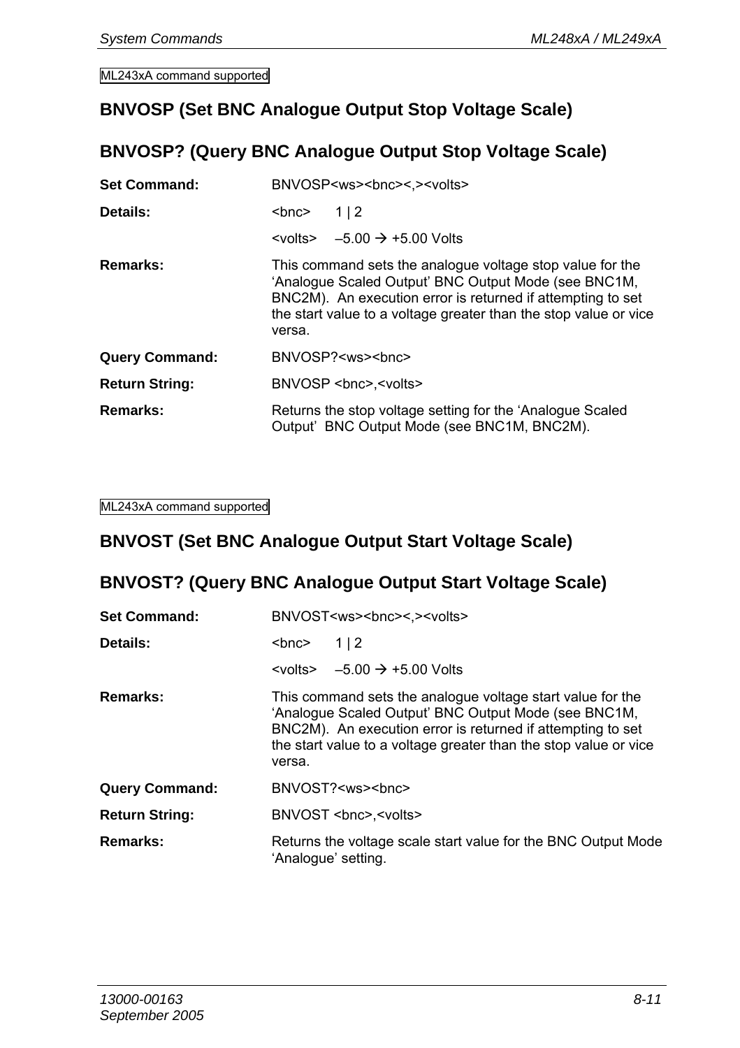ML243xA command supported

## BNVOSP (Set BNC Analogue Output Stop Voltage Scale)

## BNVOSP? (Query BNC Analogue Output Stop Voltage Scale)

**Set Command:** BNVOSP<ws><bnc><,><volts>

**Details:** <bnc> 1 | 2

<volts> –5.00 → +5.00 Volts

**Remarks:** This command sets the analogue voltage stop value for the 'Analogue Scaled Output' BNC Output Mode (see BNC1M, BNC2M). An execution error is returned if attempting to set the start value to a voltage greater than the stop value or vice versa.

**Query Command:** BNVOSP?<ws><bnc>

**Return String:** BNVOSP <bnc>,<volts>

**Remarks:** Returns the stop voltage setting for the 'Analogue Scaled Output' BNC Output Mode (see BNC1M, BNC2M).

ML243xA command supported

## BNVOST (Set BNC Analogue Output Start Voltage Scale)

## BNVOST? (Query BNC Analogue Output Start Voltage Scale)

**Set Command:** BNVOST<ws><bnc><,><volts>

**Details:** <bnc> 1 | 2

<volts> –5.00 → +5.00 Volts

**Remarks:** This command sets the analogue voltage start value for the 'Analogue Scaled Output' BNC Output Mode (see BNC1M, BNC2M). An execution error is returned if attempting to set the start value to a voltage greater than the stop value or vice versa.

**Query Command:** BNVOST?<ws><bnc>

**Return String:** BNVOST <bnc>,<volts>

**Remarks:** Returns the voltage scale start value for the BNC Output Mode 'Analogue' setting.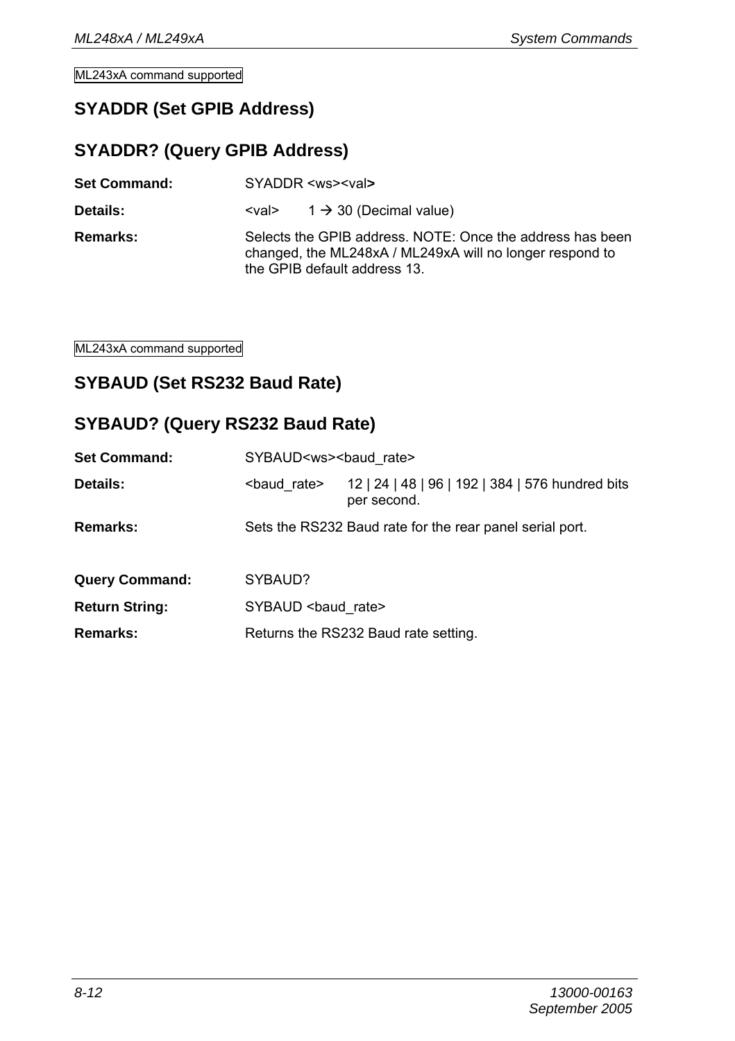ML243xA command supported

## SYADDR (Set GPIB Address)

## SYADDR? (Query GPIB Address)

| | |
|---|---|
| **Set Command:** | SYADDR <ws><val> |
| **Details:** | <val> 1 → 30 (Decimal value) |
| **Remarks:** | Selects the GPIB address. NOTE: Once the address has been changed, the ML248xA / ML249xA will no longer respond to the GPIB default address 13. |

ML243xA command supported

## SYBAUD (Set RS232 Baud Rate)

## SYBAUD? (Query RS232 Baud Rate)

| | |
|---|---|
| **Set Command:** | SYBAUD<ws><baud_rate> |
| **Details:** | <baud_rate> 12 \| 24 \| 48 \| 96 \| 192 \| 384 \| 576 hundred bits per second. |
| **Remarks:** | Sets the RS232 Baud rate for the rear panel serial port. |
| **Query Command:** | SYBAUD? |
| **Return String:** | SYBAUD <baud_rate> |
| **Remarks:** | Returns the RS232 Baud rate setting. |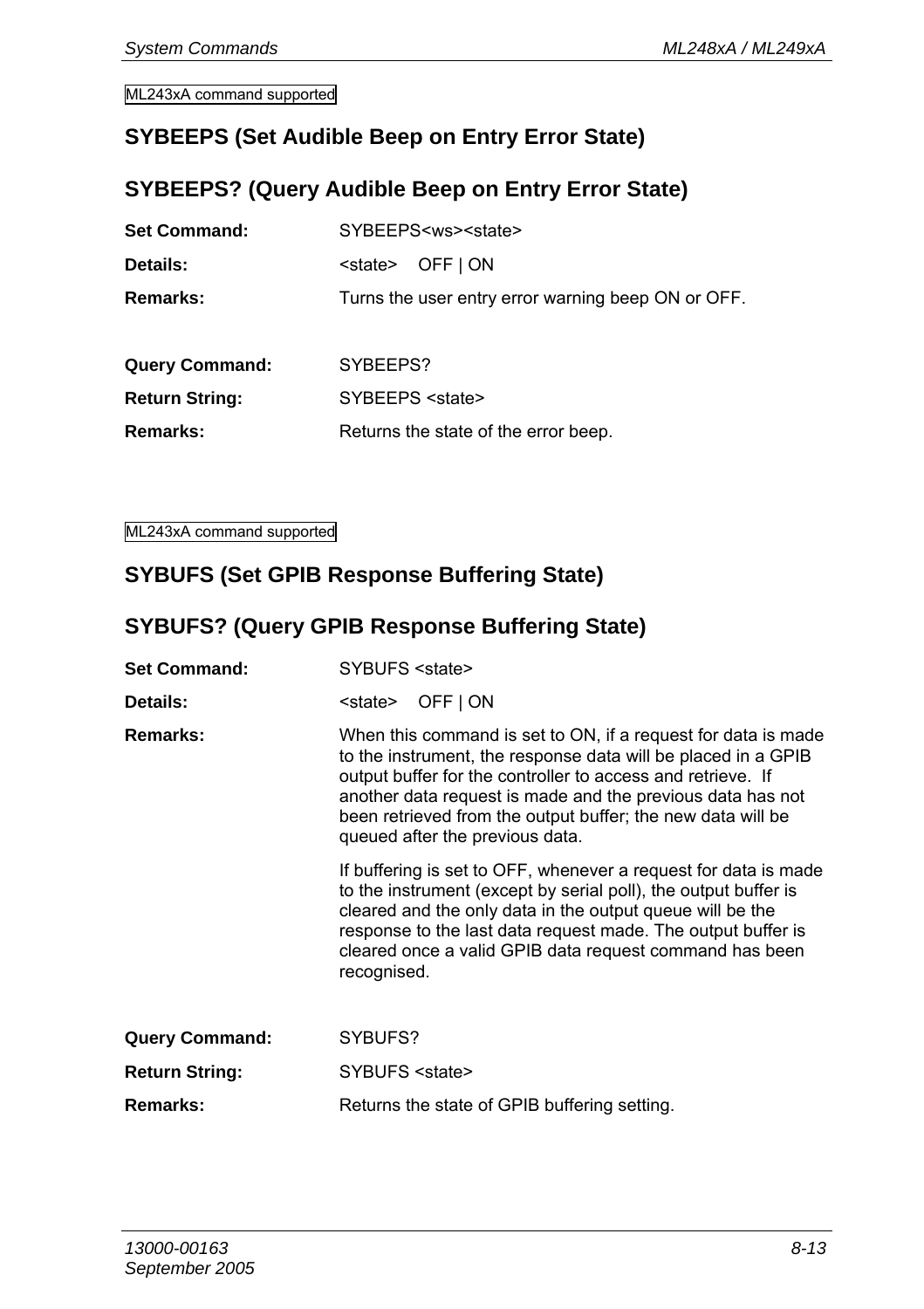ML243xA command supported

## SYBEEPS (Set Audible Beep on Entry Error State)

## SYBEEPS? (Query Audible Beep on Entry Error State)

**Set Command:** SYBEEPS<ws><state>

**Details:** <state> OFF | ON

**Remarks:** Turns the user entry error warning beep ON or OFF.

**Query Command:** SYBEEPS?

**Return String:** SYBEEPS <state>

**Remarks:** Returns the state of the error beep.

ML243xA command supported

## SYBUFS (Set GPIB Response Buffering State)

## SYBUFS? (Query GPIB Response Buffering State)

**Set Command:** SYBUFS <state>

**Details:** <state> OFF | ON

**Remarks:** When this command is set to ON, if a request for data is made to the instrument, the response data will be placed in a GPIB output buffer for the controller to access and retrieve. If another data request is made and the previous data has not been retrieved from the output buffer; the new data will be queued after the previous data.

If buffering is set to OFF, whenever a request for data is made to the instrument (except by serial poll), the output buffer is cleared and the only data in the output queue will be the response to the last data request made. The output buffer is cleared once a valid GPIB data request command has been recognised.

**Query Command:** SYBUFS?

**Return String:** SYBUFS <state>

**Remarks:** Returns the state of GPIB buffering setting.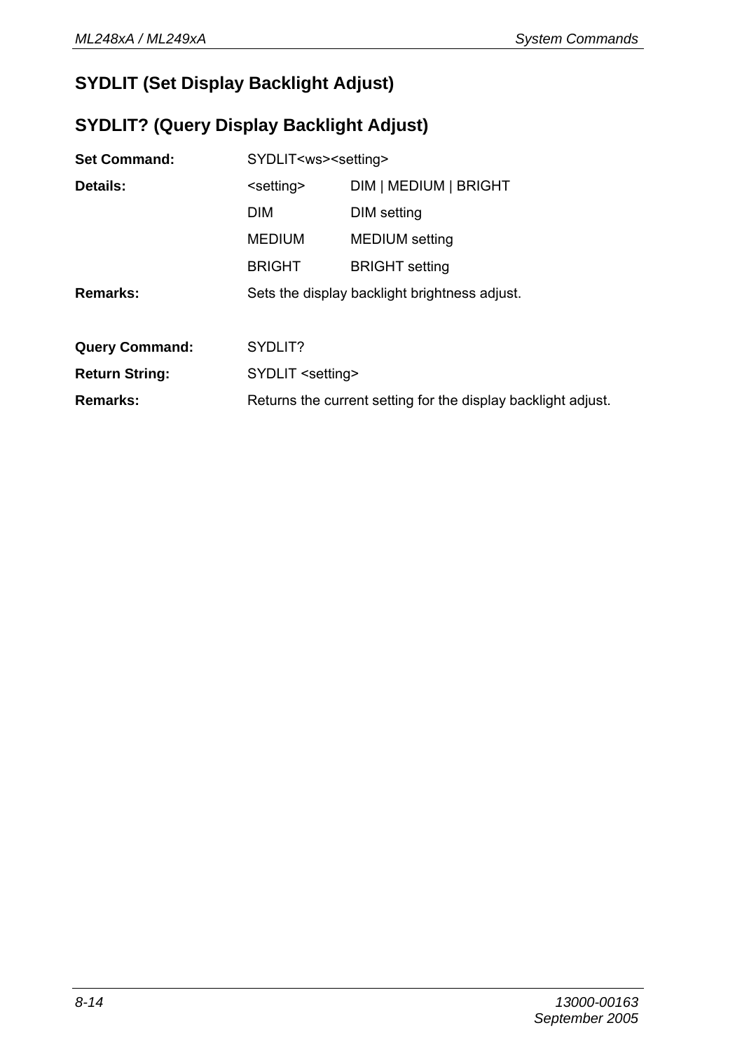## SYDLIT (Set Display Backlight Adjust)

## SYDLIT? (Query Display Backlight Adjust)

**Set Command:** SYDLIT<ws><setting>

**Details:**

| | |
|---|---|
| <setting> | DIM \| MEDIUM \| BRIGHT |
| DIM | DIM setting |
| MEDIUM | MEDIUM setting |
| BRIGHT | BRIGHT setting |

**Remarks:** Sets the display backlight brightness adjust.

**Query Command:** SYDLIT?

**Return String:** SYDLIT <setting>

**Remarks:** Returns the current setting for the display backlight adjust.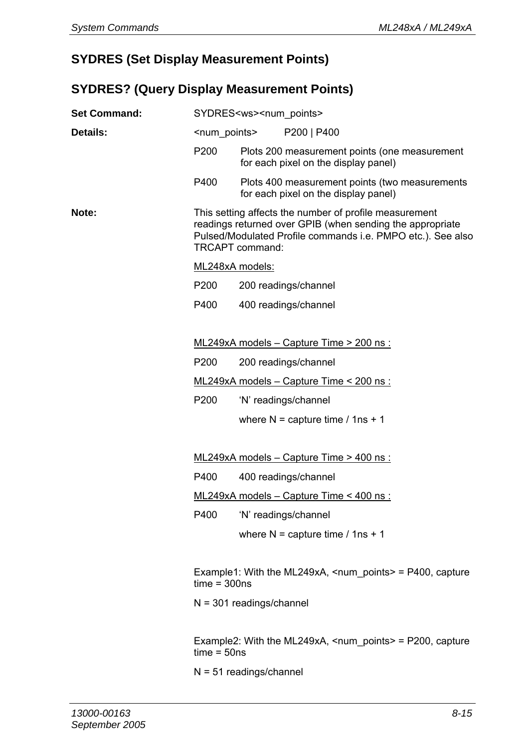## SYDRES (Set Display Measurement Points)

## SYDRES? (Query Display Measurement Points)

**Set Command:** SYDRES<ws><num_points>

**Details:** <num_points> P200 | P400

| | |
|---|---|
| P200 | Plots 200 measurement points (one measurement for each pixel on the display panel) |
| P400 | Plots 400 measurement points (two measurements for each pixel on the display panel) |

**Note:** This setting affects the number of profile measurement readings returned over GPIB (when sending the appropriate Pulsed/Modulated Profile commands i.e. PMPO etc.). See also TRCAPT command:

<u>ML248xA models:</u>

P200 200 readings/channel

P400 400 readings/channel

<u>ML249xA models – Capture Time > 200 ns :</u>

P200 200 readings/channel

<u>ML249xA models – Capture Time < 200 ns :</u>

P200 ‘N’ readings/channel

where N = capture time / 1ns + 1

<u>ML249xA models – Capture Time > 400 ns :</u>

P400 400 readings/channel

<u>ML249xA models – Capture Time < 400 ns :</u>

P400 ‘N’ readings/channel

where N = capture time / 1ns + 1

Example1: With the ML249xA, <num_points> = P400, capture time = 300ns

N = 301 readings/channel

Example2: With the ML249xA, <num_points> = P200, capture time = 50ns

N = 51 readings/channel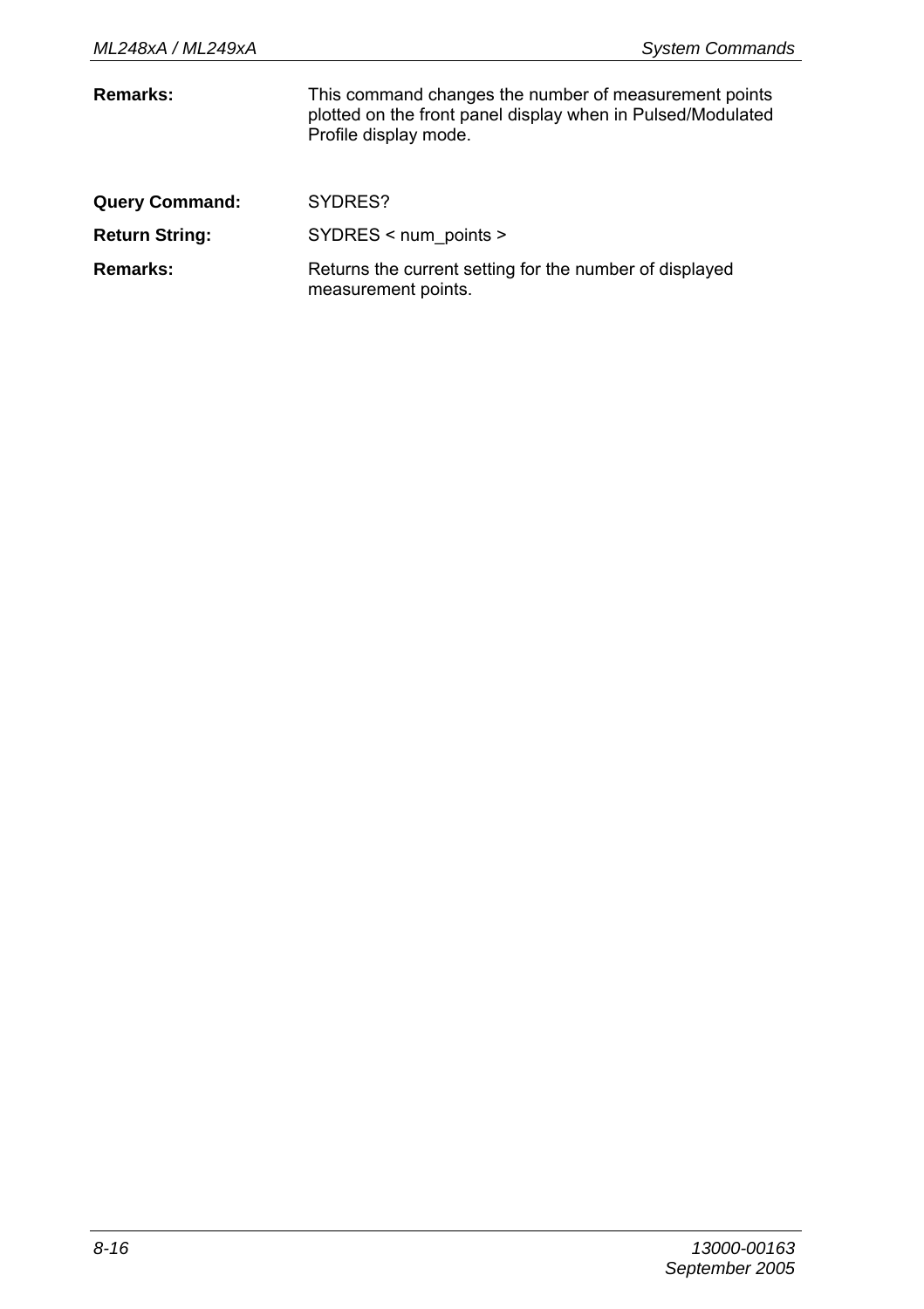**Remarks:** This command changes the number of measurement points plotted on the front panel display when in Pulsed/Modulated Profile display mode.

**Query Command:** SYDRES?

**Return String:** SYDRES < num_points >

**Remarks:** Returns the current setting for the number of displayed measurement points.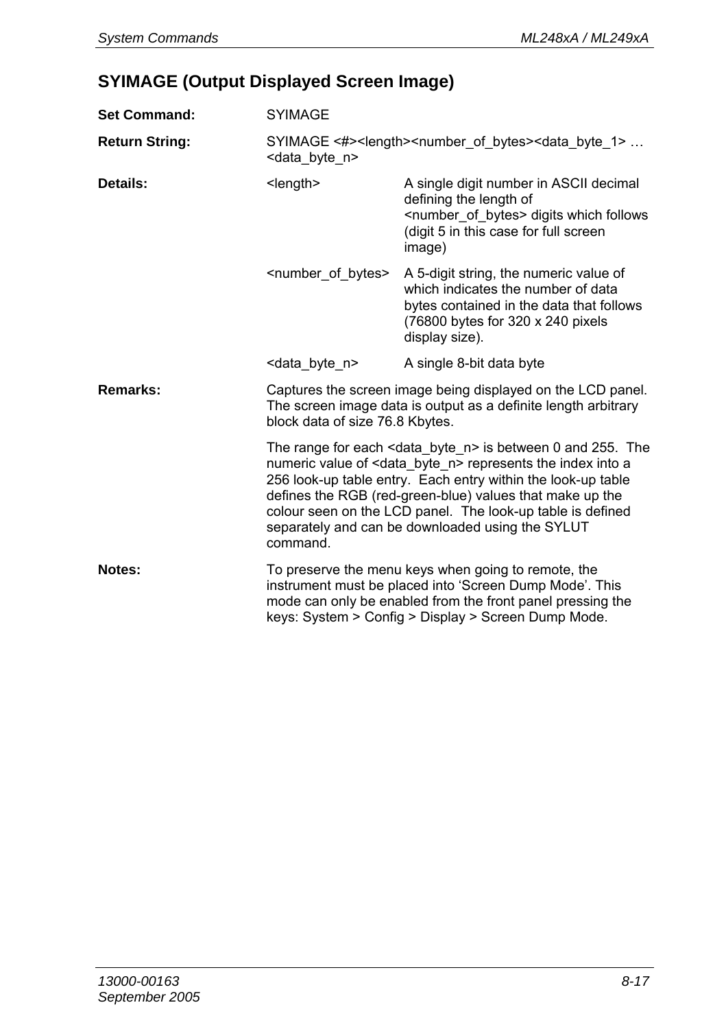## SYIMAGE (Output Displayed Screen Image)

**Set Command:** SYIMAGE

**Return String:** SYIMAGE <#><length><number_of_bytes><data_byte_1> … <data_byte_n>

**Details:**

| | |
|---|---|
| <length> | A single digit number in ASCII decimal defining the length of <number_of_bytes> digits which follows (digit 5 in this case for full screen image) |
| <number_of_bytes> | A 5-digit string, the numeric value of which indicates the number of data bytes contained in the data that follows (76800 bytes for 320 x 240 pixels display size). |
| <data_byte_n> | A single 8-bit data byte |

**Remarks:** Captures the screen image being displayed on the LCD panel. The screen image data is output as a definite length arbitrary block data of size 76.8 Kbytes.

The range for each <data_byte_n> is between 0 and 255. The numeric value of <data_byte_n> represents the index into a 256 look-up table entry. Each entry within the look-up table defines the RGB (red-green-blue) values that make up the colour seen on the LCD panel. The look-up table is defined separately and can be downloaded using the SYLUT command.

**Notes:** To preserve the menu keys when going to remote, the instrument must be placed into 'Screen Dump Mode'. This mode can only be enabled from the front panel pressing the keys: System > Config > Display > Screen Dump Mode.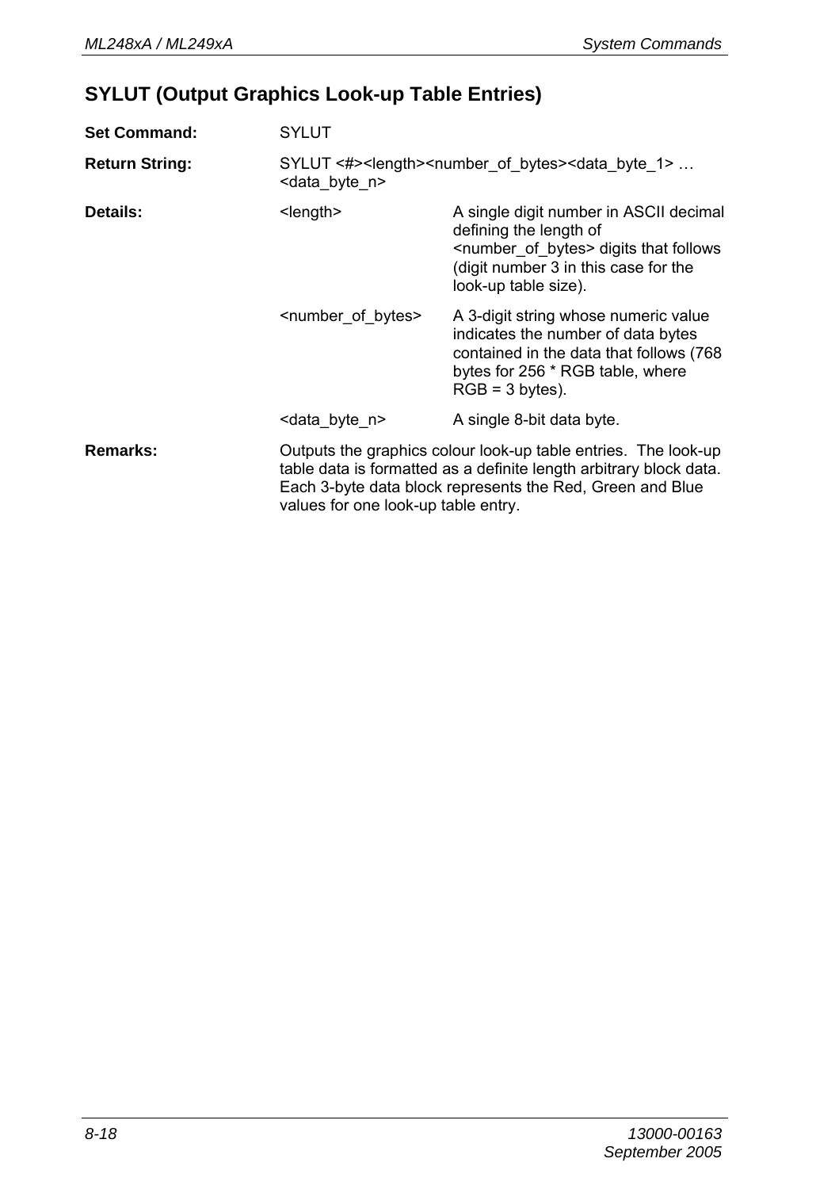## SYLUT (Output Graphics Look-up Table Entries)

**Set Command:** SYLUT

**Return String:** SYLUT <#><length><number_of_bytes><data_byte_1> … <data_byte_n>

**Details:**

| | |
|---|---|
| <length> | A single digit number in ASCII decimal defining the length of <number_of_bytes> digits that follows (digit number 3 in this case for the look-up table size). |
| <number_of_bytes> | A 3-digit string whose numeric value indicates the number of data bytes contained in the data that follows (768 bytes for 256 * RGB table, where RGB = 3 bytes). |
| <data_byte_n> | A single 8-bit data byte. |

**Remarks:** Outputs the graphics colour look-up table entries. The look-up table data is formatted as a definite length arbitrary block data. Each 3-byte data block represents the Red, Green and Blue values for one look-up table entry.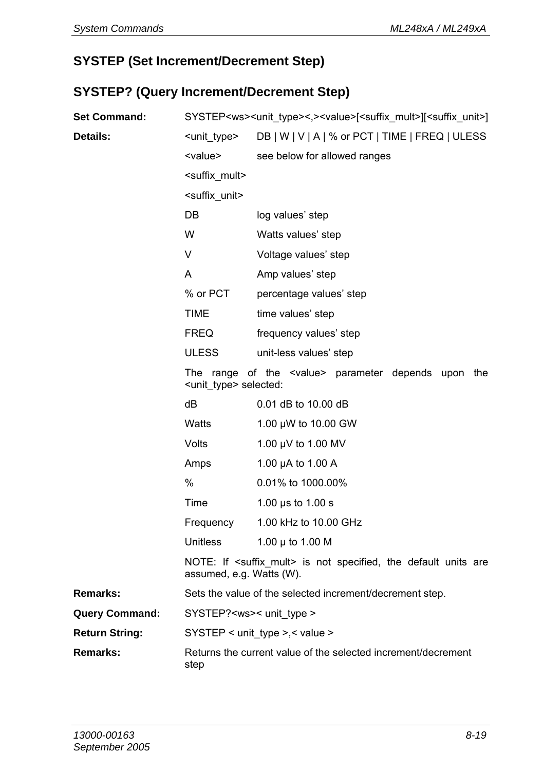## SYSTEP (Set Increment/Decrement Step)

## SYSTEP? (Query Increment/Decrement Step)

**Set Command:** SYSTEP<ws><unit_type><,><value>[<suffix_mult>][<suffix_unit>]

**Details:**

| | |
|---|---|
| <unit_type> | DB \| W \| V \| A \| % or PCT \| TIME \| FREQ \| ULESS |
| <value> | see below for allowed ranges |
| <suffix_mult> | |
| <suffix_unit> | |
| DB | log values' step |
| W | Watts values' step |
| V | Voltage values' step |
| A | Amp values' step |
| % or PCT | percentage values' step |
| TIME | time values' step |
| FREQ | frequency values' step |
| ULESS | unit-less values' step |

The range of the <value> parameter depends upon the <unit_type> selected:

| | |
|---|---|
| dB | 0.01 dB to 10.00 dB |
| Watts | 1.00 µW to 10.00 GW |
| Volts | 1.00 µV to 1.00 MV |
| Amps | 1.00 µA to 1.00 A |
| % | 0.01% to 1000.00% |
| Time | 1.00 µs to 1.00 s |
| Frequency | 1.00 kHz to 10.00 GHz |
| Unitless | 1.00 µ to 1.00 M |

NOTE: If <suffix_mult> is not specified, the default units are assumed, e.g. Watts (W).

**Remarks:** Sets the value of the selected increment/decrement step.

**Query Command:** SYSTEP?<ws>< unit_type >

**Return String:** SYSTEP < unit_type >,< value >

**Remarks:** Returns the current value of the selected increment/decrement step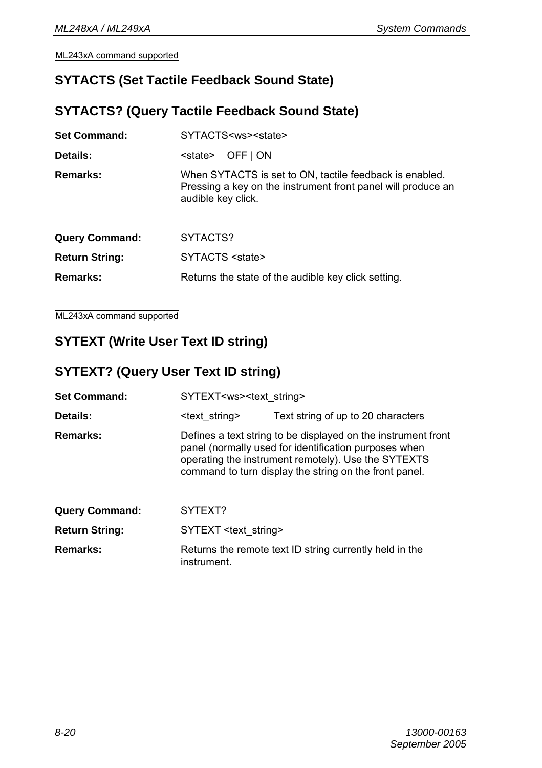ML243xA command supported

## SYTACTS (Set Tactile Feedback Sound State)

## SYTACTS? (Query Tactile Feedback Sound State)

**Set Command:** SYTACTS<ws><state>

**Details:** <state> OFF | ON

**Remarks:** When SYTACTS is set to ON, tactile feedback is enabled. Pressing a key on the instrument front panel will produce an audible key click.

**Query Command:** SYTACTS?

**Return String:** SYTACTS <state>

**Remarks:** Returns the state of the audible key click setting.

ML243xA command supported

## SYTEXT (Write User Text ID string)

## SYTEXT? (Query User Text ID string)

**Set Command:** SYTEXT<ws><text_string>

**Details:** <text_string> Text string of up to 20 characters

**Remarks:** Defines a text string to be displayed on the instrument front panel (normally used for identification purposes when operating the instrument remotely). Use the SYTEXTS command to turn display the string on the front panel.

**Query Command:** SYTEXT?

**Return String:** SYTEXT <text_string>

**Remarks:** Returns the remote text ID string currently held in the instrument.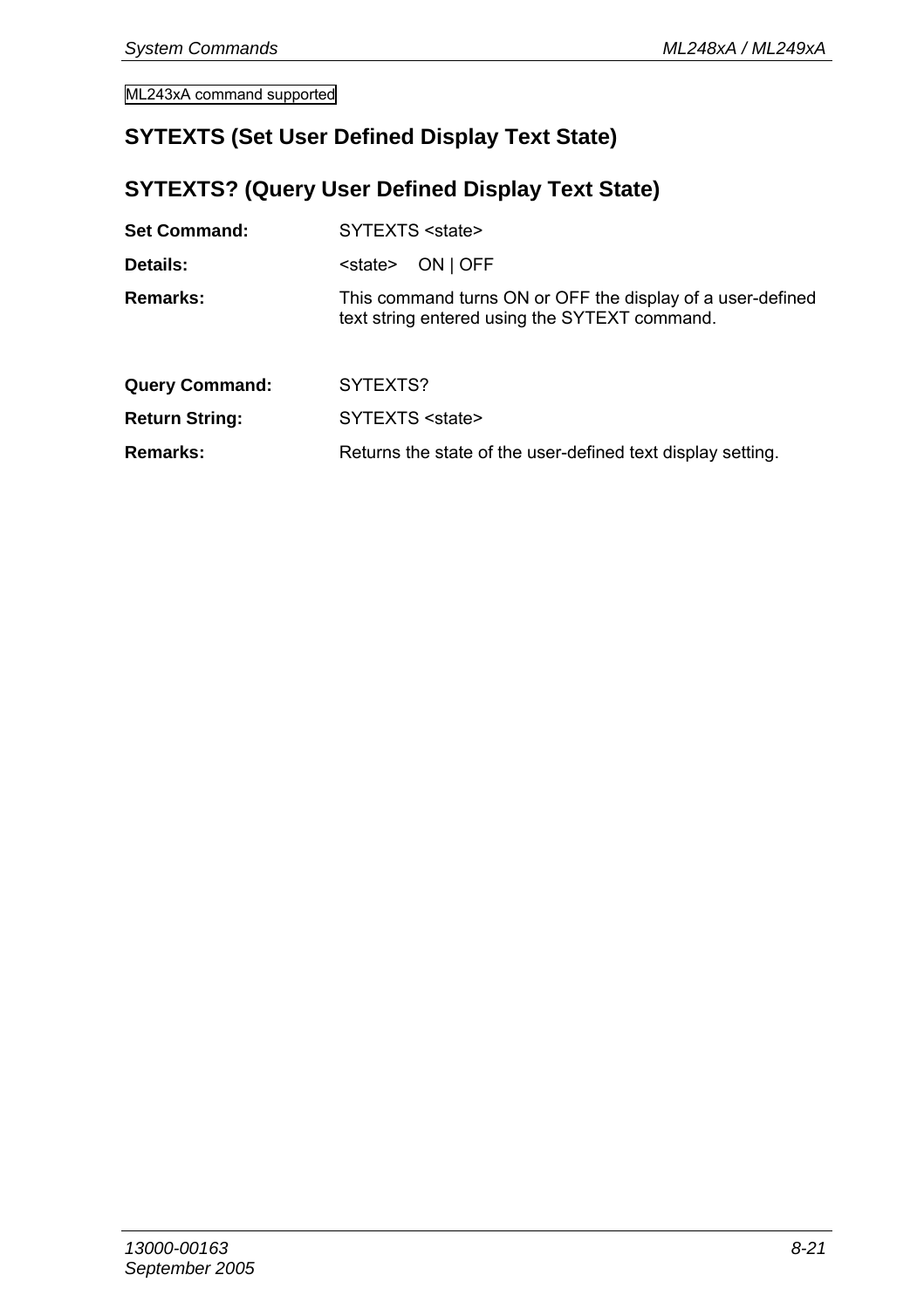ML243xA command supported

## SYTEXTS (Set User Defined Display Text State)

## SYTEXTS? (Query User Defined Display Text State)

**Set Command:** SYTEXTS <state>

**Details:** <state> ON | OFF

**Remarks:** This command turns ON or OFF the display of a user-defined text string entered using the SYTEXT command.

**Query Command:** SYTEXTS?

**Return String:** SYTEXTS <state>

**Remarks:** Returns the state of the user-defined text display setting.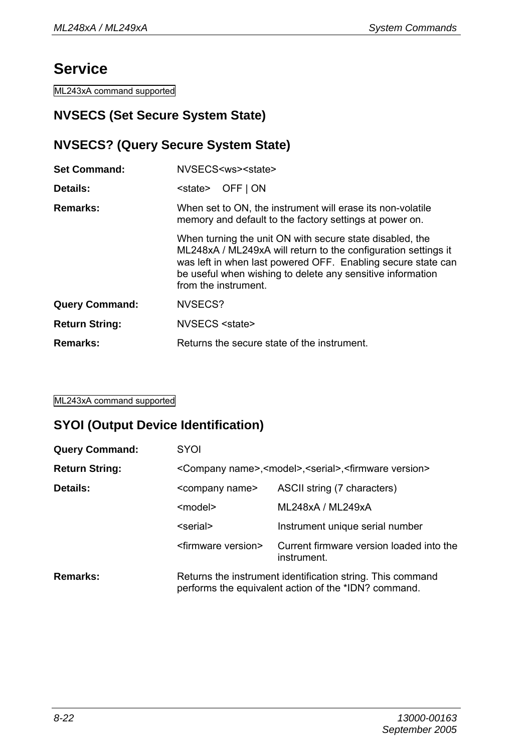# Service

ML243xA command supported

## NVSECS (Set Secure System State)

## NVSECS? (Query Secure System State)

**Set Command:** NVSECS<ws><state>

**Details:** <state> OFF | ON

**Remarks:** When set to ON, the instrument will erase its non-volatile memory and default to the factory settings at power on.

When turning the unit ON with secure state disabled, the ML248xA / ML249xA will return to the configuration settings it was left in when last powered OFF. Enabling secure state can be useful when wishing to delete any sensitive information from the instrument.

**Query Command:** NVSECS?

**Return String:** NVSECS <state>

**Remarks:** Returns the secure state of the instrument.

ML243xA command supported

## SYOI (Output Device Identification)

**Query Command:** SYOI

**Return String:** <Company name>,<model>,<serial>,<firmware version>

**Details:**

| | |
|---|---|
| <company name> | ASCII string (7 characters) |
| <model> | ML248xA / ML249xA |
| <serial> | Instrument unique serial number |
| <firmware version> | Current firmware version loaded into the instrument. |

**Remarks:** Returns the instrument identification string. This command performs the equivalent action of the *IDN? command.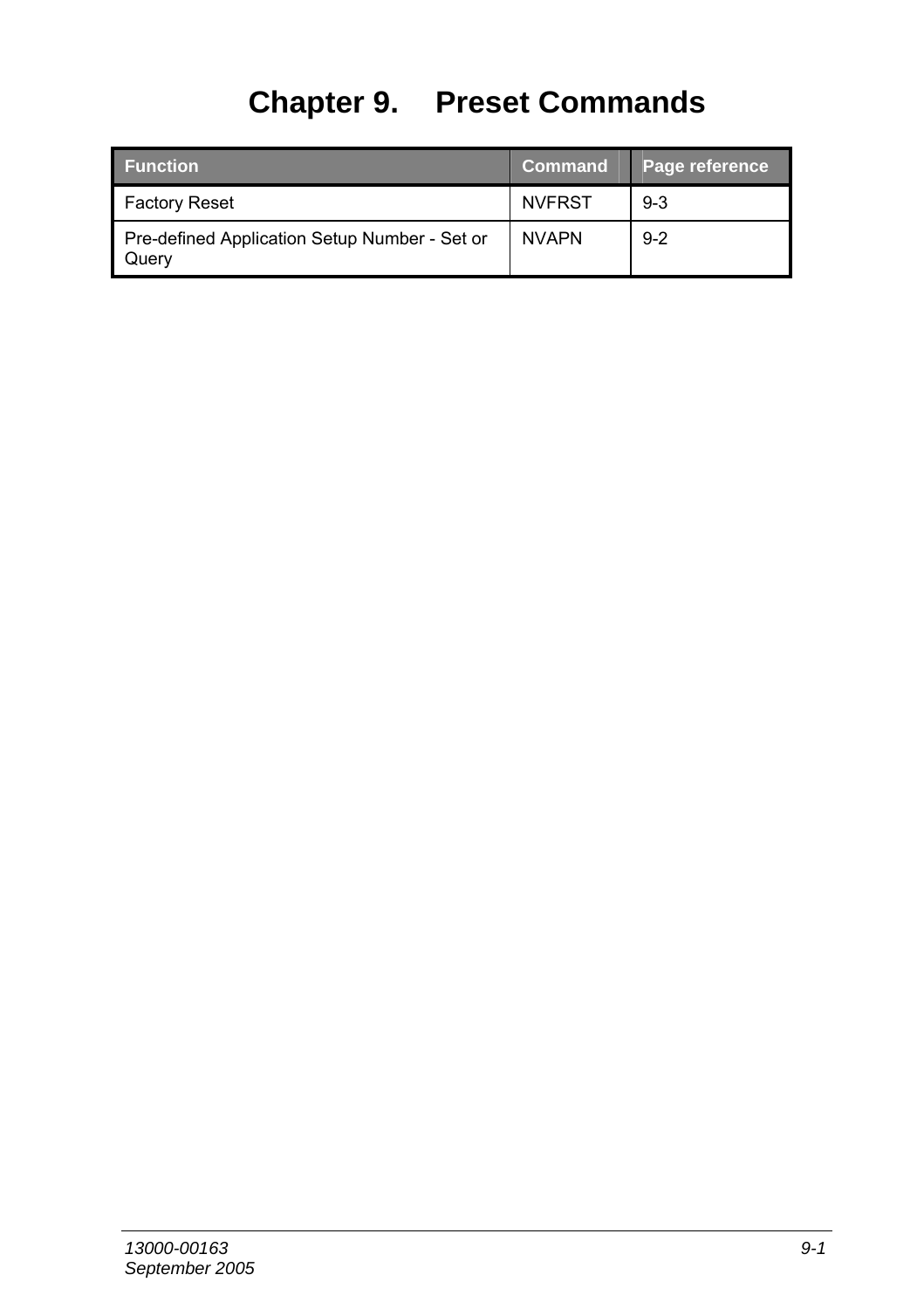# Chapter 9. Preset Commands

| Function | Command | Page reference |
|---|---|---|
| Factory Reset | NVFRST | 9-3 |
| Pre-defined Application Setup Number - Set or Query | NVAPN | 9-2 |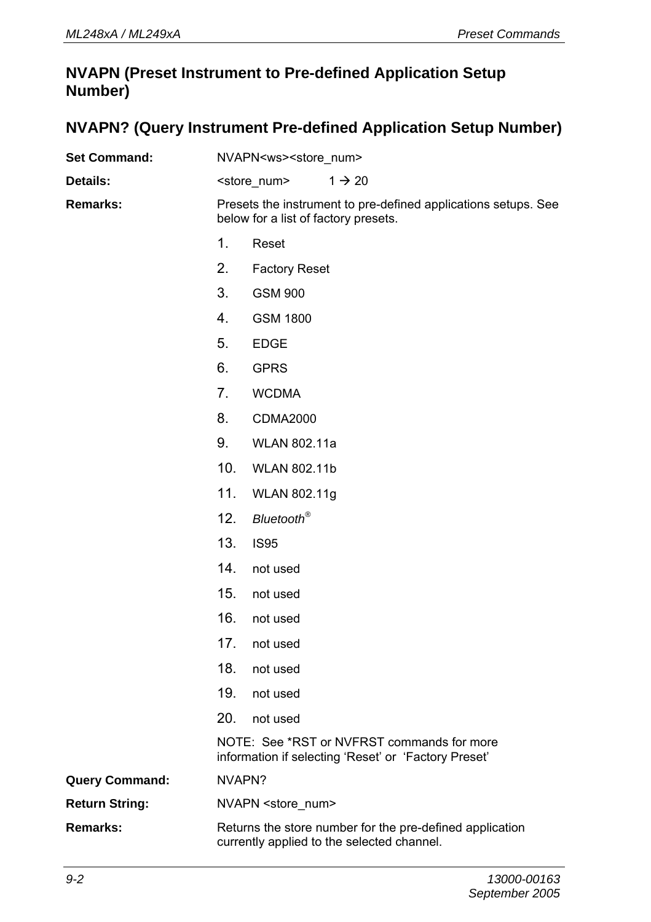## NVAPN (Preset Instrument to Pre-defined Application Setup Number)

## NVAPN? (Query Instrument Pre-defined Application Setup Number)

**Set Command:** NVAPN<ws><store_num>

**Details:** <store_num> 1 → 20

**Remarks:** Presets the instrument to pre-defined applications setups. See below for a list of factory presets.

1. Reset
2. Factory Reset
3. GSM 900
4. GSM 1800
5. EDGE
6. GPRS
7. WCDMA
8. CDMA2000
9. WLAN 802.11a
10. WLAN 802.11b
11. WLAN 802.11g
12. *Bluetooth®*
13. IS95
14. not used
15. not used
16. not used
17. not used
18. not used
19. not used
20. not used

NOTE: See *RST or NVFRST commands for more information if selecting 'Reset' or 'Factory Preset'

**Query Command:** NVAPN?

**Return String:** NVAPN <store_num>

**Remarks:** Returns the store number for the pre-defined application currently applied to the selected channel.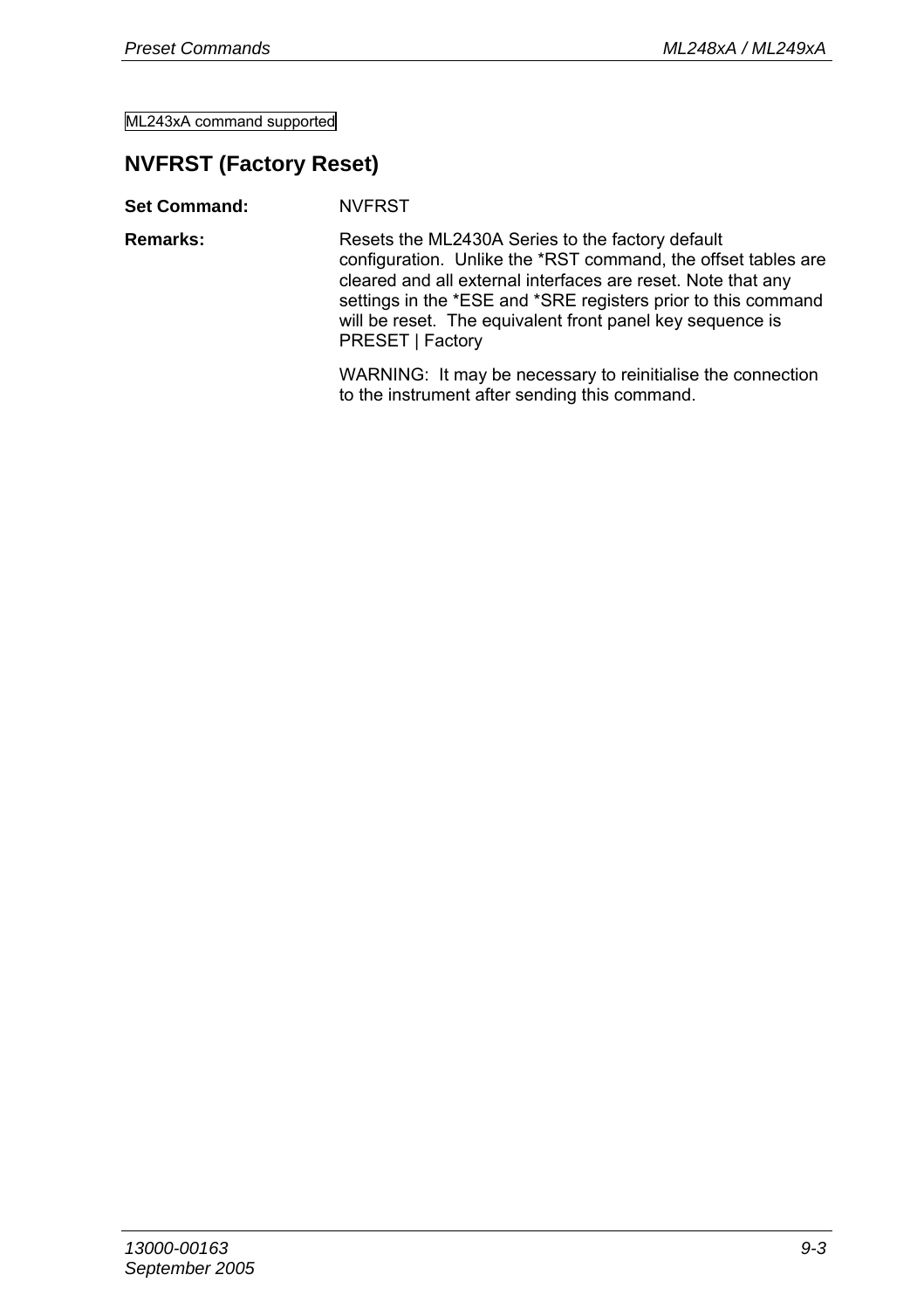ML243xA command supported

## NVFRST (Factory Reset)

**Set Command:** NVFRST

**Remarks:** Resets the ML2430A Series to the factory default configuration. Unlike the *RST command, the offset tables are cleared and all external interfaces are reset. Note that any settings in the *ESE and *SRE registers prior to this command will be reset. The equivalent front panel key sequence is PRESET | Factory

WARNING: It may be necessary to reinitialise the connection to the instrument after sending this command.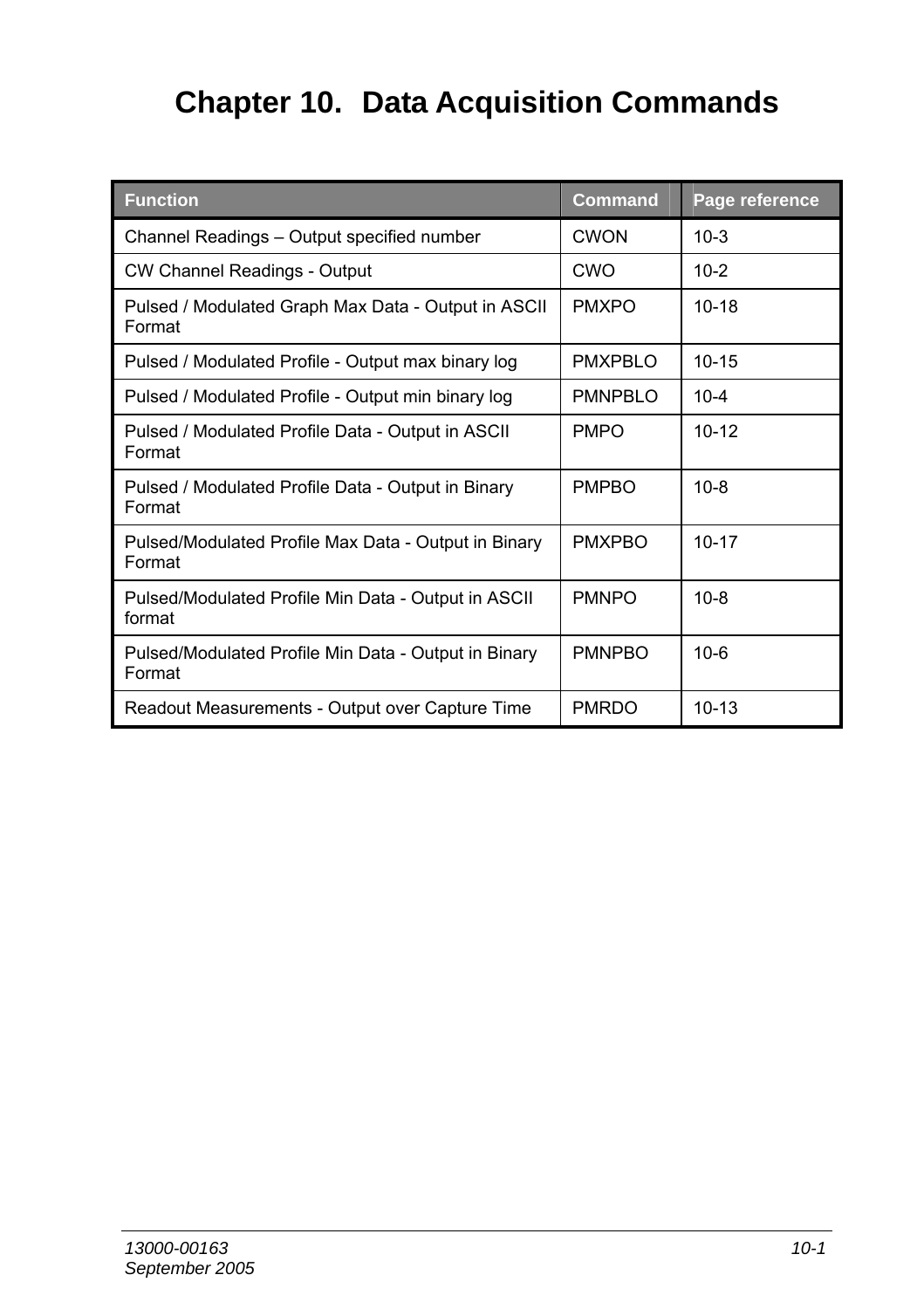# Chapter 10. Data Acquisition Commands

| Function | Command | Page reference |
|---|---|---|
| Channel Readings – Output specified number | CWON | 10-3 |
| CW Channel Readings - Output | CWO | 10-2 |
| Pulsed / Modulated Graph Max Data - Output in ASCII Format | PMXPO | 10-18 |
| Pulsed / Modulated Profile - Output max binary log | PMXPBLO | 10-15 |
| Pulsed / Modulated Profile - Output min binary log | PMNPBLO | 10-4 |
| Pulsed / Modulated Profile Data - Output in ASCII Format | PMPO | 10-12 |
| Pulsed / Modulated Profile Data - Output in Binary Format | PMPBO | 10-8 |
| Pulsed/Modulated Profile Max Data - Output in Binary Format | PMXPBO | 10-17 |
| Pulsed/Modulated Profile Min Data - Output in ASCII format | PMNPO | 10-8 |
| Pulsed/Modulated Profile Min Data - Output in Binary Format | PMNPBO | 10-6 |
| Readout Measurements - Output over Capture Time | PMRDO | 10-13 |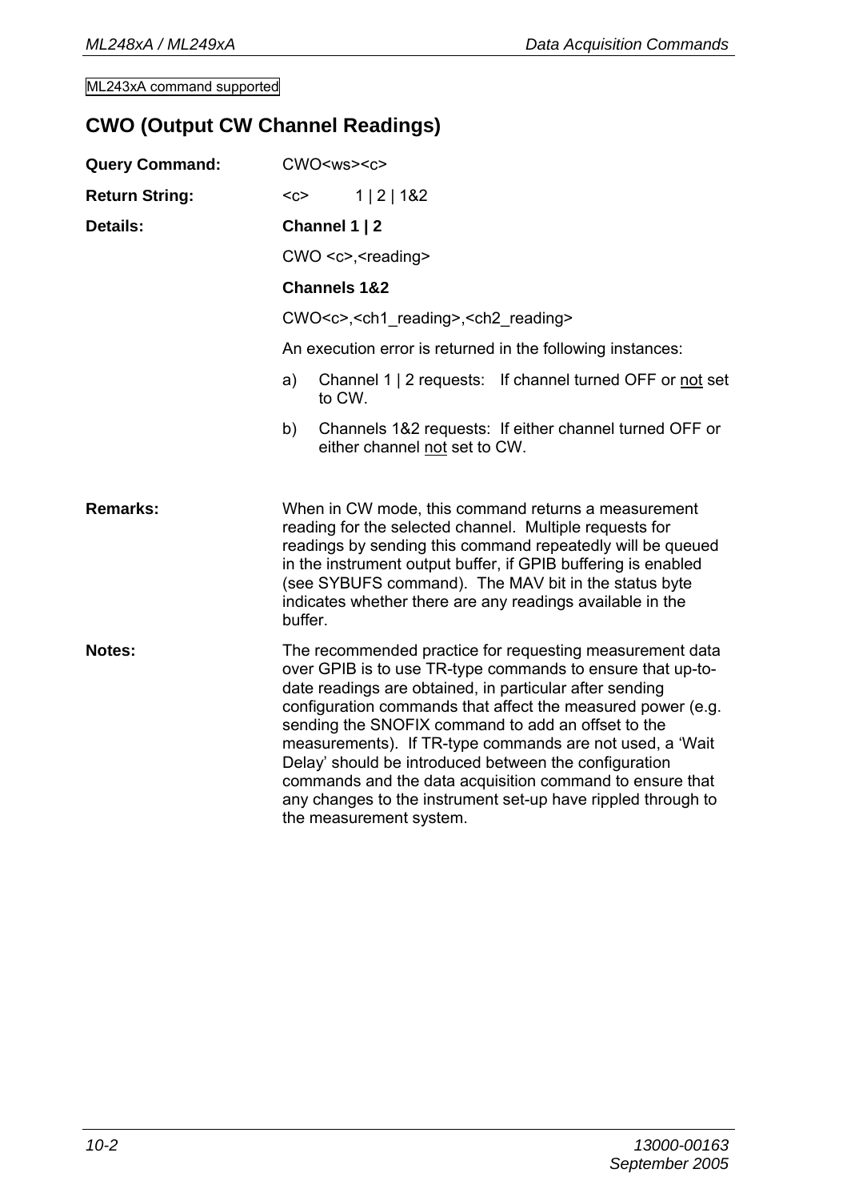ML243xA command supported

## CWO (Output CW Channel Readings)

**Query Command:** CWO<ws><c>

**Return String:** <c> 1 | 2 | 1&2

**Details:**

**Channel 1 | 2**

CWO <c>,<reading>

**Channels 1&2**

CWO<c>,<ch1_reading>,<ch2_reading>

An execution error is returned in the following instances:

a) Channel 1 | 2 requests: If channel turned OFF or not set to CW.

b) Channels 1&2 requests: If either channel turned OFF or either channel not set to CW.

**Remarks:** When in CW mode, this command returns a measurement reading for the selected channel. Multiple requests for readings by sending this command repeatedly will be queued in the instrument output buffer, if GPIB buffering is enabled (see SYBUFS command). The MAV bit in the status byte indicates whether there are any readings available in the buffer.

**Notes:** The recommended practice for requesting measurement data over GPIB is to use TR-type commands to ensure that up-to-date readings are obtained, in particular after sending configuration commands that affect the measured power (e.g. sending the SNOFIX command to add an offset to the measurements). If TR-type commands are not used, a 'Wait Delay' should be introduced between the configuration commands and the data acquisition command to ensure that any changes to the instrument set-up have rippled through to the measurement system.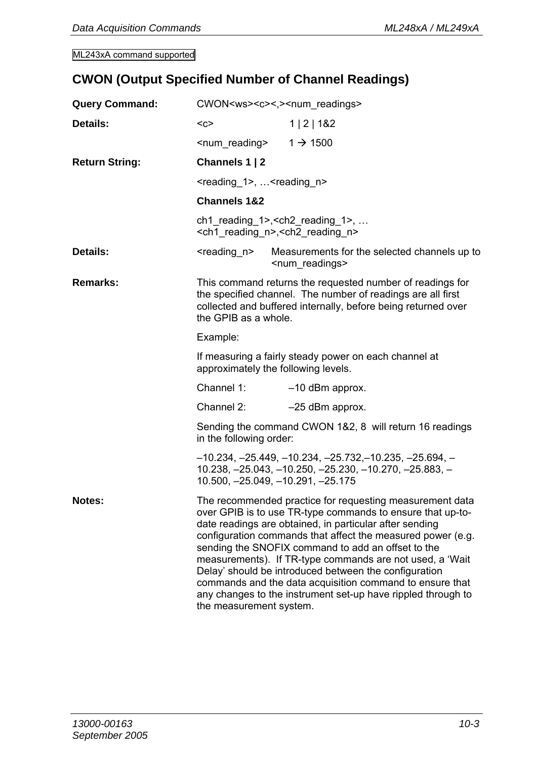ML243xA command supported

## CWON (Output Specified Number of Channel Readings)

**Query Command:** CWON<ws><c><,><num_readings>

**Details:**

| | |
|---|---|
| <c> | 1 \| 2 \| 1&2 |
| <num_reading> | 1 → 1500 |

**Return String:**

**Channels 1 | 2**

<reading_1>, …<reading_n>

**Channels 1&2**

ch1_reading_1>,<ch2_reading_1>, … <ch1_reading_n>,<ch2_reading_n>

**Details:**

| | |
|---|---|
| <reading_n> | Measurements for the selected channels up to <num_readings> |

**Remarks:** This command returns the requested number of readings for the specified channel. The number of readings are all first collected and buffered internally, before being returned over the GPIB as a whole.

Example:

If measuring a fairly steady power on each channel at approximately the following levels.

| | |
|---|---|
| Channel 1: | –10 dBm approx. |
| Channel 2: | –25 dBm approx. |

Sending the command CWON 1&2, 8 will return 16 readings in the following order:

–10.234, –25.449, –10.234, –25.732,–10.235, –25.694, –10.238, –25.043, –10.250, –25.230, –10.270, –25.883, –10.500, –25.049, –10.291, –25.175

**Notes:** The recommended practice for requesting measurement data over GPIB is to use TR-type commands to ensure that up-to-date readings are obtained, in particular after sending configuration commands that affect the measured power (e.g. sending the SNOFIX command to add an offset to the measurements). If TR-type commands are not used, a 'Wait Delay' should be introduced between the configuration commands and the data acquisition command to ensure that any changes to the instrument set-up have rippled through to the measurement system.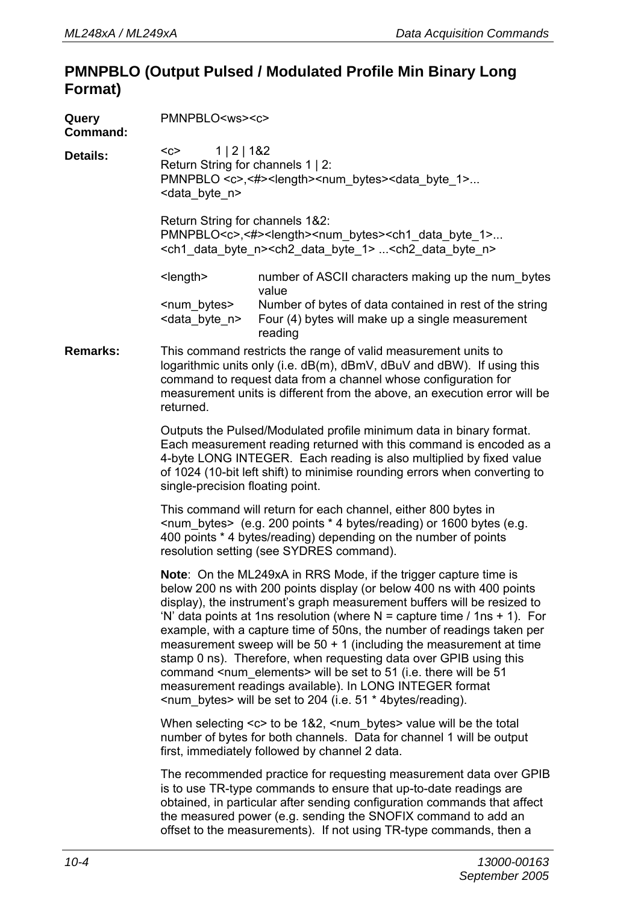## PMNPBLO (Output Pulsed / Modulated Profile Min Binary Long Format)

**Query Command:** PMNPBLO<ws><c>

**Details:** <c> 1 | 2 | 1&2

Return String for channels 1 | 2:
PMNPBLO <c>,<#><length><num_bytes><data_byte_1>... <data_byte_n>

Return String for channels 1&2:
PMNPBLO<c>,<#><length><num_bytes><ch1_data_byte_1>... <ch1_data_byte_n><ch2_data_byte_1> ...<ch2_data_byte_n>

| | |
|---|---|
| <length> | number of ASCII characters making up the num_bytes value |
| <num_bytes> | Number of bytes of data contained in rest of the string |
| <data_byte_n> | Four (4) bytes will make up a single measurement reading |

**Remarks:** This command restricts the range of valid measurement units to logarithmic units only (i.e. dB(m), dBmV, dBuV and dBW). If using this command to request data from a channel whose configuration for measurement units is different from the above, an execution error will be returned.

Outputs the Pulsed/Modulated profile minimum data in binary format. Each measurement reading returned with this command is encoded as a 4-byte LONG INTEGER. Each reading is also multiplied by fixed value of 1024 (10-bit left shift) to minimise rounding errors when converting to single-precision floating point.

This command will return for each channel, either 800 bytes in <num_bytes> (e.g. 200 points * 4 bytes/reading) or 1600 bytes (e.g. 400 points * 4 bytes/reading) depending on the number of points resolution setting (see SYDRES command).

**Note**: On the ML249xA in RRS Mode, if the trigger capture time is below 200 ns with 200 points display (or below 400 ns with 400 points display), the instrument's graph measurement buffers will be resized to 'N' data points at 1ns resolution (where N = capture time / 1ns + 1). For example, with a capture time of 50ns, the number of readings taken per measurement sweep will be 50 + 1 (including the measurement at time stamp 0 ns). Therefore, when requesting data over GPIB using this command <num_elements> will be set to 51 (i.e. there will be 51 measurement readings available). In LONG INTEGER format <num_bytes> will be set to 204 (i.e. 51 * 4bytes/reading).

When selecting <c> to be 1&2, <num_bytes> value will be the total number of bytes for both channels. Data for channel 1 will be output first, immediately followed by channel 2 data.

The recommended practice for requesting measurement data over GPIB is to use TR-type commands to ensure that up-to-date readings are obtained, in particular after sending configuration commands that affect the measured power (e.g. sending the SNOFIX command to add an offset to the measurements). If not using TR-type commands, then a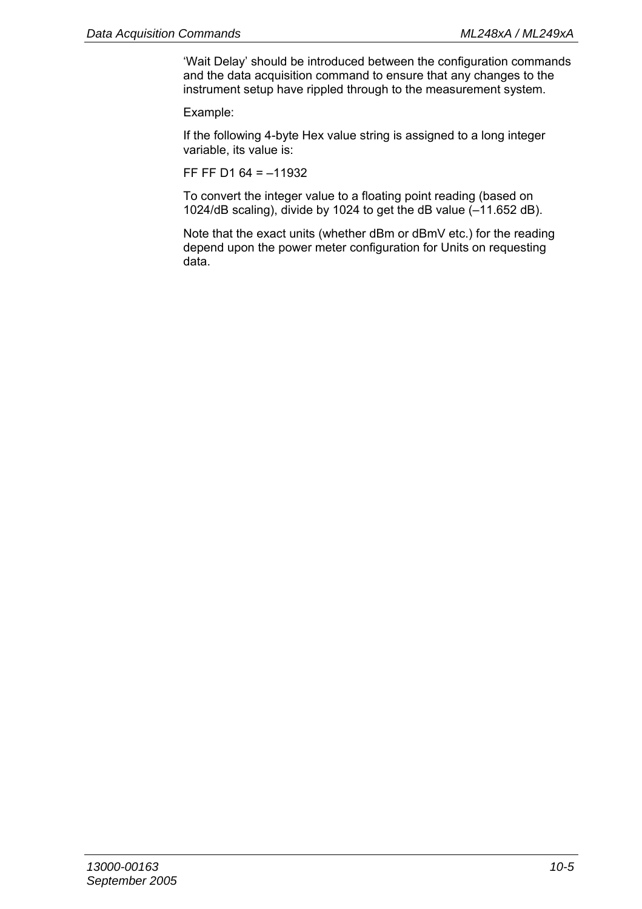'Wait Delay' should be introduced between the configuration commands and the data acquisition command to ensure that any changes to the instrument setup have rippled through to the measurement system.

Example:

If the following 4-byte Hex value string is assigned to a long integer variable, its value is:

FF FF D1 64 = –11932

To convert the integer value to a floating point reading (based on 1024/dB scaling), divide by 1024 to get the dB value (–11.652 dB).

Note that the exact units (whether dBm or dBmV etc.) for the reading depend upon the power meter configuration for Units on requesting data.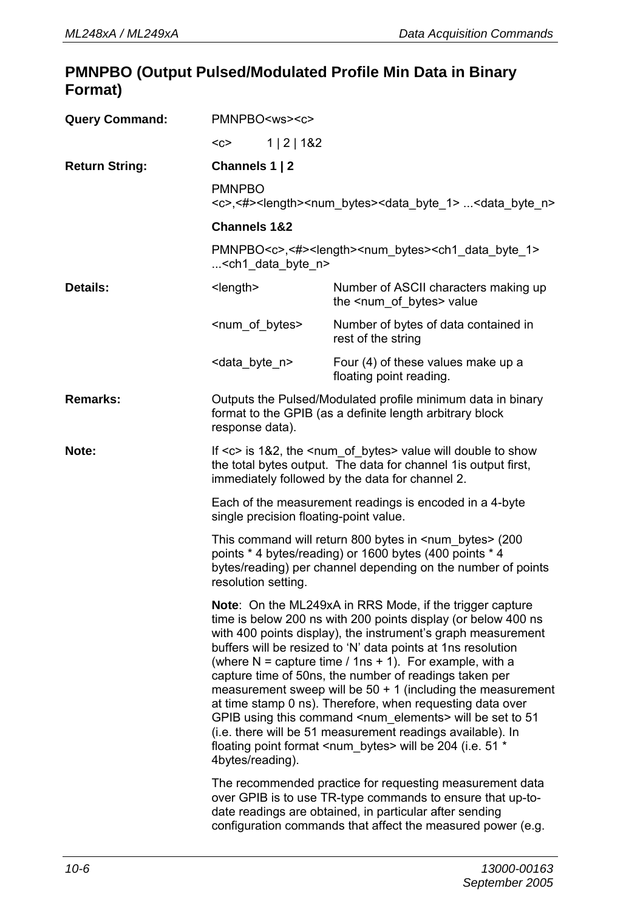## PMNPBO (Output Pulsed/Modulated Profile Min Data in Binary Format)

**Query Command:** PMNPBO<ws><c>

<c> 1 | 2 | 1&2

**Return String:** **Channels 1 | 2**

PMNPBO <c>,<#><length><num_bytes><data_byte_1> ...<data_byte_n>

**Channels 1&2**

PMNPBO<c>,<#><length><num_bytes><ch1_data_byte_1> ...<ch1_data_byte_n>

**Details:**

| | |
|---|---|
| <length> | Number of ASCII characters making up the <num_of_bytes> value |
| <num_of_bytes> | Number of bytes of data contained in rest of the string |
| <data_byte_n> | Four (4) of these values make up a floating point reading. |

**Remarks:** Outputs the Pulsed/Modulated profile minimum data in binary format to the GPIB (as a definite length arbitrary block response data).

**Note:** If <c> is 1&2, the <num_of_bytes> value will double to show the total bytes output. The data for channel 1is output first, immediately followed by the data for channel 2.

Each of the measurement readings is encoded in a 4-byte single precision floating-point value.

This command will return 800 bytes in <num_bytes> (200 points * 4 bytes/reading) or 1600 bytes (400 points * 4 bytes/reading) per channel depending on the number of points resolution setting.

**Note**: On the ML249xA in RRS Mode, if the trigger capture time is below 200 ns with 200 points display (or below 400 ns with 400 points display), the instrument's graph measurement buffers will be resized to 'N' data points at 1ns resolution (where N = capture time / 1ns + 1). For example, with a capture time of 50ns, the number of readings taken per measurement sweep will be 50 + 1 (including the measurement at time stamp 0 ns). Therefore, when requesting data over GPIB using this command <num_elements> will be set to 51 (i.e. there will be 51 measurement readings available). In floating point format <num_bytes> will be 204 (i.e. 51 * 4bytes/reading).

The recommended practice for requesting measurement data over GPIB is to use TR-type commands to ensure that up-to-date readings are obtained, in particular after sending configuration commands that affect the measured power (e.g.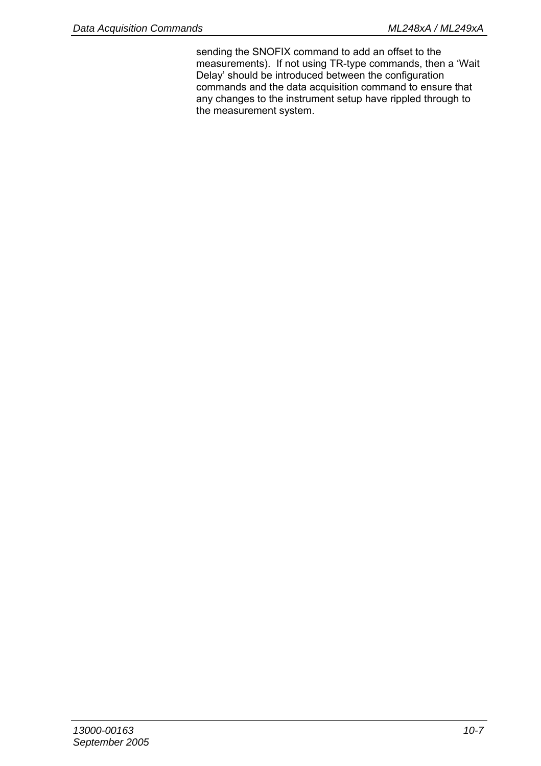sending the SNOFIX command to add an offset to the measurements). If not using TR-type commands, then a 'Wait Delay' should be introduced between the configuration commands and the data acquisition command to ensure that any changes to the instrument setup have rippled through to the measurement system.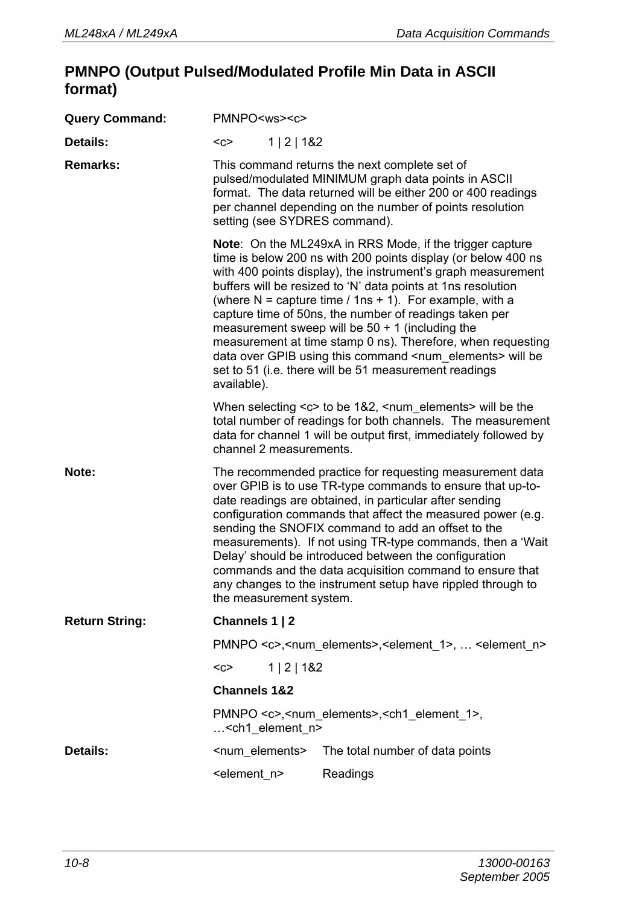## PMNPO (Output Pulsed/Modulated Profile Min Data in ASCII format)

**Query Command:** PMNPO<ws><c>

**Details:** <c> 1 | 2 | 1&2

**Remarks:** This command returns the next complete set of pulsed/modulated MINIMUM graph data points in ASCII format. The data returned will be either 200 or 400 readings per channel depending on the number of points resolution setting (see SYDRES command).

**Note**: On the ML249xA in RRS Mode, if the trigger capture time is below 200 ns with 200 points display (or below 400 ns with 400 points display), the instrument's graph measurement buffers will be resized to 'N' data points at 1ns resolution (where N = capture time / 1ns + 1). For example, with a capture time of 50ns, the number of readings taken per measurement sweep will be 50 + 1 (including the measurement at time stamp 0 ns). Therefore, when requesting data over GPIB using this command <num_elements> will be set to 51 (i.e. there will be 51 measurement readings available).

When selecting <c> to be 1&2, <num_elements> will be the total number of readings for both channels. The measurement data for channel 1 will be output first, immediately followed by channel 2 measurements.

**Note:** The recommended practice for requesting measurement data over GPIB is to use TR-type commands to ensure that up-to-date readings are obtained, in particular after sending configuration commands that affect the measured power (e.g. sending the SNOFIX command to add an offset to the measurements). If not using TR-type commands, then a 'Wait Delay' should be introduced between the configuration commands and the data acquisition command to ensure that any changes to the instrument setup have rippled through to the measurement system.

**Return String:**

**Channels 1 | 2**

PMNPO <c>,<num_elements>,<element_1>, … <element_n>

<c> 1 | 2 | 1&2

**Channels 1&2**

PMNPO <c>,<num_elements>,<ch1_element_1>, …<ch1_element_n>

**Details:**

<num_elements> The total number of data points

<element_n> Readings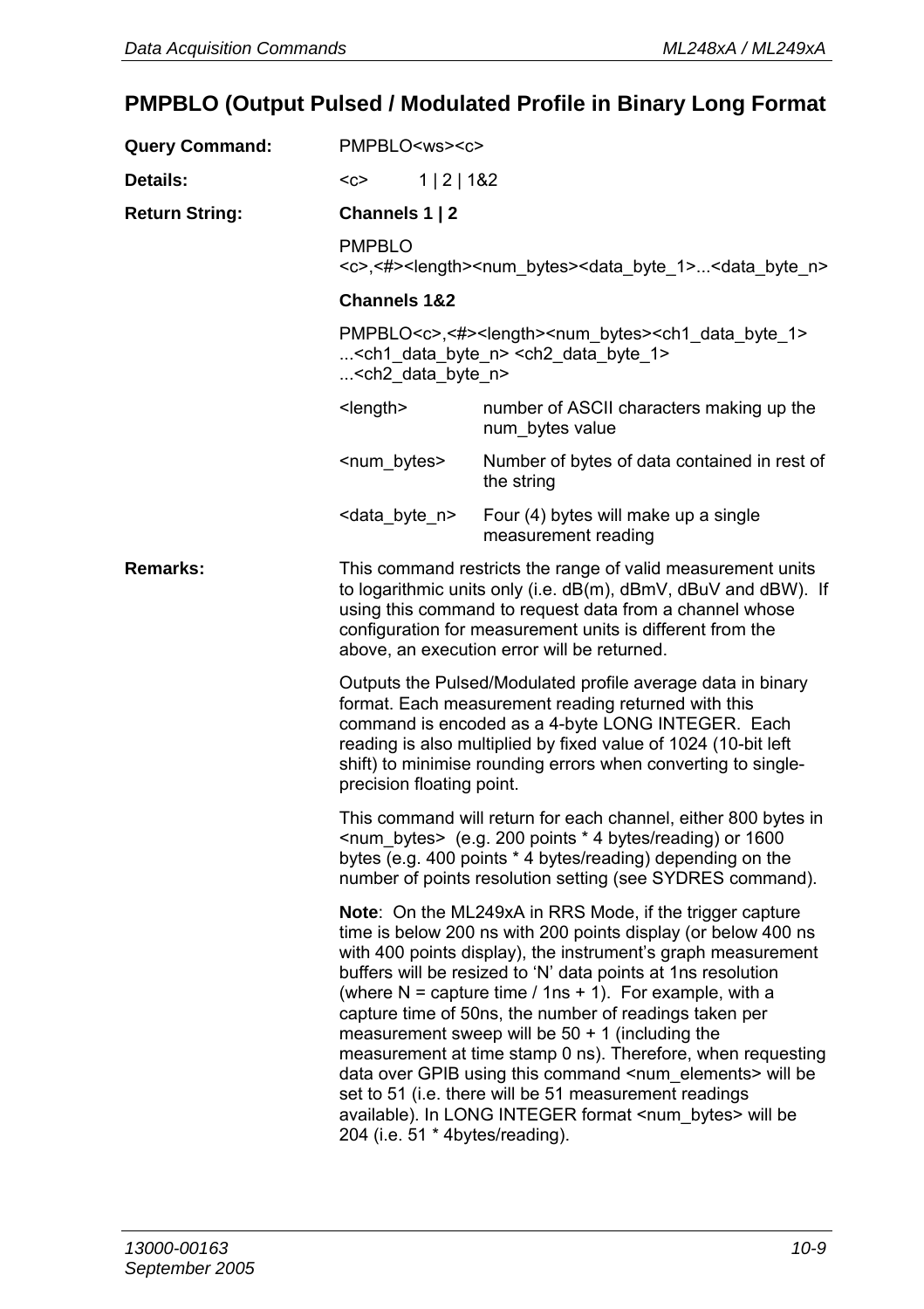## PMPBLO (Output Pulsed / Modulated Profile in Binary Long Format

**Query Command:** PMPBLO<ws><c>

**Details:** <c> 1 | 2 | 1&2

**Return String:**

**Channels 1 | 2**

PMPBLO
<c>,<#><length><num_bytes><data_byte_1>...<data_byte_n>

**Channels 1&2**

PMPBLO<c>,<#><length><num_bytes><ch1_data_byte_1>
...<ch1_data_byte_n> <ch2_data_byte_1>
...<ch2_data_byte_n>

| | |
|---|---|
| <length> | number of ASCII characters making up the num_bytes value |
| <num_bytes> | Number of bytes of data contained in rest of the string |
| <data_byte_n> | Four (4) bytes will make up a single measurement reading |

**Remarks:**

This command restricts the range of valid measurement units to logarithmic units only (i.e. dB(m), dBmV, dBuV and dBW). If using this command to request data from a channel whose configuration for measurement units is different from the above, an execution error will be returned.

Outputs the Pulsed/Modulated profile average data in binary format. Each measurement reading returned with this command is encoded as a 4-byte LONG INTEGER. Each reading is also multiplied by fixed value of 1024 (10-bit left shift) to minimise rounding errors when converting to single-precision floating point.

This command will return for each channel, either 800 bytes in <num_bytes> (e.g. 200 points * 4 bytes/reading) or 1600 bytes (e.g. 400 points * 4 bytes/reading) depending on the number of points resolution setting (see SYDRES command).

**Note**: On the ML249xA in RRS Mode, if the trigger capture time is below 200 ns with 200 points display (or below 400 ns with 400 points display), the instrument's graph measurement buffers will be resized to 'N' data points at 1ns resolution (where N = capture time / 1ns + 1). For example, with a capture time of 50ns, the number of readings taken per measurement sweep will be 50 + 1 (including the measurement at time stamp 0 ns). Therefore, when requesting data over GPIB using this command <num_elements> will be set to 51 (i.e. there will be 51 measurement readings available). In LONG INTEGER format <num_bytes> will be 204 (i.e. 51 * 4bytes/reading).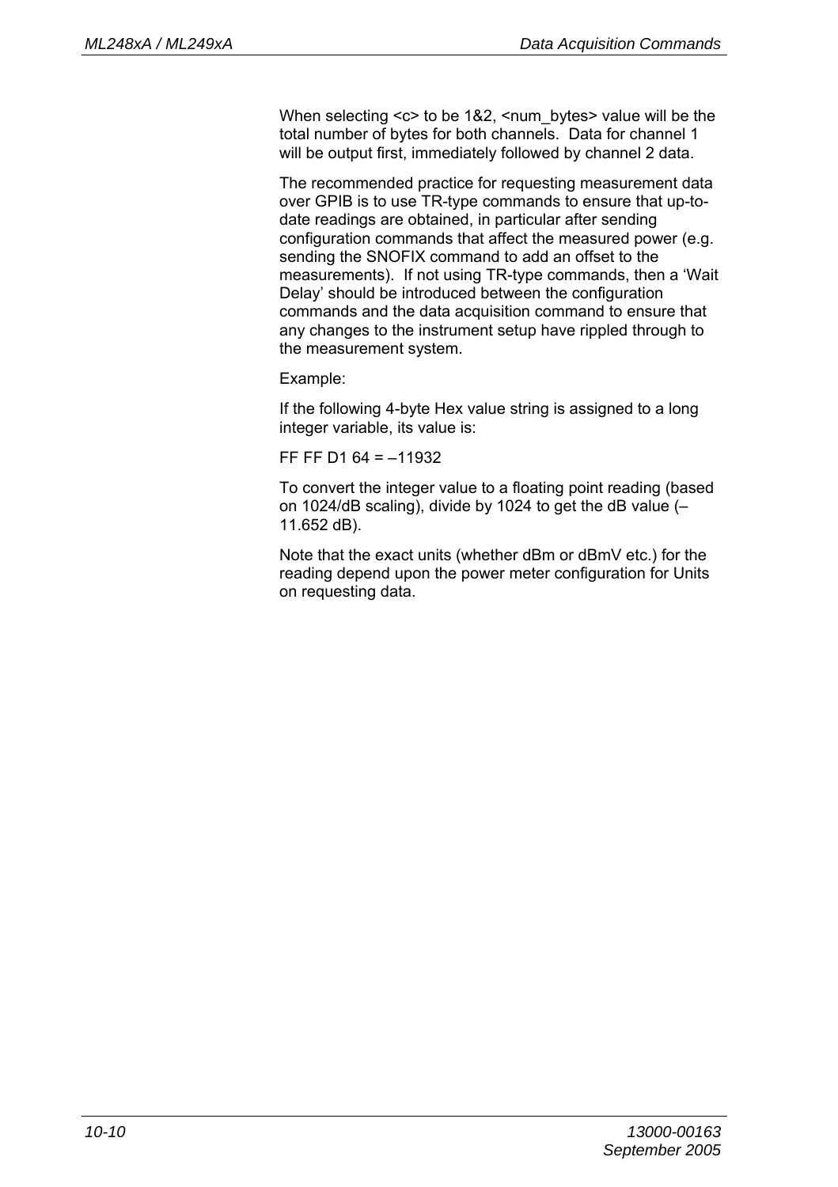When selecting <c> to be 1&2, <num_bytes> value will be the total number of bytes for both channels. Data for channel 1 will be output first, immediately followed by channel 2 data.

The recommended practice for requesting measurement data over GPIB is to use TR-type commands to ensure that up-to-date readings are obtained, in particular after sending configuration commands that affect the measured power (e.g. sending the SNOFIX command to add an offset to the measurements). If not using TR-type commands, then a 'Wait Delay' should be introduced between the configuration commands and the data acquisition command to ensure that any changes to the instrument setup have rippled through to the measurement system.

Example:

If the following 4-byte Hex value string is assigned to a long integer variable, its value is:

FF FF D1 64 = –11932

To convert the integer value to a floating point reading (based on 1024/dB scaling), divide by 1024 to get the dB value (–11.652 dB).

Note that the exact units (whether dBm or dBmV etc.) for the reading depend upon the power meter configuration for Units on requesting data.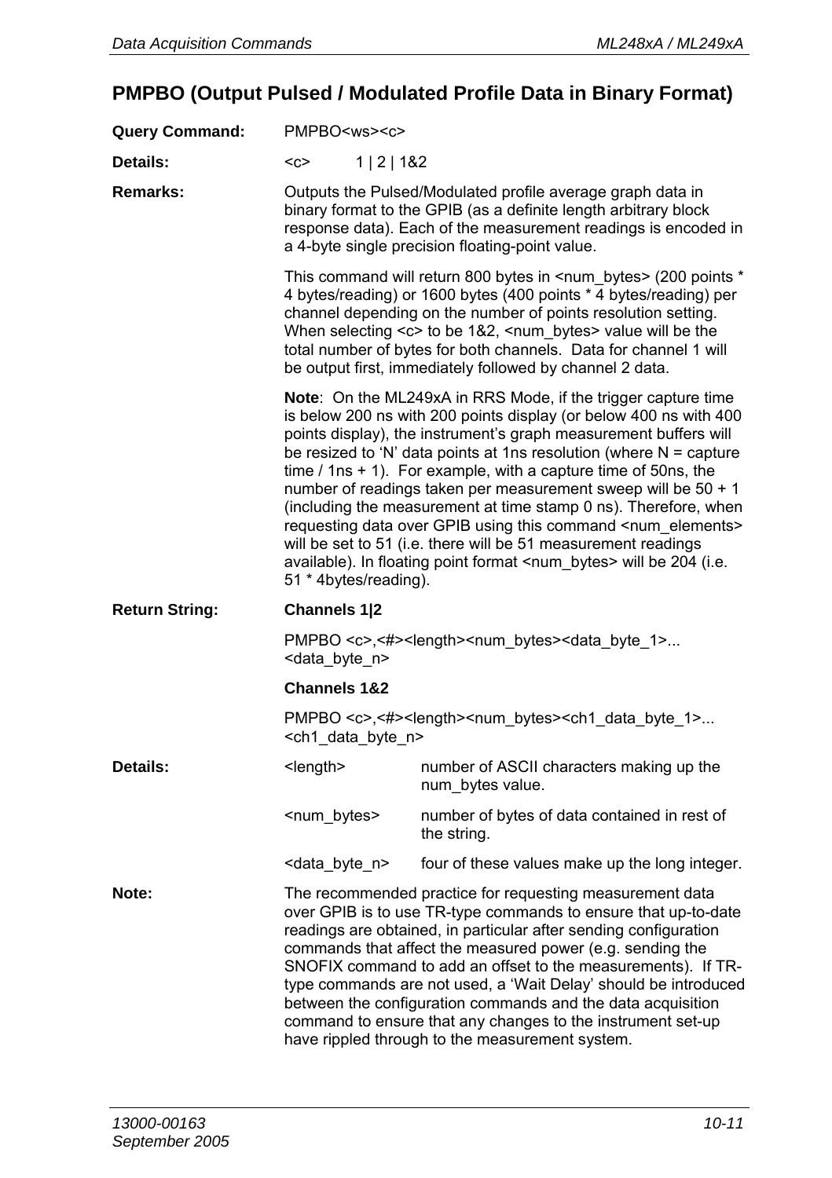## PMPBO (Output Pulsed / Modulated Profile Data in Binary Format)

**Query Command:** PMPBO<ws><c>

**Details:** <c> 1 | 2 | 1&2

**Remarks:** Outputs the Pulsed/Modulated profile average graph data in binary format to the GPIB (as a definite length arbitrary block response data). Each of the measurement readings is encoded in a 4-byte single precision floating-point value.

This command will return 800 bytes in <num_bytes> (200 points * 4 bytes/reading) or 1600 bytes (400 points * 4 bytes/reading) per channel depending on the number of points resolution setting. When selecting <c> to be 1&2, <num_bytes> value will be the total number of bytes for both channels. Data for channel 1 will be output first, immediately followed by channel 2 data.

**Note**: On the ML249xA in RRS Mode, if the trigger capture time is below 200 ns with 200 points display (or below 400 ns with 400 points display), the instrument's graph measurement buffers will be resized to 'N' data points at 1ns resolution (where N = capture time / 1ns + 1). For example, with a capture time of 50ns, the number of readings taken per measurement sweep will be 50 + 1 (including the measurement at time stamp 0 ns). Therefore, when requesting data over GPIB using this command <num_elements> will be set to 51 (i.e. there will be 51 measurement readings available). In floating point format <num_bytes> will be 204 (i.e. 51 * 4bytes/reading).

**Return String:**

**Channels 1|2**

PMPBO <c>,<#><length><num_bytes><data_byte_1>... <data_byte_n>

**Channels 1&2**

PMPBO <c>,<#><length><num_bytes><ch1_data_byte_1>... <ch1_data_byte_n>

**Details:**

| | |
|---|---|
| <length> | number of ASCII characters making up the num_bytes value. |
| <num_bytes> | number of bytes of data contained in rest of the string. |
| <data_byte_n> | four of these values make up the long integer. |

**Note:** The recommended practice for requesting measurement data over GPIB is to use TR-type commands to ensure that up-to-date readings are obtained, in particular after sending configuration commands that affect the measured power (e.g. sending the SNOFIX command to add an offset to the measurements). If TR-type commands are not used, a 'Wait Delay' should be introduced between the configuration commands and the data acquisition command to ensure that any changes to the instrument set-up have rippled through to the measurement system.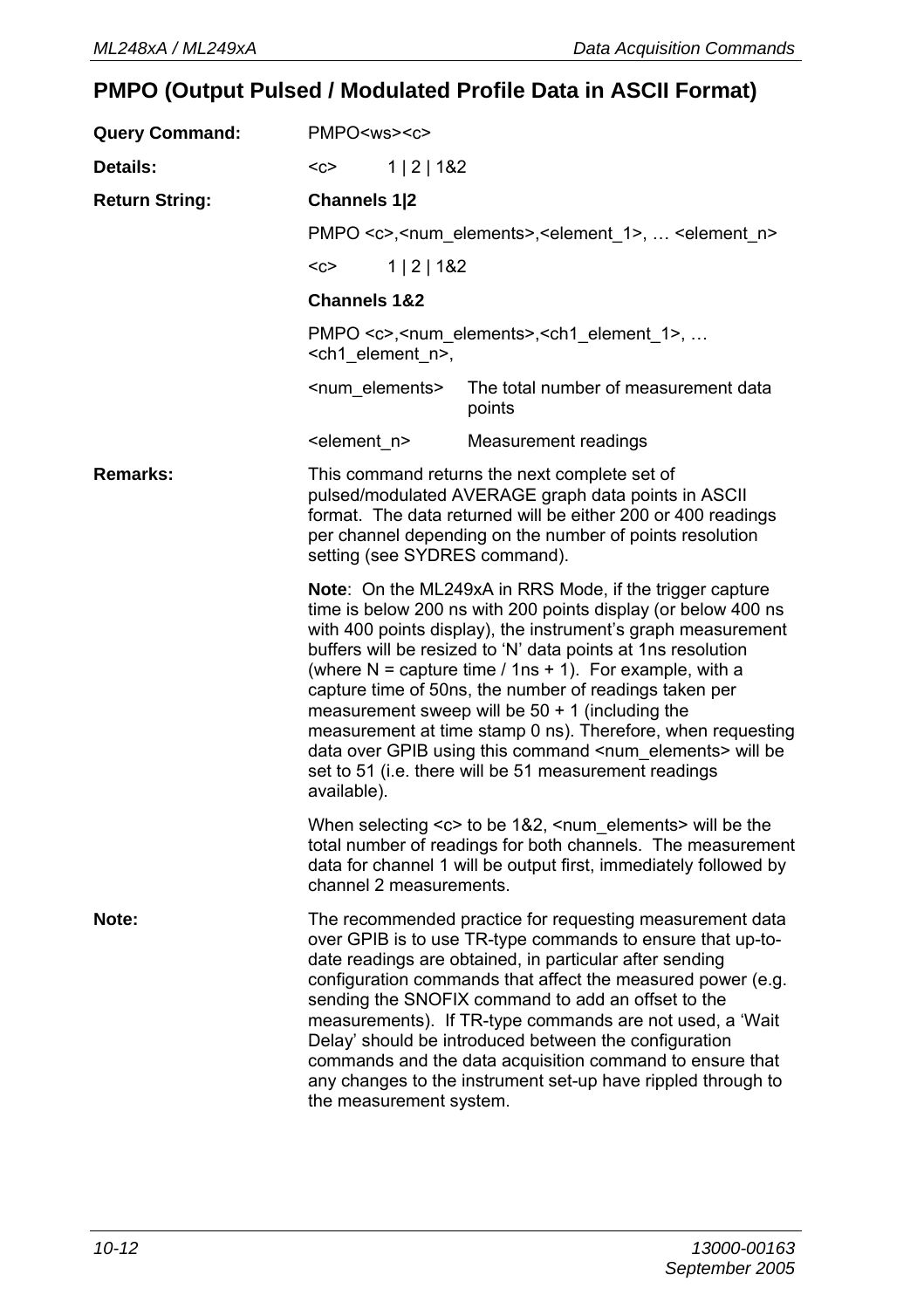## PMPO (Output Pulsed / Modulated Profile Data in ASCII Format)

**Query Command:** PMPO<ws><c>

**Details:** <c> 1 | 2 | 1&2

**Return String:**

**Channels 1|2**

PMPO <c>,<num_elements>,<element_1>, … <element_n>

<c> 1 | 2 | 1&2

**Channels 1&2**

PMPO <c>,<num_elements>,<ch1_element_1>, … <ch1_element_n>,

| | |
|---|---|
| <num_elements> | The total number of measurement data points |
| <element_n> | Measurement readings |

**Remarks:** This command returns the next complete set of pulsed/modulated AVERAGE graph data points in ASCII format. The data returned will be either 200 or 400 readings per channel depending on the number of points resolution setting (see SYDRES command).

**Note**: On the ML249xA in RRS Mode, if the trigger capture time is below 200 ns with 200 points display (or below 400 ns with 400 points display), the instrument's graph measurement buffers will be resized to 'N' data points at 1ns resolution (where N = capture time / 1ns + 1). For example, with a capture time of 50ns, the number of readings taken per measurement sweep will be 50 + 1 (including the measurement at time stamp 0 ns). Therefore, when requesting data over GPIB using this command <num_elements> will be set to 51 (i.e. there will be 51 measurement readings available).

When selecting <c> to be 1&2, <num_elements> will be the total number of readings for both channels. The measurement data for channel 1 will be output first, immediately followed by channel 2 measurements.

**Note:** The recommended practice for requesting measurement data over GPIB is to use TR-type commands to ensure that up-to-date readings are obtained, in particular after sending configuration commands that affect the measured power (e.g. sending the SNOFIX command to add an offset to the measurements). If TR-type commands are not used, a 'Wait Delay' should be introduced between the configuration commands and the data acquisition command to ensure that any changes to the instrument set-up have rippled through to the measurement system.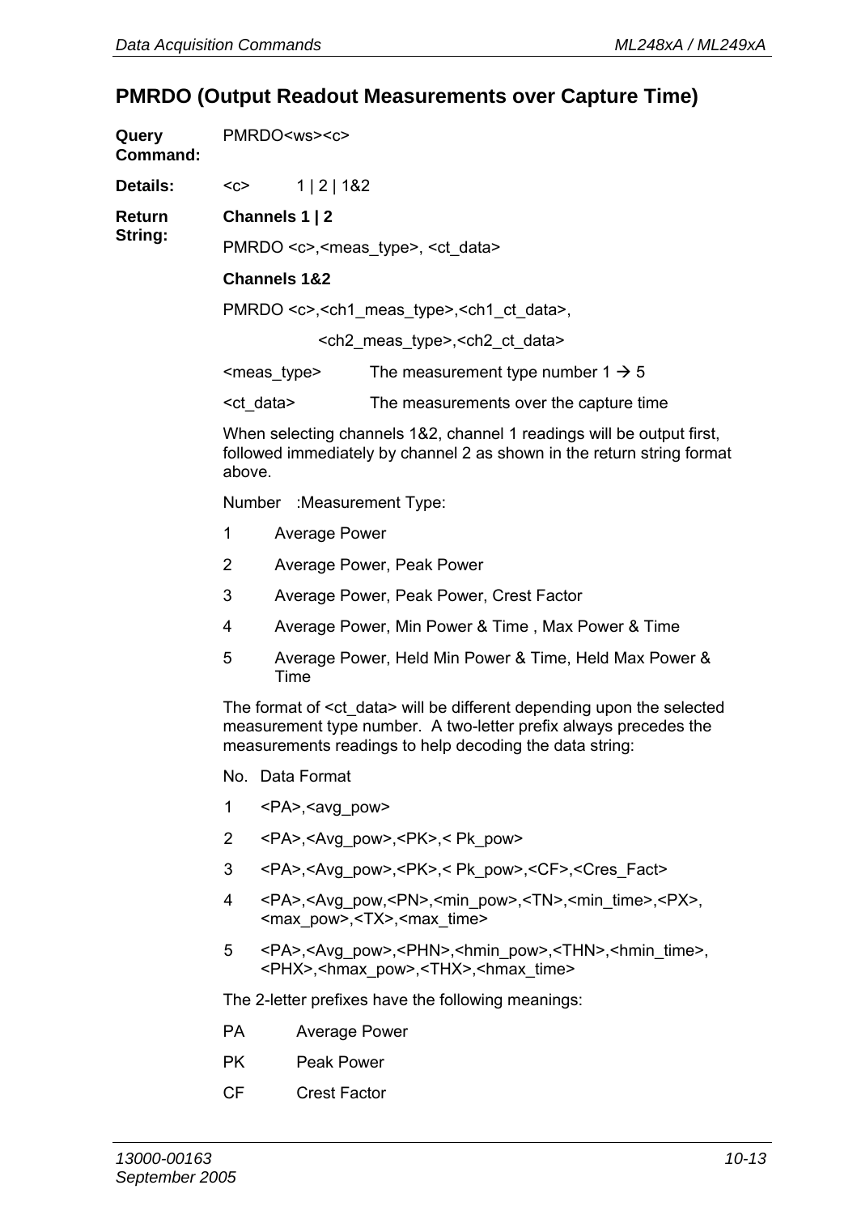## PMRDO (Output Readout Measurements over Capture Time)

**Query Command:** PMRDO<ws><c>

**Details:** <c> 1 | 2 | 1&2

**Return String:**

**Channels 1 | 2**

PMRDO <c>,<meas_type>, <ct_data>

**Channels 1&2**

PMRDO <c>,<ch1_meas_type>,<ch1_ct_data>,
<ch2_meas_type>,<ch2_ct_data>

<meas_type> The measurement type number 1 → 5

<ct_data> The measurements over the capture time

When selecting channels 1&2, channel 1 readings will be output first, followed immediately by channel 2 as shown in the return string format above.

Number :Measurement Type:

1 Average Power

2 Average Power, Peak Power

3 Average Power, Peak Power, Crest Factor

4 Average Power, Min Power & Time , Max Power & Time

5 Average Power, Held Min Power & Time, Held Max Power & Time

The format of <ct_data> will be different depending upon the selected measurement type number. A two-letter prefix always precedes the measurements readings to help decoding the data string:

No. Data Format

1 <PA>,<avg_pow>

2 <PA>,<Avg_pow>,<PK>,< Pk_pow>

3 <PA>,<Avg_pow>,<PK>,< Pk_pow>,<CF>,<Cres_Fact>

4 <PA>,<Avg_pow,<PN>,<min_pow>,<TN>,<min_time>,<PX>,<max_pow>,<TX>,<max_time>

5 <PA>,<Avg_pow>,<PHN>,<hmin_pow>,<THN>,<hmin_time>,<PHX>,<hmax_pow>,<THX>,<hmax_time>

The 2-letter prefixes have the following meanings:

PA Average Power

PK Peak Power

CF Crest Factor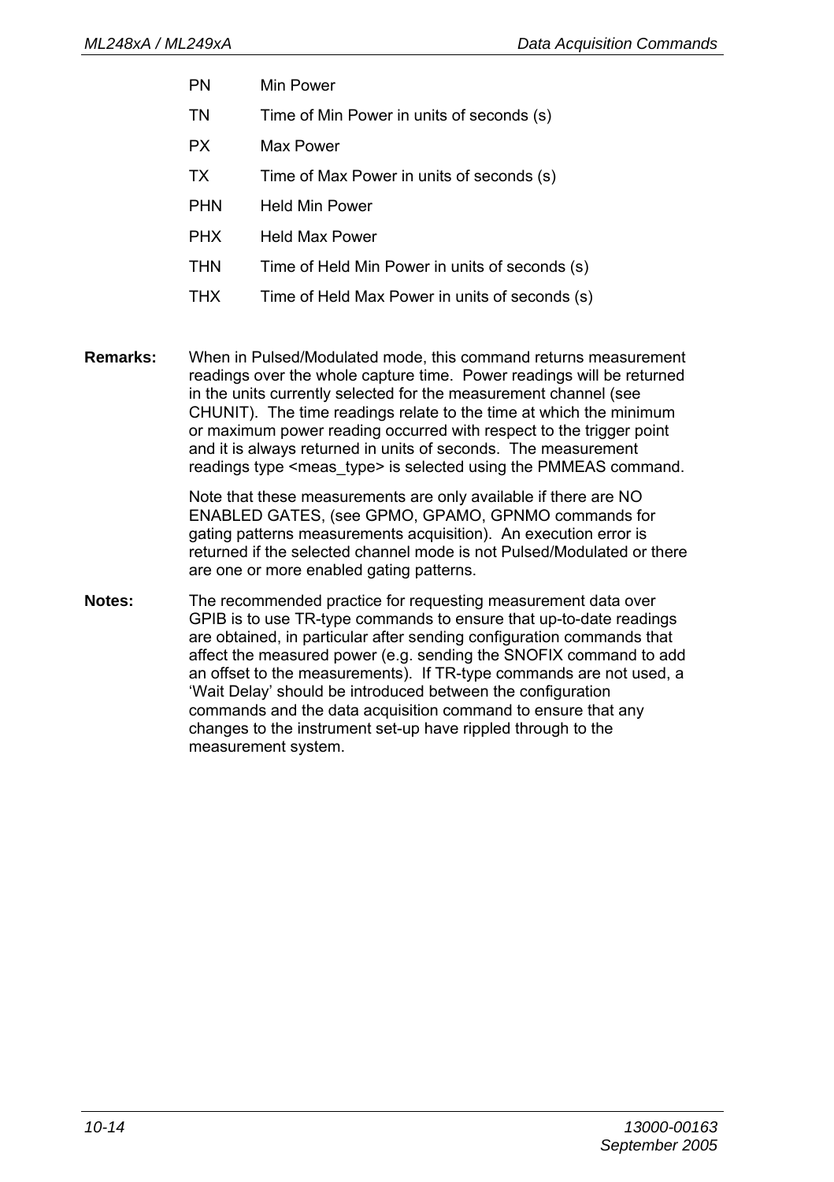| | |
|---|---|
| PN | Min Power |
| TN | Time of Min Power in units of seconds (s) |
| PX | Max Power |
| TX | Time of Max Power in units of seconds (s) |
| PHN | Held Min Power |
| PHX | Held Max Power |
| THN | Time of Held Min Power in units of seconds (s) |
| THX | Time of Held Max Power in units of seconds (s) |

**Remarks:** When in Pulsed/Modulated mode, this command returns measurement readings over the whole capture time. Power readings will be returned in the units currently selected for the measurement channel (see CHUNIT). The time readings relate to the time at which the minimum or maximum power reading occurred with respect to the trigger point and it is always returned in units of seconds. The measurement readings type <meas_type> is selected using the PMMEAS command.

Note that these measurements are only available if there are NO ENABLED GATES, (see GPMO, GPAMO, GPNMO commands for gating patterns measurements acquisition). An execution error is returned if the selected channel mode is not Pulsed/Modulated or there are one or more enabled gating patterns.

**Notes:** The recommended practice for requesting measurement data over GPIB is to use TR-type commands to ensure that up-to-date readings are obtained, in particular after sending configuration commands that affect the measured power (e.g. sending the SNOFIX command to add an offset to the measurements). If TR-type commands are not used, a 'Wait Delay' should be introduced between the configuration commands and the data acquisition command to ensure that any changes to the instrument set-up have rippled through to the measurement system.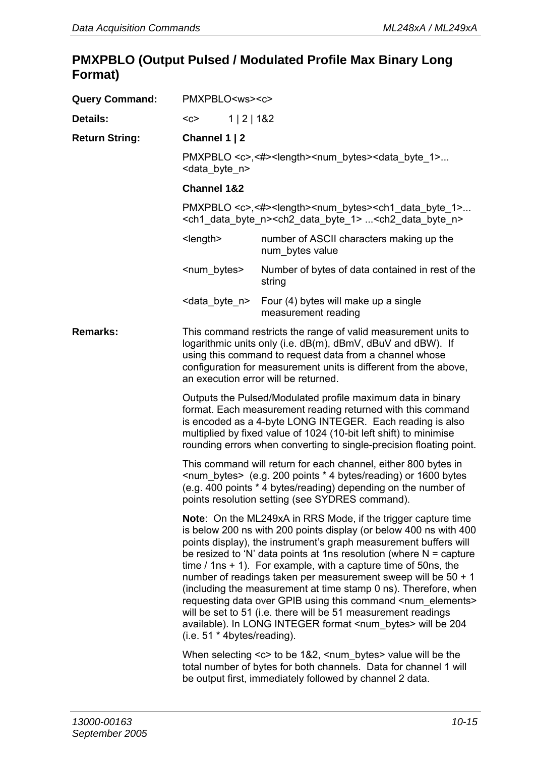## PMXPBLO (Output Pulsed / Modulated Profile Max Binary Long Format)

**Query Command:** PMXPBLO<ws><c>

**Details:** <c> 1 | 2 | 1&2

**Return String:**

**Channel 1 | 2**

PMXPBLO <c>,<#><length><num_bytes><data_byte_1>...<data_byte_n>

**Channel 1&2**

PMXPBLO <c>,<#><length><num_bytes><ch1_data_byte_1>...<ch1_data_byte_n><ch2_data_byte_1> ...<ch2_data_byte_n>

| | |
|---|---|
| <length> | number of ASCII characters making up the num_bytes value |
| <num_bytes> | Number of bytes of data contained in rest of the string |
| <data_byte_n> | Four (4) bytes will make up a single measurement reading |

**Remarks:**

This command restricts the range of valid measurement units to logarithmic units only (i.e. dB(m), dBmV, dBuV and dBW). If using this command to request data from a channel whose configuration for measurement units is different from the above, an execution error will be returned.

Outputs the Pulsed/Modulated profile maximum data in binary format. Each measurement reading returned with this command is encoded as a 4-byte LONG INTEGER. Each reading is also multiplied by fixed value of 1024 (10-bit left shift) to minimise rounding errors when converting to single-precision floating point.

This command will return for each channel, either 800 bytes in <num_bytes> (e.g. 200 points * 4 bytes/reading) or 1600 bytes (e.g. 400 points * 4 bytes/reading) depending on the number of points resolution setting (see SYDRES command).

**Note**: On the ML249xA in RRS Mode, if the trigger capture time is below 200 ns with 200 points display (or below 400 ns with 400 points display), the instrument's graph measurement buffers will be resized to 'N' data points at 1ns resolution (where N = capture time / 1ns + 1). For example, with a capture time of 50ns, the number of readings taken per measurement sweep will be 50 + 1 (including the measurement at time stamp 0 ns). Therefore, when requesting data over GPIB using this command <num_elements> will be set to 51 (i.e. there will be 51 measurement readings available). In LONG INTEGER format <num_bytes> will be 204 (i.e. 51 * 4bytes/reading).

When selecting <c> to be 1&2, <num_bytes> value will be the total number of bytes for both channels. Data for channel 1 will be output first, immediately followed by channel 2 data.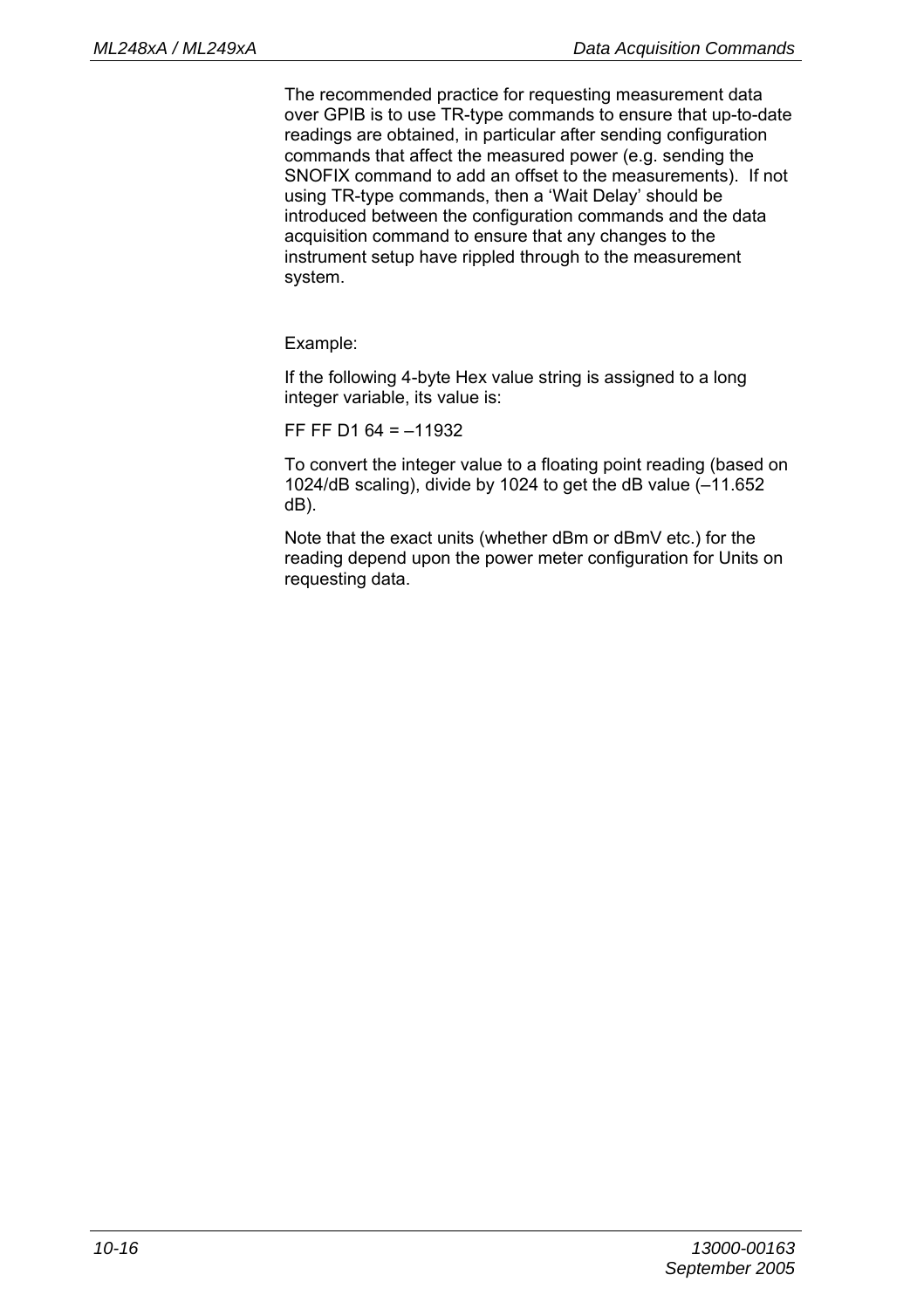The recommended practice for requesting measurement data over GPIB is to use TR-type commands to ensure that up-to-date readings are obtained, in particular after sending configuration commands that affect the measured power (e.g. sending the SNOFIX command to add an offset to the measurements). If not using TR-type commands, then a ‘Wait Delay’ should be introduced between the configuration commands and the data acquisition command to ensure that any changes to the instrument setup have rippled through to the measurement system.

Example:

If the following 4-byte Hex value string is assigned to a long integer variable, its value is:

FF FF D1 64 = –11932

To convert the integer value to a floating point reading (based on 1024/dB scaling), divide by 1024 to get the dB value (–11.652 dB).

Note that the exact units (whether dBm or dBmV etc.) for the reading depend upon the power meter configuration for Units on requesting data.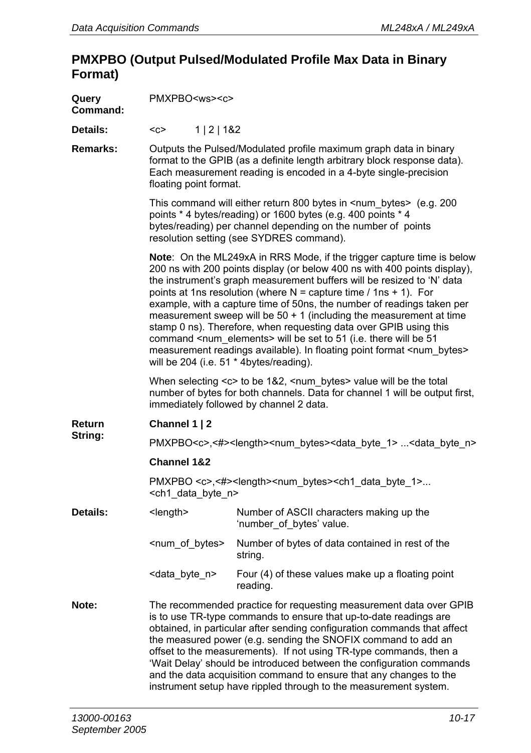## PMXPBO (Output Pulsed/Modulated Profile Max Data in Binary Format)

**Query Command:** PMXPBO<ws><c>

**Details:** <c> 1 | 2 | 1&2

**Remarks:** Outputs the Pulsed/Modulated profile maximum graph data in binary format to the GPIB (as a definite length arbitrary block response data). Each measurement reading is encoded in a 4-byte single-precision floating point format.

This command will either return 800 bytes in <num_bytes> (e.g. 200 points * 4 bytes/reading) or 1600 bytes (e.g. 400 points * 4 bytes/reading) per channel depending on the number of points resolution setting (see SYDRES command).

**Note**: On the ML249xA in RRS Mode, if the trigger capture time is below 200 ns with 200 points display (or below 400 ns with 400 points display), the instrument's graph measurement buffers will be resized to 'N' data points at 1ns resolution (where N = capture time / 1ns + 1). For example, with a capture time of 50ns, the number of readings taken per measurement sweep will be 50 + 1 (including the measurement at time stamp 0 ns). Therefore, when requesting data over GPIB using this command <num_elements> will be set to 51 (i.e. there will be 51 measurement readings available). In floating point format <num_bytes> will be 204 (i.e. 51 * 4bytes/reading).

When selecting <c> to be 1&2, <num_bytes> value will be the total number of bytes for both channels. Data for channel 1 will be output first, immediately followed by channel 2 data.

**Return String:**

**Channel 1 | 2**

PMXPBO<c>,<#><length><num_bytes><data_byte_1> ...<data_byte_n>

**Channel 1&2**

PMXPBO <c>,<#><length><num_bytes><ch1_data_byte_1>...<ch1_data_byte_n>

**Details:**

| | |
|---|---|
| <length> | Number of ASCII characters making up the 'number_of_bytes' value. |
| <num_of_bytes> | Number of bytes of data contained in rest of the string. |
| <data_byte_n> | Four (4) of these values make up a floating point reading. |

**Note:** The recommended practice for requesting measurement data over GPIB is to use TR-type commands to ensure that up-to-date readings are obtained, in particular after sending configuration commands that affect the measured power (e.g. sending the SNOFIX command to add an offset to the measurements). If not using TR-type commands, then a 'Wait Delay' should be introduced between the configuration commands and the data acquisition command to ensure that any changes to the instrument setup have rippled through to the measurement system.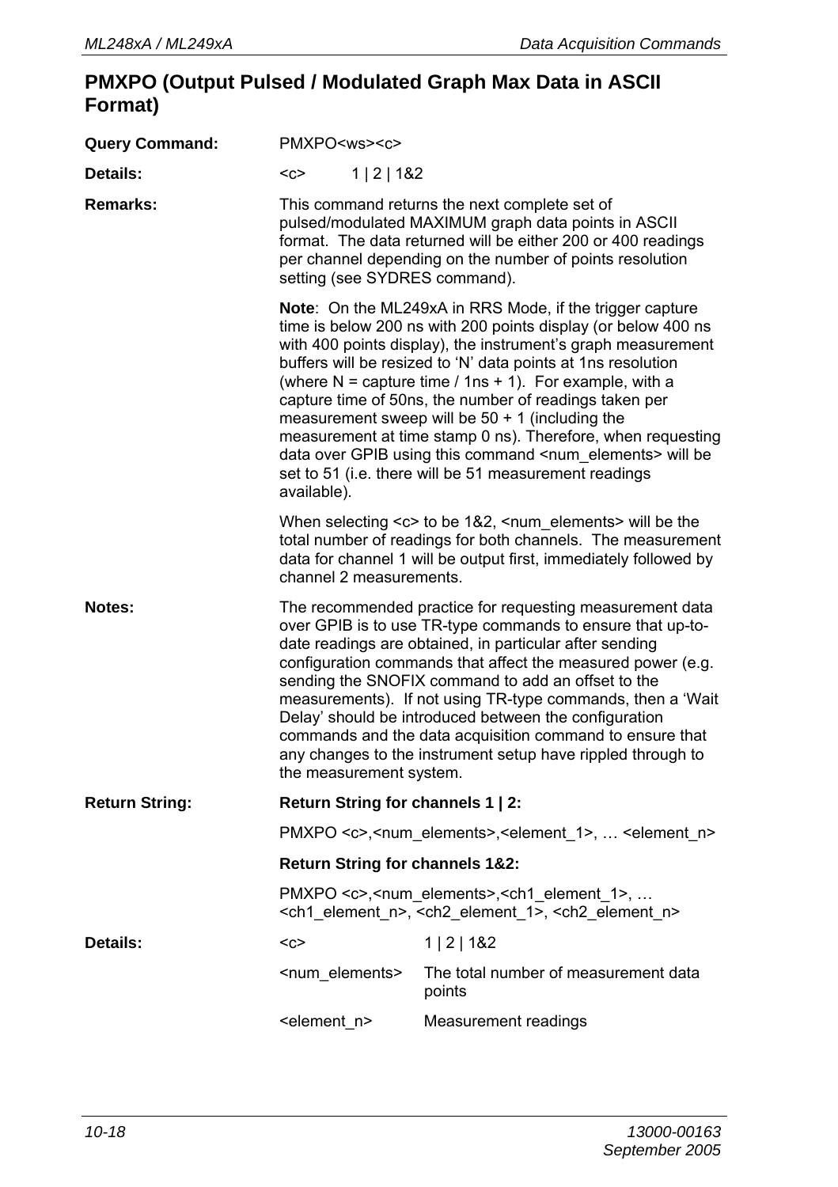## PMXPO (Output Pulsed / Modulated Graph Max Data in ASCII Format)

**Query Command:** PMXPO<ws><c>

**Details:** <c> 1 | 2 | 1&2

**Remarks:** This command returns the next complete set of pulsed/modulated MAXIMUM graph data points in ASCII format. The data returned will be either 200 or 400 readings per channel depending on the number of points resolution setting (see SYDRES command).

**Note**: On the ML249xA in RRS Mode, if the trigger capture time is below 200 ns with 200 points display (or below 400 ns with 400 points display), the instrument's graph measurement buffers will be resized to 'N' data points at 1ns resolution (where N = capture time / 1ns + 1). For example, with a capture time of 50ns, the number of readings taken per measurement sweep will be 50 + 1 (including the measurement at time stamp 0 ns). Therefore, when requesting data over GPIB using this command <num_elements> will be set to 51 (i.e. there will be 51 measurement readings available).

When selecting <c> to be 1&2, <num_elements> will be the total number of readings for both channels. The measurement data for channel 1 will be output first, immediately followed by channel 2 measurements.

**Notes:** The recommended practice for requesting measurement data over GPIB is to use TR-type commands to ensure that up-to-date readings are obtained, in particular after sending configuration commands that affect the measured power (e.g. sending the SNOFIX command to add an offset to the measurements). If not using TR-type commands, then a 'Wait Delay' should be introduced between the configuration commands and the data acquisition command to ensure that any changes to the instrument setup have rippled through to the measurement system.

**Return String:**

**Return String for channels 1 | 2:**

PMXPO <c>,<num_elements>,<element_1>, … <element_n>

**Return String for channels 1&2:**

PMXPO <c>,<num_elements>,<ch1_element_1>, … <ch1_element_n>, <ch2_element_1>, <ch2_element_n>

**Details:**

| | |
|---|---|
| <c> | 1 \| 2 \| 1&2 |
| <num_elements> | The total number of measurement data points |
| <element_n> | Measurement readings |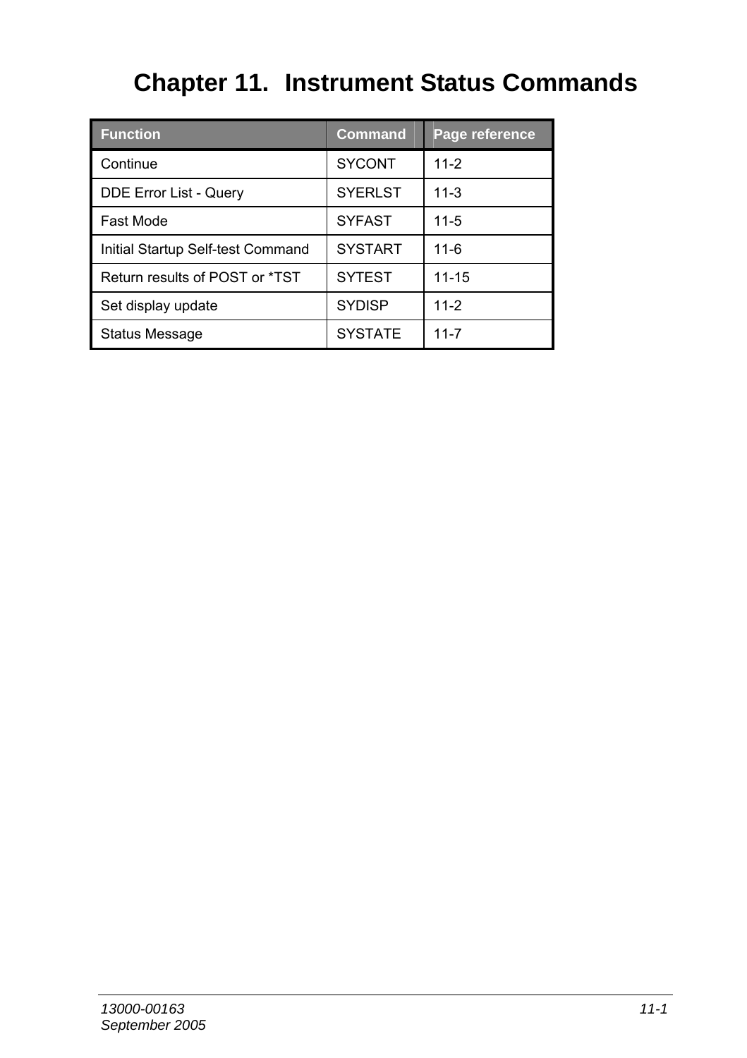# Chapter 11. Instrument Status Commands

| Function | Command | Page reference |
|---|---|---|
| Continue | SYCONT | 11-2 |
| DDE Error List - Query | SYERLST | 11-3 |
| Fast Mode | SYFAST | 11-5 |
| Initial Startup Self-test Command | SYSTART | 11-6 |
| Return results of POST or *TST | SYTEST | 11-15 |
| Set display update | SYDISP | 11-2 |
| Status Message | SYSTATE | 11-7 |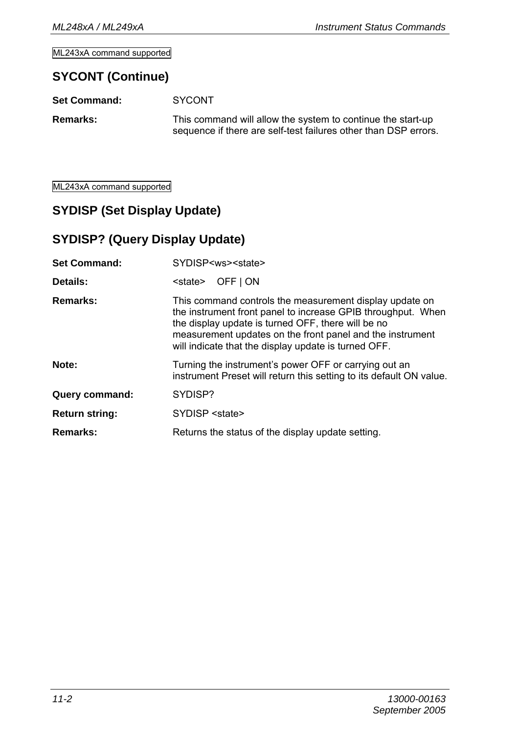ML243xA command supported

## SYCONT (Continue)

**Set Command:** SYCONT

**Remarks:** This command will allow the system to continue the start-up sequence if there are self-test failures other than DSP errors.

ML243xA command supported

## SYDISP (Set Display Update)

## SYDISP? (Query Display Update)

**Set Command:** SYDISP<ws><state>

**Details:** <state> OFF | ON

**Remarks:** This command controls the measurement display update on the instrument front panel to increase GPIB throughput. When the display update is turned OFF, there will be no measurement updates on the front panel and the instrument will indicate that the display update is turned OFF.

**Note:** Turning the instrument's power OFF or carrying out an instrument Preset will return this setting to its default ON value.

**Query command:** SYDISP?

**Return string:** SYDISP <state>

**Remarks:** Returns the status of the display update setting.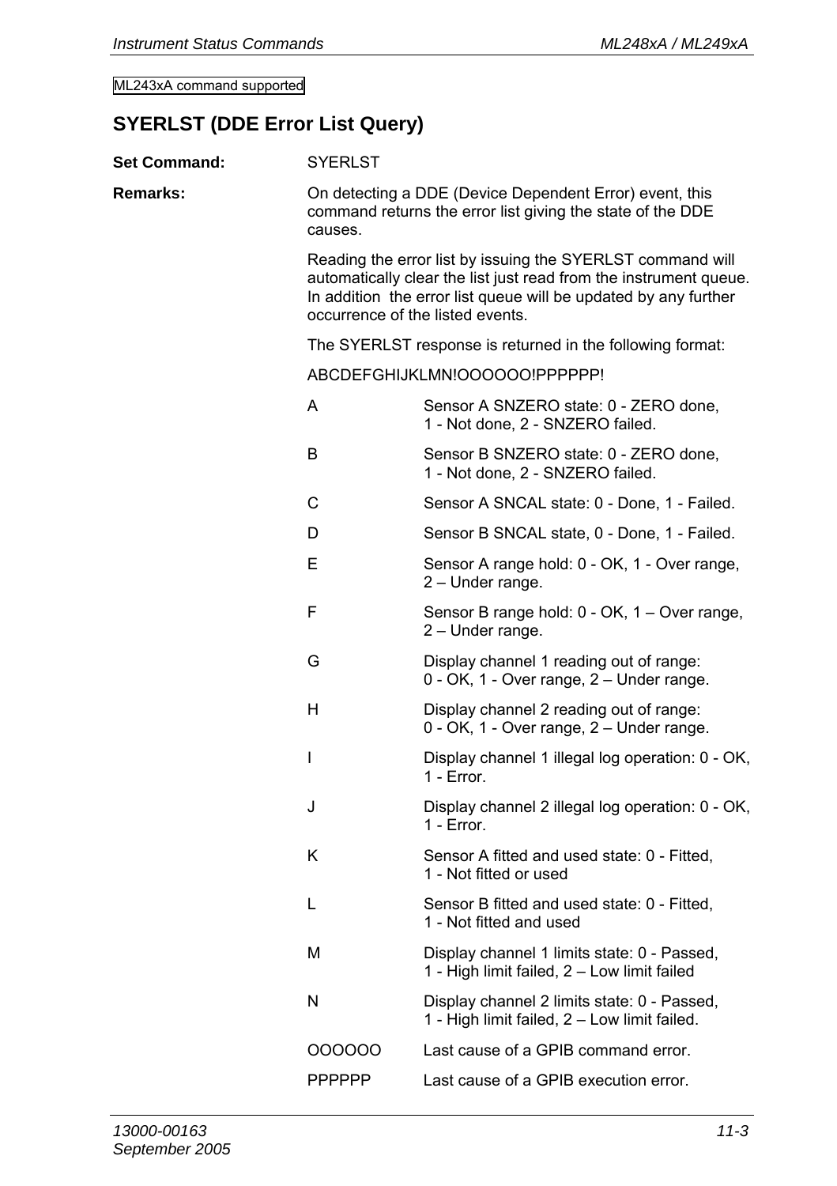ML243xA command supported

## SYERLST (DDE Error List Query)

**Set Command:** SYERLST

**Remarks:** On detecting a DDE (Device Dependent Error) event, this command returns the error list giving the state of the DDE causes.

Reading the error list by issuing the SYERLST command will automatically clear the list just read from the instrument queue. In addition the error list queue will be updated by any further occurrence of the listed events.

The SYERLST response is returned in the following format:

ABCDEFGHIJKLMN!OOOOOO!PPPPPP!

| | |
|---|---|
| A | Sensor A SNZERO state: 0 - ZERO done, 1 - Not done, 2 - SNZERO failed. |
| B | Sensor B SNZERO state: 0 - ZERO done, 1 - Not done, 2 - SNZERO failed. |
| C | Sensor A SNCAL state: 0 - Done, 1 - Failed. |
| D | Sensor B SNCAL state, 0 - Done, 1 - Failed. |
| E | Sensor A range hold: 0 - OK, 1 - Over range, 2 – Under range. |
| F | Sensor B range hold: 0 - OK, 1 – Over range, 2 – Under range. |
| G | Display channel 1 reading out of range: 0 - OK, 1 - Over range, 2 – Under range. |
| H | Display channel 2 reading out of range: 0 - OK, 1 - Over range, 2 – Under range. |
| I | Display channel 1 illegal log operation: 0 - OK, 1 - Error. |
| J | Display channel 2 illegal log operation: 0 - OK, 1 - Error. |
| K | Sensor A fitted and used state: 0 - Fitted, 1 - Not fitted or used |
| L | Sensor B fitted and used state: 0 - Fitted, 1 - Not fitted and used |
| M | Display channel 1 limits state: 0 - Passed, 1 - High limit failed, 2 – Low limit failed |
| N | Display channel 2 limits state: 0 - Passed, 1 - High limit failed, 2 – Low limit failed. |
| OOOOOO | Last cause of a GPIB command error. |
| PPPPPP | Last cause of a GPIB execution error. |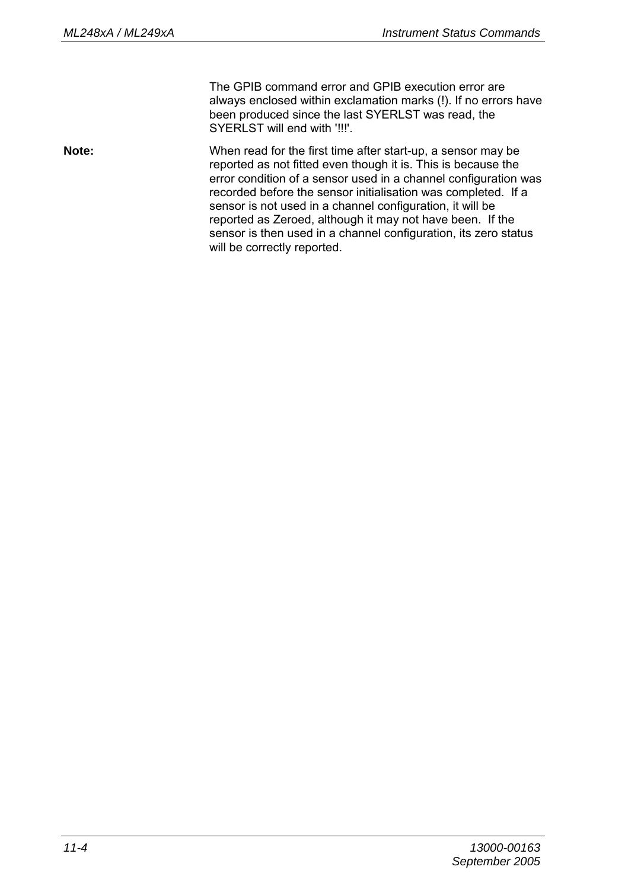The GPIB command error and GPIB execution error are always enclosed within exclamation marks (!). If no errors have been produced since the last SYERLST was read, the SYERLST will end with '!!!'.

**Note:** When read for the first time after start-up, a sensor may be reported as not fitted even though it is. This is because the error condition of a sensor used in a channel configuration was recorded before the sensor initialisation was completed. If a sensor is not used in a channel configuration, it will be reported as Zeroed, although it may not have been. If the sensor is then used in a channel configuration, its zero status will be correctly reported.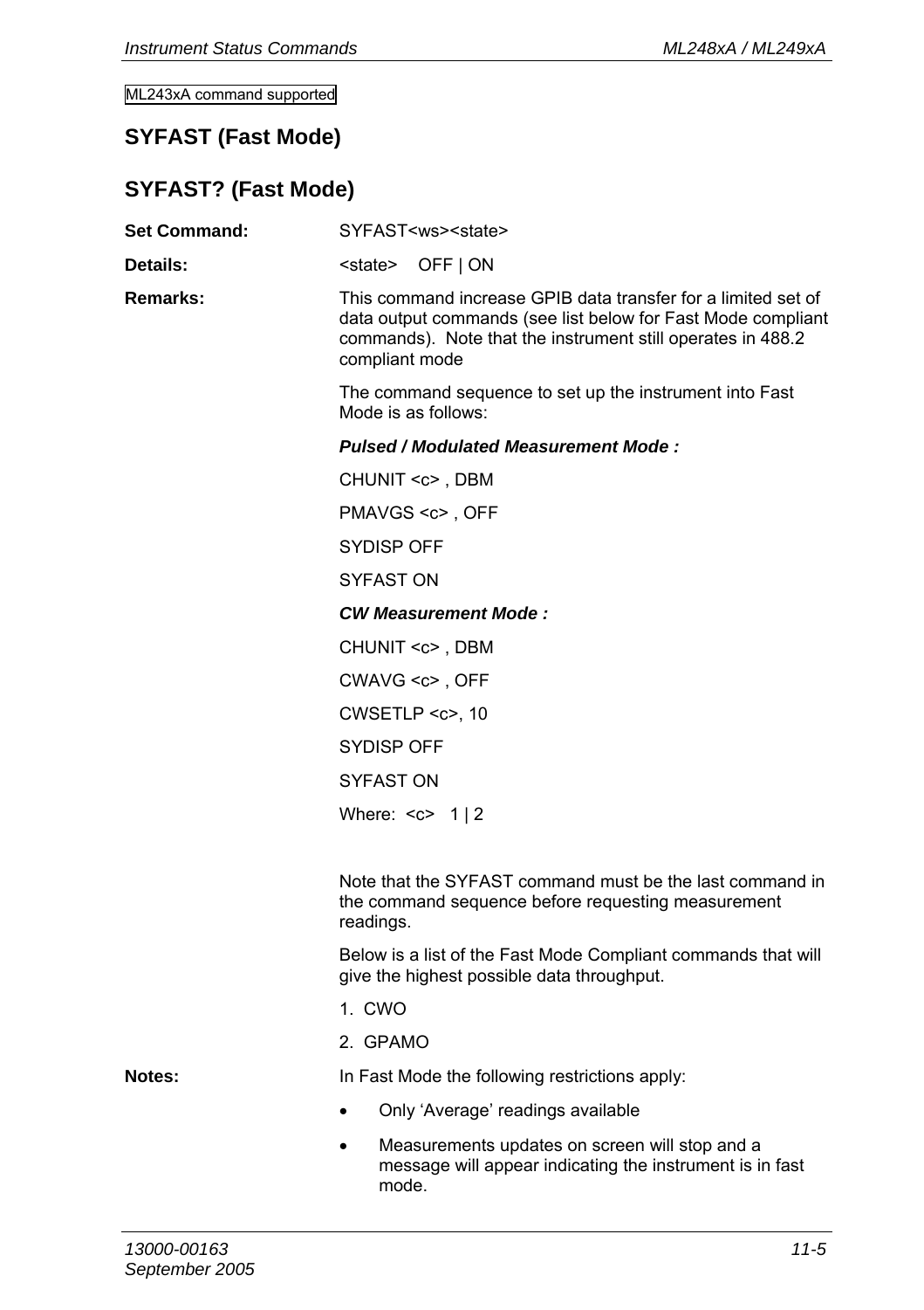ML243xA command supported

## SYFAST (Fast Mode)

## SYFAST? (Fast Mode)

**Set Command:** SYFAST<ws><state>

**Details:** <state> OFF | ON

**Remarks:** This command increase GPIB data transfer for a limited set of data output commands (see list below for Fast Mode compliant commands). Note that the instrument still operates in 488.2 compliant mode

The command sequence to set up the instrument into Fast Mode is as follows:

***Pulsed / Modulated Measurement Mode :***

CHUNIT <c> , DBM

PMAVGS <c> , OFF

SYDISP OFF

SYFAST ON

***CW Measurement Mode :***

CHUNIT <c> , DBM

CWAVG <c> , OFF

CWSETLP <c>, 10

SYDISP OFF

SYFAST ON

Where: <c> 1 | 2

Note that the SYFAST command must be the last command in the command sequence before requesting measurement readings.

Below is a list of the Fast Mode Compliant commands that will give the highest possible data throughput.

1. CWO
2. GPAMO

**Notes:** In Fast Mode the following restrictions apply:

- Only 'Average' readings available
- Measurements updates on screen will stop and a message will appear indicating the instrument is in fast mode.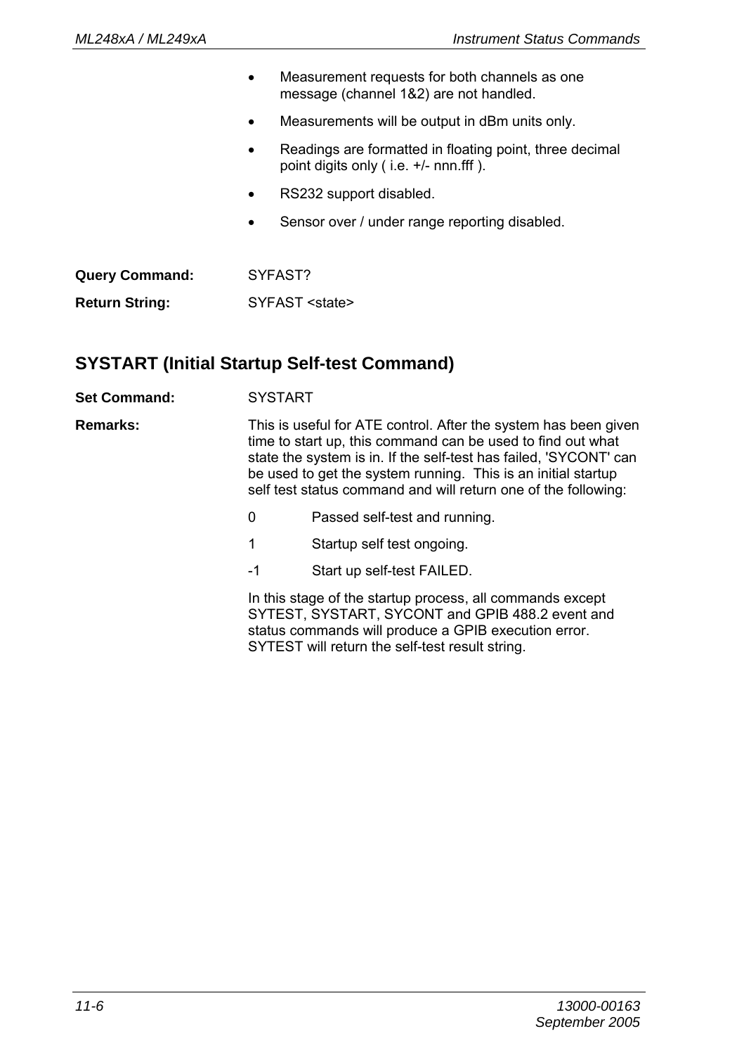- Measurement requests for both channels as one message (channel 1&2) are not handled.
- Measurements will be output in dBm units only.
- Readings are formatted in floating point, three decimal point digits only ( i.e. +/- nnn.fff ).
- RS232 support disabled.
- Sensor over / under range reporting disabled.

**Query Command:** SYFAST?

**Return String:** SYFAST <state>

## SYSTART (Initial Startup Self-test Command)

**Set Command:** SYSTART

**Remarks:** This is useful for ATE control. After the system has been given time to start up, this command can be used to find out what state the system is in. If the self-test has failed, 'SYCONT' can be used to get the system running. This is an initial startup self test status command and will return one of the following:

| | |
|---|---|
| 0 | Passed self-test and running. |
| 1 | Startup self test ongoing. |
| -1 | Start up self-test FAILED. |

In this stage of the startup process, all commands except SYTEST, SYSTART, SYCONT and GPIB 488.2 event and status commands will produce a GPIB execution error. SYTEST will return the self-test result string.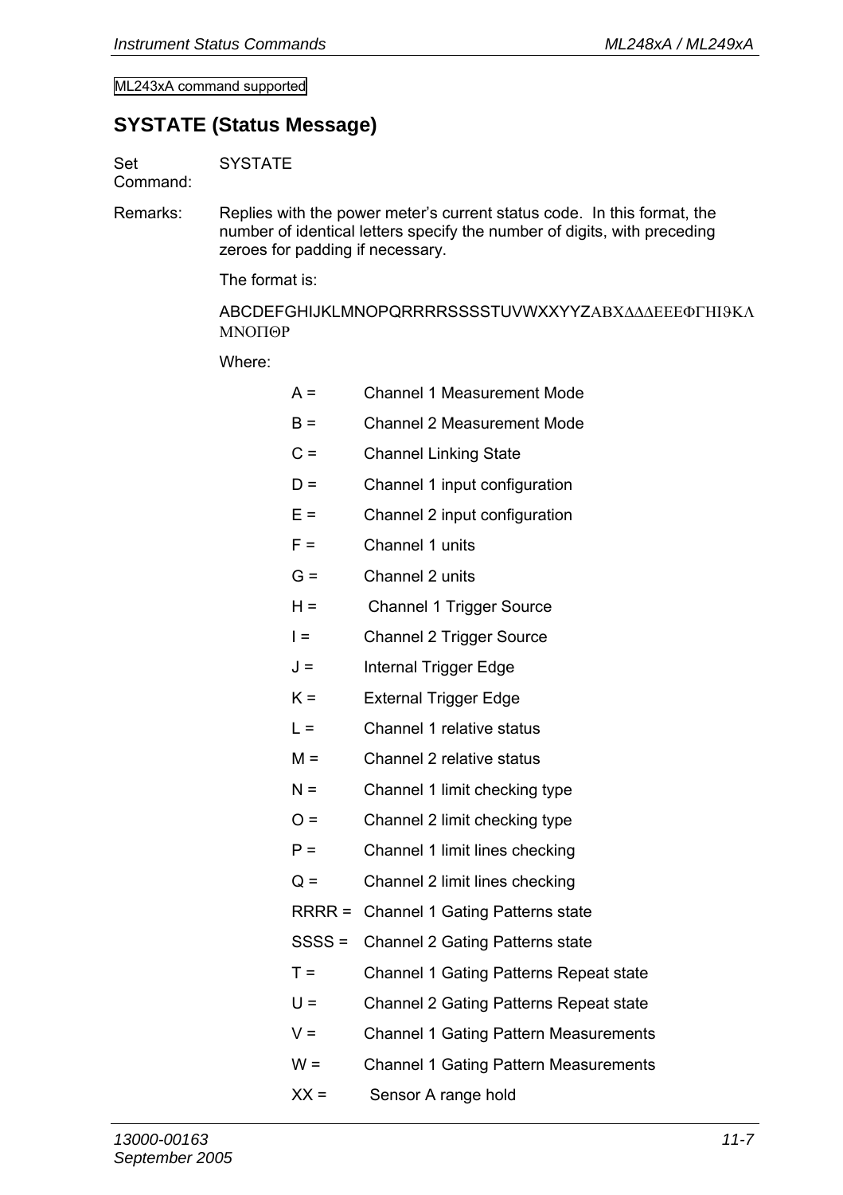ML243xA command supported

## SYSTATE (Status Message)

Set Command: SYSTATE

Remarks: Replies with the power meter's current status code. In this format, the number of identical letters specify the number of digits, with preceding zeroes for padding if necessary.

The format is:

ABCDEFGHIJKLMNOPQRRRRSSSSTUVWXXYYZΑΒΧΔΔΔΕΕΕΦΓΗΙϑΚΛΜΝΟΠΘΡ

Where:

| | |
|---|---|
| A = | Channel 1 Measurement Mode |
| B = | Channel 2 Measurement Mode |
| C = | Channel Linking State |
| D = | Channel 1 input configuration |
| E = | Channel 2 input configuration |
| F = | Channel 1 units |
| G = | Channel 2 units |
| H = | Channel 1 Trigger Source |
| I = | Channel 2 Trigger Source |
| J = | Internal Trigger Edge |
| K = | External Trigger Edge |
| L = | Channel 1 relative status |
| M = | Channel 2 relative status |
| N = | Channel 1 limit checking type |
| O = | Channel 2 limit checking type |
| P = | Channel 1 limit lines checking |
| Q = | Channel 2 limit lines checking |
| RRRR = | Channel 1 Gating Patterns state |
| SSSS = | Channel 2 Gating Patterns state |
| T = | Channel 1 Gating Patterns Repeat state |
| U = | Channel 2 Gating Patterns Repeat state |
| V = | Channel 1 Gating Pattern Measurements |
| W = | Channel 1 Gating Pattern Measurements |
| XX = | Sensor A range hold |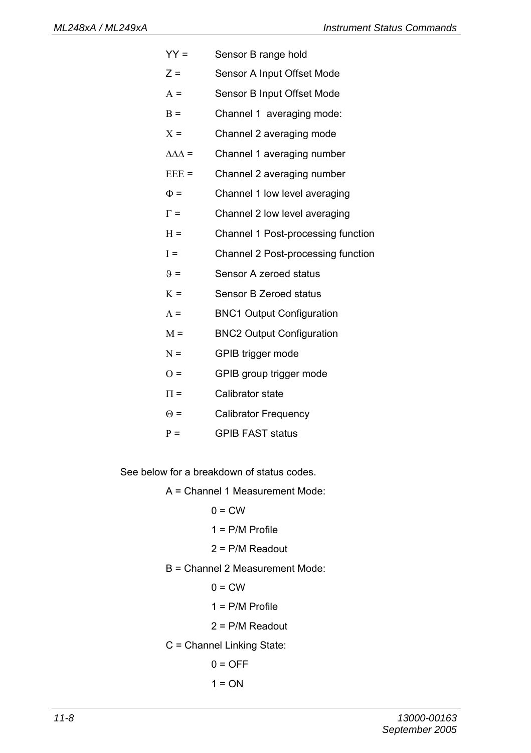YY = Sensor B range hold

Z = Sensor A Input Offset Mode

Α = Sensor B Input Offset Mode

Β = Channel 1 averaging mode:

Χ = Channel 2 averaging mode

ΔΔΔ = Channel 1 averaging number

ΕΕΕ = Channel 2 averaging number

Φ = Channel 1 low level averaging

Γ = Channel 2 low level averaging

Η = Channel 1 Post-processing function

Ι = Channel 2 Post-processing function

ϑ = Sensor A zeroed status

Κ = Sensor B Zeroed status

Λ = BNC1 Output Configuration

Μ = BNC2 Output Configuration

Ν = GPIB trigger mode

Ο = GPIB group trigger mode

Π = Calibrator state

Θ = Calibrator Frequency

Ρ = GPIB FAST status

See below for a breakdown of status codes.

A = Channel 1 Measurement Mode:

- 0 = CW
- 1 = P/M Profile
- 2 = P/M Readout

B = Channel 2 Measurement Mode:

- 0 = CW
- 1 = P/M Profile
- 2 = P/M Readout

C = Channel Linking State:

- 0 = OFF
- 1 = ON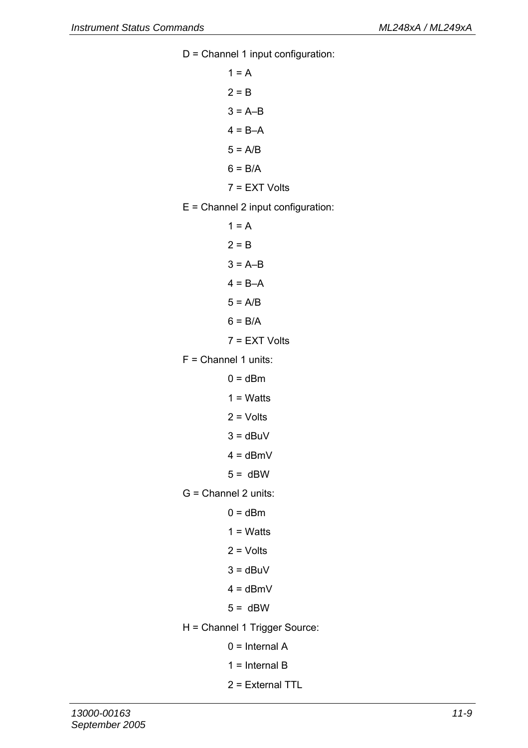D = Channel 1 input configuration:

- 1 = A
- 2 = B
- 3 = A–B
- 4 = B–A
- 5 = A/B
- 6 = B/A
- 7 = EXT Volts

E = Channel 2 input configuration:

- 1 = A
- 2 = B
- 3 = A–B
- 4 = B–A
- 5 = A/B
- 6 = B/A
- 7 = EXT Volts

F = Channel 1 units:

- 0 = dBm
- 1 = Watts
- 2 = Volts
- 3 = dBuV
- 4 = dBmV
- 5 = dBW

G = Channel 2 units:

- 0 = dBm
- 1 = Watts
- 2 = Volts
- 3 = dBuV
- 4 = dBmV
- 5 = dBW

H = Channel 1 Trigger Source:

- 0 = Internal A
- 1 = Internal B
- 2 = External TTL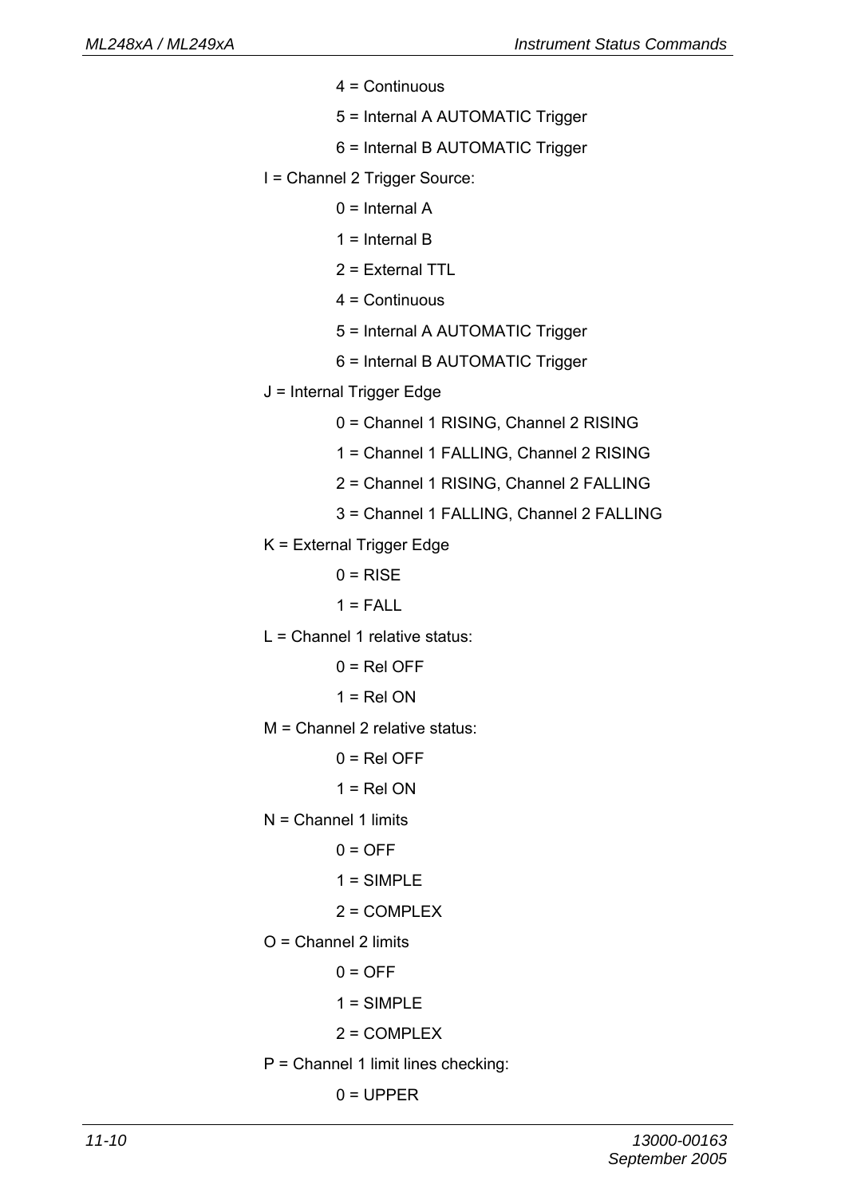- 4 = Continuous
- 5 = Internal A AUTOMATIC Trigger
- 6 = Internal B AUTOMATIC Trigger

I = Channel 2 Trigger Source:

- 0 = Internal A
- 1 = Internal B
- 2 = External TTL
- 4 = Continuous
- 5 = Internal A AUTOMATIC Trigger
- 6 = Internal B AUTOMATIC Trigger

J = Internal Trigger Edge

- 0 = Channel 1 RISING, Channel 2 RISING
- 1 = Channel 1 FALLING, Channel 2 RISING
- 2 = Channel 1 RISING, Channel 2 FALLING
- 3 = Channel 1 FALLING, Channel 2 FALLING

K = External Trigger Edge

- 0 = RISE
- 1 = FALL

L = Channel 1 relative status:

- 0 = Rel OFF
- 1 = Rel ON

M = Channel 2 relative status:

- 0 = Rel OFF
- 1 = Rel ON

N = Channel 1 limits

- 0 = OFF
- 1 = SIMPLE
- 2 = COMPLEX

O = Channel 2 limits

- 0 = OFF
- 1 = SIMPLE
- 2 = COMPLEX

P = Channel 1 limit lines checking:

- 0 = UPPER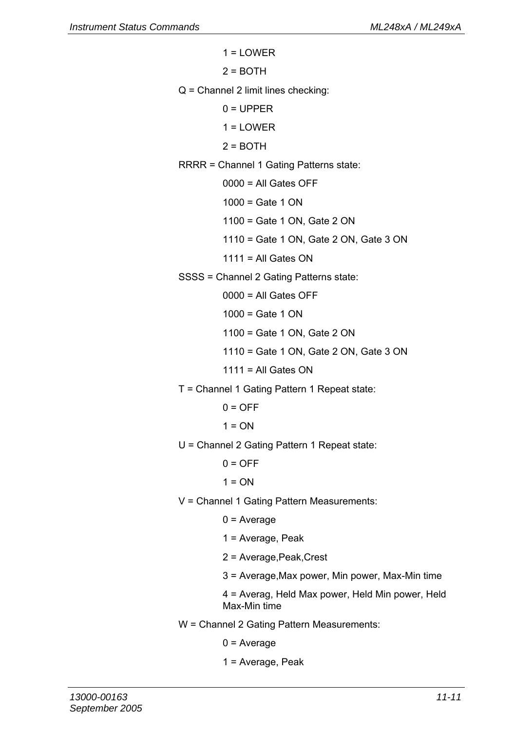1 = LOWER

2 = BOTH

Q = Channel 2 limit lines checking:

0 = UPPER

1 = LOWER

2 = BOTH

RRRR = Channel 1 Gating Patterns state:

0000 = All Gates OFF

1000 = Gate 1 ON

1100 = Gate 1 ON, Gate 2 ON

1110 = Gate 1 ON, Gate 2 ON, Gate 3 ON

1111 = All Gates ON

SSSS = Channel 2 Gating Patterns state:

0000 = All Gates OFF

1000 = Gate 1 ON

1100 = Gate 1 ON, Gate 2 ON

1110 = Gate 1 ON, Gate 2 ON, Gate 3 ON

1111 = All Gates ON

T = Channel 1 Gating Pattern 1 Repeat state:

0 = OFF

1 = ON

U = Channel 2 Gating Pattern 1 Repeat state:

0 = OFF

1 = ON

V = Channel 1 Gating Pattern Measurements:

0 = Average

1 = Average, Peak

2 = Average,Peak,Crest

3 = Average,Max power, Min power, Max-Min time

4 = Averag, Held Max power, Held Min power, Held Max-Min time

W = Channel 2 Gating Pattern Measurements:

0 = Average

1 = Average, Peak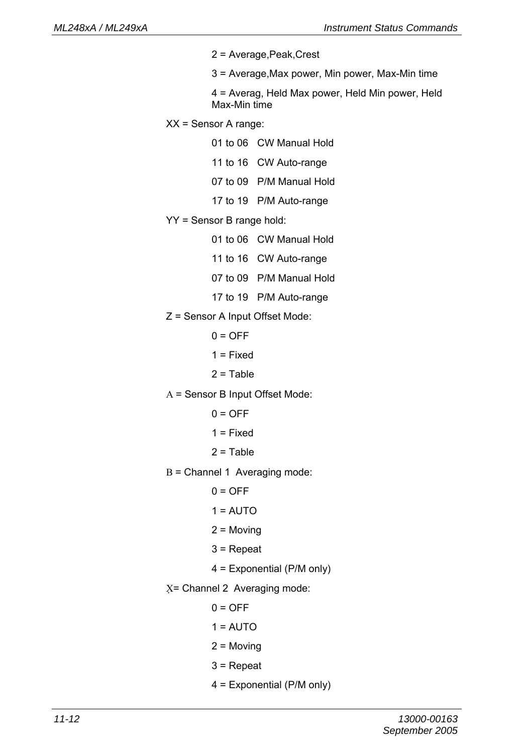2 = Average,Peak,Crest

3 = Average,Max power, Min power, Max-Min time

4 = Averag, Held Max power, Held Min power, Held Max-Min time

XX = Sensor A range:

01 to 06 CW Manual Hold

11 to 16 CW Auto-range

07 to 09 P/M Manual Hold

17 to 19 P/M Auto-range

YY = Sensor B range hold:

01 to 06 CW Manual Hold

11 to 16 CW Auto-range

07 to 09 P/M Manual Hold

17 to 19 P/M Auto-range

Z = Sensor A Input Offset Mode:

0 = OFF

1 = Fixed

2 = Table

A = Sensor B Input Offset Mode:

0 = OFF

1 = Fixed

2 = Table

B = Channel 1 Averaging mode:

0 = OFF

1 = AUTO

2 = Moving

3 = Repeat

4 = Exponential (P/M only)

X= Channel 2 Averaging mode:

0 = OFF

1 = AUTO

2 = Moving

3 = Repeat

4 = Exponential (P/M only)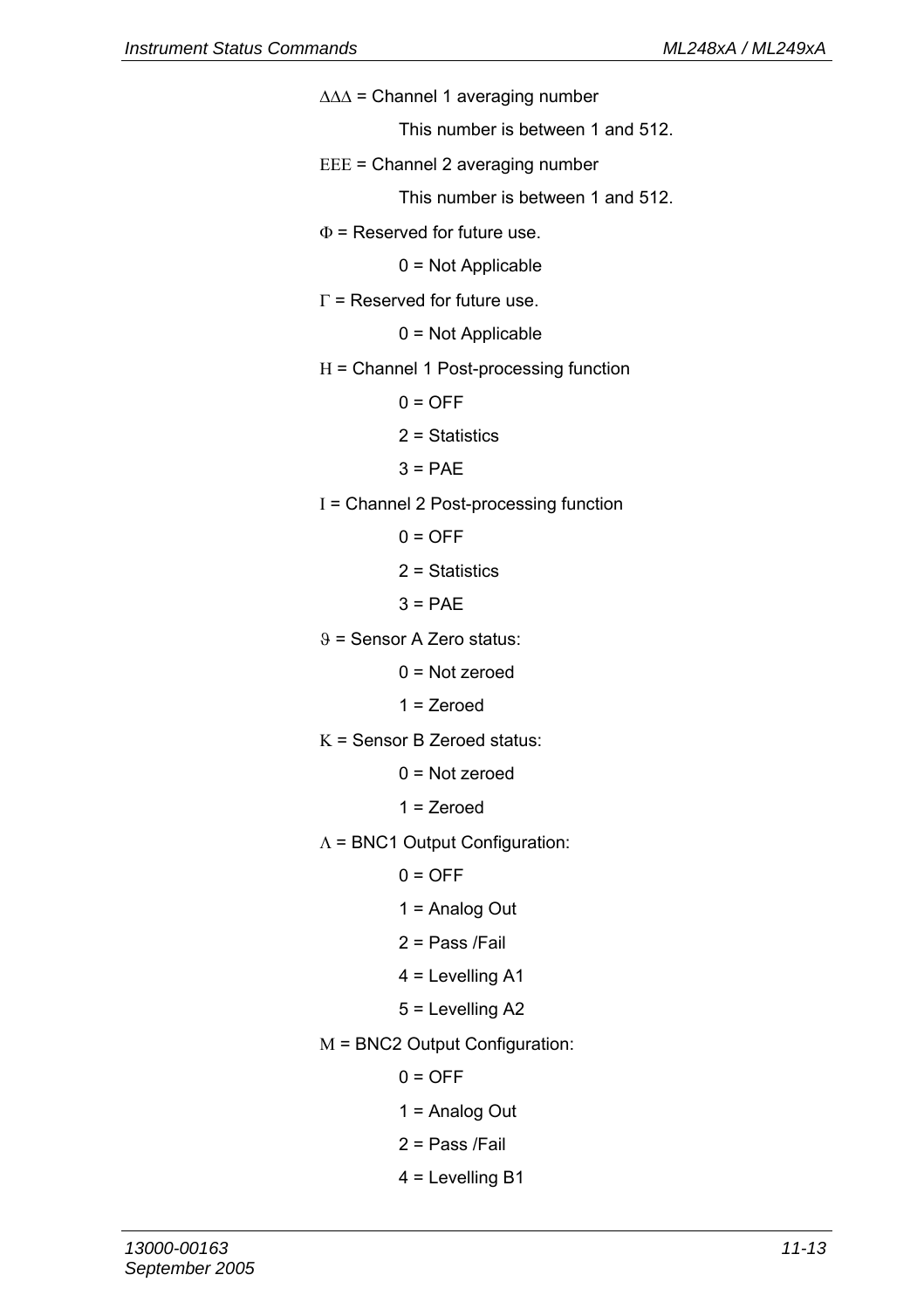ΔΔΔ = Channel 1 averaging number

This number is between 1 and 512.

EEE = Channel 2 averaging number

This number is between 1 and 512.

Φ = Reserved for future use.

0 = Not Applicable

Γ = Reserved for future use.

0 = Not Applicable

H = Channel 1 Post-processing function

0 = OFF

2 = Statistics

3 = PAE

I = Channel 2 Post-processing function

0 = OFF

2 = Statistics

3 = PAE

ϑ = Sensor A Zero status:

0 = Not zeroed

1 = Zeroed

K = Sensor B Zeroed status:

0 = Not zeroed

1 = Zeroed

Λ = BNC1 Output Configuration:

0 = OFF

1 = Analog Out

2 = Pass /Fail

4 = Levelling A1

5 = Levelling A2

M = BNC2 Output Configuration:

0 = OFF

1 = Analog Out

2 = Pass /Fail

4 = Levelling B1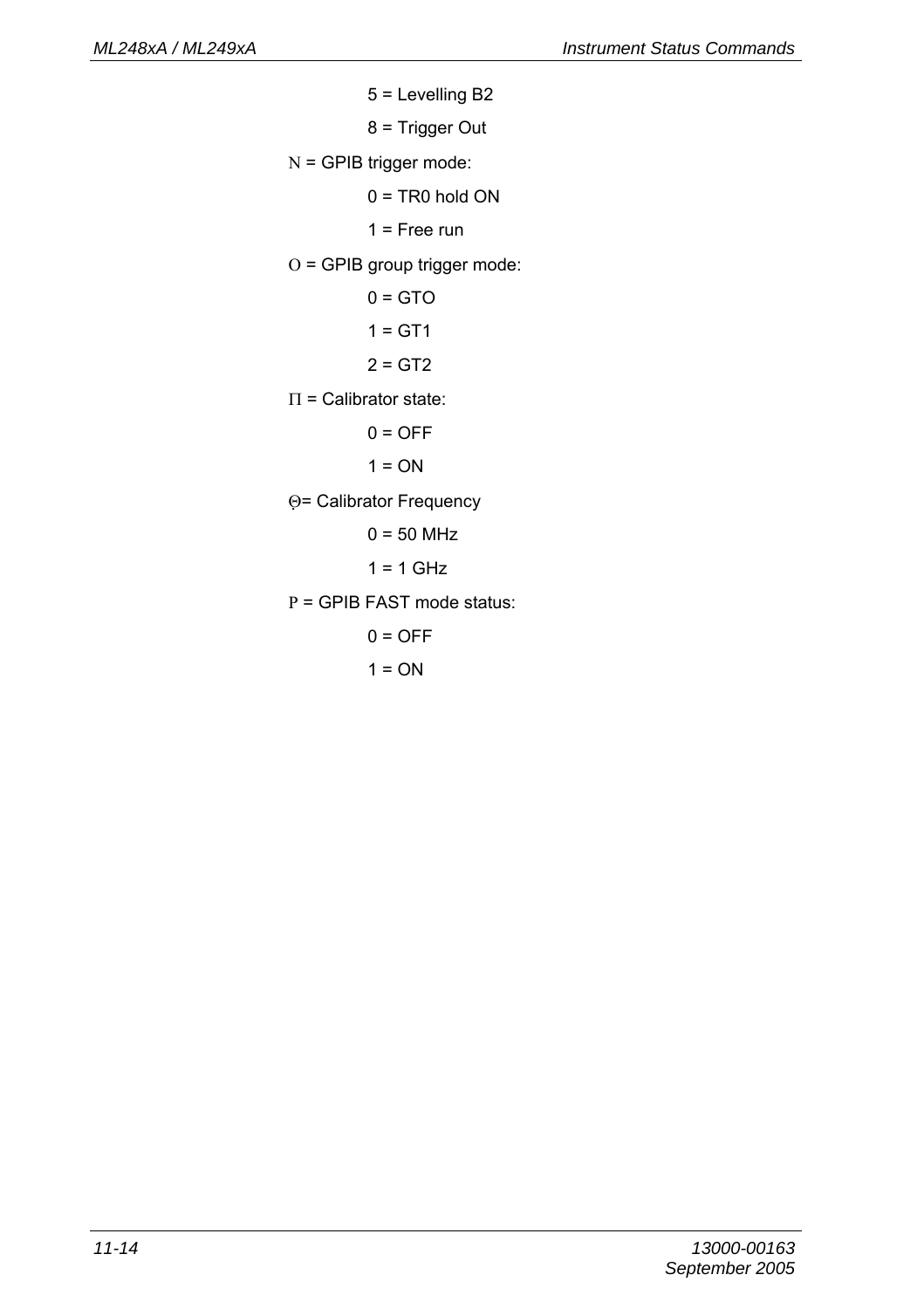5 = Levelling B2

8 = Trigger Out

N = GPIB trigger mode:

0 = TR0 hold ON

1 = Free run

O = GPIB group trigger mode:

0 = GTO

1 = GT1

2 = GT2

Π = Calibrator state:

0 = OFF

1 = ON

Θ= Calibrator Frequency

0 = 50 MHz

1 = 1 GHz

Ρ = GPIB FAST mode status:

0 = OFF

1 = ON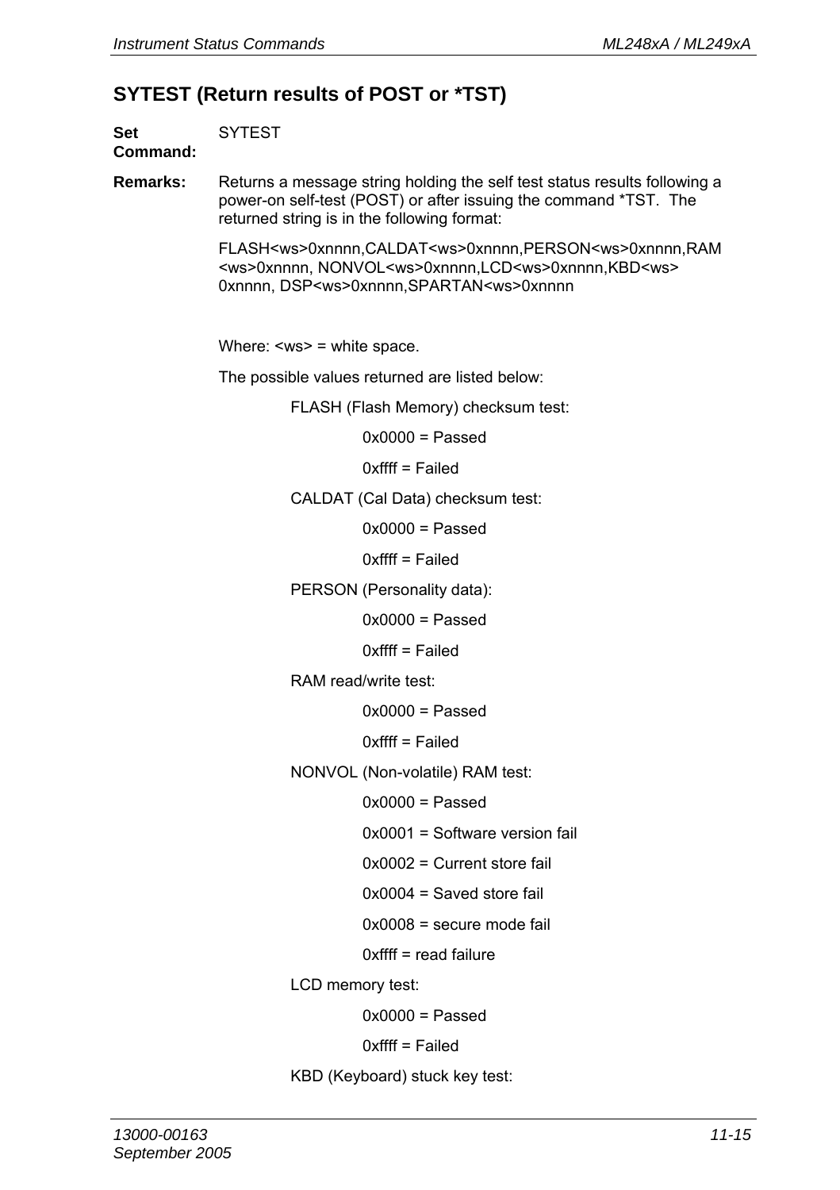## SYTEST (Return results of POST or *TST)

**Set Command:** SYTEST

**Remarks:** Returns a message string holding the self test status results following a power-on self-test (POST) or after issuing the command *TST. The returned string is in the following format:

FLASH<ws>0xnnnn,CALDAT<ws>0xnnnn,PERSON<ws>0xnnnn,RAM <ws>0xnnnn, NONVOL<ws>0xnnnn,LCD<ws>0xnnnn,KBD<ws> 0xnnnn, DSP<ws>0xnnnn,SPARTAN<ws>0xnnnn

Where: <ws> = white space.

The possible values returned are listed below:

FLASH (Flash Memory) checksum test:

- 0x0000 = Passed
- 0xffff = Failed

CALDAT (Cal Data) checksum test:

- 0x0000 = Passed
- 0xffff = Failed

PERSON (Personality data):

- 0x0000 = Passed
- 0xffff = Failed

RAM read/write test:

- 0x0000 = Passed
- 0xffff = Failed

NONVOL (Non-volatile) RAM test:

- 0x0000 = Passed
- 0x0001 = Software version fail
- 0x0002 = Current store fail
- 0x0004 = Saved store fail
- 0x0008 = secure mode fail
- 0xffff = read failure

LCD memory test:

- 0x0000 = Passed
- 0xffff = Failed

KBD (Keyboard) stuck key test: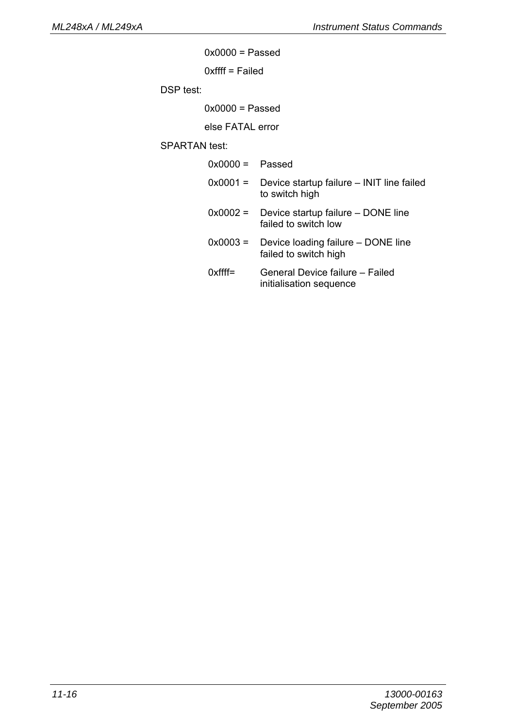0x0000 = Passed

0xffff = Failed

DSP test:

0x0000 = Passed

else FATAL error

SPARTAN test:

| | |
|---|---|
| 0x0000 = | Passed |
| 0x0001 = | Device startup failure – INIT line failed to switch high |
| 0x0002 = | Device startup failure – DONE line failed to switch low |
| 0x0003 = | Device loading failure – DONE line failed to switch high |
| 0xffff= | General Device failure – Failed initialisation sequence |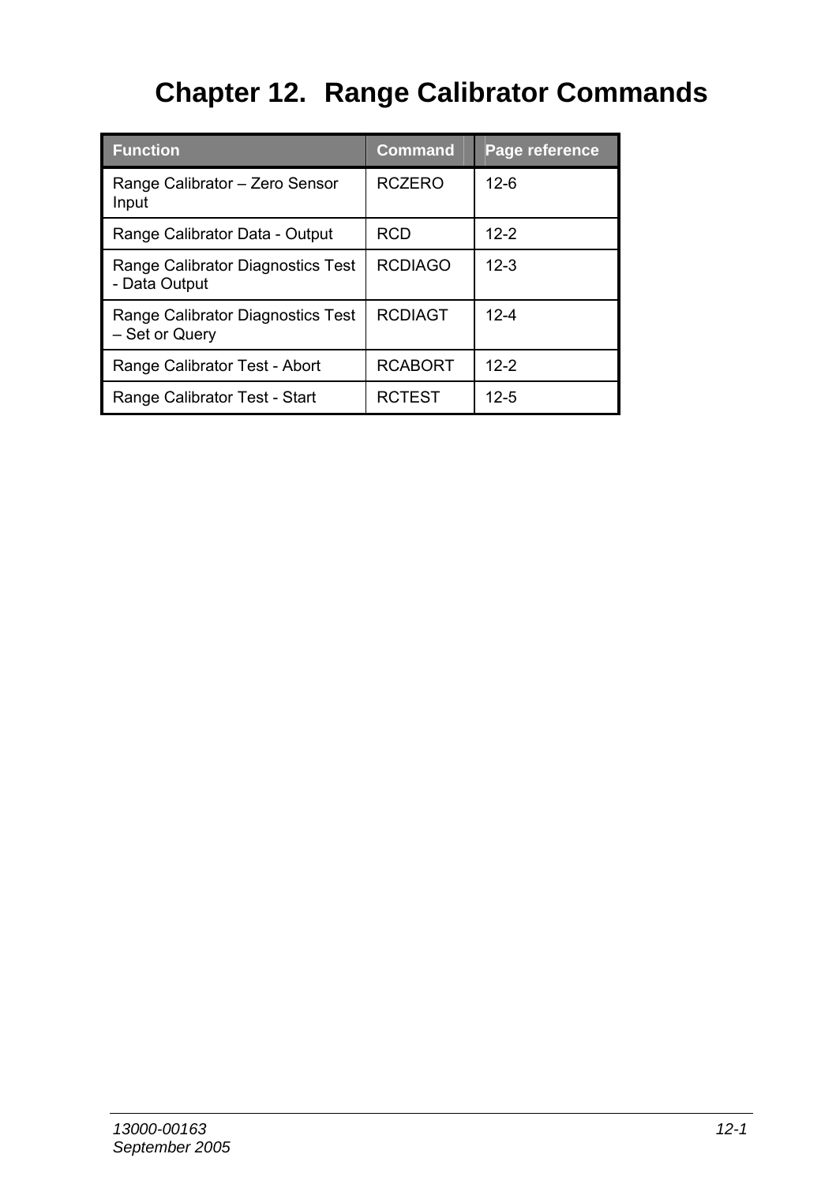# Chapter 12. Range Calibrator Commands

| Function | Command | Page reference |
|---|---|---|
| Range Calibrator – Zero Sensor Input | RCZERO | 12-6 |
| Range Calibrator Data - Output | RCD | 12-2 |
| Range Calibrator Diagnostics Test - Data Output | RCDIAGO | 12-3 |
| Range Calibrator Diagnostics Test – Set or Query | RCDIAGT | 12-4 |
| Range Calibrator Test - Abort | RCABORT | 12-2 |
| Range Calibrator Test - Start | RCTEST | 12-5 |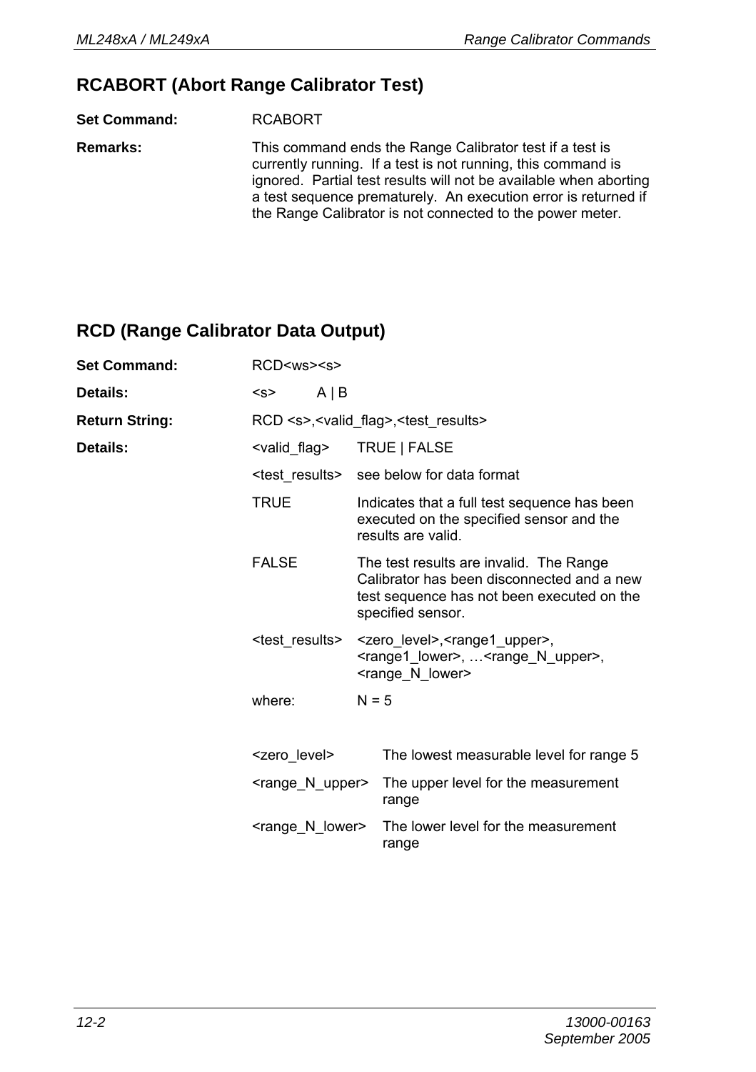## RCABORT (Abort Range Calibrator Test)

**Set Command:** RCABORT

**Remarks:** This command ends the Range Calibrator test if a test is currently running. If a test is not running, this command is ignored. Partial test results will not be available when aborting a test sequence prematurely. An execution error is returned if the Range Calibrator is not connected to the power meter.

## RCD (Range Calibrator Data Output)

**Set Command:** RCD<ws><s>

**Details:** <s> A | B

**Return String:** RCD <s>,<valid_flag>,<test_results>

**Details:**

| | |
|---|---|
| <valid_flag> | TRUE \| FALSE |
| <test_results> | see below for data format |
| TRUE | Indicates that a full test sequence has been executed on the specified sensor and the results are valid. |
| FALSE | The test results are invalid. The Range Calibrator has been disconnected and a new test sequence has not been executed on the specified sensor. |
| <test_results> | <zero_level>,<range1_upper>, <range1_lower>, …<range_N_upper>, <range_N_lower> |
| where: | N = 5 |

| | |
|---|---|
| <zero_level> | The lowest measurable level for range 5 |
| <range_N_upper> | The upper level for the measurement range |
| <range_N_lower> | The lower level for the measurement range |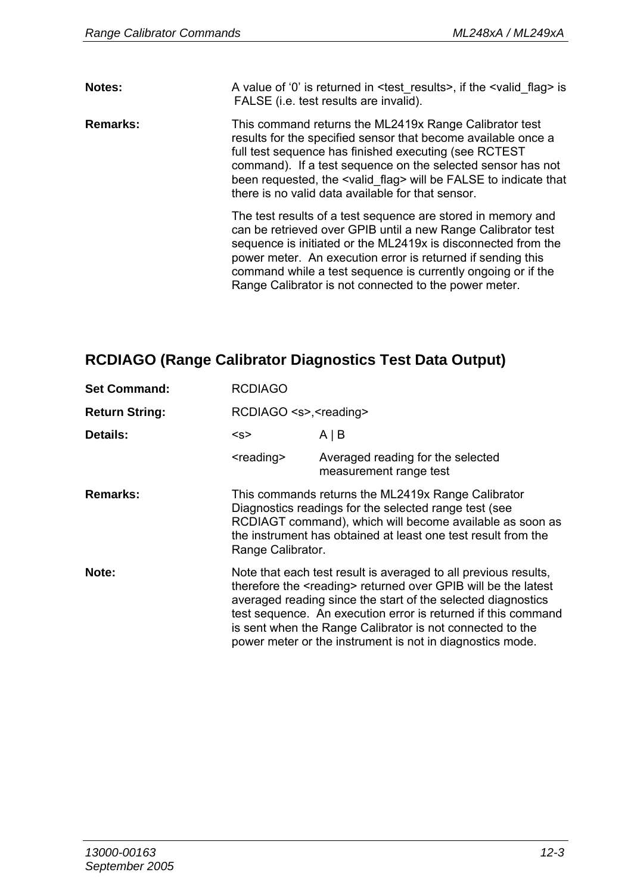**Notes:** A value of '0' is returned in <test_results>, if the <valid_flag> is FALSE (i.e. test results are invalid).

**Remarks:** This command returns the ML2419x Range Calibrator test results for the specified sensor that become available once a full test sequence has finished executing (see RCTEST command). If a test sequence on the selected sensor has not been requested, the <valid_flag> will be FALSE to indicate that there is no valid data available for that sensor.

The test results of a test sequence are stored in memory and can be retrieved over GPIB until a new Range Calibrator test sequence is initiated or the ML2419x is disconnected from the power meter. An execution error is returned if sending this command while a test sequence is currently ongoing or if the Range Calibrator is not connected to the power meter.

## RCDIAGO (Range Calibrator Diagnostics Test Data Output)

**Set Command:** RCDIAGO

**Return String:** RCDIAGO <s>,<reading>

**Details:**

| | |
|---|---|
| <s> | A \| B |
| <reading> | Averaged reading for the selected measurement range test |

**Remarks:** This commands returns the ML2419x Range Calibrator Diagnostics readings for the selected range test (see RCDIAGT command), which will become available as soon as the instrument has obtained at least one test result from the Range Calibrator.

**Note:** Note that each test result is averaged to all previous results, therefore the <reading> returned over GPIB will be the latest averaged reading since the start of the selected diagnostics test sequence. An execution error is returned if this command is sent when the Range Calibrator is not connected to the power meter or the instrument is not in diagnostics mode.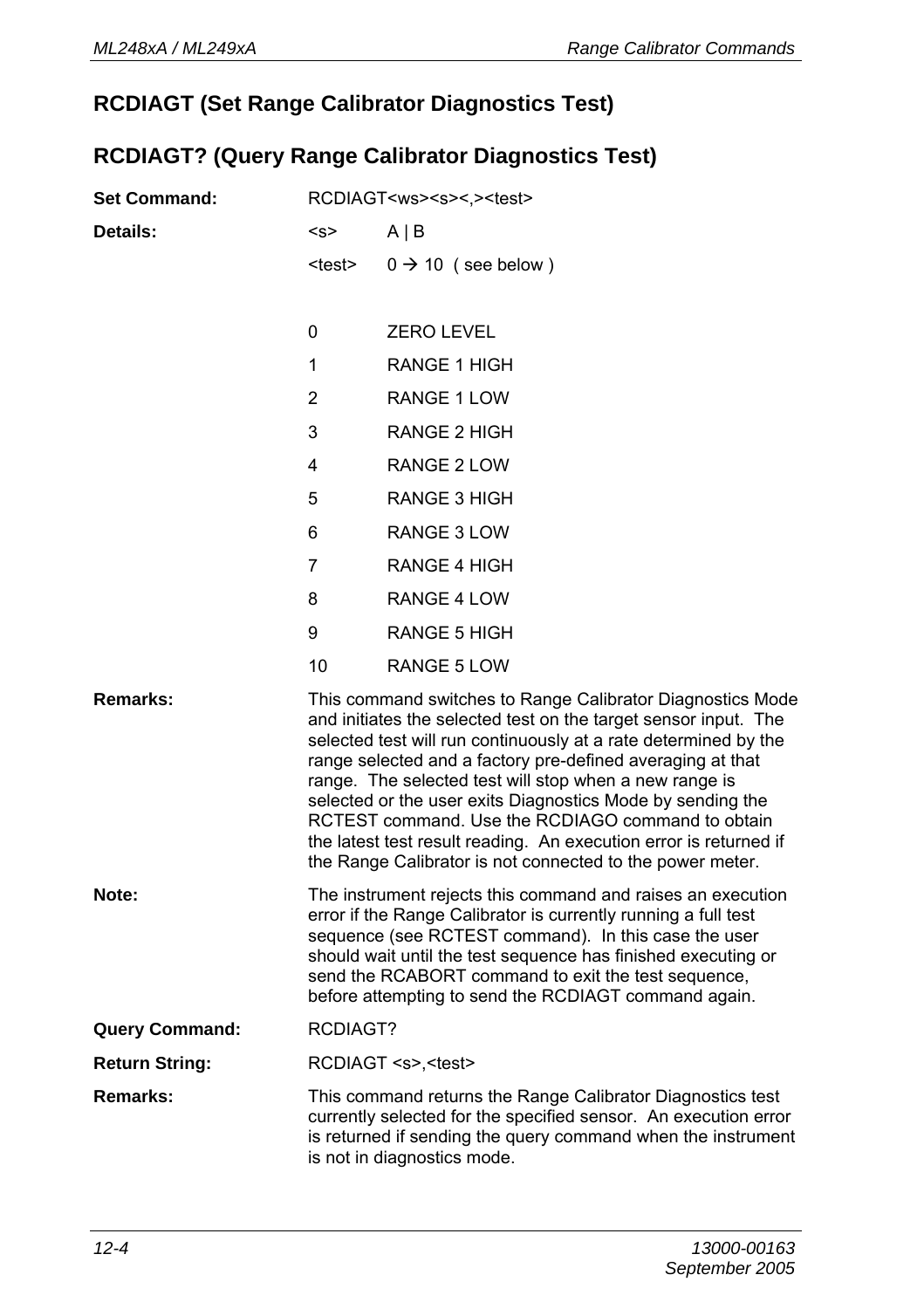## RCDIAGT (Set Range Calibrator Diagnostics Test)

## RCDIAGT? (Query Range Calibrator Diagnostics Test)

**Set Command:** RCDIAGT<ws><s><,><test>

**Details:**

<s> A | B

<test> 0 → 10 ( see below )

| | |
|---|---|
| 0 | ZERO LEVEL |
| 1 | RANGE 1 HIGH |
| 2 | RANGE 1 LOW |
| 3 | RANGE 2 HIGH |
| 4 | RANGE 2 LOW |
| 5 | RANGE 3 HIGH |
| 6 | RANGE 3 LOW |
| 7 | RANGE 4 HIGH |
| 8 | RANGE 4 LOW |
| 9 | RANGE 5 HIGH |
| 10 | RANGE 5 LOW |

**Remarks:** This command switches to Range Calibrator Diagnostics Mode and initiates the selected test on the target sensor input. The selected test will run continuously at a rate determined by the range selected and a factory pre-defined averaging at that range. The selected test will stop when a new range is selected or the user exits Diagnostics Mode by sending the RCTEST command. Use the RCDIAGO command to obtain the latest test result reading. An execution error is returned if the Range Calibrator is not connected to the power meter.

**Note:** The instrument rejects this command and raises an execution error if the Range Calibrator is currently running a full test sequence (see RCTEST command). In this case the user should wait until the test sequence has finished executing or send the RCABORT command to exit the test sequence, before attempting to send the RCDIAGT command again.

**Query Command:** RCDIAGT?

**Return String:** RCDIAGT <s>,<test>

**Remarks:** This command returns the Range Calibrator Diagnostics test currently selected for the specified sensor. An execution error is returned if sending the query command when the instrument is not in diagnostics mode.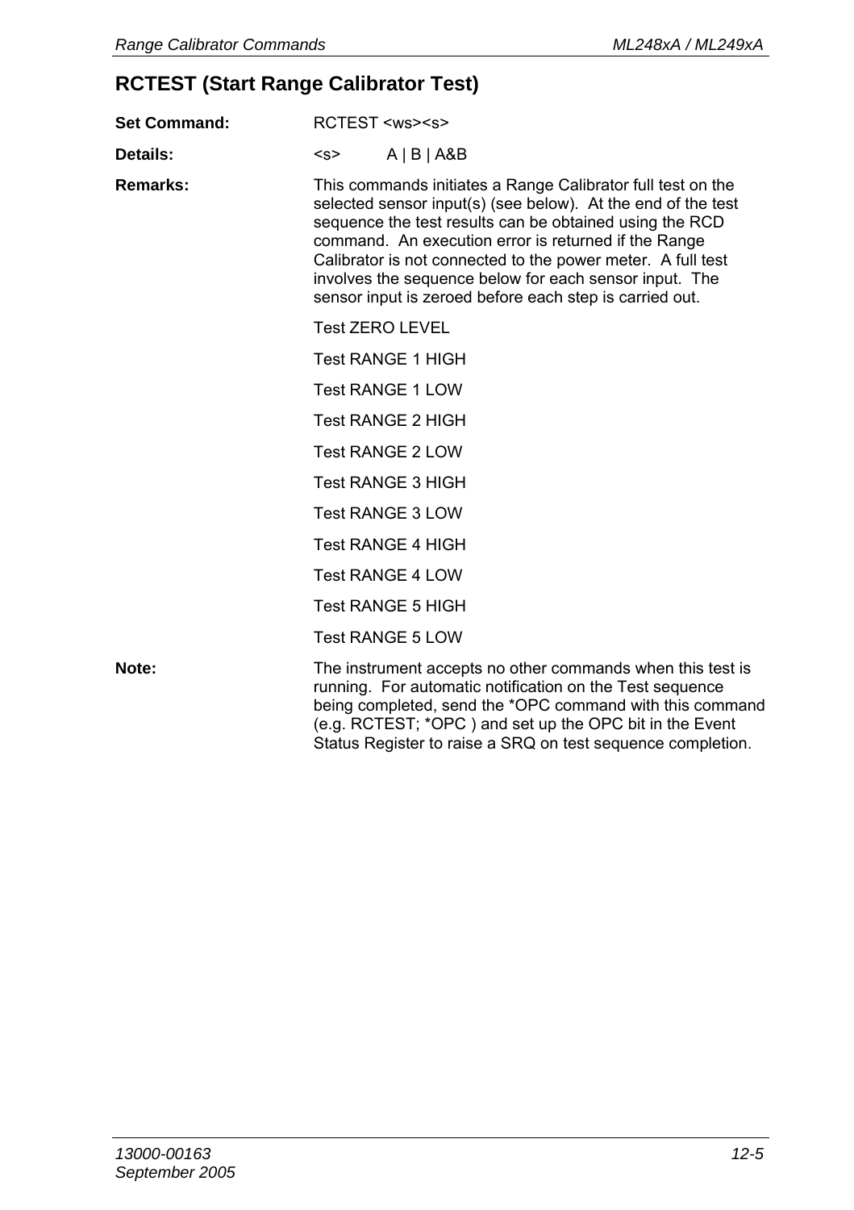## RCTEST (Start Range Calibrator Test)

**Set Command:** RCTEST <ws><s>

**Details:** <s> A | B | A&B

**Remarks:** This commands initiates a Range Calibrator full test on the selected sensor input(s) (see below). At the end of the test sequence the test results can be obtained using the RCD command. An execution error is returned if the Range Calibrator is not connected to the power meter. A full test involves the sequence below for each sensor input. The sensor input is zeroed before each step is carried out.

Test ZERO LEVEL

Test RANGE 1 HIGH

Test RANGE 1 LOW

Test RANGE 2 HIGH

Test RANGE 2 LOW

Test RANGE 3 HIGH

Test RANGE 3 LOW

Test RANGE 4 HIGH

Test RANGE 4 LOW

Test RANGE 5 HIGH

Test RANGE 5 LOW

**Note:** The instrument accepts no other commands when this test is running. For automatic notification on the Test sequence being completed, send the *OPC command with this command (e.g. RCTEST; *OPC ) and set up the OPC bit in the Event Status Register to raise a SRQ on test sequence completion.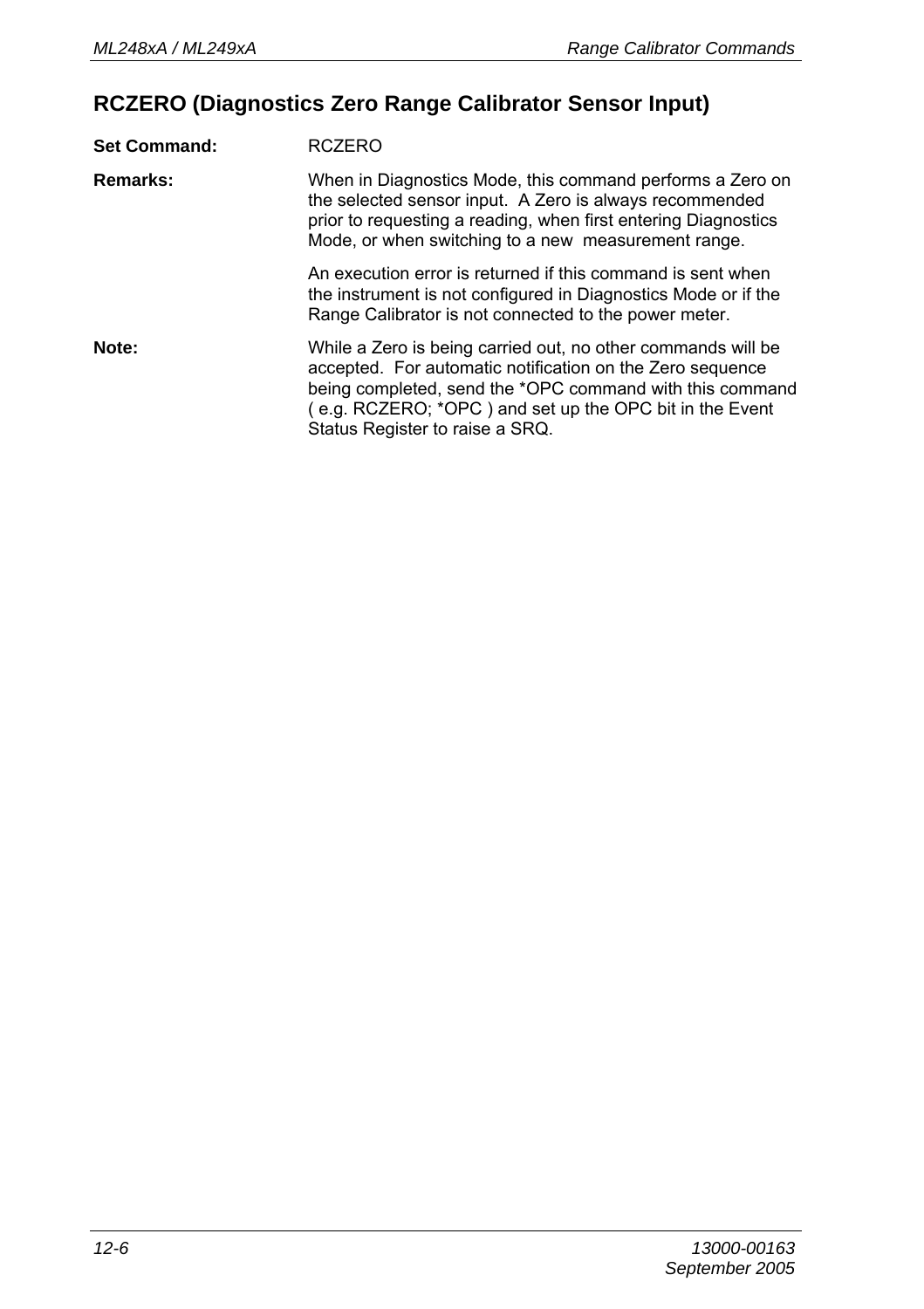## RCZERO (Diagnostics Zero Range Calibrator Sensor Input)

**Set Command:** RCZERO

**Remarks:** When in Diagnostics Mode, this command performs a Zero on the selected sensor input. A Zero is always recommended prior to requesting a reading, when first entering Diagnostics Mode, or when switching to a new measurement range.

An execution error is returned if this command is sent when the instrument is not configured in Diagnostics Mode or if the Range Calibrator is not connected to the power meter.

**Note:** While a Zero is being carried out, no other commands will be accepted. For automatic notification on the Zero sequence being completed, send the *OPC command with this command ( e.g. RCZERO; *OPC ) and set up the OPC bit in the Event Status Register to raise a SRQ.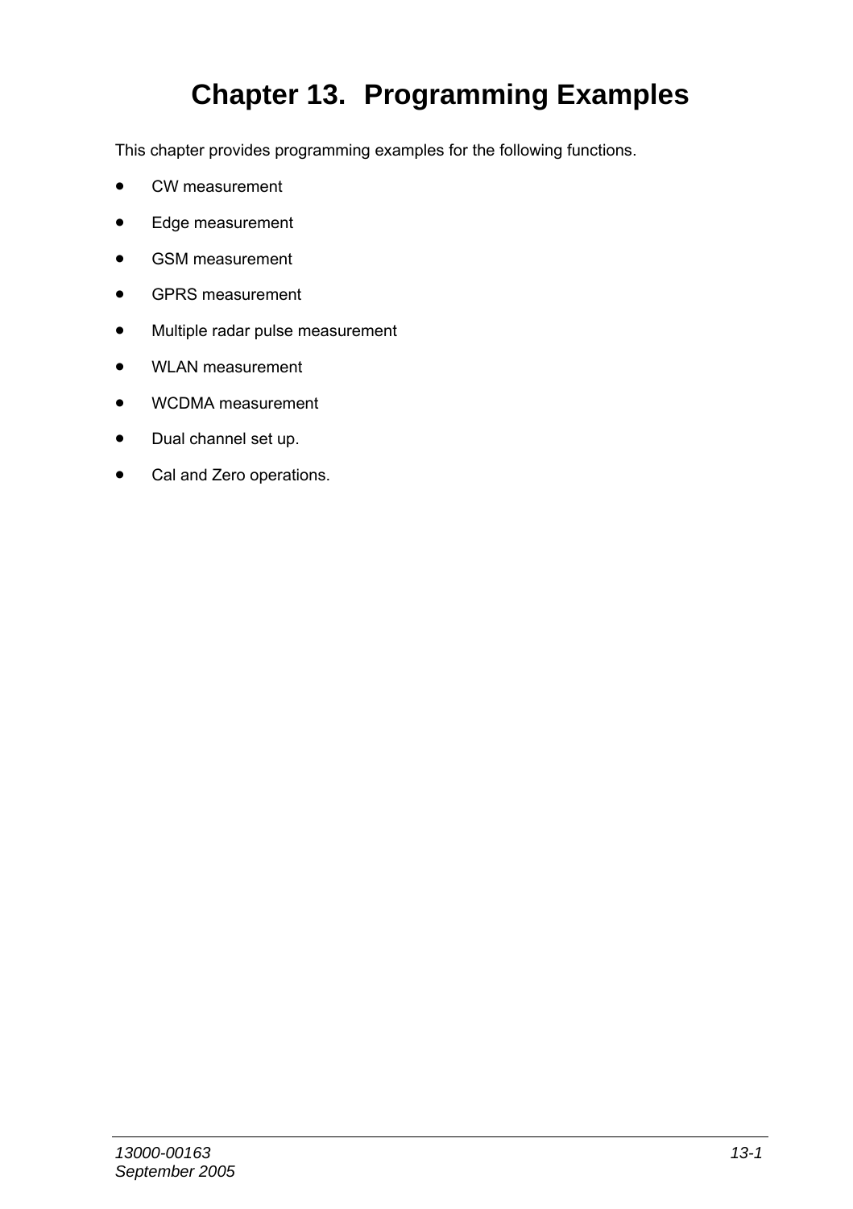# Chapter 13. Programming Examples

This chapter provides programming examples for the following functions.

- CW measurement
- Edge measurement
- GSM measurement
- GPRS measurement
- Multiple radar pulse measurement
- WLAN measurement
- WCDMA measurement
- Dual channel set up.
- Cal and Zero operations.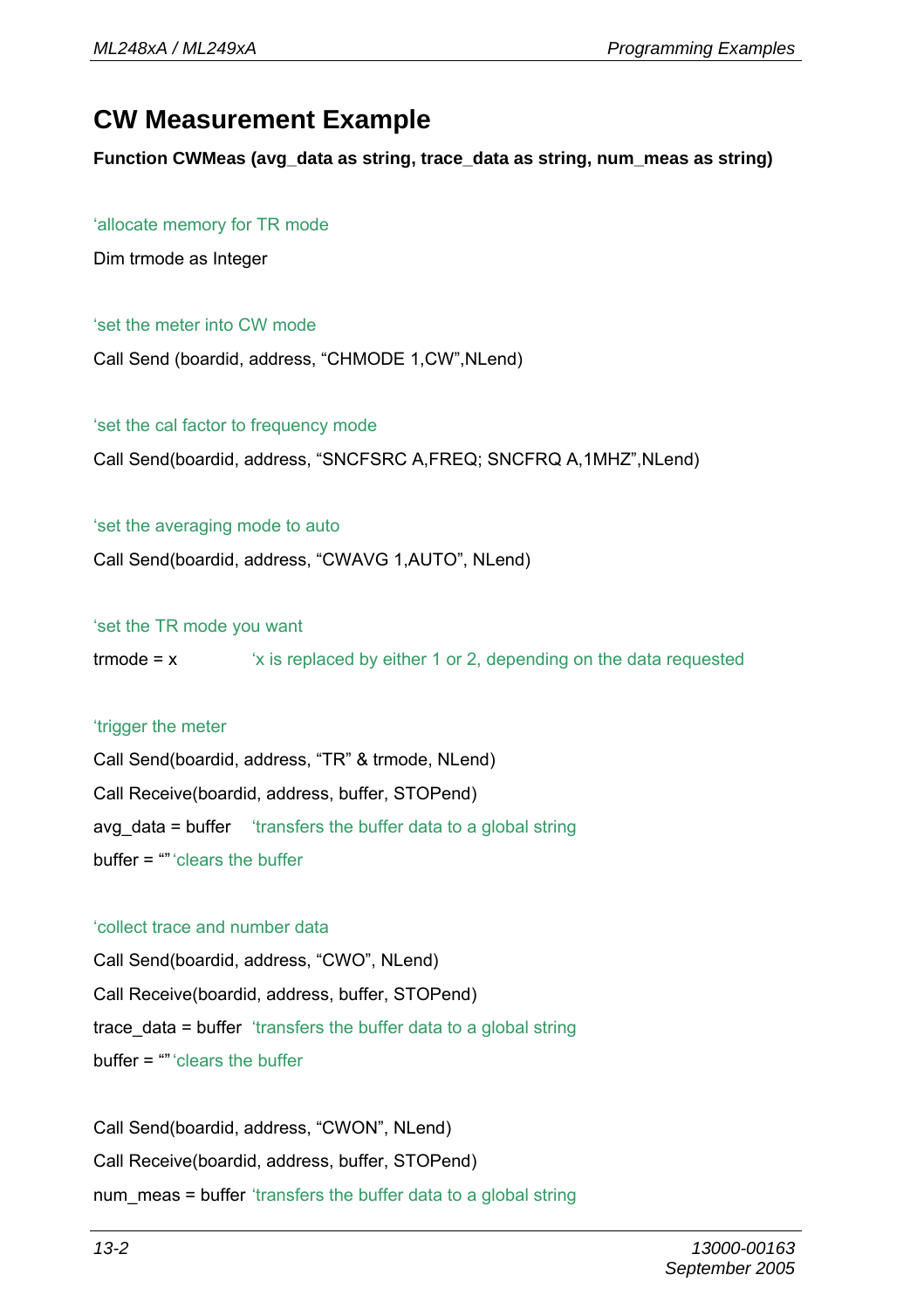# CW Measurement Example

**Function CWMeas (avg_data as string, trace_data as string, num_meas as string)**

```
'allocate memory for TR mode
Dim trmode as Integer

'set the meter into CW mode
Call Send (boardid, address, "CHMODE 1,CW",NLend)

'set the cal factor to frequency mode
Call Send(boardid, address, "SNCFSRC A,FREQ; SNCFRQ A,1MHZ",NLend)

'set the averaging mode to auto
Call Send(boardid, address, "CWAVG 1,AUTO", NLend)

'set the TR mode you want
trmode = x          'x is replaced by either 1 or 2, depending on the data requested

'trigger the meter
Call Send(boardid, address, "TR" & trmode, NLend)
Call Receive(boardid, address, buffer, STOPend)
avg_data = buffer    'transfers the buffer data to a global string
buffer = ""'clears the buffer

'collect trace and number data
Call Send(boardid, address, "CWO", NLend)
Call Receive(boardid, address, buffer, STOPend)
trace_data = buffer  'transfers the buffer data to a global string
buffer = ""'clears the buffer

Call Send(boardid, address, "CWON", NLend)
Call Receive(boardid, address, buffer, STOPend)
num_meas = buffer 'transfers the buffer data to a global string
```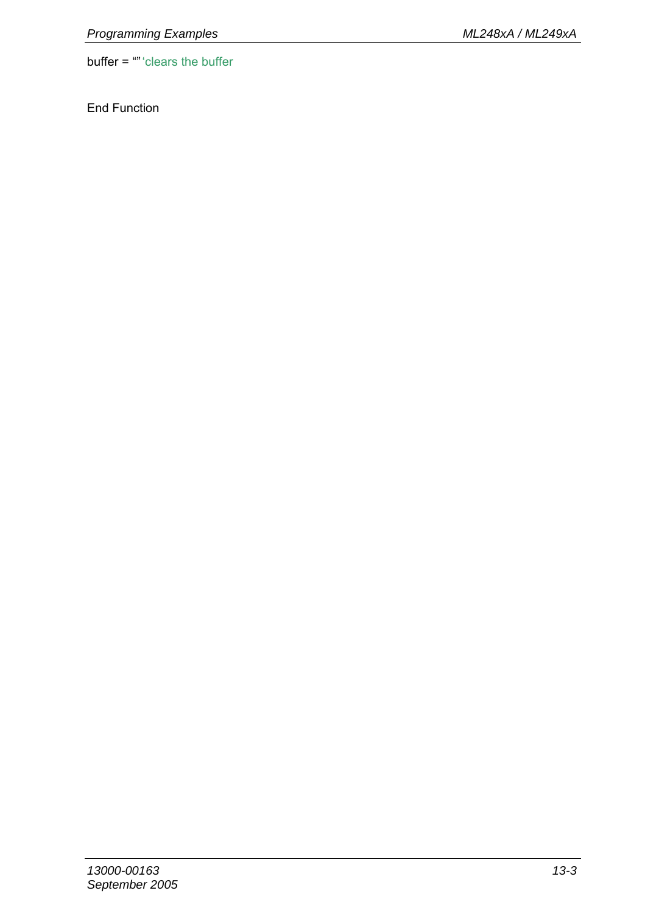```
buffer = "" 'clears the buffer

End Function
```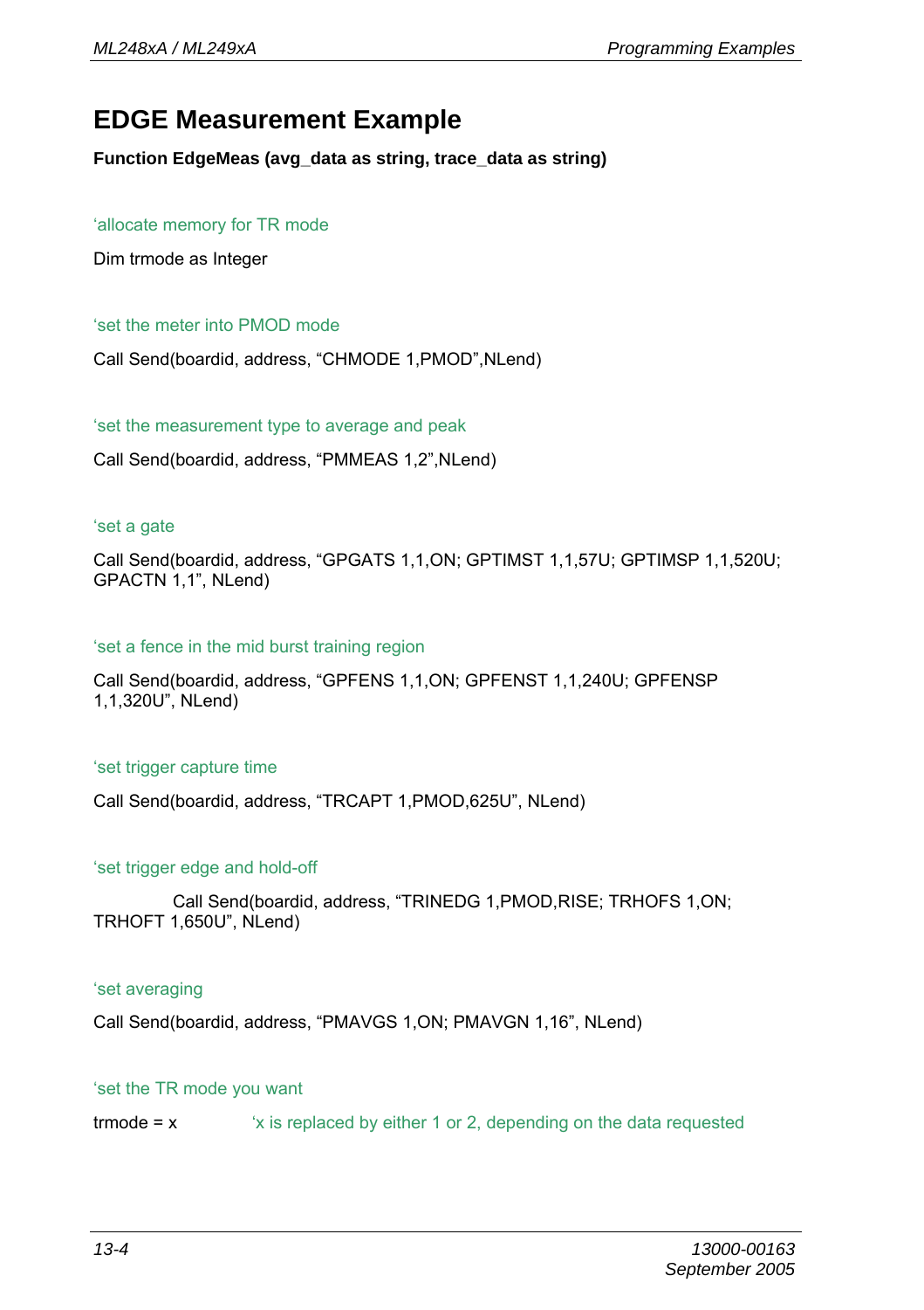# EDGE Measurement Example

**Function EdgeMeas (avg_data as string, trace_data as string)**

‘allocate memory for TR mode

Dim trmode as Integer

‘set the meter into PMOD mode

Call Send(boardid, address, “CHMODE 1,PMOD”,NLend)

‘set the measurement type to average and peak

Call Send(boardid, address, “PMMEAS 1,2”,NLend)

‘set a gate

Call Send(boardid, address, “GPGATS 1,1,ON; GPTIMST 1,1,57U; GPTIMSP 1,1,520U; GPACTN 1,1”, NLend)

‘set a fence in the mid burst training region

Call Send(boardid, address, “GPFENS 1,1,ON; GPFENST 1,1,240U; GPFENSP 1,1,320U”, NLend)

‘set trigger capture time

Call Send(boardid, address, “TRCAPT 1,PMOD,625U”, NLend)

‘set trigger edge and hold-off

Call Send(boardid, address, “TRINEDG 1,PMOD,RISE; TRHOFS 1,ON; TRHOFT 1,650U”, NLend)

‘set averaging

Call Send(boardid, address, “PMAVGS 1,ON; PMAVGN 1,16”, NLend)

‘set the TR mode you want

trmode = x ‘x is replaced by either 1 or 2, depending on the data requested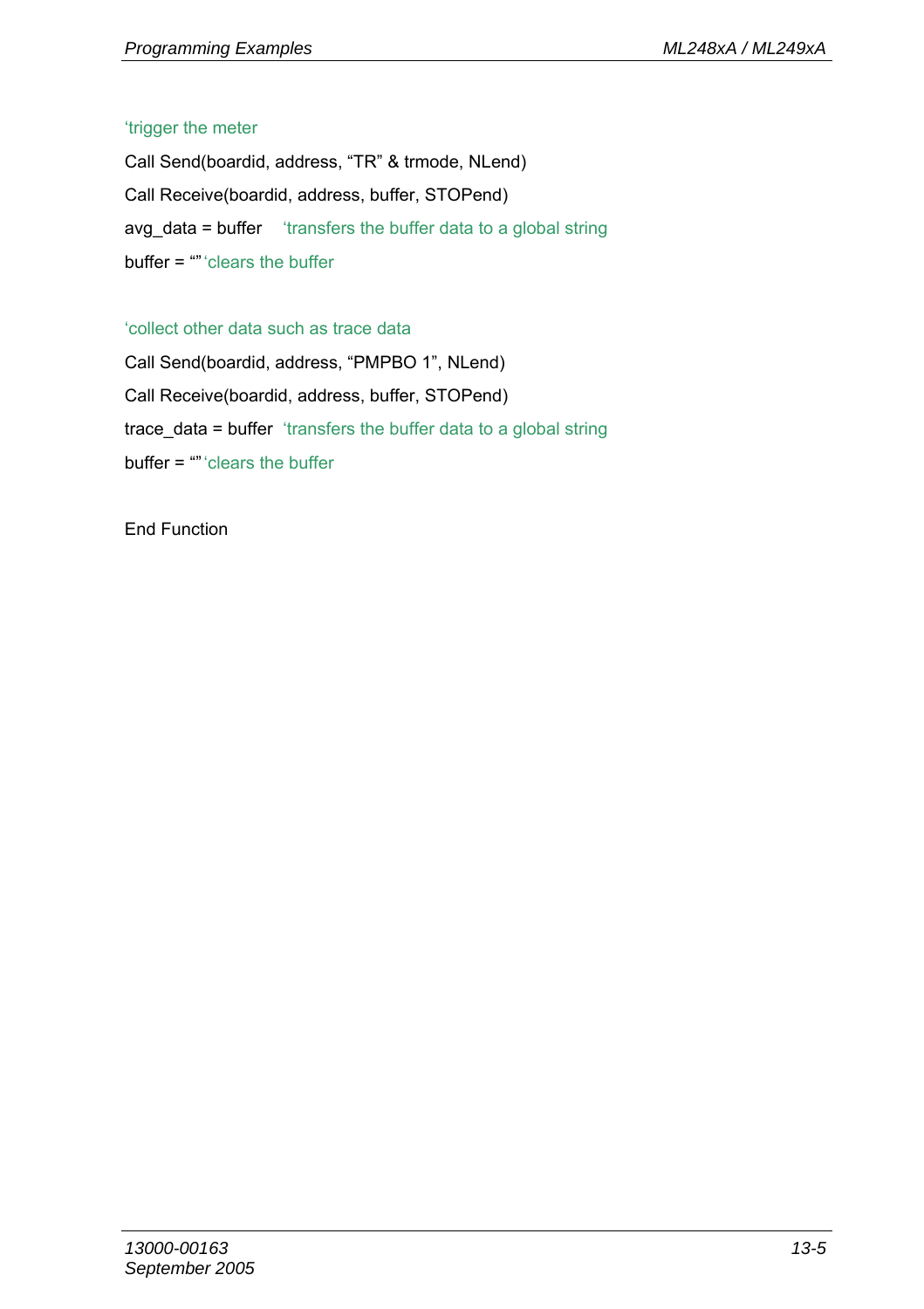```
'trigger the meter
Call Send(boardid, address, "TR" & trmode, NLend)
Call Receive(boardid, address, buffer, STOPend)
avg_data = buffer    'transfers the buffer data to a global string
buffer = "" 'clears the buffer

'collect other data such as trace data
Call Send(boardid, address, "PMPBO 1", NLend)
Call Receive(boardid, address, buffer, STOPend)
trace_data = buffer  'transfers the buffer data to a global string
buffer = "" 'clears the buffer

End Function
```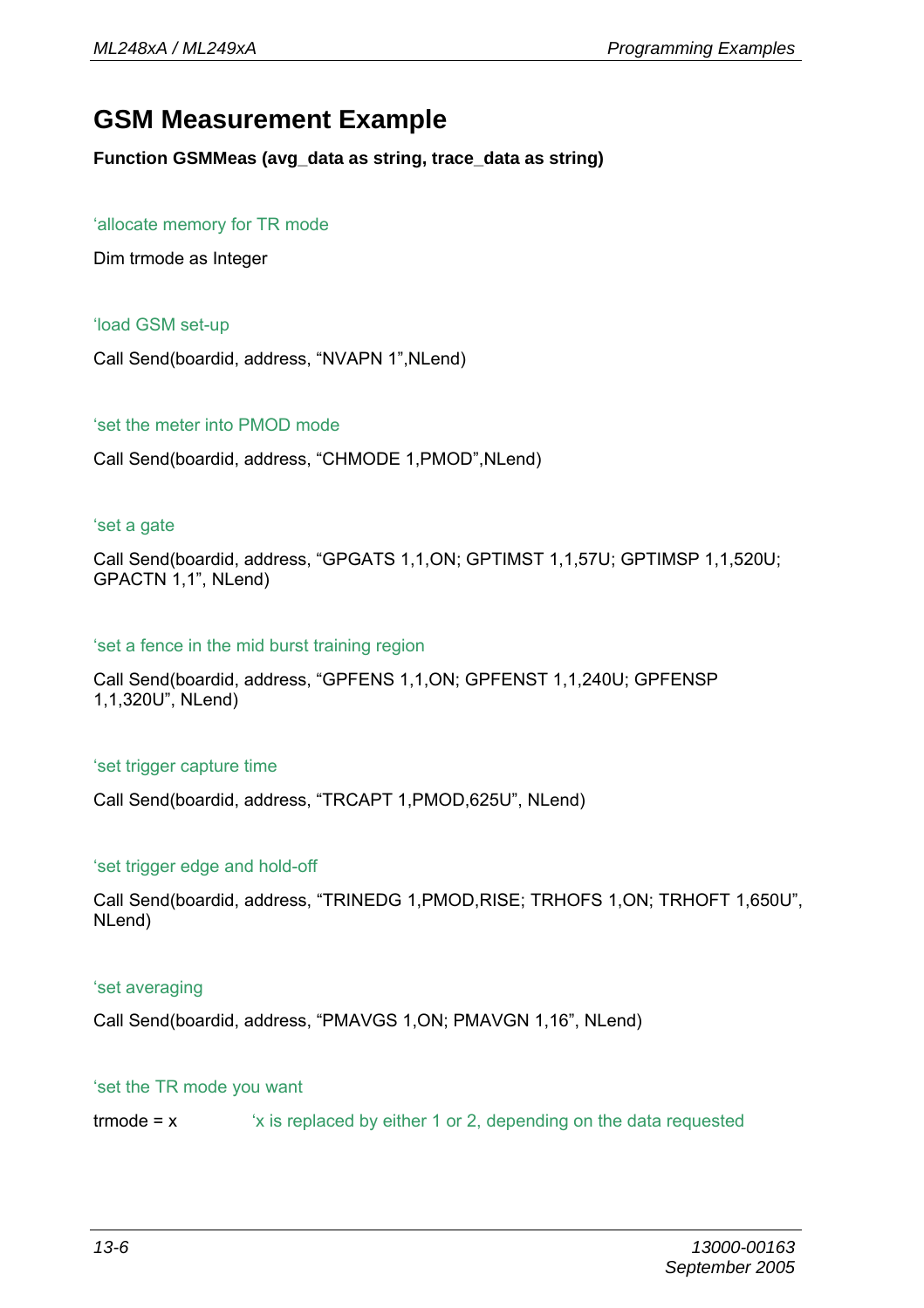# GSM Measurement Example

**Function GSMMeas (avg_data as string, trace_data as string)**

‘allocate memory for TR mode

Dim trmode as Integer

‘load GSM set-up

Call Send(boardid, address, “NVAPN 1”,NLend)

‘set the meter into PMOD mode

Call Send(boardid, address, “CHMODE 1,PMOD”,NLend)

‘set a gate

Call Send(boardid, address, “GPGATS 1,1,ON; GPTIMST 1,1,57U; GPTIMSP 1,1,520U; GPACTN 1,1”, NLend)

‘set a fence in the mid burst training region

Call Send(boardid, address, “GPFENS 1,1,ON; GPFENST 1,1,240U; GPFENSP 1,1,320U”, NLend)

‘set trigger capture time

Call Send(boardid, address, “TRCAPT 1,PMOD,625U”, NLend)

‘set trigger edge and hold-off

Call Send(boardid, address, “TRINEDG 1,PMOD,RISE; TRHOFS 1,ON; TRHOFT 1,650U”, NLend)

‘set averaging

Call Send(boardid, address, “PMAVGS 1,ON; PMAVGN 1,16”, NLend)

‘set the TR mode you want

trmode = x ‘x is replaced by either 1 or 2, depending on the data requested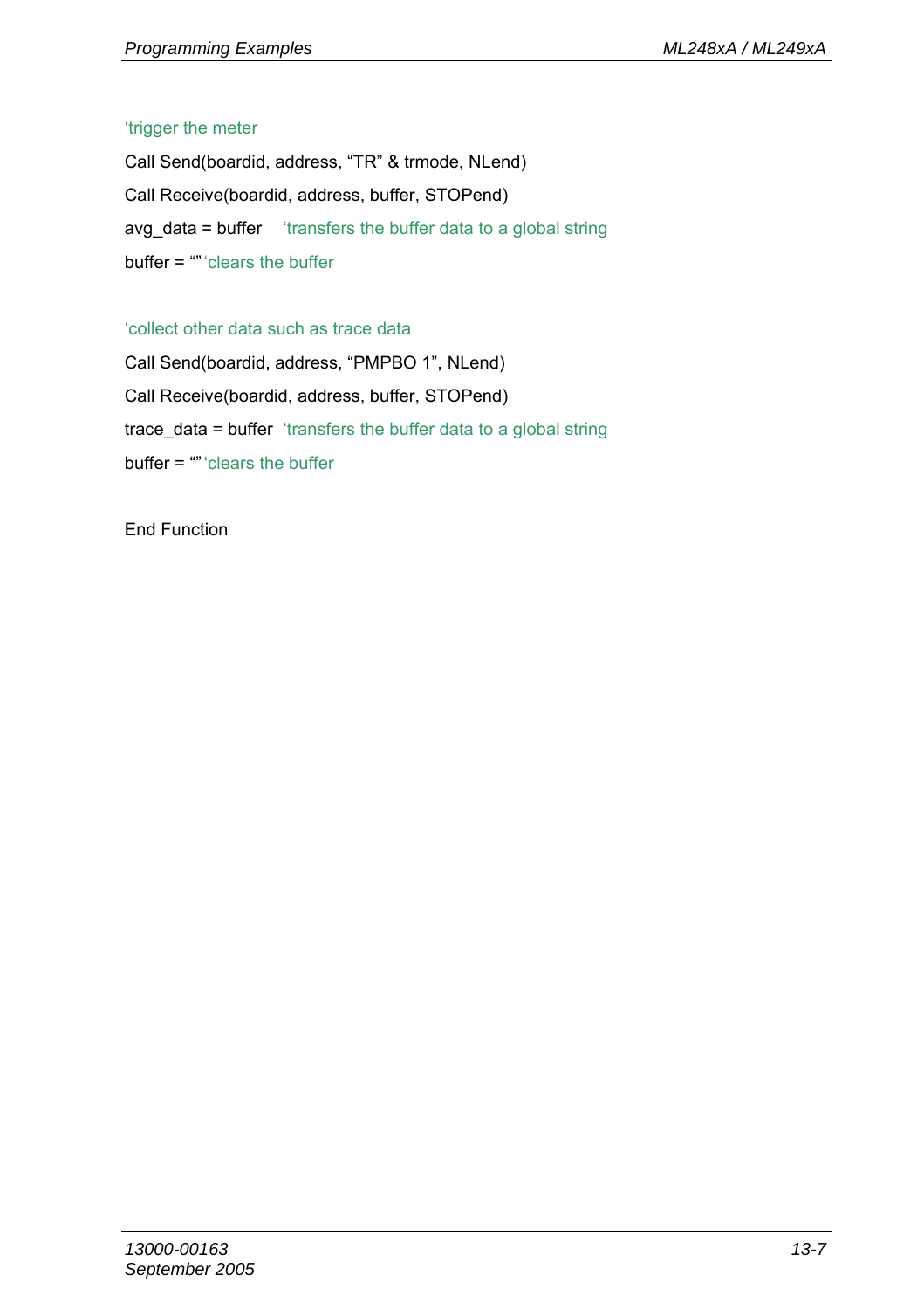```
'trigger the meter
Call Send(boardid, address, "TR" & trmode, NLend)
Call Receive(boardid, address, buffer, STOPend)
avg_data = buffer    'transfers the buffer data to a global string
buffer = ""'clears the buffer

'collect other data such as trace data
Call Send(boardid, address, "PMPBO 1", NLend)
Call Receive(boardid, address, buffer, STOPend)
trace_data = buffer  'transfers the buffer data to a global string
buffer = ""'clears the buffer

End Function
```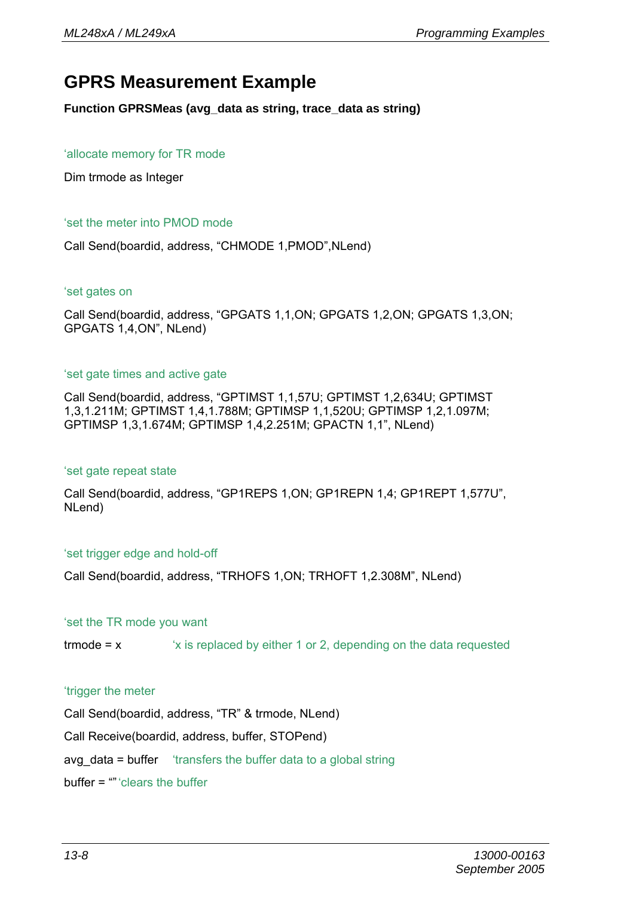# GPRS Measurement Example

**Function GPRSMeas (avg_data as string, trace_data as string)**

‘allocate memory for TR mode

Dim trmode as Integer

‘set the meter into PMOD mode

Call Send(boardid, address, “CHMODE 1,PMOD”,NLend)

‘set gates on

Call Send(boardid, address, “GPGATS 1,1,ON; GPGATS 1,2,ON; GPGATS 1,3,ON; GPGATS 1,4,ON”, NLend)

‘set gate times and active gate

Call Send(boardid, address, “GPTIMST 1,1,57U; GPTIMST 1,2,634U; GPTIMST 1,3,1.211M; GPTIMST 1,4,1.788M; GPTIMSP 1,1,520U; GPTIMSP 1,2,1.097M; GPTIMSP 1,3,1.674M; GPTIMSP 1,4,2.251M; GPACTN 1,1”, NLend)

‘set gate repeat state

Call Send(boardid, address, “GP1REPS 1,ON; GP1REPN 1,4; GP1REPT 1,577U”, NLend)

‘set trigger edge and hold-off

Call Send(boardid, address, “TRHOFS 1,ON; TRHOFT 1,2.308M”, NLend)

‘set the TR mode you want

trmode = x ‘x is replaced by either 1 or 2, depending on the data requested

‘trigger the meter

Call Send(boardid, address, “TR” & trmode, NLend)

Call Receive(boardid, address, buffer, STOPend)

avg_data = buffer ‘transfers the buffer data to a global string

buffer = “” ‘clears the buffer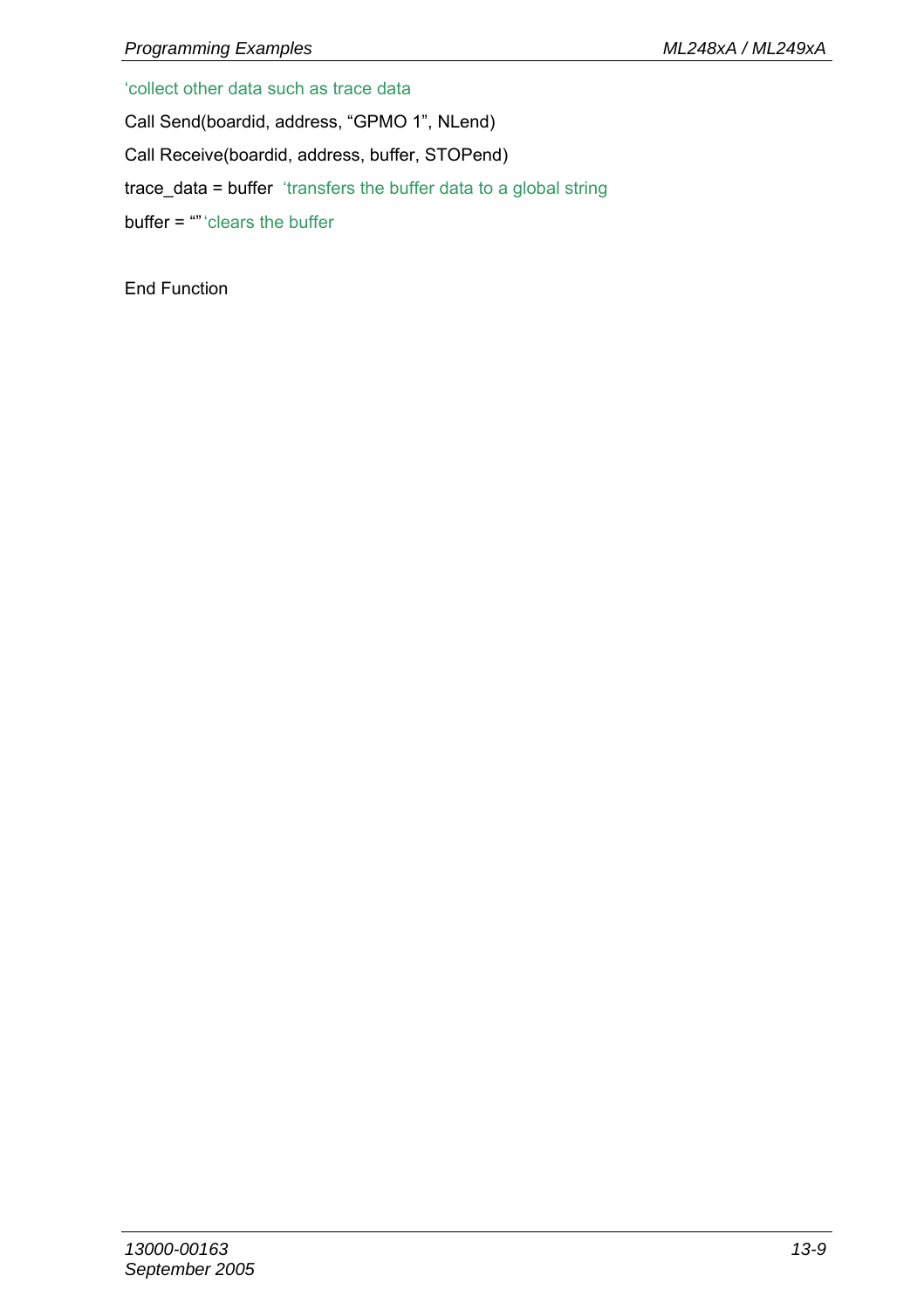```
'collect other data such as trace data
Call Send(boardid, address, "GPMO 1", NLend)
Call Receive(boardid, address, buffer, STOPend)
trace_data = buffer  'transfers the buffer data to a global string
buffer = "" 'clears the buffer

End Function
```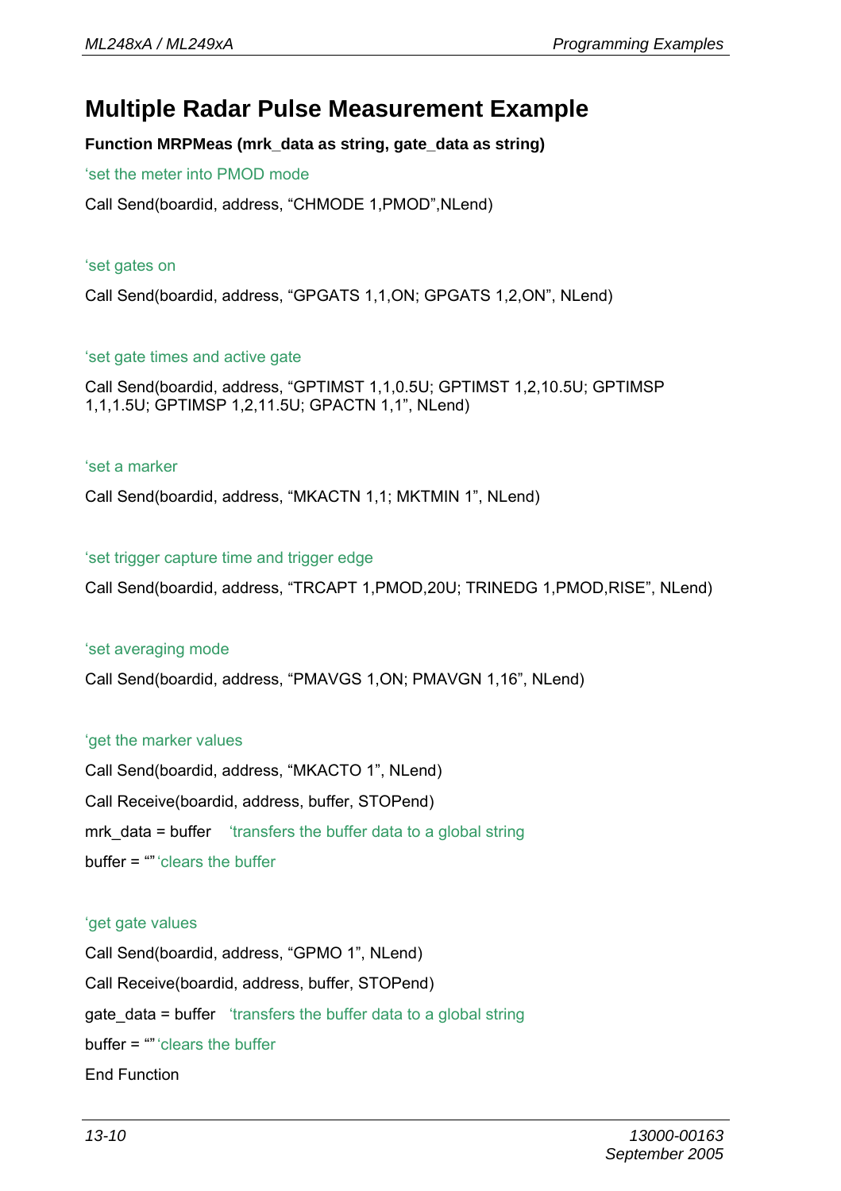# Multiple Radar Pulse Measurement Example

**Function MRPMeas (mrk_data as string, gate_data as string)**

‘set the meter into PMOD mode

Call Send(boardid, address, “CHMODE 1,PMOD”,NLend)

‘set gates on

Call Send(boardid, address, “GPGATS 1,1,ON; GPGATS 1,2,ON”, NLend)

‘set gate times and active gate

Call Send(boardid, address, “GPTIMST 1,1,0.5U; GPTIMST 1,2,10.5U; GPTIMSP 1,1,1.5U; GPTIMSP 1,2,11.5U; GPACTN 1,1”, NLend)

‘set a marker

Call Send(boardid, address, “MKACTN 1,1; MKTMIN 1”, NLend)

‘set trigger capture time and trigger edge

Call Send(boardid, address, “TRCAPT 1,PMOD,20U; TRINEDG 1,PMOD,RISE”, NLend)

‘set averaging mode

Call Send(boardid, address, “PMAVGS 1,ON; PMAVGN 1,16”, NLend)

‘get the marker values

Call Send(boardid, address, “MKACTO 1”, NLend)

Call Receive(boardid, address, buffer, STOPend)

mrk_data = buffer ‘transfers the buffer data to a global string

buffer = “” ‘clears the buffer

‘get gate values

Call Send(boardid, address, “GPMO 1”, NLend)

Call Receive(boardid, address, buffer, STOPend)

gate_data = buffer ‘transfers the buffer data to a global string

buffer = “” ‘clears the buffer

End Function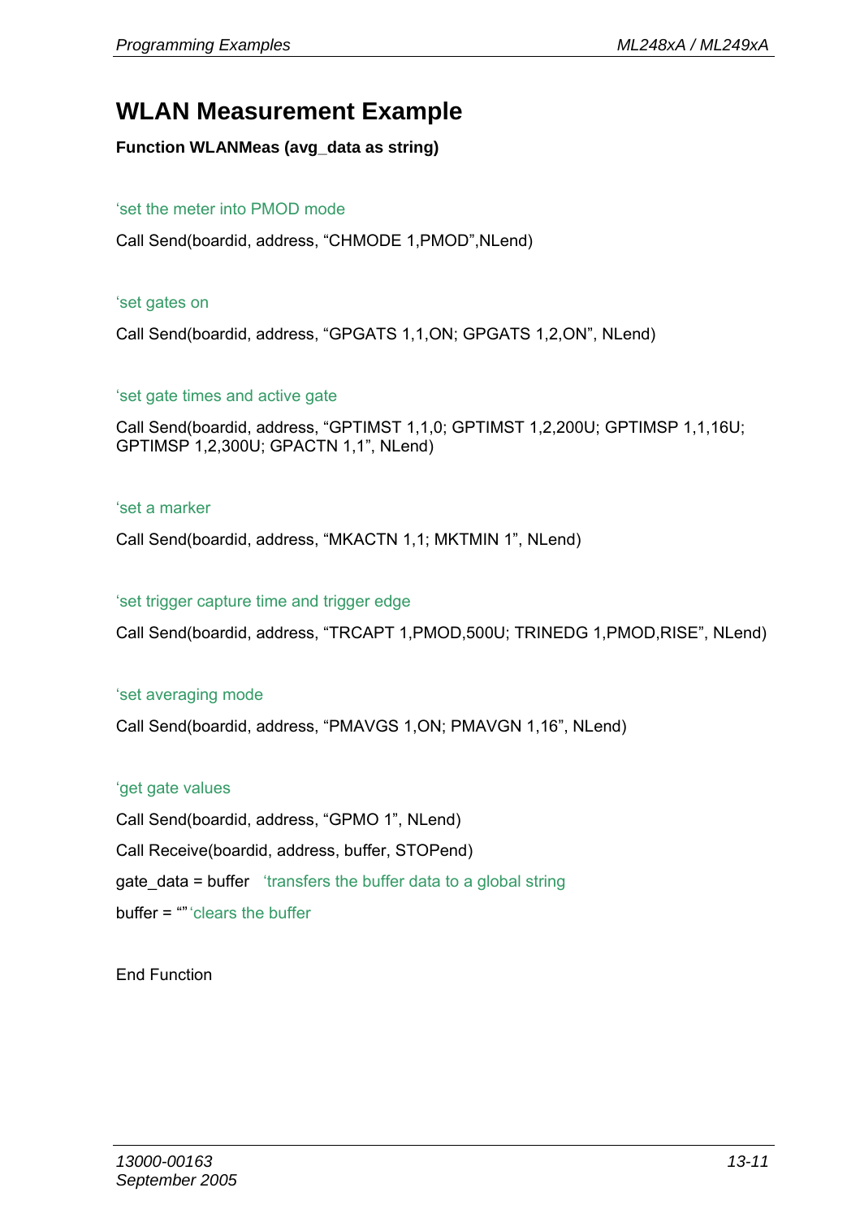# WLAN Measurement Example

**Function WLANMeas (avg_data as string)**

```
'set the meter into PMOD mode

Call Send(boardid, address, “CHMODE 1,PMOD”,NLend)


'set gates on

Call Send(boardid, address, “GPGATS 1,1,ON; GPGATS 1,2,ON”, NLend)


'set gate times and active gate

Call Send(boardid, address, “GPTIMST 1,1,0; GPTIMST 1,2,200U; GPTIMSP 1,1,16U;
GPTIMSP 1,2,300U; GPACTN 1,1”, NLend)


'set a marker

Call Send(boardid, address, “MKACTN 1,1; MKTMIN 1”, NLend)


'set trigger capture time and trigger edge

Call Send(boardid, address, “TRCAPT 1,PMOD,500U; TRINEDG 1,PMOD,RISE”, NLend)


'set averaging mode

Call Send(boardid, address, “PMAVGS 1,ON; PMAVGN 1,16”, NLend)


'get gate values

Call Send(boardid, address, “GPMO 1”, NLend)

Call Receive(boardid, address, buffer, STOPend)

gate_data = buffer   'transfers the buffer data to a global string

buffer = “”'clears the buffer


End Function
```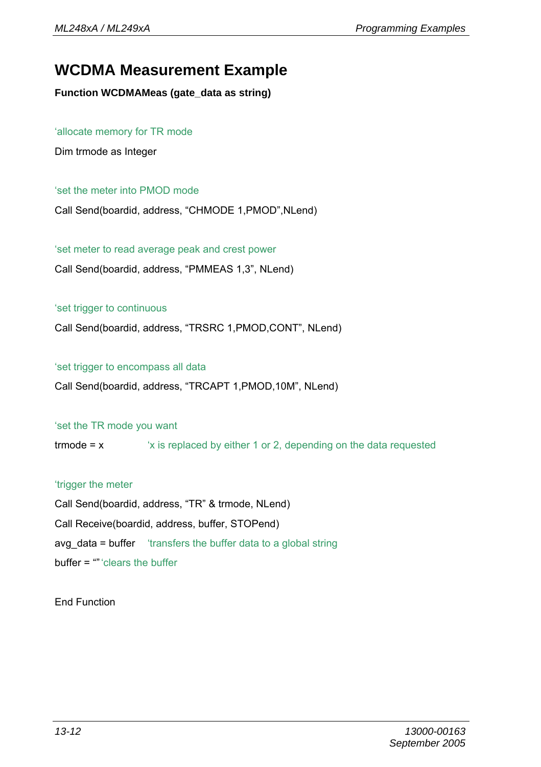# WCDMA Measurement Example

**Function WCDMAMeas (gate_data as string)**

```
'allocate memory for TR mode
Dim trmode as Integer

'set the meter into PMOD mode
Call Send(boardid, address, "CHMODE 1,PMOD",NLend)

'set meter to read average peak and crest power
Call Send(boardid, address, "PMMEAS 1,3", NLend)

'set trigger to continuous
Call Send(boardid, address, "TRSRC 1,PMOD,CONT", NLend)

'set trigger to encompass all data
Call Send(boardid, address, "TRCAPT 1,PMOD,10M", NLend)

'set the TR mode you want
trmode = x          'x is replaced by either 1 or 2, depending on the data requested

'trigger the meter
Call Send(boardid, address, "TR" & trmode, NLend)
Call Receive(boardid, address, buffer, STOPend)
avg_data = buffer    'transfers the buffer data to a global string
buffer = ""'clears the buffer

End Function
```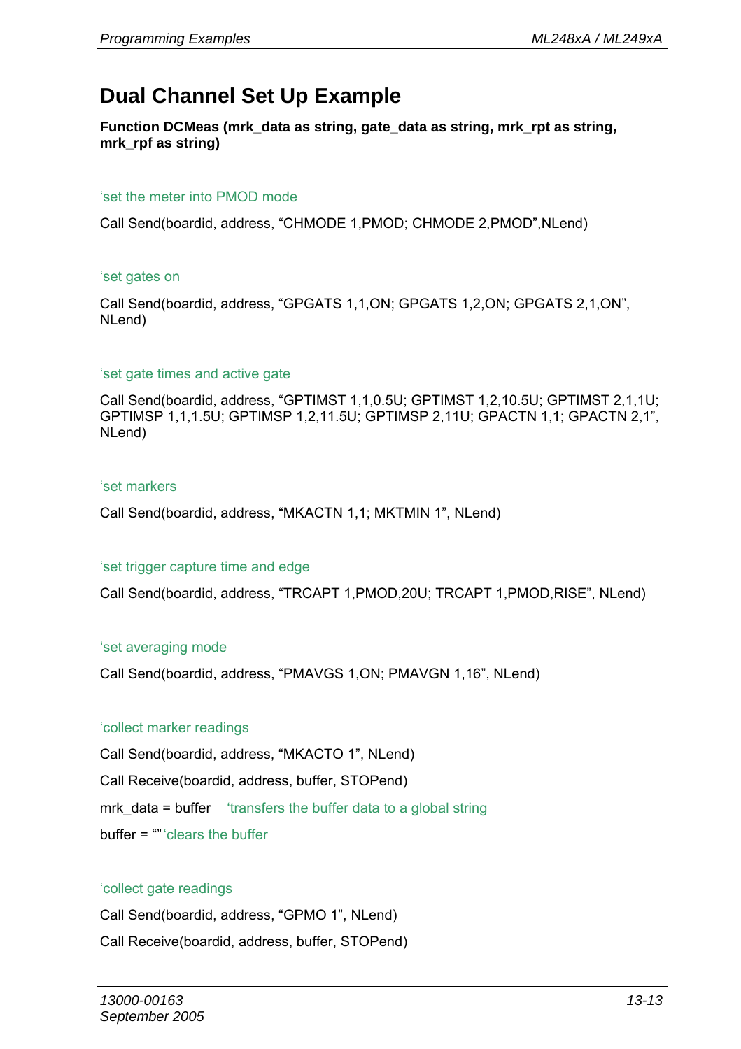# Dual Channel Set Up Example

**Function DCMeas (mrk_data as string, gate_data as string, mrk_rpt as string, mrk_rpf as string)**

```
'set the meter into PMOD mode

Call Send(boardid, address, “CHMODE 1,PMOD; CHMODE 2,PMOD”,NLend)


'set gates on

Call Send(boardid, address, “GPGATS 1,1,ON; GPGATS 1,2,ON; GPGATS 2,1,ON”,
NLend)


'set gate times and active gate

Call Send(boardid, address, “GPTIMST 1,1,0.5U; GPTIMST 1,2,10.5U; GPTIMST 2,1,1U;
GPTIMSP 1,1,1.5U; GPTIMSP 1,2,11.5U; GPTIMSP 2,11U; GPACTN 1,1; GPACTN 2,1”,
NLend)


'set markers

Call Send(boardid, address, “MKACTN 1,1; MKTMIN 1”, NLend)


'set trigger capture time and edge

Call Send(boardid, address, “TRCAPT 1,PMOD,20U; TRCAPT 1,PMOD,RISE”, NLend)


'set averaging mode

Call Send(boardid, address, “PMAVGS 1,ON; PMAVGN 1,16”, NLend)


'collect marker readings

Call Send(boardid, address, “MKACTO 1”, NLend)

Call Receive(boardid, address, buffer, STOPend)

mrk_data = buffer    'transfers the buffer data to a global string

buffer = “”'clears the buffer


'collect gate readings

Call Send(boardid, address, “GPMO 1”, NLend)

Call Receive(boardid, address, buffer, STOPend)
```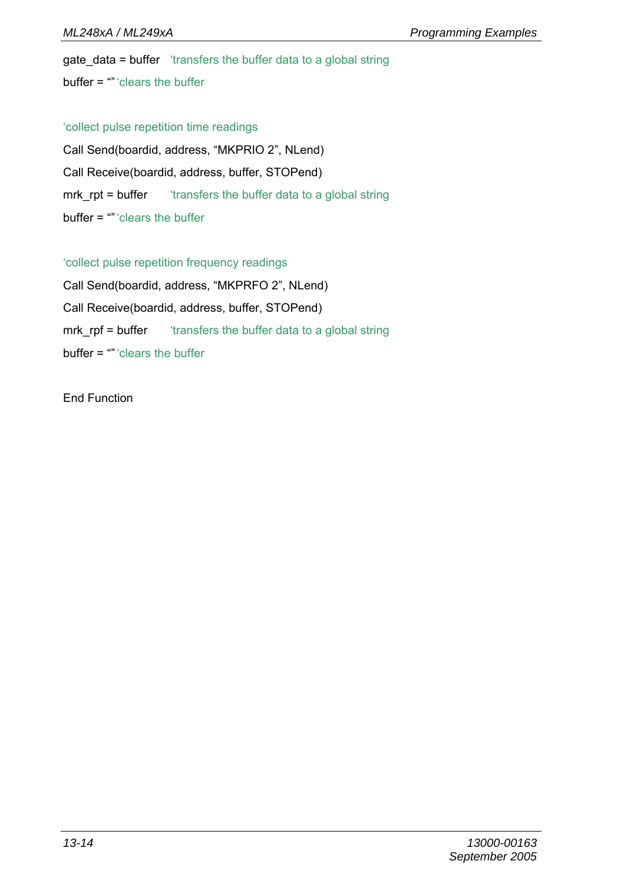```
gate_data = buffer   'transfers the buffer data to a global string
buffer = ""'clears the buffer

'collect pulse repetition time readings
Call Send(boardid, address, "MKPRIO 2", NLend)
Call Receive(boardid, address, buffer, STOPend)
mrk_rpt = buffer      'transfers the buffer data to a global string
buffer = ""'clears the buffer

'collect pulse repetition frequency readings
Call Send(boardid, address, "MKPRFO 2", NLend)
Call Receive(boardid, address, buffer, STOPend)
mrk_rpf = buffer      'transfers the buffer data to a global string
buffer = ""'clears the buffer

End Function
```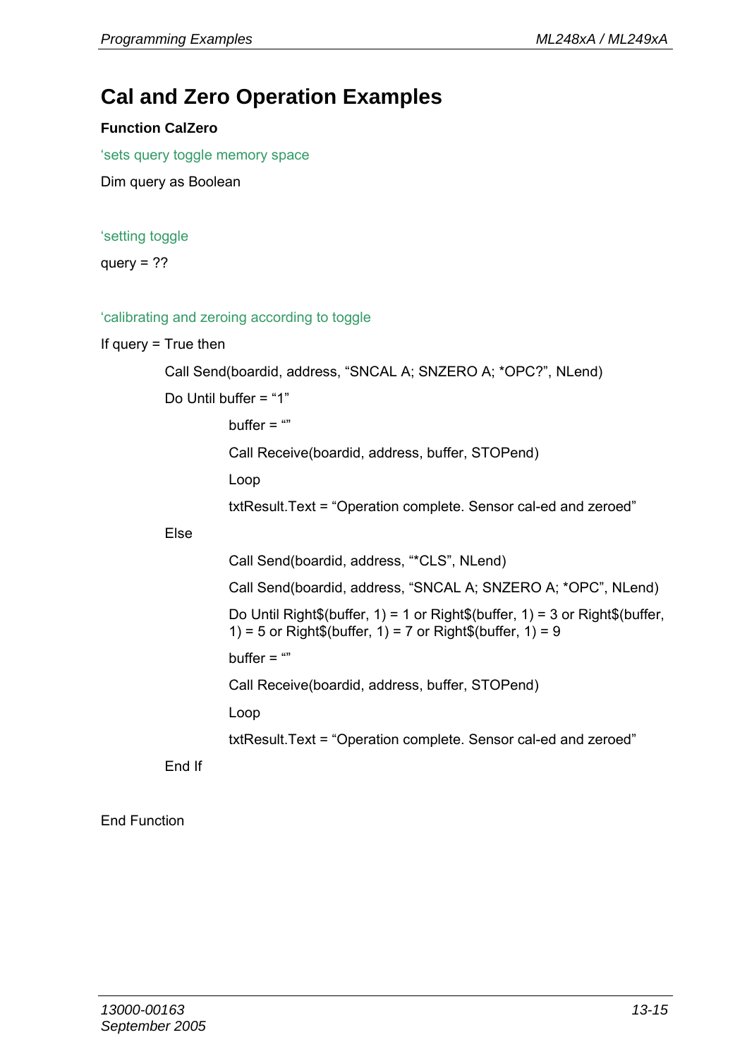# Cal and Zero Operation Examples

**Function CalZero**

```
‘sets query toggle memory space
Dim query as Boolean

‘setting toggle
query = ??

‘calibrating and zeroing according to toggle
If query = True then
        Call Send(boardid, address, “SNCAL A; SNZERO A; *OPC?”, NLend)
        Do Until buffer = “1”
                buffer = “”
                Call Receive(boardid, address, buffer, STOPend)
                Loop
                txtResult.Text = “Operation complete. Sensor cal-ed and zeroed”
        Else
                Call Send(boardid, address, “*CLS”, NLend)
                Call Send(boardid, address, “SNCAL A; SNZERO A; *OPC”, NLend)
                Do Until Right$(buffer, 1) = 1 or Right$(buffer, 1) = 3 or Right$(buffer,
                1) = 5 or Right$(buffer, 1) = 7 or Right$(buffer, 1) = 9
                buffer = “”
                Call Receive(boardid, address, buffer, STOPend)
                Loop
                txtResult.Text = “Operation complete. Sensor cal-ed and zeroed”
        End If

End Function
```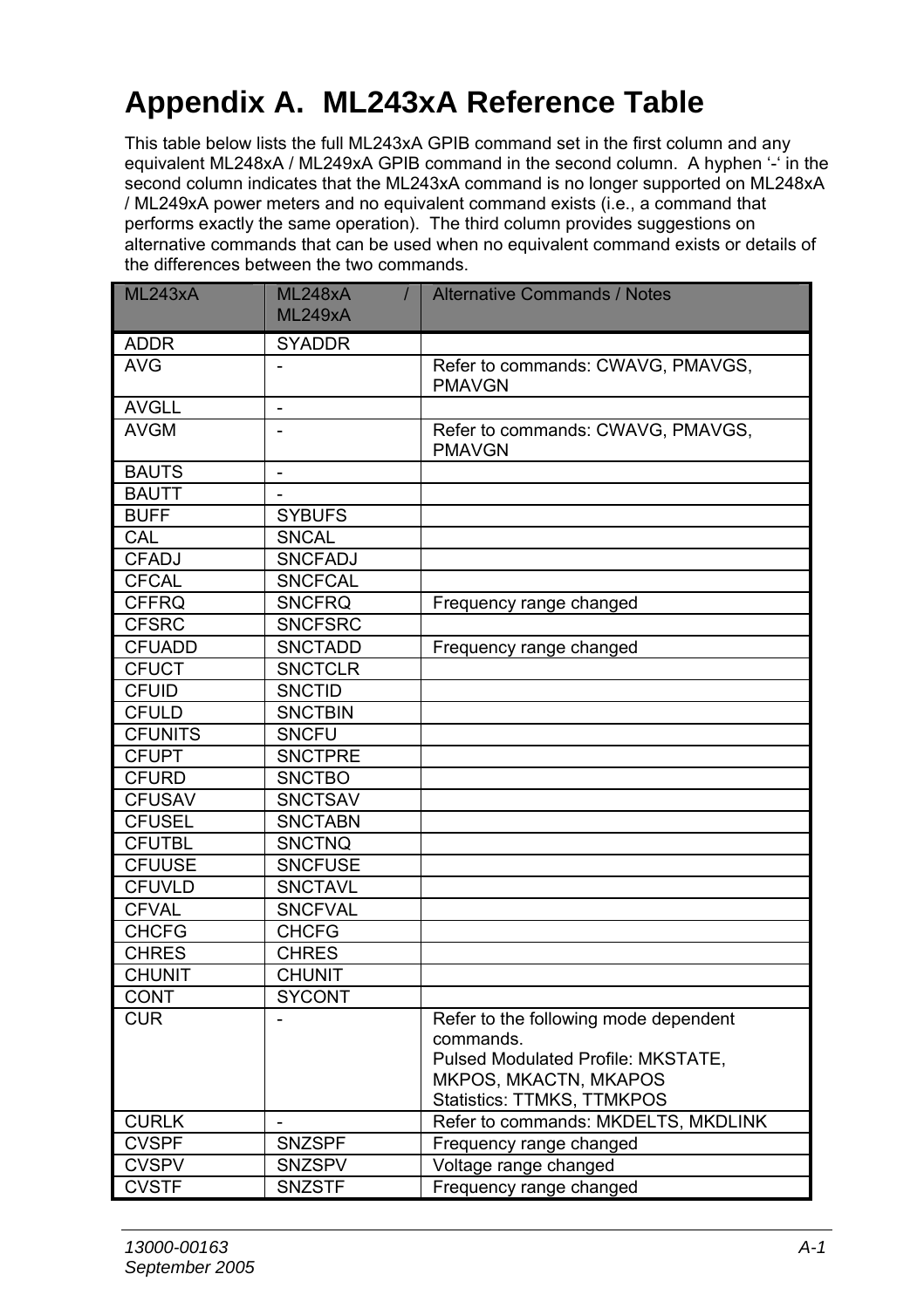# Appendix A. ML243xA Reference Table

This table below lists the full ML243xA GPIB command set in the first column and any equivalent ML248xA / ML249xA GPIB command in the second column. A hyphen '-' in the second column indicates that the ML243xA command is no longer supported on ML248xA / ML249xA power meters and no equivalent command exists (i.e., a command that performs exactly the same operation). The third column provides suggestions on alternative commands that can be used when no equivalent command exists or details of the differences between the two commands.

| ML243xA | ML248xA / ML249xA | Alternative Commands / Notes |
|---|---|---|
| ADDR | SYADDR | |
| AVG | - | Refer to commands: CWAVG, PMAVGS, PMAVGN |
| AVGLL | - | |
| AVGM | - | Refer to commands: CWAVG, PMAVGS, PMAVGN |
| BAUTS | - | |
| BAUTT | - | |
| BUFF | SYBUFS | |
| CAL | SNCAL | |
| CFADJ | SNCFADJ | |
| CFCAL | SNCFCAL | |
| CFFRQ | SNCFRQ | Frequency range changed |
| CFSRC | SNCFSRC | |
| CFUADD | SNCTADD | Frequency range changed |
| CFUCT | SNCTCLR | |
| CFUID | SNCTID | |
| CFULD | SNCTBIN | |
| CFUNITS | SNCFU | |
| CFUPT | SNCTPRE | |
| CFURD | SNCTBO | |
| CFUSAV | SNCTSAV | |
| CFUSEL | SNCTABN | |
| CFUTBL | SNCTNQ | |
| CFUUSE | SNCFUSE | |
| CFUVLD | SNCTAVL | |
| CFVAL | SNCFVAL | |
| CHCFG | CHCFG | |
| CHRES | CHRES | |
| CHUNIT | CHUNIT | |
| CONT | SYCONT | |
| CUR | - | Refer to the following mode dependent commands.<br>Pulsed Modulated Profile: MKSTATE, MKPOS, MKACTN, MKAPOS<br>Statistics: TTMKS, TTMKPOS |
| CURLK | - | Refer to commands: MKDELTS, MKDLINK |
| CVSPF | SNZSPF | Frequency range changed |
| CVSPV | SNZSPV | Voltage range changed |
| CVSTF | SNZSTF | Frequency range changed |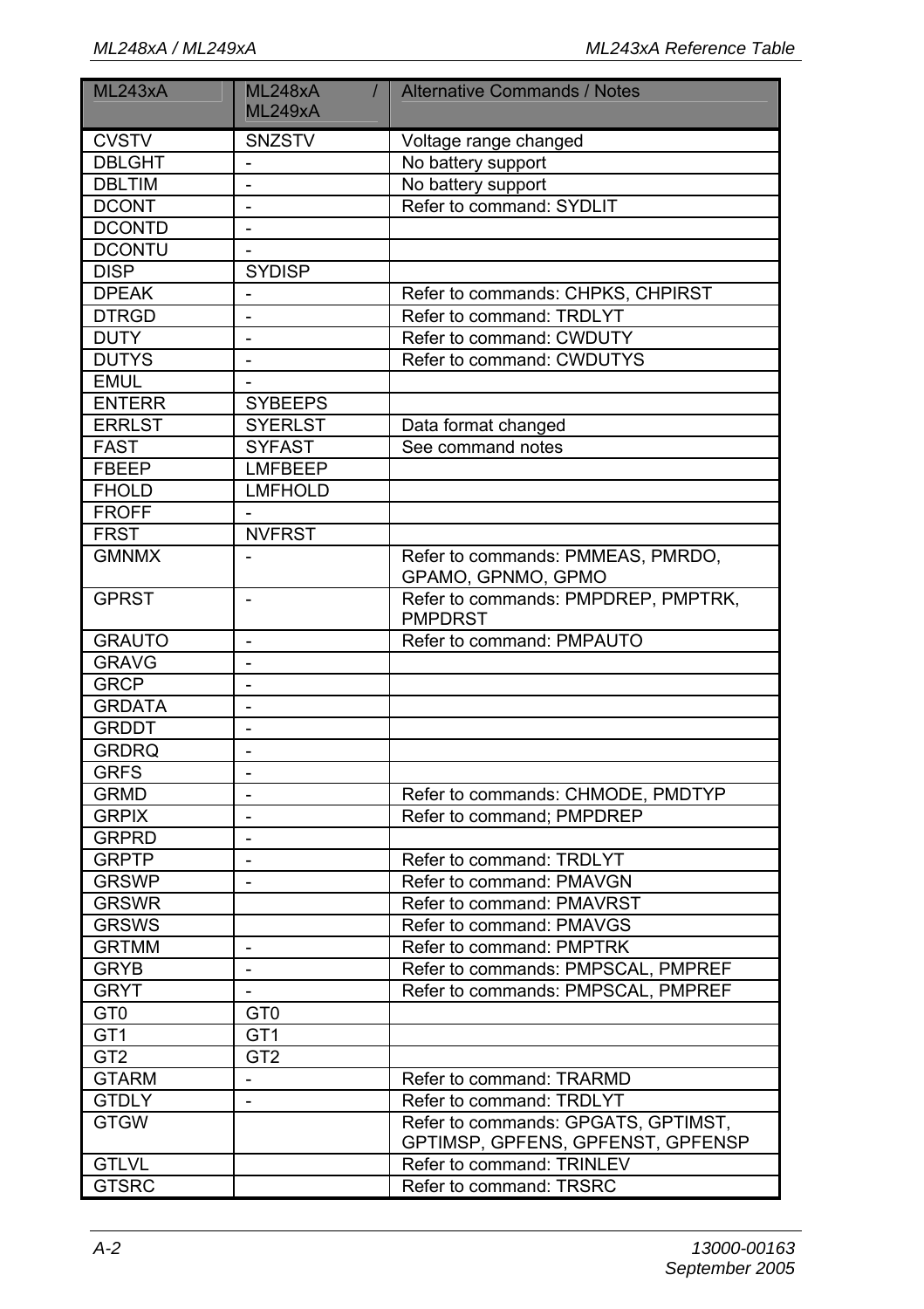| ML243xA | ML248xA / ML249xA | Alternative Commands / Notes |
|---|---|---|
| CVSTV | SNZSTV | Voltage range changed |
| DBLGHT | - | No battery support |
| DBLTIM | - | No battery support |
| DCONT | - | Refer to command: SYDLIT |
| DCONTD | - | |
| DCONTU | - | |
| DISP | SYDISP | |
| DPEAK | - | Refer to commands: CHPKS, CHPIRST |
| DTRGD | - | Refer to command: TRDLYT |
| DUTY | - | Refer to command: CWDUTY |
| DUTYS | - | Refer to command: CWDUTYS |
| EMUL | - | |
| ENTERR | SYBEEPS | |
| ERRLST | SYERLST | Data format changed |
| FAST | SYFAST | See command notes |
| FBEEP | LMFBEEP | |
| FHOLD | LMFHOLD | |
| FROFF | - | |
| FRST | NVFRST | |
| GMNMX | - | Refer to commands: PMMEAS, PMRDO, GPAMO, GPNMO, GPMO |
| GPRST | - | Refer to commands: PMPDREP, PMPTRK, PMPDRST |
| GRAUTO | - | Refer to command: PMPAUTO |
| GRAVG | - | |
| GRCP | - | |
| GRDATA | - | |
| GRDDT | - | |
| GRDRQ | - | |
| GRFS | - | |
| GRMD | - | Refer to commands: CHMODE, PMDTYP |
| GRPIX | - | Refer to command; PMPDREP |
| GRPRD | - | |
| GRPTP | - | Refer to command: TRDLYT |
| GRSWP | - | Refer to command: PMAVGN |
| GRSWR | | Refer to command: PMAVRST |
| GRSWS | | Refer to command: PMAVGS |
| GRTMM | - | Refer to command: PMPTRK |
| GRYB | - | Refer to commands: PMPSCAL, PMPREF |
| GRYT | - | Refer to commands: PMPSCAL, PMPREF |
| GT0 | GT0 | |
| GT1 | GT1 | |
| GT2 | GT2 | |
| GTARM | - | Refer to command: TRARMD |
| GTDLY | - | Refer to command: TRDLYT |
| GTGW | | Refer to commands: GPGATS, GPTIMST, GPTIMSP, GPFENS, GPFENST, GPFENSP |
| GTLVL | | Refer to command: TRINLEV |
| GTSRC | | Refer to command: TRSRC |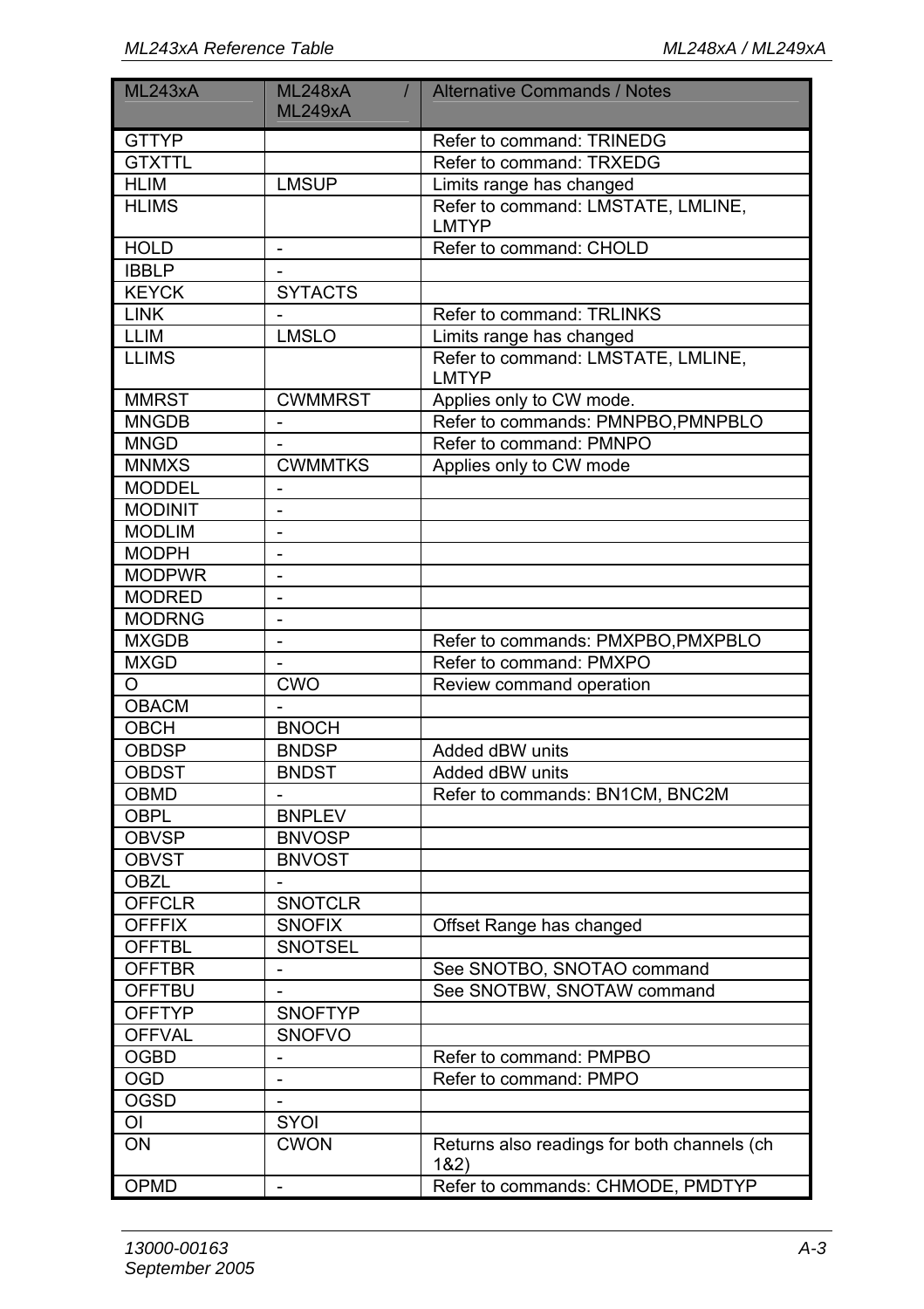| ML243xA | ML248xA / ML249xA | Alternative Commands / Notes |
|---|---|---|
| GTTYP | | Refer to command: TRINEDG |
| GTXTTL | | Refer to command: TRXEDG |
| HLIM | LMSUP | Limits range has changed |
| HLIMS | | Refer to command: LMSTATE, LMLINE, LMTYP |
| HOLD | - | Refer to command: CHOLD |
| IBBLP | - | |
| KEYCK | SYTACTS | |
| LINK | - | Refer to command: TRLINKS |
| LLIM | LMSLO | Limits range has changed |
| LLIMS | | Refer to command: LMSTATE, LMLINE, LMTYP |
| MMRST | CWMMRST | Applies only to CW mode. |
| MNGDB | - | Refer to commands: PMNPBO,PMNPBLO |
| MNGD | - | Refer to command: PMNPO |
| MNMXS | CWMMTKS | Applies only to CW mode |
| MODDEL | - | |
| MODINIT | - | |
| MODLIM | - | |
| MODPH | - | |
| MODPWR | - | |
| MODRED | - | |
| MODRNG | - | |
| MXGDB | - | Refer to commands: PMXPBO,PMXPBLO |
| MXGD | - | Refer to command: PMXPO |
| O | CWO | Review command operation |
| OBACM | - | |
| OBCH | BNOCH | |
| OBDSP | BNDSP | Added dBW units |
| OBDST | BNDST | Added dBW units |
| OBMD | - | Refer to commands: BN1CM, BNC2M |
| OBPL | BNPLEV | |
| OBVSP | BNVOSP | |
| OBVST | BNVOST | |
| OBZL | - | |
| OFFCLR | SNOTCLR | |
| OFFFIX | SNOFIX | Offset Range has changed |
| OFFTBL | SNOTSEL | |
| OFFTBR | - | See SNOTBO, SNOTAO command |
| OFFTBU | - | See SNOTBW, SNOTAW command |
| OFFTYP | SNOFTYP | |
| OFFVAL | SNOFVO | |
| OGBD | - | Refer to command: PMPBO |
| OGD | - | Refer to command: PMPO |
| OGSD | - | |
| OI | SYOI | |
| ON | CWON | Returns also readings for both channels (ch 1&2) |
| OPMD | - | Refer to commands: CHMODE, PMDTYP |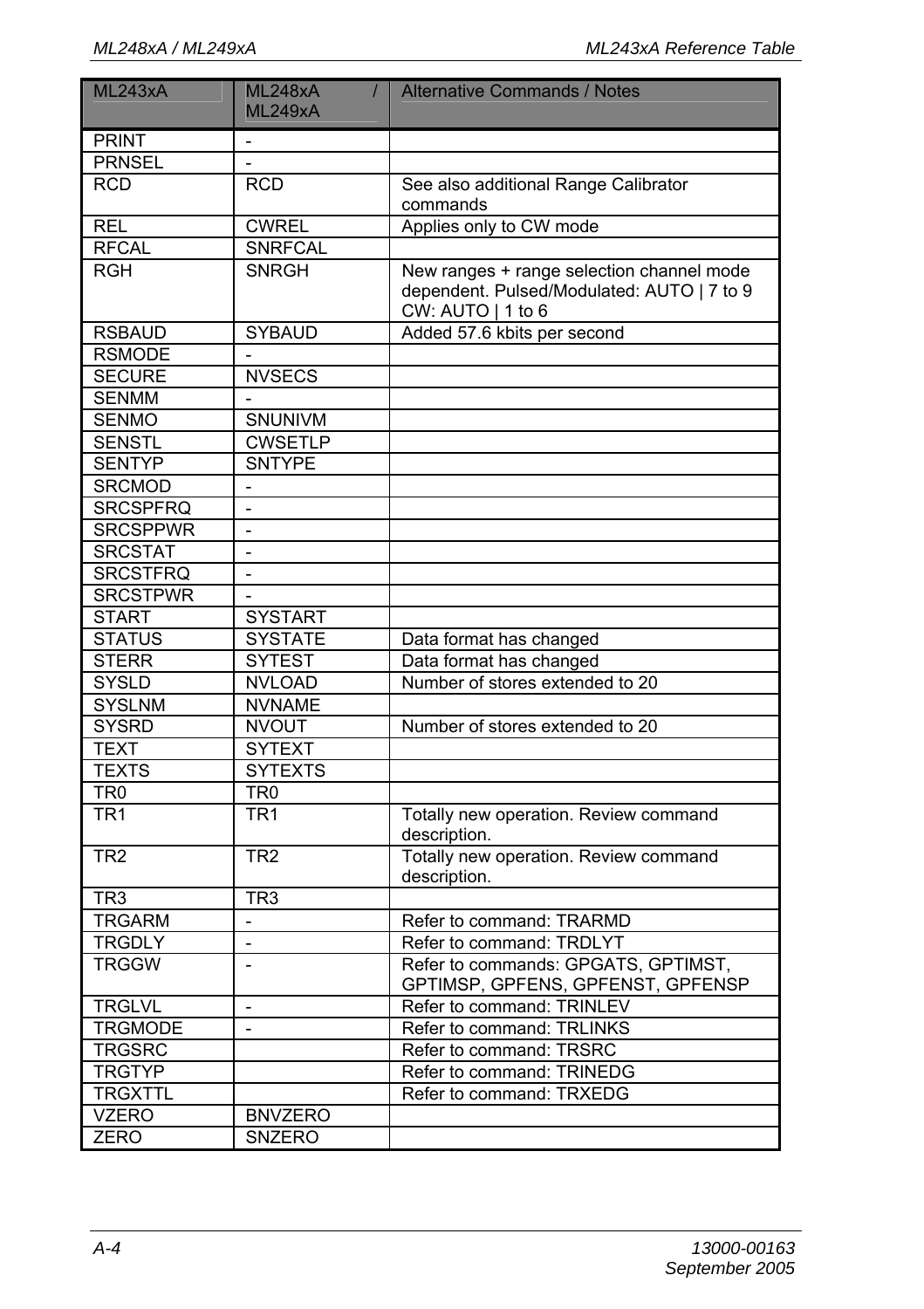| ML243xA | ML248xA / ML249xA | Alternative Commands / Notes |
|---|---|---|
| PRINT | - | |
| PRNSEL | - | |
| RCD | RCD | See also additional Range Calibrator commands |
| REL | CWREL | Applies only to CW mode |
| RFCAL | SNRFCAL | |
| RGH | SNRGH | New ranges + range selection channel mode dependent. Pulsed/Modulated: AUTO \| 7 to 9 CW: AUTO \| 1 to 6 |
| RSBAUD | SYBAUD | Added 57.6 kbits per second |
| RSMODE | - | |
| SECURE | NVSECS | |
| SENMM | - | |
| SENMO | SNUNIVM | |
| SENSTL | CWSETLP | |
| SENTYP | SNTYPE | |
| SRCMOD | - | |
| SRCSPFRQ | - | |
| SRCSPPWR | - | |
| SRCSTAT | - | |
| SRCSTFRQ | - | |
| SRCSTPWR | - | |
| START | SYSTART | |
| STATUS | SYSTATE | Data format has changed |
| STERR | SYTEST | Data format has changed |
| SYSLD | NVLOAD | Number of stores extended to 20 |
| SYSLNM | NVNAME | |
| SYSRD | NVOUT | Number of stores extended to 20 |
| TEXT | SYTEXT | |
| TEXTS | SYTEXTS | |
| TR0 | TR0 | |
| TR1 | TR1 | Totally new operation. Review command description. |
| TR2 | TR2 | Totally new operation. Review command description. |
| TR3 | TR3 | |
| TRGARM | - | Refer to command: TRARMD |
| TRGDLY | - | Refer to command: TRDLYT |
| TRGGW | - | Refer to commands: GPGATS, GPTIMST, GPTIMSP, GPFENS, GPFENST, GPFENSP |
| TRGLVL | - | Refer to command: TRINLEV |
| TRGMODE | - | Refer to command: TRLINKS |
| TRGSRC | | Refer to command: TRSRC |
| TRGTYP | | Refer to command: TRINEDG |
| TRGXTTL | | Refer to command: TRXEDG |
| VZERO | BNVZERO | |
| ZERO | SNZERO | |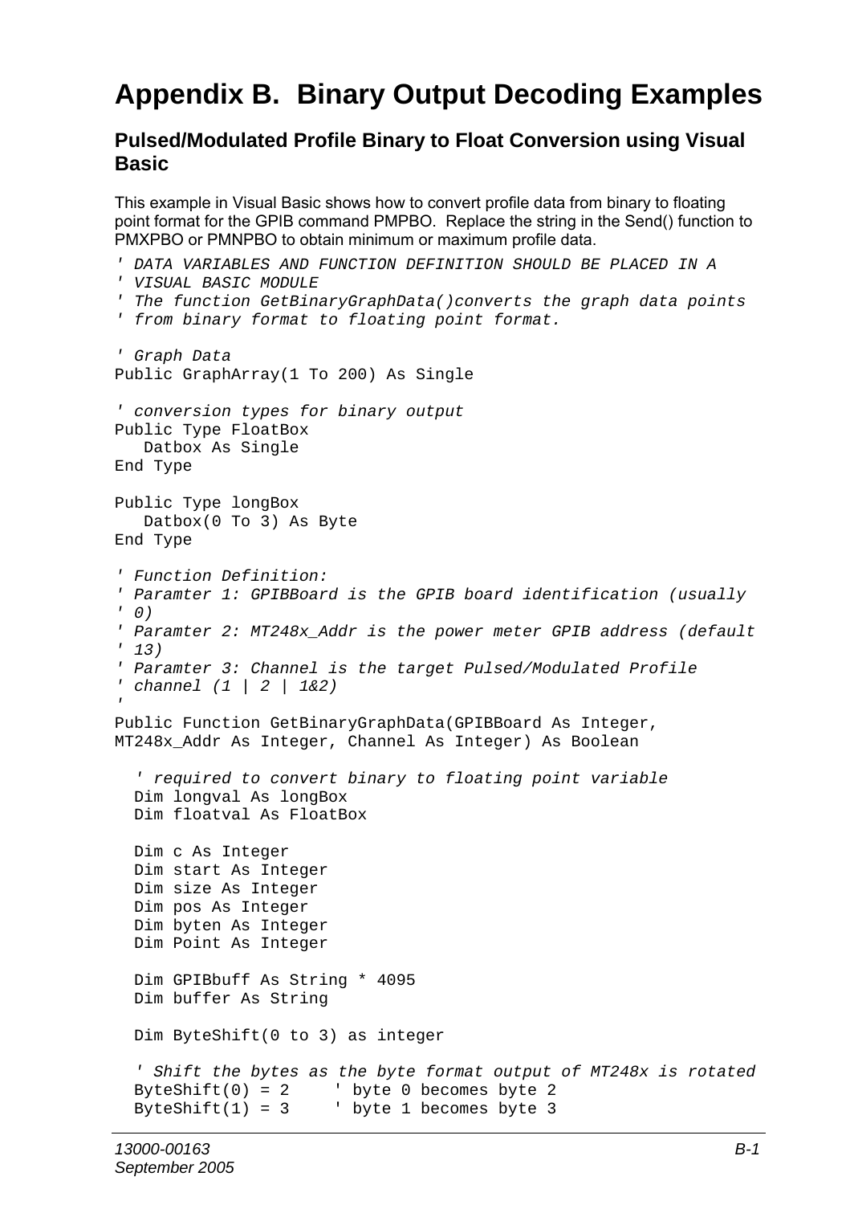# Appendix B. Binary Output Decoding Examples

## Pulsed/Modulated Profile Binary to Float Conversion using Visual Basic

This example in Visual Basic shows how to convert profile data from binary to floating point format for the GPIB command PMPBO. Replace the string in the Send() function to PMXPBO or PMNPBO to obtain minimum or maximum profile data.

```
' DATA VARIABLES AND FUNCTION DEFINITION SHOULD BE PLACED IN A
' VISUAL BASIC MODULE
' The function GetBinaryGraphData()converts the graph data points
' from binary format to floating point format.

' Graph Data
Public GraphArray(1 To 200) As Single

' conversion types for binary output
Public Type FloatBox
   Datbox As Single
End Type

Public Type longBox
   Datbox(0 To 3) As Byte
End Type

' Function Definition:
' Paramter 1: GPIBBoard is the GPIB board identification (usually
' 0)
' Paramter 2: MT248x_Addr is the power meter GPIB address (default
' 13)
' Paramter 3: Channel is the target Pulsed/Modulated Profile
' channel (1 | 2 | 1&2)
'
Public Function GetBinaryGraphData(GPIBBoard As Integer,
MT248x_Addr As Integer, Channel As Integer) As Boolean

  ' required to convert binary to floating point variable
  Dim longval As longBox
  Dim floatval As FloatBox

  Dim c As Integer
  Dim start As Integer
  Dim size As Integer
  Dim pos As Integer
  Dim byten As Integer
  Dim Point As Integer

  Dim GPIBbuff As String * 4095
  Dim buffer As String

  Dim ByteShift(0 to 3) as integer

  ' Shift the bytes as the byte format output of MT248x is rotated
  ByteShift(0) = 2     ' byte 0 becomes byte 2
  ByteShift(1) = 3     ' byte 1 becomes byte 3
```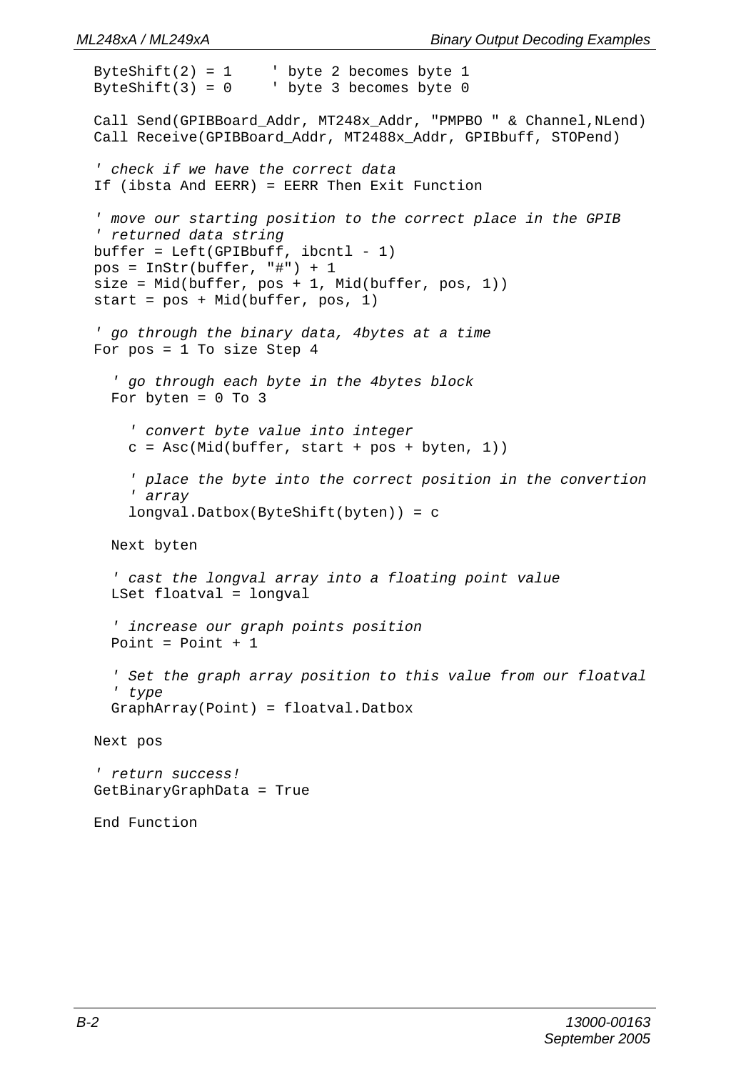```
ByteShift(2) = 1     ' byte 2 becomes byte 1
ByteShift(3) = 0     ' byte 3 becomes byte 0

Call Send(GPIBBoard_Addr, MT248x_Addr, "PMPBO " & Channel,NLend)
Call Receive(GPIBBoard_Addr, MT2488x_Addr, GPIBbuff, STOPend)

' check if we have the correct data
If (ibsta And EERR) = EERR Then Exit Function

' move our starting position to the correct place in the GPIB
' returned data string
buffer = Left(GPIBbuff, ibcntl - 1)
pos = InStr(buffer, "#") + 1
size = Mid(buffer, pos + 1, Mid(buffer, pos, 1))
start = pos + Mid(buffer, pos, 1)

' go through the binary data, 4bytes at a time
For pos = 1 To size Step 4

  ' go through each byte in the 4bytes block
  For byten = 0 To 3

    ' convert byte value into integer
    c = Asc(Mid(buffer, start + pos + byten, 1))

    ' place the byte into the correct position in the convertion
    ' array
    longval.Datbox(ByteShift(byten)) = c

  Next byten

  ' cast the longval array into a floating point value
  LSet floatval = longval

  ' increase our graph points position
  Point = Point + 1

  ' Set the graph array position to this value from our floatval
  ' type
  GraphArray(Point) = floatval.Datbox

Next pos

' return success!
GetBinaryGraphData = True

End Function
```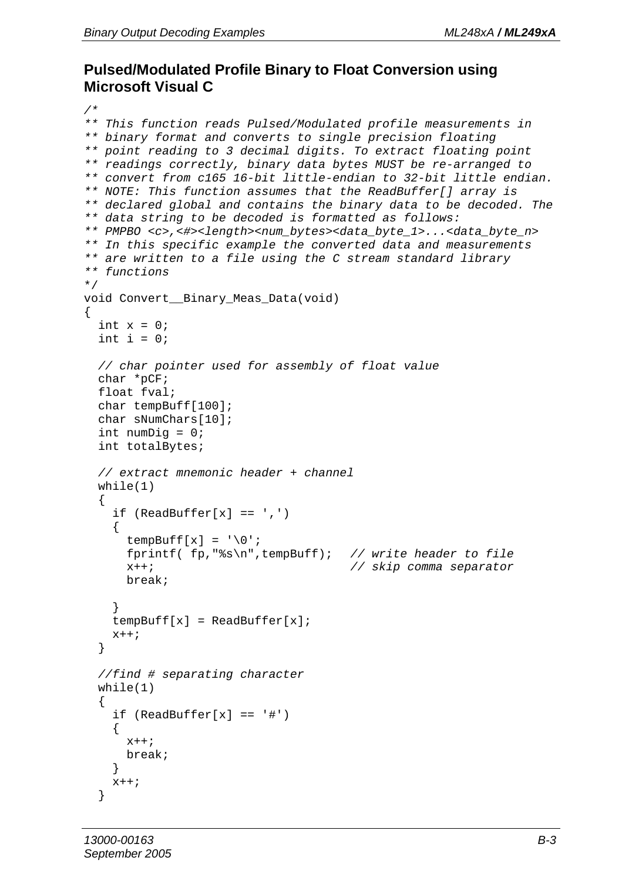## Pulsed/Modulated Profile Binary to Float Conversion using Microsoft Visual C

```
/*
** This function reads Pulsed/Modulated profile measurements in
** binary format and converts to single precision floating
** point reading to 3 decimal digits. To extract floating point
** readings correctly, binary data bytes MUST be re-arranged to
** convert from c165 16-bit little-endian to 32-bit little endian.
** NOTE: This function assumes that the ReadBuffer[] array is
** declared global and contains the binary data to be decoded. The
** data string to be decoded is formatted as follows:
** PMPBO <c>,<#><length><num_bytes><data_byte_1>...<data_byte_n>
** In this specific example the converted data and measurements
** are written to a file using the C stream standard library
** functions
*/
void Convert__Binary_Meas_Data(void)
{
  int x = 0;
  int i = 0;

  // char pointer used for assembly of float value
  char *pCF;
  float fval;
  char tempBuff[100];
  char sNumChars[10];
  int numDig = 0;
  int totalBytes;

  // extract mnemonic header + channel
  while(1)
  {
    if (ReadBuffer[x] == ',')
    {
      tempBuff[x] = '\0';
      fprintf( fp,"%s\n",tempBuff);  // write header to file
      x++;                           // skip comma separator
      break;

    }
    tempBuff[x] = ReadBuffer[x];
    x++;
  }

  //find # separating character
  while(1)
  {
    if (ReadBuffer[x] == '#')
    {
      x++;
      break;
    }
    x++;
  }
```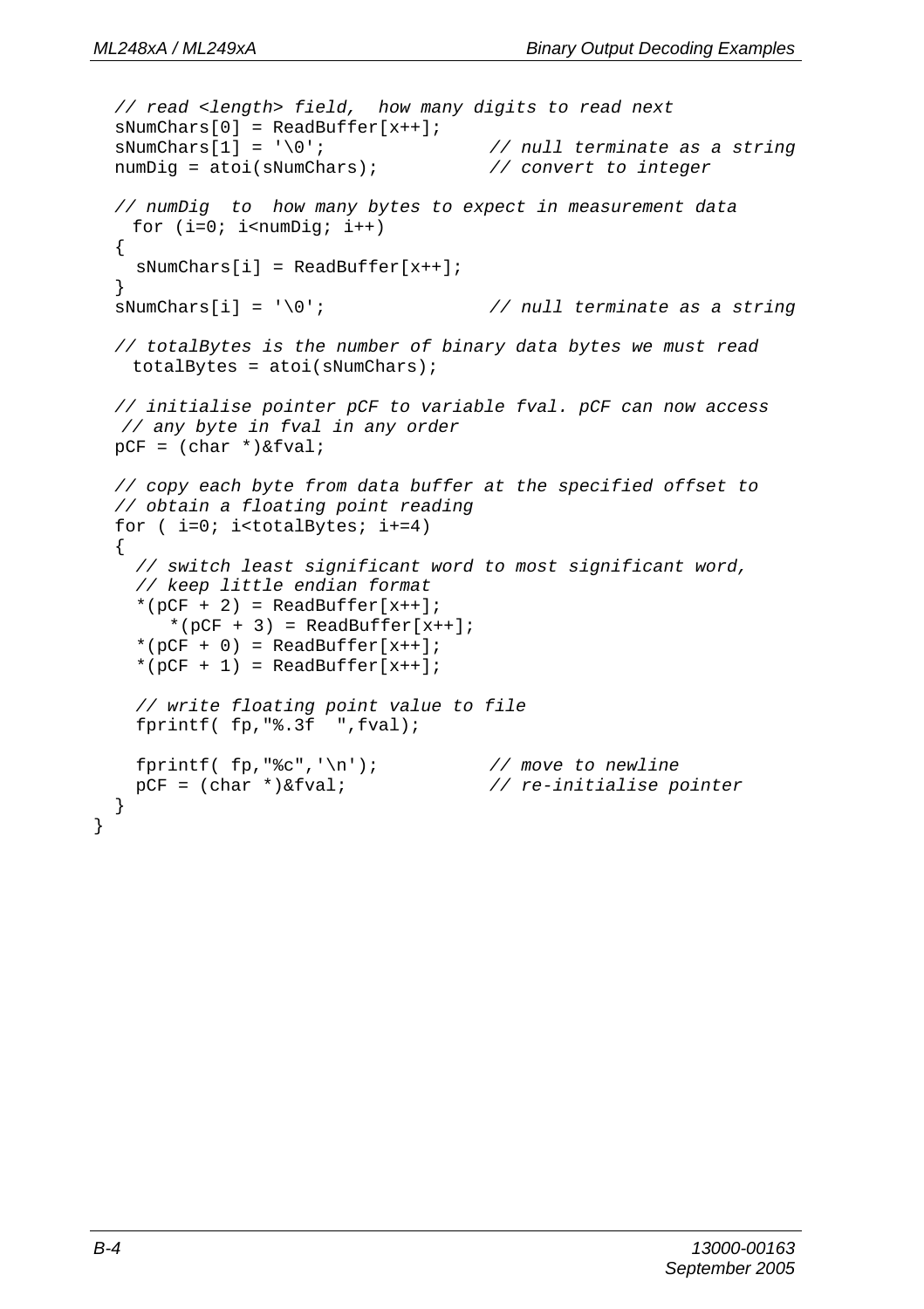```
  // read <length> field,  how many digits to read next
  sNumChars[0] = ReadBuffer[x++];
  sNumChars[1] = '\0';              // null terminate as a string
  numDig = atoi(sNumChars);         // convert to integer

  // numDig  to  how many bytes to expect in measurement data
    for (i=0; i<numDig; i++)
  {
    sNumChars[i] = ReadBuffer[x++];
  }
  sNumChars[i] = '\0';              // null terminate as a string

  // totalBytes is the number of binary data bytes we must read
    totalBytes = atoi(sNumChars);

  // initialise pointer pCF to variable fval. pCF can now access
   // any byte in fval in any order
  pCF = (char *)&fval;

  // copy each byte from data buffer at the specified offset to
  // obtain a floating point reading
  for ( i=0; i<totalBytes; i+=4)
  {
    // switch least significant word to most significant word,
    // keep little endian format
    *(pCF + 2) = ReadBuffer[x++];
        *(pCF + 3) = ReadBuffer[x++];
    *(pCF + 0) = ReadBuffer[x++];
    *(pCF + 1) = ReadBuffer[x++];

    // write floating point value to file
    fprintf( fp,"%.3f  ",fval);

    fprintf( fp,"%c",'\n');          // move to newline
    pCF = (char *)&fval;             // re-initialise pointer
  }
}
```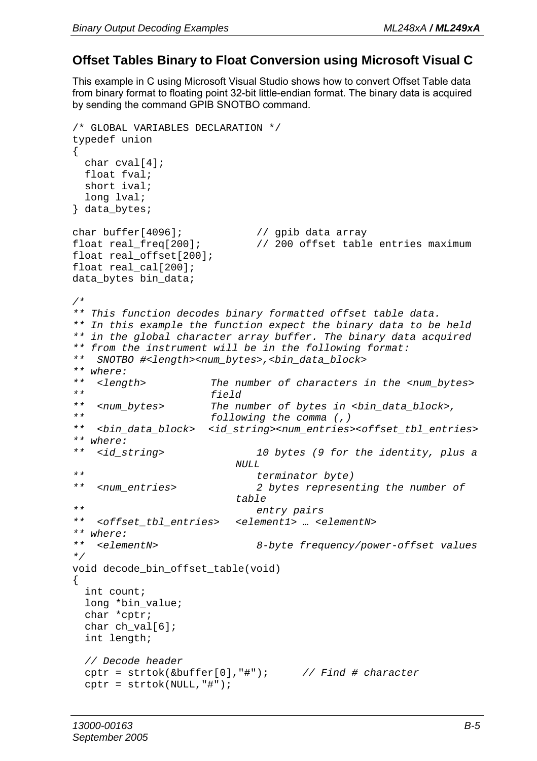## Offset Tables Binary to Float Conversion using Microsoft Visual C

This example in C using Microsoft Visual Studio shows how to convert Offset Table data from binary format to floating point 32-bit little-endian format. The binary data is acquired by sending the command GPIB SNOTBO command.

```
/* GLOBAL VARIABLES DECLARATION */
typedef union
{
  char cval[4];
  float fval;
  short ival;
  long lval;
} data_bytes;

char buffer[4096];           // gpib data array
float real_freq[200];        // 200 offset table entries maximum
float real_offset[200];
float real_cal[200];
data_bytes bin_data;

/*
** This function decodes binary formatted offset table data.
** In this example the function expect the binary data to be held
** in the global character array buffer. The binary data acquired
** from the instrument will be in the following format:
**  SNOTBO #<length><num_bytes>,<bin_data_block>
** where:
**  <length>          The number of characters in the <num_bytes>
**                    field
**  <num_bytes>       The number of bytes in <bin_data_block>,
**                    following the comma (,)
**  <bin_data_block>  <id_string><num_entries><offset_tbl_entries>
** where:
**  <id_string>             10 bytes (9 for the identity, plus a
                        NULL
**                          terminator byte)
**  <num_entries>           2 bytes representing the number of
                        table
**                          entry pairs
**  <offset_tbl_entries>  <element1> … <elementN>
** where:
**  <elementN>              8-byte frequency/power-offset values
*/
void decode_bin_offset_table(void)
{
  int count;
  long *bin_value;
  char *cptr;
  char ch_val[6];
  int length;

  // Decode header
  cptr = strtok(&buffer[0],"#");     // Find # character
  cptr = strtok(NULL,"#");
```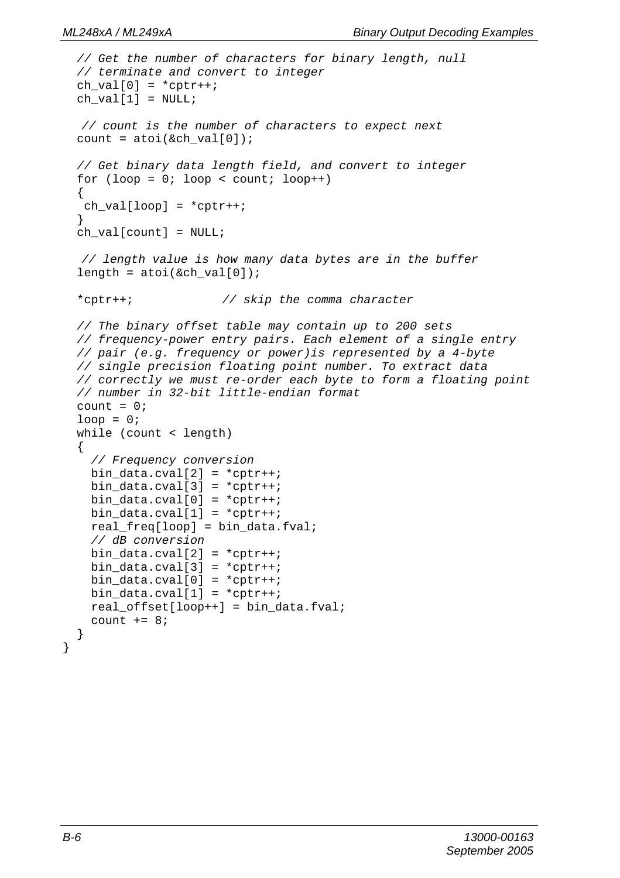```
   // Get the number of characters for binary length, null
   // terminate and convert to integer
   ch_val[0] = *cptr++;
   ch_val[1] = NULL;

    // count is the number of characters to expect next
   count = atoi(&ch_val[0]);

   // Get binary data length field, and convert to integer
   for (loop = 0; loop < count; loop++)
   {
    ch_val[loop] = *cptr++;
   }
   ch_val[count] = NULL;

    // length value is how many data bytes are in the buffer
   length = atoi(&ch_val[0]);

   *cptr++;            // skip the comma character

   // The binary offset table may contain up to 200 sets
   // frequency-power entry pairs. Each element of a single entry
   // pair (e.g. frequency or power)is represented by a 4-byte
   // single precision floating point number. To extract data
   // correctly we must re-order each byte to form a floating point
   // number in 32-bit little-endian format
   count = 0;
   loop = 0;
   while (count < length)
   {
     // Frequency conversion
     bin_data.cval[2] = *cptr++;
     bin_data.cval[3] = *cptr++;
     bin_data.cval[0] = *cptr++;
     bin_data.cval[1] = *cptr++;
     real_freq[loop] = bin_data.fval;
     // dB conversion
     bin_data.cval[2] = *cptr++;
     bin_data.cval[3] = *cptr++;
     bin_data.cval[0] = *cptr++;
     bin_data.cval[1] = *cptr++;
     real_offset[loop++] = bin_data.fval;
     count += 8;
   }
}
```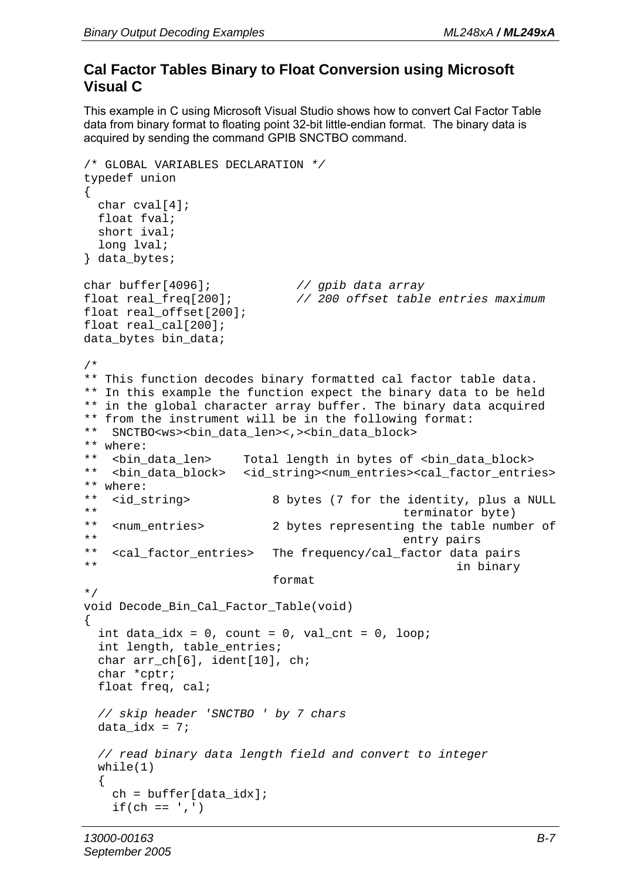## Cal Factor Tables Binary to Float Conversion using Microsoft Visual C

This example in C using Microsoft Visual Studio shows how to convert Cal Factor Table data from binary format to floating point 32-bit little-endian format. The binary data is acquired by sending the command GPIB SNCTBO command.

```
/* GLOBAL VARIABLES DECLARATION */
typedef union
{
  char cval[4];
  float fval;
  short ival;
  long lval;
} data_bytes;

char buffer[4096];            // gpib data array
float real_freq[200];         // 200 offset table entries maximum
float real_offset[200];
float real_cal[200];
data_bytes bin_data;

/*
** This function decodes binary formatted cal factor table data.
** In this example the function expect the binary data to be held
** in the global character array buffer. The binary data acquired
** from the instrument will be in the following format:
**  SNCTBO<ws><bin_data_len><,><bin_data_block>
** where:
**  <bin_data_len>     Total length in bytes of <bin_data_block>
**  <bin_data_block>   <id_string><num_entries><cal_factor_entries>
** where:
**  <id_string>            8 bytes (7 for the identity, plus a NULL
**                                          terminator byte)
**  <num_entries>          2 bytes representing the table number of
**                                          entry pairs
**  <cal_factor_entries>   The frequency/cal_factor data pairs
**                                                 in binary
                           format
*/
void Decode_Bin_Cal_Factor_Table(void)
{
  int data_idx = 0, count = 0, val_cnt = 0, loop;
  int length, table_entries;
  char arr_ch[6], ident[10], ch;
  char *cptr;
  float freq, cal;

  // skip header 'SNCTBO ' by 7 chars
  data_idx = 7;

  // read binary data length field and convert to integer
  while(1)
  {
    ch = buffer[data_idx];
    if(ch == ',')
```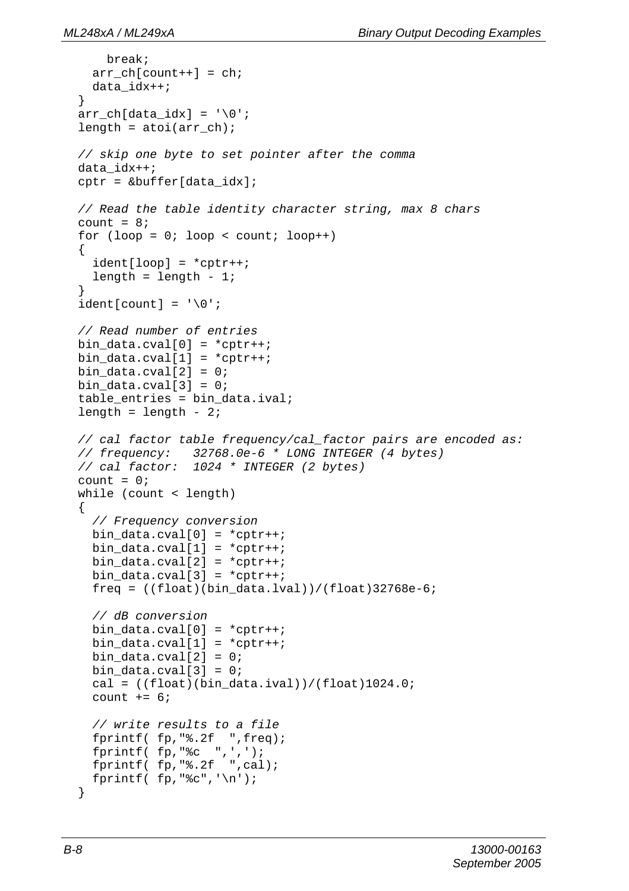```
      break;
    arr_ch[count++] = ch;
    data_idx++;
  }
  arr_ch[data_idx] = '\0';
  length = atoi(arr_ch);

  // skip one byte to set pointer after the comma
  data_idx++;
  cptr = &buffer[data_idx];

  // Read the table identity character string, max 8 chars
  count = 8;
  for (loop = 0; loop < count; loop++)
  {
    ident[loop] = *cptr++;
    length = length - 1;
  }
  ident[count] = '\0';

  // Read number of entries
  bin_data.cval[0] = *cptr++;
  bin_data.cval[1] = *cptr++;
  bin_data.cval[2] = 0;
  bin_data.cval[3] = 0;
  table_entries = bin_data.ival;
  length = length - 2;

  // cal factor table frequency/cal_factor pairs are encoded as:
  // frequency:   32768.0e-6 * LONG INTEGER (4 bytes)
  // cal factor:  1024 * INTEGER (2 bytes)
  count = 0;
  while (count < length)
  {
    // Frequency conversion
    bin_data.cval[0] = *cptr++;
    bin_data.cval[1] = *cptr++;
    bin_data.cval[2] = *cptr++;
    bin_data.cval[3] = *cptr++;
    freq = ((float)(bin_data.lval))/(float)32768e-6;

    // dB conversion
    bin_data.cval[0] = *cptr++;
    bin_data.cval[1] = *cptr++;
    bin_data.cval[2] = 0;
    bin_data.cval[3] = 0;
    cal = ((float)(bin_data.ival))/(float)1024.0;
    count += 6;

    // write results to a file
    fprintf( fp,"%.2f  ",freq);
    fprintf( fp,"%c  ",',');
    fprintf( fp,"%.2f  ",cal);
    fprintf( fp,"%c",'\n');
  }
```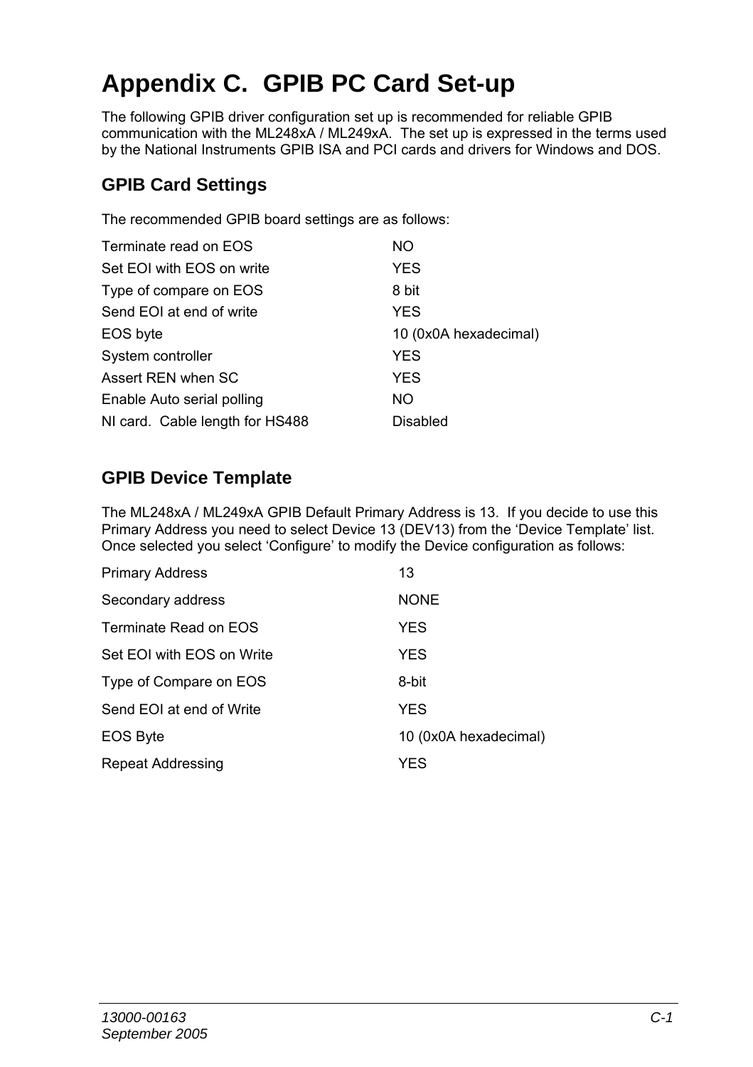# Appendix C. GPIB PC Card Set-up

The following GPIB driver configuration set up is recommended for reliable GPIB communication with the ML248xA / ML249xA. The set up is expressed in the terms used by the National Instruments GPIB ISA and PCI cards and drivers for Windows and DOS.

## GPIB Card Settings

The recommended GPIB board settings are as follows:

| | |
|---|---|
| Terminate read on EOS | NO |
| Set EOI with EOS on write | YES |
| Type of compare on EOS | 8 bit |
| Send EOI at end of write | YES |
| EOS byte | 10 (0x0A hexadecimal) |
| System controller | YES |
| Assert REN when SC | YES |
| Enable Auto serial polling | NO |
| NI card. Cable length for HS488 | Disabled |

## GPIB Device Template

The ML248xA / ML249xA GPIB Default Primary Address is 13. If you decide to use this Primary Address you need to select Device 13 (DEV13) from the 'Device Template' list. Once selected you select 'Configure' to modify the Device configuration as follows:

| | |
|---|---|
| Primary Address | 13 |
| Secondary address | NONE |
| Terminate Read on EOS | YES |
| Set EOI with EOS on Write | YES |
| Type of Compare on EOS | 8-bit |
| Send EOI at end of Write | YES |
| EOS Byte | 10 (0x0A hexadecimal) |
| Repeat Addressing | YES |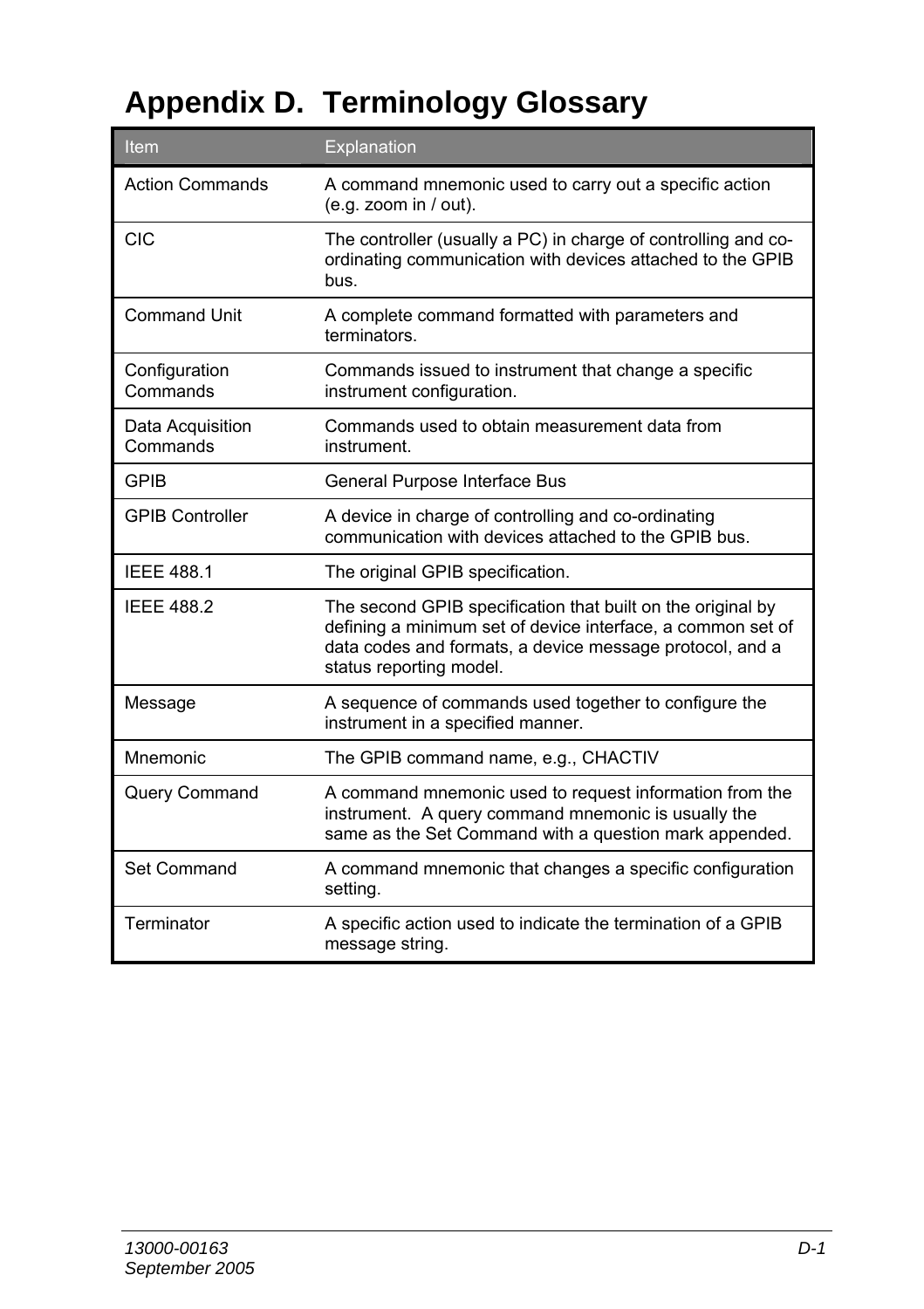# Appendix D. Terminology Glossary

| Item | Explanation |
|---|---|
| Action Commands | A command mnemonic used to carry out a specific action (e.g. zoom in / out). |
| CIC | The controller (usually a PC) in charge of controlling and co-ordinating communication with devices attached to the GPIB bus. |
| Command Unit | A complete command formatted with parameters and terminators. |
| Configuration Commands | Commands issued to instrument that change a specific instrument configuration. |
| Data Acquisition Commands | Commands used to obtain measurement data from instrument. |
| GPIB | General Purpose Interface Bus |
| GPIB Controller | A device in charge of controlling and co-ordinating communication with devices attached to the GPIB bus. |
| IEEE 488.1 | The original GPIB specification. |
| IEEE 488.2 | The second GPIB specification that built on the original by defining a minimum set of device interface, a common set of data codes and formats, a device message protocol, and a status reporting model. |
| Message | A sequence of commands used together to configure the instrument in a specified manner. |
| Mnemonic | The GPIB command name, e.g., CHACTIV |
| Query Command | A command mnemonic used to request information from the instrument. A query command mnemonic is usually the same as the Set Command with a question mark appended. |
| Set Command | A command mnemonic that changes a specific configuration setting. |
| Terminator | A specific action used to indicate the termination of a GPIB message string. |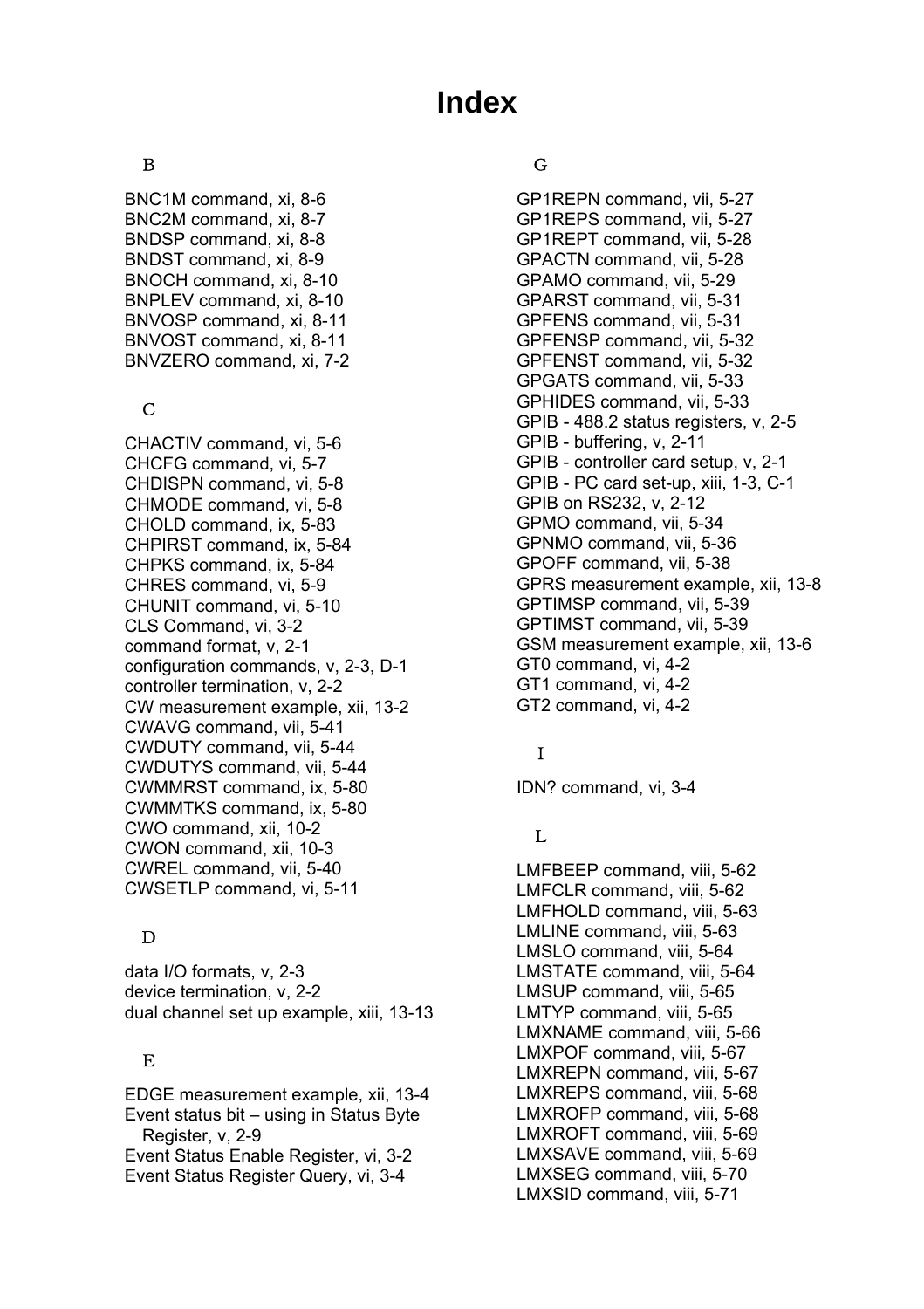# Index

B

BNC1M command, xi, 8-6
BNC2M command, xi, 8-7
BNDSP command, xi, 8-8
BNDST command, xi, 8-9
BNOCH command, xi, 8-10
BNPLEV command, xi, 8-10
BNVOSP command, xi, 8-11
BNVOST command, xi, 8-11
BNVZERO command, xi, 7-2

C

CHACTIV command, vi, 5-6
CHCFG command, vi, 5-7
CHDISPN command, vi, 5-8
CHMODE command, vi, 5-8
CHOLD command, ix, 5-83
CHPIRST command, ix, 5-84
CHPKS command, ix, 5-84
CHRES command, vi, 5-9
CHUNIT command, vi, 5-10
CLS Command, vi, 3-2
command format, v, 2-1
configuration commands, v, 2-3, D-1
controller termination, v, 2-2
CW measurement example, xii, 13-2
CWAVG command, vii, 5-41
CWDUTY command, vii, 5-44
CWDUTYS command, vii, 5-44
CWMMRST command, ix, 5-80
CWMMTKS command, ix, 5-80
CWO command, xii, 10-2
CWON command, xii, 10-3
CWREL command, vii, 5-40
CWSETLP command, vi, 5-11

D

data I/O formats, v, 2-3
device termination, v, 2-2
dual channel set up example, xiii, 13-13

E

EDGE measurement example, xii, 13-4
Event status bit – using in Status Byte Register, v, 2-9
Event Status Enable Register, vi, 3-2
Event Status Register Query, vi, 3-4

G

GP1REPN command, vii, 5-27
GP1REPS command, vii, 5-27
GP1REPT command, vii, 5-28
GPACTN command, vii, 5-28
GPAMO command, vii, 5-29
GPARST command, vii, 5-31
GPFENS command, vii, 5-31
GPFENSP command, vii, 5-32
GPFENST command, vii, 5-32
GPGATS command, vii, 5-33
GPHIDES command, vii, 5-33
GPIB - 488.2 status registers, v, 2-5
GPIB - buffering, v, 2-11
GPIB - controller card setup, v, 2-1
GPIB - PC card set-up, xiii, 1-3, C-1
GPIB on RS232, v, 2-12
GPMO command, vii, 5-34
GPNMO command, vii, 5-36
GPOFF command, vii, 5-38
GPRS measurement example, xii, 13-8
GPTIMSP command, vii, 5-39
GPTIMST command, vii, 5-39
GSM measurement example, xii, 13-6
GT0 command, vi, 4-2
GT1 command, vi, 4-2
GT2 command, vi, 4-2

I

IDN? command, vi, 3-4

L

LMFBEEP command, viii, 5-62
LMFCLR command, viii, 5-62
LMFHOLD command, viii, 5-63
LMLINE command, viii, 5-63
LMSLO command, viii, 5-64
LMSTATE command, viii, 5-64
LMSUP command, viii, 5-65
LMTYP command, viii, 5-65
LMXNAME command, viii, 5-66
LMXPOF command, viii, 5-67
LMXREPN command, viii, 5-67
LMXREPS command, viii, 5-68
LMXROFP command, viii, 5-68
LMXROFT command, viii, 5-69
LMXSAVE command, viii, 5-69
LMXSEG command, viii, 5-70
LMXSID command, viii, 5-71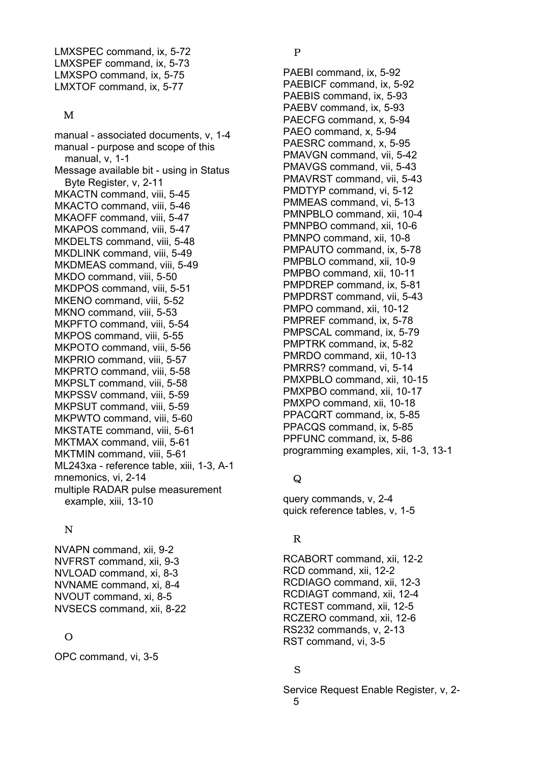LMXSPEC command, ix, 5-72
LMXSPEF command, ix, 5-73
LMXSPO command, ix, 5-75
LMXTOF command, ix, 5-77

## M

manual - associated documents, v, 1-4
manual - purpose and scope of this manual, v, 1-1
Message available bit - using in Status Byte Register, v, 2-11
MKACTN command, viii, 5-45
MKACTO command, viii, 5-46
MKAOFF command, viii, 5-47
MKAPOS command, viii, 5-47
MKDELTS command, viii, 5-48
MKDLINK command, viii, 5-49
MKDMEAS command, viii, 5-49
MKDO command, viii, 5-50
MKDPOS command, viii, 5-51
MKENO command, viii, 5-52
MKNO command, viii, 5-53
MKPFTO command, viii, 5-54
MKPOS command, viii, 5-55
MKPOTO command, viii, 5-56
MKPRIO command, viii, 5-57
MKPRTO command, viii, 5-58
MKPSLT command, viii, 5-58
MKPSSV command, viii, 5-59
MKPSUT command, viii, 5-59
MKPWTO command, viii, 5-60
MKSTATE command, viii, 5-61
MKTMAX command, viii, 5-61
MKTMIN command, viii, 5-61
ML243xa - reference table, xiii, 1-3, A-1
mnemonics, vi, 2-14
multiple RADAR pulse measurement example, xiii, 13-10

## N

NVAPN command, xii, 9-2
NVFRST command, xii, 9-3
NVLOAD command, xi, 8-3
NVNAME command, xi, 8-4
NVOUT command, xi, 8-5
NVSECS command, xii, 8-22

## O

OPC command, vi, 3-5

## P

PAEBI command, ix, 5-92
PAEBICF command, ix, 5-92
PAEBIS command, ix, 5-93
PAEBV command, ix, 5-93
PAECFG command, x, 5-94
PAEO command, x, 5-94
PAESRC command, x, 5-95
PMAVGN command, vii, 5-42
PMAVGS command, vii, 5-43
PMAVRST command, vii, 5-43
PMDTYP command, vi, 5-12
PMMEAS command, vi, 5-13
PMNPBLO command, xii, 10-4
PMNPBO command, xii, 10-6
PMNPO command, xii, 10-8
PMPAUTO command, ix, 5-78
PMPBLO command, xii, 10-9
PMPBO command, xii, 10-11
PMPDREP command, ix, 5-81
PMPDRST command, vii, 5-43
PMPO command, xii, 10-12
PMPREF command, ix, 5-78
PMPSCAL command, ix, 5-79
PMPTRK command, ix, 5-82
PMRDO command, xii, 10-13
PMRRS? command, vi, 5-14
PMXPBLO command, xii, 10-15
PMXPBO command, xii, 10-17
PMXPO command, xii, 10-18
PPACQRT command, ix, 5-85
PPACQS command, ix, 5-85
PPFUNC command, ix, 5-86
programming examples, xii, 1-3, 13-1

## Q

query commands, v, 2-4
quick reference tables, v, 1-5

## R

RCABORT command, xii, 12-2
RCD command, xii, 12-2
RCDIAGO command, xii, 12-3
RCDIAGT command, xii, 12-4
RCTEST command, xii, 12-5
RCZERO command, xii, 12-6
RS232 commands, v, 2-13
RST command, vi, 3-5

## S

Service Request Enable Register, v, 2-5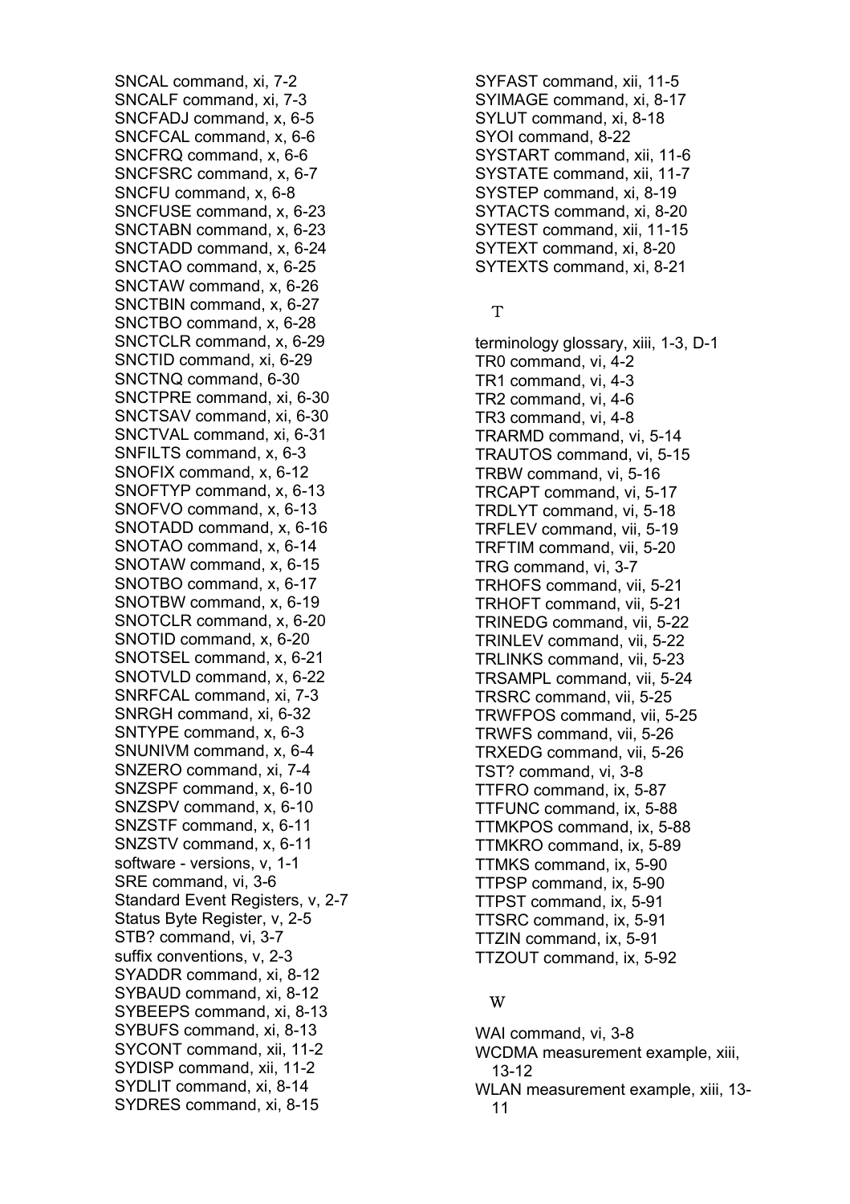SNCAL command, xi, 7-2
SNCALF command, xi, 7-3
SNCFADJ command, x, 6-5
SNCFCAL command, x, 6-6
SNCFRQ command, x, 6-6
SNCFSRC command, x, 6-7
SNCFU command, x, 6-8
SNCFUSE command, x, 6-23
SNCTABN command, x, 6-23
SNCTADD command, x, 6-24
SNCTAO command, x, 6-25
SNCTAW command, x, 6-26
SNCTBIN command, x, 6-27
SNCTBO command, x, 6-28
SNCTCLR command, x, 6-29
SNCTID command, xi, 6-29
SNCTNQ command, 6-30
SNCTPRE command, xi, 6-30
SNCTSAV command, xi, 6-30
SNCTVAL command, xi, 6-31
SNFILTS command, x, 6-3
SNOFIX command, x, 6-12
SNOFTYP command, x, 6-13
SNOFVO command, x, 6-13
SNOTADD command, x, 6-16
SNOTAO command, x, 6-14
SNOTAW command, x, 6-15
SNOTBO command, x, 6-17
SNOTBW command, x, 6-19
SNOTCLR command, x, 6-20
SNOTID command, x, 6-20
SNOTSEL command, x, 6-21
SNOTVLD command, x, 6-22
SNRFCAL command, xi, 7-3
SNRGH command, xi, 6-32
SNTYPE command, x, 6-3
SNUNIVM command, x, 6-4
SNZERO command, xi, 7-4
SNZSPF command, x, 6-10
SNZSPV command, x, 6-10
SNZSTF command, x, 6-11
SNZSTV command, x, 6-11
software - versions, v, 1-1
SRE command, vi, 3-6
Standard Event Registers, v, 2-7
Status Byte Register, v, 2-5
STB? command, vi, 3-7
suffix conventions, v, 2-3
SYADDR command, xi, 8-12
SYBAUD command, xi, 8-12
SYBEEPS command, xi, 8-13
SYBUFS command, xi, 8-13
SYCONT command, xii, 11-2
SYDISP command, xii, 11-2
SYDLIT command, xi, 8-14
SYDRES command, xi, 8-15
SYFAST command, xii, 11-5
SYIMAGE command, xi, 8-17
SYLUT command, xi, 8-18
SYOI command, 8-22
SYSTART command, xii, 11-6
SYSTATE command, xii, 11-7
SYSTEP command, xi, 8-19
SYTACTS command, xi, 8-20
SYTEST command, xii, 11-15
SYTEXT command, xi, 8-20
SYTEXTS command, xi, 8-21

## T

terminology glossary, xiii, 1-3, D-1
TR0 command, vi, 4-2
TR1 command, vi, 4-3
TR2 command, vi, 4-6
TR3 command, vi, 4-8
TRARMD command, vi, 5-14
TRAUTOS command, vi, 5-15
TRBW command, vi, 5-16
TRCAPT command, vi, 5-17
TRDLYT command, vi, 5-18
TRFLEV command, vii, 5-19
TRFTIM command, vii, 5-20
TRG command, vi, 3-7
TRHOFS command, vii, 5-21
TRHOFT command, vii, 5-21
TRINEDG command, vii, 5-22
TRINLEV command, vii, 5-22
TRLINKS command, vii, 5-23
TRSAMPL command, vii, 5-24
TRSRC command, vii, 5-25
TRWFPOS command, vii, 5-25
TRWFS command, vii, 5-26
TRXEDG command, vii, 5-26
TST? command, vi, 3-8
TTFRO command, ix, 5-87
TTFUNC command, ix, 5-88
TTMKPOS command, ix, 5-88
TTMKRO command, ix, 5-89
TTMKS command, ix, 5-90
TTPSP command, ix, 5-90
TTPST command, ix, 5-91
TTSRC command, ix, 5-91
TTZIN command, ix, 5-91
TTZOUT command, ix, 5-92

## W

WAI command, vi, 3-8
WCDMA measurement example, xiii, 13-12
WLAN measurement example, xiii, 13-11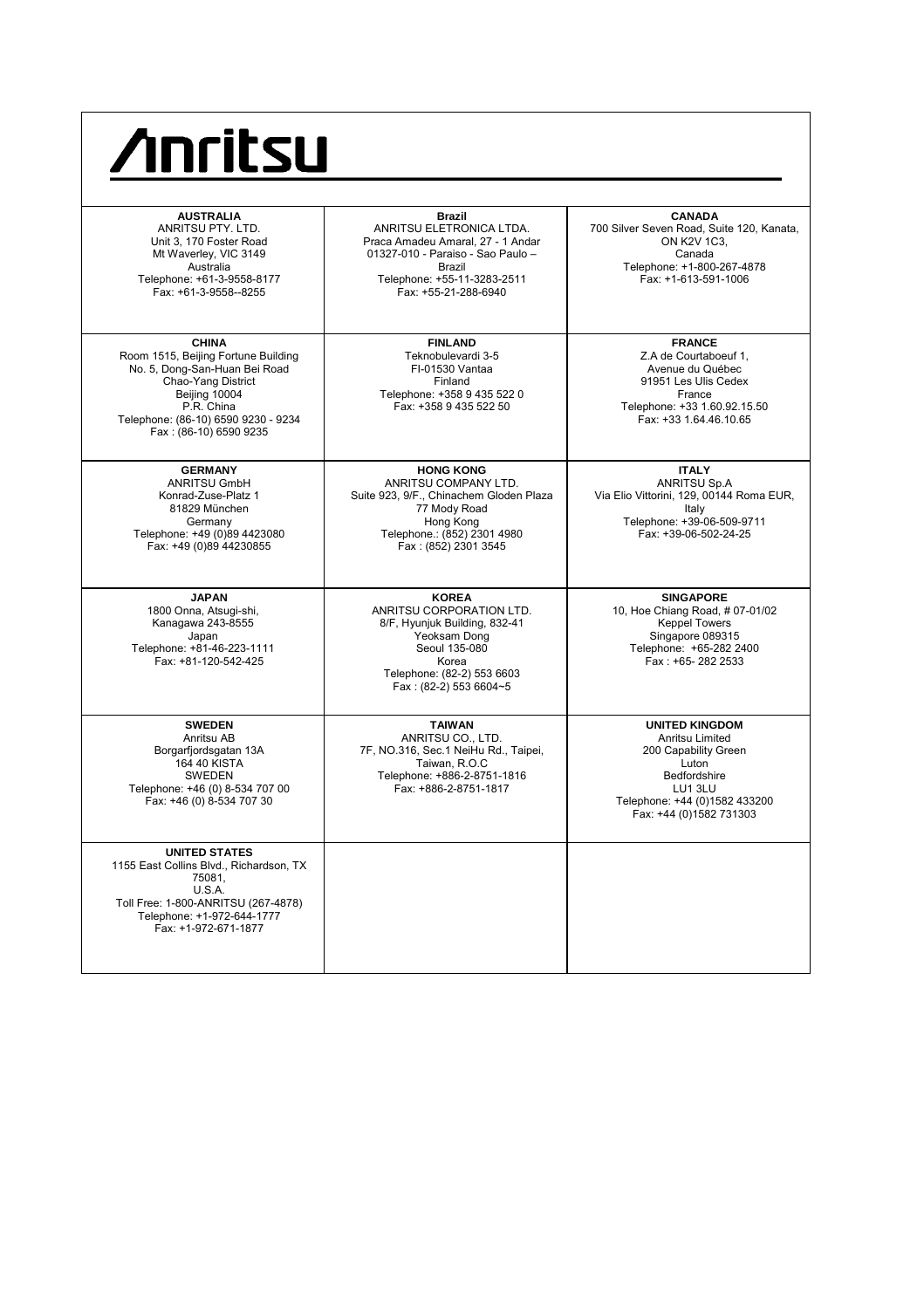# Anritsu

| | | |
|---|---|---|
| **AUSTRALIA**<br>ANRITSU PTY. LTD.<br>Unit 3, 170 Foster Road<br>Mt Waverley, VIC 3149<br>Australia<br>Telephone: +61-3-9558-8177<br>Fax: +61-3-9558--8255 | **Brazil**<br>ANRITSU ELETRONICA LTDA.<br>Praca Amadeu Amaral, 27 - 1 Andar<br>01327-010 - Paraiso - Sao Paulo –<br>Brazil<br>Telephone: +55-11-3283-2511<br>Fax: +55-21-288-6940 | **CANADA**<br>700 Silver Seven Road, Suite 120, Kanata,<br>ON K2V 1C3,<br>Canada<br>Telephone: +1-800-267-4878<br>Fax: +1-613-591-1006 |
| **CHINA**<br>Room 1515, Beijing Fortune Building<br>No. 5, Dong-San-Huan Bei Road<br>Chao-Yang District<br>Beijing 10004<br>P.R. China<br>Telephone: (86-10) 6590 9230 - 9234<br>Fax : (86-10) 6590 9235 | **FINLAND**<br>Teknobulevardi 3-5<br>FI-01530 Vantaa<br>Finland<br>Telephone: +358 9 435 522 0<br>Fax: +358 9 435 522 50 | **FRANCE**<br>Z.A de Courtaboeuf 1,<br>Avenue du Québec<br>91951 Les Ulis Cedex<br>France<br>Telephone: +33 1.60.92.15.50<br>Fax: +33 1.64.46.10.65 |
| **GERMANY**<br>ANRITSU GmbH<br>Konrad-Zuse-Platz 1<br>81829 München<br>Germany<br>Telephone: +49 (0)89 4423080<br>Fax: +49 (0)89 44230855 | **HONG KONG**<br>ANRITSU COMPANY LTD.<br>Suite 923, 9/F., Chinachem Gloden Plaza<br>77 Mody Road<br>Hong Kong<br>Telephone.: (852) 2301 4980<br>Fax : (852) 2301 3545 | **ITALY**<br>ANRITSU Sp.A<br>Via Elio Vittorini, 129, 00144 Roma EUR,<br>Italy<br>Telephone: +39-06-509-9711<br>Fax: +39-06-502-24-25 |
| **JAPAN**<br>1800 Onna, Atsugi-shi,<br>Kanagawa 243-8555<br>Japan<br>Telephone: +81-46-223-1111<br>Fax: +81-120-542-425 | **KOREA**<br>ANRITSU CORPORATION LTD.<br>8/F, Hyunjuk Building, 832-41<br>Yeoksam Dong<br>Seoul 135-080<br>Korea<br>Telephone: (82-2) 553 6603<br>Fax : (82-2) 553 6604~5 | **SINGAPORE**<br>10, Hoe Chiang Road, # 07-01/02<br>Keppel Towers<br>Singapore 089315<br>Telephone: +65-282 2400<br>Fax : +65- 282 2533 |
| **SWEDEN**<br>Anritsu AB<br>Borgarfjordsgatan 13A<br>164 40 KISTA<br>SWEDEN<br>Telephone: +46 (0) 8-534 707 00<br>Fax: +46 (0) 8-534 707 30 | **TAIWAN**<br>ANRITSU CO., LTD.<br>7F, NO.316, Sec.1 NeiHu Rd., Taipei,<br>Taiwan, R.O.C<br>Telephone: +886-2-8751-1816<br>Fax: +886-2-8751-1817 | **UNITED KINGDOM**<br>Anritsu Limited<br>200 Capability Green<br>Luton<br>Bedfordshire<br>LU1 3LU<br>Telephone: +44 (0)1582 433200<br>Fax: +44 (0)1582 731303 |
| **UNITED STATES**<br>1155 East Collins Blvd., Richardson, TX<br>75081,<br>U.S.A.<br>Toll Free: 1-800-ANRITSU (267-4878)<br>Telephone: +1-972-644-1777<br>Fax: +1-972-671-1877 | | |